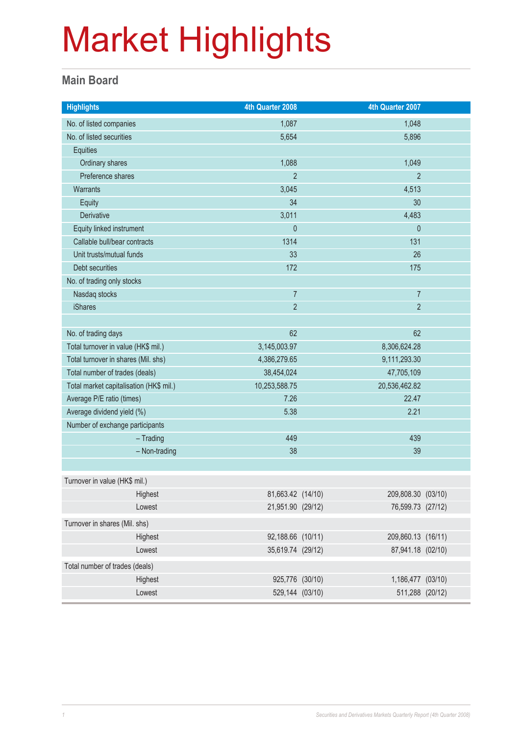# Market Highlights

## Main Board

| Highlights | 4th Quarter 2008 | 4th Quarter 2007 |
|---|---|---|
| No. of listed companies | 1,087 | 1,048 |
| No. of listed securities | 5,654 | 5,896 |
| Equities | | |
| Ordinary shares | 1,088 | 1,049 |
| Preference shares | 2 | 2 |
| Warrants | 3,045 | 4,513 |
| Equity | 34 | 30 |
| Derivative | 3,011 | 4,483 |
| Equity linked instrument | 0 | 0 |
| Callable bull/bear contracts | 1314 | 131 |
| Unit trusts/mutual funds | 33 | 26 |
| Debt securities | 172 | 175 |
| No. of trading only stocks | | |
| Nasdaq stocks | 7 | 7 |
| iShares | 2 | 2 |
| | | |
| No. of trading days | 62 | 62 |
| Total turnover in value (HK$ mil.) | 3,145,003.97 | 8,306,624.28 |
| Total turnover in shares (Mil. shs) | 4,386,279.65 | 9,111,293.30 |
| Total number of trades (deals) | 38,454,024 | 47,705,109 |
| Total market capitalisation (HK$ mil.) | 10,253,588.75 | 20,536,462.82 |
| Average P/E ratio (times) | 7.26 | 22.47 |
| Average dividend yield (%) | 5.38 | 2.21 |
| Number of exchange participants | | |
| – Trading | 449 | 439 |
| – Non-trading | 38 | 39 |

| | 4th Quarter 2008 | 4th Quarter 2007 |
|---|---|---|
| Turnover in value (HK$ mil.) | | |
| Highest | 81,663.42 (14/10) | 209,808.30 (03/10) |
| Lowest | 21,951.90 (29/12) | 76,599.73 (27/12) |
| Turnover in shares (Mil. shs) | | |
| Highest | 92,188.66 (10/11) | 209,860.13 (16/11) |
| Lowest | 35,619.74 (29/12) | 87,941.18 (02/10) |
| Total number of trades (deals) | | |
| Highest | 925,776 (30/10) | 1,186,477 (03/10) |
| Lowest | 529,144 (03/10) | 511,288 (20/12) |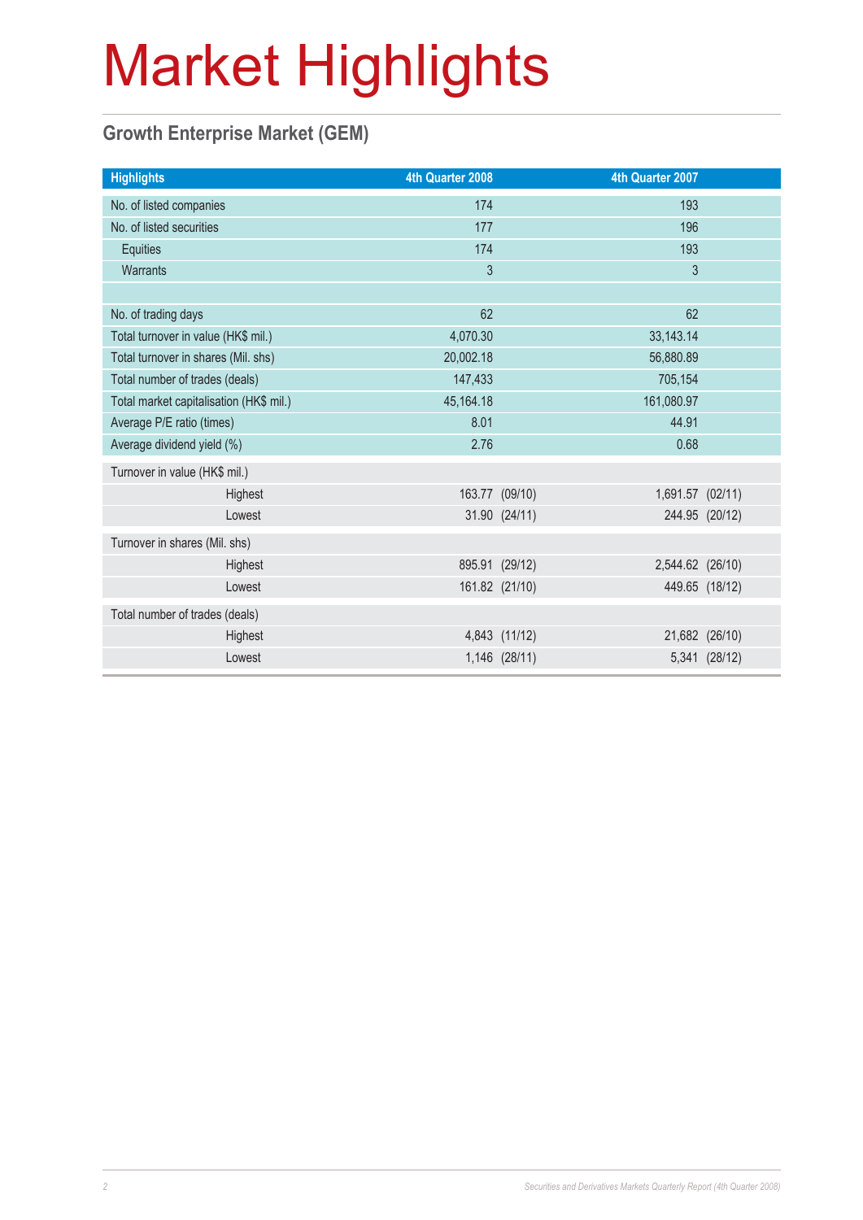# Market Highlights

## Growth Enterprise Market (GEM)

| Highlights | 4th Quarter 2008 | 4th Quarter 2007 |
|---|---|---|
| No. of listed companies | 174 | 193 |
| No. of listed securities | 177 | 196 |
| Equities | 174 | 193 |
| Warrants | 3 | 3 |
| | | |
| No. of trading days | 62 | 62 |
| Total turnover in value (HK$ mil.) | 4,070.30 | 33,143.14 |
| Total turnover in shares (Mil. shs) | 20,002.18 | 56,880.89 |
| Total number of trades (deals) | 147,433 | 705,154 |
| Total market capitalisation (HK$ mil.) | 45,164.18 | 161,080.97 |
| Average P/E ratio (times) | 8.01 | 44.91 |
| Average dividend yield (%) | 2.76 | 0.68 |
| Turnover in value (HK$ mil.) | | |
| Highest | 163.77 (09/10) | 1,691.57 (02/11) |
| Lowest | 31.90 (24/11) | 244.95 (20/12) |
| Turnover in shares (Mil. shs) | | |
| Highest | 895.91 (29/12) | 2,544.62 (26/10) |
| Lowest | 161.82 (21/10) | 449.65 (18/12) |
| Total number of trades (deals) | | |
| Highest | 4,843 (11/12) | 21,682 (26/10) |
| Lowest | 1,146 (28/11) | 5,341 (28/12) |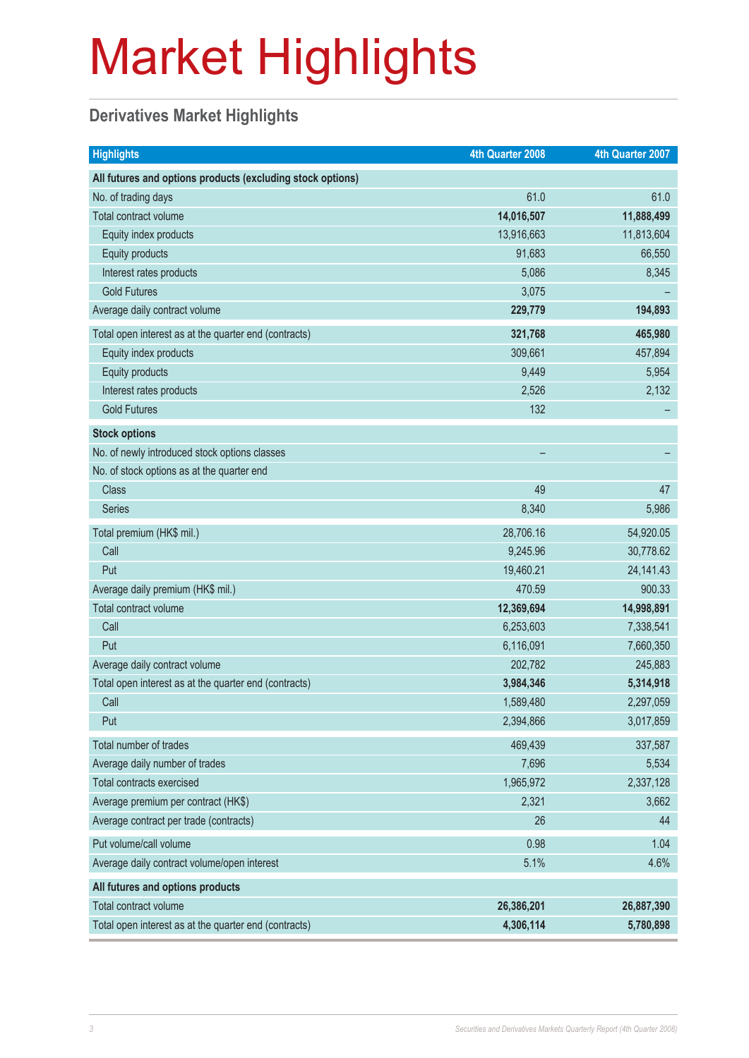# Market Highlights

## Derivatives Market Highlights

| Highlights | 4th Quarter 2008 | 4th Quarter 2007 |
|---|---|---|
| **All futures and options products (excluding stock options)** | | |
| No. of trading days | 61.0 | 61.0 |
| Total contract volume | **14,016,507** | **11,888,499** |
| Equity index products | 13,916,663 | 11,813,604 |
| Equity products | 91,683 | 66,550 |
| Interest rates products | 5,086 | 8,345 |
| Gold Futures | 3,075 | – |
| Average daily contract volume | **229,779** | **194,893** |
| Total open interest as at the quarter end (contracts) | **321,768** | **465,980** |
| Equity index products | 309,661 | 457,894 |
| Equity products | 9,449 | 5,954 |
| Interest rates products | 2,526 | 2,132 |
| Gold Futures | 132 | – |
| **Stock options** | | |
| No. of newly introduced stock options classes | – | – |
| No. of stock options as at the quarter end | | |
| Class | 49 | 47 |
| Series | 8,340 | 5,986 |
| Total premium (HK$ mil.) | 28,706.16 | 54,920.05 |
| Call | 9,245.96 | 30,778.62 |
| Put | 19,460.21 | 24,141.43 |
| Average daily premium (HK$ mil.) | 470.59 | 900.33 |
| Total contract volume | **12,369,694** | **14,998,891** |
| Call | 6,253,603 | 7,338,541 |
| Put | 6,116,091 | 7,660,350 |
| Average daily contract volume | 202,782 | 245,883 |
| Total open interest as at the quarter end (contracts) | **3,984,346** | **5,314,918** |
| Call | 1,589,480 | 2,297,059 |
| Put | 2,394,866 | 3,017,859 |
| Total number of trades | 469,439 | 337,587 |
| Average daily number of trades | 7,696 | 5,534 |
| Total contracts exercised | 1,965,972 | 2,337,128 |
| Average premium per contract (HK$) | 2,321 | 3,662 |
| Average contract per trade (contracts) | 26 | 44 |
| Put volume/call volume | 0.98 | 1.04 |
| Average daily contract volume/open interest | 5.1% | 4.6% |
| **All futures and options products** | | |
| Total contract volume | **26,386,201** | **26,887,390** |
| Total open interest as at the quarter end (contracts) | **4,306,114** | **5,780,898** |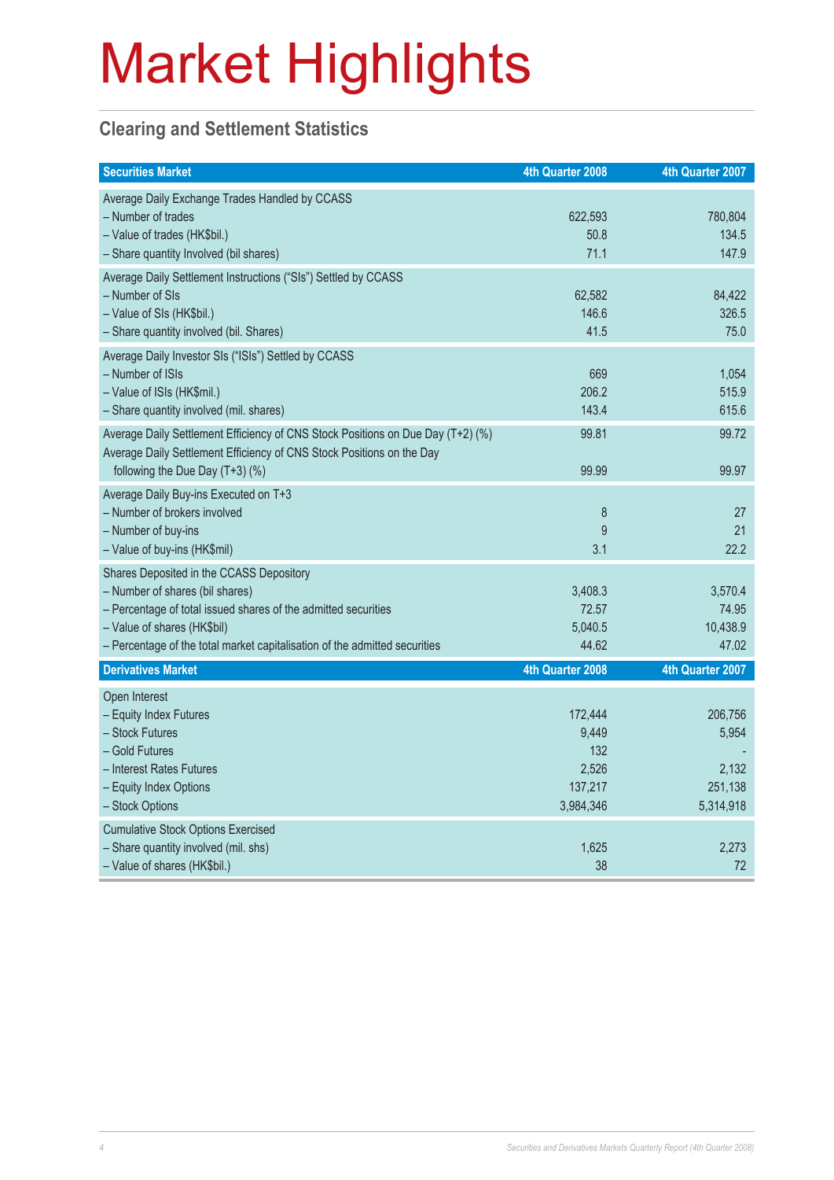# Market Highlights

## Clearing and Settlement Statistics

| Securities Market | 4th Quarter 2008 | 4th Quarter 2007 |
|---|---|---|
| Average Daily Exchange Trades Handled by CCASS | | |
| – Number of trades | 622,593 | 780,804 |
| – Value of trades (HK$bil.) | 50.8 | 134.5 |
| – Share quantity Involved (bil shares) | 71.1 | 147.9 |
| Average Daily Settlement Instructions ("SIs") Settled by CCASS | | |
| – Number of SIs | 62,582 | 84,422 |
| – Value of SIs (HK$bil.) | 146.6 | 326.5 |
| – Share quantity involved (bil. Shares) | 41.5 | 75.0 |
| Average Daily Investor SIs ("ISIs") Settled by CCASS | | |
| – Number of ISIs | 669 | 1,054 |
| – Value of ISIs (HK$mil.) | 206.2 | 515.9 |
| – Share quantity involved (mil. shares) | 143.4 | 615.6 |
| Average Daily Settlement Efficiency of CNS Stock Positions on Due Day (T+2) (%) | 99.81 | 99.72 |
| Average Daily Settlement Efficiency of CNS Stock Positions on the Day following the Due Day (T+3) (%) | 99.99 | 99.97 |
| Average Daily Buy-ins Executed on T+3 | | |
| – Number of brokers involved | 8 | 27 |
| – Number of buy-ins | 9 | 21 |
| – Value of buy-ins (HK$mil) | 3.1 | 22.2 |
| Shares Deposited in the CCASS Depository | | |
| – Number of shares (bil shares) | 3,408.3 | 3,570.4 |
| – Percentage of total issued shares of the admitted securities | 72.57 | 74.95 |
| – Value of shares (HK$bil) | 5,040.5 | 10,438.9 |
| – Percentage of the total market capitalisation of the admitted securities | 44.62 | 47.02 |

| Derivatives Market | 4th Quarter 2008 | 4th Quarter 2007 |
|---|---|---|
| Open Interest | | |
| – Equity Index Futures | 172,444 | 206,756 |
| – Stock Futures | 9,449 | 5,954 |
| – Gold Futures | 132 | - |
| – Interest Rates Futures | 2,526 | 2,132 |
| – Equity Index Options | 137,217 | 251,138 |
| – Stock Options | 3,984,346 | 5,314,918 |
| Cumulative Stock Options Exercised | | |
| – Share quantity involved (mil. shs) | 1,625 | 2,273 |
| – Value of shares (HK$bil.) | 38 | 72 |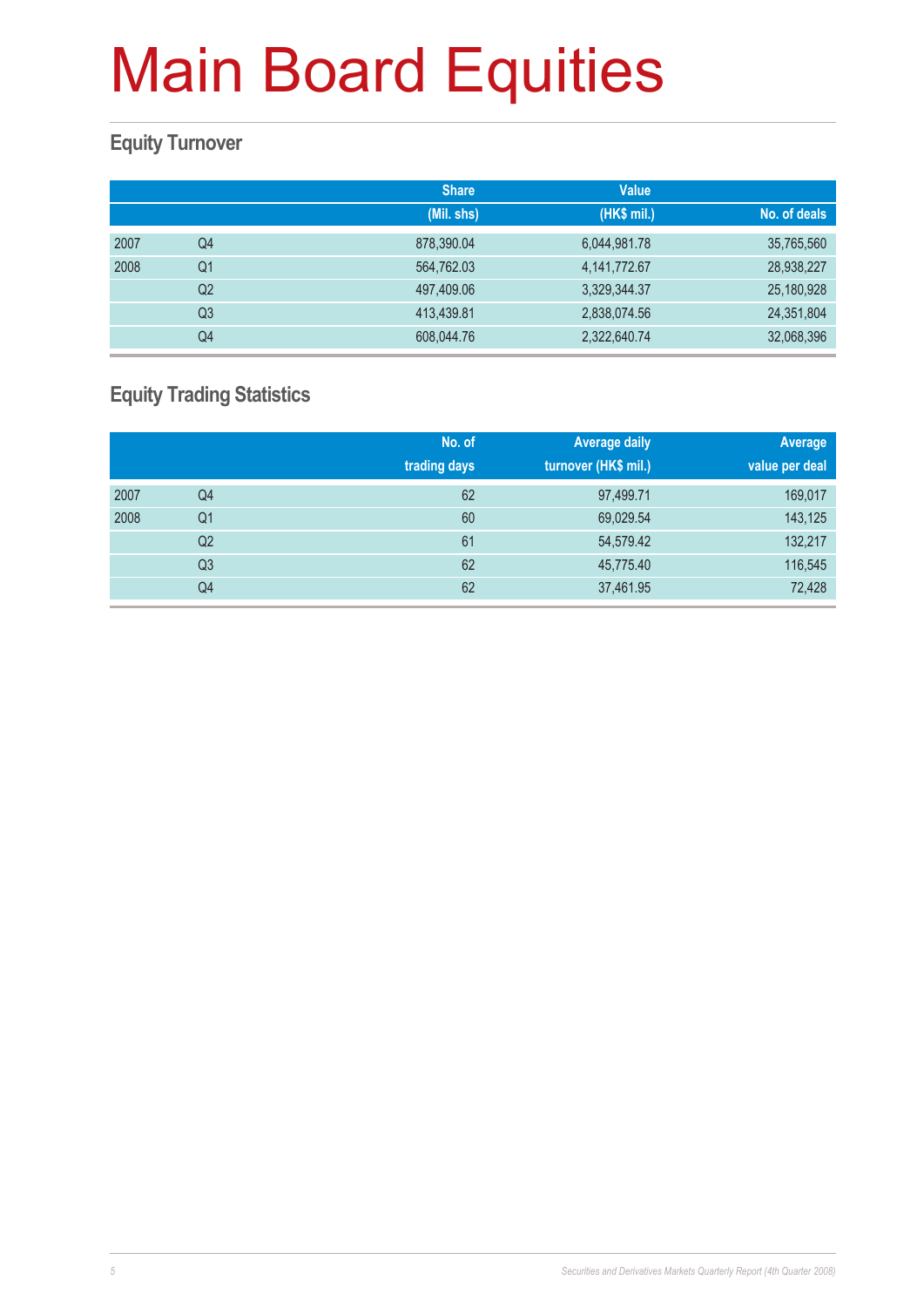# Main Board Equities

## Equity Turnover

| | | Share (Mil. shs) | Value (HK$ mil.) | No. of deals |
|---|---|---|---|---|
| 2007 | Q4 | 878,390.04 | 6,044,981.78 | 35,765,560 |
| 2008 | Q1 | 564,762.03 | 4,141,772.67 | 28,938,227 |
| | Q2 | 497,409.06 | 3,329,344.37 | 25,180,928 |
| | Q3 | 413,439.81 | 2,838,074.56 | 24,351,804 |
| | Q4 | 608,044.76 | 2,322,640.74 | 32,068,396 |

## Equity Trading Statistics

| | | No. of trading days | Average daily turnover (HK$ mil.) | Average value per deal |
|---|---|---|---|---|
| 2007 | Q4 | 62 | 97,499.71 | 169,017 |
| 2008 | Q1 | 60 | 69,029.54 | 143,125 |
| | Q2 | 61 | 54,579.42 | 132,217 |
| | Q3 | 62 | 45,775.40 | 116,545 |
| | Q4 | 62 | 37,461.95 | 72,428 |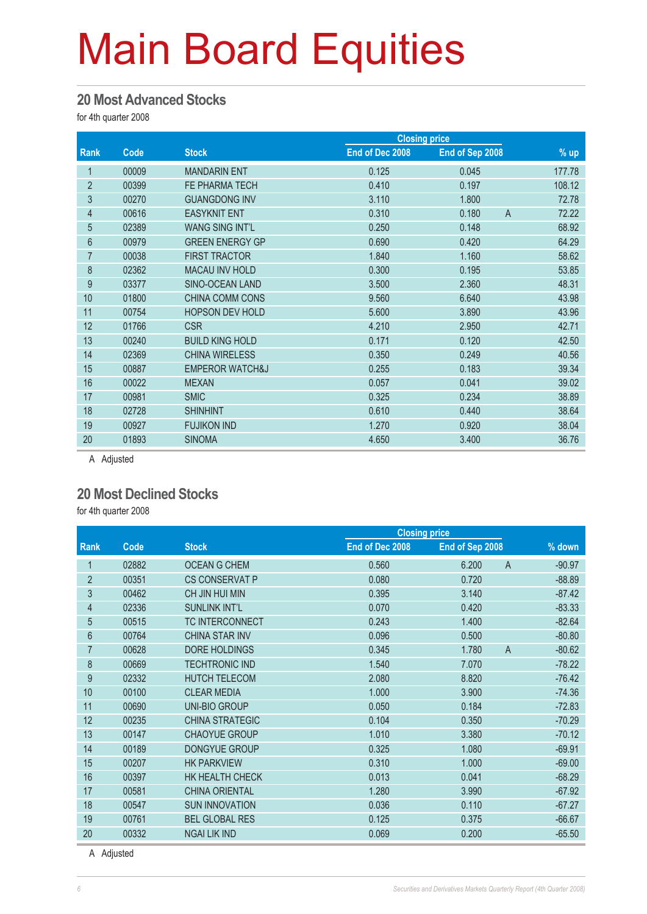# Main Board Equities

## 20 Most Advanced Stocks

for 4th quarter 2008

| Rank | Code | Stock | Closing price | | | % up |
|---|---|---|---|---|---|---|
| | | | End of Dec 2008 | End of Sep 2008 | | |
| 1 | 00009 | MANDARIN ENT | 0.125 | 0.045 | | 177.78 |
| 2 | 00399 | FE PHARMA TECH | 0.410 | 0.197 | | 108.12 |
| 3 | 00270 | GUANGDONG INV | 3.110 | 1.800 | | 72.78 |
| 4 | 00616 | EASYKNIT ENT | 0.310 | 0.180 | A | 72.22 |
| 5 | 02389 | WANG SING INT'L | 0.250 | 0.148 | | 68.92 |
| 6 | 00979 | GREEN ENERGY GP | 0.690 | 0.420 | | 64.29 |
| 7 | 00038 | FIRST TRACTOR | 1.840 | 1.160 | | 58.62 |
| 8 | 02362 | MACAU INV HOLD | 0.300 | 0.195 | | 53.85 |
| 9 | 03377 | SINO-OCEAN LAND | 3.500 | 2.360 | | 48.31 |
| 10 | 01800 | CHINA COMM CONS | 9.560 | 6.640 | | 43.98 |
| 11 | 00754 | HOPSON DEV HOLD | 5.600 | 3.890 | | 43.96 |
| 12 | 01766 | CSR | 4.210 | 2.950 | | 42.71 |
| 13 | 00240 | BUILD KING HOLD | 0.171 | 0.120 | | 42.50 |
| 14 | 02369 | CHINA WIRELESS | 0.350 | 0.249 | | 40.56 |
| 15 | 00887 | EMPEROR WATCH&J | 0.255 | 0.183 | | 39.34 |
| 16 | 00022 | MEXAN | 0.057 | 0.041 | | 39.02 |
| 17 | 00981 | SMIC | 0.325 | 0.234 | | 38.89 |
| 18 | 02728 | SHINHINT | 0.610 | 0.440 | | 38.64 |
| 19 | 00927 | FUJIKON IND | 1.270 | 0.920 | | 38.04 |
| 20 | 01893 | SINOMA | 4.650 | 3.400 | | 36.76 |

A Adjusted

## 20 Most Declined Stocks

for 4th quarter 2008

| Rank | Code | Stock | Closing price | | | % down |
|---|---|---|---|---|---|---|
| | | | End of Dec 2008 | End of Sep 2008 | | |
| 1 | 02882 | OCEAN G CHEM | 0.560 | 6.200 | A | -90.97 |
| 2 | 00351 | CS CONSERVAT P | 0.080 | 0.720 | | -88.89 |
| 3 | 00462 | CH JIN HUI MIN | 0.395 | 3.140 | | -87.42 |
| 4 | 02336 | SUNLINK INT'L | 0.070 | 0.420 | | -83.33 |
| 5 | 00515 | TC INTERCONNECT | 0.243 | 1.400 | | -82.64 |
| 6 | 00764 | CHINA STAR INV | 0.096 | 0.500 | | -80.80 |
| 7 | 00628 | DORE HOLDINGS | 0.345 | 1.780 | A | -80.62 |
| 8 | 00669 | TECHTRONIC IND | 1.540 | 7.070 | | -78.22 |
| 9 | 02332 | HUTCH TELECOM | 2.080 | 8.820 | | -76.42 |
| 10 | 00100 | CLEAR MEDIA | 1.000 | 3.900 | | -74.36 |
| 11 | 00690 | UNI-BIO GROUP | 0.050 | 0.184 | | -72.83 |
| 12 | 00235 | CHINA STRATEGIC | 0.104 | 0.350 | | -70.29 |
| 13 | 00147 | CHAOYUE GROUP | 1.010 | 3.380 | | -70.12 |
| 14 | 00189 | DONGYUE GROUP | 0.325 | 1.080 | | -69.91 |
| 15 | 00207 | HK PARKVIEW | 0.310 | 1.000 | | -69.00 |
| 16 | 00397 | HK HEALTH CHECK | 0.013 | 0.041 | | -68.29 |
| 17 | 00581 | CHINA ORIENTAL | 1.280 | 3.990 | | -67.92 |
| 18 | 00547 | SUN INNOVATION | 0.036 | 0.110 | | -67.27 |
| 19 | 00761 | BEL GLOBAL RES | 0.125 | 0.375 | | -66.67 |
| 20 | 00332 | NGAI LIK IND | 0.069 | 0.200 | | -65.50 |

A Adjusted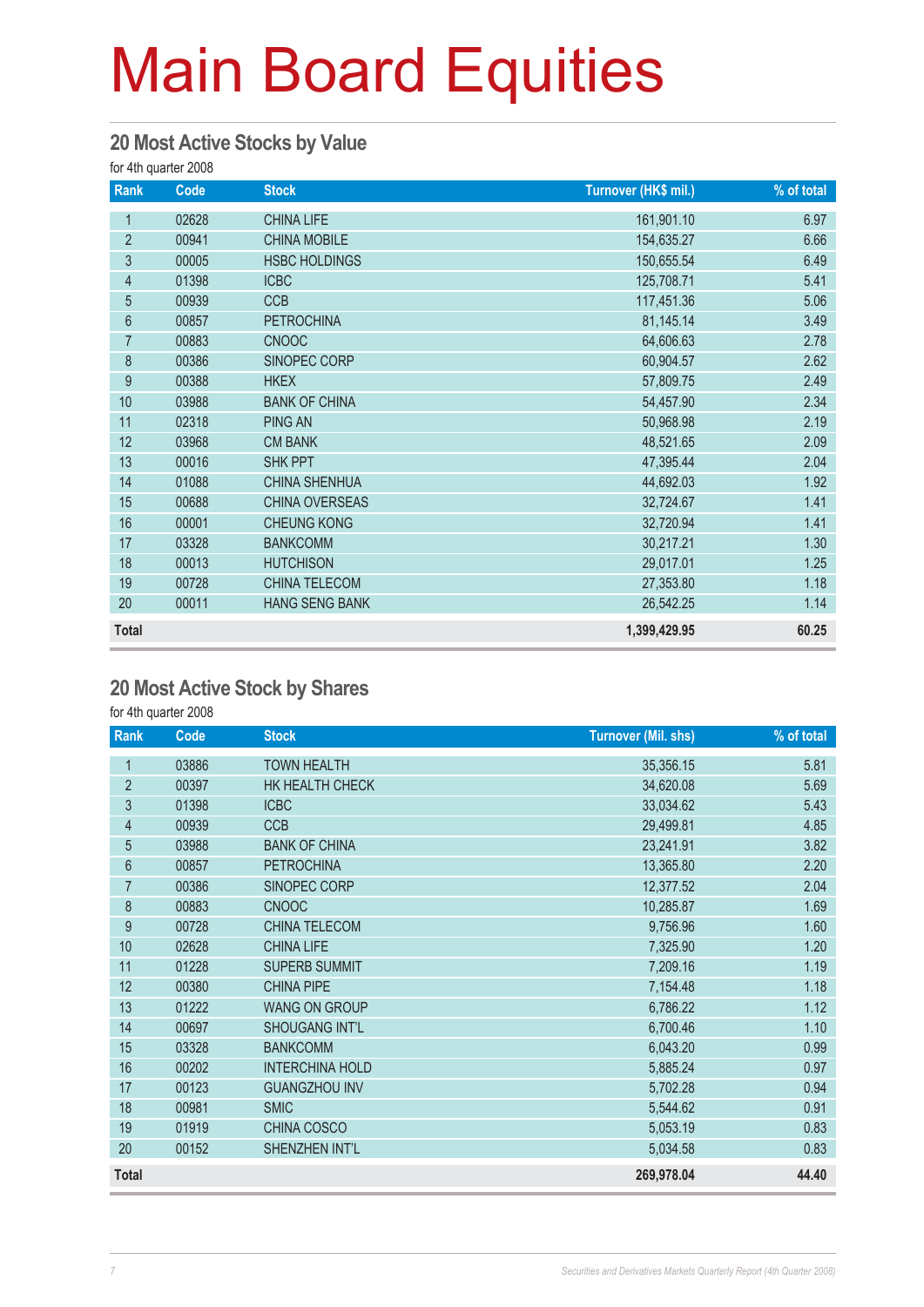# Main Board Equities

## 20 Most Active Stocks by Value

for 4th quarter 2008

| Rank | Code | Stock | Turnover (HK$ mil.) | % of total |
|---|---|---|---|---|
| 1 | 02628 | CHINA LIFE | 161,901.10 | 6.97 |
| 2 | 00941 | CHINA MOBILE | 154,635.27 | 6.66 |
| 3 | 00005 | HSBC HOLDINGS | 150,655.54 | 6.49 |
| 4 | 01398 | ICBC | 125,708.71 | 5.41 |
| 5 | 00939 | CCB | 117,451.36 | 5.06 |
| 6 | 00857 | PETROCHINA | 81,145.14 | 3.49 |
| 7 | 00883 | CNOOC | 64,606.63 | 2.78 |
| 8 | 00386 | SINOPEC CORP | 60,904.57 | 2.62 |
| 9 | 00388 | HKEX | 57,809.75 | 2.49 |
| 10 | 03988 | BANK OF CHINA | 54,457.90 | 2.34 |
| 11 | 02318 | PING AN | 50,968.98 | 2.19 |
| 12 | 03968 | CM BANK | 48,521.65 | 2.09 |
| 13 | 00016 | SHK PPT | 47,395.44 | 2.04 |
| 14 | 01088 | CHINA SHENHUA | 44,692.03 | 1.92 |
| 15 | 00688 | CHINA OVERSEAS | 32,724.67 | 1.41 |
| 16 | 00001 | CHEUNG KONG | 32,720.94 | 1.41 |
| 17 | 03328 | BANKCOMM | 30,217.21 | 1.30 |
| 18 | 00013 | HUTCHISON | 29,017.01 | 1.25 |
| 19 | 00728 | CHINA TELECOM | 27,353.80 | 1.18 |
| 20 | 00011 | HANG SENG BANK | 26,542.25 | 1.14 |
| **Total** | | | **1,399,429.95** | **60.25** |

## 20 Most Active Stock by Shares

for 4th quarter 2008

| Rank | Code | Stock | Turnover (Mil. shs) | % of total |
|---|---|---|---|---|
| 1 | 03886 | TOWN HEALTH | 35,356.15 | 5.81 |
| 2 | 00397 | HK HEALTH CHECK | 34,620.08 | 5.69 |
| 3 | 01398 | ICBC | 33,034.62 | 5.43 |
| 4 | 00939 | CCB | 29,499.81 | 4.85 |
| 5 | 03988 | BANK OF CHINA | 23,241.91 | 3.82 |
| 6 | 00857 | PETROCHINA | 13,365.80 | 2.20 |
| 7 | 00386 | SINOPEC CORP | 12,377.52 | 2.04 |
| 8 | 00883 | CNOOC | 10,285.87 | 1.69 |
| 9 | 00728 | CHINA TELECOM | 9,756.96 | 1.60 |
| 10 | 02628 | CHINA LIFE | 7,325.90 | 1.20 |
| 11 | 01228 | SUPERB SUMMIT | 7,209.16 | 1.19 |
| 12 | 00380 | CHINA PIPE | 7,154.48 | 1.18 |
| 13 | 01222 | WANG ON GROUP | 6,786.22 | 1.12 |
| 14 | 00697 | SHOUGANG INT'L | 6,700.46 | 1.10 |
| 15 | 03328 | BANKCOMM | 6,043.20 | 0.99 |
| 16 | 00202 | INTERCHINA HOLD | 5,885.24 | 0.97 |
| 17 | 00123 | GUANGZHOU INV | 5,702.28 | 0.94 |
| 18 | 00981 | SMIC | 5,544.62 | 0.91 |
| 19 | 01919 | CHINA COSCO | 5,053.19 | 0.83 |
| 20 | 00152 | SHENZHEN INT'L | 5,034.58 | 0.83 |
| **Total** | | | **269,978.04** | **44.40** |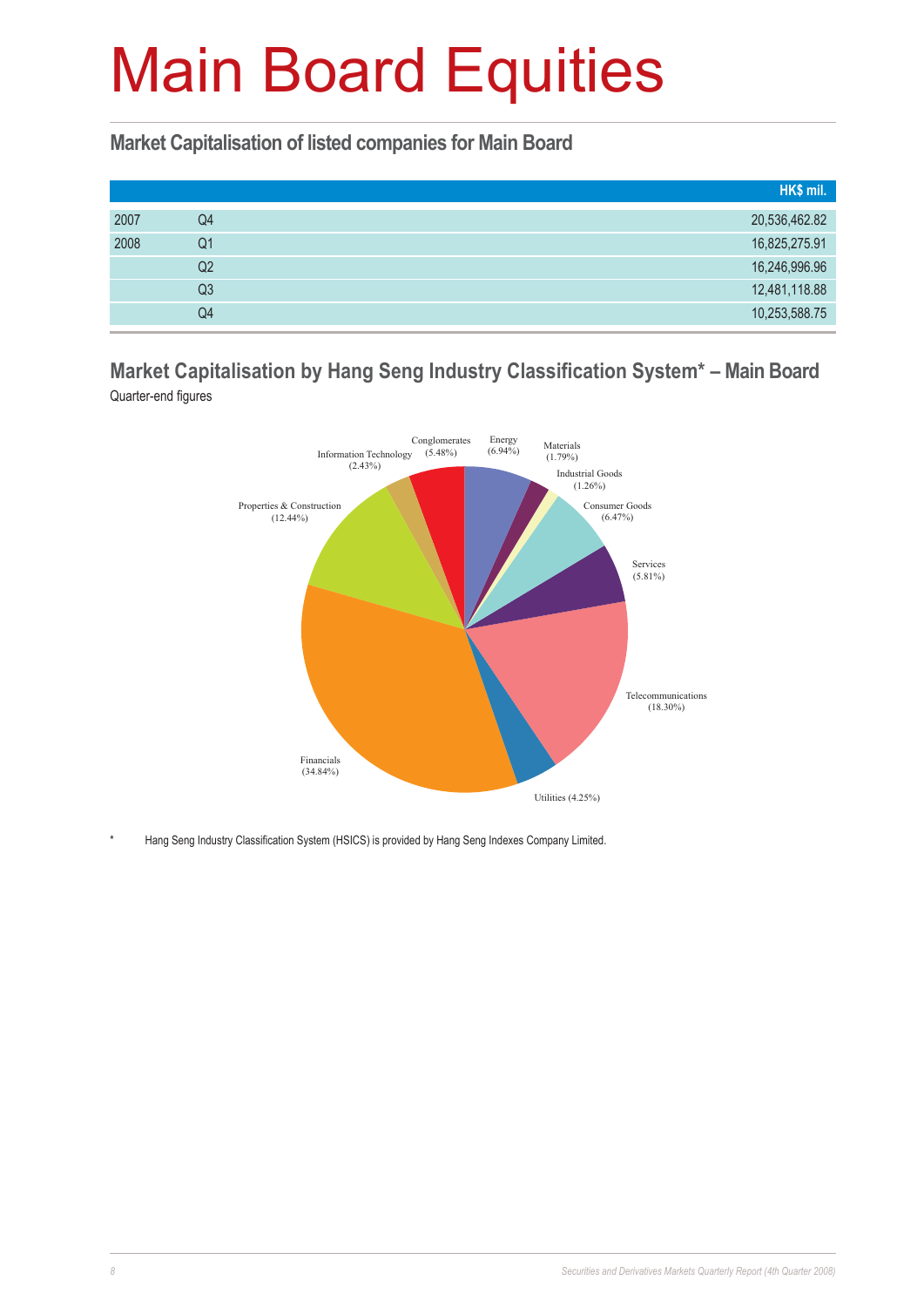# Main Board Equities

## Market Capitalisation of listed companies for Main Board

| | | HK$ mil. |
|---|---|---|
| 2007 | Q4 | 20,536,462.82 |
| 2008 | Q1 | 16,825,275.91 |
| | Q2 | 16,246,996.96 |
| | Q3 | 12,481,118.88 |
| | Q4 | 10,253,588.75 |

## Market Capitalisation by Hang Seng Industry Classification System* – Main Board

Quarter-end figures

Conglomerates (5.48%)
Energy (6.94%)
Materials (1.79%)
Industrial Goods (1.26%)
Consumer Goods (6.47%)
Services (5.81%)
Telecommunications (18.30%)
Utilities (4.25%)
Financials (34.84%)
Properties & Construction (12.44%)
Information Technology (2.43%)

* Hang Seng Industry Classification System (HSICS) is provided by Hang Seng Indexes Company Limited.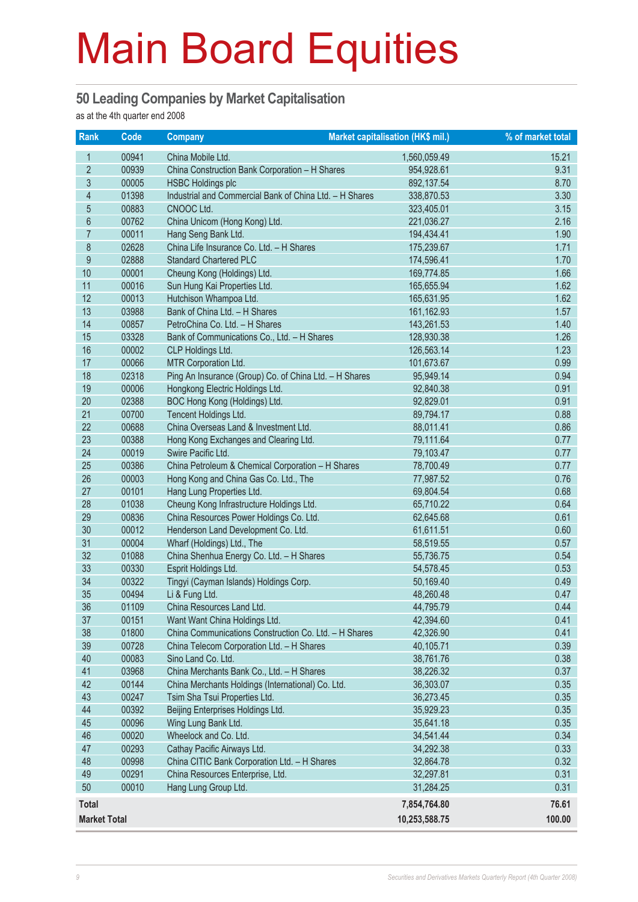# Main Board Equities

## 50 Leading Companies by Market Capitalisation

as at the 4th quarter end 2008

| Rank | Code | Company | Market capitalisation (HK$ mil.) | % of market total |
|---|---|---|---|---|
| 1 | 00941 | China Mobile Ltd. | 1,560,059.49 | 15.21 |
| 2 | 00939 | China Construction Bank Corporation – H Shares | 954,928.61 | 9.31 |
| 3 | 00005 | HSBC Holdings plc | 892,137.54 | 8.70 |
| 4 | 01398 | Industrial and Commercial Bank of China Ltd. – H Shares | 338,870.53 | 3.30 |
| 5 | 00883 | CNOOC Ltd. | 323,405.01 | 3.15 |
| 6 | 00762 | China Unicom (Hong Kong) Ltd. | 221,036.27 | 2.16 |
| 7 | 00011 | Hang Seng Bank Ltd. | 194,434.41 | 1.90 |
| 8 | 02628 | China Life Insurance Co. Ltd. – H Shares | 175,239.67 | 1.71 |
| 9 | 02888 | Standard Chartered PLC | 174,596.41 | 1.70 |
| 10 | 00001 | Cheung Kong (Holdings) Ltd. | 169,774.85 | 1.66 |
| 11 | 00016 | Sun Hung Kai Properties Ltd. | 165,655.94 | 1.62 |
| 12 | 00013 | Hutchison Whampoa Ltd. | 165,631.95 | 1.62 |
| 13 | 03988 | Bank of China Ltd. – H Shares | 161,162.93 | 1.57 |
| 14 | 00857 | PetroChina Co. Ltd. – H Shares | 143,261.53 | 1.40 |
| 15 | 03328 | Bank of Communications Co., Ltd. – H Shares | 128,930.38 | 1.26 |
| 16 | 00002 | CLP Holdings Ltd. | 126,563.14 | 1.23 |
| 17 | 00066 | MTR Corporation Ltd. | 101,673.67 | 0.99 |
| 18 | 02318 | Ping An Insurance (Group) Co. of China Ltd. – H Shares | 95,949.14 | 0.94 |
| 19 | 00006 | Hongkong Electric Holdings Ltd. | 92,840.38 | 0.91 |
| 20 | 02388 | BOC Hong Kong (Holdings) Ltd. | 92,829.01 | 0.91 |
| 21 | 00700 | Tencent Holdings Ltd. | 89,794.17 | 0.88 |
| 22 | 00688 | China Overseas Land & Investment Ltd. | 88,011.41 | 0.86 |
| 23 | 00388 | Hong Kong Exchanges and Clearing Ltd. | 79,111.64 | 0.77 |
| 24 | 00019 | Swire Pacific Ltd. | 79,103.47 | 0.77 |
| 25 | 00386 | China Petroleum & Chemical Corporation – H Shares | 78,700.49 | 0.77 |
| 26 | 00003 | Hong Kong and China Gas Co. Ltd., The | 77,987.52 | 0.76 |
| 27 | 00101 | Hang Lung Properties Ltd. | 69,804.54 | 0.68 |
| 28 | 01038 | Cheung Kong Infrastructure Holdings Ltd. | 65,710.22 | 0.64 |
| 29 | 00836 | China Resources Power Holdings Co. Ltd. | 62,645.68 | 0.61 |
| 30 | 00012 | Henderson Land Development Co. Ltd. | 61,611.51 | 0.60 |
| 31 | 00004 | Wharf (Holdings) Ltd., The | 58,519.55 | 0.57 |
| 32 | 01088 | China Shenhua Energy Co. Ltd. – H Shares | 55,736.75 | 0.54 |
| 33 | 00330 | Esprit Holdings Ltd. | 54,578.45 | 0.53 |
| 34 | 00322 | Tingyi (Cayman Islands) Holdings Corp. | 50,169.40 | 0.49 |
| 35 | 00494 | Li & Fung Ltd. | 48,260.48 | 0.47 |
| 36 | 01109 | China Resources Land Ltd. | 44,795.79 | 0.44 |
| 37 | 00151 | Want Want China Holdings Ltd. | 42,394.60 | 0.41 |
| 38 | 01800 | China Communications Construction Co. Ltd. – H Shares | 42,326.90 | 0.41 |
| 39 | 00728 | China Telecom Corporation Ltd. – H Shares | 40,105.71 | 0.39 |
| 40 | 00083 | Sino Land Co. Ltd. | 38,761.76 | 0.38 |
| 41 | 03968 | China Merchants Bank Co., Ltd. – H Shares | 38,226.32 | 0.37 |
| 42 | 00144 | China Merchants Holdings (International) Co. Ltd. | 36,303.07 | 0.35 |
| 43 | 00247 | Tsim Sha Tsui Properties Ltd. | 36,273.45 | 0.35 |
| 44 | 00392 | Beijing Enterprises Holdings Ltd. | 35,929.23 | 0.35 |
| 45 | 00096 | Wing Lung Bank Ltd. | 35,641.18 | 0.35 |
| 46 | 00020 | Wheelock and Co. Ltd. | 34,541.44 | 0.34 |
| 47 | 00293 | Cathay Pacific Airways Ltd. | 34,292.38 | 0.33 |
| 48 | 00998 | China CITIC Bank Corporation Ltd. – H Shares | 32,864.78 | 0.32 |
| 49 | 00291 | China Resources Enterprise, Ltd. | 32,297.81 | 0.31 |
| 50 | 00010 | Hang Lung Group Ltd. | 31,284.25 | 0.31 |
| **Total** | | | **7,854,764.80** | **76.61** |
| **Market Total** | | | **10,253,588.75** | **100.00** |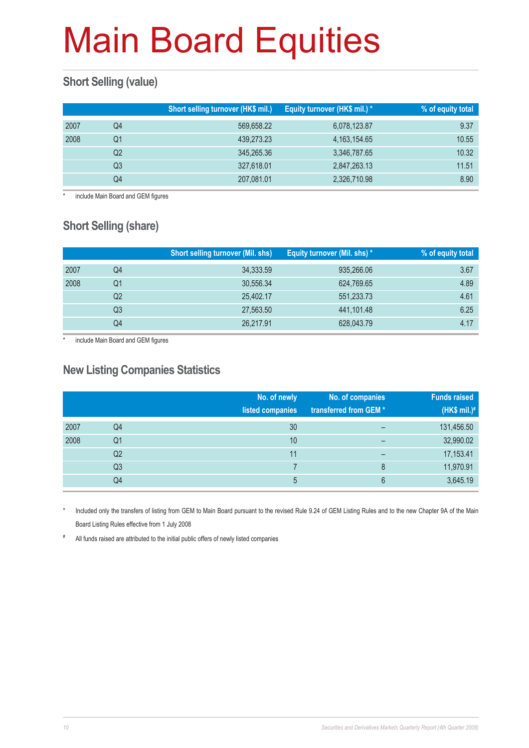# Main Board Equities

## Short Selling (value)

| | | Short selling turnover (HK$ mil.) | Equity turnover (HK$ mil.) * | % of equity total |
|---|---|---|---|---|
| 2007 | Q4 | 569,658.22 | 6,078,123.87 | 9.37 |
| 2008 | Q1 | 439,273.23 | 4,163,154.65 | 10.55 |
| | Q2 | 345,265.36 | 3,346,787.65 | 10.32 |
| | Q3 | 327,618.01 | 2,847,263.13 | 11.51 |
| | Q4 | 207,081.01 | 2,326,710.98 | 8.90 |

\* include Main Board and GEM figures

## Short Selling (share)

| | | Short selling turnover (Mil. shs) | Equity turnover (Mil. shs) * | % of equity total |
|---|---|---|---|---|
| 2007 | Q4 | 34,333.59 | 935,266.06 | 3.67 |
| 2008 | Q1 | 30,556.34 | 624,769.65 | 4.89 |
| | Q2 | 25,402.17 | 551,233.73 | 4.61 |
| | Q3 | 27,563.50 | 441,101.48 | 6.25 |
| | Q4 | 26,217.91 | 628,043.79 | 4.17 |

\* include Main Board and GEM figures

## New Listing Companies Statistics

| | | No. of newly listed companies | No. of companies transferred from GEM * | Funds raised (HK$ mil.)# |
|---|---|---|---|---|
| 2007 | Q4 | 30 | – | 131,456.50 |
| 2008 | Q1 | 10 | – | 32,990.02 |
| | Q2 | 11 | – | 17,153.41 |
| | Q3 | 7 | 8 | 11,970.91 |
| | Q4 | 5 | 6 | 3,645.19 |

\* Included only the transfers of listing from GEM to Main Board pursuant to the revised Rule 9.24 of GEM Listing Rules and to the new Chapter 9A of the Main Board Listing Rules effective from 1 July 2008

\# All funds raised are attributed to the initial public offers of newly listed companies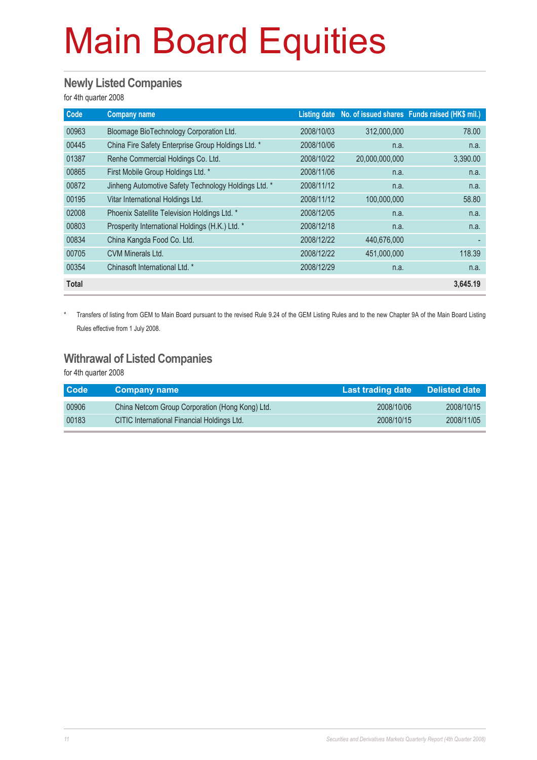# Main Board Equities

## Newly Listed Companies

for 4th quarter 2008

| Code | Company name | Listing date | No. of issued shares | Funds raised (HK$ mil.) |
|---|---|---|---|---|
| 00963 | Bloomage BioTechnology Corporation Ltd. | 2008/10/03 | 312,000,000 | 78.00 |
| 00445 | China Fire Safety Enterprise Group Holdings Ltd. * | 2008/10/06 | n.a. | n.a. |
| 01387 | Renhe Commercial Holdings Co. Ltd. | 2008/10/22 | 20,000,000,000 | 3,390.00 |
| 00865 | First Mobile Group Holdings Ltd. * | 2008/11/06 | n.a. | n.a. |
| 00872 | Jinheng Automotive Safety Technology Holdings Ltd. * | 2008/11/12 | n.a. | n.a. |
| 00195 | Vitar International Holdings Ltd. | 2008/11/12 | 100,000,000 | 58.80 |
| 02008 | Phoenix Satellite Television Holdings Ltd. * | 2008/12/05 | n.a. | n.a. |
| 00803 | Prosperity International Holdings (H.K.) Ltd. * | 2008/12/18 | n.a. | n.a. |
| 00834 | China Kangda Food Co. Ltd. | 2008/12/22 | 440,676,000 | - |
| 00705 | CVM Minerals Ltd. | 2008/12/22 | 451,000,000 | 118.39 |
| 00354 | Chinasoft International Ltd. * | 2008/12/29 | n.a. | n.a. |
| **Total** | | | | **3,645.19** |

\* Transfers of listing from GEM to Main Board pursuant to the revised Rule 9.24 of the GEM Listing Rules and to the new Chapter 9A of the Main Board Listing Rules effective from 1 July 2008.

## Withdrawal of Listed Companies

for 4th quarter 2008

| Code | Company name | Last trading date | Delisted date |
|---|---|---|---|
| 00906 | China Netcom Group Corporation (Hong Kong) Ltd. | 2008/10/06 | 2008/10/15 |
| 00183 | CITIC International Financial Holdings Ltd. | 2008/10/15 | 2008/11/05 |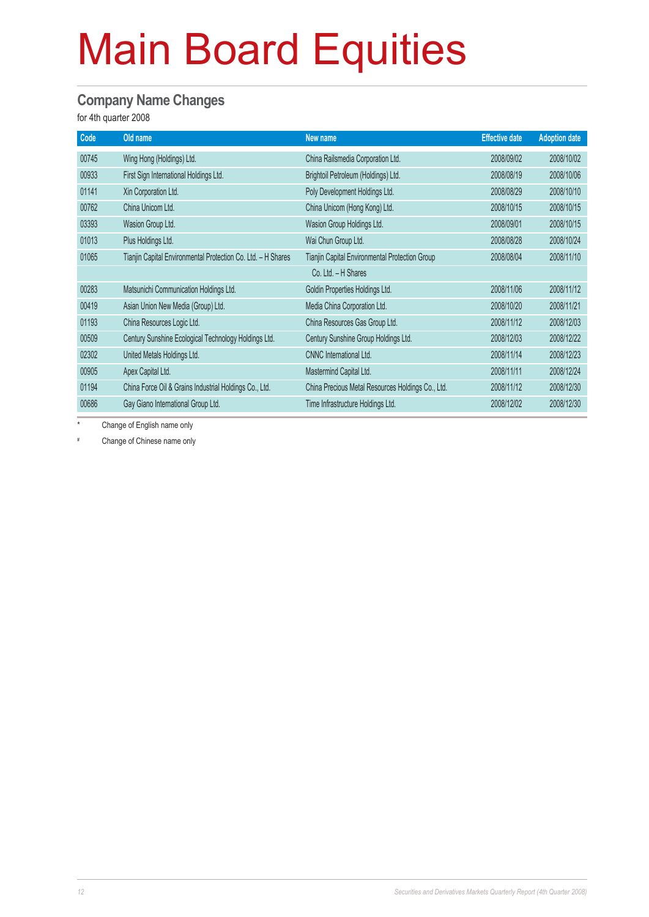# Main Board Equities

## Company Name Changes

for 4th quarter 2008

| Code | Old name | New name | Effective date | Adoption date |
|---|---|---|---|---|
| 00745 | Wing Hong (Holdings) Ltd. | China Railsmedia Corporation Ltd. | 2008/09/02 | 2008/10/02 |
| 00933 | First Sign International Holdings Ltd. | Brightoil Petroleum (Holdings) Ltd. | 2008/08/19 | 2008/10/06 |
| 01141 | Xin Corporation Ltd. | Poly Development Holdings Ltd. | 2008/08/29 | 2008/10/10 |
| 00762 | China Unicom Ltd. | China Unicom (Hong Kong) Ltd. | 2008/10/15 | 2008/10/15 |
| 03393 | Wasion Group Ltd. | Wasion Group Holdings Ltd. | 2008/09/01 | 2008/10/15 |
| 01013 | Plus Holdings Ltd. | Wai Chun Group Ltd. | 2008/08/28 | 2008/10/24 |
| 01065 | Tianjin Capital Environmental Protection Co. Ltd. – H Shares | Tianjin Capital Environmental Protection Group Co. Ltd. – H Shares | 2008/08/04 | 2008/11/10 |
| 00283 | Matsunichi Communication Holdings Ltd. | Goldin Properties Holdings Ltd. | 2008/11/06 | 2008/11/12 |
| 00419 | Asian Union New Media (Group) Ltd. | Media China Corporation Ltd. | 2008/10/20 | 2008/11/21 |
| 01193 | China Resources Logic Ltd. | China Resources Gas Group Ltd. | 2008/11/12 | 2008/12/03 |
| 00509 | Century Sunshine Ecological Technology Holdings Ltd. | Century Sunshine Group Holdings Ltd. | 2008/12/03 | 2008/12/22 |
| 02302 | United Metals Holdings Ltd. | CNNC International Ltd. | 2008/11/14 | 2008/12/23 |
| 00905 | Apex Capital Ltd. | Mastermind Capital Ltd. | 2008/11/11 | 2008/12/24 |
| 01194 | China Force Oil & Grains Industrial Holdings Co., Ltd. | China Precious Metal Resources Holdings Co., Ltd. | 2008/11/12 | 2008/12/30 |
| 00686 | Gay Giano International Group Ltd. | Time Infrastructure Holdings Ltd. | 2008/12/02 | 2008/12/30 |

\* Change of English name only

\# Change of Chinese name only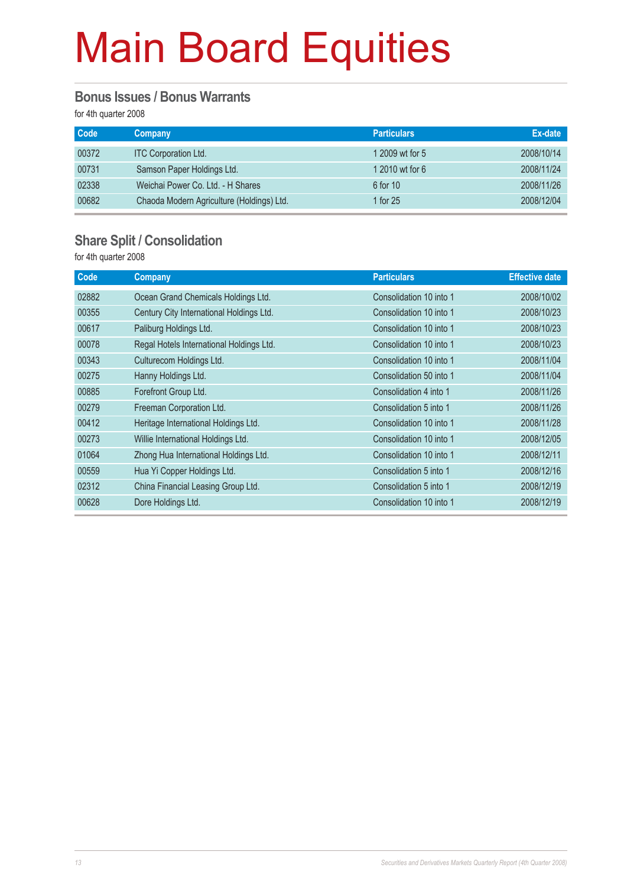# Main Board Equities

## Bonus Issues / Bonus Warrants

for 4th quarter 2008

| Code | Company | Particulars | Ex-date |
|---|---|---|---|
| 00372 | ITC Corporation Ltd. | 1 2009 wt for 5 | 2008/10/14 |
| 00731 | Samson Paper Holdings Ltd. | 1 2010 wt for 6 | 2008/11/24 |
| 02338 | Weichai Power Co. Ltd. - H Shares | 6 for 10 | 2008/11/26 |
| 00682 | Chaoda Modern Agriculture (Holdings) Ltd. | 1 for 25 | 2008/12/04 |

## Share Split / Consolidation

for 4th quarter 2008

| Code | Company | Particulars | Effective date |
|---|---|---|---|
| 02882 | Ocean Grand Chemicals Holdings Ltd. | Consolidation 10 into 1 | 2008/10/02 |
| 00355 | Century City International Holdings Ltd. | Consolidation 10 into 1 | 2008/10/23 |
| 00617 | Paliburg Holdings Ltd. | Consolidation 10 into 1 | 2008/10/23 |
| 00078 | Regal Hotels International Holdings Ltd. | Consolidation 10 into 1 | 2008/10/23 |
| 00343 | Culturecom Holdings Ltd. | Consolidation 10 into 1 | 2008/11/04 |
| 00275 | Hanny Holdings Ltd. | Consolidation 50 into 1 | 2008/11/04 |
| 00885 | Forefront Group Ltd. | Consolidation 4 into 1 | 2008/11/26 |
| 00279 | Freeman Corporation Ltd. | Consolidation 5 into 1 | 2008/11/26 |
| 00412 | Heritage International Holdings Ltd. | Consolidation 10 into 1 | 2008/11/28 |
| 00273 | Willie International Holdings Ltd. | Consolidation 10 into 1 | 2008/12/05 |
| 01064 | Zhong Hua International Holdings Ltd. | Consolidation 10 into 1 | 2008/12/11 |
| 00559 | Hua Yi Copper Holdings Ltd. | Consolidation 5 into 1 | 2008/12/16 |
| 02312 | China Financial Leasing Group Ltd. | Consolidation 5 into 1 | 2008/12/19 |
| 00628 | Dore Holdings Ltd. | Consolidation 10 into 1 | 2008/12/19 |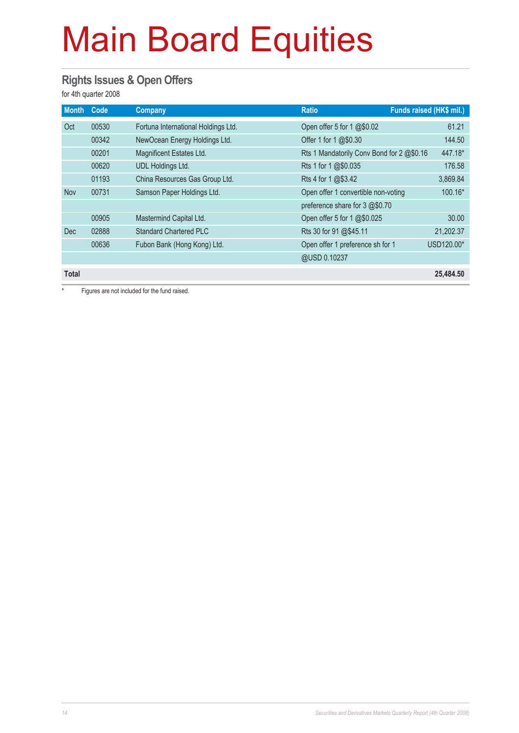# Main Board Equities

## Rights Issues & Open Offers

for 4th quarter 2008

| Month | Code | Company | Ratio | Funds raised (HK$ mil.) |
|---|---|---|---|---|
| Oct | 00530 | Fortuna International Holdings Ltd. | Open offer 5 for 1 @$0.02 | 61.21 |
| | 00342 | NewOcean Energy Holdings Ltd. | Offer 1 for 1 @$0.30 | 144.50 |
| | 00201 | Magnificent Estates Ltd. | Rts 1 Mandatorily Conv Bond for 2 @$0.16 | 447.18* |
| | 00620 | UDL Holdings Ltd. | Rts 1 for 1 @$0.035 | 176.58 |
| | 01193 | China Resources Gas Group Ltd. | Rts 4 for 1 @$3.42 | 3,869.84 |
| Nov | 00731 | Samson Paper Holdings Ltd. | Open offer 1 convertible non-voting preference share for 3 @$0.70 | 100.16* |
| | 00905 | Mastermind Capital Ltd. | Open offer 5 for 1 @$0.025 | 30.00 |
| Dec | 02888 | Standard Chartered PLC | Rts 30 for 91 @$45.11 | 21,202.37 |
| | 00636 | Fubon Bank (Hong Kong) Ltd. | Open offer 1 preference sh for 1 @USD 0.10237 | USD120.00* |
| **Total** | | | | **25,484.50** |

* Figures are not included for the fund raised.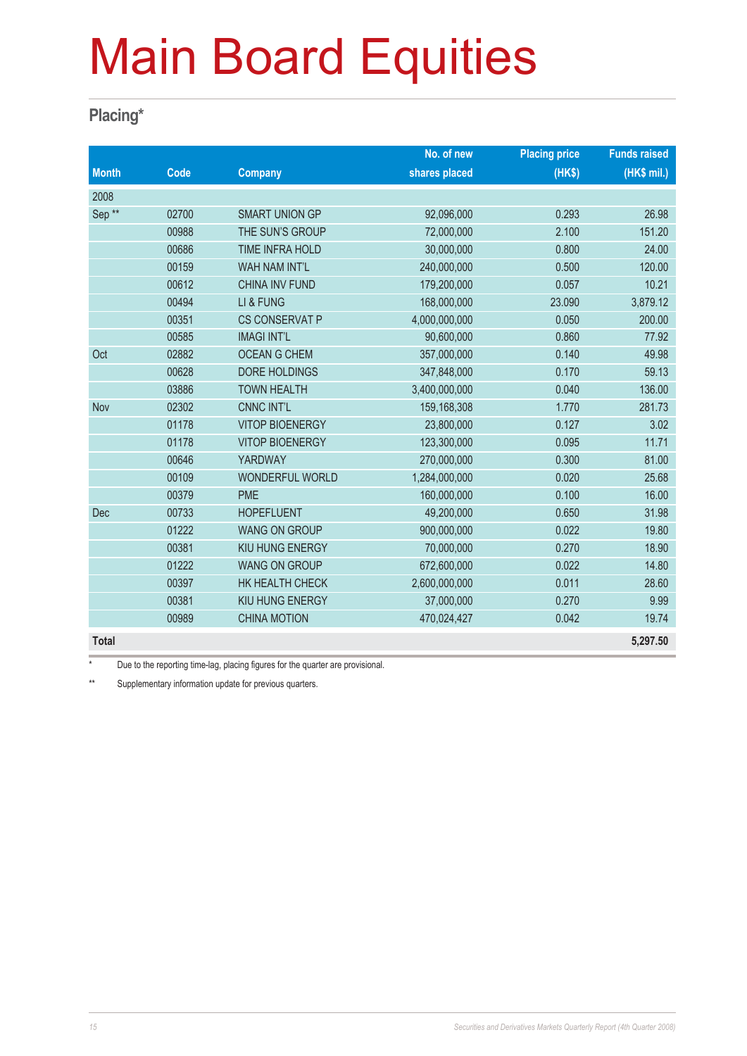# Main Board Equities

## Placing*

| Month | Code | Company | No. of new shares placed | Placing price (HK$) | Funds raised (HK$ mil.) |
|---|---|---|---|---|---|
| 2008 | | | | | |
| Sep ** | 02700 | SMART UNION GP | 92,096,000 | 0.293 | 26.98 |
| | 00988 | THE SUN'S GROUP | 72,000,000 | 2.100 | 151.20 |
| | 00686 | TIME INFRA HOLD | 30,000,000 | 0.800 | 24.00 |
| | 00159 | WAH NAM INT'L | 240,000,000 | 0.500 | 120.00 |
| | 00612 | CHINA INV FUND | 179,200,000 | 0.057 | 10.21 |
| | 00494 | LI & FUNG | 168,000,000 | 23.090 | 3,879.12 |
| | 00351 | CS CONSERVAT P | 4,000,000,000 | 0.050 | 200.00 |
| | 00585 | IMAGI INT'L | 90,600,000 | 0.860 | 77.92 |
| Oct | 02882 | OCEAN G CHEM | 357,000,000 | 0.140 | 49.98 |
| | 00628 | DORE HOLDINGS | 347,848,000 | 0.170 | 59.13 |
| | 03886 | TOWN HEALTH | 3,400,000,000 | 0.040 | 136.00 |
| Nov | 02302 | CNNC INT'L | 159,168,308 | 1.770 | 281.73 |
| | 01178 | VITOP BIOENERGY | 23,800,000 | 0.127 | 3.02 |
| | 01178 | VITOP BIOENERGY | 123,300,000 | 0.095 | 11.71 |
| | 00646 | YARDWAY | 270,000,000 | 0.300 | 81.00 |
| | 00109 | WONDERFUL WORLD | 1,284,000,000 | 0.020 | 25.68 |
| | 00379 | PME | 160,000,000 | 0.100 | 16.00 |
| Dec | 00733 | HOPEFLUENT | 49,200,000 | 0.650 | 31.98 |
| | 01222 | WANG ON GROUP | 900,000,000 | 0.022 | 19.80 |
| | 00381 | KIU HUNG ENERGY | 70,000,000 | 0.270 | 18.90 |
| | 01222 | WANG ON GROUP | 672,600,000 | 0.022 | 14.80 |
| | 00397 | HK HEALTH CHECK | 2,600,000,000 | 0.011 | 28.60 |
| | 00381 | KIU HUNG ENERGY | 37,000,000 | 0.270 | 9.99 |
| | 00989 | CHINA MOTION | 470,024,427 | 0.042 | 19.74 |
| **Total** | | | | | **5,297.50** |

\* Due to the reporting time-lag, placing figures for the quarter are provisional.

** Supplementary information update for previous quarters.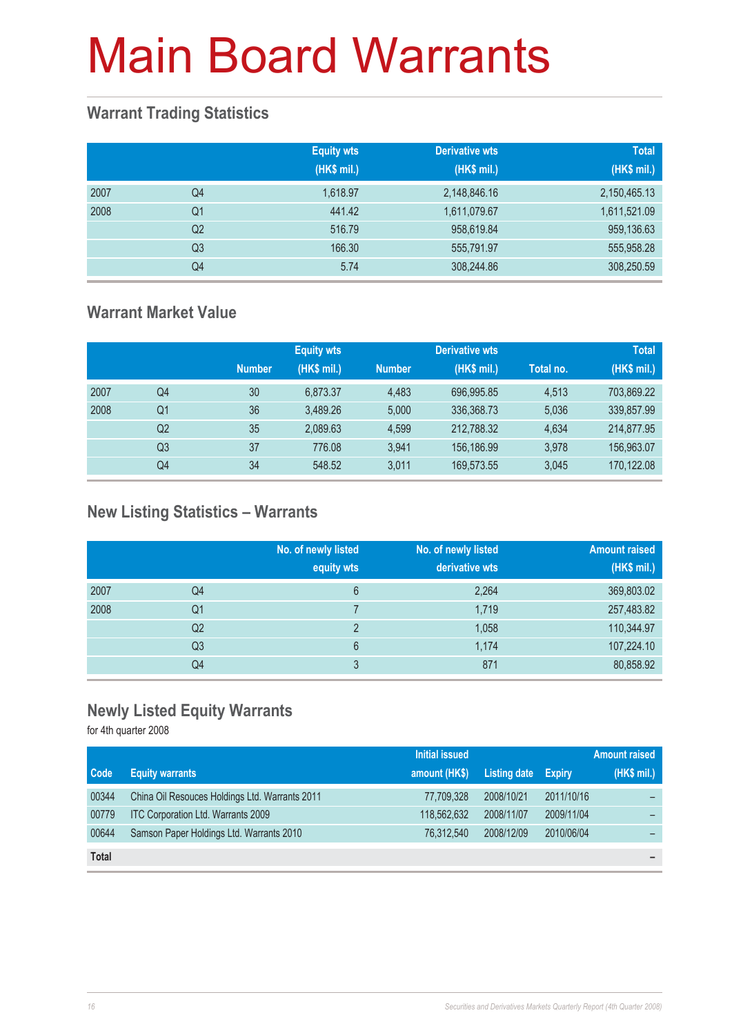# Main Board Warrants

## Warrant Trading Statistics

| | | Equity wts (HK$ mil.) | Derivative wts (HK$ mil.) | Total (HK$ mil.) |
|---|---|---|---|---|
| 2007 | Q4 | 1,618.97 | 2,148,846.16 | 2,150,465.13 |
| 2008 | Q1 | 441.42 | 1,611,079.67 | 1,611,521.09 |
| | Q2 | 516.79 | 958,619.84 | 959,136.63 |
| | Q3 | 166.30 | 555,791.97 | 555,958.28 |
| | Q4 | 5.74 | 308,244.86 | 308,250.59 |

## Warrant Market Value

| | | Equity wts | | Derivative wts | | Total | |
|---|---|---|---|---|---|---|---|
| | | Number | (HK$ mil.) | Number | (HK$ mil.) | Total no. | (HK$ mil.) |
| 2007 | Q4 | 30 | 6,873.37 | 4,483 | 696,995.85 | 4,513 | 703,869.22 |
| 2008 | Q1 | 36 | 3,489.26 | 5,000 | 336,368.73 | 5,036 | 339,857.99 |
| | Q2 | 35 | 2,089.63 | 4,599 | 212,788.32 | 4,634 | 214,877.95 |
| | Q3 | 37 | 776.08 | 3,941 | 156,186.99 | 3,978 | 156,963.07 |
| | Q4 | 34 | 548.52 | 3,011 | 169,573.55 | 3,045 | 170,122.08 |

## New Listing Statistics – Warrants

| | | No. of newly listed equity wts | No. of newly listed derivative wts | Amount raised (HK$ mil.) |
|---|---|---|---|---|
| 2007 | Q4 | 6 | 2,264 | 369,803.02 |
| 2008 | Q1 | 7 | 1,719 | 257,483.82 |
| | Q2 | 2 | 1,058 | 110,344.97 |
| | Q3 | 6 | 1,174 | 107,224.10 |
| | Q4 | 3 | 871 | 80,858.92 |

## Newly Listed Equity Warrants

for 4th quarter 2008

| Code | Equity warrants | Initial issued amount (HK$) | Listing date | Expiry | Amount raised (HK$ mil.) |
|---|---|---|---|---|---|
| 00344 | China Oil Resouces Holdings Ltd. Warrants 2011 | 77,709,328 | 2008/10/21 | 2011/10/16 | – |
| 00779 | ITC Corporation Ltd. Warrants 2009 | 118,562,632 | 2008/11/07 | 2009/11/04 | – |
| 00644 | Samson Paper Holdings Ltd. Warrants 2010 | 76,312,540 | 2008/12/09 | 2010/06/04 | – |
| **Total** | | | | | – |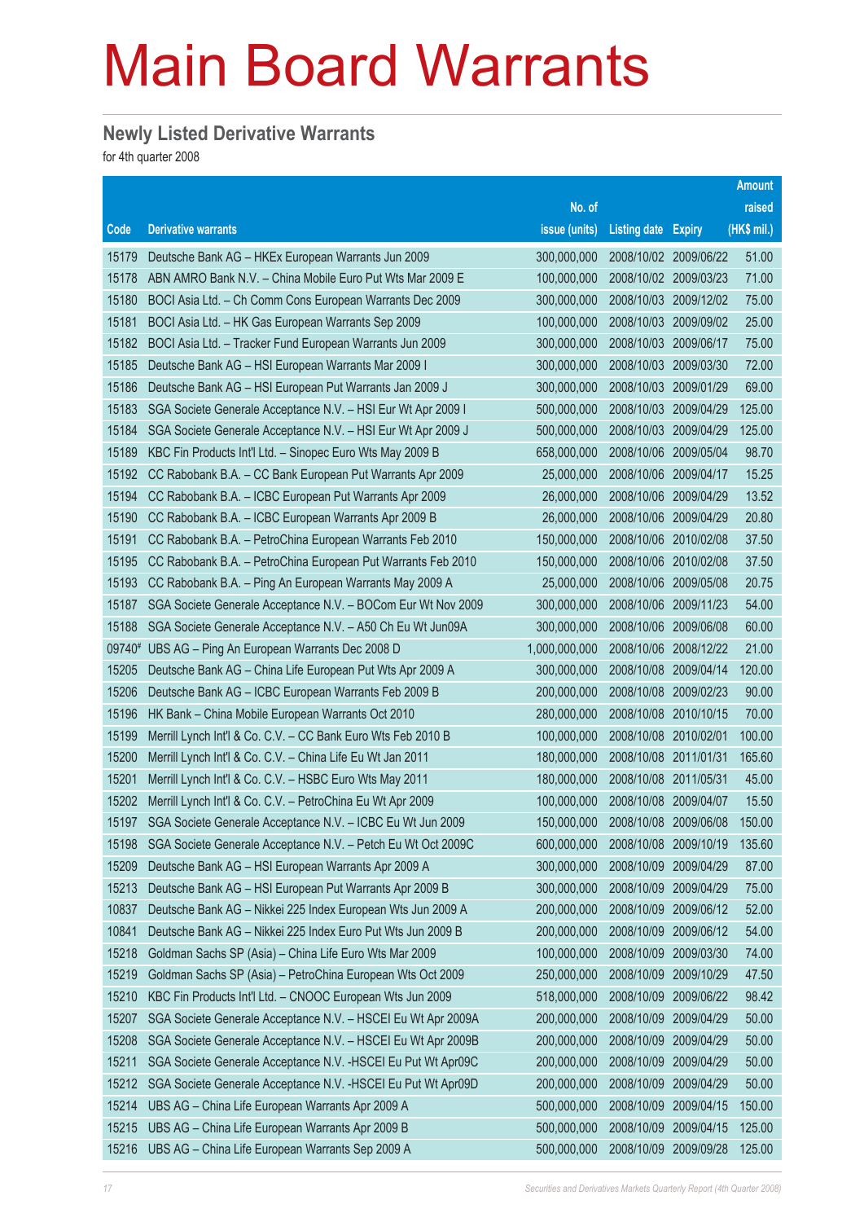# Main Board Warrants

## Newly Listed Derivative Warrants

for 4th quarter 2008

| Code | Derivative warrants | No. of issue (units) | Listing date | Expiry | Amount raised (HK$ mil.) |
|---|---|---|---|---|---|
| 15179 | Deutsche Bank AG – HKEx European Warrants Jun 2009 | 300,000,000 | 2008/10/02 | 2009/06/22 | 51.00 |
| 15178 | ABN AMRO Bank N.V. – China Mobile Euro Put Wts Mar 2009 E | 100,000,000 | 2008/10/02 | 2009/03/23 | 71.00 |
| 15180 | BOCI Asia Ltd. – Ch Comm Cons European Warrants Dec 2009 | 300,000,000 | 2008/10/03 | 2009/12/02 | 75.00 |
| 15181 | BOCI Asia Ltd. – HK Gas European Warrants Sep 2009 | 100,000,000 | 2008/10/03 | 2009/09/02 | 25.00 |
| 15182 | BOCI Asia Ltd. – Tracker Fund European Warrants Jun 2009 | 300,000,000 | 2008/10/03 | 2009/06/17 | 75.00 |
| 15185 | Deutsche Bank AG – HSI European Warrants Mar 2009 I | 300,000,000 | 2008/10/03 | 2009/03/30 | 72.00 |
| 15186 | Deutsche Bank AG – HSI European Put Warrants Jan 2009 J | 300,000,000 | 2008/10/03 | 2009/01/29 | 69.00 |
| 15183 | SGA Societe Generale Acceptance N.V. – HSI Eur Wt Apr 2009 I | 500,000,000 | 2008/10/03 | 2009/04/29 | 125.00 |
| 15184 | SGA Societe Generale Acceptance N.V. – HSI Eur Wt Apr 2009 J | 500,000,000 | 2008/10/03 | 2009/04/29 | 125.00 |
| 15189 | KBC Fin Products Int'l Ltd. – Sinopec Euro Wts May 2009 B | 658,000,000 | 2008/10/06 | 2009/05/04 | 98.70 |
| 15192 | CC Rabobank B.A. – CC Bank European Put Warrants Apr 2009 | 25,000,000 | 2008/10/06 | 2009/04/17 | 15.25 |
| 15194 | CC Rabobank B.A. – ICBC European Put Warrants Apr 2009 | 26,000,000 | 2008/10/06 | 2009/04/29 | 13.52 |
| 15190 | CC Rabobank B.A. – ICBC European Warrants Apr 2009 B | 26,000,000 | 2008/10/06 | 2009/04/29 | 20.80 |
| 15191 | CC Rabobank B.A. – PetroChina European Warrants Feb 2010 | 150,000,000 | 2008/10/06 | 2010/02/08 | 37.50 |
| 15195 | CC Rabobank B.A. – PetroChina European Put Warrants Feb 2010 | 150,000,000 | 2008/10/06 | 2010/02/08 | 37.50 |
| 15193 | CC Rabobank B.A. – Ping An European Warrants May 2009 A | 25,000,000 | 2008/10/06 | 2009/05/08 | 20.75 |
| 15187 | SGA Societe Generale Acceptance N.V. – BOCom Eur Wt Nov 2009 | 300,000,000 | 2008/10/06 | 2009/11/23 | 54.00 |
| 15188 | SGA Societe Generale Acceptance N.V. – A50 Ch Eu Wt Jun09A | 300,000,000 | 2008/10/06 | 2009/06/08 | 60.00 |
| 09740# | UBS AG – Ping An European Warrants Dec 2008 D | 1,000,000,000 | 2008/10/06 | 2008/12/22 | 21.00 |
| 15205 | Deutsche Bank AG – China Life European Put Wts Apr 2009 A | 300,000,000 | 2008/10/08 | 2009/04/14 | 120.00 |
| 15206 | Deutsche Bank AG – ICBC European Warrants Feb 2009 B | 200,000,000 | 2008/10/08 | 2009/02/23 | 90.00 |
| 15196 | HK Bank – China Mobile European Warrants Oct 2010 | 280,000,000 | 2008/10/08 | 2010/10/15 | 70.00 |
| 15199 | Merrill Lynch Int'l & Co. C.V. – CC Bank Euro Wts Feb 2010 B | 100,000,000 | 2008/10/08 | 2010/02/01 | 100.00 |
| 15200 | Merrill Lynch Int'l & Co. C.V. – China Life Eu Wt Jan 2011 | 180,000,000 | 2008/10/08 | 2011/01/31 | 165.60 |
| 15201 | Merrill Lynch Int'l & Co. C.V. – HSBC Euro Wts May 2011 | 180,000,000 | 2008/10/08 | 2011/05/31 | 45.00 |
| 15202 | Merrill Lynch Int'l & Co. C.V. – PetroChina Eu Wt Apr 2009 | 100,000,000 | 2008/10/08 | 2009/04/07 | 15.50 |
| 15197 | SGA Societe Generale Acceptance N.V. – ICBC Eu Wt Jun 2009 | 150,000,000 | 2008/10/08 | 2009/06/08 | 150.00 |
| 15198 | SGA Societe Generale Acceptance N.V. – Petch Eu Wt Oct 2009C | 600,000,000 | 2008/10/08 | 2009/10/19 | 135.60 |
| 15209 | Deutsche Bank AG – HSI European Warrants Apr 2009 A | 300,000,000 | 2008/10/09 | 2009/04/29 | 87.00 |
| 15213 | Deutsche Bank AG – HSI European Put Warrants Apr 2009 B | 300,000,000 | 2008/10/09 | 2009/04/29 | 75.00 |
| 10837 | Deutsche Bank AG – Nikkei 225 Index European Wts Jun 2009 A | 200,000,000 | 2008/10/09 | 2009/06/12 | 52.00 |
| 10841 | Deutsche Bank AG – Nikkei 225 Index Euro Put Wts Jun 2009 B | 200,000,000 | 2008/10/09 | 2009/06/12 | 54.00 |
| 15218 | Goldman Sachs SP (Asia) – China Life Euro Wts Mar 2009 | 100,000,000 | 2008/10/09 | 2009/03/30 | 74.00 |
| 15219 | Goldman Sachs SP (Asia) – PetroChina European Wts Oct 2009 | 250,000,000 | 2008/10/09 | 2009/10/29 | 47.50 |
| 15210 | KBC Fin Products Int'l Ltd. – CNOOC European Wts Jun 2009 | 518,000,000 | 2008/10/09 | 2009/06/22 | 98.42 |
| 15207 | SGA Societe Generale Acceptance N.V. – HSCEI Eu Wt Apr 2009A | 200,000,000 | 2008/10/09 | 2009/04/29 | 50.00 |
| 15208 | SGA Societe Generale Acceptance N.V. – HSCEI Eu Wt Apr 2009B | 200,000,000 | 2008/10/09 | 2009/04/29 | 50.00 |
| 15211 | SGA Societe Generale Acceptance N.V. -HSCEI Eu Put Wt Apr09C | 200,000,000 | 2008/10/09 | 2009/04/29 | 50.00 |
| 15212 | SGA Societe Generale Acceptance N.V. -HSCEI Eu Put Wt Apr09D | 200,000,000 | 2008/10/09 | 2009/04/29 | 50.00 |
| 15214 | UBS AG – China Life European Warrants Apr 2009 A | 500,000,000 | 2008/10/09 | 2009/04/15 | 150.00 |
| 15215 | UBS AG – China Life European Warrants Apr 2009 B | 500,000,000 | 2008/10/09 | 2009/04/15 | 125.00 |
| 15216 | UBS AG – China Life European Warrants Sep 2009 A | 500,000,000 | 2008/10/09 | 2009/09/28 | 125.00 |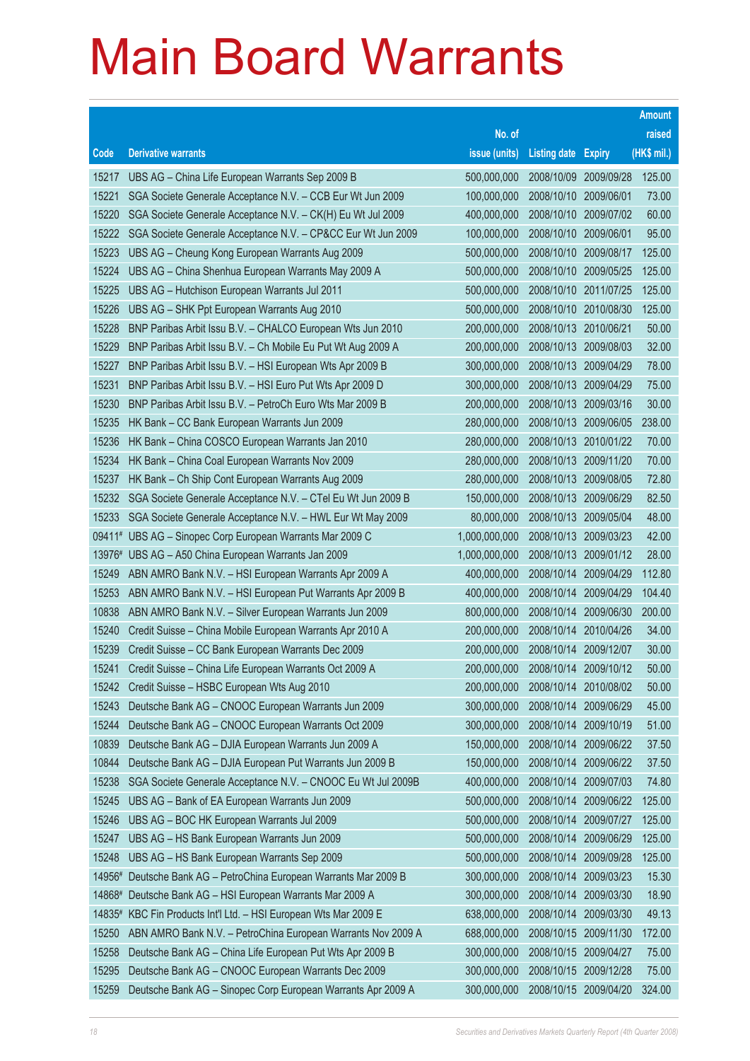# Main Board Warrants

| Code | Derivative warrants | No. of issue (units) | Listing date | Expiry | Amount raised (HK$ mil.) |
|---|---|---|---|---|---|
| 15217 | UBS AG – China Life European Warrants Sep 2009 B | 500,000,000 | 2008/10/09 | 2009/09/28 | 125.00 |
| 15221 | SGA Societe Generale Acceptance N.V. – CCB Eur Wt Jun 2009 | 100,000,000 | 2008/10/10 | 2009/06/01 | 73.00 |
| 15220 | SGA Societe Generale Acceptance N.V. – CK(H) Eu Wt Jul 2009 | 400,000,000 | 2008/10/10 | 2009/07/02 | 60.00 |
| 15222 | SGA Societe Generale Acceptance N.V. – CP&CC Eur Wt Jun 2009 | 100,000,000 | 2008/10/10 | 2009/06/01 | 95.00 |
| 15223 | UBS AG – Cheung Kong European Warrants Aug 2009 | 500,000,000 | 2008/10/10 | 2009/08/17 | 125.00 |
| 15224 | UBS AG – China Shenhua European Warrants May 2009 A | 500,000,000 | 2008/10/10 | 2009/05/25 | 125.00 |
| 15225 | UBS AG – Hutchison European Warrants Jul 2011 | 500,000,000 | 2008/10/10 | 2011/07/25 | 125.00 |
| 15226 | UBS AG – SHK Ppt European Warrants Aug 2010 | 500,000,000 | 2008/10/10 | 2010/08/30 | 125.00 |
| 15228 | BNP Paribas Arbit Issu B.V. – CHALCO European Wts Jun 2010 | 200,000,000 | 2008/10/13 | 2010/06/21 | 50.00 |
| 15229 | BNP Paribas Arbit Issu B.V. – Ch Mobile Eu Put Wt Aug 2009 A | 200,000,000 | 2008/10/13 | 2009/08/03 | 32.00 |
| 15227 | BNP Paribas Arbit Issu B.V. – HSI European Wts Apr 2009 B | 300,000,000 | 2008/10/13 | 2009/04/29 | 78.00 |
| 15231 | BNP Paribas Arbit Issu B.V. – HSI Euro Put Wts Apr 2009 D | 300,000,000 | 2008/10/13 | 2009/04/29 | 75.00 |
| 15230 | BNP Paribas Arbit Issu B.V. – PetroCh Euro Wts Mar 2009 B | 200,000,000 | 2008/10/13 | 2009/03/16 | 30.00 |
| 15235 | HK Bank – CC Bank European Warrants Jun 2009 | 280,000,000 | 2008/10/13 | 2009/06/05 | 238.00 |
| 15236 | HK Bank – China COSCO European Warrants Jan 2010 | 280,000,000 | 2008/10/13 | 2010/01/22 | 70.00 |
| 15234 | HK Bank – China Coal European Warrants Nov 2009 | 280,000,000 | 2008/10/13 | 2009/11/20 | 70.00 |
| 15237 | HK Bank – Ch Ship Cont European Warrants Aug 2009 | 280,000,000 | 2008/10/13 | 2009/08/05 | 72.80 |
| 15232 | SGA Societe Generale Acceptance N.V. – CTel Eu Wt Jun 2009 B | 150,000,000 | 2008/10/13 | 2009/06/29 | 82.50 |
| 15233 | SGA Societe Generale Acceptance N.V. – HWL Eur Wt May 2009 | 80,000,000 | 2008/10/13 | 2009/05/04 | 48.00 |
| 09411# | UBS AG – Sinopec Corp European Warrants Mar 2009 C | 1,000,000,000 | 2008/10/13 | 2009/03/23 | 42.00 |
| 13976# | UBS AG – A50 China European Warrants Jan 2009 | 1,000,000,000 | 2008/10/13 | 2009/01/12 | 28.00 |
| 15249 | ABN AMRO Bank N.V. – HSI European Warrants Apr 2009 A | 400,000,000 | 2008/10/14 | 2009/04/29 | 112.80 |
| 15253 | ABN AMRO Bank N.V. – HSI European Put Warrants Apr 2009 B | 400,000,000 | 2008/10/14 | 2009/04/29 | 104.40 |
| 10838 | ABN AMRO Bank N.V. – Silver European Warrants Jun 2009 | 800,000,000 | 2008/10/14 | 2009/06/30 | 200.00 |
| 15240 | Credit Suisse – China Mobile European Warrants Apr 2010 A | 200,000,000 | 2008/10/14 | 2010/04/26 | 34.00 |
| 15239 | Credit Suisse – CC Bank European Warrants Dec 2009 | 200,000,000 | 2008/10/14 | 2009/12/07 | 30.00 |
| 15241 | Credit Suisse – China Life European Warrants Oct 2009 A | 200,000,000 | 2008/10/14 | 2009/10/12 | 50.00 |
| 15242 | Credit Suisse – HSBC European Wts Aug 2010 | 200,000,000 | 2008/10/14 | 2010/08/02 | 50.00 |
| 15243 | Deutsche Bank AG – CNOOC European Warrants Jun 2009 | 300,000,000 | 2008/10/14 | 2009/06/29 | 45.00 |
| 15244 | Deutsche Bank AG – CNOOC European Warrants Oct 2009 | 300,000,000 | 2008/10/14 | 2009/10/19 | 51.00 |
| 10839 | Deutsche Bank AG – DJIA European Warrants Jun 2009 A | 150,000,000 | 2008/10/14 | 2009/06/22 | 37.50 |
| 10844 | Deutsche Bank AG – DJIA European Put Warrants Jun 2009 B | 150,000,000 | 2008/10/14 | 2009/06/22 | 37.50 |
| 15238 | SGA Societe Generale Acceptance N.V. – CNOOC Eu Wt Jul 2009B | 400,000,000 | 2008/10/14 | 2009/07/03 | 74.80 |
| 15245 | UBS AG – Bank of EA European Warrants Jun 2009 | 500,000,000 | 2008/10/14 | 2009/06/22 | 125.00 |
| 15246 | UBS AG – BOC HK European Warrants Jul 2009 | 500,000,000 | 2008/10/14 | 2009/07/27 | 125.00 |
| 15247 | UBS AG – HS Bank European Warrants Jun 2009 | 500,000,000 | 2008/10/14 | 2009/06/29 | 125.00 |
| 15248 | UBS AG – HS Bank European Warrants Sep 2009 | 500,000,000 | 2008/10/14 | 2009/09/28 | 125.00 |
| 14956# | Deutsche Bank AG – PetroChina European Warrants Mar 2009 B | 300,000,000 | 2008/10/14 | 2009/03/23 | 15.30 |
| 14868# | Deutsche Bank AG – HSI European Warrants Mar 2009 A | 300,000,000 | 2008/10/14 | 2009/03/30 | 18.90 |
| 14835# | KBC Fin Products Int'l Ltd. – HSI European Wts Mar 2009 E | 638,000,000 | 2008/10/14 | 2009/03/30 | 49.13 |
| 15250 | ABN AMRO Bank N.V. – PetroChina European Warrants Nov 2009 A | 688,000,000 | 2008/10/15 | 2009/11/30 | 172.00 |
| 15258 | Deutsche Bank AG – China Life European Put Wts Apr 2009 B | 300,000,000 | 2008/10/15 | 2009/04/27 | 75.00 |
| 15295 | Deutsche Bank AG – CNOOC European Warrants Dec 2009 | 300,000,000 | 2008/10/15 | 2009/12/28 | 75.00 |
| 15259 | Deutsche Bank AG – Sinopec Corp European Warrants Apr 2009 A | 300,000,000 | 2008/10/15 | 2009/04/20 | 324.00 |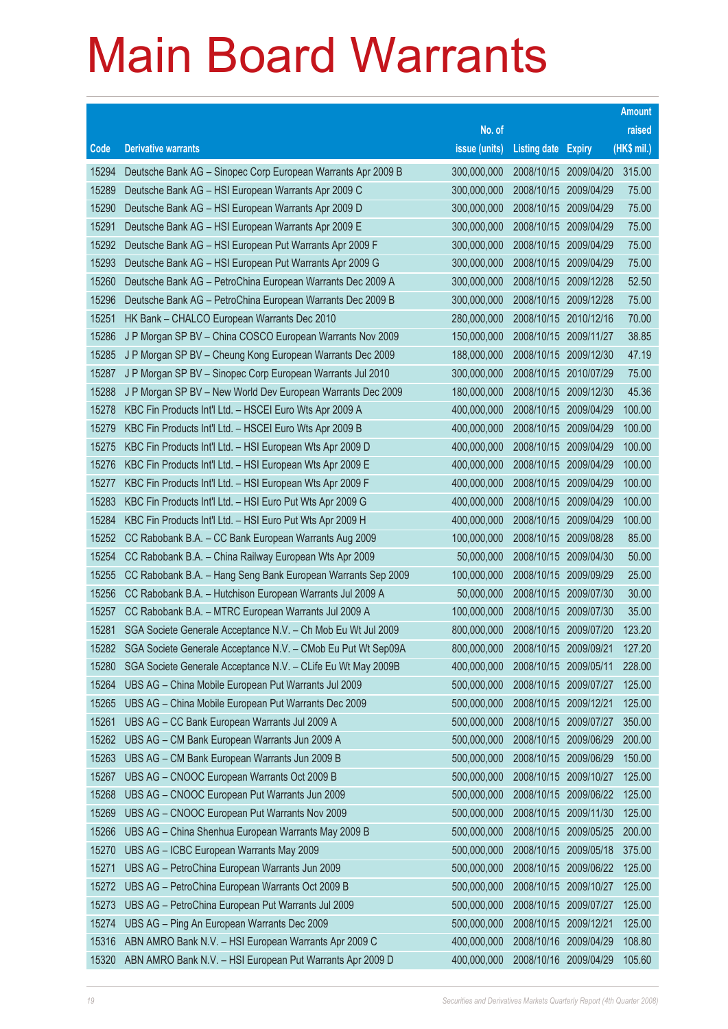# Main Board Warrants

| Code | Derivative warrants | No. of issue (units) | Listing date | Expiry | Amount raised (HK$ mil.) |
|---|---|---|---|---|---|
| 15294 | Deutsche Bank AG – Sinopec Corp European Warrants Apr 2009 B | 300,000,000 | 2008/10/15 | 2009/04/20 | 315.00 |
| 15289 | Deutsche Bank AG – HSI European Warrants Apr 2009 C | 300,000,000 | 2008/10/15 | 2009/04/29 | 75.00 |
| 15290 | Deutsche Bank AG – HSI European Warrants Apr 2009 D | 300,000,000 | 2008/10/15 | 2009/04/29 | 75.00 |
| 15291 | Deutsche Bank AG – HSI European Warrants Apr 2009 E | 300,000,000 | 2008/10/15 | 2009/04/29 | 75.00 |
| 15292 | Deutsche Bank AG – HSI European Put Warrants Apr 2009 F | 300,000,000 | 2008/10/15 | 2009/04/29 | 75.00 |
| 15293 | Deutsche Bank AG – HSI European Put Warrants Apr 2009 G | 300,000,000 | 2008/10/15 | 2009/04/29 | 75.00 |
| 15260 | Deutsche Bank AG – PetroChina European Warrants Dec 2009 A | 300,000,000 | 2008/10/15 | 2009/12/28 | 52.50 |
| 15296 | Deutsche Bank AG – PetroChina European Warrants Dec 2009 B | 300,000,000 | 2008/10/15 | 2009/12/28 | 75.00 |
| 15251 | HK Bank – CHALCO European Warrants Dec 2010 | 280,000,000 | 2008/10/15 | 2010/12/16 | 70.00 |
| 15286 | J P Morgan SP BV – China COSCO European Warrants Nov 2009 | 150,000,000 | 2008/10/15 | 2009/11/27 | 38.85 |
| 15285 | J P Morgan SP BV – Cheung Kong European Warrants Dec 2009 | 188,000,000 | 2008/10/15 | 2009/12/30 | 47.19 |
| 15287 | J P Morgan SP BV – Sinopec Corp European Warrants Jul 2010 | 300,000,000 | 2008/10/15 | 2010/07/29 | 75.00 |
| 15288 | J P Morgan SP BV – New World Dev European Warrants Dec 2009 | 180,000,000 | 2008/10/15 | 2009/12/30 | 45.36 |
| 15278 | KBC Fin Products Int'l Ltd. – HSCEI Euro Wts Apr 2009 A | 400,000,000 | 2008/10/15 | 2009/04/29 | 100.00 |
| 15279 | KBC Fin Products Int'l Ltd. – HSCEI Euro Wts Apr 2009 B | 400,000,000 | 2008/10/15 | 2009/04/29 | 100.00 |
| 15275 | KBC Fin Products Int'l Ltd. – HSI European Wts Apr 2009 D | 400,000,000 | 2008/10/15 | 2009/04/29 | 100.00 |
| 15276 | KBC Fin Products Int'l Ltd. – HSI European Wts Apr 2009 E | 400,000,000 | 2008/10/15 | 2009/04/29 | 100.00 |
| 15277 | KBC Fin Products Int'l Ltd. – HSI European Wts Apr 2009 F | 400,000,000 | 2008/10/15 | 2009/04/29 | 100.00 |
| 15283 | KBC Fin Products Int'l Ltd. – HSI Euro Put Wts Apr 2009 G | 400,000,000 | 2008/10/15 | 2009/04/29 | 100.00 |
| 15284 | KBC Fin Products Int'l Ltd. – HSI Euro Put Wts Apr 2009 H | 400,000,000 | 2008/10/15 | 2009/04/29 | 100.00 |
| 15252 | CC Rabobank B.A. – CC Bank European Warrants Aug 2009 | 100,000,000 | 2008/10/15 | 2009/08/28 | 85.00 |
| 15254 | CC Rabobank B.A. – China Railway European Wts Apr 2009 | 50,000,000 | 2008/10/15 | 2009/04/30 | 50.00 |
| 15255 | CC Rabobank B.A. – Hang Seng Bank European Warrants Sep 2009 | 100,000,000 | 2008/10/15 | 2009/09/29 | 25.00 |
| 15256 | CC Rabobank B.A. – Hutchison European Warrants Jul 2009 A | 50,000,000 | 2008/10/15 | 2009/07/30 | 30.00 |
| 15257 | CC Rabobank B.A. – MTRC European Warrants Jul 2009 A | 100,000,000 | 2008/10/15 | 2009/07/30 | 35.00 |
| 15281 | SGA Societe Generale Acceptance N.V. – Ch Mob Eu Wt Jul 2009 | 800,000,000 | 2008/10/15 | 2009/07/20 | 123.20 |
| 15282 | SGA Societe Generale Acceptance N.V. – CMob Eu Put Wt Sep09A | 800,000,000 | 2008/10/15 | 2009/09/21 | 127.20 |
| 15280 | SGA Societe Generale Acceptance N.V. – CLife Eu Wt May 2009B | 400,000,000 | 2008/10/15 | 2009/05/11 | 228.00 |
| 15264 | UBS AG – China Mobile European Put Warrants Jul 2009 | 500,000,000 | 2008/10/15 | 2009/07/27 | 125.00 |
| 15265 | UBS AG – China Mobile European Put Warrants Dec 2009 | 500,000,000 | 2008/10/15 | 2009/12/21 | 125.00 |
| 15261 | UBS AG – CC Bank European Warrants Jul 2009 A | 500,000,000 | 2008/10/15 | 2009/07/27 | 350.00 |
| 15262 | UBS AG – CM Bank European Warrants Jun 2009 A | 500,000,000 | 2008/10/15 | 2009/06/29 | 200.00 |
| 15263 | UBS AG – CM Bank European Warrants Jun 2009 B | 500,000,000 | 2008/10/15 | 2009/06/29 | 150.00 |
| 15267 | UBS AG – CNOOC European Warrants Oct 2009 B | 500,000,000 | 2008/10/15 | 2009/10/27 | 125.00 |
| 15268 | UBS AG – CNOOC European Put Warrants Jun 2009 | 500,000,000 | 2008/10/15 | 2009/06/22 | 125.00 |
| 15269 | UBS AG – CNOOC European Put Warrants Nov 2009 | 500,000,000 | 2008/10/15 | 2009/11/30 | 125.00 |
| 15266 | UBS AG – China Shenhua European Warrants May 2009 B | 500,000,000 | 2008/10/15 | 2009/05/25 | 200.00 |
| 15270 | UBS AG – ICBC European Warrants May 2009 | 500,000,000 | 2008/10/15 | 2009/05/18 | 375.00 |
| 15271 | UBS AG – PetroChina European Warrants Jun 2009 | 500,000,000 | 2008/10/15 | 2009/06/22 | 125.00 |
| 15272 | UBS AG – PetroChina European Warrants Oct 2009 B | 500,000,000 | 2008/10/15 | 2009/10/27 | 125.00 |
| 15273 | UBS AG – PetroChina European Put Warrants Jul 2009 | 500,000,000 | 2008/10/15 | 2009/07/27 | 125.00 |
| 15274 | UBS AG – Ping An European Warrants Dec 2009 | 500,000,000 | 2008/10/15 | 2009/12/21 | 125.00 |
| 15316 | ABN AMRO Bank N.V. – HSI European Warrants Apr 2009 C | 400,000,000 | 2008/10/16 | 2009/04/29 | 108.80 |
| 15320 | ABN AMRO Bank N.V. – HSI European Put Warrants Apr 2009 D | 400,000,000 | 2008/10/16 | 2009/04/29 | 105.60 |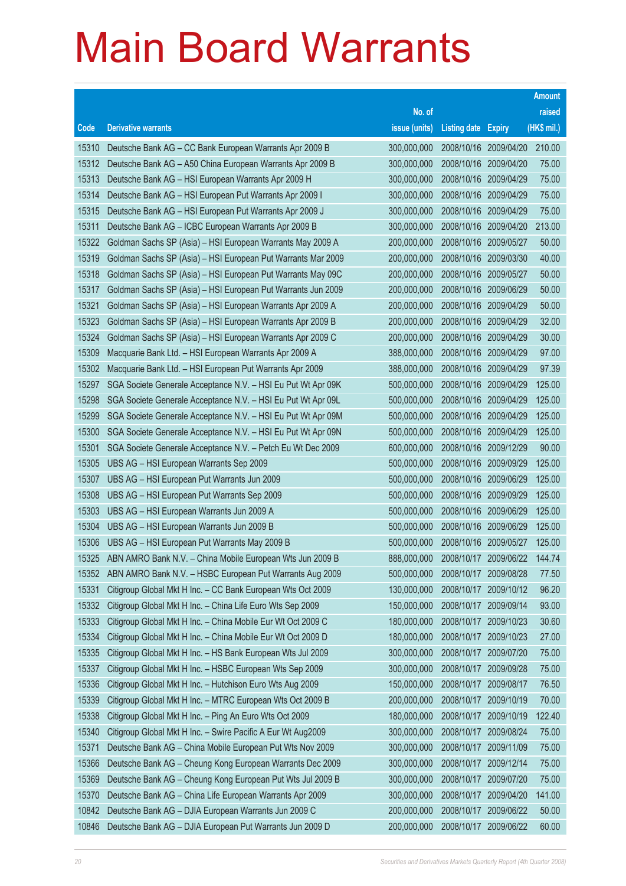# Main Board Warrants

| Code | Derivative warrants | No. of issue (units) | Listing date | Expiry | Amount raised (HK$ mil.) |
|---|---|---|---|---|---|
| 15310 | Deutsche Bank AG – CC Bank European Warrants Apr 2009 B | 300,000,000 | 2008/10/16 | 2009/04/20 | 210.00 |
| 15312 | Deutsche Bank AG – A50 China European Warrants Apr 2009 B | 300,000,000 | 2008/10/16 | 2009/04/20 | 75.00 |
| 15313 | Deutsche Bank AG – HSI European Warrants Apr 2009 H | 300,000,000 | 2008/10/16 | 2009/04/29 | 75.00 |
| 15314 | Deutsche Bank AG – HSI European Put Warrants Apr 2009 I | 300,000,000 | 2008/10/16 | 2009/04/29 | 75.00 |
| 15315 | Deutsche Bank AG – HSI European Put Warrants Apr 2009 J | 300,000,000 | 2008/10/16 | 2009/04/29 | 75.00 |
| 15311 | Deutsche Bank AG – ICBC European Warrants Apr 2009 B | 300,000,000 | 2008/10/16 | 2009/04/20 | 213.00 |
| 15322 | Goldman Sachs SP (Asia) – HSI European Warrants May 2009 A | 200,000,000 | 2008/10/16 | 2009/05/27 | 50.00 |
| 15319 | Goldman Sachs SP (Asia) – HSI European Put Warrants Mar 2009 | 200,000,000 | 2008/10/16 | 2009/03/30 | 40.00 |
| 15318 | Goldman Sachs SP (Asia) – HSI European Put Warrants May 09C | 200,000,000 | 2008/10/16 | 2009/05/27 | 50.00 |
| 15317 | Goldman Sachs SP (Asia) – HSI European Put Warrants Jun 2009 | 200,000,000 | 2008/10/16 | 2009/06/29 | 50.00 |
| 15321 | Goldman Sachs SP (Asia) – HSI European Warrants Apr 2009 A | 200,000,000 | 2008/10/16 | 2009/04/29 | 50.00 |
| 15323 | Goldman Sachs SP (Asia) – HSI European Warrants Apr 2009 B | 200,000,000 | 2008/10/16 | 2009/04/29 | 32.00 |
| 15324 | Goldman Sachs SP (Asia) – HSI European Warrants Apr 2009 C | 200,000,000 | 2008/10/16 | 2009/04/29 | 30.00 |
| 15309 | Macquarie Bank Ltd. – HSI European Warrants Apr 2009 A | 388,000,000 | 2008/10/16 | 2009/04/29 | 97.00 |
| 15302 | Macquarie Bank Ltd. – HSI European Put Warrants Apr 2009 | 388,000,000 | 2008/10/16 | 2009/04/29 | 97.39 |
| 15297 | SGA Societe Generale Acceptance N.V. – HSI Eu Put Wt Apr 09K | 500,000,000 | 2008/10/16 | 2009/04/29 | 125.00 |
| 15298 | SGA Societe Generale Acceptance N.V. – HSI Eu Put Wt Apr 09L | 500,000,000 | 2008/10/16 | 2009/04/29 | 125.00 |
| 15299 | SGA Societe Generale Acceptance N.V. – HSI Eu Put Wt Apr 09M | 500,000,000 | 2008/10/16 | 2009/04/29 | 125.00 |
| 15300 | SGA Societe Generale Acceptance N.V. – HSI Eu Put Wt Apr 09N | 500,000,000 | 2008/10/16 | 2009/04/29 | 125.00 |
| 15301 | SGA Societe Generale Acceptance N.V. – Petch Eu Wt Dec 2009 | 600,000,000 | 2008/10/16 | 2009/12/29 | 90.00 |
| 15305 | UBS AG – HSI European Warrants Sep 2009 | 500,000,000 | 2008/10/16 | 2009/09/29 | 125.00 |
| 15307 | UBS AG – HSI European Put Warrants Jun 2009 | 500,000,000 | 2008/10/16 | 2009/06/29 | 125.00 |
| 15308 | UBS AG – HSI European Put Warrants Sep 2009 | 500,000,000 | 2008/10/16 | 2009/09/29 | 125.00 |
| 15303 | UBS AG – HSI European Warrants Jun 2009 A | 500,000,000 | 2008/10/16 | 2009/06/29 | 125.00 |
| 15304 | UBS AG – HSI European Warrants Jun 2009 B | 500,000,000 | 2008/10/16 | 2009/06/29 | 125.00 |
| 15306 | UBS AG – HSI European Put Warrants May 2009 B | 500,000,000 | 2008/10/16 | 2009/05/27 | 125.00 |
| 15325 | ABN AMRO Bank N.V. – China Mobile European Wts Jun 2009 B | 888,000,000 | 2008/10/17 | 2009/06/22 | 144.74 |
| 15352 | ABN AMRO Bank N.V. – HSBC European Put Warrants Aug 2009 | 500,000,000 | 2008/10/17 | 2009/08/28 | 77.50 |
| 15331 | Citigroup Global Mkt H Inc. – CC Bank European Wts Oct 2009 | 130,000,000 | 2008/10/17 | 2009/10/12 | 96.20 |
| 15332 | Citigroup Global Mkt H Inc. – China Life Euro Wts Sep 2009 | 150,000,000 | 2008/10/17 | 2009/09/14 | 93.00 |
| 15333 | Citigroup Global Mkt H Inc. – China Mobile Eur Wt Oct 2009 C | 180,000,000 | 2008/10/17 | 2009/10/23 | 30.60 |
| 15334 | Citigroup Global Mkt H Inc. – China Mobile Eur Wt Oct 2009 D | 180,000,000 | 2008/10/17 | 2009/10/23 | 27.00 |
| 15335 | Citigroup Global Mkt H Inc. – HS Bank European Wts Jul 2009 | 300,000,000 | 2008/10/17 | 2009/07/20 | 75.00 |
| 15337 | Citigroup Global Mkt H Inc. – HSBC European Wts Sep 2009 | 300,000,000 | 2008/10/17 | 2009/09/28 | 75.00 |
| 15336 | Citigroup Global Mkt H Inc. – Hutchison Euro Wts Aug 2009 | 150,000,000 | 2008/10/17 | 2009/08/17 | 76.50 |
| 15339 | Citigroup Global Mkt H Inc. – MTRC European Wts Oct 2009 B | 200,000,000 | 2008/10/17 | 2009/10/19 | 70.00 |
| 15338 | Citigroup Global Mkt H Inc. – Ping An Euro Wts Oct 2009 | 180,000,000 | 2008/10/17 | 2009/10/19 | 122.40 |
| 15340 | Citigroup Global Mkt H Inc. – Swire Pacific A Eur Wt Aug2009 | 300,000,000 | 2008/10/17 | 2009/08/24 | 75.00 |
| 15371 | Deutsche Bank AG – China Mobile European Put Wts Nov 2009 | 300,000,000 | 2008/10/17 | 2009/11/09 | 75.00 |
| 15366 | Deutsche Bank AG – Cheung Kong European Warrants Dec 2009 | 300,000,000 | 2008/10/17 | 2009/12/14 | 75.00 |
| 15369 | Deutsche Bank AG – Cheung Kong European Put Wts Jul 2009 B | 300,000,000 | 2008/10/17 | 2009/07/20 | 75.00 |
| 15370 | Deutsche Bank AG – China Life European Warrants Apr 2009 | 300,000,000 | 2008/10/17 | 2009/04/20 | 141.00 |
| 10842 | Deutsche Bank AG – DJIA European Warrants Jun 2009 C | 200,000,000 | 2008/10/17 | 2009/06/22 | 50.00 |
| 10846 | Deutsche Bank AG – DJIA European Put Warrants Jun 2009 D | 200,000,000 | 2008/10/17 | 2009/06/22 | 60.00 |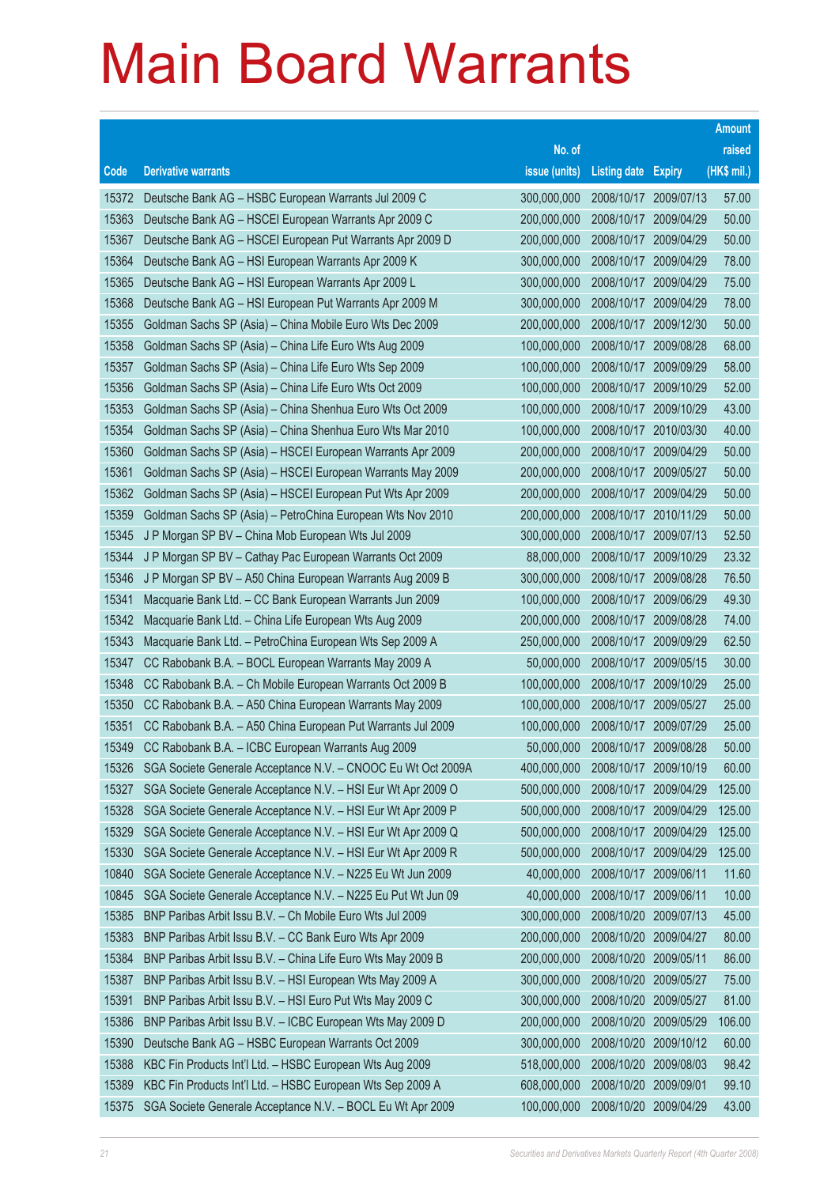# Main Board Warrants

| Code | Derivative warrants | No. of issue (units) | Listing date | Expiry | Amount raised (HK$ mil.) |
|---|---|---|---|---|---|
| 15372 | Deutsche Bank AG – HSBC European Warrants Jul 2009 C | 300,000,000 | 2008/10/17 | 2009/07/13 | 57.00 |
| 15363 | Deutsche Bank AG – HSCEI European Warrants Apr 2009 C | 200,000,000 | 2008/10/17 | 2009/04/29 | 50.00 |
| 15367 | Deutsche Bank AG – HSCEI European Put Warrants Apr 2009 D | 200,000,000 | 2008/10/17 | 2009/04/29 | 50.00 |
| 15364 | Deutsche Bank AG – HSI European Warrants Apr 2009 K | 300,000,000 | 2008/10/17 | 2009/04/29 | 78.00 |
| 15365 | Deutsche Bank AG – HSI European Warrants Apr 2009 L | 300,000,000 | 2008/10/17 | 2009/04/29 | 75.00 |
| 15368 | Deutsche Bank AG – HSI European Put Warrants Apr 2009 M | 300,000,000 | 2008/10/17 | 2009/04/29 | 78.00 |
| 15355 | Goldman Sachs SP (Asia) – China Mobile Euro Wts Dec 2009 | 200,000,000 | 2008/10/17 | 2009/12/30 | 50.00 |
| 15358 | Goldman Sachs SP (Asia) – China Life Euro Wts Aug 2009 | 100,000,000 | 2008/10/17 | 2009/08/28 | 68.00 |
| 15357 | Goldman Sachs SP (Asia) – China Life Euro Wts Sep 2009 | 100,000,000 | 2008/10/17 | 2009/09/29 | 58.00 |
| 15356 | Goldman Sachs SP (Asia) – China Life Euro Wts Oct 2009 | 100,000,000 | 2008/10/17 | 2009/10/29 | 52.00 |
| 15353 | Goldman Sachs SP (Asia) – China Shenhua Euro Wts Oct 2009 | 100,000,000 | 2008/10/17 | 2009/10/29 | 43.00 |
| 15354 | Goldman Sachs SP (Asia) – China Shenhua Euro Wts Mar 2010 | 100,000,000 | 2008/10/17 | 2010/03/30 | 40.00 |
| 15360 | Goldman Sachs SP (Asia) – HSCEI European Warrants Apr 2009 | 200,000,000 | 2008/10/17 | 2009/04/29 | 50.00 |
| 15361 | Goldman Sachs SP (Asia) – HSCEI European Warrants May 2009 | 200,000,000 | 2008/10/17 | 2009/05/27 | 50.00 |
| 15362 | Goldman Sachs SP (Asia) – HSCEI European Put Wts Apr 2009 | 200,000,000 | 2008/10/17 | 2009/04/29 | 50.00 |
| 15359 | Goldman Sachs SP (Asia) – PetroChina European Wts Nov 2010 | 200,000,000 | 2008/10/17 | 2010/11/29 | 50.00 |
| 15345 | J P Morgan SP BV – China Mob European Wts Jul 2009 | 300,000,000 | 2008/10/17 | 2009/07/13 | 52.50 |
| 15344 | J P Morgan SP BV – Cathay Pac European Warrants Oct 2009 | 88,000,000 | 2008/10/17 | 2009/10/29 | 23.32 |
| 15346 | J P Morgan SP BV – A50 China European Warrants Aug 2009 B | 300,000,000 | 2008/10/17 | 2009/08/28 | 76.50 |
| 15341 | Macquarie Bank Ltd. – CC Bank European Warrants Jun 2009 | 100,000,000 | 2008/10/17 | 2009/06/29 | 49.30 |
| 15342 | Macquarie Bank Ltd. – China Life European Wts Aug 2009 | 200,000,000 | 2008/10/17 | 2009/08/28 | 74.00 |
| 15343 | Macquarie Bank Ltd. – PetroChina European Wts Sep 2009 A | 250,000,000 | 2008/10/17 | 2009/09/29 | 62.50 |
| 15347 | CC Rabobank B.A. – BOCL European Warrants May 2009 A | 50,000,000 | 2008/10/17 | 2009/05/15 | 30.00 |
| 15348 | CC Rabobank B.A. – Ch Mobile European Warrants Oct 2009 B | 100,000,000 | 2008/10/17 | 2009/10/29 | 25.00 |
| 15350 | CC Rabobank B.A. – A50 China European Warrants May 2009 | 100,000,000 | 2008/10/17 | 2009/05/27 | 25.00 |
| 15351 | CC Rabobank B.A. – A50 China European Put Warrants Jul 2009 | 100,000,000 | 2008/10/17 | 2009/07/29 | 25.00 |
| 15349 | CC Rabobank B.A. – ICBC European Warrants Aug 2009 | 50,000,000 | 2008/10/17 | 2009/08/28 | 50.00 |
| 15326 | SGA Societe Generale Acceptance N.V. – CNOOC Eu Wt Oct 2009A | 400,000,000 | 2008/10/17 | 2009/10/19 | 60.00 |
| 15327 | SGA Societe Generale Acceptance N.V. – HSI Eur Wt Apr 2009 O | 500,000,000 | 2008/10/17 | 2009/04/29 | 125.00 |
| 15328 | SGA Societe Generale Acceptance N.V. – HSI Eur Wt Apr 2009 P | 500,000,000 | 2008/10/17 | 2009/04/29 | 125.00 |
| 15329 | SGA Societe Generale Acceptance N.V. – HSI Eur Wt Apr 2009 Q | 500,000,000 | 2008/10/17 | 2009/04/29 | 125.00 |
| 15330 | SGA Societe Generale Acceptance N.V. – HSI Eur Wt Apr 2009 R | 500,000,000 | 2008/10/17 | 2009/04/29 | 125.00 |
| 10840 | SGA Societe Generale Acceptance N.V. – N225 Eu Wt Jun 2009 | 40,000,000 | 2008/10/17 | 2009/06/11 | 11.60 |
| 10845 | SGA Societe Generale Acceptance N.V. – N225 Eu Put Wt Jun 09 | 40,000,000 | 2008/10/17 | 2009/06/11 | 10.00 |
| 15385 | BNP Paribas Arbit Issu B.V. – Ch Mobile Euro Wts Jul 2009 | 300,000,000 | 2008/10/20 | 2009/07/13 | 45.00 |
| 15383 | BNP Paribas Arbit Issu B.V. – CC Bank Euro Wts Apr 2009 | 200,000,000 | 2008/10/20 | 2009/04/27 | 80.00 |
| 15384 | BNP Paribas Arbit Issu B.V. – China Life Euro Wts May 2009 B | 200,000,000 | 2008/10/20 | 2009/05/11 | 86.00 |
| 15387 | BNP Paribas Arbit Issu B.V. – HSI European Wts May 2009 A | 300,000,000 | 2008/10/20 | 2009/05/27 | 75.00 |
| 15391 | BNP Paribas Arbit Issu B.V. – HSI Euro Put Wts May 2009 C | 300,000,000 | 2008/10/20 | 2009/05/27 | 81.00 |
| 15386 | BNP Paribas Arbit Issu B.V. – ICBC European Wts May 2009 D | 200,000,000 | 2008/10/20 | 2009/05/29 | 106.00 |
| 15390 | Deutsche Bank AG – HSBC European Warrants Oct 2009 | 300,000,000 | 2008/10/20 | 2009/10/12 | 60.00 |
| 15388 | KBC Fin Products Int'l Ltd. – HSBC European Wts Aug 2009 | 518,000,000 | 2008/10/20 | 2009/08/03 | 98.42 |
| 15389 | KBC Fin Products Int'l Ltd. – HSBC European Wts Sep 2009 A | 608,000,000 | 2008/10/20 | 2009/09/01 | 99.10 |
| 15375 | SGA Societe Generale Acceptance N.V. – BOCL Eu Wt Apr 2009 | 100,000,000 | 2008/10/20 | 2009/04/29 | 43.00 |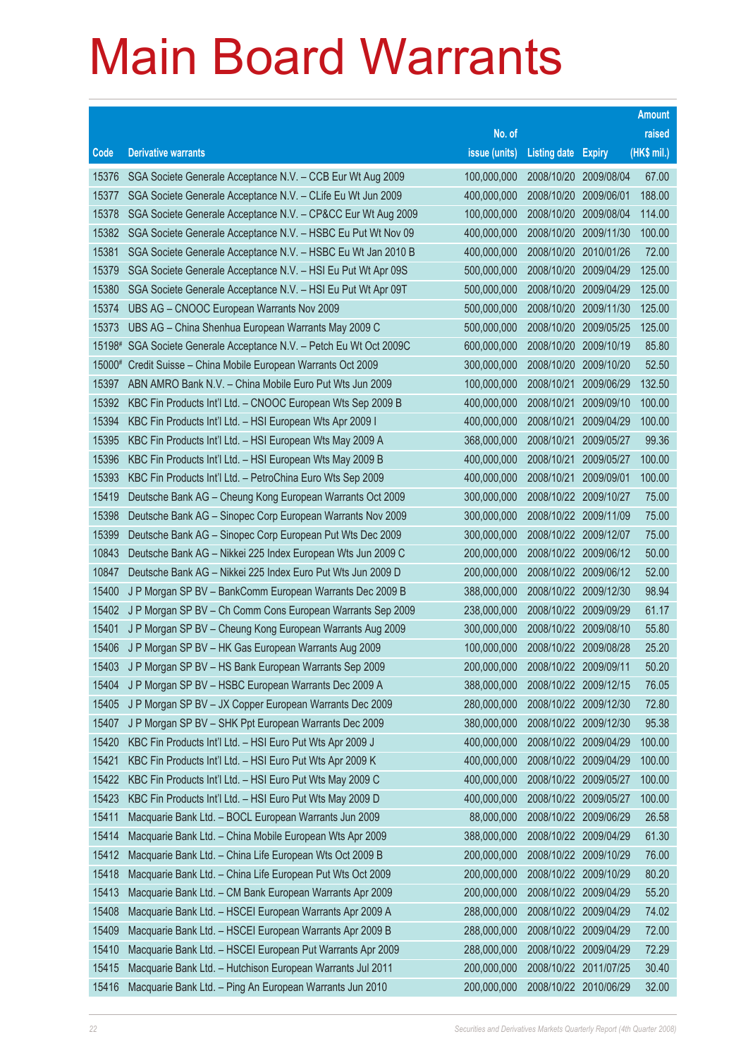# Main Board Warrants

| Code | Derivative warrants | No. of issue (units) | Listing date | Expiry | Amount raised (HK$ mil.) |
|---|---|---|---|---|---|
| 15376 | SGA Societe Generale Acceptance N.V. – CCB Eur Wt Aug 2009 | 100,000,000 | 2008/10/20 | 2009/08/04 | 67.00 |
| 15377 | SGA Societe Generale Acceptance N.V. – CLife Eu Wt Jun 2009 | 400,000,000 | 2008/10/20 | 2009/06/01 | 188.00 |
| 15378 | SGA Societe Generale Acceptance N.V. – CP&CC Eur Wt Aug 2009 | 100,000,000 | 2008/10/20 | 2009/08/04 | 114.00 |
| 15382 | SGA Societe Generale Acceptance N.V. – HSBC Eu Put Wt Nov 09 | 400,000,000 | 2008/10/20 | 2009/11/30 | 100.00 |
| 15381 | SGA Societe Generale Acceptance N.V. – HSBC Eu Wt Jan 2010 B | 400,000,000 | 2008/10/20 | 2010/01/26 | 72.00 |
| 15379 | SGA Societe Generale Acceptance N.V. – HSI Eu Put Wt Apr 09S | 500,000,000 | 2008/10/20 | 2009/04/29 | 125.00 |
| 15380 | SGA Societe Generale Acceptance N.V. – HSI Eu Put Wt Apr 09T | 500,000,000 | 2008/10/20 | 2009/04/29 | 125.00 |
| 15374 | UBS AG – CNOOC European Warrants Nov 2009 | 500,000,000 | 2008/10/20 | 2009/11/30 | 125.00 |
| 15373 | UBS AG – China Shenhua European Warrants May 2009 C | 500,000,000 | 2008/10/20 | 2009/05/25 | 125.00 |
| 15198# | SGA Societe Generale Acceptance N.V. – Petch Eu Wt Oct 2009C | 600,000,000 | 2008/10/20 | 2009/10/19 | 85.80 |
| 15000# | Credit Suisse – China Mobile European Warrants Oct 2009 | 300,000,000 | 2008/10/20 | 2009/10/20 | 52.50 |
| 15397 | ABN AMRO Bank N.V. – China Mobile Euro Put Wts Jun 2009 | 100,000,000 | 2008/10/21 | 2009/06/29 | 132.50 |
| 15392 | KBC Fin Products Int'l Ltd. – CNOOC European Wts Sep 2009 B | 400,000,000 | 2008/10/21 | 2009/09/10 | 100.00 |
| 15394 | KBC Fin Products Int'l Ltd. – HSI European Wts Apr 2009 I | 400,000,000 | 2008/10/21 | 2009/04/29 | 100.00 |
| 15395 | KBC Fin Products Int'l Ltd. – HSI European Wts May 2009 A | 368,000,000 | 2008/10/21 | 2009/05/27 | 99.36 |
| 15396 | KBC Fin Products Int'l Ltd. – HSI European Wts May 2009 B | 400,000,000 | 2008/10/21 | 2009/05/27 | 100.00 |
| 15393 | KBC Fin Products Int'l Ltd. – PetroChina Euro Wts Sep 2009 | 400,000,000 | 2008/10/21 | 2009/09/01 | 100.00 |
| 15419 | Deutsche Bank AG – Cheung Kong European Warrants Oct 2009 | 300,000,000 | 2008/10/22 | 2009/10/27 | 75.00 |
| 15398 | Deutsche Bank AG – Sinopec Corp European Warrants Nov 2009 | 300,000,000 | 2008/10/22 | 2009/11/09 | 75.00 |
| 15399 | Deutsche Bank AG – Sinopec Corp European Put Wts Dec 2009 | 300,000,000 | 2008/10/22 | 2009/12/07 | 75.00 |
| 10843 | Deutsche Bank AG – Nikkei 225 Index European Wts Jun 2009 C | 200,000,000 | 2008/10/22 | 2009/06/12 | 50.00 |
| 10847 | Deutsche Bank AG – Nikkei 225 Index Euro Put Wts Jun 2009 D | 200,000,000 | 2008/10/22 | 2009/06/12 | 52.00 |
| 15400 | J P Morgan SP BV – BankComm European Warrants Dec 2009 B | 388,000,000 | 2008/10/22 | 2009/12/30 | 98.94 |
| 15402 | J P Morgan SP BV – Ch Comm Cons European Warrants Sep 2009 | 238,000,000 | 2008/10/22 | 2009/09/29 | 61.17 |
| 15401 | J P Morgan SP BV – Cheung Kong European Warrants Aug 2009 | 300,000,000 | 2008/10/22 | 2009/08/10 | 55.80 |
| 15406 | J P Morgan SP BV – HK Gas European Warrants Aug 2009 | 100,000,000 | 2008/10/22 | 2009/08/28 | 25.20 |
| 15403 | J P Morgan SP BV – HS Bank European Warrants Sep 2009 | 200,000,000 | 2008/10/22 | 2009/09/11 | 50.20 |
| 15404 | J P Morgan SP BV – HSBC European Warrants Dec 2009 A | 388,000,000 | 2008/10/22 | 2009/12/15 | 76.05 |
| 15405 | J P Morgan SP BV – JX Copper European Warrants Dec 2009 | 280,000,000 | 2008/10/22 | 2009/12/30 | 72.80 |
| 15407 | J P Morgan SP BV – SHK Ppt European Warrants Dec 2009 | 380,000,000 | 2008/10/22 | 2009/12/30 | 95.38 |
| 15420 | KBC Fin Products Int'l Ltd. – HSI Euro Put Wts Apr 2009 J | 400,000,000 | 2008/10/22 | 2009/04/29 | 100.00 |
| 15421 | KBC Fin Products Int'l Ltd. – HSI Euro Put Wts Apr 2009 K | 400,000,000 | 2008/10/22 | 2009/04/29 | 100.00 |
| 15422 | KBC Fin Products Int'l Ltd. – HSI Euro Put Wts May 2009 C | 400,000,000 | 2008/10/22 | 2009/05/27 | 100.00 |
| 15423 | KBC Fin Products Int'l Ltd. – HSI Euro Put Wts May 2009 D | 400,000,000 | 2008/10/22 | 2009/05/27 | 100.00 |
| 15411 | Macquarie Bank Ltd. – BOCL European Warrants Jun 2009 | 88,000,000 | 2008/10/22 | 2009/06/29 | 26.58 |
| 15414 | Macquarie Bank Ltd. – China Mobile European Wts Apr 2009 | 388,000,000 | 2008/10/22 | 2009/04/29 | 61.30 |
| 15412 | Macquarie Bank Ltd. – China Life European Wts Oct 2009 B | 200,000,000 | 2008/10/22 | 2009/10/29 | 76.00 |
| 15418 | Macquarie Bank Ltd. – China Life European Put Wts Oct 2009 | 200,000,000 | 2008/10/22 | 2009/10/29 | 80.20 |
| 15413 | Macquarie Bank Ltd. – CM Bank European Warrants Apr 2009 | 200,000,000 | 2008/10/22 | 2009/04/29 | 55.20 |
| 15408 | Macquarie Bank Ltd. – HSCEI European Warrants Apr 2009 A | 288,000,000 | 2008/10/22 | 2009/04/29 | 74.02 |
| 15409 | Macquarie Bank Ltd. – HSCEI European Warrants Apr 2009 B | 288,000,000 | 2008/10/22 | 2009/04/29 | 72.00 |
| 15410 | Macquarie Bank Ltd. – HSCEI European Put Warrants Apr 2009 | 288,000,000 | 2008/10/22 | 2009/04/29 | 72.29 |
| 15415 | Macquarie Bank Ltd. – Hutchison European Warrants Jul 2011 | 200,000,000 | 2008/10/22 | 2011/07/25 | 30.40 |
| 15416 | Macquarie Bank Ltd. – Ping An European Warrants Jun 2010 | 200,000,000 | 2008/10/22 | 2010/06/29 | 32.00 |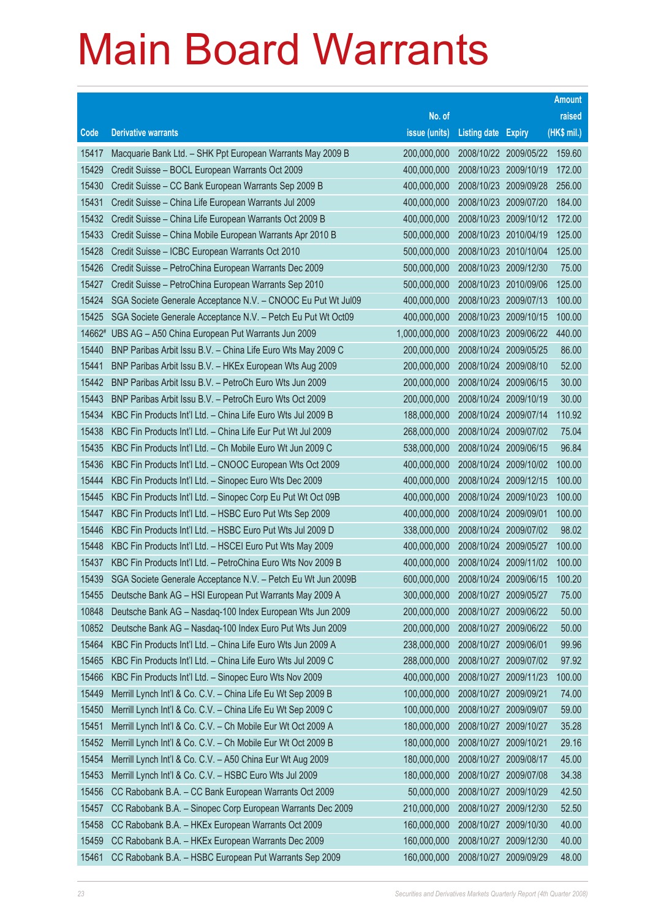# Main Board Warrants

| Code | Derivative warrants | No. of issue (units) | Listing date | Expiry | Amount raised (HK$ mil.) |
|---|---|---|---|---|---|
| 15417 | Macquarie Bank Ltd. – SHK Ppt European Warrants May 2009 B | 200,000,000 | 2008/10/22 | 2009/05/22 | 159.60 |
| 15429 | Credit Suisse – BOCL European Warrants Oct 2009 | 400,000,000 | 2008/10/23 | 2009/10/19 | 172.00 |
| 15430 | Credit Suisse – CC Bank European Warrants Sep 2009 B | 400,000,000 | 2008/10/23 | 2009/09/28 | 256.00 |
| 15431 | Credit Suisse – China Life European Warrants Jul 2009 | 400,000,000 | 2008/10/23 | 2009/07/20 | 184.00 |
| 15432 | Credit Suisse – China Life European Warrants Oct 2009 B | 400,000,000 | 2008/10/23 | 2009/10/12 | 172.00 |
| 15433 | Credit Suisse – China Mobile European Warrants Apr 2010 B | 500,000,000 | 2008/10/23 | 2010/04/19 | 125.00 |
| 15428 | Credit Suisse – ICBC European Warrants Oct 2010 | 500,000,000 | 2008/10/23 | 2010/10/04 | 125.00 |
| 15426 | Credit Suisse – PetroChina European Warrants Dec 2009 | 500,000,000 | 2008/10/23 | 2009/12/30 | 75.00 |
| 15427 | Credit Suisse – PetroChina European Warrants Sep 2010 | 500,000,000 | 2008/10/23 | 2010/09/06 | 125.00 |
| 15424 | SGA Societe Generale Acceptance N.V. – CNOOC Eu Put Wt Jul09 | 400,000,000 | 2008/10/23 | 2009/07/13 | 100.00 |
| 15425 | SGA Societe Generale Acceptance N.V. – Petch Eu Put Wt Oct09 | 400,000,000 | 2008/10/23 | 2009/10/15 | 100.00 |
| 14662# | UBS AG – A50 China European Put Warrants Jun 2009 | 1,000,000,000 | 2008/10/23 | 2009/06/22 | 440.00 |
| 15440 | BNP Paribas Arbit Issu B.V. – China Life Euro Wts May 2009 C | 200,000,000 | 2008/10/24 | 2009/05/25 | 86.00 |
| 15441 | BNP Paribas Arbit Issu B.V. – HKEx European Wts Aug 2009 | 200,000,000 | 2008/10/24 | 2009/08/10 | 52.00 |
| 15442 | BNP Paribas Arbit Issu B.V. – PetroCh Euro Wts Jun 2009 | 200,000,000 | 2008/10/24 | 2009/06/15 | 30.00 |
| 15443 | BNP Paribas Arbit Issu B.V. – PetroCh Euro Wts Oct 2009 | 200,000,000 | 2008/10/24 | 2009/10/19 | 30.00 |
| 15434 | KBC Fin Products Int'l Ltd. – China Life Euro Wts Jul 2009 B | 188,000,000 | 2008/10/24 | 2009/07/14 | 110.92 |
| 15438 | KBC Fin Products Int'l Ltd. – China Life Eur Put Wt Jul 2009 | 268,000,000 | 2008/10/24 | 2009/07/02 | 75.04 |
| 15435 | KBC Fin Products Int'l Ltd. – Ch Mobile Euro Wt Jun 2009 C | 538,000,000 | 2008/10/24 | 2009/06/15 | 96.84 |
| 15436 | KBC Fin Products Int'l Ltd. – CNOOC European Wts Oct 2009 | 400,000,000 | 2008/10/24 | 2009/10/02 | 100.00 |
| 15444 | KBC Fin Products Int'l Ltd. – Sinopec Euro Wts Dec 2009 | 400,000,000 | 2008/10/24 | 2009/12/15 | 100.00 |
| 15445 | KBC Fin Products Int'l Ltd. – Sinopec Corp Eu Put Wt Oct 09B | 400,000,000 | 2008/10/24 | 2009/10/23 | 100.00 |
| 15447 | KBC Fin Products Int'l Ltd. – HSBC Euro Put Wts Sep 2009 | 400,000,000 | 2008/10/24 | 2009/09/01 | 100.00 |
| 15446 | KBC Fin Products Int'l Ltd. – HSBC Euro Put Wts Jul 2009 D | 338,000,000 | 2008/10/24 | 2009/07/02 | 98.02 |
| 15448 | KBC Fin Products Int'l Ltd. – HSCEI Euro Put Wts May 2009 | 400,000,000 | 2008/10/24 | 2009/05/27 | 100.00 |
| 15437 | KBC Fin Products Int'l Ltd. – PetroChina Euro Wts Nov 2009 B | 400,000,000 | 2008/10/24 | 2009/11/02 | 100.00 |
| 15439 | SGA Societe Generale Acceptance N.V. – Petch Eu Wt Jun 2009B | 600,000,000 | 2008/10/24 | 2009/06/15 | 100.20 |
| 15455 | Deutsche Bank AG – HSI European Put Warrants May 2009 A | 300,000,000 | 2008/10/27 | 2009/05/27 | 75.00 |
| 10848 | Deutsche Bank AG – Nasdaq-100 Index European Wts Jun 2009 | 200,000,000 | 2008/10/27 | 2009/06/22 | 50.00 |
| 10852 | Deutsche Bank AG – Nasdaq-100 Index Euro Put Wts Jun 2009 | 200,000,000 | 2008/10/27 | 2009/06/22 | 50.00 |
| 15464 | KBC Fin Products Int'l Ltd. – China Life Euro Wts Jun 2009 A | 238,000,000 | 2008/10/27 | 2009/06/01 | 99.96 |
| 15465 | KBC Fin Products Int'l Ltd. – China Life Euro Wts Jul 2009 C | 288,000,000 | 2008/10/27 | 2009/07/02 | 97.92 |
| 15466 | KBC Fin Products Int'l Ltd. – Sinopec Euro Wts Nov 2009 | 400,000,000 | 2008/10/27 | 2009/11/23 | 100.00 |
| 15449 | Merrill Lynch Int'l & Co. C.V. – China Life Eu Wt Sep 2009 B | 100,000,000 | 2008/10/27 | 2009/09/21 | 74.00 |
| 15450 | Merrill Lynch Int'l & Co. C.V. – China Life Eu Wt Sep 2009 C | 100,000,000 | 2008/10/27 | 2009/09/07 | 59.00 |
| 15451 | Merrill Lynch Int'l & Co. C.V. – Ch Mobile Eur Wt Oct 2009 A | 180,000,000 | 2008/10/27 | 2009/10/27 | 35.28 |
| 15452 | Merrill Lynch Int'l & Co. C.V. – Ch Mobile Eur Wt Oct 2009 B | 180,000,000 | 2008/10/27 | 2009/10/21 | 29.16 |
| 15454 | Merrill Lynch Int'l & Co. C.V. – A50 China Eur Wt Aug 2009 | 180,000,000 | 2008/10/27 | 2009/08/17 | 45.00 |
| 15453 | Merrill Lynch Int'l & Co. C.V. – HSBC Euro Wts Jul 2009 | 180,000,000 | 2008/10/27 | 2009/07/08 | 34.38 |
| 15456 | CC Rabobank B.A. – CC Bank European Warrants Oct 2009 | 50,000,000 | 2008/10/27 | 2009/10/29 | 42.50 |
| 15457 | CC Rabobank B.A. – Sinopec Corp European Warrants Dec 2009 | 210,000,000 | 2008/10/27 | 2009/12/30 | 52.50 |
| 15458 | CC Rabobank B.A. – HKEx European Warrants Oct 2009 | 160,000,000 | 2008/10/27 | 2009/10/30 | 40.00 |
| 15459 | CC Rabobank B.A. – HKEx European Warrants Dec 2009 | 160,000,000 | 2008/10/27 | 2009/12/30 | 40.00 |
| 15461 | CC Rabobank B.A. – HSBC European Put Warrants Sep 2009 | 160,000,000 | 2008/10/27 | 2009/09/29 | 48.00 |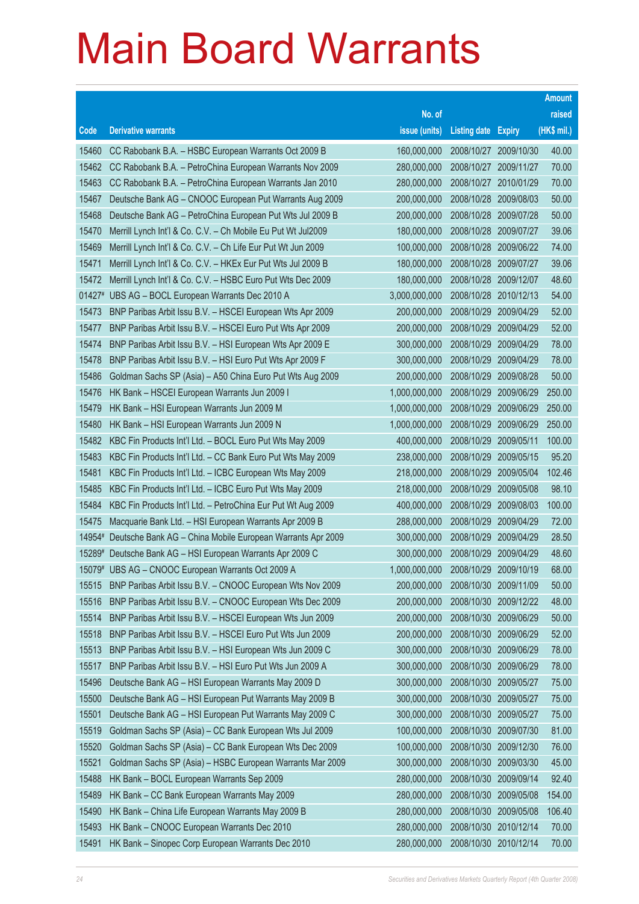# Main Board Warrants

| Code | Derivative warrants | No. of issue (units) | Listing date | Expiry | Amount raised (HK$ mil.) |
|---|---|---|---|---|---|
| 15460 | CC Rabobank B.A. – HSBC European Warrants Oct 2009 B | 160,000,000 | 2008/10/27 | 2009/10/30 | 40.00 |
| 15462 | CC Rabobank B.A. – PetroChina European Warrants Nov 2009 | 280,000,000 | 2008/10/27 | 2009/11/27 | 70.00 |
| 15463 | CC Rabobank B.A. – PetroChina European Warrants Jan 2010 | 280,000,000 | 2008/10/27 | 2010/01/29 | 70.00 |
| 15467 | Deutsche Bank AG – CNOOC European Put Warrants Aug 2009 | 200,000,000 | 2008/10/28 | 2009/08/03 | 50.00 |
| 15468 | Deutsche Bank AG – PetroChina European Put Wts Jul 2009 B | 200,000,000 | 2008/10/28 | 2009/07/28 | 50.00 |
| 15470 | Merrill Lynch Int'l & Co. C.V. – Ch Mobile Eu Put Wt Jul2009 | 180,000,000 | 2008/10/28 | 2009/07/27 | 39.06 |
| 15469 | Merrill Lynch Int'l & Co. C.V. – Ch Life Eur Put Wt Jun 2009 | 100,000,000 | 2008/10/28 | 2009/06/22 | 74.00 |
| 15471 | Merrill Lynch Int'l & Co. C.V. – HKEx Eur Put Wts Jul 2009 B | 180,000,000 | 2008/10/28 | 2009/07/27 | 39.06 |
| 15472 | Merrill Lynch Int'l & Co. C.V. – HSBC Euro Put Wts Dec 2009 | 180,000,000 | 2008/10/28 | 2009/12/07 | 48.60 |
| 01427# | UBS AG – BOCL European Warrants Dec 2010 A | 3,000,000,000 | 2008/10/28 | 2010/12/13 | 54.00 |
| 15473 | BNP Paribas Arbit Issu B.V. – HSCEI European Wts Apr 2009 | 200,000,000 | 2008/10/29 | 2009/04/29 | 52.00 |
| 15477 | BNP Paribas Arbit Issu B.V. – HSCEI Euro Put Wts Apr 2009 | 200,000,000 | 2008/10/29 | 2009/04/29 | 52.00 |
| 15474 | BNP Paribas Arbit Issu B.V. – HSI European Wts Apr 2009 E | 300,000,000 | 2008/10/29 | 2009/04/29 | 78.00 |
| 15478 | BNP Paribas Arbit Issu B.V. – HSI Euro Put Wts Apr 2009 F | 300,000,000 | 2008/10/29 | 2009/04/29 | 78.00 |
| 15486 | Goldman Sachs SP (Asia) – A50 China Euro Put Wts Aug 2009 | 200,000,000 | 2008/10/29 | 2009/08/28 | 50.00 |
| 15476 | HK Bank – HSCEI European Warrants Jun 2009 I | 1,000,000,000 | 2008/10/29 | 2009/06/29 | 250.00 |
| 15479 | HK Bank – HSI European Warrants Jun 2009 M | 1,000,000,000 | 2008/10/29 | 2009/06/29 | 250.00 |
| 15480 | HK Bank – HSI European Warrants Jun 2009 N | 1,000,000,000 | 2008/10/29 | 2009/06/29 | 250.00 |
| 15482 | KBC Fin Products Int'l Ltd. – BOCL Euro Put Wts May 2009 | 400,000,000 | 2008/10/29 | 2009/05/11 | 100.00 |
| 15483 | KBC Fin Products Int'l Ltd. – CC Bank Euro Put Wts May 2009 | 238,000,000 | 2008/10/29 | 2009/05/15 | 95.20 |
| 15481 | KBC Fin Products Int'l Ltd. – ICBC European Wts May 2009 | 218,000,000 | 2008/10/29 | 2009/05/04 | 102.46 |
| 15485 | KBC Fin Products Int'l Ltd. – ICBC Euro Put Wts May 2009 | 218,000,000 | 2008/10/29 | 2009/05/08 | 98.10 |
| 15484 | KBC Fin Products Int'l Ltd. – PetroChina Eur Put Wt Aug 2009 | 400,000,000 | 2008/10/29 | 2009/08/03 | 100.00 |
| 15475 | Macquarie Bank Ltd. – HSI European Warrants Apr 2009 B | 288,000,000 | 2008/10/29 | 2009/04/29 | 72.00 |
| 14954# | Deutsche Bank AG – China Mobile European Warrants Apr 2009 | 300,000,000 | 2008/10/29 | 2009/04/29 | 28.50 |
| 15289# | Deutsche Bank AG – HSI European Warrants Apr 2009 C | 300,000,000 | 2008/10/29 | 2009/04/29 | 48.60 |
| 15079# | UBS AG – CNOOC European Warrants Oct 2009 A | 1,000,000,000 | 2008/10/29 | 2009/10/19 | 68.00 |
| 15515 | BNP Paribas Arbit Issu B.V. – CNOOC European Wts Nov 2009 | 200,000,000 | 2008/10/30 | 2009/11/09 | 50.00 |
| 15516 | BNP Paribas Arbit Issu B.V. – CNOOC European Wts Dec 2009 | 200,000,000 | 2008/10/30 | 2009/12/22 | 48.00 |
| 15514 | BNP Paribas Arbit Issu B.V. – HSCEI European Wts Jun 2009 | 200,000,000 | 2008/10/30 | 2009/06/29 | 50.00 |
| 15518 | BNP Paribas Arbit Issu B.V. – HSCEI Euro Put Wts Jun 2009 | 200,000,000 | 2008/10/30 | 2009/06/29 | 52.00 |
| 15513 | BNP Paribas Arbit Issu B.V. – HSI European Wts Jun 2009 C | 300,000,000 | 2008/10/30 | 2009/06/29 | 78.00 |
| 15517 | BNP Paribas Arbit Issu B.V. – HSI Euro Put Wts Jun 2009 A | 300,000,000 | 2008/10/30 | 2009/06/29 | 78.00 |
| 15496 | Deutsche Bank AG – HSI European Warrants May 2009 D | 300,000,000 | 2008/10/30 | 2009/05/27 | 75.00 |
| 15500 | Deutsche Bank AG – HSI European Put Warrants May 2009 B | 300,000,000 | 2008/10/30 | 2009/05/27 | 75.00 |
| 15501 | Deutsche Bank AG – HSI European Put Warrants May 2009 C | 300,000,000 | 2008/10/30 | 2009/05/27 | 75.00 |
| 15519 | Goldman Sachs SP (Asia) – CC Bank European Wts Jul 2009 | 100,000,000 | 2008/10/30 | 2009/07/30 | 81.00 |
| 15520 | Goldman Sachs SP (Asia) – CC Bank European Wts Dec 2009 | 100,000,000 | 2008/10/30 | 2009/12/30 | 76.00 |
| 15521 | Goldman Sachs SP (Asia) – HSBC European Warrants Mar 2009 | 300,000,000 | 2008/10/30 | 2009/03/30 | 45.00 |
| 15488 | HK Bank – BOCL European Warrants Sep 2009 | 280,000,000 | 2008/10/30 | 2009/09/14 | 92.40 |
| 15489 | HK Bank – CC Bank European Warrants May 2009 | 280,000,000 | 2008/10/30 | 2009/05/08 | 154.00 |
| 15490 | HK Bank – China Life European Warrants May 2009 B | 280,000,000 | 2008/10/30 | 2009/05/08 | 106.40 |
| 15493 | HK Bank – CNOOC European Warrants Dec 2010 | 280,000,000 | 2008/10/30 | 2010/12/14 | 70.00 |
| 15491 | HK Bank – Sinopec Corp European Warrants Dec 2010 | 280,000,000 | 2008/10/30 | 2010/12/14 | 70.00 |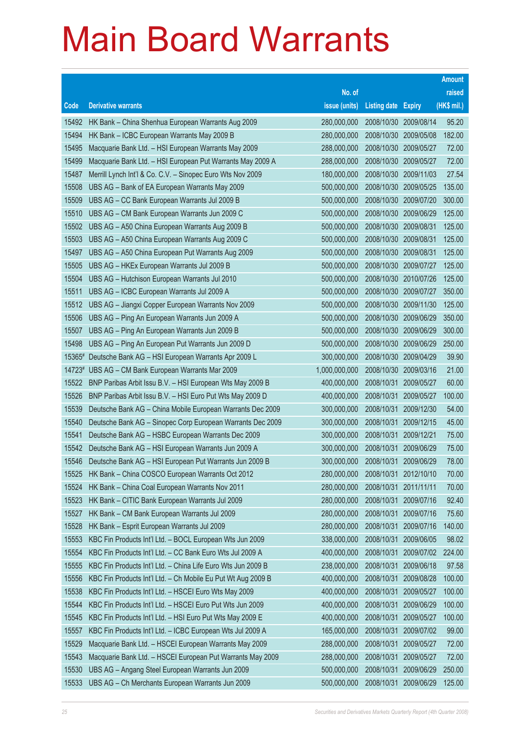# Main Board Warrants

| Code | Derivative warrants | No. of issue (units) | Listing date | Expiry | Amount raised (HK$ mil.) |
|---|---|---|---|---|---|
| 15492 | HK Bank – China Shenhua European Warrants Aug 2009 | 280,000,000 | 2008/10/30 | 2009/08/14 | 95.20 |
| 15494 | HK Bank – ICBC European Warrants May 2009 B | 280,000,000 | 2008/10/30 | 2009/05/08 | 182.00 |
| 15495 | Macquarie Bank Ltd. – HSI European Warrants May 2009 | 288,000,000 | 2008/10/30 | 2009/05/27 | 72.00 |
| 15499 | Macquarie Bank Ltd. – HSI European Put Warrants May 2009 A | 288,000,000 | 2008/10/30 | 2009/05/27 | 72.00 |
| 15487 | Merrill Lynch Int'l & Co. C.V. – Sinopec Euro Wts Nov 2009 | 180,000,000 | 2008/10/30 | 2009/11/03 | 27.54 |
| 15508 | UBS AG – Bank of EA European Warrants May 2009 | 500,000,000 | 2008/10/30 | 2009/05/25 | 135.00 |
| 15509 | UBS AG – CC Bank European Warrants Jul 2009 B | 500,000,000 | 2008/10/30 | 2009/07/20 | 300.00 |
| 15510 | UBS AG – CM Bank European Warrants Jun 2009 C | 500,000,000 | 2008/10/30 | 2009/06/29 | 125.00 |
| 15502 | UBS AG – A50 China European Warrants Aug 2009 B | 500,000,000 | 2008/10/30 | 2009/08/31 | 125.00 |
| 15503 | UBS AG – A50 China European Warrants Aug 2009 C | 500,000,000 | 2008/10/30 | 2009/08/31 | 125.00 |
| 15497 | UBS AG – A50 China European Put Warrants Aug 2009 | 500,000,000 | 2008/10/30 | 2009/08/31 | 125.00 |
| 15505 | UBS AG – HKEx European Warrants Jul 2009 B | 500,000,000 | 2008/10/30 | 2009/07/27 | 125.00 |
| 15504 | UBS AG – Hutchison European Warrants Jul 2010 | 500,000,000 | 2008/10/30 | 2010/07/26 | 125.00 |
| 15511 | UBS AG – ICBC European Warrants Jul 2009 A | 500,000,000 | 2008/10/30 | 2009/07/27 | 350.00 |
| 15512 | UBS AG – Jiangxi Copper European Warrants Nov 2009 | 500,000,000 | 2008/10/30 | 2009/11/30 | 125.00 |
| 15506 | UBS AG – Ping An European Warrants Jun 2009 A | 500,000,000 | 2008/10/30 | 2009/06/29 | 350.00 |
| 15507 | UBS AG – Ping An European Warrants Jun 2009 B | 500,000,000 | 2008/10/30 | 2009/06/29 | 300.00 |
| 15498 | UBS AG – Ping An European Put Warrants Jun 2009 D | 500,000,000 | 2008/10/30 | 2009/06/29 | 250.00 |
| 15365# | Deutsche Bank AG – HSI European Warrants Apr 2009 L | 300,000,000 | 2008/10/30 | 2009/04/29 | 39.90 |
| 14723# | UBS AG – CM Bank European Warrants Mar 2009 | 1,000,000,000 | 2008/10/30 | 2009/03/16 | 21.00 |
| 15522 | BNP Paribas Arbit Issu B.V. – HSI European Wts May 2009 B | 400,000,000 | 2008/10/31 | 2009/05/27 | 60.00 |
| 15526 | BNP Paribas Arbit Issu B.V. – HSI Euro Put Wts May 2009 D | 400,000,000 | 2008/10/31 | 2009/05/27 | 100.00 |
| 15539 | Deutsche Bank AG – China Mobile European Warrants Dec 2009 | 300,000,000 | 2008/10/31 | 2009/12/30 | 54.00 |
| 15540 | Deutsche Bank AG – Sinopec Corp European Warrants Dec 2009 | 300,000,000 | 2008/10/31 | 2009/12/15 | 45.00 |
| 15541 | Deutsche Bank AG – HSBC European Warrants Dec 2009 | 300,000,000 | 2008/10/31 | 2009/12/21 | 75.00 |
| 15542 | Deutsche Bank AG – HSI European Warrants Jun 2009 A | 300,000,000 | 2008/10/31 | 2009/06/29 | 75.00 |
| 15546 | Deutsche Bank AG – HSI European Put Warrants Jun 2009 B | 300,000,000 | 2008/10/31 | 2009/06/29 | 78.00 |
| 15525 | HK Bank – China COSCO European Warrants Oct 2012 | 280,000,000 | 2008/10/31 | 2012/10/10 | 70.00 |
| 15524 | HK Bank – China Coal European Warrants Nov 2011 | 280,000,000 | 2008/10/31 | 2011/11/11 | 70.00 |
| 15523 | HK Bank – CITIC Bank European Warrants Jul 2009 | 280,000,000 | 2008/10/31 | 2009/07/16 | 92.40 |
| 15527 | HK Bank – CM Bank European Warrants Jul 2009 | 280,000,000 | 2008/10/31 | 2009/07/16 | 75.60 |
| 15528 | HK Bank – Esprit European Warrants Jul 2009 | 280,000,000 | 2008/10/31 | 2009/07/16 | 140.00 |
| 15553 | KBC Fin Products Int'l Ltd. – BOCL European Wts Jun 2009 | 338,000,000 | 2008/10/31 | 2009/06/05 | 98.02 |
| 15554 | KBC Fin Products Int'l Ltd. – CC Bank Euro Wts Jul 2009 A | 400,000,000 | 2008/10/31 | 2009/07/02 | 224.00 |
| 15555 | KBC Fin Products Int'l Ltd. – China Life Euro Wts Jun 2009 B | 238,000,000 | 2008/10/31 | 2009/06/18 | 97.58 |
| 15556 | KBC Fin Products Int'l Ltd. – Ch Mobile Eu Put Wt Aug 2009 B | 400,000,000 | 2008/10/31 | 2009/08/28 | 100.00 |
| 15538 | KBC Fin Products Int'l Ltd. – HSCEI Euro Wts May 2009 | 400,000,000 | 2008/10/31 | 2009/05/27 | 100.00 |
| 15544 | KBC Fin Products Int'l Ltd. – HSCEI Euro Put Wts Jun 2009 | 400,000,000 | 2008/10/31 | 2009/06/29 | 100.00 |
| 15545 | KBC Fin Products Int'l Ltd. – HSI Euro Put Wts May 2009 E | 400,000,000 | 2008/10/31 | 2009/05/27 | 100.00 |
| 15557 | KBC Fin Products Int'l Ltd. – ICBC European Wts Jul 2009 A | 165,000,000 | 2008/10/31 | 2009/07/02 | 99.00 |
| 15529 | Macquarie Bank Ltd. – HSCEI European Warrants May 2009 | 288,000,000 | 2008/10/31 | 2009/05/27 | 72.00 |
| 15543 | Macquarie Bank Ltd. – HSCEI European Put Warrants May 2009 | 288,000,000 | 2008/10/31 | 2009/05/27 | 72.00 |
| 15530 | UBS AG – Angang Steel European Warrants Jun 2009 | 500,000,000 | 2008/10/31 | 2009/06/29 | 250.00 |
| 15533 | UBS AG – Ch Merchants European Warrants Jun 2009 | 500,000,000 | 2008/10/31 | 2009/06/29 | 125.00 |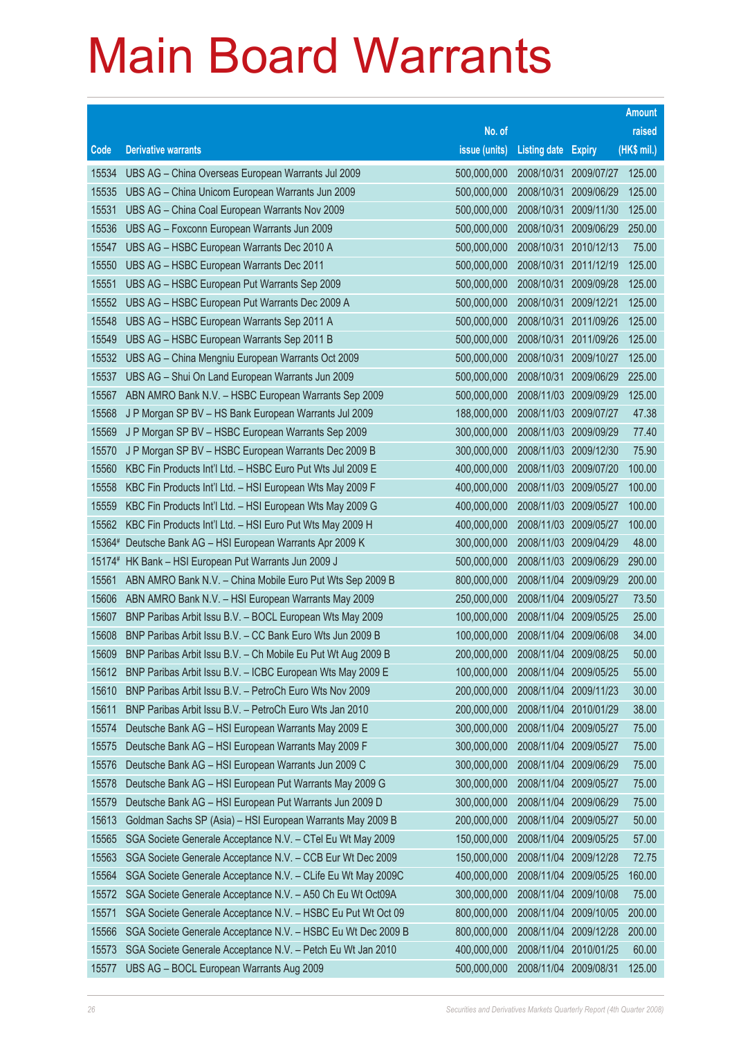# Main Board Warrants

| Code | Derivative warrants | No. of issue (units) | Listing date | Expiry | Amount raised (HK$ mil.) |
|---|---|---|---|---|---|
| 15534 | UBS AG – China Overseas European Warrants Jul 2009 | 500,000,000 | 2008/10/31 | 2009/07/27 | 125.00 |
| 15535 | UBS AG – China Unicom European Warrants Jun 2009 | 500,000,000 | 2008/10/31 | 2009/06/29 | 125.00 |
| 15531 | UBS AG – China Coal European Warrants Nov 2009 | 500,000,000 | 2008/10/31 | 2009/11/30 | 125.00 |
| 15536 | UBS AG – Foxconn European Warrants Jun 2009 | 500,000,000 | 2008/10/31 | 2009/06/29 | 250.00 |
| 15547 | UBS AG – HSBC European Warrants Dec 2010 A | 500,000,000 | 2008/10/31 | 2010/12/13 | 75.00 |
| 15550 | UBS AG – HSBC European Warrants Dec 2011 | 500,000,000 | 2008/10/31 | 2011/12/19 | 125.00 |
| 15551 | UBS AG – HSBC European Put Warrants Sep 2009 | 500,000,000 | 2008/10/31 | 2009/09/28 | 125.00 |
| 15552 | UBS AG – HSBC European Put Warrants Dec 2009 A | 500,000,000 | 2008/10/31 | 2009/12/21 | 125.00 |
| 15548 | UBS AG – HSBC European Warrants Sep 2011 A | 500,000,000 | 2008/10/31 | 2011/09/26 | 125.00 |
| 15549 | UBS AG – HSBC European Warrants Sep 2011 B | 500,000,000 | 2008/10/31 | 2011/09/26 | 125.00 |
| 15532 | UBS AG – China Mengniu European Warrants Oct 2009 | 500,000,000 | 2008/10/31 | 2009/10/27 | 125.00 |
| 15537 | UBS AG – Shui On Land European Warrants Jun 2009 | 500,000,000 | 2008/10/31 | 2009/06/29 | 225.00 |
| 15567 | ABN AMRO Bank N.V. – HSBC European Warrants Sep 2009 | 500,000,000 | 2008/11/03 | 2009/09/29 | 125.00 |
| 15568 | J P Morgan SP BV – HS Bank European Warrants Jul 2009 | 188,000,000 | 2008/11/03 | 2009/07/27 | 47.38 |
| 15569 | J P Morgan SP BV – HSBC European Warrants Sep 2009 | 300,000,000 | 2008/11/03 | 2009/09/29 | 77.40 |
| 15570 | J P Morgan SP BV – HSBC European Warrants Dec 2009 B | 300,000,000 | 2008/11/03 | 2009/12/30 | 75.90 |
| 15560 | KBC Fin Products Int'l Ltd. – HSBC Euro Put Wts Jul 2009 E | 400,000,000 | 2008/11/03 | 2009/07/20 | 100.00 |
| 15558 | KBC Fin Products Int'l Ltd. – HSI European Wts May 2009 F | 400,000,000 | 2008/11/03 | 2009/05/27 | 100.00 |
| 15559 | KBC Fin Products Int'l Ltd. – HSI European Wts May 2009 G | 400,000,000 | 2008/11/03 | 2009/05/27 | 100.00 |
| 15562 | KBC Fin Products Int'l Ltd. – HSI Euro Put Wts May 2009 H | 400,000,000 | 2008/11/03 | 2009/05/27 | 100.00 |
| 15364# | Deutsche Bank AG – HSI European Warrants Apr 2009 K | 300,000,000 | 2008/11/03 | 2009/04/29 | 48.00 |
| 15174# | HK Bank – HSI European Put Warrants Jun 2009 J | 500,000,000 | 2008/11/03 | 2009/06/29 | 290.00 |
| 15561 | ABN AMRO Bank N.V. – China Mobile Euro Put Wts Sep 2009 B | 800,000,000 | 2008/11/04 | 2009/09/29 | 200.00 |
| 15606 | ABN AMRO Bank N.V. – HSI European Warrants May 2009 | 250,000,000 | 2008/11/04 | 2009/05/27 | 73.50 |
| 15607 | BNP Paribas Arbit Issu B.V. – BOCL European Wts May 2009 | 100,000,000 | 2008/11/04 | 2009/05/25 | 25.00 |
| 15608 | BNP Paribas Arbit Issu B.V. – CC Bank Euro Wts Jun 2009 B | 100,000,000 | 2008/11/04 | 2009/06/08 | 34.00 |
| 15609 | BNP Paribas Arbit Issu B.V. – Ch Mobile Eu Put Wt Aug 2009 B | 200,000,000 | 2008/11/04 | 2009/08/25 | 50.00 |
| 15612 | BNP Paribas Arbit Issu B.V. – ICBC European Wts May 2009 E | 100,000,000 | 2008/11/04 | 2009/05/25 | 55.00 |
| 15610 | BNP Paribas Arbit Issu B.V. – PetroCh Euro Wts Nov 2009 | 200,000,000 | 2008/11/04 | 2009/11/23 | 30.00 |
| 15611 | BNP Paribas Arbit Issu B.V. – PetroCh Euro Wts Jan 2010 | 200,000,000 | 2008/11/04 | 2010/01/29 | 38.00 |
| 15574 | Deutsche Bank AG – HSI European Warrants May 2009 E | 300,000,000 | 2008/11/04 | 2009/05/27 | 75.00 |
| 15575 | Deutsche Bank AG – HSI European Warrants May 2009 F | 300,000,000 | 2008/11/04 | 2009/05/27 | 75.00 |
| 15576 | Deutsche Bank AG – HSI European Warrants Jun 2009 C | 300,000,000 | 2008/11/04 | 2009/06/29 | 75.00 |
| 15578 | Deutsche Bank AG – HSI European Put Warrants May 2009 G | 300,000,000 | 2008/11/04 | 2009/05/27 | 75.00 |
| 15579 | Deutsche Bank AG – HSI European Put Warrants Jun 2009 D | 300,000,000 | 2008/11/04 | 2009/06/29 | 75.00 |
| 15613 | Goldman Sachs SP (Asia) – HSI European Warrants May 2009 B | 200,000,000 | 2008/11/04 | 2009/05/27 | 50.00 |
| 15565 | SGA Societe Generale Acceptance N.V. – CTel Eu Wt May 2009 | 150,000,000 | 2008/11/04 | 2009/05/25 | 57.00 |
| 15563 | SGA Societe Generale Acceptance N.V. – CCB Eur Wt Dec 2009 | 150,000,000 | 2008/11/04 | 2009/12/28 | 72.75 |
| 15564 | SGA Societe Generale Acceptance N.V. – CLife Eu Wt May 2009C | 400,000,000 | 2008/11/04 | 2009/05/25 | 160.00 |
| 15572 | SGA Societe Generale Acceptance N.V. – A50 Ch Eu Wt Oct09A | 300,000,000 | 2008/11/04 | 2009/10/08 | 75.00 |
| 15571 | SGA Societe Generale Acceptance N.V. – HSBC Eu Put Wt Oct 09 | 800,000,000 | 2008/11/04 | 2009/10/05 | 200.00 |
| 15566 | SGA Societe Generale Acceptance N.V. – HSBC Eu Wt Dec 2009 B | 800,000,000 | 2008/11/04 | 2009/12/28 | 200.00 |
| 15573 | SGA Societe Generale Acceptance N.V. – Petch Eu Wt Jan 2010 | 400,000,000 | 2008/11/04 | 2010/01/25 | 60.00 |
| 15577 | UBS AG – BOCL European Warrants Aug 2009 | 500,000,000 | 2008/11/04 | 2009/08/31 | 125.00 |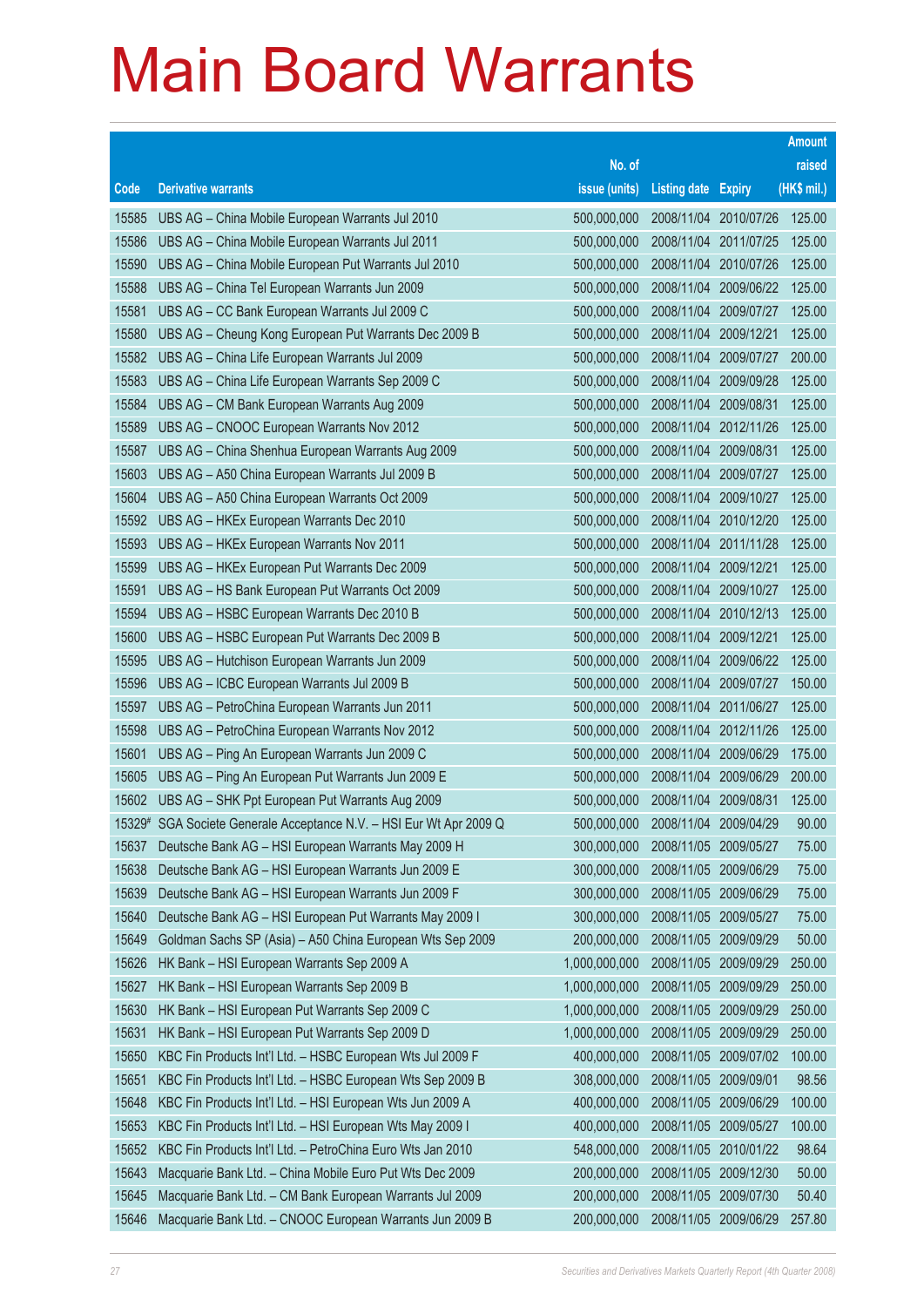# Main Board Warrants

| Code | Derivative warrants | No. of issue (units) | Listing date | Expiry | Amount raised (HK$ mil.) |
|---|---|---|---|---|---|
| 15585 | UBS AG – China Mobile European Warrants Jul 2010 | 500,000,000 | 2008/11/04 | 2010/07/26 | 125.00 |
| 15586 | UBS AG – China Mobile European Warrants Jul 2011 | 500,000,000 | 2008/11/04 | 2011/07/25 | 125.00 |
| 15590 | UBS AG – China Mobile European Put Warrants Jul 2010 | 500,000,000 | 2008/11/04 | 2010/07/26 | 125.00 |
| 15588 | UBS AG – China Tel European Warrants Jun 2009 | 500,000,000 | 2008/11/04 | 2009/06/22 | 125.00 |
| 15581 | UBS AG – CC Bank European Warrants Jul 2009 C | 500,000,000 | 2008/11/04 | 2009/07/27 | 125.00 |
| 15580 | UBS AG – Cheung Kong European Put Warrants Dec 2009 B | 500,000,000 | 2008/11/04 | 2009/12/21 | 125.00 |
| 15582 | UBS AG – China Life European Warrants Jul 2009 | 500,000,000 | 2008/11/04 | 2009/07/27 | 200.00 |
| 15583 | UBS AG – China Life European Warrants Sep 2009 C | 500,000,000 | 2008/11/04 | 2009/09/28 | 125.00 |
| 15584 | UBS AG – CM Bank European Warrants Aug 2009 | 500,000,000 | 2008/11/04 | 2009/08/31 | 125.00 |
| 15589 | UBS AG – CNOOC European Warrants Nov 2012 | 500,000,000 | 2008/11/04 | 2012/11/26 | 125.00 |
| 15587 | UBS AG – China Shenhua European Warrants Aug 2009 | 500,000,000 | 2008/11/04 | 2009/08/31 | 125.00 |
| 15603 | UBS AG – A50 China European Warrants Jul 2009 B | 500,000,000 | 2008/11/04 | 2009/07/27 | 125.00 |
| 15604 | UBS AG – A50 China European Warrants Oct 2009 | 500,000,000 | 2008/11/04 | 2009/10/27 | 125.00 |
| 15592 | UBS AG – HKEx European Warrants Dec 2010 | 500,000,000 | 2008/11/04 | 2010/12/20 | 125.00 |
| 15593 | UBS AG – HKEx European Warrants Nov 2011 | 500,000,000 | 2008/11/04 | 2011/11/28 | 125.00 |
| 15599 | UBS AG – HKEx European Put Warrants Dec 2009 | 500,000,000 | 2008/11/04 | 2009/12/21 | 125.00 |
| 15591 | UBS AG – HS Bank European Put Warrants Oct 2009 | 500,000,000 | 2008/11/04 | 2009/10/27 | 125.00 |
| 15594 | UBS AG – HSBC European Warrants Dec 2010 B | 500,000,000 | 2008/11/04 | 2010/12/13 | 125.00 |
| 15600 | UBS AG – HSBC European Put Warrants Dec 2009 B | 500,000,000 | 2008/11/04 | 2009/12/21 | 125.00 |
| 15595 | UBS AG – Hutchison European Warrants Jun 2009 | 500,000,000 | 2008/11/04 | 2009/06/22 | 125.00 |
| 15596 | UBS AG – ICBC European Warrants Jul 2009 B | 500,000,000 | 2008/11/04 | 2009/07/27 | 150.00 |
| 15597 | UBS AG – PetroChina European Warrants Jun 2011 | 500,000,000 | 2008/11/04 | 2011/06/27 | 125.00 |
| 15598 | UBS AG – PetroChina European Warrants Nov 2012 | 500,000,000 | 2008/11/04 | 2012/11/26 | 125.00 |
| 15601 | UBS AG – Ping An European Warrants Jun 2009 C | 500,000,000 | 2008/11/04 | 2009/06/29 | 175.00 |
| 15605 | UBS AG – Ping An European Put Warrants Jun 2009 E | 500,000,000 | 2008/11/04 | 2009/06/29 | 200.00 |
| 15602 | UBS AG – SHK Ppt European Put Warrants Aug 2009 | 500,000,000 | 2008/11/04 | 2009/08/31 | 125.00 |
| 15329# | SGA Societe Generale Acceptance N.V. – HSI Eur Wt Apr 2009 Q | 500,000,000 | 2008/11/04 | 2009/04/29 | 90.00 |
| 15637 | Deutsche Bank AG – HSI European Warrants May 2009 H | 300,000,000 | 2008/11/05 | 2009/05/27 | 75.00 |
| 15638 | Deutsche Bank AG – HSI European Warrants Jun 2009 E | 300,000,000 | 2008/11/05 | 2009/06/29 | 75.00 |
| 15639 | Deutsche Bank AG – HSI European Warrants Jun 2009 F | 300,000,000 | 2008/11/05 | 2009/06/29 | 75.00 |
| 15640 | Deutsche Bank AG – HSI European Put Warrants May 2009 I | 300,000,000 | 2008/11/05 | 2009/05/27 | 75.00 |
| 15649 | Goldman Sachs SP (Asia) – A50 China European Wts Sep 2009 | 200,000,000 | 2008/11/05 | 2009/09/29 | 50.00 |
| 15626 | HK Bank – HSI European Warrants Sep 2009 A | 1,000,000,000 | 2008/11/05 | 2009/09/29 | 250.00 |
| 15627 | HK Bank – HSI European Warrants Sep 2009 B | 1,000,000,000 | 2008/11/05 | 2009/09/29 | 250.00 |
| 15630 | HK Bank – HSI European Put Warrants Sep 2009 C | 1,000,000,000 | 2008/11/05 | 2009/09/29 | 250.00 |
| 15631 | HK Bank – HSI European Put Warrants Sep 2009 D | 1,000,000,000 | 2008/11/05 | 2009/09/29 | 250.00 |
| 15650 | KBC Fin Products Int'l Ltd. – HSBC European Wts Jul 2009 F | 400,000,000 | 2008/11/05 | 2009/07/02 | 100.00 |
| 15651 | KBC Fin Products Int'l Ltd. – HSBC European Wts Sep 2009 B | 308,000,000 | 2008/11/05 | 2009/09/01 | 98.56 |
| 15648 | KBC Fin Products Int'l Ltd. – HSI European Wts Jun 2009 A | 400,000,000 | 2008/11/05 | 2009/06/29 | 100.00 |
| 15653 | KBC Fin Products Int'l Ltd. – HSI European Wts May 2009 I | 400,000,000 | 2008/11/05 | 2009/05/27 | 100.00 |
| 15652 | KBC Fin Products Int'l Ltd. – PetroChina Euro Wts Jan 2010 | 548,000,000 | 2008/11/05 | 2010/01/22 | 98.64 |
| 15643 | Macquarie Bank Ltd. – China Mobile Euro Put Wts Dec 2009 | 200,000,000 | 2008/11/05 | 2009/12/30 | 50.00 |
| 15645 | Macquarie Bank Ltd. – CM Bank European Warrants Jul 2009 | 200,000,000 | 2008/11/05 | 2009/07/30 | 50.40 |
| 15646 | Macquarie Bank Ltd. – CNOOC European Warrants Jun 2009 B | 200,000,000 | 2008/11/05 | 2009/06/29 | 257.80 |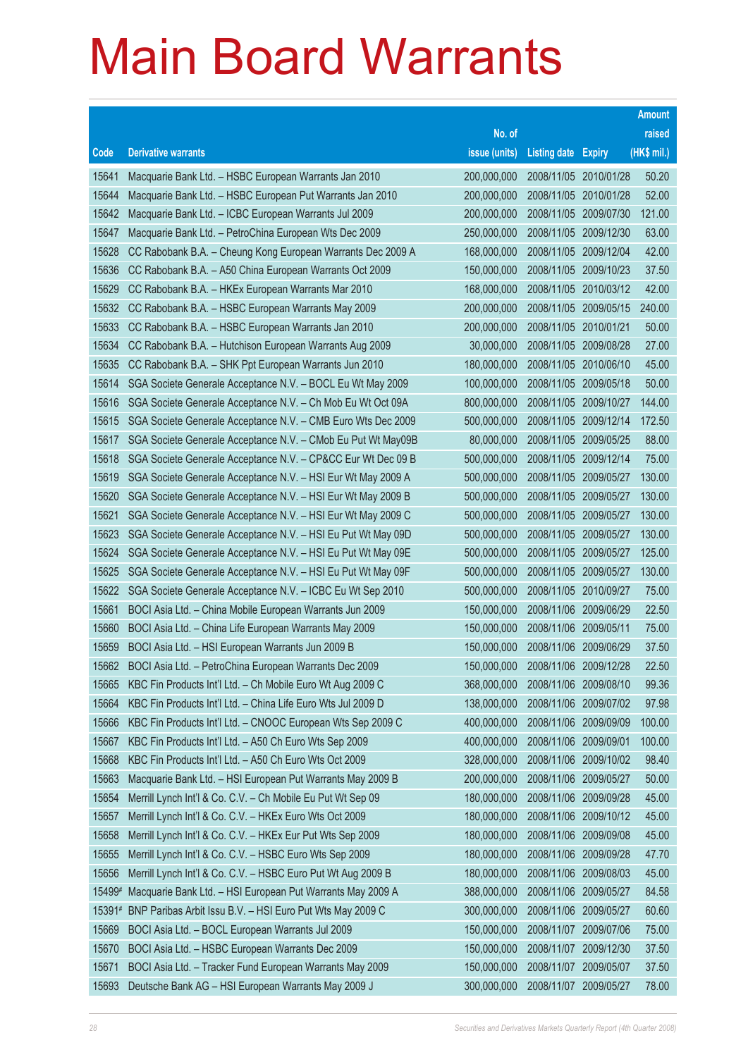# Main Board Warrants

| Code | Derivative warrants | No. of issue (units) | Listing date | Expiry | Amount raised (HK$ mil.) |
|---|---|---|---|---|---|
| 15641 | Macquarie Bank Ltd. – HSBC European Warrants Jan 2010 | 200,000,000 | 2008/11/05 | 2010/01/28 | 50.20 |
| 15644 | Macquarie Bank Ltd. – HSBC European Put Warrants Jan 2010 | 200,000,000 | 2008/11/05 | 2010/01/28 | 52.00 |
| 15642 | Macquarie Bank Ltd. – ICBC European Warrants Jul 2009 | 200,000,000 | 2008/11/05 | 2009/07/30 | 121.00 |
| 15647 | Macquarie Bank Ltd. – PetroChina European Wts Dec 2009 | 250,000,000 | 2008/11/05 | 2009/12/30 | 63.00 |
| 15628 | CC Rabobank B.A. – Cheung Kong European Warrants Dec 2009 A | 168,000,000 | 2008/11/05 | 2009/12/04 | 42.00 |
| 15636 | CC Rabobank B.A. – A50 China European Warrants Oct 2009 | 150,000,000 | 2008/11/05 | 2009/10/23 | 37.50 |
| 15629 | CC Rabobank B.A. – HKEx European Warrants Mar 2010 | 168,000,000 | 2008/11/05 | 2010/03/12 | 42.00 |
| 15632 | CC Rabobank B.A. – HSBC European Warrants May 2009 | 200,000,000 | 2008/11/05 | 2009/05/15 | 240.00 |
| 15633 | CC Rabobank B.A. – HSBC European Warrants Jan 2010 | 200,000,000 | 2008/11/05 | 2010/01/21 | 50.00 |
| 15634 | CC Rabobank B.A. – Hutchison European Warrants Aug 2009 | 30,000,000 | 2008/11/05 | 2009/08/28 | 27.00 |
| 15635 | CC Rabobank B.A. – SHK Ppt European Warrants Jun 2010 | 180,000,000 | 2008/11/05 | 2010/06/10 | 45.00 |
| 15614 | SGA Societe Generale Acceptance N.V. – BOCL Eu Wt May 2009 | 100,000,000 | 2008/11/05 | 2009/05/18 | 50.00 |
| 15616 | SGA Societe Generale Acceptance N.V. – Ch Mob Eu Wt Oct 09A | 800,000,000 | 2008/11/05 | 2009/10/27 | 144.00 |
| 15615 | SGA Societe Generale Acceptance N.V. – CMB Euro Wts Dec 2009 | 500,000,000 | 2008/11/05 | 2009/12/14 | 172.50 |
| 15617 | SGA Societe Generale Acceptance N.V. – CMob Eu Put Wt May09B | 80,000,000 | 2008/11/05 | 2009/05/25 | 88.00 |
| 15618 | SGA Societe Generale Acceptance N.V. – CP&CC Eur Wt Dec 09 B | 500,000,000 | 2008/11/05 | 2009/12/14 | 75.00 |
| 15619 | SGA Societe Generale Acceptance N.V. – HSI Eur Wt May 2009 A | 500,000,000 | 2008/11/05 | 2009/05/27 | 130.00 |
| 15620 | SGA Societe Generale Acceptance N.V. – HSI Eur Wt May 2009 B | 500,000,000 | 2008/11/05 | 2009/05/27 | 130.00 |
| 15621 | SGA Societe Generale Acceptance N.V. – HSI Eur Wt May 2009 C | 500,000,000 | 2008/11/05 | 2009/05/27 | 130.00 |
| 15623 | SGA Societe Generale Acceptance N.V. – HSI Eu Put Wt May 09D | 500,000,000 | 2008/11/05 | 2009/05/27 | 130.00 |
| 15624 | SGA Societe Generale Acceptance N.V. – HSI Eu Put Wt May 09E | 500,000,000 | 2008/11/05 | 2009/05/27 | 125.00 |
| 15625 | SGA Societe Generale Acceptance N.V. – HSI Eu Put Wt May 09F | 500,000,000 | 2008/11/05 | 2009/05/27 | 130.00 |
| 15622 | SGA Societe Generale Acceptance N.V. – ICBC Eu Wt Sep 2010 | 500,000,000 | 2008/11/05 | 2010/09/27 | 75.00 |
| 15661 | BOCI Asia Ltd. – China Mobile European Warrants Jun 2009 | 150,000,000 | 2008/11/06 | 2009/06/29 | 22.50 |
| 15660 | BOCI Asia Ltd. – China Life European Warrants May 2009 | 150,000,000 | 2008/11/06 | 2009/05/11 | 75.00 |
| 15659 | BOCI Asia Ltd. – HSI European Warrants Jun 2009 B | 150,000,000 | 2008/11/06 | 2009/06/29 | 37.50 |
| 15662 | BOCI Asia Ltd. – PetroChina European Warrants Dec 2009 | 150,000,000 | 2008/11/06 | 2009/12/28 | 22.50 |
| 15665 | KBC Fin Products Int'l Ltd. – Ch Mobile Euro Wt Aug 2009 C | 368,000,000 | 2008/11/06 | 2009/08/10 | 99.36 |
| 15664 | KBC Fin Products Int'l Ltd. – China Life Euro Wts Jul 2009 D | 138,000,000 | 2008/11/06 | 2009/07/02 | 97.98 |
| 15666 | KBC Fin Products Int'l Ltd. – CNOOC European Wts Sep 2009 C | 400,000,000 | 2008/11/06 | 2009/09/09 | 100.00 |
| 15667 | KBC Fin Products Int'l Ltd. – A50 Ch Euro Wts Sep 2009 | 400,000,000 | 2008/11/06 | 2009/09/01 | 100.00 |
| 15668 | KBC Fin Products Int'l Ltd. – A50 Ch Euro Wts Oct 2009 | 328,000,000 | 2008/11/06 | 2009/10/02 | 98.40 |
| 15663 | Macquarie Bank Ltd. – HSI European Put Warrants May 2009 B | 200,000,000 | 2008/11/06 | 2009/05/27 | 50.00 |
| 15654 | Merrill Lynch Int'l & Co. C.V. – Ch Mobile Eu Put Wt Sep 09 | 180,000,000 | 2008/11/06 | 2009/09/28 | 45.00 |
| 15657 | Merrill Lynch Int'l & Co. C.V. – HKEx Euro Wts Oct 2009 | 180,000,000 | 2008/11/06 | 2009/10/12 | 45.00 |
| 15658 | Merrill Lynch Int'l & Co. C.V. – HKEx Eur Put Wts Sep 2009 | 180,000,000 | 2008/11/06 | 2009/09/08 | 45.00 |
| 15655 | Merrill Lynch Int'l & Co. C.V. – HSBC Euro Wts Sep 2009 | 180,000,000 | 2008/11/06 | 2009/09/28 | 47.70 |
| 15656 | Merrill Lynch Int'l & Co. C.V. – HSBC Euro Put Wt Aug 2009 B | 180,000,000 | 2008/11/06 | 2009/08/03 | 45.00 |
| 15499# | Macquarie Bank Ltd. – HSI European Put Warrants May 2009 A | 388,000,000 | 2008/11/06 | 2009/05/27 | 84.58 |
| 15391# | BNP Paribas Arbit Issu B.V. – HSI Euro Put Wts May 2009 C | 300,000,000 | 2008/11/06 | 2009/05/27 | 60.60 |
| 15669 | BOCI Asia Ltd. – BOCL European Warrants Jul 2009 | 150,000,000 | 2008/11/07 | 2009/07/06 | 75.00 |
| 15670 | BOCI Asia Ltd. – HSBC European Warrants Dec 2009 | 150,000,000 | 2008/11/07 | 2009/12/30 | 37.50 |
| 15671 | BOCI Asia Ltd. – Tracker Fund European Warrants May 2009 | 150,000,000 | 2008/11/07 | 2009/05/07 | 37.50 |
| 15693 | Deutsche Bank AG – HSI European Warrants May 2009 J | 300,000,000 | 2008/11/07 | 2009/05/27 | 78.00 |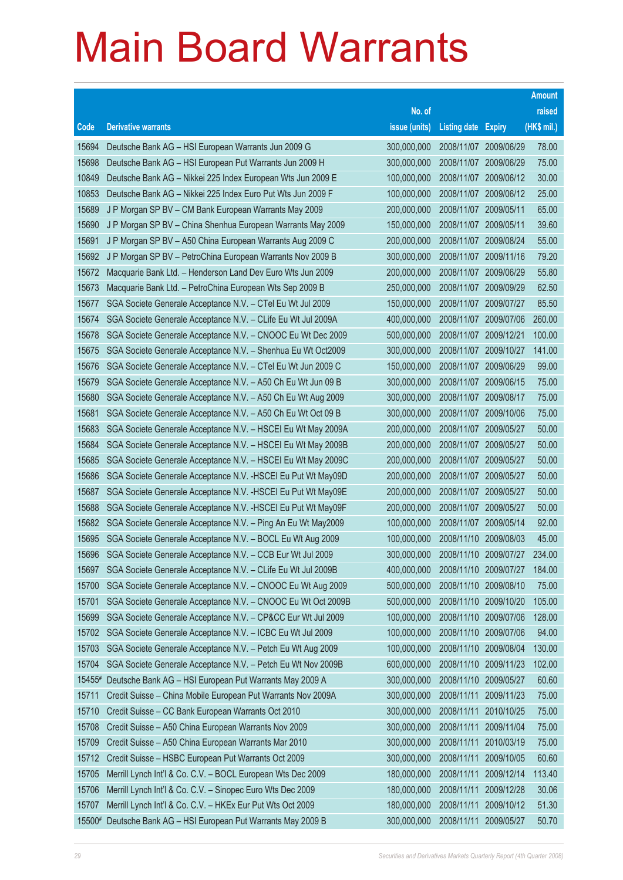# Main Board Warrants

| Code | Derivative warrants | No. of issue (units) | Listing date | Expiry | Amount raised (HK$ mil.) |
|---|---|---|---|---|---|
| 15694 | Deutsche Bank AG – HSI European Warrants Jun 2009 G | 300,000,000 | 2008/11/07 | 2009/06/29 | 78.00 |
| 15698 | Deutsche Bank AG – HSI European Put Warrants Jun 2009 H | 300,000,000 | 2008/11/07 | 2009/06/29 | 75.00 |
| 10849 | Deutsche Bank AG – Nikkei 225 Index European Wts Jun 2009 E | 100,000,000 | 2008/11/07 | 2009/06/12 | 30.00 |
| 10853 | Deutsche Bank AG – Nikkei 225 Index Euro Put Wts Jun 2009 F | 100,000,000 | 2008/11/07 | 2009/06/12 | 25.00 |
| 15689 | J P Morgan SP BV – CM Bank European Warrants May 2009 | 200,000,000 | 2008/11/07 | 2009/05/11 | 65.00 |
| 15690 | J P Morgan SP BV – China Shenhua European Warrants May 2009 | 150,000,000 | 2008/11/07 | 2009/05/11 | 39.60 |
| 15691 | J P Morgan SP BV – A50 China European Warrants Aug 2009 C | 200,000,000 | 2008/11/07 | 2009/08/24 | 55.00 |
| 15692 | J P Morgan SP BV – PetroChina European Warrants Nov 2009 B | 300,000,000 | 2008/11/07 | 2009/11/16 | 79.20 |
| 15672 | Macquarie Bank Ltd. – Henderson Land Dev Euro Wts Jun 2009 | 200,000,000 | 2008/11/07 | 2009/06/29 | 55.80 |
| 15673 | Macquarie Bank Ltd. – PetroChina European Wts Sep 2009 B | 250,000,000 | 2008/11/07 | 2009/09/29 | 62.50 |
| 15677 | SGA Societe Generale Acceptance N.V. – CTel Eu Wt Jul 2009 | 150,000,000 | 2008/11/07 | 2009/07/27 | 85.50 |
| 15674 | SGA Societe Generale Acceptance N.V. – CLife Eu Wt Jul 2009A | 400,000,000 | 2008/11/07 | 2009/07/06 | 260.00 |
| 15678 | SGA Societe Generale Acceptance N.V. – CNOOC Eu Wt Dec 2009 | 500,000,000 | 2008/11/07 | 2009/12/21 | 100.00 |
| 15675 | SGA Societe Generale Acceptance N.V. – Shenhua Eu Wt Oct2009 | 300,000,000 | 2008/11/07 | 2009/10/27 | 141.00 |
| 15676 | SGA Societe Generale Acceptance N.V. – CTel Eu Wt Jun 2009 C | 150,000,000 | 2008/11/07 | 2009/06/29 | 99.00 |
| 15679 | SGA Societe Generale Acceptance N.V. – A50 Ch Eu Wt Jun 09 B | 300,000,000 | 2008/11/07 | 2009/06/15 | 75.00 |
| 15680 | SGA Societe Generale Acceptance N.V. – A50 Ch Eu Wt Aug 2009 | 300,000,000 | 2008/11/07 | 2009/08/17 | 75.00 |
| 15681 | SGA Societe Generale Acceptance N.V. – A50 Ch Eu Wt Oct 09 B | 300,000,000 | 2008/11/07 | 2009/10/06 | 75.00 |
| 15683 | SGA Societe Generale Acceptance N.V. – HSCEI Eu Wt May 2009A | 200,000,000 | 2008/11/07 | 2009/05/27 | 50.00 |
| 15684 | SGA Societe Generale Acceptance N.V. – HSCEI Eu Wt May 2009B | 200,000,000 | 2008/11/07 | 2009/05/27 | 50.00 |
| 15685 | SGA Societe Generale Acceptance N.V. – HSCEI Eu Wt May 2009C | 200,000,000 | 2008/11/07 | 2009/05/27 | 50.00 |
| 15686 | SGA Societe Generale Acceptance N.V. -HSCEI Eu Put Wt May09D | 200,000,000 | 2008/11/07 | 2009/05/27 | 50.00 |
| 15687 | SGA Societe Generale Acceptance N.V. -HSCEI Eu Put Wt May09E | 200,000,000 | 2008/11/07 | 2009/05/27 | 50.00 |
| 15688 | SGA Societe Generale Acceptance N.V. -HSCEI Eu Put Wt May09F | 200,000,000 | 2008/11/07 | 2009/05/27 | 50.00 |
| 15682 | SGA Societe Generale Acceptance N.V. – Ping An Eu Wt May2009 | 100,000,000 | 2008/11/07 | 2009/05/14 | 92.00 |
| 15695 | SGA Societe Generale Acceptance N.V. – BOCL Eu Wt Aug 2009 | 100,000,000 | 2008/11/10 | 2009/08/03 | 45.00 |
| 15696 | SGA Societe Generale Acceptance N.V. – CCB Eur Wt Jul 2009 | 300,000,000 | 2008/11/10 | 2009/07/27 | 234.00 |
| 15697 | SGA Societe Generale Acceptance N.V. – CLife Eu Wt Jul 2009B | 400,000,000 | 2008/11/10 | 2009/07/27 | 184.00 |
| 15700 | SGA Societe Generale Acceptance N.V. – CNOOC Eu Wt Aug 2009 | 500,000,000 | 2008/11/10 | 2009/08/10 | 75.00 |
| 15701 | SGA Societe Generale Acceptance N.V. – CNOOC Eu Wt Oct 2009B | 500,000,000 | 2008/11/10 | 2009/10/20 | 105.00 |
| 15699 | SGA Societe Generale Acceptance N.V. – CP&CC Eur Wt Jul 2009 | 100,000,000 | 2008/11/10 | 2009/07/06 | 128.00 |
| 15702 | SGA Societe Generale Acceptance N.V. – ICBC Eu Wt Jul 2009 | 100,000,000 | 2008/11/10 | 2009/07/06 | 94.00 |
| 15703 | SGA Societe Generale Acceptance N.V. – Petch Eu Wt Aug 2009 | 100,000,000 | 2008/11/10 | 2009/08/04 | 130.00 |
| 15704 | SGA Societe Generale Acceptance N.V. – Petch Eu Wt Nov 2009B | 600,000,000 | 2008/11/10 | 2009/11/23 | 102.00 |
| 15455# | Deutsche Bank AG – HSI European Put Warrants May 2009 A | 300,000,000 | 2008/11/10 | 2009/05/27 | 60.60 |
| 15711 | Credit Suisse – China Mobile European Put Warrants Nov 2009A | 300,000,000 | 2008/11/11 | 2009/11/23 | 75.00 |
| 15710 | Credit Suisse – CC Bank European Warrants Oct 2010 | 300,000,000 | 2008/11/11 | 2010/10/25 | 75.00 |
| 15708 | Credit Suisse – A50 China European Warrants Nov 2009 | 300,000,000 | 2008/11/11 | 2009/11/04 | 75.00 |
| 15709 | Credit Suisse – A50 China European Warrants Mar 2010 | 300,000,000 | 2008/11/11 | 2010/03/19 | 75.00 |
| 15712 | Credit Suisse – HSBC European Put Warrants Oct 2009 | 300,000,000 | 2008/11/11 | 2009/10/05 | 60.60 |
| 15705 | Merrill Lynch Int'l & Co. C.V. – BOCL European Wts Dec 2009 | 180,000,000 | 2008/11/11 | 2009/12/14 | 113.40 |
| 15706 | Merrill Lynch Int'l & Co. C.V. – Sinopec Euro Wts Dec 2009 | 180,000,000 | 2008/11/11 | 2009/12/28 | 30.06 |
| 15707 | Merrill Lynch Int'l & Co. C.V. – HKEx Eur Put Wts Oct 2009 | 180,000,000 | 2008/11/11 | 2009/10/12 | 51.30 |
| 15500# | Deutsche Bank AG – HSI European Put Warrants May 2009 B | 300,000,000 | 2008/11/11 | 2009/05/27 | 50.70 |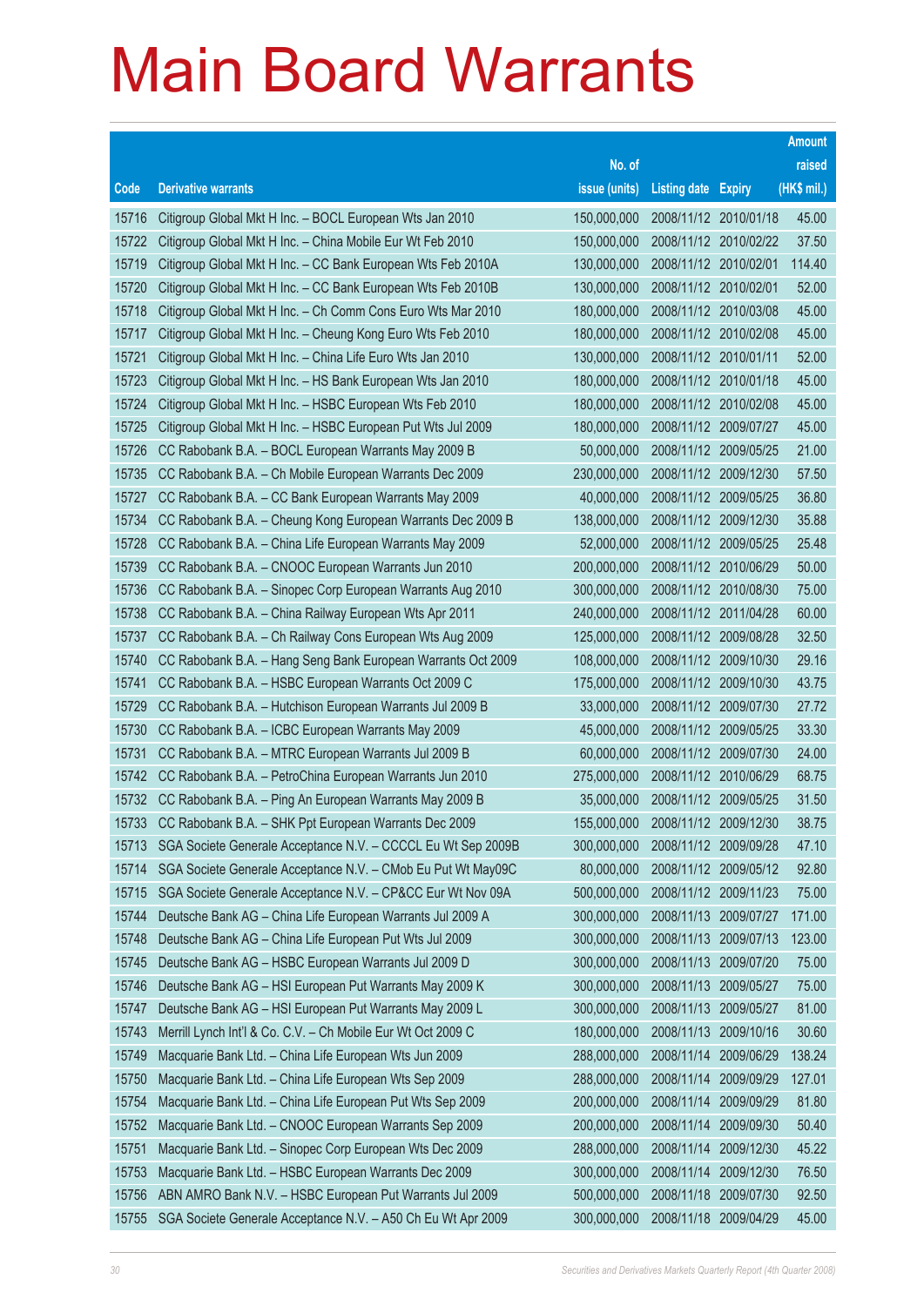# Main Board Warrants

| Code | Derivative warrants | No. of issue (units) | Listing date | Expiry | Amount raised (HK$ mil.) |
|---|---|---|---|---|---|
| 15716 | Citigroup Global Mkt H Inc. – BOCL European Wts Jan 2010 | 150,000,000 | 2008/11/12 | 2010/01/18 | 45.00 |
| 15722 | Citigroup Global Mkt H Inc. – China Mobile Eur Wt Feb 2010 | 150,000,000 | 2008/11/12 | 2010/02/22 | 37.50 |
| 15719 | Citigroup Global Mkt H Inc. – CC Bank European Wts Feb 2010A | 130,000,000 | 2008/11/12 | 2010/02/01 | 114.40 |
| 15720 | Citigroup Global Mkt H Inc. – CC Bank European Wts Feb 2010B | 130,000,000 | 2008/11/12 | 2010/02/01 | 52.00 |
| 15718 | Citigroup Global Mkt H Inc. – Ch Comm Cons Euro Wts Mar 2010 | 180,000,000 | 2008/11/12 | 2010/03/08 | 45.00 |
| 15717 | Citigroup Global Mkt H Inc. – Cheung Kong Euro Wts Feb 2010 | 180,000,000 | 2008/11/12 | 2010/02/08 | 45.00 |
| 15721 | Citigroup Global Mkt H Inc. – China Life Euro Wts Jan 2010 | 130,000,000 | 2008/11/12 | 2010/01/11 | 52.00 |
| 15723 | Citigroup Global Mkt H Inc. – HS Bank European Wts Jan 2010 | 180,000,000 | 2008/11/12 | 2010/01/18 | 45.00 |
| 15724 | Citigroup Global Mkt H Inc. – HSBC European Wts Feb 2010 | 180,000,000 | 2008/11/12 | 2010/02/08 | 45.00 |
| 15725 | Citigroup Global Mkt H Inc. – HSBC European Put Wts Jul 2009 | 180,000,000 | 2008/11/12 | 2009/07/27 | 45.00 |
| 15726 | CC Rabobank B.A. – BOCL European Warrants May 2009 B | 50,000,000 | 2008/11/12 | 2009/05/25 | 21.00 |
| 15735 | CC Rabobank B.A. – Ch Mobile European Warrants Dec 2009 | 230,000,000 | 2008/11/12 | 2009/12/30 | 57.50 |
| 15727 | CC Rabobank B.A. – CC Bank European Warrants May 2009 | 40,000,000 | 2008/11/12 | 2009/05/25 | 36.80 |
| 15734 | CC Rabobank B.A. – Cheung Kong European Warrants Dec 2009 B | 138,000,000 | 2008/11/12 | 2009/12/30 | 35.88 |
| 15728 | CC Rabobank B.A. – China Life European Warrants May 2009 | 52,000,000 | 2008/11/12 | 2009/05/25 | 25.48 |
| 15739 | CC Rabobank B.A. – CNOOC European Warrants Jun 2010 | 200,000,000 | 2008/11/12 | 2010/06/29 | 50.00 |
| 15736 | CC Rabobank B.A. – Sinopec Corp European Warrants Aug 2010 | 300,000,000 | 2008/11/12 | 2010/08/30 | 75.00 |
| 15738 | CC Rabobank B.A. – China Railway European Wts Apr 2011 | 240,000,000 | 2008/11/12 | 2011/04/28 | 60.00 |
| 15737 | CC Rabobank B.A. – Ch Railway Cons European Wts Aug 2009 | 125,000,000 | 2008/11/12 | 2009/08/28 | 32.50 |
| 15740 | CC Rabobank B.A. – Hang Seng Bank European Warrants Oct 2009 | 108,000,000 | 2008/11/12 | 2009/10/30 | 29.16 |
| 15741 | CC Rabobank B.A. – HSBC European Warrants Oct 2009 C | 175,000,000 | 2008/11/12 | 2009/10/30 | 43.75 |
| 15729 | CC Rabobank B.A. – Hutchison European Warrants Jul 2009 B | 33,000,000 | 2008/11/12 | 2009/07/30 | 27.72 |
| 15730 | CC Rabobank B.A. – ICBC European Warrants May 2009 | 45,000,000 | 2008/11/12 | 2009/05/25 | 33.30 |
| 15731 | CC Rabobank B.A. – MTRC European Warrants Jul 2009 B | 60,000,000 | 2008/11/12 | 2009/07/30 | 24.00 |
| 15742 | CC Rabobank B.A. – PetroChina European Warrants Jun 2010 | 275,000,000 | 2008/11/12 | 2010/06/29 | 68.75 |
| 15732 | CC Rabobank B.A. – Ping An European Warrants May 2009 B | 35,000,000 | 2008/11/12 | 2009/05/25 | 31.50 |
| 15733 | CC Rabobank B.A. – SHK Ppt European Warrants Dec 2009 | 155,000,000 | 2008/11/12 | 2009/12/30 | 38.75 |
| 15713 | SGA Societe Generale Acceptance N.V. – CCCCL Eu Wt Sep 2009B | 300,000,000 | 2008/11/12 | 2009/09/28 | 47.10 |
| 15714 | SGA Societe Generale Acceptance N.V. – CMob Eu Put Wt May09C | 80,000,000 | 2008/11/12 | 2009/05/12 | 92.80 |
| 15715 | SGA Societe Generale Acceptance N.V. – CP&CC Eur Wt Nov 09A | 500,000,000 | 2008/11/12 | 2009/11/23 | 75.00 |
| 15744 | Deutsche Bank AG – China Life European Warrants Jul 2009 A | 300,000,000 | 2008/11/13 | 2009/07/27 | 171.00 |
| 15748 | Deutsche Bank AG – China Life European Put Wts Jul 2009 | 300,000,000 | 2008/11/13 | 2009/07/13 | 123.00 |
| 15745 | Deutsche Bank AG – HSBC European Warrants Jul 2009 D | 300,000,000 | 2008/11/13 | 2009/07/20 | 75.00 |
| 15746 | Deutsche Bank AG – HSI European Put Warrants May 2009 K | 300,000,000 | 2008/11/13 | 2009/05/27 | 75.00 |
| 15747 | Deutsche Bank AG – HSI European Put Warrants May 2009 L | 300,000,000 | 2008/11/13 | 2009/05/27 | 81.00 |
| 15743 | Merrill Lynch Int'l & Co. C.V. – Ch Mobile Eur Wt Oct 2009 C | 180,000,000 | 2008/11/13 | 2009/10/16 | 30.60 |
| 15749 | Macquarie Bank Ltd. – China Life European Wts Jun 2009 | 288,000,000 | 2008/11/14 | 2009/06/29 | 138.24 |
| 15750 | Macquarie Bank Ltd. – China Life European Wts Sep 2009 | 288,000,000 | 2008/11/14 | 2009/09/29 | 127.01 |
| 15754 | Macquarie Bank Ltd. – China Life European Put Wts Sep 2009 | 200,000,000 | 2008/11/14 | 2009/09/29 | 81.80 |
| 15752 | Macquarie Bank Ltd. – CNOOC European Warrants Sep 2009 | 200,000,000 | 2008/11/14 | 2009/09/30 | 50.40 |
| 15751 | Macquarie Bank Ltd. – Sinopec Corp European Wts Dec 2009 | 288,000,000 | 2008/11/14 | 2009/12/30 | 45.22 |
| 15753 | Macquarie Bank Ltd. – HSBC European Warrants Dec 2009 | 300,000,000 | 2008/11/14 | 2009/12/30 | 76.50 |
| 15756 | ABN AMRO Bank N.V. – HSBC European Put Warrants Jul 2009 | 500,000,000 | 2008/11/18 | 2009/07/30 | 92.50 |
| 15755 | SGA Societe Generale Acceptance N.V. – A50 Ch Eu Wt Apr 2009 | 300,000,000 | 2008/11/18 | 2009/04/29 | 45.00 |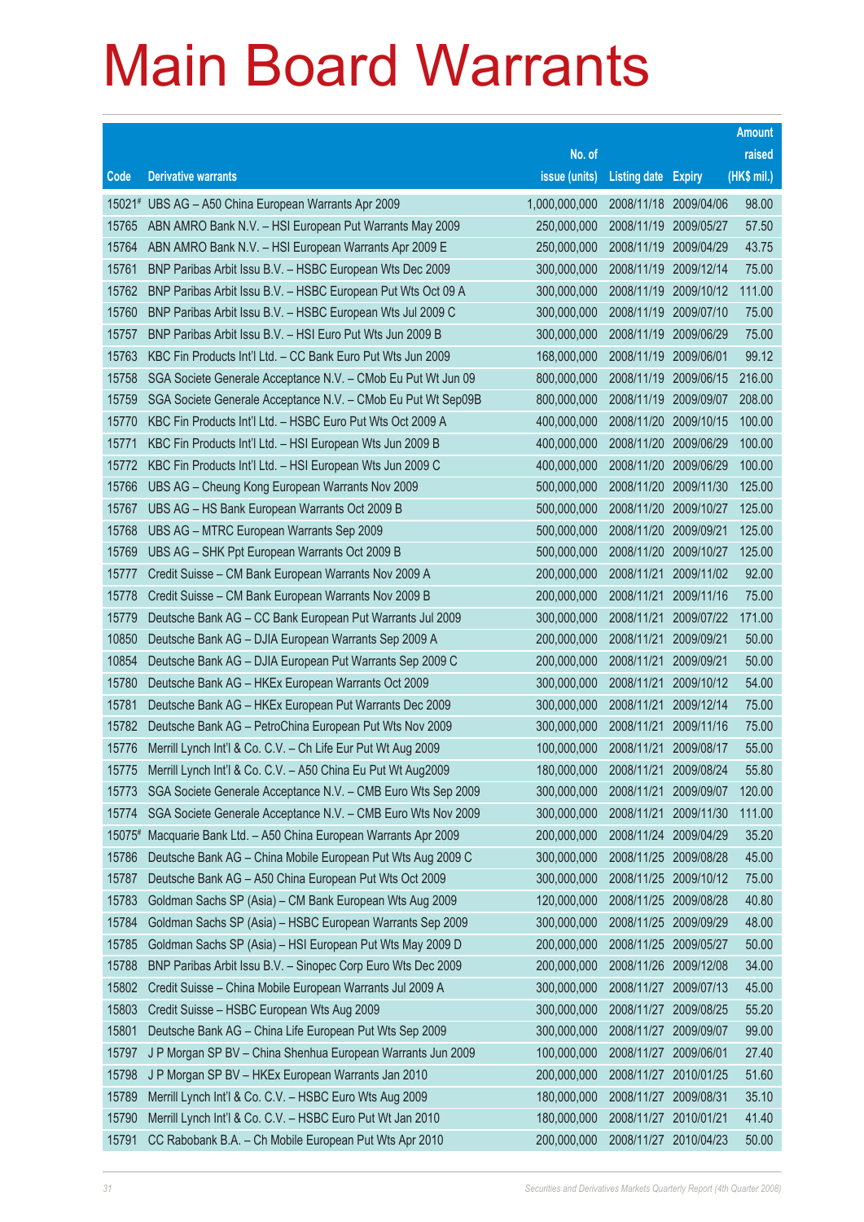# Main Board Warrants

| Code | Derivative warrants | No. of issue (units) | Listing date | Expiry | Amount raised (HK$ mil.) |
|---|---|---|---|---|---|
| 15021# | UBS AG – A50 China European Warrants Apr 2009 | 1,000,000,000 | 2008/11/18 | 2009/04/06 | 98.00 |
| 15765 | ABN AMRO Bank N.V. – HSI European Put Warrants May 2009 | 250,000,000 | 2008/11/19 | 2009/05/27 | 57.50 |
| 15764 | ABN AMRO Bank N.V. – HSI European Warrants Apr 2009 E | 250,000,000 | 2008/11/19 | 2009/04/29 | 43.75 |
| 15761 | BNP Paribas Arbit Issu B.V. – HSBC European Wts Dec 2009 | 300,000,000 | 2008/11/19 | 2009/12/14 | 75.00 |
| 15762 | BNP Paribas Arbit Issu B.V. – HSBC European Put Wts Oct 09 A | 300,000,000 | 2008/11/19 | 2009/10/12 | 111.00 |
| 15760 | BNP Paribas Arbit Issu B.V. – HSBC European Wts Jul 2009 C | 300,000,000 | 2008/11/19 | 2009/07/10 | 75.00 |
| 15757 | BNP Paribas Arbit Issu B.V. – HSI Euro Put Wts Jun 2009 B | 300,000,000 | 2008/11/19 | 2009/06/29 | 75.00 |
| 15763 | KBC Fin Products Int'l Ltd. – CC Bank Euro Put Wts Jun 2009 | 168,000,000 | 2008/11/19 | 2009/06/01 | 99.12 |
| 15758 | SGA Societe Generale Acceptance N.V. – CMob Eu Put Wt Jun 09 | 800,000,000 | 2008/11/19 | 2009/06/15 | 216.00 |
| 15759 | SGA Societe Generale Acceptance N.V. – CMob Eu Put Wt Sep09B | 800,000,000 | 2008/11/19 | 2009/09/07 | 208.00 |
| 15770 | KBC Fin Products Int'l Ltd. – HSBC Euro Put Wts Oct 2009 A | 400,000,000 | 2008/11/20 | 2009/10/15 | 100.00 |
| 15771 | KBC Fin Products Int'l Ltd. – HSI European Wts Jun 2009 B | 400,000,000 | 2008/11/20 | 2009/06/29 | 100.00 |
| 15772 | KBC Fin Products Int'l Ltd. – HSI European Wts Jun 2009 C | 400,000,000 | 2008/11/20 | 2009/06/29 | 100.00 |
| 15766 | UBS AG – Cheung Kong European Warrants Nov 2009 | 500,000,000 | 2008/11/20 | 2009/11/30 | 125.00 |
| 15767 | UBS AG – HS Bank European Warrants Oct 2009 B | 500,000,000 | 2008/11/20 | 2009/10/27 | 125.00 |
| 15768 | UBS AG – MTRC European Warrants Sep 2009 | 500,000,000 | 2008/11/20 | 2009/09/21 | 125.00 |
| 15769 | UBS AG – SHK Ppt European Warrants Oct 2009 B | 500,000,000 | 2008/11/20 | 2009/10/27 | 125.00 |
| 15777 | Credit Suisse – CM Bank European Warrants Nov 2009 A | 200,000,000 | 2008/11/21 | 2009/11/02 | 92.00 |
| 15778 | Credit Suisse – CM Bank European Warrants Nov 2009 B | 200,000,000 | 2008/11/21 | 2009/11/16 | 75.00 |
| 15779 | Deutsche Bank AG – CC Bank European Put Warrants Jul 2009 | 300,000,000 | 2008/11/21 | 2009/07/22 | 171.00 |
| 10850 | Deutsche Bank AG – DJIA European Warrants Sep 2009 A | 200,000,000 | 2008/11/21 | 2009/09/21 | 50.00 |
| 10854 | Deutsche Bank AG – DJIA European Put Warrants Sep 2009 C | 200,000,000 | 2008/11/21 | 2009/09/21 | 50.00 |
| 15780 | Deutsche Bank AG – HKEx European Warrants Oct 2009 | 300,000,000 | 2008/11/21 | 2009/10/12 | 54.00 |
| 15781 | Deutsche Bank AG – HKEx European Put Warrants Dec 2009 | 300,000,000 | 2008/11/21 | 2009/12/14 | 75.00 |
| 15782 | Deutsche Bank AG – PetroChina European Put Wts Nov 2009 | 300,000,000 | 2008/11/21 | 2009/11/16 | 75.00 |
| 15776 | Merrill Lynch Int'l & Co. C.V. – Ch Life Eur Put Wt Aug 2009 | 100,000,000 | 2008/11/21 | 2009/08/17 | 55.00 |
| 15775 | Merrill Lynch Int'l & Co. C.V. – A50 China Eu Put Wt Aug2009 | 180,000,000 | 2008/11/21 | 2009/08/24 | 55.80 |
| 15773 | SGA Societe Generale Acceptance N.V. – CMB Euro Wts Sep 2009 | 300,000,000 | 2008/11/21 | 2009/09/07 | 120.00 |
| 15774 | SGA Societe Generale Acceptance N.V. – CMB Euro Wts Nov 2009 | 300,000,000 | 2008/11/21 | 2009/11/30 | 111.00 |
| 15075# | Macquarie Bank Ltd. – A50 China European Warrants Apr 2009 | 200,000,000 | 2008/11/24 | 2009/04/29 | 35.20 |
| 15786 | Deutsche Bank AG – China Mobile European Put Wts Aug 2009 C | 300,000,000 | 2008/11/25 | 2009/08/28 | 45.00 |
| 15787 | Deutsche Bank AG – A50 China European Put Wts Oct 2009 | 300,000,000 | 2008/11/25 | 2009/10/12 | 75.00 |
| 15783 | Goldman Sachs SP (Asia) – CM Bank European Wts Aug 2009 | 120,000,000 | 2008/11/25 | 2009/08/28 | 40.80 |
| 15784 | Goldman Sachs SP (Asia) – HSBC European Warrants Sep 2009 | 300,000,000 | 2008/11/25 | 2009/09/29 | 48.00 |
| 15785 | Goldman Sachs SP (Asia) – HSI European Put Wts May 2009 D | 200,000,000 | 2008/11/25 | 2009/05/27 | 50.00 |
| 15788 | BNP Paribas Arbit Issu B.V. – Sinopec Corp Euro Wts Dec 2009 | 200,000,000 | 2008/11/26 | 2009/12/08 | 34.00 |
| 15802 | Credit Suisse – China Mobile European Warrants Jul 2009 A | 300,000,000 | 2008/11/27 | 2009/07/13 | 45.00 |
| 15803 | Credit Suisse – HSBC European Wts Aug 2009 | 300,000,000 | 2008/11/27 | 2009/08/25 | 55.20 |
| 15801 | Deutsche Bank AG – China Life European Put Wts Sep 2009 | 300,000,000 | 2008/11/27 | 2009/09/07 | 99.00 |
| 15797 | J P Morgan SP BV – China Shenhua European Warrants Jun 2009 | 100,000,000 | 2008/11/27 | 2009/06/01 | 27.40 |
| 15798 | J P Morgan SP BV – HKEx European Warrants Jan 2010 | 200,000,000 | 2008/11/27 | 2010/01/25 | 51.60 |
| 15789 | Merrill Lynch Int'l & Co. C.V. – HSBC Euro Wts Aug 2009 | 180,000,000 | 2008/11/27 | 2009/08/31 | 35.10 |
| 15790 | Merrill Lynch Int'l & Co. C.V. – HSBC Euro Put Wt Jan 2010 | 180,000,000 | 2008/11/27 | 2010/01/21 | 41.40 |
| 15791 | CC Rabobank B.A. – Ch Mobile European Put Wts Apr 2010 | 200,000,000 | 2008/11/27 | 2010/04/23 | 50.00 |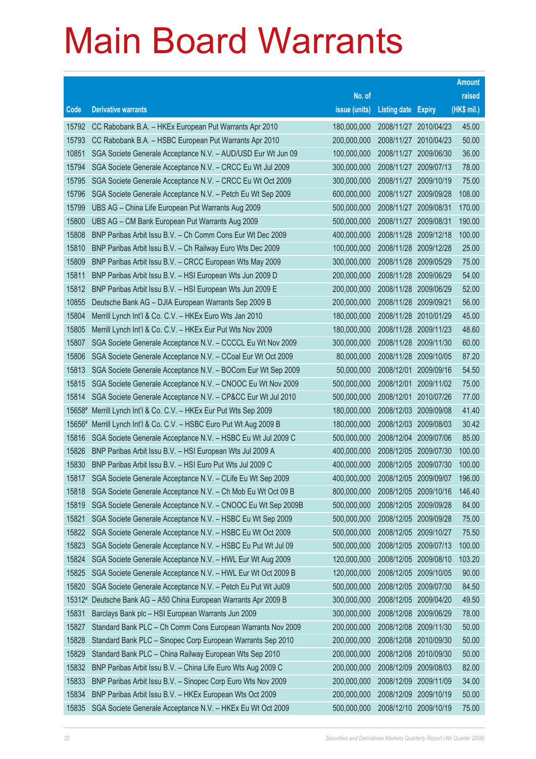# Main Board Warrants

| Code | Derivative warrants | No. of issue (units) | Listing date | Expiry | Amount raised (HK$ mil.) |
|---|---|---|---|---|---|
| 15792 | CC Rabobank B.A. – HKEx European Put Warrants Apr 2010 | 180,000,000 | 2008/11/27 | 2010/04/23 | 45.00 |
| 15793 | CC Rabobank B.A. – HSBC European Put Warrants Apr 2010 | 200,000,000 | 2008/11/27 | 2010/04/23 | 50.00 |
| 10851 | SGA Societe Generale Acceptance N.V. – AUD/USD Eur Wt Jun 09 | 100,000,000 | 2008/11/27 | 2009/06/30 | 36.00 |
| 15794 | SGA Societe Generale Acceptance N.V. – CRCC Eu Wt Jul 2009 | 300,000,000 | 2008/11/27 | 2009/07/13 | 78.00 |
| 15795 | SGA Societe Generale Acceptance N.V. – CRCC Eu Wt Oct 2009 | 300,000,000 | 2008/11/27 | 2009/10/19 | 75.00 |
| 15796 | SGA Societe Generale Acceptance N.V. – Petch Eu Wt Sep 2009 | 600,000,000 | 2008/11/27 | 2009/09/28 | 108.00 |
| 15799 | UBS AG – China Life European Put Warrants Aug 2009 | 500,000,000 | 2008/11/27 | 2009/08/31 | 170.00 |
| 15800 | UBS AG – CM Bank European Put Warrants Aug 2009 | 500,000,000 | 2008/11/27 | 2009/08/31 | 190.00 |
| 15808 | BNP Paribas Arbit Issu B.V. – Ch Comm Cons Eur Wt Dec 2009 | 400,000,000 | 2008/11/28 | 2009/12/18 | 100.00 |
| 15810 | BNP Paribas Arbit Issu B.V. – Ch Railway Euro Wts Dec 2009 | 100,000,000 | 2008/11/28 | 2009/12/28 | 25.00 |
| 15809 | BNP Paribas Arbit Issu B.V. – CRCC European Wts May 2009 | 300,000,000 | 2008/11/28 | 2009/05/29 | 75.00 |
| 15811 | BNP Paribas Arbit Issu B.V. – HSI European Wts Jun 2009 D | 200,000,000 | 2008/11/28 | 2009/06/29 | 54.00 |
| 15812 | BNP Paribas Arbit Issu B.V. – HSI European Wts Jun 2009 E | 200,000,000 | 2008/11/28 | 2009/06/29 | 52.00 |
| 10855 | Deutsche Bank AG – DJIA European Warrants Sep 2009 B | 200,000,000 | 2008/11/28 | 2009/09/21 | 56.00 |
| 15804 | Merrill Lynch Int'l & Co. C.V. – HKEx Euro Wts Jan 2010 | 180,000,000 | 2008/11/28 | 2010/01/29 | 45.00 |
| 15805 | Merrill Lynch Int'l & Co. C.V. – HKEx Eur Put Wts Nov 2009 | 180,000,000 | 2008/11/28 | 2009/11/23 | 48.60 |
| 15807 | SGA Societe Generale Acceptance N.V. – CCCCL Eu Wt Nov 2009 | 300,000,000 | 2008/11/28 | 2009/11/30 | 60.00 |
| 15806 | SGA Societe Generale Acceptance N.V. – CCoal Eur Wt Oct 2009 | 80,000,000 | 2008/11/28 | 2009/10/05 | 87.20 |
| 15813 | SGA Societe Generale Acceptance N.V. – BOCom Eur Wt Sep 2009 | 50,000,000 | 2008/12/01 | 2009/09/16 | 54.50 |
| 15815 | SGA Societe Generale Acceptance N.V. – CNOOC Eu Wt Nov 2009 | 500,000,000 | 2008/12/01 | 2009/11/02 | 75.00 |
| 15814 | SGA Societe Generale Acceptance N.V. – CP&CC Eur Wt Jul 2010 | 500,000,000 | 2008/12/01 | 2010/07/26 | 77.00 |
| 15658# | Merrill Lynch Int'l & Co. C.V. – HKEx Eur Put Wts Sep 2009 | 180,000,000 | 2008/12/03 | 2009/09/08 | 41.40 |
| 15656# | Merrill Lynch Int'l & Co. C.V. – HSBC Euro Put Wt Aug 2009 B | 180,000,000 | 2008/12/03 | 2009/08/03 | 30.42 |
| 15816 | SGA Societe Generale Acceptance N.V. – HSBC Eu Wt Jul 2009 C | 500,000,000 | 2008/12/04 | 2009/07/06 | 85.00 |
| 15826 | BNP Paribas Arbit Issu B.V. – HSI European Wts Jul 2009 A | 400,000,000 | 2008/12/05 | 2009/07/30 | 100.00 |
| 15830 | BNP Paribas Arbit Issu B.V. – HSI Euro Put Wts Jul 2009 C | 400,000,000 | 2008/12/05 | 2009/07/30 | 100.00 |
| 15817 | SGA Societe Generale Acceptance N.V. – CLife Eu Wt Sep 2009 | 400,000,000 | 2008/12/05 | 2009/09/07 | 196.00 |
| 15818 | SGA Societe Generale Acceptance N.V. – Ch Mob Eu Wt Oct 09 B | 800,000,000 | 2008/12/05 | 2009/10/16 | 146.40 |
| 15819 | SGA Societe Generale Acceptance N.V. – CNOOC Eu Wt Sep 2009B | 500,000,000 | 2008/12/05 | 2009/09/28 | 84.00 |
| 15821 | SGA Societe Generale Acceptance N.V. – HSBC Eu Wt Sep 2009 | 500,000,000 | 2008/12/05 | 2009/09/28 | 75.00 |
| 15822 | SGA Societe Generale Acceptance N.V. – HSBC Eu Wt Oct 2009 | 500,000,000 | 2008/12/05 | 2009/10/27 | 75.50 |
| 15823 | SGA Societe Generale Acceptance N.V. – HSBC Eu Put Wt Jul 09 | 500,000,000 | 2008/12/05 | 2009/07/13 | 100.00 |
| 15824 | SGA Societe Generale Acceptance N.V. – HWL Eur Wt Aug 2009 | 120,000,000 | 2008/12/05 | 2009/08/10 | 103.20 |
| 15825 | SGA Societe Generale Acceptance N.V. – HWL Eur Wt Oct 2009 B | 120,000,000 | 2008/12/05 | 2009/10/05 | 90.00 |
| 15820 | SGA Societe Generale Acceptance N.V. – Petch Eu Put Wt Jul09 | 500,000,000 | 2008/12/05 | 2009/07/30 | 84.50 |
| 15312# | Deutsche Bank AG – A50 China European Warrants Apr 2009 B | 300,000,000 | 2008/12/05 | 2009/04/20 | 49.50 |
| 15831 | Barclays Bank plc – HSI European Warrants Jun 2009 | 300,000,000 | 2008/12/08 | 2009/06/29 | 78.00 |
| 15827 | Standard Bank PLC – Ch Comm Cons European Warrants Nov 2009 | 200,000,000 | 2008/12/08 | 2009/11/30 | 50.00 |
| 15828 | Standard Bank PLC – Sinopec Corp European Warrants Sep 2010 | 200,000,000 | 2008/12/08 | 2010/09/30 | 50.00 |
| 15829 | Standard Bank PLC – China Railway European Wts Sep 2010 | 200,000,000 | 2008/12/08 | 2010/09/30 | 50.00 |
| 15832 | BNP Paribas Arbit Issu B.V. – China Life Euro Wts Aug 2009 C | 200,000,000 | 2008/12/09 | 2009/08/03 | 82.00 |
| 15833 | BNP Paribas Arbit Issu B.V. – Sinopec Corp Euro Wts Nov 2009 | 200,000,000 | 2008/12/09 | 2009/11/09 | 34.00 |
| 15834 | BNP Paribas Arbit Issu B.V. – HKEx European Wts Oct 2009 | 200,000,000 | 2008/12/09 | 2009/10/19 | 50.00 |
| 15835 | SGA Societe Generale Acceptance N.V. – HKEx Eu Wt Oct 2009 | 500,000,000 | 2008/12/10 | 2009/10/19 | 75.00 |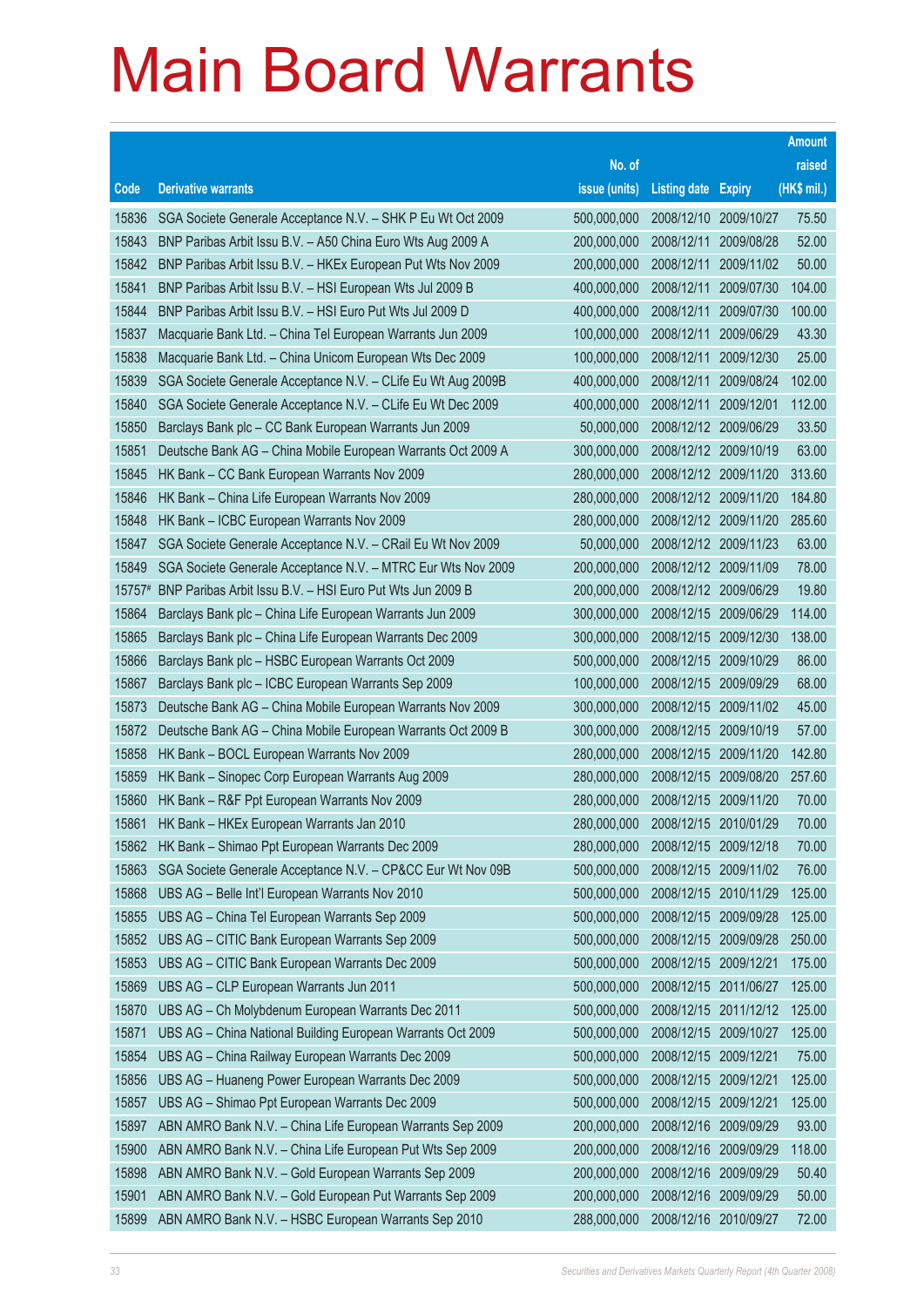# Main Board Warrants

| Code | Derivative warrants | No. of issue (units) | Listing date | Expiry | Amount raised (HK$ mil.) |
|---|---|---|---|---|---|
| 15836 | SGA Societe Generale Acceptance N.V. – SHK P Eu Wt Oct 2009 | 500,000,000 | 2008/12/10 | 2009/10/27 | 75.50 |
| 15843 | BNP Paribas Arbit Issu B.V. – A50 China Euro Wts Aug 2009 A | 200,000,000 | 2008/12/11 | 2009/08/28 | 52.00 |
| 15842 | BNP Paribas Arbit Issu B.V. – HKEx European Put Wts Nov 2009 | 200,000,000 | 2008/12/11 | 2009/11/02 | 50.00 |
| 15841 | BNP Paribas Arbit Issu B.V. – HSI European Wts Jul 2009 B | 400,000,000 | 2008/12/11 | 2009/07/30 | 104.00 |
| 15844 | BNP Paribas Arbit Issu B.V. – HSI Euro Put Wts Jul 2009 D | 400,000,000 | 2008/12/11 | 2009/07/30 | 100.00 |
| 15837 | Macquarie Bank Ltd. – China Tel European Warrants Jun 2009 | 100,000,000 | 2008/12/11 | 2009/06/29 | 43.30 |
| 15838 | Macquarie Bank Ltd. – China Unicom European Wts Dec 2009 | 100,000,000 | 2008/12/11 | 2009/12/30 | 25.00 |
| 15839 | SGA Societe Generale Acceptance N.V. – CLife Eu Wt Aug 2009B | 400,000,000 | 2008/12/11 | 2009/08/24 | 102.00 |
| 15840 | SGA Societe Generale Acceptance N.V. – CLife Eu Wt Dec 2009 | 400,000,000 | 2008/12/11 | 2009/12/01 | 112.00 |
| 15850 | Barclays Bank plc – CC Bank European Warrants Jun 2009 | 50,000,000 | 2008/12/12 | 2009/06/29 | 33.50 |
| 15851 | Deutsche Bank AG – China Mobile European Warrants Oct 2009 A | 300,000,000 | 2008/12/12 | 2009/10/19 | 63.00 |
| 15845 | HK Bank – CC Bank European Warrants Nov 2009 | 280,000,000 | 2008/12/12 | 2009/11/20 | 313.60 |
| 15846 | HK Bank – China Life European Warrants Nov 2009 | 280,000,000 | 2008/12/12 | 2009/11/20 | 184.80 |
| 15848 | HK Bank – ICBC European Warrants Nov 2009 | 280,000,000 | 2008/12/12 | 2009/11/20 | 285.60 |
| 15847 | SGA Societe Generale Acceptance N.V. – CRail Eu Wt Nov 2009 | 50,000,000 | 2008/12/12 | 2009/11/23 | 63.00 |
| 15849 | SGA Societe Generale Acceptance N.V. – MTRC Eur Wts Nov 2009 | 200,000,000 | 2008/12/12 | 2009/11/09 | 78.00 |
| 15757# | BNP Paribas Arbit Issu B.V. – HSI Euro Put Wts Jun 2009 B | 200,000,000 | 2008/12/12 | 2009/06/29 | 19.80 |
| 15864 | Barclays Bank plc – China Life European Warrants Jun 2009 | 300,000,000 | 2008/12/15 | 2009/06/29 | 114.00 |
| 15865 | Barclays Bank plc – China Life European Warrants Dec 2009 | 300,000,000 | 2008/12/15 | 2009/12/30 | 138.00 |
| 15866 | Barclays Bank plc – HSBC European Warrants Oct 2009 | 500,000,000 | 2008/12/15 | 2009/10/29 | 86.00 |
| 15867 | Barclays Bank plc – ICBC European Warrants Sep 2009 | 100,000,000 | 2008/12/15 | 2009/09/29 | 68.00 |
| 15873 | Deutsche Bank AG – China Mobile European Warrants Nov 2009 | 300,000,000 | 2008/12/15 | 2009/11/02 | 45.00 |
| 15872 | Deutsche Bank AG – China Mobile European Warrants Oct 2009 B | 300,000,000 | 2008/12/15 | 2009/10/19 | 57.00 |
| 15858 | HK Bank – BOCL European Warrants Nov 2009 | 280,000,000 | 2008/12/15 | 2009/11/20 | 142.80 |
| 15859 | HK Bank – Sinopec Corp European Warrants Aug 2009 | 280,000,000 | 2008/12/15 | 2009/08/20 | 257.60 |
| 15860 | HK Bank – R&F Ppt European Warrants Nov 2009 | 280,000,000 | 2008/12/15 | 2009/11/20 | 70.00 |
| 15861 | HK Bank – HKEx European Warrants Jan 2010 | 280,000,000 | 2008/12/15 | 2010/01/29 | 70.00 |
| 15862 | HK Bank – Shimao Ppt European Warrants Dec 2009 | 280,000,000 | 2008/12/15 | 2009/12/18 | 70.00 |
| 15863 | SGA Societe Generale Acceptance N.V. – CP&CC Eur Wt Nov 09B | 500,000,000 | 2008/12/15 | 2009/11/02 | 76.00 |
| 15868 | UBS AG – Belle Int'l European Warrants Nov 2010 | 500,000,000 | 2008/12/15 | 2010/11/29 | 125.00 |
| 15855 | UBS AG – China Tel European Warrants Sep 2009 | 500,000,000 | 2008/12/15 | 2009/09/28 | 125.00 |
| 15852 | UBS AG – CITIC Bank European Warrants Sep 2009 | 500,000,000 | 2008/12/15 | 2009/09/28 | 250.00 |
| 15853 | UBS AG – CITIC Bank European Warrants Dec 2009 | 500,000,000 | 2008/12/15 | 2009/12/21 | 175.00 |
| 15869 | UBS AG – CLP European Warrants Jun 2011 | 500,000,000 | 2008/12/15 | 2011/06/27 | 125.00 |
| 15870 | UBS AG – Ch Molybdenum European Warrants Dec 2011 | 500,000,000 | 2008/12/15 | 2011/12/12 | 125.00 |
| 15871 | UBS AG – China National Building European Warrants Oct 2009 | 500,000,000 | 2008/12/15 | 2009/10/27 | 125.00 |
| 15854 | UBS AG – China Railway European Warrants Dec 2009 | 500,000,000 | 2008/12/15 | 2009/12/21 | 75.00 |
| 15856 | UBS AG – Huaneng Power European Warrants Dec 2009 | 500,000,000 | 2008/12/15 | 2009/12/21 | 125.00 |
| 15857 | UBS AG – Shimao Ppt European Warrants Dec 2009 | 500,000,000 | 2008/12/15 | 2009/12/21 | 125.00 |
| 15897 | ABN AMRO Bank N.V. – China Life European Warrants Sep 2009 | 200,000,000 | 2008/12/16 | 2009/09/29 | 93.00 |
| 15900 | ABN AMRO Bank N.V. – China Life European Put Wts Sep 2009 | 200,000,000 | 2008/12/16 | 2009/09/29 | 118.00 |
| 15898 | ABN AMRO Bank N.V. – Gold European Warrants Sep 2009 | 200,000,000 | 2008/12/16 | 2009/09/29 | 50.40 |
| 15901 | ABN AMRO Bank N.V. – Gold European Put Warrants Sep 2009 | 200,000,000 | 2008/12/16 | 2009/09/29 | 50.00 |
| 15899 | ABN AMRO Bank N.V. – HSBC European Warrants Sep 2010 | 288,000,000 | 2008/12/16 | 2010/09/27 | 72.00 |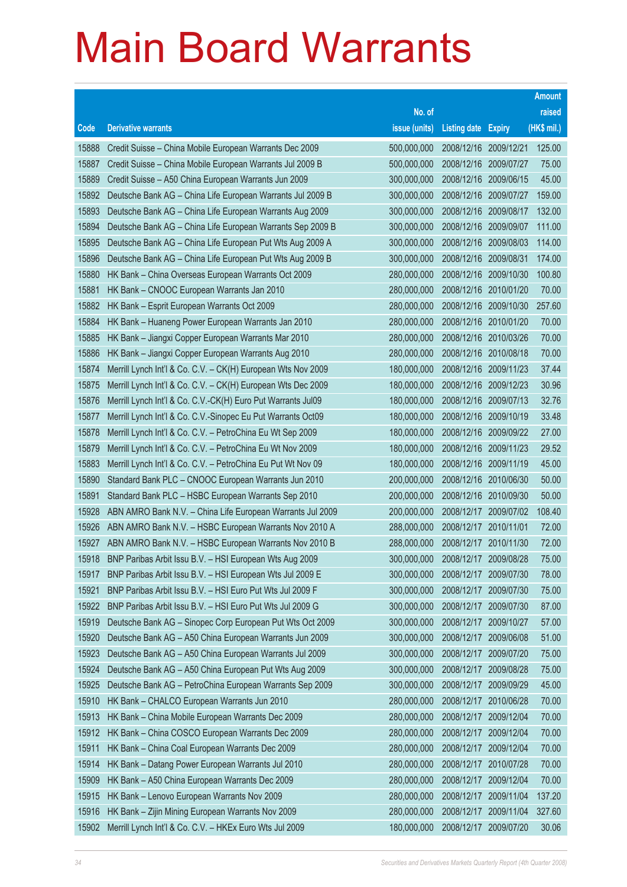# Main Board Warrants

| Code | Derivative warrants | No. of issue (units) | Listing date | Expiry | Amount raised (HK$ mil.) |
|---|---|---|---|---|---|
| 15888 | Credit Suisse – China Mobile European Warrants Dec 2009 | 500,000,000 | 2008/12/16 | 2009/12/21 | 125.00 |
| 15887 | Credit Suisse – China Mobile European Warrants Jul 2009 B | 500,000,000 | 2008/12/16 | 2009/07/27 | 75.00 |
| 15889 | Credit Suisse – A50 China European Warrants Jun 2009 | 300,000,000 | 2008/12/16 | 2009/06/15 | 45.00 |
| 15892 | Deutsche Bank AG – China Life European Warrants Jul 2009 B | 300,000,000 | 2008/12/16 | 2009/07/27 | 159.00 |
| 15893 | Deutsche Bank AG – China Life European Warrants Aug 2009 | 300,000,000 | 2008/12/16 | 2009/08/17 | 132.00 |
| 15894 | Deutsche Bank AG – China Life European Warrants Sep 2009 B | 300,000,000 | 2008/12/16 | 2009/09/07 | 111.00 |
| 15895 | Deutsche Bank AG – China Life European Put Wts Aug 2009 A | 300,000,000 | 2008/12/16 | 2009/08/03 | 114.00 |
| 15896 | Deutsche Bank AG – China Life European Put Wts Aug 2009 B | 300,000,000 | 2008/12/16 | 2009/08/31 | 174.00 |
| 15880 | HK Bank – China Overseas European Warrants Oct 2009 | 280,000,000 | 2008/12/16 | 2009/10/30 | 100.80 |
| 15881 | HK Bank – CNOOC European Warrants Jan 2010 | 280,000,000 | 2008/12/16 | 2010/01/20 | 70.00 |
| 15882 | HK Bank – Esprit European Warrants Oct 2009 | 280,000,000 | 2008/12/16 | 2009/10/30 | 257.60 |
| 15884 | HK Bank – Huaneng Power European Warrants Jan 2010 | 280,000,000 | 2008/12/16 | 2010/01/20 | 70.00 |
| 15885 | HK Bank – Jiangxi Copper European Warrants Mar 2010 | 280,000,000 | 2008/12/16 | 2010/03/26 | 70.00 |
| 15886 | HK Bank – Jiangxi Copper European Warrants Aug 2010 | 280,000,000 | 2008/12/16 | 2010/08/18 | 70.00 |
| 15874 | Merrill Lynch Int'l & Co. C.V. – CK(H) European Wts Nov 2009 | 180,000,000 | 2008/12/16 | 2009/11/23 | 37.44 |
| 15875 | Merrill Lynch Int'l & Co. C.V. – CK(H) European Wts Dec 2009 | 180,000,000 | 2008/12/16 | 2009/12/23 | 30.96 |
| 15876 | Merrill Lynch Int'l & Co. C.V.-CK(H) Euro Put Warrants Jul09 | 180,000,000 | 2008/12/16 | 2009/07/13 | 32.76 |
| 15877 | Merrill Lynch Int'l & Co. C.V.-Sinopec Eu Put Warrants Oct09 | 180,000,000 | 2008/12/16 | 2009/10/19 | 33.48 |
| 15878 | Merrill Lynch Int'l & Co. C.V. – PetroChina Eu Wt Sep 2009 | 180,000,000 | 2008/12/16 | 2009/09/22 | 27.00 |
| 15879 | Merrill Lynch Int'l & Co. C.V. – PetroChina Eu Wt Nov 2009 | 180,000,000 | 2008/12/16 | 2009/11/23 | 29.52 |
| 15883 | Merrill Lynch Int'l & Co. C.V. – PetroChina Eu Put Wt Nov 09 | 180,000,000 | 2008/12/16 | 2009/11/19 | 45.00 |
| 15890 | Standard Bank PLC – CNOOC European Warrants Jun 2010 | 200,000,000 | 2008/12/16 | 2010/06/30 | 50.00 |
| 15891 | Standard Bank PLC – HSBC European Warrants Sep 2010 | 200,000,000 | 2008/12/16 | 2010/09/30 | 50.00 |
| 15928 | ABN AMRO Bank N.V. – China Life European Warrants Jul 2009 | 200,000,000 | 2008/12/17 | 2009/07/02 | 108.40 |
| 15926 | ABN AMRO Bank N.V. – HSBC European Warrants Nov 2010 A | 288,000,000 | 2008/12/17 | 2010/11/01 | 72.00 |
| 15927 | ABN AMRO Bank N.V. – HSBC European Warrants Nov 2010 B | 288,000,000 | 2008/12/17 | 2010/11/30 | 72.00 |
| 15918 | BNP Paribas Arbit Issu B.V. – HSI European Wts Aug 2009 | 300,000,000 | 2008/12/17 | 2009/08/28 | 75.00 |
| 15917 | BNP Paribas Arbit Issu B.V. – HSI European Wts Jul 2009 E | 300,000,000 | 2008/12/17 | 2009/07/30 | 78.00 |
| 15921 | BNP Paribas Arbit Issu B.V. – HSI Euro Put Wts Jul 2009 F | 300,000,000 | 2008/12/17 | 2009/07/30 | 75.00 |
| 15922 | BNP Paribas Arbit Issu B.V. – HSI Euro Put Wts Jul 2009 G | 300,000,000 | 2008/12/17 | 2009/07/30 | 87.00 |
| 15919 | Deutsche Bank AG – Sinopec Corp European Put Wts Oct 2009 | 300,000,000 | 2008/12/17 | 2009/10/27 | 57.00 |
| 15920 | Deutsche Bank AG – A50 China European Warrants Jun 2009 | 300,000,000 | 2008/12/17 | 2009/06/08 | 51.00 |
| 15923 | Deutsche Bank AG – A50 China European Warrants Jul 2009 | 300,000,000 | 2008/12/17 | 2009/07/20 | 75.00 |
| 15924 | Deutsche Bank AG – A50 China European Put Wts Aug 2009 | 300,000,000 | 2008/12/17 | 2009/08/28 | 75.00 |
| 15925 | Deutsche Bank AG – PetroChina European Warrants Sep 2009 | 300,000,000 | 2008/12/17 | 2009/09/29 | 45.00 |
| 15910 | HK Bank – CHALCO European Warrants Jun 2010 | 280,000,000 | 2008/12/17 | 2010/06/28 | 70.00 |
| 15913 | HK Bank – China Mobile European Warrants Dec 2009 | 280,000,000 | 2008/12/17 | 2009/12/04 | 70.00 |
| 15912 | HK Bank – China COSCO European Warrants Dec 2009 | 280,000,000 | 2008/12/17 | 2009/12/04 | 70.00 |
| 15911 | HK Bank – China Coal European Warrants Dec 2009 | 280,000,000 | 2008/12/17 | 2009/12/04 | 70.00 |
| 15914 | HK Bank – Datang Power European Warrants Jul 2010 | 280,000,000 | 2008/12/17 | 2010/07/28 | 70.00 |
| 15909 | HK Bank – A50 China European Warrants Dec 2009 | 280,000,000 | 2008/12/17 | 2009/12/04 | 70.00 |
| 15915 | HK Bank – Lenovo European Warrants Nov 2009 | 280,000,000 | 2008/12/17 | 2009/11/04 | 137.20 |
| 15916 | HK Bank – Zijin Mining European Warrants Nov 2009 | 280,000,000 | 2008/12/17 | 2009/11/04 | 327.60 |
| 15902 | Merrill Lynch Int'l & Co. C.V. – HKEx Euro Wts Jul 2009 | 180,000,000 | 2008/12/17 | 2009/07/20 | 30.06 |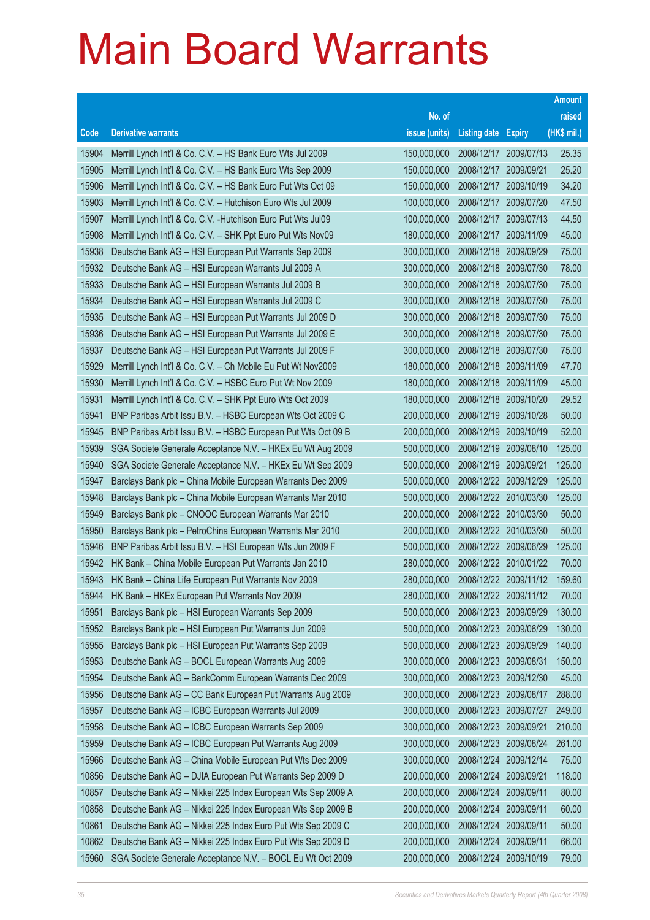# Main Board Warrants

| Code | Derivative warrants | No. of issue (units) | Listing date | Expiry | Amount raised (HK$ mil.) |
|---|---|---|---|---|---|
| 15904 | Merrill Lynch Int'l & Co. C.V. – HS Bank Euro Wts Jul 2009 | 150,000,000 | 2008/12/17 | 2009/07/13 | 25.35 |
| 15905 | Merrill Lynch Int'l & Co. C.V. – HS Bank Euro Wts Sep 2009 | 150,000,000 | 2008/12/17 | 2009/09/21 | 25.20 |
| 15906 | Merrill Lynch Int'l & Co. C.V. – HS Bank Euro Put Wts Oct 09 | 150,000,000 | 2008/12/17 | 2009/10/19 | 34.20 |
| 15903 | Merrill Lynch Int'l & Co. C.V. – Hutchison Euro Wts Jul 2009 | 100,000,000 | 2008/12/17 | 2009/07/20 | 47.50 |
| 15907 | Merrill Lynch Int'l & Co. C.V. -Hutchison Euro Put Wts Jul09 | 100,000,000 | 2008/12/17 | 2009/07/13 | 44.50 |
| 15908 | Merrill Lynch Int'l & Co. C.V. – SHK Ppt Euro Put Wts Nov09 | 180,000,000 | 2008/12/17 | 2009/11/09 | 45.00 |
| 15938 | Deutsche Bank AG – HSI European Put Warrants Sep 2009 | 300,000,000 | 2008/12/18 | 2009/09/29 | 75.00 |
| 15932 | Deutsche Bank AG – HSI European Warrants Jul 2009 A | 300,000,000 | 2008/12/18 | 2009/07/30 | 78.00 |
| 15933 | Deutsche Bank AG – HSI European Warrants Jul 2009 B | 300,000,000 | 2008/12/18 | 2009/07/30 | 75.00 |
| 15934 | Deutsche Bank AG – HSI European Warrants Jul 2009 C | 300,000,000 | 2008/12/18 | 2009/07/30 | 75.00 |
| 15935 | Deutsche Bank AG – HSI European Put Warrants Jul 2009 D | 300,000,000 | 2008/12/18 | 2009/07/30 | 75.00 |
| 15936 | Deutsche Bank AG – HSI European Put Warrants Jul 2009 E | 300,000,000 | 2008/12/18 | 2009/07/30 | 75.00 |
| 15937 | Deutsche Bank AG – HSI European Put Warrants Jul 2009 F | 300,000,000 | 2008/12/18 | 2009/07/30 | 75.00 |
| 15929 | Merrill Lynch Int'l & Co. C.V. – Ch Mobile Eu Put Wt Nov2009 | 180,000,000 | 2008/12/18 | 2009/11/09 | 47.70 |
| 15930 | Merrill Lynch Int'l & Co. C.V. – HSBC Euro Put Wt Nov 2009 | 180,000,000 | 2008/12/18 | 2009/11/09 | 45.00 |
| 15931 | Merrill Lynch Int'l & Co. C.V. – SHK Ppt Euro Wts Oct 2009 | 180,000,000 | 2008/12/18 | 2009/10/20 | 29.52 |
| 15941 | BNP Paribas Arbit Issu B.V. – HSBC European Wts Oct 2009 C | 200,000,000 | 2008/12/19 | 2009/10/28 | 50.00 |
| 15945 | BNP Paribas Arbit Issu B.V. – HSBC European Put Wts Oct 09 B | 200,000,000 | 2008/12/19 | 2009/10/19 | 52.00 |
| 15939 | SGA Societe Generale Acceptance N.V. – HKEx Eu Wt Aug 2009 | 500,000,000 | 2008/12/19 | 2009/08/10 | 125.00 |
| 15940 | SGA Societe Generale Acceptance N.V. – HKEx Eu Wt Sep 2009 | 500,000,000 | 2008/12/19 | 2009/09/21 | 125.00 |
| 15947 | Barclays Bank plc – China Mobile European Warrants Dec 2009 | 500,000,000 | 2008/12/22 | 2009/12/29 | 125.00 |
| 15948 | Barclays Bank plc – China Mobile European Warrants Mar 2010 | 500,000,000 | 2008/12/22 | 2010/03/30 | 125.00 |
| 15949 | Barclays Bank plc – CNOOC European Warrants Mar 2010 | 200,000,000 | 2008/12/22 | 2010/03/30 | 50.00 |
| 15950 | Barclays Bank plc – PetroChina European Warrants Mar 2010 | 200,000,000 | 2008/12/22 | 2010/03/30 | 50.00 |
| 15946 | BNP Paribas Arbit Issu B.V. – HSI European Wts Jun 2009 F | 500,000,000 | 2008/12/22 | 2009/06/29 | 125.00 |
| 15942 | HK Bank – China Mobile European Put Warrants Jan 2010 | 280,000,000 | 2008/12/22 | 2010/01/22 | 70.00 |
| 15943 | HK Bank – China Life European Put Warrants Nov 2009 | 280,000,000 | 2008/12/22 | 2009/11/12 | 159.60 |
| 15944 | HK Bank – HKEx European Put Warrants Nov 2009 | 280,000,000 | 2008/12/22 | 2009/11/12 | 70.00 |
| 15951 | Barclays Bank plc – HSI European Warrants Sep 2009 | 500,000,000 | 2008/12/23 | 2009/09/29 | 130.00 |
| 15952 | Barclays Bank plc – HSI European Put Warrants Jun 2009 | 500,000,000 | 2008/12/23 | 2009/06/29 | 130.00 |
| 15955 | Barclays Bank plc – HSI European Put Warrants Sep 2009 | 500,000,000 | 2008/12/23 | 2009/09/29 | 140.00 |
| 15953 | Deutsche Bank AG – BOCL European Warrants Aug 2009 | 300,000,000 | 2008/12/23 | 2009/08/31 | 150.00 |
| 15954 | Deutsche Bank AG – BankComm European Warrants Dec 2009 | 300,000,000 | 2008/12/23 | 2009/12/30 | 45.00 |
| 15956 | Deutsche Bank AG – CC Bank European Put Warrants Aug 2009 | 300,000,000 | 2008/12/23 | 2009/08/17 | 288.00 |
| 15957 | Deutsche Bank AG – ICBC European Warrants Jul 2009 | 300,000,000 | 2008/12/23 | 2009/07/27 | 249.00 |
| 15958 | Deutsche Bank AG – ICBC European Warrants Sep 2009 | 300,000,000 | 2008/12/23 | 2009/09/21 | 210.00 |
| 15959 | Deutsche Bank AG – ICBC European Put Warrants Aug 2009 | 300,000,000 | 2008/12/23 | 2009/08/24 | 261.00 |
| 15966 | Deutsche Bank AG – China Mobile European Put Wts Dec 2009 | 300,000,000 | 2008/12/24 | 2009/12/14 | 75.00 |
| 10856 | Deutsche Bank AG – DJIA European Put Warrants Sep 2009 D | 200,000,000 | 2008/12/24 | 2009/09/21 | 118.00 |
| 10857 | Deutsche Bank AG – Nikkei 225 Index European Wts Sep 2009 A | 200,000,000 | 2008/12/24 | 2009/09/11 | 80.00 |
| 10858 | Deutsche Bank AG – Nikkei 225 Index European Wts Sep 2009 B | 200,000,000 | 2008/12/24 | 2009/09/11 | 60.00 |
| 10861 | Deutsche Bank AG – Nikkei 225 Index Euro Put Wts Sep 2009 C | 200,000,000 | 2008/12/24 | 2009/09/11 | 50.00 |
| 10862 | Deutsche Bank AG – Nikkei 225 Index Euro Put Wts Sep 2009 D | 200,000,000 | 2008/12/24 | 2009/09/11 | 66.00 |
| 15960 | SGA Societe Generale Acceptance N.V. – BOCL Eu Wt Oct 2009 | 200,000,000 | 2008/12/24 | 2009/10/19 | 79.00 |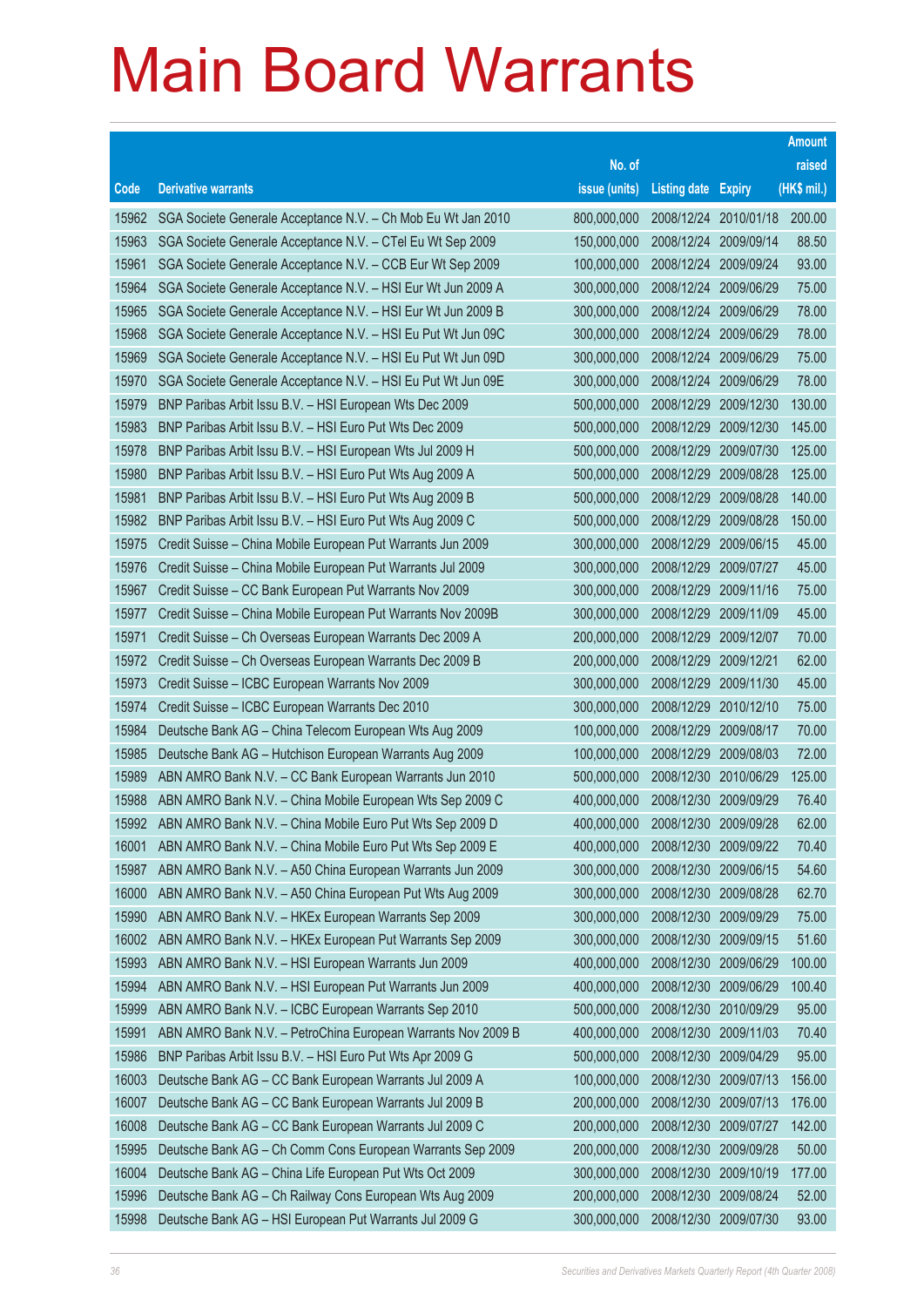# Main Board Warrants

| Code | Derivative warrants | No. of issue (units) | Listing date | Expiry | Amount raised (HK$ mil.) |
|---|---|---|---|---|---|
| 15962 | SGA Societe Generale Acceptance N.V. – Ch Mob Eu Wt Jan 2010 | 800,000,000 | 2008/12/24 | 2010/01/18 | 200.00 |
| 15963 | SGA Societe Generale Acceptance N.V. – CTel Eu Wt Sep 2009 | 150,000,000 | 2008/12/24 | 2009/09/14 | 88.50 |
| 15961 | SGA Societe Generale Acceptance N.V. – CCB Eur Wt Sep 2009 | 100,000,000 | 2008/12/24 | 2009/09/24 | 93.00 |
| 15964 | SGA Societe Generale Acceptance N.V. – HSI Eur Wt Jun 2009 A | 300,000,000 | 2008/12/24 | 2009/06/29 | 75.00 |
| 15965 | SGA Societe Generale Acceptance N.V. – HSI Eur Wt Jun 2009 B | 300,000,000 | 2008/12/24 | 2009/06/29 | 78.00 |
| 15968 | SGA Societe Generale Acceptance N.V. – HSI Eu Put Wt Jun 09C | 300,000,000 | 2008/12/24 | 2009/06/29 | 78.00 |
| 15969 | SGA Societe Generale Acceptance N.V. – HSI Eu Put Wt Jun 09D | 300,000,000 | 2008/12/24 | 2009/06/29 | 75.00 |
| 15970 | SGA Societe Generale Acceptance N.V. – HSI Eu Put Wt Jun 09E | 300,000,000 | 2008/12/24 | 2009/06/29 | 78.00 |
| 15979 | BNP Paribas Arbit Issu B.V. – HSI European Wts Dec 2009 | 500,000,000 | 2008/12/29 | 2009/12/30 | 130.00 |
| 15983 | BNP Paribas Arbit Issu B.V. – HSI Euro Put Wts Dec 2009 | 500,000,000 | 2008/12/29 | 2009/12/30 | 145.00 |
| 15978 | BNP Paribas Arbit Issu B.V. – HSI European Wts Jul 2009 H | 500,000,000 | 2008/12/29 | 2009/07/30 | 125.00 |
| 15980 | BNP Paribas Arbit Issu B.V. – HSI Euro Put Wts Aug 2009 A | 500,000,000 | 2008/12/29 | 2009/08/28 | 125.00 |
| 15981 | BNP Paribas Arbit Issu B.V. – HSI Euro Put Wts Aug 2009 B | 500,000,000 | 2008/12/29 | 2009/08/28 | 140.00 |
| 15982 | BNP Paribas Arbit Issu B.V. – HSI Euro Put Wts Aug 2009 C | 500,000,000 | 2008/12/29 | 2009/08/28 | 150.00 |
| 15975 | Credit Suisse – China Mobile European Put Warrants Jun 2009 | 300,000,000 | 2008/12/29 | 2009/06/15 | 45.00 |
| 15976 | Credit Suisse – China Mobile European Put Warrants Jul 2009 | 300,000,000 | 2008/12/29 | 2009/07/27 | 45.00 |
| 15967 | Credit Suisse – CC Bank European Put Warrants Nov 2009 | 300,000,000 | 2008/12/29 | 2009/11/16 | 75.00 |
| 15977 | Credit Suisse – China Mobile European Put Warrants Nov 2009B | 300,000,000 | 2008/12/29 | 2009/11/09 | 45.00 |
| 15971 | Credit Suisse – Ch Overseas European Warrants Dec 2009 A | 200,000,000 | 2008/12/29 | 2009/12/07 | 70.00 |
| 15972 | Credit Suisse – Ch Overseas European Warrants Dec 2009 B | 200,000,000 | 2008/12/29 | 2009/12/21 | 62.00 |
| 15973 | Credit Suisse – ICBC European Warrants Nov 2009 | 300,000,000 | 2008/12/29 | 2009/11/30 | 45.00 |
| 15974 | Credit Suisse – ICBC European Warrants Dec 2010 | 300,000,000 | 2008/12/29 | 2010/12/10 | 75.00 |
| 15984 | Deutsche Bank AG – China Telecom European Wts Aug 2009 | 100,000,000 | 2008/12/29 | 2009/08/17 | 70.00 |
| 15985 | Deutsche Bank AG – Hutchison European Warrants Aug 2009 | 100,000,000 | 2008/12/29 | 2009/08/03 | 72.00 |
| 15989 | ABN AMRO Bank N.V. – CC Bank European Warrants Jun 2010 | 500,000,000 | 2008/12/30 | 2010/06/29 | 125.00 |
| 15988 | ABN AMRO Bank N.V. – China Mobile European Wts Sep 2009 C | 400,000,000 | 2008/12/30 | 2009/09/29 | 76.40 |
| 15992 | ABN AMRO Bank N.V. – China Mobile Euro Put Wts Sep 2009 D | 400,000,000 | 2008/12/30 | 2009/09/28 | 62.00 |
| 16001 | ABN AMRO Bank N.V. – China Mobile Euro Put Wts Sep 2009 E | 400,000,000 | 2008/12/30 | 2009/09/22 | 70.40 |
| 15987 | ABN AMRO Bank N.V. – A50 China European Warrants Jun 2009 | 300,000,000 | 2008/12/30 | 2009/06/15 | 54.60 |
| 16000 | ABN AMRO Bank N.V. – A50 China European Put Wts Aug 2009 | 300,000,000 | 2008/12/30 | 2009/08/28 | 62.70 |
| 15990 | ABN AMRO Bank N.V. – HKEx European Warrants Sep 2009 | 300,000,000 | 2008/12/30 | 2009/09/29 | 75.00 |
| 16002 | ABN AMRO Bank N.V. – HKEx European Put Warrants Sep 2009 | 300,000,000 | 2008/12/30 | 2009/09/15 | 51.60 |
| 15993 | ABN AMRO Bank N.V. – HSI European Warrants Jun 2009 | 400,000,000 | 2008/12/30 | 2009/06/29 | 100.00 |
| 15994 | ABN AMRO Bank N.V. – HSI European Put Warrants Jun 2009 | 400,000,000 | 2008/12/30 | 2009/06/29 | 100.40 |
| 15999 | ABN AMRO Bank N.V. – ICBC European Warrants Sep 2010 | 500,000,000 | 2008/12/30 | 2010/09/29 | 95.00 |
| 15991 | ABN AMRO Bank N.V. – PetroChina European Warrants Nov 2009 B | 400,000,000 | 2008/12/30 | 2009/11/03 | 70.40 |
| 15986 | BNP Paribas Arbit Issu B.V. – HSI Euro Put Wts Apr 2009 G | 500,000,000 | 2008/12/30 | 2009/04/29 | 95.00 |
| 16003 | Deutsche Bank AG – CC Bank European Warrants Jul 2009 A | 100,000,000 | 2008/12/30 | 2009/07/13 | 156.00 |
| 16007 | Deutsche Bank AG – CC Bank European Warrants Jul 2009 B | 200,000,000 | 2008/12/30 | 2009/07/13 | 176.00 |
| 16008 | Deutsche Bank AG – CC Bank European Warrants Jul 2009 C | 200,000,000 | 2008/12/30 | 2009/07/27 | 142.00 |
| 15995 | Deutsche Bank AG – Ch Comm Cons European Warrants Sep 2009 | 200,000,000 | 2008/12/30 | 2009/09/28 | 50.00 |
| 16004 | Deutsche Bank AG – China Life European Put Wts Oct 2009 | 300,000,000 | 2008/12/30 | 2009/10/19 | 177.00 |
| 15996 | Deutsche Bank AG – Ch Railway Cons European Wts Aug 2009 | 200,000,000 | 2008/12/30 | 2009/08/24 | 52.00 |
| 15998 | Deutsche Bank AG – HSI European Put Warrants Jul 2009 G | 300,000,000 | 2008/12/30 | 2009/07/30 | 93.00 |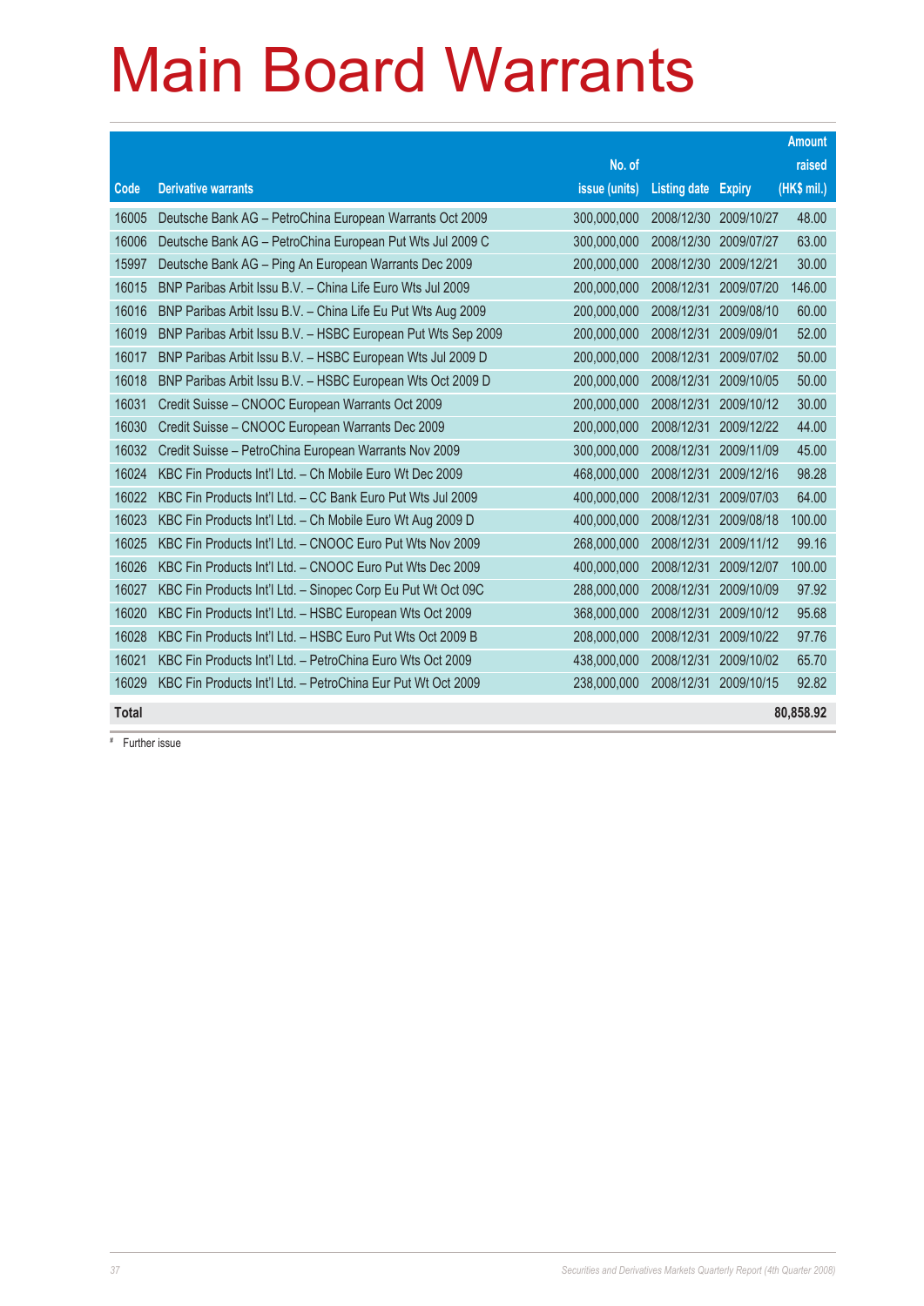# Main Board Warrants

| Code | Derivative warrants | No. of issue (units) | Listing date | Expiry | Amount raised (HK$ mil.) |
|---|---|---|---|---|---|
| 16005 | Deutsche Bank AG – PetroChina European Warrants Oct 2009 | 300,000,000 | 2008/12/30 | 2009/10/27 | 48.00 |
| 16006 | Deutsche Bank AG – PetroChina European Put Wts Jul 2009 C | 300,000,000 | 2008/12/30 | 2009/07/27 | 63.00 |
| 15997 | Deutsche Bank AG – Ping An European Warrants Dec 2009 | 200,000,000 | 2008/12/30 | 2009/12/21 | 30.00 |
| 16015 | BNP Paribas Arbit Issu B.V. – China Life Euro Wts Jul 2009 | 200,000,000 | 2008/12/31 | 2009/07/20 | 146.00 |
| 16016 | BNP Paribas Arbit Issu B.V. – China Life Eu Put Wts Aug 2009 | 200,000,000 | 2008/12/31 | 2009/08/10 | 60.00 |
| 16019 | BNP Paribas Arbit Issu B.V. – HSBC European Put Wts Sep 2009 | 200,000,000 | 2008/12/31 | 2009/09/01 | 52.00 |
| 16017 | BNP Paribas Arbit Issu B.V. – HSBC European Wts Jul 2009 D | 200,000,000 | 2008/12/31 | 2009/07/02 | 50.00 |
| 16018 | BNP Paribas Arbit Issu B.V. – HSBC European Wts Oct 2009 D | 200,000,000 | 2008/12/31 | 2009/10/05 | 50.00 |
| 16031 | Credit Suisse – CNOOC European Warrants Oct 2009 | 200,000,000 | 2008/12/31 | 2009/10/12 | 30.00 |
| 16030 | Credit Suisse – CNOOC European Warrants Dec 2009 | 200,000,000 | 2008/12/31 | 2009/12/22 | 44.00 |
| 16032 | Credit Suisse – PetroChina European Warrants Nov 2009 | 300,000,000 | 2008/12/31 | 2009/11/09 | 45.00 |
| 16024 | KBC Fin Products Int'l Ltd. – Ch Mobile Euro Wt Dec 2009 | 468,000,000 | 2008/12/31 | 2009/12/16 | 98.28 |
| 16022 | KBC Fin Products Int'l Ltd. – CC Bank Euro Put Wts Jul 2009 | 400,000,000 | 2008/12/31 | 2009/07/03 | 64.00 |
| 16023 | KBC Fin Products Int'l Ltd. – Ch Mobile Euro Wt Aug 2009 D | 400,000,000 | 2008/12/31 | 2009/08/18 | 100.00 |
| 16025 | KBC Fin Products Int'l Ltd. – CNOOC Euro Put Wts Nov 2009 | 268,000,000 | 2008/12/31 | 2009/11/12 | 99.16 |
| 16026 | KBC Fin Products Int'l Ltd. – CNOOC Euro Put Wts Dec 2009 | 400,000,000 | 2008/12/31 | 2009/12/07 | 100.00 |
| 16027 | KBC Fin Products Int'l Ltd. – Sinopec Corp Eu Put Wt Oct 09C | 288,000,000 | 2008/12/31 | 2009/10/09 | 97.92 |
| 16020 | KBC Fin Products Int'l Ltd. – HSBC European Wts Oct 2009 | 368,000,000 | 2008/12/31 | 2009/10/12 | 95.68 |
| 16028 | KBC Fin Products Int'l Ltd. – HSBC Euro Put Wts Oct 2009 B | 208,000,000 | 2008/12/31 | 2009/10/22 | 97.76 |
| 16021 | KBC Fin Products Int'l Ltd. – PetroChina Euro Wts Oct 2009 | 438,000,000 | 2008/12/31 | 2009/10/02 | 65.70 |
| 16029 | KBC Fin Products Int'l Ltd. – PetroChina Eur Put Wt Oct 2009 | 238,000,000 | 2008/12/31 | 2009/10/15 | 92.82 |
| **Total** | | | | | **80,858.92** |

# Further issue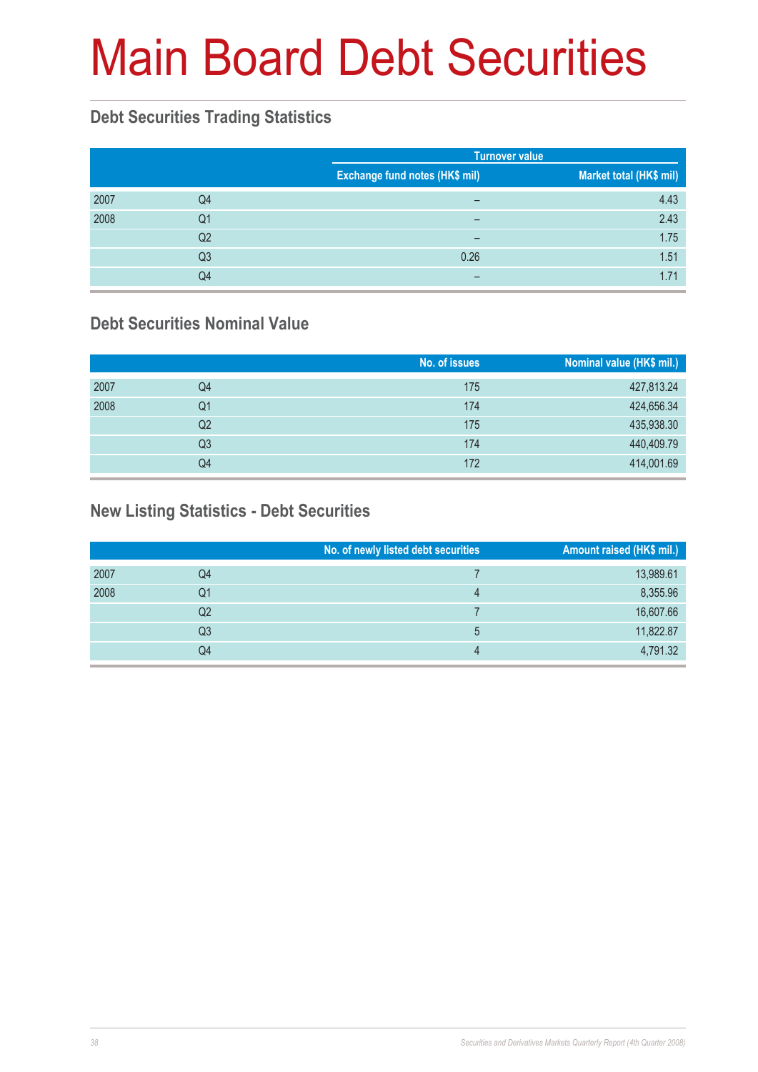# Main Board Debt Securities

## Debt Securities Trading Statistics

| | | Turnover value | |
|---|---|---|---|
| | | Exchange fund notes (HK$ mil) | Market total (HK$ mil) |
| 2007 | Q4 | – | 4.43 |
| 2008 | Q1 | – | 2.43 |
| | Q2 | – | 1.75 |
| | Q3 | 0.26 | 1.51 |
| | Q4 | – | 1.71 |

## Debt Securities Nominal Value

| | | No. of issues | Nominal value (HK$ mil.) |
|---|---|---|---|
| 2007 | Q4 | 175 | 427,813.24 |
| 2008 | Q1 | 174 | 424,656.34 |
| | Q2 | 175 | 435,938.30 |
| | Q3 | 174 | 440,409.79 |
| | Q4 | 172 | 414,001.69 |

## New Listing Statistics - Debt Securities

| | | No. of newly listed debt securities | Amount raised (HK$ mil.) |
|---|---|---|---|
| 2007 | Q4 | 7 | 13,989.61 |
| 2008 | Q1 | 4 | 8,355.96 |
| | Q2 | 7 | 16,607.66 |
| | Q3 | 5 | 11,822.87 |
| | Q4 | 4 | 4,791.32 |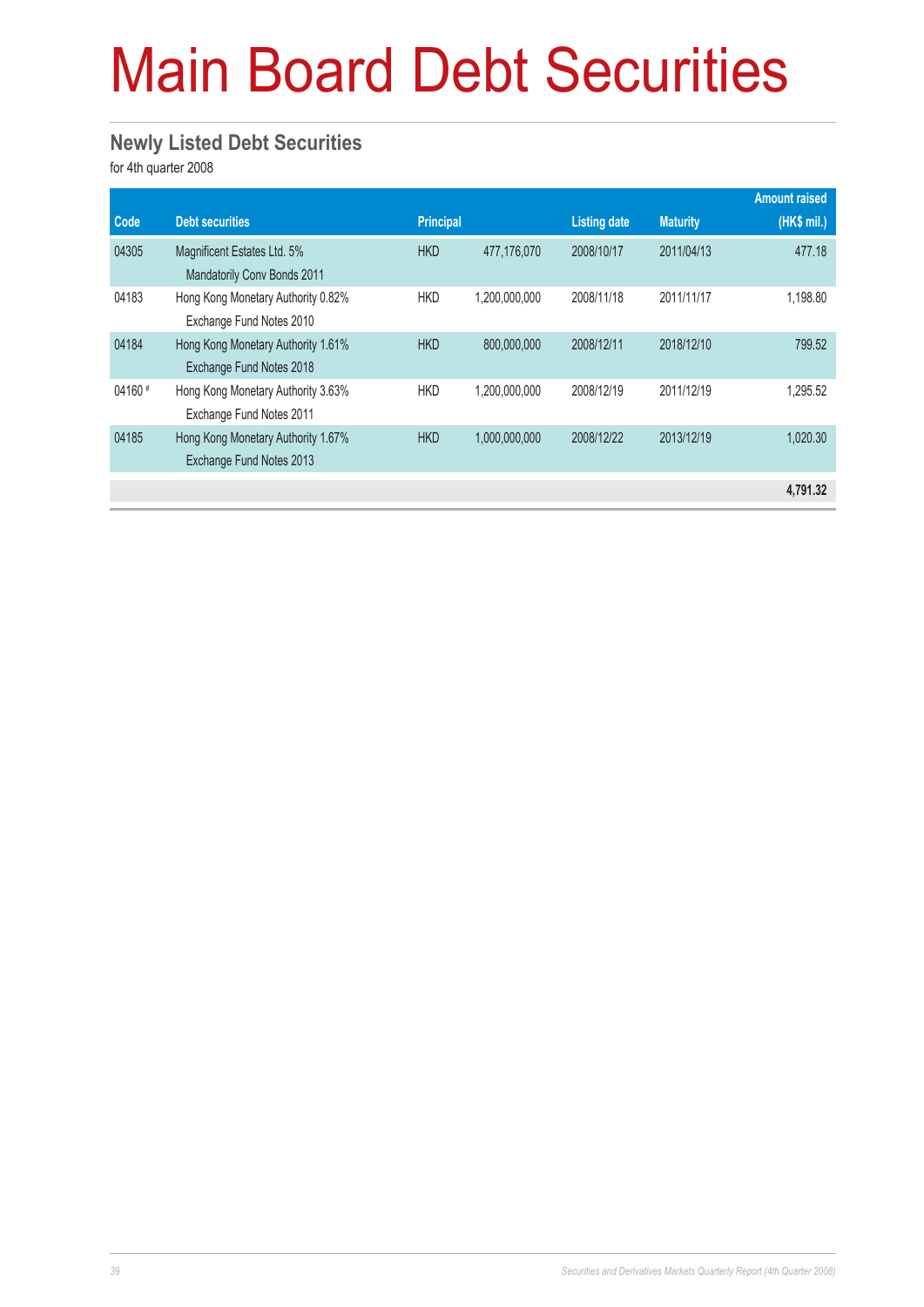# Main Board Debt Securities

## Newly Listed Debt Securities

for 4th quarter 2008

| Code | Debt securities | Principal | | Listing date | Maturity | Amount raised (HK$ mil.) |
|---|---|---|---|---|---|---|
| 04305 | Magnificent Estates Ltd. 5% Mandatorily Conv Bonds 2011 | HKD | 477,176,070 | 2008/10/17 | 2011/04/13 | 477.18 |
| 04183 | Hong Kong Monetary Authority 0.82% Exchange Fund Notes 2010 | HKD | 1,200,000,000 | 2008/11/18 | 2011/11/17 | 1,198.80 |
| 04184 | Hong Kong Monetary Authority 1.61% Exchange Fund Notes 2018 | HKD | 800,000,000 | 2008/12/11 | 2018/12/10 | 799.52 |
| 04160 # | Hong Kong Monetary Authority 3.63% Exchange Fund Notes 2011 | HKD | 1,200,000,000 | 2008/12/19 | 2011/12/19 | 1,295.52 |
| 04185 | Hong Kong Monetary Authority 1.67% Exchange Fund Notes 2013 | HKD | 1,000,000,000 | 2008/12/22 | 2013/12/19 | 1,020.30 |
| | | | | | | **4,791.32** |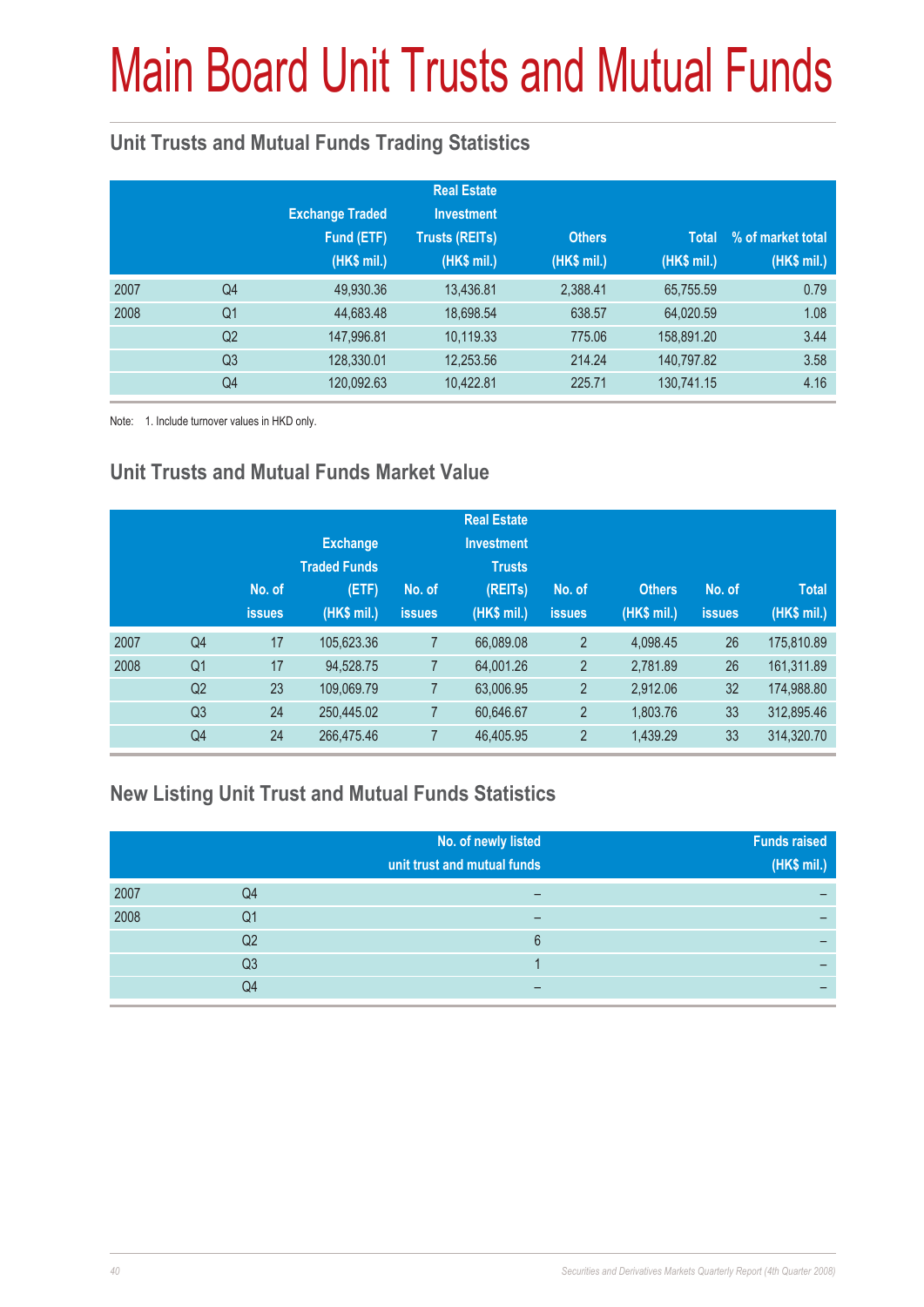# Main Board Unit Trusts and Mutual Funds

## Unit Trusts and Mutual Funds Trading Statistics

| | | Exchange Traded Fund (ETF) (HK$ mil.) | Real Estate Investment Trusts (REITs) (HK$ mil.) | Others (HK$ mil.) | Total (HK$ mil.) | % of market total (HK$ mil.) |
|---|---|---|---|---|---|---|
| 2007 | Q4 | 49,930.36 | 13,436.81 | 2,388.41 | 65,755.59 | 0.79 |
| 2008 | Q1 | 44,683.48 | 18,698.54 | 638.57 | 64,020.59 | 1.08 |
| | Q2 | 147,996.81 | 10,119.33 | 775.06 | 158,891.20 | 3.44 |
| | Q3 | 128,330.01 | 12,253.56 | 214.24 | 140,797.82 | 3.58 |
| | Q4 | 120,092.63 | 10,422.81 | 225.71 | 130,741.15 | 4.16 |

Note: 1. Include turnover values in HKD only.

## Unit Trusts and Mutual Funds Market Value

| | | No. of issues | Exchange Traded Funds (ETF) (HK$ mil.) | No. of issues | Real Estate Investment Trusts (REITs) (HK$ mil.) | No. of issues | Others (HK$ mil.) | No. of issues | Total (HK$ mil.) |
|---|---|---|---|---|---|---|---|---|---|
| 2007 | Q4 | 17 | 105,623.36 | 7 | 66,089.08 | 2 | 4,098.45 | 26 | 175,810.89 |
| 2008 | Q1 | 17 | 94,528.75 | 7 | 64,001.26 | 2 | 2,781.89 | 26 | 161,311.89 |
| | Q2 | 23 | 109,069.79 | 7 | 63,006.95 | 2 | 2,912.06 | 32 | 174,988.80 |
| | Q3 | 24 | 250,445.02 | 7 | 60,646.67 | 2 | 1,803.76 | 33 | 312,895.46 |
| | Q4 | 24 | 266,475.46 | 7 | 46,405.95 | 2 | 1,439.29 | 33 | 314,320.70 |

## New Listing Unit Trust and Mutual Funds Statistics

| | | No. of newly listed unit trust and mutual funds | Funds raised (HK$ mil.) |
|---|---|---|---|
| 2007 | Q4 | – | – |
| 2008 | Q1 | – | – |
| | Q2 | 6 | – |
| | Q3 | 1 | – |
| | Q4 | – | – |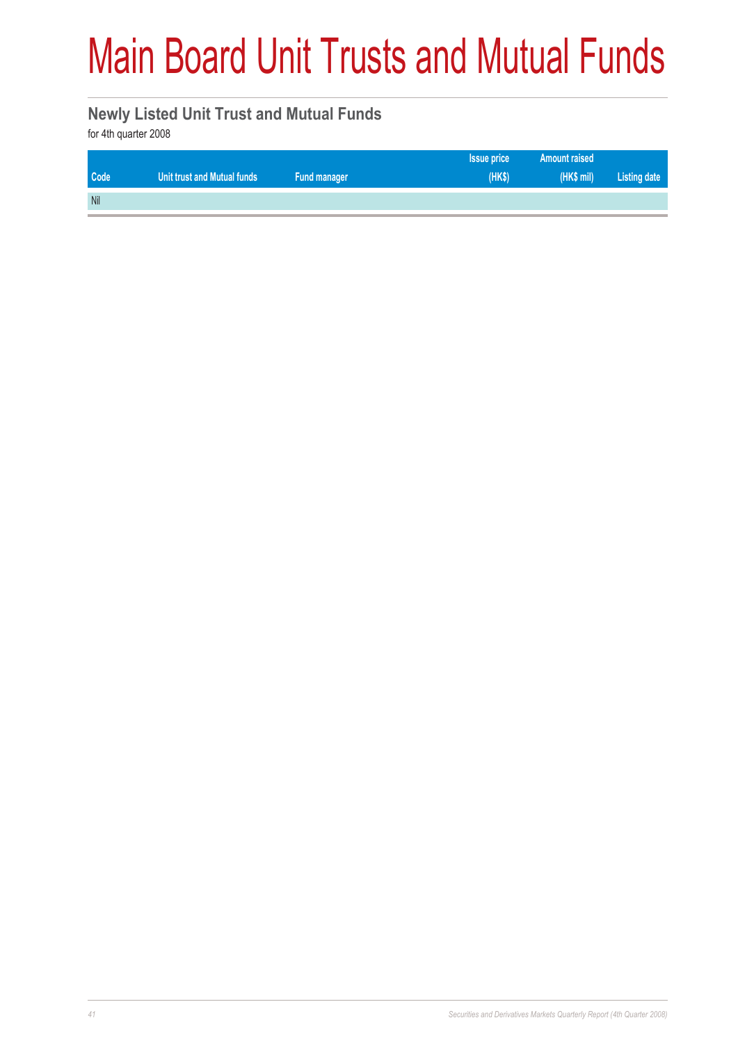# Main Board Unit Trusts and Mutual Funds

## Newly Listed Unit Trust and Mutual Funds

for 4th quarter 2008

| Code | Unit trust and Mutual funds | Fund manager | Issue price (HK$) | Amount raised (HK$ mil) | Listing date |
|---|---|---|---|---|---|
| Nil | | | | | |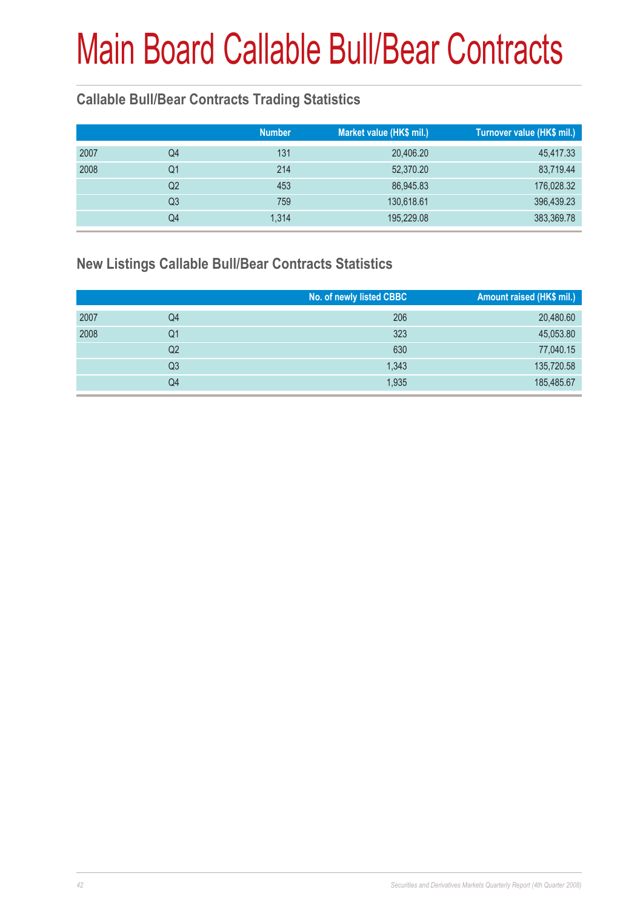# Main Board Callable Bull/Bear Contracts

## Callable Bull/Bear Contracts Trading Statistics

| | | Number | Market value (HK$ mil.) | Turnover value (HK$ mil.) |
|---|---|---|---|---|
| 2007 | Q4 | 131 | 20,406.20 | 45,417.33 |
| 2008 | Q1 | 214 | 52,370.20 | 83,719.44 |
| | Q2 | 453 | 86,945.83 | 176,028.32 |
| | Q3 | 759 | 130,618.61 | 396,439.23 |
| | Q4 | 1,314 | 195,229.08 | 383,369.78 |

## New Listings Callable Bull/Bear Contracts Statistics

| | | No. of newly listed CBBC | Amount raised (HK$ mil.) |
|---|---|---|---|
| 2007 | Q4 | 206 | 20,480.60 |
| 2008 | Q1 | 323 | 45,053.80 |
| | Q2 | 630 | 77,040.15 |
| | Q3 | 1,343 | 135,720.58 |
| | Q4 | 1,935 | 185,485.67 |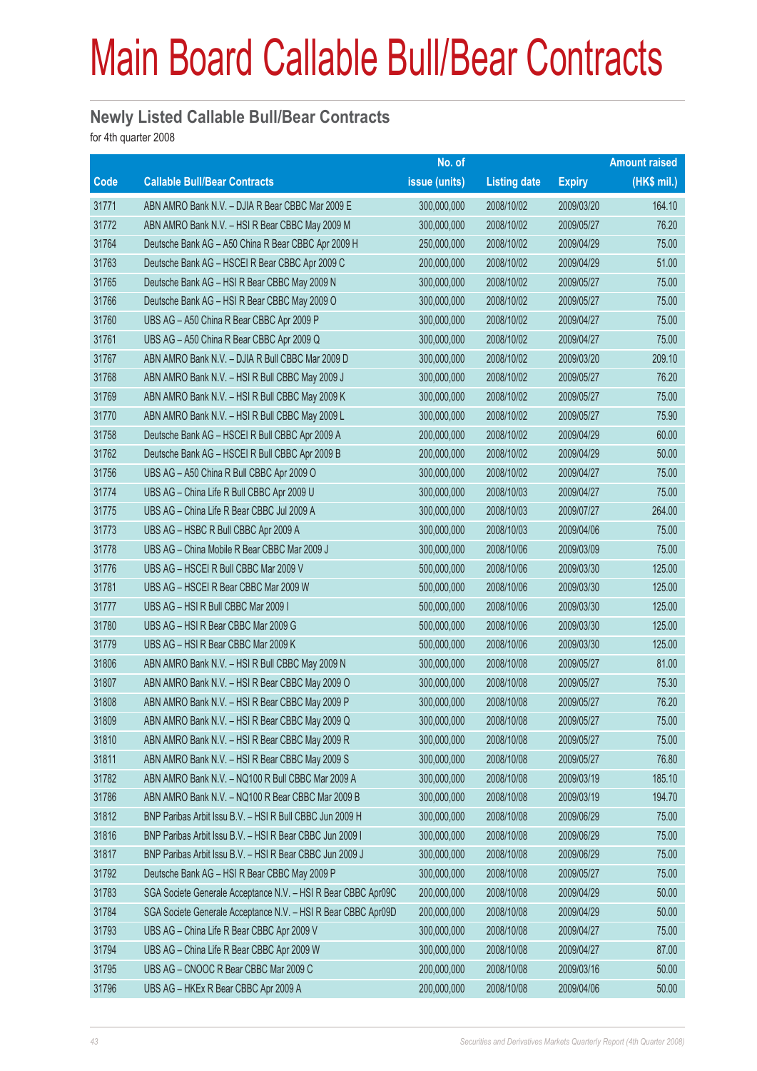# Main Board Callable Bull/Bear Contracts

## Newly Listed Callable Bull/Bear Contracts

for 4th quarter 2008

| Code | Callable Bull/Bear Contracts | No. of issue (units) | Listing date | Expiry | Amount raised (HK$ mil.) |
|---|---|---|---|---|---|
| 31771 | ABN AMRO Bank N.V. – DJIA R Bear CBBC Mar 2009 E | 300,000,000 | 2008/10/02 | 2009/03/20 | 164.10 |
| 31772 | ABN AMRO Bank N.V. – HSI R Bear CBBC May 2009 M | 300,000,000 | 2008/10/02 | 2009/05/27 | 76.20 |
| 31764 | Deutsche Bank AG – A50 China R Bear CBBC Apr 2009 H | 250,000,000 | 2008/10/02 | 2009/04/29 | 75.00 |
| 31763 | Deutsche Bank AG – HSCEI R Bear CBBC Apr 2009 C | 200,000,000 | 2008/10/02 | 2009/04/29 | 51.00 |
| 31765 | Deutsche Bank AG – HSI R Bear CBBC May 2009 N | 300,000,000 | 2008/10/02 | 2009/05/27 | 75.00 |
| 31766 | Deutsche Bank AG – HSI R Bear CBBC May 2009 O | 300,000,000 | 2008/10/02 | 2009/05/27 | 75.00 |
| 31760 | UBS AG – A50 China R Bear CBBC Apr 2009 P | 300,000,000 | 2008/10/02 | 2009/04/27 | 75.00 |
| 31761 | UBS AG – A50 China R Bear CBBC Apr 2009 Q | 300,000,000 | 2008/10/02 | 2009/04/27 | 75.00 |
| 31767 | ABN AMRO Bank N.V. – DJIA R Bull CBBC Mar 2009 D | 300,000,000 | 2008/10/02 | 2009/03/20 | 209.10 |
| 31768 | ABN AMRO Bank N.V. – HSI R Bull CBBC May 2009 J | 300,000,000 | 2008/10/02 | 2009/05/27 | 76.20 |
| 31769 | ABN AMRO Bank N.V. – HSI R Bull CBBC May 2009 K | 300,000,000 | 2008/10/02 | 2009/05/27 | 75.00 |
| 31770 | ABN AMRO Bank N.V. – HSI R Bull CBBC May 2009 L | 300,000,000 | 2008/10/02 | 2009/05/27 | 75.90 |
| 31758 | Deutsche Bank AG – HSCEI R Bull CBBC Apr 2009 A | 200,000,000 | 2008/10/02 | 2009/04/29 | 60.00 |
| 31762 | Deutsche Bank AG – HSCEI R Bull CBBC Apr 2009 B | 200,000,000 | 2008/10/02 | 2009/04/29 | 50.00 |
| 31756 | UBS AG – A50 China R Bull CBBC Apr 2009 O | 300,000,000 | 2008/10/02 | 2009/04/27 | 75.00 |
| 31774 | UBS AG – China Life R Bull CBBC Apr 2009 U | 300,000,000 | 2008/10/03 | 2009/04/27 | 75.00 |
| 31775 | UBS AG – China Life R Bear CBBC Jul 2009 A | 300,000,000 | 2008/10/03 | 2009/07/27 | 264.00 |
| 31773 | UBS AG – HSBC R Bull CBBC Apr 2009 A | 300,000,000 | 2008/10/03 | 2009/04/06 | 75.00 |
| 31778 | UBS AG – China Mobile R Bear CBBC Mar 2009 J | 300,000,000 | 2008/10/06 | 2009/03/09 | 75.00 |
| 31776 | UBS AG – HSCEI R Bull CBBC Mar 2009 V | 500,000,000 | 2008/10/06 | 2009/03/30 | 125.00 |
| 31781 | UBS AG – HSCEI R Bear CBBC Mar 2009 W | 500,000,000 | 2008/10/06 | 2009/03/30 | 125.00 |
| 31777 | UBS AG – HSI R Bull CBBC Mar 2009 I | 500,000,000 | 2008/10/06 | 2009/03/30 | 125.00 |
| 31780 | UBS AG – HSI R Bear CBBC Mar 2009 G | 500,000,000 | 2008/10/06 | 2009/03/30 | 125.00 |
| 31779 | UBS AG – HSI R Bear CBBC Mar 2009 K | 500,000,000 | 2008/10/06 | 2009/03/30 | 125.00 |
| 31806 | ABN AMRO Bank N.V. – HSI R Bull CBBC May 2009 N | 300,000,000 | 2008/10/08 | 2009/05/27 | 81.00 |
| 31807 | ABN AMRO Bank N.V. – HSI R Bear CBBC May 2009 O | 300,000,000 | 2008/10/08 | 2009/05/27 | 75.30 |
| 31808 | ABN AMRO Bank N.V. – HSI R Bear CBBC May 2009 P | 300,000,000 | 2008/10/08 | 2009/05/27 | 76.20 |
| 31809 | ABN AMRO Bank N.V. – HSI R Bear CBBC May 2009 Q | 300,000,000 | 2008/10/08 | 2009/05/27 | 75.00 |
| 31810 | ABN AMRO Bank N.V. – HSI R Bear CBBC May 2009 R | 300,000,000 | 2008/10/08 | 2009/05/27 | 75.00 |
| 31811 | ABN AMRO Bank N.V. – HSI R Bear CBBC May 2009 S | 300,000,000 | 2008/10/08 | 2009/05/27 | 76.80 |
| 31782 | ABN AMRO Bank N.V. – NQ100 R Bull CBBC Mar 2009 A | 300,000,000 | 2008/10/08 | 2009/03/19 | 185.10 |
| 31786 | ABN AMRO Bank N.V. – NQ100 R Bear CBBC Mar 2009 B | 300,000,000 | 2008/10/08 | 2009/03/19 | 194.70 |
| 31812 | BNP Paribas Arbit Issu B.V. – HSI R Bull CBBC Jun 2009 H | 300,000,000 | 2008/10/08 | 2009/06/29 | 75.00 |
| 31816 | BNP Paribas Arbit Issu B.V. – HSI R Bear CBBC Jun 2009 I | 300,000,000 | 2008/10/08 | 2009/06/29 | 75.00 |
| 31817 | BNP Paribas Arbit Issu B.V. – HSI R Bear CBBC Jun 2009 J | 300,000,000 | 2008/10/08 | 2009/06/29 | 75.00 |
| 31792 | Deutsche Bank AG – HSI R Bear CBBC May 2009 P | 300,000,000 | 2008/10/08 | 2009/05/27 | 75.00 |
| 31783 | SGA Societe Generale Acceptance N.V. – HSI R Bear CBBC Apr09C | 200,000,000 | 2008/10/08 | 2009/04/29 | 50.00 |
| 31784 | SGA Societe Generale Acceptance N.V. – HSI R Bear CBBC Apr09D | 200,000,000 | 2008/10/08 | 2009/04/29 | 50.00 |
| 31793 | UBS AG – China Life R Bear CBBC Apr 2009 V | 300,000,000 | 2008/10/08 | 2009/04/27 | 75.00 |
| 31794 | UBS AG – China Life R Bear CBBC Apr 2009 W | 300,000,000 | 2008/10/08 | 2009/04/27 | 87.00 |
| 31795 | UBS AG – CNOOC R Bear CBBC Mar 2009 C | 200,000,000 | 2008/10/08 | 2009/03/16 | 50.00 |
| 31796 | UBS AG – HKEx R Bear CBBC Apr 2009 A | 200,000,000 | 2008/10/08 | 2009/04/06 | 50.00 |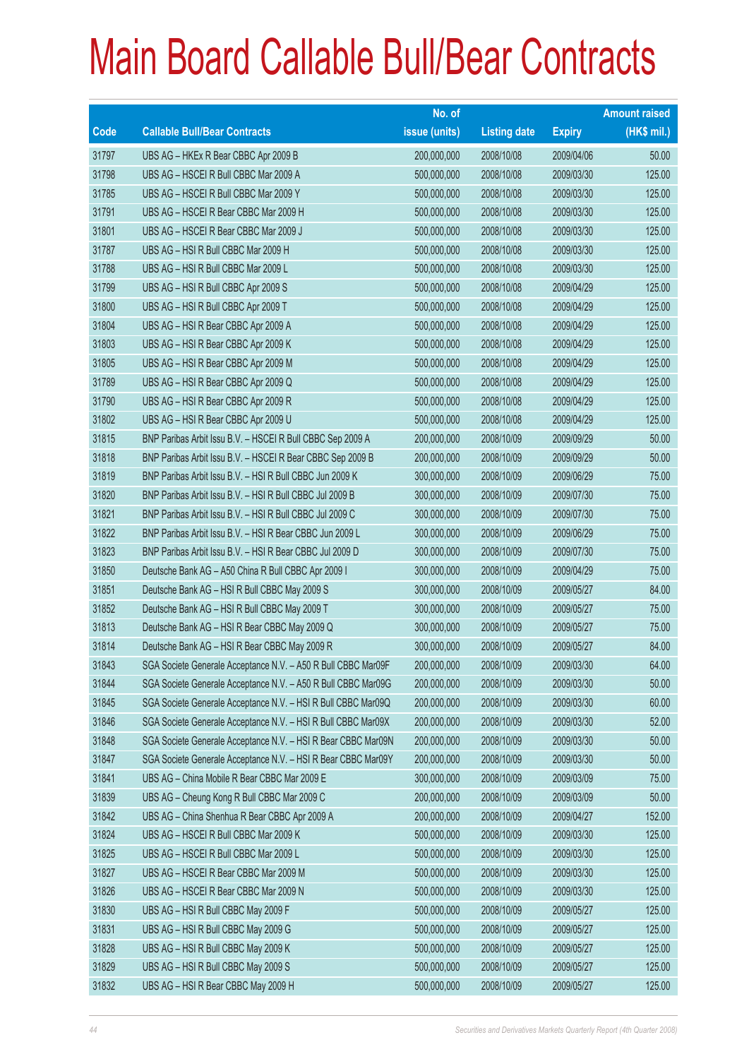# Main Board Callable Bull/Bear Contracts

| Code | Callable Bull/Bear Contracts | No. of issue (units) | Listing date | Expiry | Amount raised (HK$ mil.) |
|---|---|---|---|---|---|
| 31797 | UBS AG – HKEx R Bear CBBC Apr 2009 B | 200,000,000 | 2008/10/08 | 2009/04/06 | 50.00 |
| 31798 | UBS AG – HSCEI R Bull CBBC Mar 2009 A | 500,000,000 | 2008/10/08 | 2009/03/30 | 125.00 |
| 31785 | UBS AG – HSCEI R Bull CBBC Mar 2009 Y | 500,000,000 | 2008/10/08 | 2009/03/30 | 125.00 |
| 31791 | UBS AG – HSCEI R Bear CBBC Mar 2009 H | 500,000,000 | 2008/10/08 | 2009/03/30 | 125.00 |
| 31801 | UBS AG – HSCEI R Bear CBBC Mar 2009 J | 500,000,000 | 2008/10/08 | 2009/03/30 | 125.00 |
| 31787 | UBS AG – HSI R Bull CBBC Mar 2009 H | 500,000,000 | 2008/10/08 | 2009/03/30 | 125.00 |
| 31788 | UBS AG – HSI R Bull CBBC Mar 2009 L | 500,000,000 | 2008/10/08 | 2009/03/30 | 125.00 |
| 31799 | UBS AG – HSI R Bull CBBC Apr 2009 S | 500,000,000 | 2008/10/08 | 2009/04/29 | 125.00 |
| 31800 | UBS AG – HSI R Bull CBBC Apr 2009 T | 500,000,000 | 2008/10/08 | 2009/04/29 | 125.00 |
| 31804 | UBS AG – HSI R Bear CBBC Apr 2009 A | 500,000,000 | 2008/10/08 | 2009/04/29 | 125.00 |
| 31803 | UBS AG – HSI R Bear CBBC Apr 2009 K | 500,000,000 | 2008/10/08 | 2009/04/29 | 125.00 |
| 31805 | UBS AG – HSI R Bear CBBC Apr 2009 M | 500,000,000 | 2008/10/08 | 2009/04/29 | 125.00 |
| 31789 | UBS AG – HSI R Bear CBBC Apr 2009 Q | 500,000,000 | 2008/10/08 | 2009/04/29 | 125.00 |
| 31790 | UBS AG – HSI R Bear CBBC Apr 2009 R | 500,000,000 | 2008/10/08 | 2009/04/29 | 125.00 |
| 31802 | UBS AG – HSI R Bear CBBC Apr 2009 U | 500,000,000 | 2008/10/08 | 2009/04/29 | 125.00 |
| 31815 | BNP Paribas Arbit Issu B.V. – HSCEI R Bull CBBC Sep 2009 A | 200,000,000 | 2008/10/09 | 2009/09/29 | 50.00 |
| 31818 | BNP Paribas Arbit Issu B.V. – HSCEI R Bear CBBC Sep 2009 B | 200,000,000 | 2008/10/09 | 2009/09/29 | 50.00 |
| 31819 | BNP Paribas Arbit Issu B.V. – HSI R Bull CBBC Jun 2009 K | 300,000,000 | 2008/10/09 | 2009/06/29 | 75.00 |
| 31820 | BNP Paribas Arbit Issu B.V. – HSI R Bull CBBC Jul 2009 B | 300,000,000 | 2008/10/09 | 2009/07/30 | 75.00 |
| 31821 | BNP Paribas Arbit Issu B.V. – HSI R Bull CBBC Jul 2009 C | 300,000,000 | 2008/10/09 | 2009/07/30 | 75.00 |
| 31822 | BNP Paribas Arbit Issu B.V. – HSI R Bear CBBC Jun 2009 L | 300,000,000 | 2008/10/09 | 2009/06/29 | 75.00 |
| 31823 | BNP Paribas Arbit Issu B.V. – HSI R Bear CBBC Jul 2009 D | 300,000,000 | 2008/10/09 | 2009/07/30 | 75.00 |
| 31850 | Deutsche Bank AG – A50 China R Bull CBBC Apr 2009 I | 300,000,000 | 2008/10/09 | 2009/04/29 | 75.00 |
| 31851 | Deutsche Bank AG – HSI R Bull CBBC May 2009 S | 300,000,000 | 2008/10/09 | 2009/05/27 | 84.00 |
| 31852 | Deutsche Bank AG – HSI R Bull CBBC May 2009 T | 300,000,000 | 2008/10/09 | 2009/05/27 | 75.00 |
| 31813 | Deutsche Bank AG – HSI R Bear CBBC May 2009 Q | 300,000,000 | 2008/10/09 | 2009/05/27 | 75.00 |
| 31814 | Deutsche Bank AG – HSI R Bear CBBC May 2009 R | 300,000,000 | 2008/10/09 | 2009/05/27 | 84.00 |
| 31843 | SGA Societe Generale Acceptance N.V. – A50 R Bull CBBC Mar09F | 200,000,000 | 2008/10/09 | 2009/03/30 | 64.00 |
| 31844 | SGA Societe Generale Acceptance N.V. – A50 R Bull CBBC Mar09G | 200,000,000 | 2008/10/09 | 2009/03/30 | 50.00 |
| 31845 | SGA Societe Generale Acceptance N.V. – HSI R Bull CBBC Mar09Q | 200,000,000 | 2008/10/09 | 2009/03/30 | 60.00 |
| 31846 | SGA Societe Generale Acceptance N.V. – HSI R Bull CBBC Mar09X | 200,000,000 | 2008/10/09 | 2009/03/30 | 52.00 |
| 31848 | SGA Societe Generale Acceptance N.V. – HSI R Bear CBBC Mar09N | 200,000,000 | 2008/10/09 | 2009/03/30 | 50.00 |
| 31847 | SGA Societe Generale Acceptance N.V. – HSI R Bear CBBC Mar09Y | 200,000,000 | 2008/10/09 | 2009/03/30 | 50.00 |
| 31841 | UBS AG – China Mobile R Bear CBBC Mar 2009 E | 300,000,000 | 2008/10/09 | 2009/03/09 | 75.00 |
| 31839 | UBS AG – Cheung Kong R Bull CBBC Mar 2009 C | 200,000,000 | 2008/10/09 | 2009/03/09 | 50.00 |
| 31842 | UBS AG – China Shenhua R Bear CBBC Apr 2009 A | 200,000,000 | 2008/10/09 | 2009/04/27 | 152.00 |
| 31824 | UBS AG – HSCEI R Bull CBBC Mar 2009 K | 500,000,000 | 2008/10/09 | 2009/03/30 | 125.00 |
| 31825 | UBS AG – HSCEI R Bull CBBC Mar 2009 L | 500,000,000 | 2008/10/09 | 2009/03/30 | 125.00 |
| 31827 | UBS AG – HSCEI R Bear CBBC Mar 2009 M | 500,000,000 | 2008/10/09 | 2009/03/30 | 125.00 |
| 31826 | UBS AG – HSCEI R Bear CBBC Mar 2009 N | 500,000,000 | 2008/10/09 | 2009/03/30 | 125.00 |
| 31830 | UBS AG – HSI R Bull CBBC May 2009 F | 500,000,000 | 2008/10/09 | 2009/05/27 | 125.00 |
| 31831 | UBS AG – HSI R Bull CBBC May 2009 G | 500,000,000 | 2008/10/09 | 2009/05/27 | 125.00 |
| 31828 | UBS AG – HSI R Bull CBBC May 2009 K | 500,000,000 | 2008/10/09 | 2009/05/27 | 125.00 |
| 31829 | UBS AG – HSI R Bull CBBC May 2009 S | 500,000,000 | 2008/10/09 | 2009/05/27 | 125.00 |
| 31832 | UBS AG – HSI R Bear CBBC May 2009 H | 500,000,000 | 2008/10/09 | 2009/05/27 | 125.00 |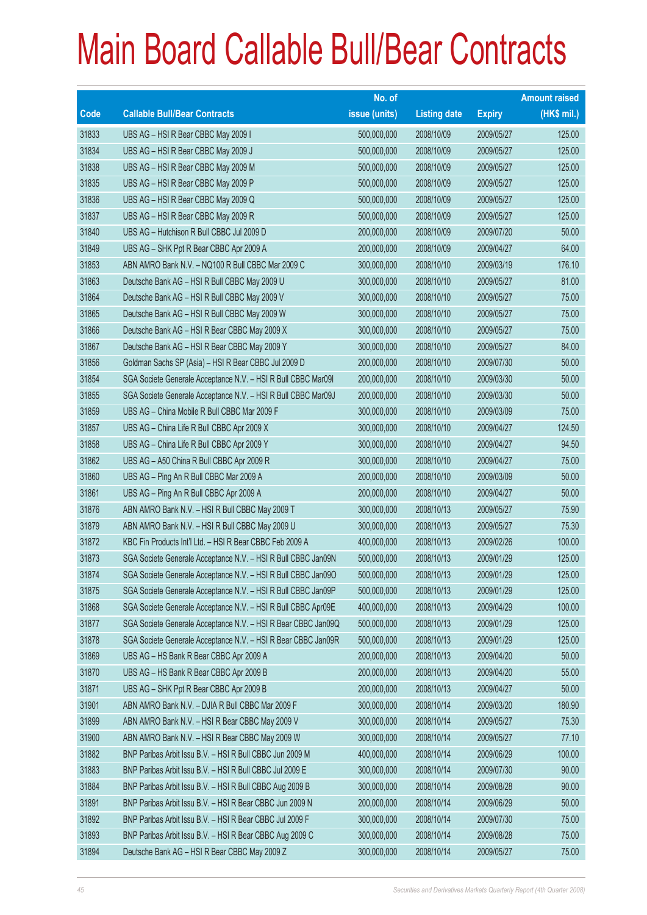# Main Board Callable Bull/Bear Contracts

| Code | Callable Bull/Bear Contracts | No. of issue (units) | Listing date | Expiry | Amount raised (HK$ mil.) |
|---|---|---|---|---|---|
| 31833 | UBS AG – HSI R Bear CBBC May 2009 I | 500,000,000 | 2008/10/09 | 2009/05/27 | 125.00 |
| 31834 | UBS AG – HSI R Bear CBBC May 2009 J | 500,000,000 | 2008/10/09 | 2009/05/27 | 125.00 |
| 31838 | UBS AG – HSI R Bear CBBC May 2009 M | 500,000,000 | 2008/10/09 | 2009/05/27 | 125.00 |
| 31835 | UBS AG – HSI R Bear CBBC May 2009 P | 500,000,000 | 2008/10/09 | 2009/05/27 | 125.00 |
| 31836 | UBS AG – HSI R Bear CBBC May 2009 Q | 500,000,000 | 2008/10/09 | 2009/05/27 | 125.00 |
| 31837 | UBS AG – HSI R Bear CBBC May 2009 R | 500,000,000 | 2008/10/09 | 2009/05/27 | 125.00 |
| 31840 | UBS AG – Hutchison R Bull CBBC Jul 2009 D | 200,000,000 | 2008/10/09 | 2009/07/20 | 50.00 |
| 31849 | UBS AG – SHK Ppt R Bear CBBC Apr 2009 A | 200,000,000 | 2008/10/09 | 2009/04/27 | 64.00 |
| 31853 | ABN AMRO Bank N.V. – NQ100 R Bull CBBC Mar 2009 C | 300,000,000 | 2008/10/10 | 2009/03/19 | 176.10 |
| 31863 | Deutsche Bank AG – HSI R Bull CBBC May 2009 U | 300,000,000 | 2008/10/10 | 2009/05/27 | 81.00 |
| 31864 | Deutsche Bank AG – HSI R Bull CBBC May 2009 V | 300,000,000 | 2008/10/10 | 2009/05/27 | 75.00 |
| 31865 | Deutsche Bank AG – HSI R Bull CBBC May 2009 W | 300,000,000 | 2008/10/10 | 2009/05/27 | 75.00 |
| 31866 | Deutsche Bank AG – HSI R Bear CBBC May 2009 X | 300,000,000 | 2008/10/10 | 2009/05/27 | 75.00 |
| 31867 | Deutsche Bank AG – HSI R Bear CBBC May 2009 Y | 300,000,000 | 2008/10/10 | 2009/05/27 | 84.00 |
| 31856 | Goldman Sachs SP (Asia) – HSI R Bear CBBC Jul 2009 D | 200,000,000 | 2008/10/10 | 2009/07/30 | 50.00 |
| 31854 | SGA Societe Generale Acceptance N.V. – HSI R Bull CBBC Mar09I | 200,000,000 | 2008/10/10 | 2009/03/30 | 50.00 |
| 31855 | SGA Societe Generale Acceptance N.V. – HSI R Bull CBBC Mar09J | 200,000,000 | 2008/10/10 | 2009/03/30 | 50.00 |
| 31859 | UBS AG – China Mobile R Bull CBBC Mar 2009 F | 300,000,000 | 2008/10/10 | 2009/03/09 | 75.00 |
| 31857 | UBS AG – China Life R Bull CBBC Apr 2009 X | 300,000,000 | 2008/10/10 | 2009/04/27 | 124.50 |
| 31858 | UBS AG – China Life R Bull CBBC Apr 2009 Y | 300,000,000 | 2008/10/10 | 2009/04/27 | 94.50 |
| 31862 | UBS AG – A50 China R Bull CBBC Apr 2009 R | 300,000,000 | 2008/10/10 | 2009/04/27 | 75.00 |
| 31860 | UBS AG – Ping An R Bull CBBC Mar 2009 A | 200,000,000 | 2008/10/10 | 2009/03/09 | 50.00 |
| 31861 | UBS AG – Ping An R Bull CBBC Apr 2009 A | 200,000,000 | 2008/10/10 | 2009/04/27 | 50.00 |
| 31876 | ABN AMRO Bank N.V. – HSI R Bull CBBC May 2009 T | 300,000,000 | 2008/10/13 | 2009/05/27 | 75.90 |
| 31879 | ABN AMRO Bank N.V. – HSI R Bull CBBC May 2009 U | 300,000,000 | 2008/10/13 | 2009/05/27 | 75.30 |
| 31872 | KBC Fin Products Int'l Ltd. – HSI R Bear CBBC Feb 2009 A | 400,000,000 | 2008/10/13 | 2009/02/26 | 100.00 |
| 31873 | SGA Societe Generale Acceptance N.V. – HSI R Bull CBBC Jan09N | 500,000,000 | 2008/10/13 | 2009/01/29 | 125.00 |
| 31874 | SGA Societe Generale Acceptance N.V. – HSI R Bull CBBC Jan09O | 500,000,000 | 2008/10/13 | 2009/01/29 | 125.00 |
| 31875 | SGA Societe Generale Acceptance N.V. – HSI R Bull CBBC Jan09P | 500,000,000 | 2008/10/13 | 2009/01/29 | 125.00 |
| 31868 | SGA Societe Generale Acceptance N.V. – HSI R Bull CBBC Apr09E | 400,000,000 | 2008/10/13 | 2009/04/29 | 100.00 |
| 31877 | SGA Societe Generale Acceptance N.V. – HSI R Bear CBBC Jan09Q | 500,000,000 | 2008/10/13 | 2009/01/29 | 125.00 |
| 31878 | SGA Societe Generale Acceptance N.V. – HSI R Bear CBBC Jan09R | 500,000,000 | 2008/10/13 | 2009/01/29 | 125.00 |
| 31869 | UBS AG – HS Bank R Bear CBBC Apr 2009 A | 200,000,000 | 2008/10/13 | 2009/04/20 | 50.00 |
| 31870 | UBS AG – HS Bank R Bear CBBC Apr 2009 B | 200,000,000 | 2008/10/13 | 2009/04/20 | 55.00 |
| 31871 | UBS AG – SHK Ppt R Bear CBBC Apr 2009 B | 200,000,000 | 2008/10/13 | 2009/04/27 | 50.00 |
| 31901 | ABN AMRO Bank N.V. – DJIA R Bull CBBC Mar 2009 F | 300,000,000 | 2008/10/14 | 2009/03/20 | 180.90 |
| 31899 | ABN AMRO Bank N.V. – HSI R Bear CBBC May 2009 V | 300,000,000 | 2008/10/14 | 2009/05/27 | 75.30 |
| 31900 | ABN AMRO Bank N.V. – HSI R Bear CBBC May 2009 W | 300,000,000 | 2008/10/14 | 2009/05/27 | 77.10 |
| 31882 | BNP Paribas Arbit Issu B.V. – HSI R Bull CBBC Jun 2009 M | 400,000,000 | 2008/10/14 | 2009/06/29 | 100.00 |
| 31883 | BNP Paribas Arbit Issu B.V. – HSI R Bull CBBC Jul 2009 E | 300,000,000 | 2008/10/14 | 2009/07/30 | 90.00 |
| 31884 | BNP Paribas Arbit Issu B.V. – HSI R Bull CBBC Aug 2009 B | 300,000,000 | 2008/10/14 | 2009/08/28 | 90.00 |
| 31891 | BNP Paribas Arbit Issu B.V. – HSI R Bear CBBC Jun 2009 N | 200,000,000 | 2008/10/14 | 2009/06/29 | 50.00 |
| 31892 | BNP Paribas Arbit Issu B.V. – HSI R Bear CBBC Jul 2009 F | 300,000,000 | 2008/10/14 | 2009/07/30 | 75.00 |
| 31893 | BNP Paribas Arbit Issu B.V. – HSI R Bear CBBC Aug 2009 C | 300,000,000 | 2008/10/14 | 2009/08/28 | 75.00 |
| 31894 | Deutsche Bank AG – HSI R Bear CBBC May 2009 Z | 300,000,000 | 2008/10/14 | 2009/05/27 | 75.00 |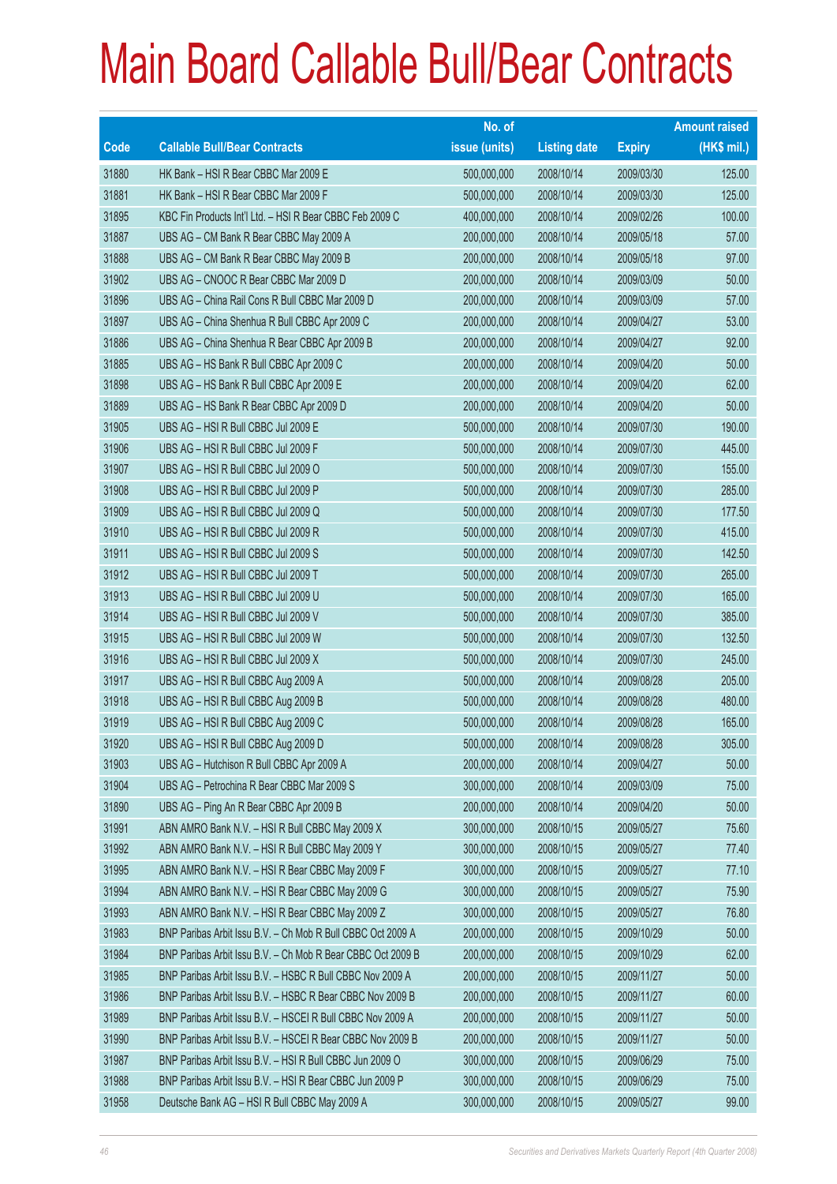# Main Board Callable Bull/Bear Contracts

| Code | Callable Bull/Bear Contracts | No. of issue (units) | Listing date | Expiry | Amount raised (HK$ mil.) |
|---|---|---|---|---|---|
| 31880 | HK Bank – HSI R Bear CBBC Mar 2009 E | 500,000,000 | 2008/10/14 | 2009/03/30 | 125.00 |
| 31881 | HK Bank – HSI R Bear CBBC Mar 2009 F | 500,000,000 | 2008/10/14 | 2009/03/30 | 125.00 |
| 31895 | KBC Fin Products Int'l Ltd. – HSI R Bear CBBC Feb 2009 C | 400,000,000 | 2008/10/14 | 2009/02/26 | 100.00 |
| 31887 | UBS AG – CM Bank R Bear CBBC May 2009 A | 200,000,000 | 2008/10/14 | 2009/05/18 | 57.00 |
| 31888 | UBS AG – CM Bank R Bear CBBC May 2009 B | 200,000,000 | 2008/10/14 | 2009/05/18 | 97.00 |
| 31902 | UBS AG – CNOOC R Bear CBBC Mar 2009 D | 200,000,000 | 2008/10/14 | 2009/03/09 | 50.00 |
| 31896 | UBS AG – China Rail Cons R Bull CBBC Mar 2009 D | 200,000,000 | 2008/10/14 | 2009/03/09 | 57.00 |
| 31897 | UBS AG – China Shenhua R Bull CBBC Apr 2009 C | 200,000,000 | 2008/10/14 | 2009/04/27 | 53.00 |
| 31886 | UBS AG – China Shenhua R Bear CBBC Apr 2009 B | 200,000,000 | 2008/10/14 | 2009/04/27 | 92.00 |
| 31885 | UBS AG – HS Bank R Bull CBBC Apr 2009 C | 200,000,000 | 2008/10/14 | 2009/04/20 | 50.00 |
| 31898 | UBS AG – HS Bank R Bull CBBC Apr 2009 E | 200,000,000 | 2008/10/14 | 2009/04/20 | 62.00 |
| 31889 | UBS AG – HS Bank R Bear CBBC Apr 2009 D | 200,000,000 | 2008/10/14 | 2009/04/20 | 50.00 |
| 31905 | UBS AG – HSI R Bull CBBC Jul 2009 E | 500,000,000 | 2008/10/14 | 2009/07/30 | 190.00 |
| 31906 | UBS AG – HSI R Bull CBBC Jul 2009 F | 500,000,000 | 2008/10/14 | 2009/07/30 | 445.00 |
| 31907 | UBS AG – HSI R Bull CBBC Jul 2009 O | 500,000,000 | 2008/10/14 | 2009/07/30 | 155.00 |
| 31908 | UBS AG – HSI R Bull CBBC Jul 2009 P | 500,000,000 | 2008/10/14 | 2009/07/30 | 285.00 |
| 31909 | UBS AG – HSI R Bull CBBC Jul 2009 Q | 500,000,000 | 2008/10/14 | 2009/07/30 | 177.50 |
| 31910 | UBS AG – HSI R Bull CBBC Jul 2009 R | 500,000,000 | 2008/10/14 | 2009/07/30 | 415.00 |
| 31911 | UBS AG – HSI R Bull CBBC Jul 2009 S | 500,000,000 | 2008/10/14 | 2009/07/30 | 142.50 |
| 31912 | UBS AG – HSI R Bull CBBC Jul 2009 T | 500,000,000 | 2008/10/14 | 2009/07/30 | 265.00 |
| 31913 | UBS AG – HSI R Bull CBBC Jul 2009 U | 500,000,000 | 2008/10/14 | 2009/07/30 | 165.00 |
| 31914 | UBS AG – HSI R Bull CBBC Jul 2009 V | 500,000,000 | 2008/10/14 | 2009/07/30 | 385.00 |
| 31915 | UBS AG – HSI R Bull CBBC Jul 2009 W | 500,000,000 | 2008/10/14 | 2009/07/30 | 132.50 |
| 31916 | UBS AG – HSI R Bull CBBC Jul 2009 X | 500,000,000 | 2008/10/14 | 2009/07/30 | 245.00 |
| 31917 | UBS AG – HSI R Bull CBBC Aug 2009 A | 500,000,000 | 2008/10/14 | 2009/08/28 | 205.00 |
| 31918 | UBS AG – HSI R Bull CBBC Aug 2009 B | 500,000,000 | 2008/10/14 | 2009/08/28 | 480.00 |
| 31919 | UBS AG – HSI R Bull CBBC Aug 2009 C | 500,000,000 | 2008/10/14 | 2009/08/28 | 165.00 |
| 31920 | UBS AG – HSI R Bull CBBC Aug 2009 D | 500,000,000 | 2008/10/14 | 2009/08/28 | 305.00 |
| 31903 | UBS AG – Hutchison R Bull CBBC Apr 2009 A | 200,000,000 | 2008/10/14 | 2009/04/27 | 50.00 |
| 31904 | UBS AG – Petrochina R Bear CBBC Mar 2009 S | 300,000,000 | 2008/10/14 | 2009/03/09 | 75.00 |
| 31890 | UBS AG – Ping An R Bear CBBC Apr 2009 B | 200,000,000 | 2008/10/14 | 2009/04/20 | 50.00 |
| 31991 | ABN AMRO Bank N.V. – HSI R Bull CBBC May 2009 X | 300,000,000 | 2008/10/15 | 2009/05/27 | 75.60 |
| 31992 | ABN AMRO Bank N.V. – HSI R Bull CBBC May 2009 Y | 300,000,000 | 2008/10/15 | 2009/05/27 | 77.40 |
| 31995 | ABN AMRO Bank N.V. – HSI R Bear CBBC May 2009 F | 300,000,000 | 2008/10/15 | 2009/05/27 | 77.10 |
| 31994 | ABN AMRO Bank N.V. – HSI R Bear CBBC May 2009 G | 300,000,000 | 2008/10/15 | 2009/05/27 | 75.90 |
| 31993 | ABN AMRO Bank N.V. – HSI R Bear CBBC May 2009 Z | 300,000,000 | 2008/10/15 | 2009/05/27 | 76.80 |
| 31983 | BNP Paribas Arbit Issu B.V. – Ch Mob R Bull CBBC Oct 2009 A | 200,000,000 | 2008/10/15 | 2009/10/29 | 50.00 |
| 31984 | BNP Paribas Arbit Issu B.V. – Ch Mob R Bear CBBC Oct 2009 B | 200,000,000 | 2008/10/15 | 2009/10/29 | 62.00 |
| 31985 | BNP Paribas Arbit Issu B.V. – HSBC R Bull CBBC Nov 2009 A | 200,000,000 | 2008/10/15 | 2009/11/27 | 50.00 |
| 31986 | BNP Paribas Arbit Issu B.V. – HSBC R Bear CBBC Nov 2009 B | 200,000,000 | 2008/10/15 | 2009/11/27 | 60.00 |
| 31989 | BNP Paribas Arbit Issu B.V. – HSCEI R Bull CBBC Nov 2009 A | 200,000,000 | 2008/10/15 | 2009/11/27 | 50.00 |
| 31990 | BNP Paribas Arbit Issu B.V. – HSCEI R Bear CBBC Nov 2009 B | 200,000,000 | 2008/10/15 | 2009/11/27 | 50.00 |
| 31987 | BNP Paribas Arbit Issu B.V. – HSI R Bull CBBC Jun 2009 O | 300,000,000 | 2008/10/15 | 2009/06/29 | 75.00 |
| 31988 | BNP Paribas Arbit Issu B.V. – HSI R Bear CBBC Jun 2009 P | 300,000,000 | 2008/10/15 | 2009/06/29 | 75.00 |
| 31958 | Deutsche Bank AG – HSI R Bull CBBC May 2009 A | 300,000,000 | 2008/10/15 | 2009/05/27 | 99.00 |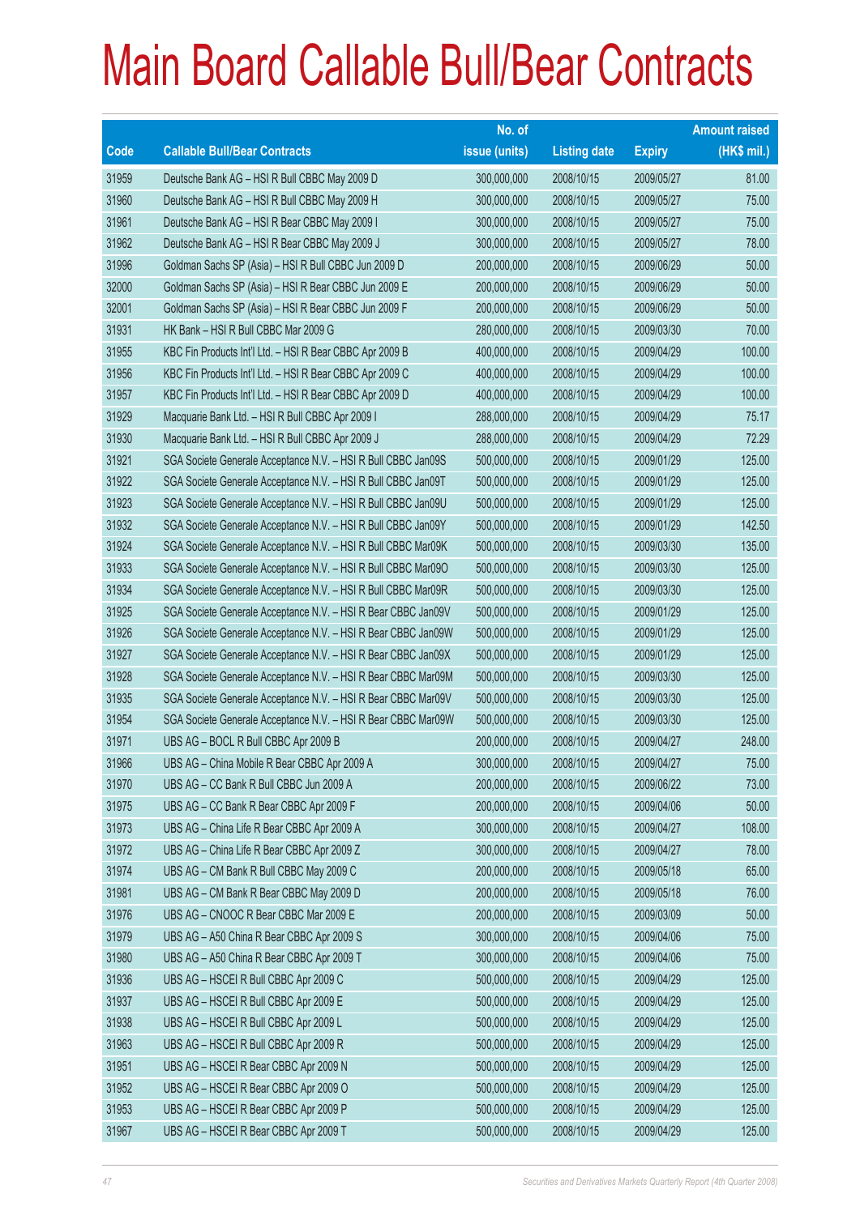# Main Board Callable Bull/Bear Contracts

| Code | Callable Bull/Bear Contracts | No. of issue (units) | Listing date | Expiry | Amount raised (HK$ mil.) |
|---|---|---|---|---|---|
| 31959 | Deutsche Bank AG – HSI R Bull CBBC May 2009 D | 300,000,000 | 2008/10/15 | 2009/05/27 | 81.00 |
| 31960 | Deutsche Bank AG – HSI R Bull CBBC May 2009 H | 300,000,000 | 2008/10/15 | 2009/05/27 | 75.00 |
| 31961 | Deutsche Bank AG – HSI R Bear CBBC May 2009 I | 300,000,000 | 2008/10/15 | 2009/05/27 | 75.00 |
| 31962 | Deutsche Bank AG – HSI R Bear CBBC May 2009 J | 300,000,000 | 2008/10/15 | 2009/05/27 | 78.00 |
| 31996 | Goldman Sachs SP (Asia) – HSI R Bull CBBC Jun 2009 D | 200,000,000 | 2008/10/15 | 2009/06/29 | 50.00 |
| 32000 | Goldman Sachs SP (Asia) – HSI R Bear CBBC Jun 2009 E | 200,000,000 | 2008/10/15 | 2009/06/29 | 50.00 |
| 32001 | Goldman Sachs SP (Asia) – HSI R Bear CBBC Jun 2009 F | 200,000,000 | 2008/10/15 | 2009/06/29 | 50.00 |
| 31931 | HK Bank – HSI R Bull CBBC Mar 2009 G | 280,000,000 | 2008/10/15 | 2009/03/30 | 70.00 |
| 31955 | KBC Fin Products Int'l Ltd. – HSI R Bear CBBC Apr 2009 B | 400,000,000 | 2008/10/15 | 2009/04/29 | 100.00 |
| 31956 | KBC Fin Products Int'l Ltd. – HSI R Bear CBBC Apr 2009 C | 400,000,000 | 2008/10/15 | 2009/04/29 | 100.00 |
| 31957 | KBC Fin Products Int'l Ltd. – HSI R Bear CBBC Apr 2009 D | 400,000,000 | 2008/10/15 | 2009/04/29 | 100.00 |
| 31929 | Macquarie Bank Ltd. – HSI R Bull CBBC Apr 2009 I | 288,000,000 | 2008/10/15 | 2009/04/29 | 75.17 |
| 31930 | Macquarie Bank Ltd. – HSI R Bull CBBC Apr 2009 J | 288,000,000 | 2008/10/15 | 2009/04/29 | 72.29 |
| 31921 | SGA Societe Generale Acceptance N.V. – HSI R Bull CBBC Jan09S | 500,000,000 | 2008/10/15 | 2009/01/29 | 125.00 |
| 31922 | SGA Societe Generale Acceptance N.V. – HSI R Bull CBBC Jan09T | 500,000,000 | 2008/10/15 | 2009/01/29 | 125.00 |
| 31923 | SGA Societe Generale Acceptance N.V. – HSI R Bull CBBC Jan09U | 500,000,000 | 2008/10/15 | 2009/01/29 | 125.00 |
| 31932 | SGA Societe Generale Acceptance N.V. – HSI R Bull CBBC Jan09Y | 500,000,000 | 2008/10/15 | 2009/01/29 | 142.50 |
| 31924 | SGA Societe Generale Acceptance N.V. – HSI R Bull CBBC Mar09K | 500,000,000 | 2008/10/15 | 2009/03/30 | 135.00 |
| 31933 | SGA Societe Generale Acceptance N.V. – HSI R Bull CBBC Mar09O | 500,000,000 | 2008/10/15 | 2009/03/30 | 125.00 |
| 31934 | SGA Societe Generale Acceptance N.V. – HSI R Bull CBBC Mar09R | 500,000,000 | 2008/10/15 | 2009/03/30 | 125.00 |
| 31925 | SGA Societe Generale Acceptance N.V. – HSI R Bear CBBC Jan09V | 500,000,000 | 2008/10/15 | 2009/01/29 | 125.00 |
| 31926 | SGA Societe Generale Acceptance N.V. – HSI R Bear CBBC Jan09W | 500,000,000 | 2008/10/15 | 2009/01/29 | 125.00 |
| 31927 | SGA Societe Generale Acceptance N.V. – HSI R Bear CBBC Jan09X | 500,000,000 | 2008/10/15 | 2009/01/29 | 125.00 |
| 31928 | SGA Societe Generale Acceptance N.V. – HSI R Bear CBBC Mar09M | 500,000,000 | 2008/10/15 | 2009/03/30 | 125.00 |
| 31935 | SGA Societe Generale Acceptance N.V. – HSI R Bear CBBC Mar09V | 500,000,000 | 2008/10/15 | 2009/03/30 | 125.00 |
| 31954 | SGA Societe Generale Acceptance N.V. – HSI R Bear CBBC Mar09W | 500,000,000 | 2008/10/15 | 2009/03/30 | 125.00 |
| 31971 | UBS AG – BOCL R Bull CBBC Apr 2009 B | 200,000,000 | 2008/10/15 | 2009/04/27 | 248.00 |
| 31966 | UBS AG – China Mobile R Bear CBBC Apr 2009 A | 300,000,000 | 2008/10/15 | 2009/04/27 | 75.00 |
| 31970 | UBS AG – CC Bank R Bull CBBC Jun 2009 A | 200,000,000 | 2008/10/15 | 2009/06/22 | 73.00 |
| 31975 | UBS AG – CC Bank R Bear CBBC Apr 2009 F | 200,000,000 | 2008/10/15 | 2009/04/06 | 50.00 |
| 31973 | UBS AG – China Life R Bear CBBC Apr 2009 A | 300,000,000 | 2008/10/15 | 2009/04/27 | 108.00 |
| 31972 | UBS AG – China Life R Bear CBBC Apr 2009 Z | 300,000,000 | 2008/10/15 | 2009/04/27 | 78.00 |
| 31974 | UBS AG – CM Bank R Bull CBBC May 2009 C | 200,000,000 | 2008/10/15 | 2009/05/18 | 65.00 |
| 31981 | UBS AG – CM Bank R Bear CBBC May 2009 D | 200,000,000 | 2008/10/15 | 2009/05/18 | 76.00 |
| 31976 | UBS AG – CNOOC R Bear CBBC Mar 2009 E | 200,000,000 | 2008/10/15 | 2009/03/09 | 50.00 |
| 31979 | UBS AG – A50 China R Bear CBBC Apr 2009 S | 300,000,000 | 2008/10/15 | 2009/04/06 | 75.00 |
| 31980 | UBS AG – A50 China R Bear CBBC Apr 2009 T | 300,000,000 | 2008/10/15 | 2009/04/06 | 75.00 |
| 31936 | UBS AG – HSCEI R Bull CBBC Apr 2009 C | 500,000,000 | 2008/10/15 | 2009/04/29 | 125.00 |
| 31937 | UBS AG – HSCEI R Bull CBBC Apr 2009 E | 500,000,000 | 2008/10/15 | 2009/04/29 | 125.00 |
| 31938 | UBS AG – HSCEI R Bull CBBC Apr 2009 L | 500,000,000 | 2008/10/15 | 2009/04/29 | 125.00 |
| 31963 | UBS AG – HSCEI R Bull CBBC Apr 2009 R | 500,000,000 | 2008/10/15 | 2009/04/29 | 125.00 |
| 31951 | UBS AG – HSCEI R Bear CBBC Apr 2009 N | 500,000,000 | 2008/10/15 | 2009/04/29 | 125.00 |
| 31952 | UBS AG – HSCEI R Bear CBBC Apr 2009 O | 500,000,000 | 2008/10/15 | 2009/04/29 | 125.00 |
| 31953 | UBS AG – HSCEI R Bear CBBC Apr 2009 P | 500,000,000 | 2008/10/15 | 2009/04/29 | 125.00 |
| 31967 | UBS AG – HSCEI R Bear CBBC Apr 2009 T | 500,000,000 | 2008/10/15 | 2009/04/29 | 125.00 |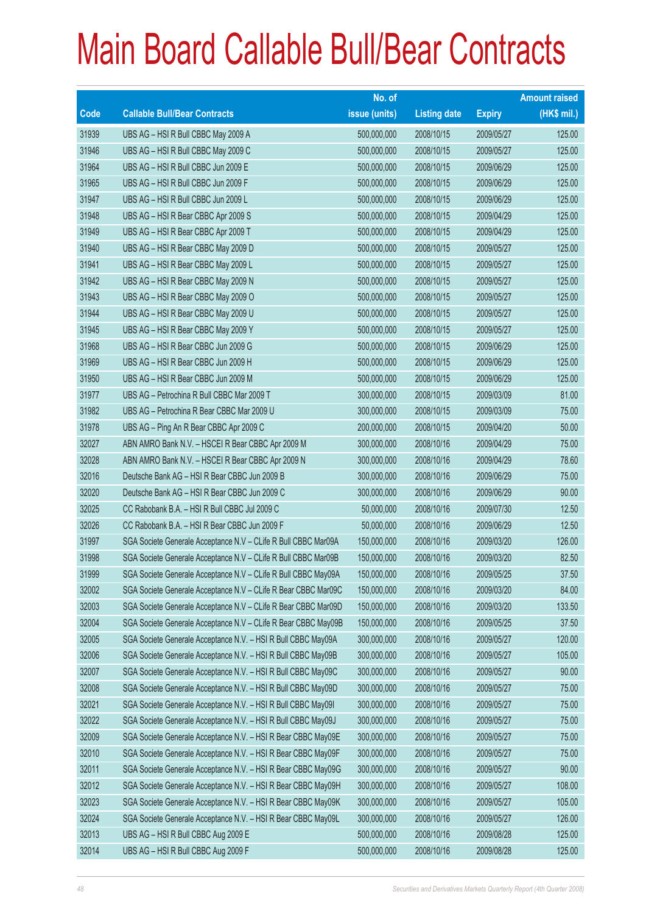# Main Board Callable Bull/Bear Contracts

| Code | Callable Bull/Bear Contracts | No. of issue (units) | Listing date | Expiry | Amount raised (HK$ mil.) |
|---|---|---|---|---|---|
| 31939 | UBS AG – HSI R Bull CBBC May 2009 A | 500,000,000 | 2008/10/15 | 2009/05/27 | 125.00 |
| 31946 | UBS AG – HSI R Bull CBBC May 2009 C | 500,000,000 | 2008/10/15 | 2009/05/27 | 125.00 |
| 31964 | UBS AG – HSI R Bull CBBC Jun 2009 E | 500,000,000 | 2008/10/15 | 2009/06/29 | 125.00 |
| 31965 | UBS AG – HSI R Bull CBBC Jun 2009 F | 500,000,000 | 2008/10/15 | 2009/06/29 | 125.00 |
| 31947 | UBS AG – HSI R Bull CBBC Jun 2009 L | 500,000,000 | 2008/10/15 | 2009/06/29 | 125.00 |
| 31948 | UBS AG – HSI R Bear CBBC Apr 2009 S | 500,000,000 | 2008/10/15 | 2009/04/29 | 125.00 |
| 31949 | UBS AG – HSI R Bear CBBC Apr 2009 T | 500,000,000 | 2008/10/15 | 2009/04/29 | 125.00 |
| 31940 | UBS AG – HSI R Bear CBBC May 2009 D | 500,000,000 | 2008/10/15 | 2009/05/27 | 125.00 |
| 31941 | UBS AG – HSI R Bear CBBC May 2009 L | 500,000,000 | 2008/10/15 | 2009/05/27 | 125.00 |
| 31942 | UBS AG – HSI R Bear CBBC May 2009 N | 500,000,000 | 2008/10/15 | 2009/05/27 | 125.00 |
| 31943 | UBS AG – HSI R Bear CBBC May 2009 O | 500,000,000 | 2008/10/15 | 2009/05/27 | 125.00 |
| 31944 | UBS AG – HSI R Bear CBBC May 2009 U | 500,000,000 | 2008/10/15 | 2009/05/27 | 125.00 |
| 31945 | UBS AG – HSI R Bear CBBC May 2009 Y | 500,000,000 | 2008/10/15 | 2009/05/27 | 125.00 |
| 31968 | UBS AG – HSI R Bear CBBC Jun 2009 G | 500,000,000 | 2008/10/15 | 2009/06/29 | 125.00 |
| 31969 | UBS AG – HSI R Bear CBBC Jun 2009 H | 500,000,000 | 2008/10/15 | 2009/06/29 | 125.00 |
| 31950 | UBS AG – HSI R Bear CBBC Jun 2009 M | 500,000,000 | 2008/10/15 | 2009/06/29 | 125.00 |
| 31977 | UBS AG – Petrochina R Bull CBBC Mar 2009 T | 300,000,000 | 2008/10/15 | 2009/03/09 | 81.00 |
| 31982 | UBS AG – Petrochina R Bear CBBC Mar 2009 U | 300,000,000 | 2008/10/15 | 2009/03/09 | 75.00 |
| 31978 | UBS AG – Ping An R Bear CBBC Apr 2009 C | 200,000,000 | 2008/10/15 | 2009/04/20 | 50.00 |
| 32027 | ABN AMRO Bank N.V. – HSCEI R Bear CBBC Apr 2009 M | 300,000,000 | 2008/10/16 | 2009/04/29 | 75.00 |
| 32028 | ABN AMRO Bank N.V. – HSCEI R Bear CBBC Apr 2009 N | 300,000,000 | 2008/10/16 | 2009/04/29 | 78.60 |
| 32016 | Deutsche Bank AG – HSI R Bear CBBC Jun 2009 B | 300,000,000 | 2008/10/16 | 2009/06/29 | 75.00 |
| 32020 | Deutsche Bank AG – HSI R Bear CBBC Jun 2009 C | 300,000,000 | 2008/10/16 | 2009/06/29 | 90.00 |
| 32025 | CC Rabobank B.A. – HSI R Bull CBBC Jul 2009 C | 50,000,000 | 2008/10/16 | 2009/07/30 | 12.50 |
| 32026 | CC Rabobank B.A. – HSI R Bear CBBC Jun 2009 F | 50,000,000 | 2008/10/16 | 2009/06/29 | 12.50 |
| 31997 | SGA Societe Generale Acceptance N.V – CLife R Bull CBBC Mar09A | 150,000,000 | 2008/10/16 | 2009/03/20 | 126.00 |
| 31998 | SGA Societe Generale Acceptance N.V – CLife R Bull CBBC Mar09B | 150,000,000 | 2008/10/16 | 2009/03/20 | 82.50 |
| 31999 | SGA Societe Generale Acceptance N.V – CLife R Bull CBBC May09A | 150,000,000 | 2008/10/16 | 2009/05/25 | 37.50 |
| 32002 | SGA Societe Generale Acceptance N.V – CLife R Bear CBBC Mar09C | 150,000,000 | 2008/10/16 | 2009/03/20 | 84.00 |
| 32003 | SGA Societe Generale Acceptance N.V – CLife R Bear CBBC Mar09D | 150,000,000 | 2008/10/16 | 2009/03/20 | 133.50 |
| 32004 | SGA Societe Generale Acceptance N.V – CLife R Bear CBBC May09B | 150,000,000 | 2008/10/16 | 2009/05/25 | 37.50 |
| 32005 | SGA Societe Generale Acceptance N.V. – HSI R Bull CBBC May09A | 300,000,000 | 2008/10/16 | 2009/05/27 | 120.00 |
| 32006 | SGA Societe Generale Acceptance N.V. – HSI R Bull CBBC May09B | 300,000,000 | 2008/10/16 | 2009/05/27 | 105.00 |
| 32007 | SGA Societe Generale Acceptance N.V. – HSI R Bull CBBC May09C | 300,000,000 | 2008/10/16 | 2009/05/27 | 90.00 |
| 32008 | SGA Societe Generale Acceptance N.V. – HSI R Bull CBBC May09D | 300,000,000 | 2008/10/16 | 2009/05/27 | 75.00 |
| 32021 | SGA Societe Generale Acceptance N.V. – HSI R Bull CBBC May09I | 300,000,000 | 2008/10/16 | 2009/05/27 | 75.00 |
| 32022 | SGA Societe Generale Acceptance N.V. – HSI R Bull CBBC May09J | 300,000,000 | 2008/10/16 | 2009/05/27 | 75.00 |
| 32009 | SGA Societe Generale Acceptance N.V. – HSI R Bear CBBC May09E | 300,000,000 | 2008/10/16 | 2009/05/27 | 75.00 |
| 32010 | SGA Societe Generale Acceptance N.V. – HSI R Bear CBBC May09F | 300,000,000 | 2008/10/16 | 2009/05/27 | 75.00 |
| 32011 | SGA Societe Generale Acceptance N.V. – HSI R Bear CBBC May09G | 300,000,000 | 2008/10/16 | 2009/05/27 | 90.00 |
| 32012 | SGA Societe Generale Acceptance N.V. – HSI R Bear CBBC May09H | 300,000,000 | 2008/10/16 | 2009/05/27 | 108.00 |
| 32023 | SGA Societe Generale Acceptance N.V. – HSI R Bear CBBC May09K | 300,000,000 | 2008/10/16 | 2009/05/27 | 105.00 |
| 32024 | SGA Societe Generale Acceptance N.V. – HSI R Bear CBBC May09L | 300,000,000 | 2008/10/16 | 2009/05/27 | 126.00 |
| 32013 | UBS AG – HSI R Bull CBBC Aug 2009 E | 500,000,000 | 2008/10/16 | 2009/08/28 | 125.00 |
| 32014 | UBS AG – HSI R Bull CBBC Aug 2009 F | 500,000,000 | 2008/10/16 | 2009/08/28 | 125.00 |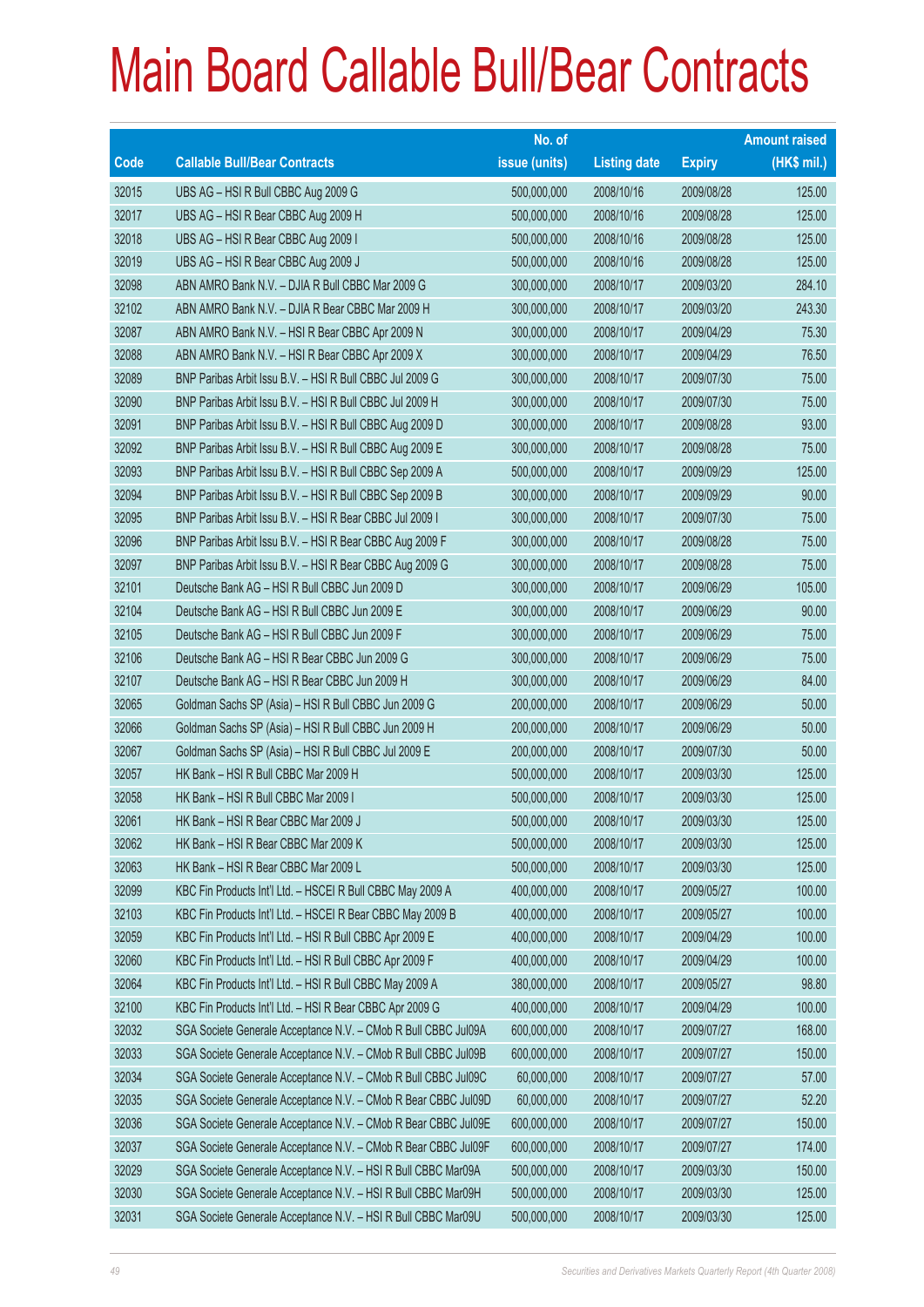# Main Board Callable Bull/Bear Contracts

| Code | Callable Bull/Bear Contracts | No. of issue (units) | Listing date | Expiry | Amount raised (HK$ mil.) |
|---|---|---|---|---|---|
| 32015 | UBS AG – HSI R Bull CBBC Aug 2009 G | 500,000,000 | 2008/10/16 | 2009/08/28 | 125.00 |
| 32017 | UBS AG – HSI R Bear CBBC Aug 2009 H | 500,000,000 | 2008/10/16 | 2009/08/28 | 125.00 |
| 32018 | UBS AG – HSI R Bear CBBC Aug 2009 I | 500,000,000 | 2008/10/16 | 2009/08/28 | 125.00 |
| 32019 | UBS AG – HSI R Bear CBBC Aug 2009 J | 500,000,000 | 2008/10/16 | 2009/08/28 | 125.00 |
| 32098 | ABN AMRO Bank N.V. – DJIA R Bull CBBC Mar 2009 G | 300,000,000 | 2008/10/17 | 2009/03/20 | 284.10 |
| 32102 | ABN AMRO Bank N.V. – DJIA R Bear CBBC Mar 2009 H | 300,000,000 | 2008/10/17 | 2009/03/20 | 243.30 |
| 32087 | ABN AMRO Bank N.V. – HSI R Bear CBBC Apr 2009 N | 300,000,000 | 2008/10/17 | 2009/04/29 | 75.30 |
| 32088 | ABN AMRO Bank N.V. – HSI R Bear CBBC Apr 2009 X | 300,000,000 | 2008/10/17 | 2009/04/29 | 76.50 |
| 32089 | BNP Paribas Arbit Issu B.V. – HSI R Bull CBBC Jul 2009 G | 300,000,000 | 2008/10/17 | 2009/07/30 | 75.00 |
| 32090 | BNP Paribas Arbit Issu B.V. – HSI R Bull CBBC Jul 2009 H | 300,000,000 | 2008/10/17 | 2009/07/30 | 75.00 |
| 32091 | BNP Paribas Arbit Issu B.V. – HSI R Bull CBBC Aug 2009 D | 300,000,000 | 2008/10/17 | 2009/08/28 | 93.00 |
| 32092 | BNP Paribas Arbit Issu B.V. – HSI R Bull CBBC Aug 2009 E | 300,000,000 | 2008/10/17 | 2009/08/28 | 75.00 |
| 32093 | BNP Paribas Arbit Issu B.V. – HSI R Bull CBBC Sep 2009 A | 500,000,000 | 2008/10/17 | 2009/09/29 | 125.00 |
| 32094 | BNP Paribas Arbit Issu B.V. – HSI R Bull CBBC Sep 2009 B | 300,000,000 | 2008/10/17 | 2009/09/29 | 90.00 |
| 32095 | BNP Paribas Arbit Issu B.V. – HSI R Bear CBBC Jul 2009 I | 300,000,000 | 2008/10/17 | 2009/07/30 | 75.00 |
| 32096 | BNP Paribas Arbit Issu B.V. – HSI R Bear CBBC Aug 2009 F | 300,000,000 | 2008/10/17 | 2009/08/28 | 75.00 |
| 32097 | BNP Paribas Arbit Issu B.V. – HSI R Bear CBBC Aug 2009 G | 300,000,000 | 2008/10/17 | 2009/08/28 | 75.00 |
| 32101 | Deutsche Bank AG – HSI R Bull CBBC Jun 2009 D | 300,000,000 | 2008/10/17 | 2009/06/29 | 105.00 |
| 32104 | Deutsche Bank AG – HSI R Bull CBBC Jun 2009 E | 300,000,000 | 2008/10/17 | 2009/06/29 | 90.00 |
| 32105 | Deutsche Bank AG – HSI R Bull CBBC Jun 2009 F | 300,000,000 | 2008/10/17 | 2009/06/29 | 75.00 |
| 32106 | Deutsche Bank AG – HSI R Bear CBBC Jun 2009 G | 300,000,000 | 2008/10/17 | 2009/06/29 | 75.00 |
| 32107 | Deutsche Bank AG – HSI R Bear CBBC Jun 2009 H | 300,000,000 | 2008/10/17 | 2009/06/29 | 84.00 |
| 32065 | Goldman Sachs SP (Asia) – HSI R Bull CBBC Jun 2009 G | 200,000,000 | 2008/10/17 | 2009/06/29 | 50.00 |
| 32066 | Goldman Sachs SP (Asia) – HSI R Bull CBBC Jun 2009 H | 200,000,000 | 2008/10/17 | 2009/06/29 | 50.00 |
| 32067 | Goldman Sachs SP (Asia) – HSI R Bull CBBC Jul 2009 E | 200,000,000 | 2008/10/17 | 2009/07/30 | 50.00 |
| 32057 | HK Bank – HSI R Bull CBBC Mar 2009 H | 500,000,000 | 2008/10/17 | 2009/03/30 | 125.00 |
| 32058 | HK Bank – HSI R Bull CBBC Mar 2009 I | 500,000,000 | 2008/10/17 | 2009/03/30 | 125.00 |
| 32061 | HK Bank – HSI R Bear CBBC Mar 2009 J | 500,000,000 | 2008/10/17 | 2009/03/30 | 125.00 |
| 32062 | HK Bank – HSI R Bear CBBC Mar 2009 K | 500,000,000 | 2008/10/17 | 2009/03/30 | 125.00 |
| 32063 | HK Bank – HSI R Bear CBBC Mar 2009 L | 500,000,000 | 2008/10/17 | 2009/03/30 | 125.00 |
| 32099 | KBC Fin Products Int'l Ltd. – HSCEI R Bull CBBC May 2009 A | 400,000,000 | 2008/10/17 | 2009/05/27 | 100.00 |
| 32103 | KBC Fin Products Int'l Ltd. – HSCEI R Bear CBBC May 2009 B | 400,000,000 | 2008/10/17 | 2009/05/27 | 100.00 |
| 32059 | KBC Fin Products Int'l Ltd. – HSI R Bull CBBC Apr 2009 E | 400,000,000 | 2008/10/17 | 2009/04/29 | 100.00 |
| 32060 | KBC Fin Products Int'l Ltd. – HSI R Bull CBBC Apr 2009 F | 400,000,000 | 2008/10/17 | 2009/04/29 | 100.00 |
| 32064 | KBC Fin Products Int'l Ltd. – HSI R Bull CBBC May 2009 A | 380,000,000 | 2008/10/17 | 2009/05/27 | 98.80 |
| 32100 | KBC Fin Products Int'l Ltd. – HSI R Bear CBBC Apr 2009 G | 400,000,000 | 2008/10/17 | 2009/04/29 | 100.00 |
| 32032 | SGA Societe Generale Acceptance N.V. – CMob R Bull CBBC Jul09A | 600,000,000 | 2008/10/17 | 2009/07/27 | 168.00 |
| 32033 | SGA Societe Generale Acceptance N.V. – CMob R Bull CBBC Jul09B | 600,000,000 | 2008/10/17 | 2009/07/27 | 150.00 |
| 32034 | SGA Societe Generale Acceptance N.V. – CMob R Bull CBBC Jul09C | 60,000,000 | 2008/10/17 | 2009/07/27 | 57.00 |
| 32035 | SGA Societe Generale Acceptance N.V. – CMob R Bear CBBC Jul09D | 60,000,000 | 2008/10/17 | 2009/07/27 | 52.20 |
| 32036 | SGA Societe Generale Acceptance N.V. – CMob R Bear CBBC Jul09E | 600,000,000 | 2008/10/17 | 2009/07/27 | 150.00 |
| 32037 | SGA Societe Generale Acceptance N.V. – CMob R Bear CBBC Jul09F | 600,000,000 | 2008/10/17 | 2009/07/27 | 174.00 |
| 32029 | SGA Societe Generale Acceptance N.V. – HSI R Bull CBBC Mar09A | 500,000,000 | 2008/10/17 | 2009/03/30 | 150.00 |
| 32030 | SGA Societe Generale Acceptance N.V. – HSI R Bull CBBC Mar09H | 500,000,000 | 2008/10/17 | 2009/03/30 | 125.00 |
| 32031 | SGA Societe Generale Acceptance N.V. – HSI R Bull CBBC Mar09U | 500,000,000 | 2008/10/17 | 2009/03/30 | 125.00 |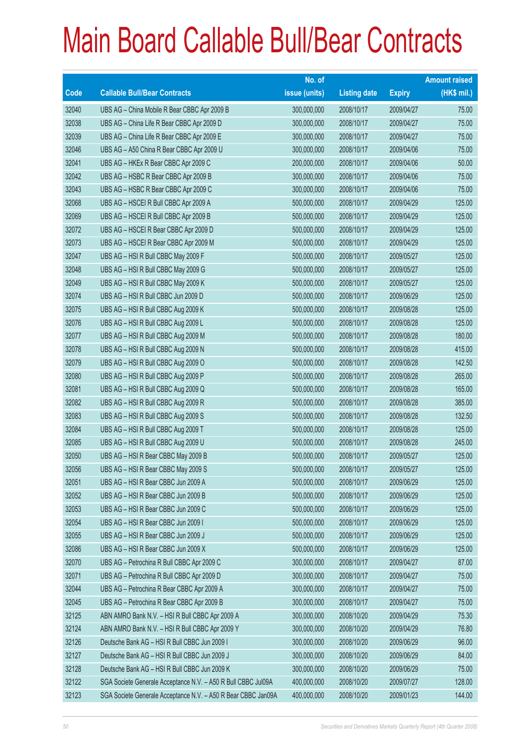# Main Board Callable Bull/Bear Contracts

| Code | Callable Bull/Bear Contracts | No. of issue (units) | Listing date | Expiry | Amount raised (HK$ mil.) |
|---|---|---|---|---|---|
| 32040 | UBS AG – China Mobile R Bear CBBC Apr 2009 B | 300,000,000 | 2008/10/17 | 2009/04/27 | 75.00 |
| 32038 | UBS AG – China Life R Bear CBBC Apr 2009 D | 300,000,000 | 2008/10/17 | 2009/04/27 | 75.00 |
| 32039 | UBS AG – China Life R Bear CBBC Apr 2009 E | 300,000,000 | 2008/10/17 | 2009/04/27 | 75.00 |
| 32046 | UBS AG – A50 China R Bear CBBC Apr 2009 U | 300,000,000 | 2008/10/17 | 2009/04/06 | 75.00 |
| 32041 | UBS AG – HKEx R Bear CBBC Apr 2009 C | 200,000,000 | 2008/10/17 | 2009/04/06 | 50.00 |
| 32042 | UBS AG – HSBC R Bear CBBC Apr 2009 B | 300,000,000 | 2008/10/17 | 2009/04/06 | 75.00 |
| 32043 | UBS AG – HSBC R Bear CBBC Apr 2009 C | 300,000,000 | 2008/10/17 | 2009/04/06 | 75.00 |
| 32068 | UBS AG – HSCEI R Bull CBBC Apr 2009 A | 500,000,000 | 2008/10/17 | 2009/04/29 | 125.00 |
| 32069 | UBS AG – HSCEI R Bull CBBC Apr 2009 B | 500,000,000 | 2008/10/17 | 2009/04/29 | 125.00 |
| 32072 | UBS AG – HSCEI R Bear CBBC Apr 2009 D | 500,000,000 | 2008/10/17 | 2009/04/29 | 125.00 |
| 32073 | UBS AG – HSCEI R Bear CBBC Apr 2009 M | 500,000,000 | 2008/10/17 | 2009/04/29 | 125.00 |
| 32047 | UBS AG – HSI R Bull CBBC May 2009 F | 500,000,000 | 2008/10/17 | 2009/05/27 | 125.00 |
| 32048 | UBS AG – HSI R Bull CBBC May 2009 G | 500,000,000 | 2008/10/17 | 2009/05/27 | 125.00 |
| 32049 | UBS AG – HSI R Bull CBBC May 2009 K | 500,000,000 | 2008/10/17 | 2009/05/27 | 125.00 |
| 32074 | UBS AG – HSI R Bull CBBC Jun 2009 D | 500,000,000 | 2008/10/17 | 2009/06/29 | 125.00 |
| 32075 | UBS AG – HSI R Bull CBBC Aug 2009 K | 500,000,000 | 2008/10/17 | 2009/08/28 | 125.00 |
| 32076 | UBS AG – HSI R Bull CBBC Aug 2009 L | 500,000,000 | 2008/10/17 | 2009/08/28 | 125.00 |
| 32077 | UBS AG – HSI R Bull CBBC Aug 2009 M | 500,000,000 | 2008/10/17 | 2009/08/28 | 180.00 |
| 32078 | UBS AG – HSI R Bull CBBC Aug 2009 N | 500,000,000 | 2008/10/17 | 2009/08/28 | 415.00 |
| 32079 | UBS AG – HSI R Bull CBBC Aug 2009 O | 500,000,000 | 2008/10/17 | 2009/08/28 | 142.50 |
| 32080 | UBS AG – HSI R Bull CBBC Aug 2009 P | 500,000,000 | 2008/10/17 | 2009/08/28 | 265.00 |
| 32081 | UBS AG – HSI R Bull CBBC Aug 2009 Q | 500,000,000 | 2008/10/17 | 2009/08/28 | 165.00 |
| 32082 | UBS AG – HSI R Bull CBBC Aug 2009 R | 500,000,000 | 2008/10/17 | 2009/08/28 | 385.00 |
| 32083 | UBS AG – HSI R Bull CBBC Aug 2009 S | 500,000,000 | 2008/10/17 | 2009/08/28 | 132.50 |
| 32084 | UBS AG – HSI R Bull CBBC Aug 2009 T | 500,000,000 | 2008/10/17 | 2009/08/28 | 125.00 |
| 32085 | UBS AG – HSI R Bull CBBC Aug 2009 U | 500,000,000 | 2008/10/17 | 2009/08/28 | 245.00 |
| 32050 | UBS AG – HSI R Bear CBBC May 2009 B | 500,000,000 | 2008/10/17 | 2009/05/27 | 125.00 |
| 32056 | UBS AG – HSI R Bear CBBC May 2009 S | 500,000,000 | 2008/10/17 | 2009/05/27 | 125.00 |
| 32051 | UBS AG – HSI R Bear CBBC Jun 2009 A | 500,000,000 | 2008/10/17 | 2009/06/29 | 125.00 |
| 32052 | UBS AG – HSI R Bear CBBC Jun 2009 B | 500,000,000 | 2008/10/17 | 2009/06/29 | 125.00 |
| 32053 | UBS AG – HSI R Bear CBBC Jun 2009 C | 500,000,000 | 2008/10/17 | 2009/06/29 | 125.00 |
| 32054 | UBS AG – HSI R Bear CBBC Jun 2009 I | 500,000,000 | 2008/10/17 | 2009/06/29 | 125.00 |
| 32055 | UBS AG – HSI R Bear CBBC Jun 2009 J | 500,000,000 | 2008/10/17 | 2009/06/29 | 125.00 |
| 32086 | UBS AG – HSI R Bear CBBC Jun 2009 X | 500,000,000 | 2008/10/17 | 2009/06/29 | 125.00 |
| 32070 | UBS AG – Petrochina R Bull CBBC Apr 2009 C | 300,000,000 | 2008/10/17 | 2009/04/27 | 87.00 |
| 32071 | UBS AG – Petrochina R Bull CBBC Apr 2009 D | 300,000,000 | 2008/10/17 | 2009/04/27 | 75.00 |
| 32044 | UBS AG – Petrochina R Bear CBBC Apr 2009 A | 300,000,000 | 2008/10/17 | 2009/04/27 | 75.00 |
| 32045 | UBS AG – Petrochina R Bear CBBC Apr 2009 B | 300,000,000 | 2008/10/17 | 2009/04/27 | 75.00 |
| 32125 | ABN AMRO Bank N.V. – HSI R Bull CBBC Apr 2009 A | 300,000,000 | 2008/10/20 | 2009/04/29 | 75.30 |
| 32124 | ABN AMRO Bank N.V. – HSI R Bull CBBC Apr 2009 Y | 300,000,000 | 2008/10/20 | 2009/04/29 | 76.80 |
| 32126 | Deutsche Bank AG – HSI R Bull CBBC Jun 2009 I | 300,000,000 | 2008/10/20 | 2009/06/29 | 96.00 |
| 32127 | Deutsche Bank AG – HSI R Bull CBBC Jun 2009 J | 300,000,000 | 2008/10/20 | 2009/06/29 | 84.00 |
| 32128 | Deutsche Bank AG – HSI R Bull CBBC Jun 2009 K | 300,000,000 | 2008/10/20 | 2009/06/29 | 75.00 |
| 32122 | SGA Societe Generale Acceptance N.V. – A50 R Bull CBBC Jul09A | 400,000,000 | 2008/10/20 | 2009/07/27 | 128.00 |
| 32123 | SGA Societe Generale Acceptance N.V. – A50 R Bear CBBC Jan09A | 400,000,000 | 2008/10/20 | 2009/01/23 | 144.00 |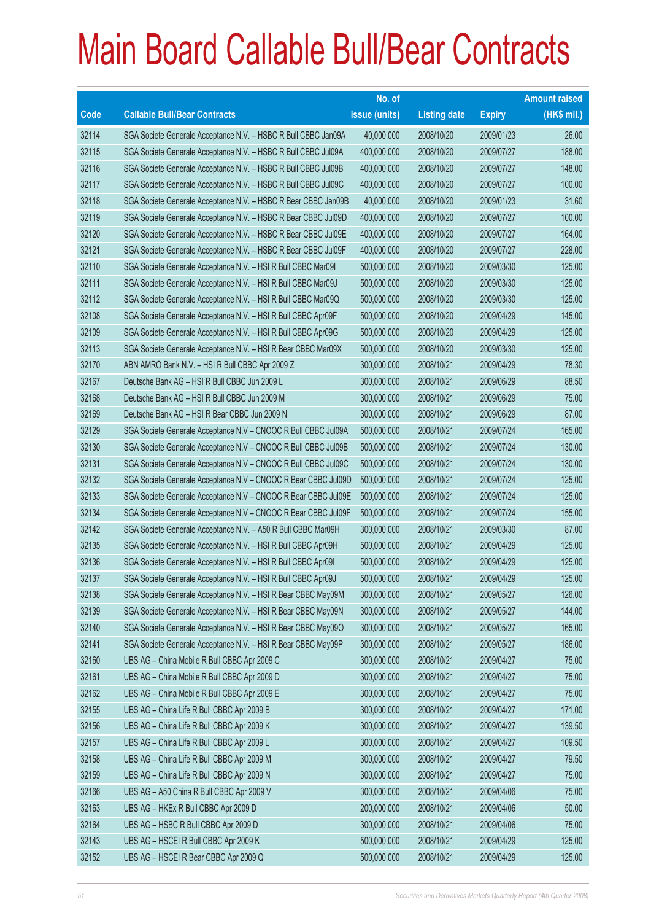# Main Board Callable Bull/Bear Contracts

| Code | Callable Bull/Bear Contracts | No. of issue (units) | Listing date | Expiry | Amount raised (HK$ mil.) |
|---|---|---|---|---|---|
| 32114 | SGA Societe Generale Acceptance N.V. – HSBC R Bull CBBC Jan09A | 40,000,000 | 2008/10/20 | 2009/01/23 | 26.00 |
| 32115 | SGA Societe Generale Acceptance N.V. – HSBC R Bull CBBC Jul09A | 400,000,000 | 2008/10/20 | 2009/07/27 | 188.00 |
| 32116 | SGA Societe Generale Acceptance N.V. – HSBC R Bull CBBC Jul09B | 400,000,000 | 2008/10/20 | 2009/07/27 | 148.00 |
| 32117 | SGA Societe Generale Acceptance N.V. – HSBC R Bull CBBC Jul09C | 400,000,000 | 2008/10/20 | 2009/07/27 | 100.00 |
| 32118 | SGA Societe Generale Acceptance N.V. – HSBC R Bear CBBC Jan09B | 40,000,000 | 2008/10/20 | 2009/01/23 | 31.60 |
| 32119 | SGA Societe Generale Acceptance N.V. – HSBC R Bear CBBC Jul09D | 400,000,000 | 2008/10/20 | 2009/07/27 | 100.00 |
| 32120 | SGA Societe Generale Acceptance N.V. – HSBC R Bear CBBC Jul09E | 400,000,000 | 2008/10/20 | 2009/07/27 | 164.00 |
| 32121 | SGA Societe Generale Acceptance N.V. – HSBC R Bear CBBC Jul09F | 400,000,000 | 2008/10/20 | 2009/07/27 | 228.00 |
| 32110 | SGA Societe Generale Acceptance N.V. – HSI R Bull CBBC Mar09I | 500,000,000 | 2008/10/20 | 2009/03/30 | 125.00 |
| 32111 | SGA Societe Generale Acceptance N.V. – HSI R Bull CBBC Mar09J | 500,000,000 | 2008/10/20 | 2009/03/30 | 125.00 |
| 32112 | SGA Societe Generale Acceptance N.V. – HSI R Bull CBBC Mar09Q | 500,000,000 | 2008/10/20 | 2009/03/30 | 125.00 |
| 32108 | SGA Societe Generale Acceptance N.V. – HSI R Bull CBBC Apr09F | 500,000,000 | 2008/10/20 | 2009/04/29 | 145.00 |
| 32109 | SGA Societe Generale Acceptance N.V. – HSI R Bull CBBC Apr09G | 500,000,000 | 2008/10/20 | 2009/04/29 | 125.00 |
| 32113 | SGA Societe Generale Acceptance N.V. – HSI R Bear CBBC Mar09X | 500,000,000 | 2008/10/20 | 2009/03/30 | 125.00 |
| 32170 | ABN AMRO Bank N.V. – HSI R Bull CBBC Apr 2009 Z | 300,000,000 | 2008/10/21 | 2009/04/29 | 78.30 |
| 32167 | Deutsche Bank AG – HSI R Bull CBBC Jun 2009 L | 300,000,000 | 2008/10/21 | 2009/06/29 | 88.50 |
| 32168 | Deutsche Bank AG – HSI R Bull CBBC Jun 2009 M | 300,000,000 | 2008/10/21 | 2009/06/29 | 75.00 |
| 32169 | Deutsche Bank AG – HSI R Bear CBBC Jun 2009 N | 300,000,000 | 2008/10/21 | 2009/06/29 | 87.00 |
| 32129 | SGA Societe Generale Acceptance N.V – CNOOC R Bull CBBC Jul09A | 500,000,000 | 2008/10/21 | 2009/07/24 | 165.00 |
| 32130 | SGA Societe Generale Acceptance N.V – CNOOC R Bull CBBC Jul09B | 500,000,000 | 2008/10/21 | 2009/07/24 | 130.00 |
| 32131 | SGA Societe Generale Acceptance N.V – CNOOC R Bull CBBC Jul09C | 500,000,000 | 2008/10/21 | 2009/07/24 | 130.00 |
| 32132 | SGA Societe Generale Acceptance N.V – CNOOC R Bear CBBC Jul09D | 500,000,000 | 2008/10/21 | 2009/07/24 | 125.00 |
| 32133 | SGA Societe Generale Acceptance N.V – CNOOC R Bear CBBC Jul09E | 500,000,000 | 2008/10/21 | 2009/07/24 | 125.00 |
| 32134 | SGA Societe Generale Acceptance N.V – CNOOC R Bear CBBC Jul09F | 500,000,000 | 2008/10/21 | 2009/07/24 | 155.00 |
| 32142 | SGA Societe Generale Acceptance N.V. – A50 R Bull CBBC Mar09H | 300,000,000 | 2008/10/21 | 2009/03/30 | 87.00 |
| 32135 | SGA Societe Generale Acceptance N.V. – HSI R Bull CBBC Apr09H | 500,000,000 | 2008/10/21 | 2009/04/29 | 125.00 |
| 32136 | SGA Societe Generale Acceptance N.V. – HSI R Bull CBBC Apr09I | 500,000,000 | 2008/10/21 | 2009/04/29 | 125.00 |
| 32137 | SGA Societe Generale Acceptance N.V. – HSI R Bull CBBC Apr09J | 500,000,000 | 2008/10/21 | 2009/04/29 | 125.00 |
| 32138 | SGA Societe Generale Acceptance N.V. – HSI R Bear CBBC May09M | 300,000,000 | 2008/10/21 | 2009/05/27 | 126.00 |
| 32139 | SGA Societe Generale Acceptance N.V. – HSI R Bear CBBC May09N | 300,000,000 | 2008/10/21 | 2009/05/27 | 144.00 |
| 32140 | SGA Societe Generale Acceptance N.V. – HSI R Bear CBBC May09O | 300,000,000 | 2008/10/21 | 2009/05/27 | 165.00 |
| 32141 | SGA Societe Generale Acceptance N.V. – HSI R Bear CBBC May09P | 300,000,000 | 2008/10/21 | 2009/05/27 | 186.00 |
| 32160 | UBS AG – China Mobile R Bull CBBC Apr 2009 C | 300,000,000 | 2008/10/21 | 2009/04/27 | 75.00 |
| 32161 | UBS AG – China Mobile R Bull CBBC Apr 2009 D | 300,000,000 | 2008/10/21 | 2009/04/27 | 75.00 |
| 32162 | UBS AG – China Mobile R Bull CBBC Apr 2009 E | 300,000,000 | 2008/10/21 | 2009/04/27 | 75.00 |
| 32155 | UBS AG – China Life R Bull CBBC Apr 2009 B | 300,000,000 | 2008/10/21 | 2009/04/27 | 171.00 |
| 32156 | UBS AG – China Life R Bull CBBC Apr 2009 K | 300,000,000 | 2008/10/21 | 2009/04/27 | 139.50 |
| 32157 | UBS AG – China Life R Bull CBBC Apr 2009 L | 300,000,000 | 2008/10/21 | 2009/04/27 | 109.50 |
| 32158 | UBS AG – China Life R Bull CBBC Apr 2009 M | 300,000,000 | 2008/10/21 | 2009/04/27 | 79.50 |
| 32159 | UBS AG – China Life R Bull CBBC Apr 2009 N | 300,000,000 | 2008/10/21 | 2009/04/27 | 75.00 |
| 32166 | UBS AG – A50 China R Bull CBBC Apr 2009 V | 300,000,000 | 2008/10/21 | 2009/04/06 | 75.00 |
| 32163 | UBS AG – HKEx R Bull CBBC Apr 2009 D | 200,000,000 | 2008/10/21 | 2009/04/06 | 50.00 |
| 32164 | UBS AG – HSBC R Bull CBBC Apr 2009 D | 300,000,000 | 2008/10/21 | 2009/04/06 | 75.00 |
| 32143 | UBS AG – HSCEI R Bull CBBC Apr 2009 K | 500,000,000 | 2008/10/21 | 2009/04/29 | 125.00 |
| 32152 | UBS AG – HSCEI R Bear CBBC Apr 2009 Q | 500,000,000 | 2008/10/21 | 2009/04/29 | 125.00 |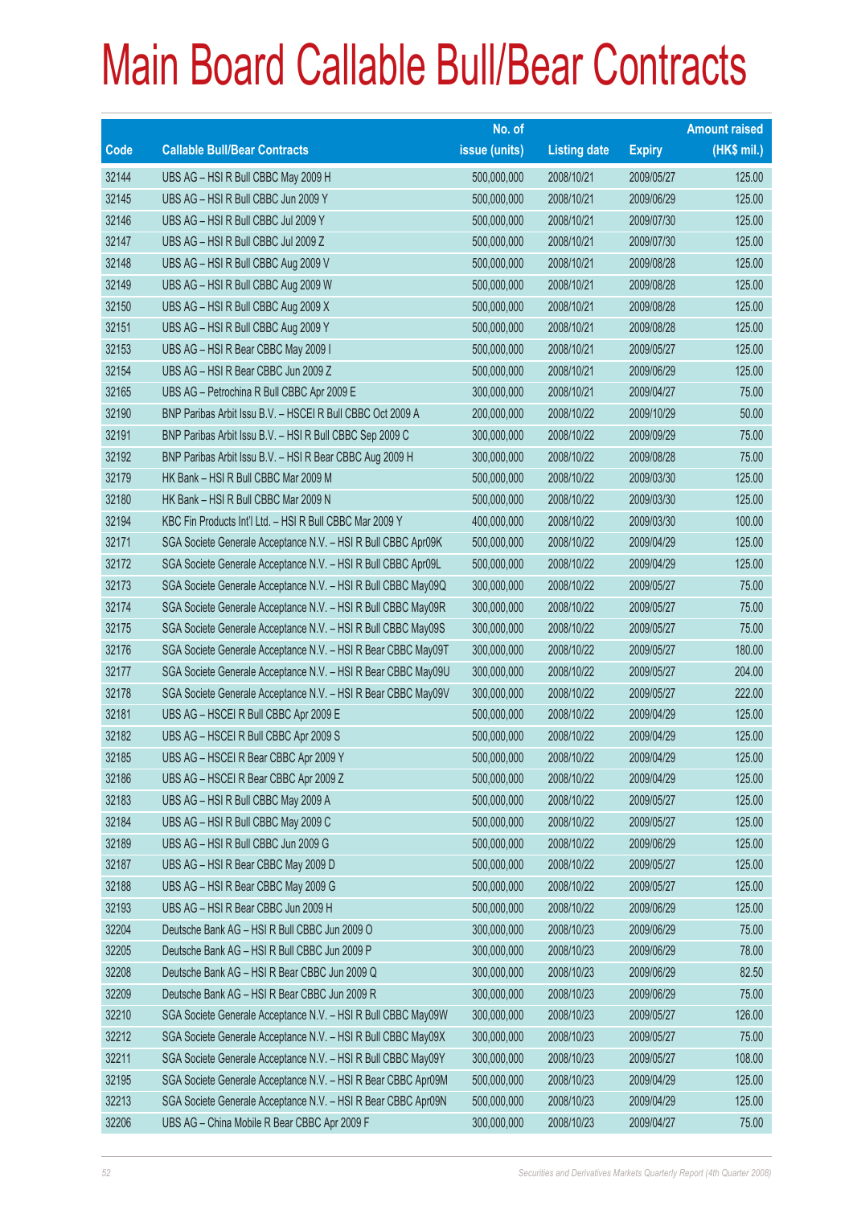# Main Board Callable Bull/Bear Contracts

| Code | Callable Bull/Bear Contracts | No. of issue (units) | Listing date | Expiry | Amount raised (HK$ mil.) |
|---|---|---|---|---|---|
| 32144 | UBS AG – HSI R Bull CBBC May 2009 H | 500,000,000 | 2008/10/21 | 2009/05/27 | 125.00 |
| 32145 | UBS AG – HSI R Bull CBBC Jun 2009 Y | 500,000,000 | 2008/10/21 | 2009/06/29 | 125.00 |
| 32146 | UBS AG – HSI R Bull CBBC Jul 2009 Y | 500,000,000 | 2008/10/21 | 2009/07/30 | 125.00 |
| 32147 | UBS AG – HSI R Bull CBBC Jul 2009 Z | 500,000,000 | 2008/10/21 | 2009/07/30 | 125.00 |
| 32148 | UBS AG – HSI R Bull CBBC Aug 2009 V | 500,000,000 | 2008/10/21 | 2009/08/28 | 125.00 |
| 32149 | UBS AG – HSI R Bull CBBC Aug 2009 W | 500,000,000 | 2008/10/21 | 2009/08/28 | 125.00 |
| 32150 | UBS AG – HSI R Bull CBBC Aug 2009 X | 500,000,000 | 2008/10/21 | 2009/08/28 | 125.00 |
| 32151 | UBS AG – HSI R Bull CBBC Aug 2009 Y | 500,000,000 | 2008/10/21 | 2009/08/28 | 125.00 |
| 32153 | UBS AG – HSI R Bear CBBC May 2009 I | 500,000,000 | 2008/10/21 | 2009/05/27 | 125.00 |
| 32154 | UBS AG – HSI R Bear CBBC Jun 2009 Z | 500,000,000 | 2008/10/21 | 2009/06/29 | 125.00 |
| 32165 | UBS AG – Petrochina R Bull CBBC Apr 2009 E | 300,000,000 | 2008/10/21 | 2009/04/27 | 75.00 |
| 32190 | BNP Paribas Arbit Issu B.V. – HSCEI R Bull CBBC Oct 2009 A | 200,000,000 | 2008/10/22 | 2009/10/29 | 50.00 |
| 32191 | BNP Paribas Arbit Issu B.V. – HSI R Bull CBBC Sep 2009 C | 300,000,000 | 2008/10/22 | 2009/09/29 | 75.00 |
| 32192 | BNP Paribas Arbit Issu B.V. – HSI R Bear CBBC Aug 2009 H | 300,000,000 | 2008/10/22 | 2009/08/28 | 75.00 |
| 32179 | HK Bank – HSI R Bull CBBC Mar 2009 M | 500,000,000 | 2008/10/22 | 2009/03/30 | 125.00 |
| 32180 | HK Bank – HSI R Bull CBBC Mar 2009 N | 500,000,000 | 2008/10/22 | 2009/03/30 | 125.00 |
| 32194 | KBC Fin Products Int'l Ltd. – HSI R Bull CBBC Mar 2009 Y | 400,000,000 | 2008/10/22 | 2009/03/30 | 100.00 |
| 32171 | SGA Societe Generale Acceptance N.V. – HSI R Bull CBBC Apr09K | 500,000,000 | 2008/10/22 | 2009/04/29 | 125.00 |
| 32172 | SGA Societe Generale Acceptance N.V. – HSI R Bull CBBC Apr09L | 500,000,000 | 2008/10/22 | 2009/04/29 | 125.00 |
| 32173 | SGA Societe Generale Acceptance N.V. – HSI R Bull CBBC May09Q | 300,000,000 | 2008/10/22 | 2009/05/27 | 75.00 |
| 32174 | SGA Societe Generale Acceptance N.V. – HSI R Bull CBBC May09R | 300,000,000 | 2008/10/22 | 2009/05/27 | 75.00 |
| 32175 | SGA Societe Generale Acceptance N.V. – HSI R Bull CBBC May09S | 300,000,000 | 2008/10/22 | 2009/05/27 | 75.00 |
| 32176 | SGA Societe Generale Acceptance N.V. – HSI R Bear CBBC May09T | 300,000,000 | 2008/10/22 | 2009/05/27 | 180.00 |
| 32177 | SGA Societe Generale Acceptance N.V. – HSI R Bear CBBC May09U | 300,000,000 | 2008/10/22 | 2009/05/27 | 204.00 |
| 32178 | SGA Societe Generale Acceptance N.V. – HSI R Bear CBBC May09V | 300,000,000 | 2008/10/22 | 2009/05/27 | 222.00 |
| 32181 | UBS AG – HSCEI R Bull CBBC Apr 2009 E | 500,000,000 | 2008/10/22 | 2009/04/29 | 125.00 |
| 32182 | UBS AG – HSCEI R Bull CBBC Apr 2009 S | 500,000,000 | 2008/10/22 | 2009/04/29 | 125.00 |
| 32185 | UBS AG – HSCEI R Bear CBBC Apr 2009 Y | 500,000,000 | 2008/10/22 | 2009/04/29 | 125.00 |
| 32186 | UBS AG – HSCEI R Bear CBBC Apr 2009 Z | 500,000,000 | 2008/10/22 | 2009/04/29 | 125.00 |
| 32183 | UBS AG – HSI R Bull CBBC May 2009 A | 500,000,000 | 2008/10/22 | 2009/05/27 | 125.00 |
| 32184 | UBS AG – HSI R Bull CBBC May 2009 C | 500,000,000 | 2008/10/22 | 2009/05/27 | 125.00 |
| 32189 | UBS AG – HSI R Bull CBBC Jun 2009 G | 500,000,000 | 2008/10/22 | 2009/06/29 | 125.00 |
| 32187 | UBS AG – HSI R Bear CBBC May 2009 D | 500,000,000 | 2008/10/22 | 2009/05/27 | 125.00 |
| 32188 | UBS AG – HSI R Bear CBBC May 2009 G | 500,000,000 | 2008/10/22 | 2009/05/27 | 125.00 |
| 32193 | UBS AG – HSI R Bear CBBC Jun 2009 H | 500,000,000 | 2008/10/22 | 2009/06/29 | 125.00 |
| 32204 | Deutsche Bank AG – HSI R Bull CBBC Jun 2009 O | 300,000,000 | 2008/10/23 | 2009/06/29 | 75.00 |
| 32205 | Deutsche Bank AG – HSI R Bull CBBC Jun 2009 P | 300,000,000 | 2008/10/23 | 2009/06/29 | 78.00 |
| 32208 | Deutsche Bank AG – HSI R Bear CBBC Jun 2009 Q | 300,000,000 | 2008/10/23 | 2009/06/29 | 82.50 |
| 32209 | Deutsche Bank AG – HSI R Bear CBBC Jun 2009 R | 300,000,000 | 2008/10/23 | 2009/06/29 | 75.00 |
| 32210 | SGA Societe Generale Acceptance N.V. – HSI R Bull CBBC May09W | 300,000,000 | 2008/10/23 | 2009/05/27 | 126.00 |
| 32212 | SGA Societe Generale Acceptance N.V. – HSI R Bull CBBC May09X | 300,000,000 | 2008/10/23 | 2009/05/27 | 75.00 |
| 32211 | SGA Societe Generale Acceptance N.V. – HSI R Bull CBBC May09Y | 300,000,000 | 2008/10/23 | 2009/05/27 | 108.00 |
| 32195 | SGA Societe Generale Acceptance N.V. – HSI R Bear CBBC Apr09M | 500,000,000 | 2008/10/23 | 2009/04/29 | 125.00 |
| 32213 | SGA Societe Generale Acceptance N.V. – HSI R Bear CBBC Apr09N | 500,000,000 | 2008/10/23 | 2009/04/29 | 125.00 |
| 32206 | UBS AG – China Mobile R Bear CBBC Apr 2009 F | 300,000,000 | 2008/10/23 | 2009/04/27 | 75.00 |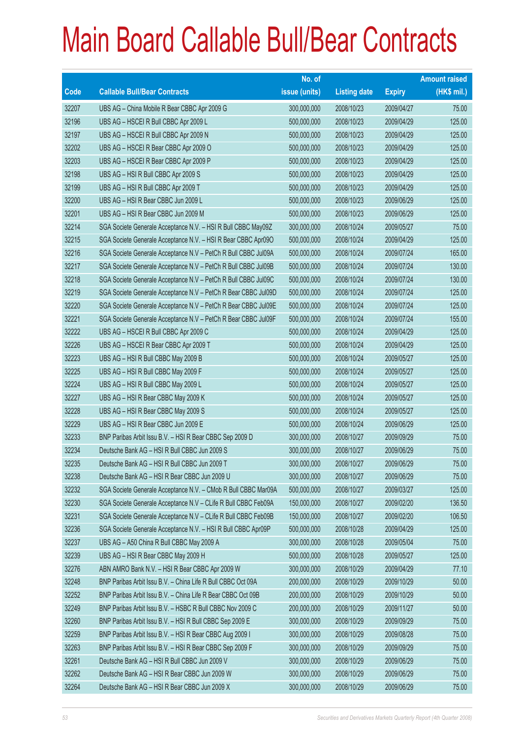# Main Board Callable Bull/Bear Contracts

| Code | Callable Bull/Bear Contracts | No. of issue (units) | Listing date | Expiry | Amount raised (HK$ mil.) |
|---|---|---|---|---|---|
| 32207 | UBS AG – China Mobile R Bear CBBC Apr 2009 G | 300,000,000 | 2008/10/23 | 2009/04/27 | 75.00 |
| 32196 | UBS AG – HSCEI R Bull CBBC Apr 2009 L | 500,000,000 | 2008/10/23 | 2009/04/29 | 125.00 |
| 32197 | UBS AG – HSCEI R Bull CBBC Apr 2009 N | 500,000,000 | 2008/10/23 | 2009/04/29 | 125.00 |
| 32202 | UBS AG – HSCEI R Bear CBBC Apr 2009 O | 500,000,000 | 2008/10/23 | 2009/04/29 | 125.00 |
| 32203 | UBS AG – HSCEI R Bear CBBC Apr 2009 P | 500,000,000 | 2008/10/23 | 2009/04/29 | 125.00 |
| 32198 | UBS AG – HSI R Bull CBBC Apr 2009 S | 500,000,000 | 2008/10/23 | 2009/04/29 | 125.00 |
| 32199 | UBS AG – HSI R Bull CBBC Apr 2009 T | 500,000,000 | 2008/10/23 | 2009/04/29 | 125.00 |
| 32200 | UBS AG – HSI R Bear CBBC Jun 2009 L | 500,000,000 | 2008/10/23 | 2009/06/29 | 125.00 |
| 32201 | UBS AG – HSI R Bear CBBC Jun 2009 M | 500,000,000 | 2008/10/23 | 2009/06/29 | 125.00 |
| 32214 | SGA Societe Generale Acceptance N.V. – HSI R Bull CBBC May09Z | 300,000,000 | 2008/10/24 | 2009/05/27 | 75.00 |
| 32215 | SGA Societe Generale Acceptance N.V. – HSI R Bear CBBC Apr09O | 500,000,000 | 2008/10/24 | 2009/04/29 | 125.00 |
| 32216 | SGA Societe Generale Acceptance N.V – PetCh R Bull CBBC Jul09A | 500,000,000 | 2008/10/24 | 2009/07/24 | 165.00 |
| 32217 | SGA Societe Generale Acceptance N.V – PetCh R Bull CBBC Jul09B | 500,000,000 | 2008/10/24 | 2009/07/24 | 130.00 |
| 32218 | SGA Societe Generale Acceptance N.V – PetCh R Bull CBBC Jul09C | 500,000,000 | 2008/10/24 | 2009/07/24 | 130.00 |
| 32219 | SGA Societe Generale Acceptance N.V – PetCh R Bear CBBC Jul09D | 500,000,000 | 2008/10/24 | 2009/07/24 | 125.00 |
| 32220 | SGA Societe Generale Acceptance N.V – PetCh R Bear CBBC Jul09E | 500,000,000 | 2008/10/24 | 2009/07/24 | 125.00 |
| 32221 | SGA Societe Generale Acceptance N.V – PetCh R Bear CBBC Jul09F | 500,000,000 | 2008/10/24 | 2009/07/24 | 155.00 |
| 32222 | UBS AG – HSCEI R Bull CBBC Apr 2009 C | 500,000,000 | 2008/10/24 | 2009/04/29 | 125.00 |
| 32226 | UBS AG – HSCEI R Bear CBBC Apr 2009 T | 500,000,000 | 2008/10/24 | 2009/04/29 | 125.00 |
| 32223 | UBS AG – HSI R Bull CBBC May 2009 B | 500,000,000 | 2008/10/24 | 2009/05/27 | 125.00 |
| 32225 | UBS AG – HSI R Bull CBBC May 2009 F | 500,000,000 | 2008/10/24 | 2009/05/27 | 125.00 |
| 32224 | UBS AG – HSI R Bull CBBC May 2009 L | 500,000,000 | 2008/10/24 | 2009/05/27 | 125.00 |
| 32227 | UBS AG – HSI R Bear CBBC May 2009 K | 500,000,000 | 2008/10/24 | 2009/05/27 | 125.00 |
| 32228 | UBS AG – HSI R Bear CBBC May 2009 S | 500,000,000 | 2008/10/24 | 2009/05/27 | 125.00 |
| 32229 | UBS AG – HSI R Bear CBBC Jun 2009 E | 500,000,000 | 2008/10/24 | 2009/06/29 | 125.00 |
| 32233 | BNP Paribas Arbit Issu B.V. – HSI R Bear CBBC Sep 2009 D | 300,000,000 | 2008/10/27 | 2009/09/29 | 75.00 |
| 32234 | Deutsche Bank AG – HSI R Bull CBBC Jun 2009 S | 300,000,000 | 2008/10/27 | 2009/06/29 | 75.00 |
| 32235 | Deutsche Bank AG – HSI R Bull CBBC Jun 2009 T | 300,000,000 | 2008/10/27 | 2009/06/29 | 75.00 |
| 32238 | Deutsche Bank AG – HSI R Bear CBBC Jun 2009 U | 300,000,000 | 2008/10/27 | 2009/06/29 | 75.00 |
| 32232 | SGA Societe Generale Acceptance N.V. – CMob R Bull CBBC Mar09A | 500,000,000 | 2008/10/27 | 2009/03/27 | 125.00 |
| 32230 | SGA Societe Generale Acceptance N.V – CLife R Bull CBBC Feb09A | 150,000,000 | 2008/10/27 | 2009/02/20 | 136.50 |
| 32231 | SGA Societe Generale Acceptance N.V – CLife R Bull CBBC Feb09B | 150,000,000 | 2008/10/27 | 2009/02/20 | 106.50 |
| 32236 | SGA Societe Generale Acceptance N.V. – HSI R Bull CBBC Apr09P | 500,000,000 | 2008/10/28 | 2009/04/29 | 125.00 |
| 32237 | UBS AG – A50 China R Bull CBBC May 2009 A | 300,000,000 | 2008/10/28 | 2009/05/04 | 75.00 |
| 32239 | UBS AG – HSI R Bear CBBC May 2009 H | 500,000,000 | 2008/10/28 | 2009/05/27 | 125.00 |
| 32276 | ABN AMRO Bank N.V. – HSI R Bear CBBC Apr 2009 W | 300,000,000 | 2008/10/29 | 2009/04/29 | 77.10 |
| 32248 | BNP Paribas Arbit Issu B.V. – China Life R Bull CBBC Oct 09A | 200,000,000 | 2008/10/29 | 2009/10/29 | 50.00 |
| 32252 | BNP Paribas Arbit Issu B.V. – China Life R Bear CBBC Oct 09B | 200,000,000 | 2008/10/29 | 2009/10/29 | 50.00 |
| 32249 | BNP Paribas Arbit Issu B.V. – HSBC R Bull CBBC Nov 2009 C | 200,000,000 | 2008/10/29 | 2009/11/27 | 50.00 |
| 32260 | BNP Paribas Arbit Issu B.V. – HSI R Bull CBBC Sep 2009 E | 300,000,000 | 2008/10/29 | 2009/09/29 | 75.00 |
| 32259 | BNP Paribas Arbit Issu B.V. – HSI R Bear CBBC Aug 2009 I | 300,000,000 | 2008/10/29 | 2009/08/28 | 75.00 |
| 32263 | BNP Paribas Arbit Issu B.V. – HSI R Bear CBBC Sep 2009 F | 300,000,000 | 2008/10/29 | 2009/09/29 | 75.00 |
| 32261 | Deutsche Bank AG – HSI R Bull CBBC Jun 2009 V | 300,000,000 | 2008/10/29 | 2009/06/29 | 75.00 |
| 32262 | Deutsche Bank AG – HSI R Bear CBBC Jun 2009 W | 300,000,000 | 2008/10/29 | 2009/06/29 | 75.00 |
| 32264 | Deutsche Bank AG – HSI R Bear CBBC Jun 2009 X | 300,000,000 | 2008/10/29 | 2009/06/29 | 75.00 |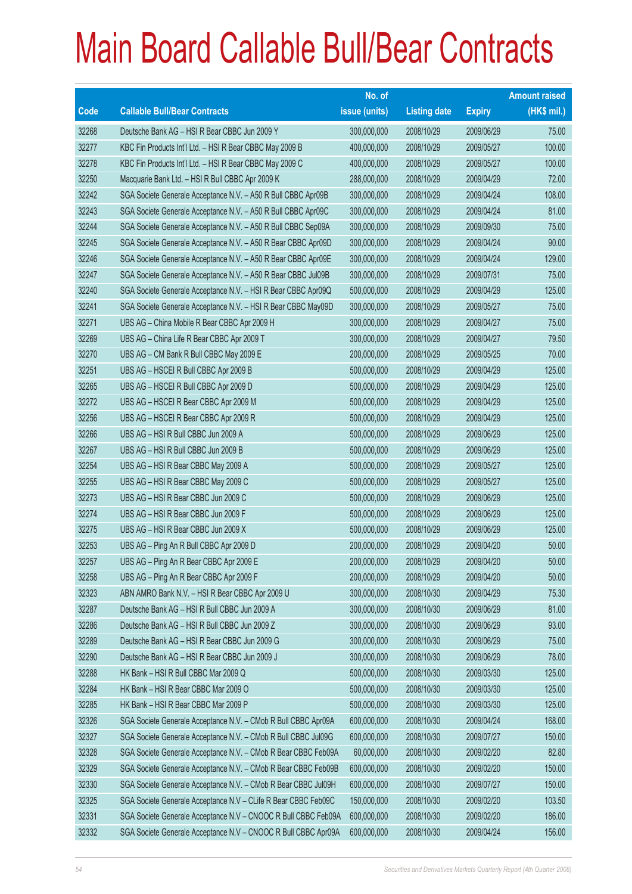# Main Board Callable Bull/Bear Contracts

| Code | Callable Bull/Bear Contracts | No. of issue (units) | Listing date | Expiry | Amount raised (HK$ mil.) |
|---|---|---|---|---|---|
| 32268 | Deutsche Bank AG – HSI R Bear CBBC Jun 2009 Y | 300,000,000 | 2008/10/29 | 2009/06/29 | 75.00 |
| 32277 | KBC Fin Products Int'l Ltd. – HSI R Bear CBBC May 2009 B | 400,000,000 | 2008/10/29 | 2009/05/27 | 100.00 |
| 32278 | KBC Fin Products Int'l Ltd. – HSI R Bear CBBC May 2009 C | 400,000,000 | 2008/10/29 | 2009/05/27 | 100.00 |
| 32250 | Macquarie Bank Ltd. – HSI R Bull CBBC Apr 2009 K | 288,000,000 | 2008/10/29 | 2009/04/29 | 72.00 |
| 32242 | SGA Societe Generale Acceptance N.V. – A50 R Bull CBBC Apr09B | 300,000,000 | 2008/10/29 | 2009/04/24 | 108.00 |
| 32243 | SGA Societe Generale Acceptance N.V. – A50 R Bull CBBC Apr09C | 300,000,000 | 2008/10/29 | 2009/04/24 | 81.00 |
| 32244 | SGA Societe Generale Acceptance N.V. – A50 R Bull CBBC Sep09A | 300,000,000 | 2008/10/29 | 2009/09/30 | 75.00 |
| 32245 | SGA Societe Generale Acceptance N.V. – A50 R Bear CBBC Apr09D | 300,000,000 | 2008/10/29 | 2009/04/24 | 90.00 |
| 32246 | SGA Societe Generale Acceptance N.V. – A50 R Bear CBBC Apr09E | 300,000,000 | 2008/10/29 | 2009/04/24 | 129.00 |
| 32247 | SGA Societe Generale Acceptance N.V. – A50 R Bear CBBC Jul09B | 300,000,000 | 2008/10/29 | 2009/07/31 | 75.00 |
| 32240 | SGA Societe Generale Acceptance N.V. – HSI R Bear CBBC Apr09Q | 500,000,000 | 2008/10/29 | 2009/04/29 | 125.00 |
| 32241 | SGA Societe Generale Acceptance N.V. – HSI R Bear CBBC May09D | 300,000,000 | 2008/10/29 | 2009/05/27 | 75.00 |
| 32271 | UBS AG – China Mobile R Bear CBBC Apr 2009 H | 300,000,000 | 2008/10/29 | 2009/04/27 | 75.00 |
| 32269 | UBS AG – China Life R Bear CBBC Apr 2009 T | 300,000,000 | 2008/10/29 | 2009/04/27 | 79.50 |
| 32270 | UBS AG – CM Bank R Bull CBBC May 2009 E | 200,000,000 | 2008/10/29 | 2009/05/25 | 70.00 |
| 32251 | UBS AG – HSCEI R Bull CBBC Apr 2009 B | 500,000,000 | 2008/10/29 | 2009/04/29 | 125.00 |
| 32265 | UBS AG – HSCEI R Bull CBBC Apr 2009 D | 500,000,000 | 2008/10/29 | 2009/04/29 | 125.00 |
| 32272 | UBS AG – HSCEI R Bear CBBC Apr 2009 M | 500,000,000 | 2008/10/29 | 2009/04/29 | 125.00 |
| 32256 | UBS AG – HSCEI R Bear CBBC Apr 2009 R | 500,000,000 | 2008/10/29 | 2009/04/29 | 125.00 |
| 32266 | UBS AG – HSI R Bull CBBC Jun 2009 A | 500,000,000 | 2008/10/29 | 2009/06/29 | 125.00 |
| 32267 | UBS AG – HSI R Bull CBBC Jun 2009 B | 500,000,000 | 2008/10/29 | 2009/06/29 | 125.00 |
| 32254 | UBS AG – HSI R Bear CBBC May 2009 A | 500,000,000 | 2008/10/29 | 2009/05/27 | 125.00 |
| 32255 | UBS AG – HSI R Bear CBBC May 2009 C | 500,000,000 | 2008/10/29 | 2009/05/27 | 125.00 |
| 32273 | UBS AG – HSI R Bear CBBC Jun 2009 C | 500,000,000 | 2008/10/29 | 2009/06/29 | 125.00 |
| 32274 | UBS AG – HSI R Bear CBBC Jun 2009 F | 500,000,000 | 2008/10/29 | 2009/06/29 | 125.00 |
| 32275 | UBS AG – HSI R Bear CBBC Jun 2009 X | 500,000,000 | 2008/10/29 | 2009/06/29 | 125.00 |
| 32253 | UBS AG – Ping An R Bull CBBC Apr 2009 D | 200,000,000 | 2008/10/29 | 2009/04/20 | 50.00 |
| 32257 | UBS AG – Ping An R Bear CBBC Apr 2009 E | 200,000,000 | 2008/10/29 | 2009/04/20 | 50.00 |
| 32258 | UBS AG – Ping An R Bear CBBC Apr 2009 F | 200,000,000 | 2008/10/29 | 2009/04/20 | 50.00 |
| 32323 | ABN AMRO Bank N.V. – HSI R Bear CBBC Apr 2009 U | 300,000,000 | 2008/10/30 | 2009/04/29 | 75.30 |
| 32287 | Deutsche Bank AG – HSI R Bull CBBC Jun 2009 A | 300,000,000 | 2008/10/30 | 2009/06/29 | 81.00 |
| 32286 | Deutsche Bank AG – HSI R Bull CBBC Jun 2009 Z | 300,000,000 | 2008/10/30 | 2009/06/29 | 93.00 |
| 32289 | Deutsche Bank AG – HSI R Bear CBBC Jun 2009 G | 300,000,000 | 2008/10/30 | 2009/06/29 | 75.00 |
| 32290 | Deutsche Bank AG – HSI R Bear CBBC Jun 2009 J | 300,000,000 | 2008/10/30 | 2009/06/29 | 78.00 |
| 32288 | HK Bank – HSI R Bull CBBC Mar 2009 Q | 500,000,000 | 2008/10/30 | 2009/03/30 | 125.00 |
| 32284 | HK Bank – HSI R Bear CBBC Mar 2009 O | 500,000,000 | 2008/10/30 | 2009/03/30 | 125.00 |
| 32285 | HK Bank – HSI R Bear CBBC Mar 2009 P | 500,000,000 | 2008/10/30 | 2009/03/30 | 125.00 |
| 32326 | SGA Societe Generale Acceptance N.V. – CMob R Bull CBBC Apr09A | 600,000,000 | 2008/10/30 | 2009/04/24 | 168.00 |
| 32327 | SGA Societe Generale Acceptance N.V. – CMob R Bull CBBC Jul09G | 600,000,000 | 2008/10/30 | 2009/07/27 | 150.00 |
| 32328 | SGA Societe Generale Acceptance N.V. – CMob R Bear CBBC Feb09A | 60,000,000 | 2008/10/30 | 2009/02/20 | 82.80 |
| 32329 | SGA Societe Generale Acceptance N.V. – CMob R Bear CBBC Feb09B | 600,000,000 | 2008/10/30 | 2009/02/20 | 150.00 |
| 32330 | SGA Societe Generale Acceptance N.V. – CMob R Bear CBBC Jul09H | 600,000,000 | 2008/10/30 | 2009/07/27 | 150.00 |
| 32325 | SGA Societe Generale Acceptance N.V – CLife R Bear CBBC Feb09C | 150,000,000 | 2008/10/30 | 2009/02/20 | 103.50 |
| 32331 | SGA Societe Generale Acceptance N.V – CNOOC R Bull CBBC Feb09A | 600,000,000 | 2008/10/30 | 2009/02/20 | 186.00 |
| 32332 | SGA Societe Generale Acceptance N.V – CNOOC R Bull CBBC Apr09A | 600,000,000 | 2008/10/30 | 2009/04/24 | 156.00 |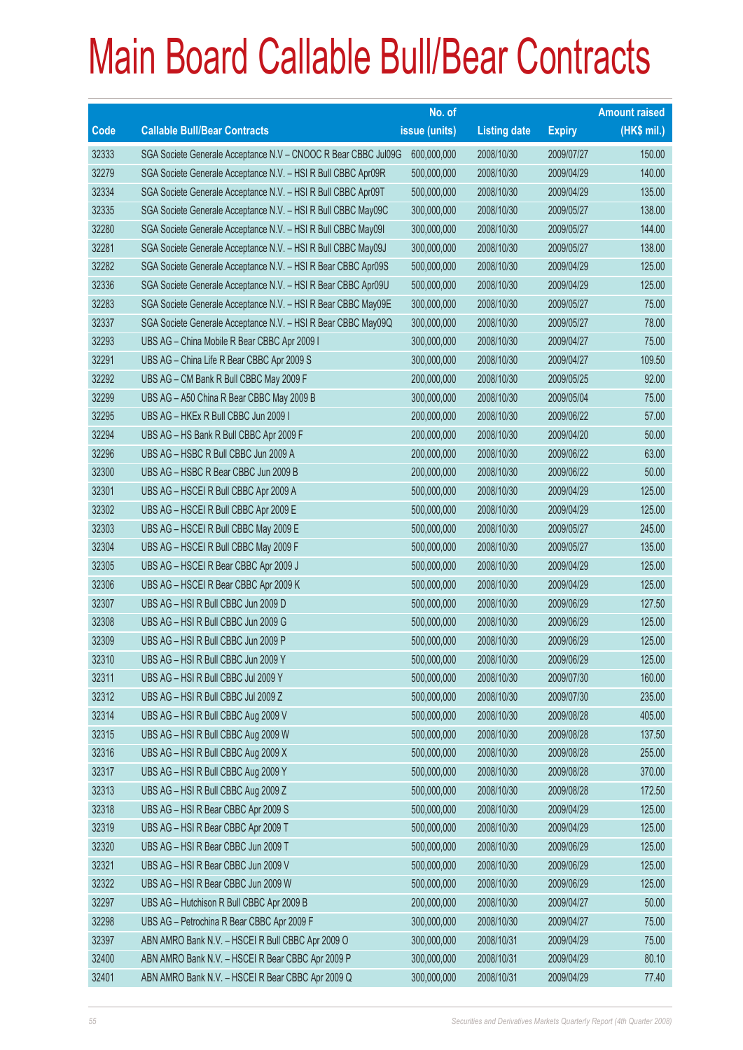# Main Board Callable Bull/Bear Contracts

| Code | Callable Bull/Bear Contracts | No. of issue (units) | Listing date | Expiry | Amount raised (HK$ mil.) |
|---|---|---|---|---|---|
| 32333 | SGA Societe Generale Acceptance N.V – CNOOC R Bear CBBC Jul09G | 600,000,000 | 2008/10/30 | 2009/07/27 | 150.00 |
| 32279 | SGA Societe Generale Acceptance N.V. – HSI R Bull CBBC Apr09R | 500,000,000 | 2008/10/30 | 2009/04/29 | 140.00 |
| 32334 | SGA Societe Generale Acceptance N.V. – HSI R Bull CBBC Apr09T | 500,000,000 | 2008/10/30 | 2009/04/29 | 135.00 |
| 32335 | SGA Societe Generale Acceptance N.V. – HSI R Bull CBBC May09C | 300,000,000 | 2008/10/30 | 2009/05/27 | 138.00 |
| 32280 | SGA Societe Generale Acceptance N.V. – HSI R Bull CBBC May09I | 300,000,000 | 2008/10/30 | 2009/05/27 | 144.00 |
| 32281 | SGA Societe Generale Acceptance N.V. – HSI R Bull CBBC May09J | 300,000,000 | 2008/10/30 | 2009/05/27 | 138.00 |
| 32282 | SGA Societe Generale Acceptance N.V. – HSI R Bear CBBC Apr09S | 500,000,000 | 2008/10/30 | 2009/04/29 | 125.00 |
| 32336 | SGA Societe Generale Acceptance N.V. – HSI R Bear CBBC Apr09U | 500,000,000 | 2008/10/30 | 2009/04/29 | 125.00 |
| 32283 | SGA Societe Generale Acceptance N.V. – HSI R Bear CBBC May09E | 300,000,000 | 2008/10/30 | 2009/05/27 | 75.00 |
| 32337 | SGA Societe Generale Acceptance N.V. – HSI R Bear CBBC May09Q | 300,000,000 | 2008/10/30 | 2009/05/27 | 78.00 |
| 32293 | UBS AG – China Mobile R Bear CBBC Apr 2009 I | 300,000,000 | 2008/10/30 | 2009/04/27 | 75.00 |
| 32291 | UBS AG – China Life R Bear CBBC Apr 2009 S | 300,000,000 | 2008/10/30 | 2009/04/27 | 109.50 |
| 32292 | UBS AG – CM Bank R Bull CBBC May 2009 F | 200,000,000 | 2008/10/30 | 2009/05/25 | 92.00 |
| 32299 | UBS AG – A50 China R Bear CBBC May 2009 B | 300,000,000 | 2008/10/30 | 2009/05/04 | 75.00 |
| 32295 | UBS AG – HKEx R Bull CBBC Jun 2009 I | 200,000,000 | 2008/10/30 | 2009/06/22 | 57.00 |
| 32294 | UBS AG – HS Bank R Bull CBBC Apr 2009 F | 200,000,000 | 2008/10/30 | 2009/04/20 | 50.00 |
| 32296 | UBS AG – HSBC R Bull CBBC Jun 2009 A | 200,000,000 | 2008/10/30 | 2009/06/22 | 63.00 |
| 32300 | UBS AG – HSBC R Bear CBBC Jun 2009 B | 200,000,000 | 2008/10/30 | 2009/06/22 | 50.00 |
| 32301 | UBS AG – HSCEI R Bull CBBC Apr 2009 A | 500,000,000 | 2008/10/30 | 2009/04/29 | 125.00 |
| 32302 | UBS AG – HSCEI R Bull CBBC Apr 2009 E | 500,000,000 | 2008/10/30 | 2009/04/29 | 125.00 |
| 32303 | UBS AG – HSCEI R Bull CBBC May 2009 E | 500,000,000 | 2008/10/30 | 2009/05/27 | 245.00 |
| 32304 | UBS AG – HSCEI R Bull CBBC May 2009 F | 500,000,000 | 2008/10/30 | 2009/05/27 | 135.00 |
| 32305 | UBS AG – HSCEI R Bear CBBC Apr 2009 J | 500,000,000 | 2008/10/30 | 2009/04/29 | 125.00 |
| 32306 | UBS AG – HSCEI R Bear CBBC Apr 2009 K | 500,000,000 | 2008/10/30 | 2009/04/29 | 125.00 |
| 32307 | UBS AG – HSI R Bull CBBC Jun 2009 D | 500,000,000 | 2008/10/30 | 2009/06/29 | 127.50 |
| 32308 | UBS AG – HSI R Bull CBBC Jun 2009 G | 500,000,000 | 2008/10/30 | 2009/06/29 | 125.00 |
| 32309 | UBS AG – HSI R Bull CBBC Jun 2009 P | 500,000,000 | 2008/10/30 | 2009/06/29 | 125.00 |
| 32310 | UBS AG – HSI R Bull CBBC Jun 2009 Y | 500,000,000 | 2008/10/30 | 2009/06/29 | 125.00 |
| 32311 | UBS AG – HSI R Bull CBBC Jul 2009 Y | 500,000,000 | 2008/10/30 | 2009/07/30 | 160.00 |
| 32312 | UBS AG – HSI R Bull CBBC Jul 2009 Z | 500,000,000 | 2008/10/30 | 2009/07/30 | 235.00 |
| 32314 | UBS AG – HSI R Bull CBBC Aug 2009 V | 500,000,000 | 2008/10/30 | 2009/08/28 | 405.00 |
| 32315 | UBS AG – HSI R Bull CBBC Aug 2009 W | 500,000,000 | 2008/10/30 | 2009/08/28 | 137.50 |
| 32316 | UBS AG – HSI R Bull CBBC Aug 2009 X | 500,000,000 | 2008/10/30 | 2009/08/28 | 255.00 |
| 32317 | UBS AG – HSI R Bull CBBC Aug 2009 Y | 500,000,000 | 2008/10/30 | 2009/08/28 | 370.00 |
| 32313 | UBS AG – HSI R Bull CBBC Aug 2009 Z | 500,000,000 | 2008/10/30 | 2009/08/28 | 172.50 |
| 32318 | UBS AG – HSI R Bear CBBC Apr 2009 S | 500,000,000 | 2008/10/30 | 2009/04/29 | 125.00 |
| 32319 | UBS AG – HSI R Bear CBBC Apr 2009 T | 500,000,000 | 2008/10/30 | 2009/04/29 | 125.00 |
| 32320 | UBS AG – HSI R Bear CBBC Jun 2009 T | 500,000,000 | 2008/10/30 | 2009/06/29 | 125.00 |
| 32321 | UBS AG – HSI R Bear CBBC Jun 2009 V | 500,000,000 | 2008/10/30 | 2009/06/29 | 125.00 |
| 32322 | UBS AG – HSI R Bear CBBC Jun 2009 W | 500,000,000 | 2008/10/30 | 2009/06/29 | 125.00 |
| 32297 | UBS AG – Hutchison R Bull CBBC Apr 2009 B | 200,000,000 | 2008/10/30 | 2009/04/27 | 50.00 |
| 32298 | UBS AG – Petrochina R Bear CBBC Apr 2009 F | 300,000,000 | 2008/10/30 | 2009/04/27 | 75.00 |
| 32397 | ABN AMRO Bank N.V. – HSCEI R Bull CBBC Apr 2009 O | 300,000,000 | 2008/10/31 | 2009/04/29 | 75.00 |
| 32400 | ABN AMRO Bank N.V. – HSCEI R Bear CBBC Apr 2009 P | 300,000,000 | 2008/10/31 | 2009/04/29 | 80.10 |
| 32401 | ABN AMRO Bank N.V. – HSCEI R Bear CBBC Apr 2009 Q | 300,000,000 | 2008/10/31 | 2009/04/29 | 77.40 |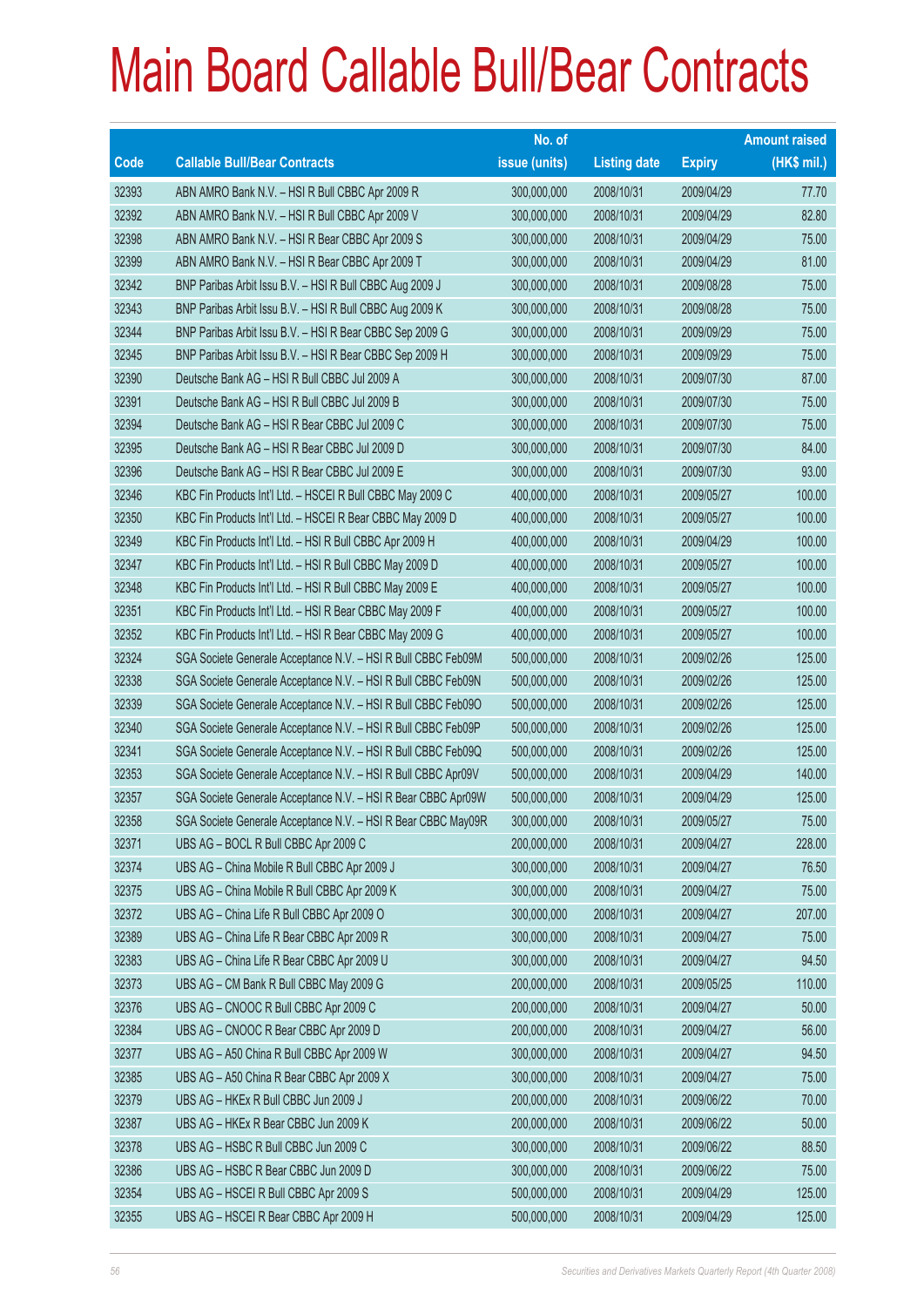# Main Board Callable Bull/Bear Contracts

| Code | Callable Bull/Bear Contracts | No. of issue (units) | Listing date | Expiry | Amount raised (HK$ mil.) |
|---|---|---|---|---|---|
| 32393 | ABN AMRO Bank N.V. – HSI R Bull CBBC Apr 2009 R | 300,000,000 | 2008/10/31 | 2009/04/29 | 77.70 |
| 32392 | ABN AMRO Bank N.V. – HSI R Bull CBBC Apr 2009 V | 300,000,000 | 2008/10/31 | 2009/04/29 | 82.80 |
| 32398 | ABN AMRO Bank N.V. – HSI R Bear CBBC Apr 2009 S | 300,000,000 | 2008/10/31 | 2009/04/29 | 75.00 |
| 32399 | ABN AMRO Bank N.V. – HSI R Bear CBBC Apr 2009 T | 300,000,000 | 2008/10/31 | 2009/04/29 | 81.00 |
| 32342 | BNP Paribas Arbit Issu B.V. – HSI R Bull CBBC Aug 2009 J | 300,000,000 | 2008/10/31 | 2009/08/28 | 75.00 |
| 32343 | BNP Paribas Arbit Issu B.V. – HSI R Bull CBBC Aug 2009 K | 300,000,000 | 2008/10/31 | 2009/08/28 | 75.00 |
| 32344 | BNP Paribas Arbit Issu B.V. – HSI R Bear CBBC Sep 2009 G | 300,000,000 | 2008/10/31 | 2009/09/29 | 75.00 |
| 32345 | BNP Paribas Arbit Issu B.V. – HSI R Bear CBBC Sep 2009 H | 300,000,000 | 2008/10/31 | 2009/09/29 | 75.00 |
| 32390 | Deutsche Bank AG – HSI R Bull CBBC Jul 2009 A | 300,000,000 | 2008/10/31 | 2009/07/30 | 87.00 |
| 32391 | Deutsche Bank AG – HSI R Bull CBBC Jul 2009 B | 300,000,000 | 2008/10/31 | 2009/07/30 | 75.00 |
| 32394 | Deutsche Bank AG – HSI R Bear CBBC Jul 2009 C | 300,000,000 | 2008/10/31 | 2009/07/30 | 75.00 |
| 32395 | Deutsche Bank AG – HSI R Bear CBBC Jul 2009 D | 300,000,000 | 2008/10/31 | 2009/07/30 | 84.00 |
| 32396 | Deutsche Bank AG – HSI R Bear CBBC Jul 2009 E | 300,000,000 | 2008/10/31 | 2009/07/30 | 93.00 |
| 32346 | KBC Fin Products Int'l Ltd. – HSCEI R Bull CBBC May 2009 C | 400,000,000 | 2008/10/31 | 2009/05/27 | 100.00 |
| 32350 | KBC Fin Products Int'l Ltd. – HSCEI R Bear CBBC May 2009 D | 400,000,000 | 2008/10/31 | 2009/05/27 | 100.00 |
| 32349 | KBC Fin Products Int'l Ltd. – HSI R Bull CBBC Apr 2009 H | 400,000,000 | 2008/10/31 | 2009/04/29 | 100.00 |
| 32347 | KBC Fin Products Int'l Ltd. – HSI R Bull CBBC May 2009 D | 400,000,000 | 2008/10/31 | 2009/05/27 | 100.00 |
| 32348 | KBC Fin Products Int'l Ltd. – HSI R Bull CBBC May 2009 E | 400,000,000 | 2008/10/31 | 2009/05/27 | 100.00 |
| 32351 | KBC Fin Products Int'l Ltd. – HSI R Bear CBBC May 2009 F | 400,000,000 | 2008/10/31 | 2009/05/27 | 100.00 |
| 32352 | KBC Fin Products Int'l Ltd. – HSI R Bear CBBC May 2009 G | 400,000,000 | 2008/10/31 | 2009/05/27 | 100.00 |
| 32324 | SGA Societe Generale Acceptance N.V. – HSI R Bull CBBC Feb09M | 500,000,000 | 2008/10/31 | 2009/02/26 | 125.00 |
| 32338 | SGA Societe Generale Acceptance N.V. – HSI R Bull CBBC Feb09N | 500,000,000 | 2008/10/31 | 2009/02/26 | 125.00 |
| 32339 | SGA Societe Generale Acceptance N.V. – HSI R Bull CBBC Feb09O | 500,000,000 | 2008/10/31 | 2009/02/26 | 125.00 |
| 32340 | SGA Societe Generale Acceptance N.V. – HSI R Bull CBBC Feb09P | 500,000,000 | 2008/10/31 | 2009/02/26 | 125.00 |
| 32341 | SGA Societe Generale Acceptance N.V. – HSI R Bull CBBC Feb09Q | 500,000,000 | 2008/10/31 | 2009/02/26 | 125.00 |
| 32353 | SGA Societe Generale Acceptance N.V. – HSI R Bull CBBC Apr09V | 500,000,000 | 2008/10/31 | 2009/04/29 | 140.00 |
| 32357 | SGA Societe Generale Acceptance N.V. – HSI R Bear CBBC Apr09W | 500,000,000 | 2008/10/31 | 2009/04/29 | 125.00 |
| 32358 | SGA Societe Generale Acceptance N.V. – HSI R Bear CBBC May09R | 300,000,000 | 2008/10/31 | 2009/05/27 | 75.00 |
| 32371 | UBS AG – BOCL R Bull CBBC Apr 2009 C | 200,000,000 | 2008/10/31 | 2009/04/27 | 228.00 |
| 32374 | UBS AG – China Mobile R Bull CBBC Apr 2009 J | 300,000,000 | 2008/10/31 | 2009/04/27 | 76.50 |
| 32375 | UBS AG – China Mobile R Bull CBBC Apr 2009 K | 300,000,000 | 2008/10/31 | 2009/04/27 | 75.00 |
| 32372 | UBS AG – China Life R Bull CBBC Apr 2009 O | 300,000,000 | 2008/10/31 | 2009/04/27 | 207.00 |
| 32389 | UBS AG – China Life R Bear CBBC Apr 2009 R | 300,000,000 | 2008/10/31 | 2009/04/27 | 75.00 |
| 32383 | UBS AG – China Life R Bear CBBC Apr 2009 U | 300,000,000 | 2008/10/31 | 2009/04/27 | 94.50 |
| 32373 | UBS AG – CM Bank R Bull CBBC May 2009 G | 200,000,000 | 2008/10/31 | 2009/05/25 | 110.00 |
| 32376 | UBS AG – CNOOC R Bull CBBC Apr 2009 C | 200,000,000 | 2008/10/31 | 2009/04/27 | 50.00 |
| 32384 | UBS AG – CNOOC R Bear CBBC Apr 2009 D | 200,000,000 | 2008/10/31 | 2009/04/27 | 56.00 |
| 32377 | UBS AG – A50 China R Bull CBBC Apr 2009 W | 300,000,000 | 2008/10/31 | 2009/04/27 | 94.50 |
| 32385 | UBS AG – A50 China R Bear CBBC Apr 2009 X | 300,000,000 | 2008/10/31 | 2009/04/27 | 75.00 |
| 32379 | UBS AG – HKEx R Bull CBBC Jun 2009 J | 200,000,000 | 2008/10/31 | 2009/06/22 | 70.00 |
| 32387 | UBS AG – HKEx R Bear CBBC Jun 2009 K | 200,000,000 | 2008/10/31 | 2009/06/22 | 50.00 |
| 32378 | UBS AG – HSBC R Bull CBBC Jun 2009 C | 300,000,000 | 2008/10/31 | 2009/06/22 | 88.50 |
| 32386 | UBS AG – HSBC R Bear CBBC Jun 2009 D | 300,000,000 | 2008/10/31 | 2009/06/22 | 75.00 |
| 32354 | UBS AG – HSCEI R Bull CBBC Apr 2009 S | 500,000,000 | 2008/10/31 | 2009/04/29 | 125.00 |
| 32355 | UBS AG – HSCEI R Bear CBBC Apr 2009 H | 500,000,000 | 2008/10/31 | 2009/04/29 | 125.00 |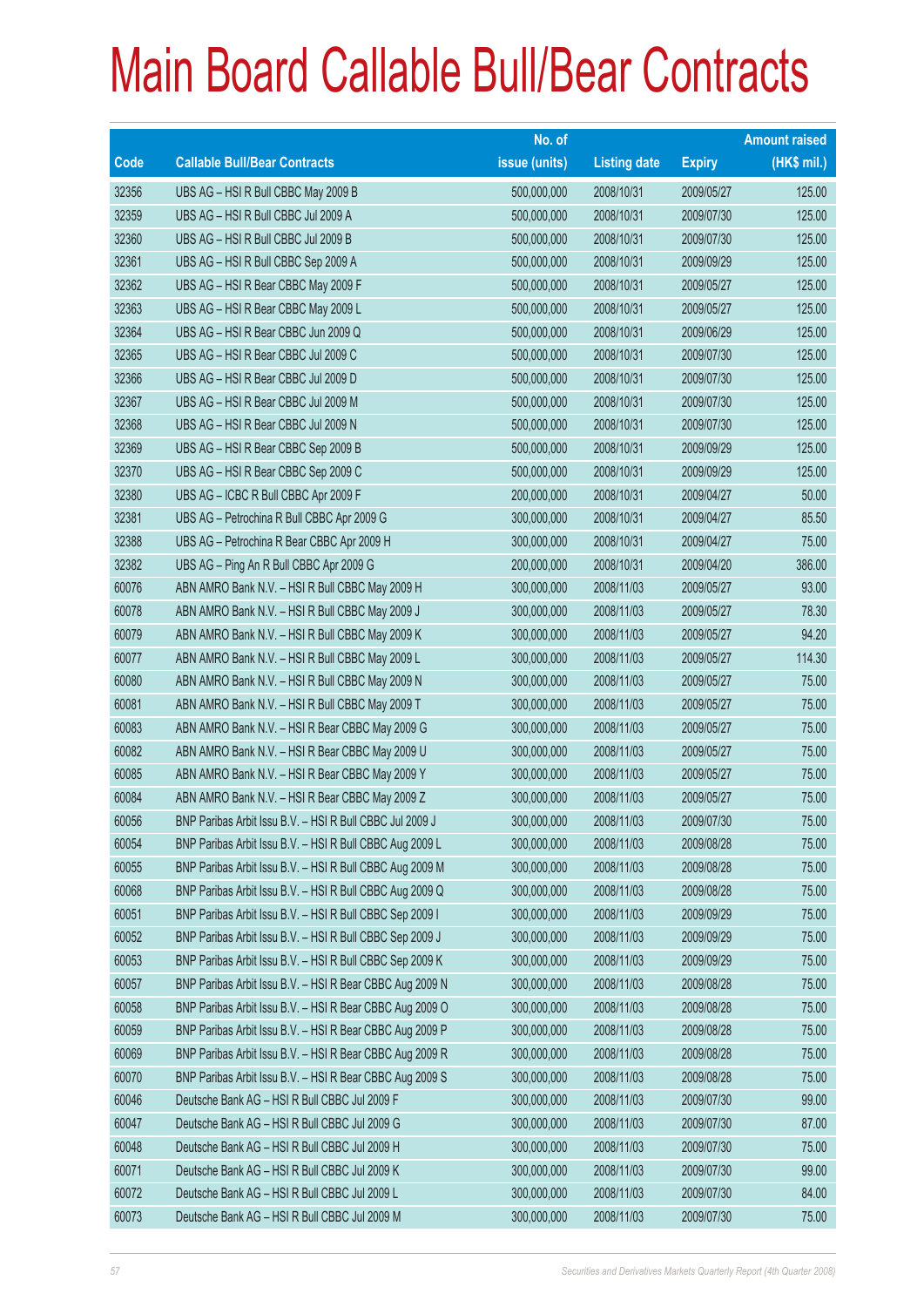# Main Board Callable Bull/Bear Contracts

| Code | Callable Bull/Bear Contracts | No. of issue (units) | Listing date | Expiry | Amount raised (HK$ mil.) |
|---|---|---|---|---|---|
| 32356 | UBS AG – HSI R Bull CBBC May 2009 B | 500,000,000 | 2008/10/31 | 2009/05/27 | 125.00 |
| 32359 | UBS AG – HSI R Bull CBBC Jul 2009 A | 500,000,000 | 2008/10/31 | 2009/07/30 | 125.00 |
| 32360 | UBS AG – HSI R Bull CBBC Jul 2009 B | 500,000,000 | 2008/10/31 | 2009/07/30 | 125.00 |
| 32361 | UBS AG – HSI R Bull CBBC Sep 2009 A | 500,000,000 | 2008/10/31 | 2009/09/29 | 125.00 |
| 32362 | UBS AG – HSI R Bear CBBC May 2009 F | 500,000,000 | 2008/10/31 | 2009/05/27 | 125.00 |
| 32363 | UBS AG – HSI R Bear CBBC May 2009 L | 500,000,000 | 2008/10/31 | 2009/05/27 | 125.00 |
| 32364 | UBS AG – HSI R Bear CBBC Jun 2009 Q | 500,000,000 | 2008/10/31 | 2009/06/29 | 125.00 |
| 32365 | UBS AG – HSI R Bear CBBC Jul 2009 C | 500,000,000 | 2008/10/31 | 2009/07/30 | 125.00 |
| 32366 | UBS AG – HSI R Bear CBBC Jul 2009 D | 500,000,000 | 2008/10/31 | 2009/07/30 | 125.00 |
| 32367 | UBS AG – HSI R Bear CBBC Jul 2009 M | 500,000,000 | 2008/10/31 | 2009/07/30 | 125.00 |
| 32368 | UBS AG – HSI R Bear CBBC Jul 2009 N | 500,000,000 | 2008/10/31 | 2009/07/30 | 125.00 |
| 32369 | UBS AG – HSI R Bear CBBC Sep 2009 B | 500,000,000 | 2008/10/31 | 2009/09/29 | 125.00 |
| 32370 | UBS AG – HSI R Bear CBBC Sep 2009 C | 500,000,000 | 2008/10/31 | 2009/09/29 | 125.00 |
| 32380 | UBS AG – ICBC R Bull CBBC Apr 2009 F | 200,000,000 | 2008/10/31 | 2009/04/27 | 50.00 |
| 32381 | UBS AG – Petrochina R Bull CBBC Apr 2009 G | 300,000,000 | 2008/10/31 | 2009/04/27 | 85.50 |
| 32388 | UBS AG – Petrochina R Bear CBBC Apr 2009 H | 300,000,000 | 2008/10/31 | 2009/04/27 | 75.00 |
| 32382 | UBS AG – Ping An R Bull CBBC Apr 2009 G | 200,000,000 | 2008/10/31 | 2009/04/20 | 386.00 |
| 60076 | ABN AMRO Bank N.V. – HSI R Bull CBBC May 2009 H | 300,000,000 | 2008/11/03 | 2009/05/27 | 93.00 |
| 60078 | ABN AMRO Bank N.V. – HSI R Bull CBBC May 2009 J | 300,000,000 | 2008/11/03 | 2009/05/27 | 78.30 |
| 60079 | ABN AMRO Bank N.V. – HSI R Bull CBBC May 2009 K | 300,000,000 | 2008/11/03 | 2009/05/27 | 94.20 |
| 60077 | ABN AMRO Bank N.V. – HSI R Bull CBBC May 2009 L | 300,000,000 | 2008/11/03 | 2009/05/27 | 114.30 |
| 60080 | ABN AMRO Bank N.V. – HSI R Bull CBBC May 2009 N | 300,000,000 | 2008/11/03 | 2009/05/27 | 75.00 |
| 60081 | ABN AMRO Bank N.V. – HSI R Bull CBBC May 2009 T | 300,000,000 | 2008/11/03 | 2009/05/27 | 75.00 |
| 60083 | ABN AMRO Bank N.V. – HSI R Bear CBBC May 2009 G | 300,000,000 | 2008/11/03 | 2009/05/27 | 75.00 |
| 60082 | ABN AMRO Bank N.V. – HSI R Bear CBBC May 2009 U | 300,000,000 | 2008/11/03 | 2009/05/27 | 75.00 |
| 60085 | ABN AMRO Bank N.V. – HSI R Bear CBBC May 2009 Y | 300,000,000 | 2008/11/03 | 2009/05/27 | 75.00 |
| 60084 | ABN AMRO Bank N.V. – HSI R Bear CBBC May 2009 Z | 300,000,000 | 2008/11/03 | 2009/05/27 | 75.00 |
| 60056 | BNP Paribas Arbit Issu B.V. – HSI R Bull CBBC Jul 2009 J | 300,000,000 | 2008/11/03 | 2009/07/30 | 75.00 |
| 60054 | BNP Paribas Arbit Issu B.V. – HSI R Bull CBBC Aug 2009 L | 300,000,000 | 2008/11/03 | 2009/08/28 | 75.00 |
| 60055 | BNP Paribas Arbit Issu B.V. – HSI R Bull CBBC Aug 2009 M | 300,000,000 | 2008/11/03 | 2009/08/28 | 75.00 |
| 60068 | BNP Paribas Arbit Issu B.V. – HSI R Bull CBBC Aug 2009 Q | 300,000,000 | 2008/11/03 | 2009/08/28 | 75.00 |
| 60051 | BNP Paribas Arbit Issu B.V. – HSI R Bull CBBC Sep 2009 I | 300,000,000 | 2008/11/03 | 2009/09/29 | 75.00 |
| 60052 | BNP Paribas Arbit Issu B.V. – HSI R Bull CBBC Sep 2009 J | 300,000,000 | 2008/11/03 | 2009/09/29 | 75.00 |
| 60053 | BNP Paribas Arbit Issu B.V. – HSI R Bull CBBC Sep 2009 K | 300,000,000 | 2008/11/03 | 2009/09/29 | 75.00 |
| 60057 | BNP Paribas Arbit Issu B.V. – HSI R Bear CBBC Aug 2009 N | 300,000,000 | 2008/11/03 | 2009/08/28 | 75.00 |
| 60058 | BNP Paribas Arbit Issu B.V. – HSI R Bear CBBC Aug 2009 O | 300,000,000 | 2008/11/03 | 2009/08/28 | 75.00 |
| 60059 | BNP Paribas Arbit Issu B.V. – HSI R Bear CBBC Aug 2009 P | 300,000,000 | 2008/11/03 | 2009/08/28 | 75.00 |
| 60069 | BNP Paribas Arbit Issu B.V. – HSI R Bear CBBC Aug 2009 R | 300,000,000 | 2008/11/03 | 2009/08/28 | 75.00 |
| 60070 | BNP Paribas Arbit Issu B.V. – HSI R Bear CBBC Aug 2009 S | 300,000,000 | 2008/11/03 | 2009/08/28 | 75.00 |
| 60046 | Deutsche Bank AG – HSI R Bull CBBC Jul 2009 F | 300,000,000 | 2008/11/03 | 2009/07/30 | 99.00 |
| 60047 | Deutsche Bank AG – HSI R Bull CBBC Jul 2009 G | 300,000,000 | 2008/11/03 | 2009/07/30 | 87.00 |
| 60048 | Deutsche Bank AG – HSI R Bull CBBC Jul 2009 H | 300,000,000 | 2008/11/03 | 2009/07/30 | 75.00 |
| 60071 | Deutsche Bank AG – HSI R Bull CBBC Jul 2009 K | 300,000,000 | 2008/11/03 | 2009/07/30 | 99.00 |
| 60072 | Deutsche Bank AG – HSI R Bull CBBC Jul 2009 L | 300,000,000 | 2008/11/03 | 2009/07/30 | 84.00 |
| 60073 | Deutsche Bank AG – HSI R Bull CBBC Jul 2009 M | 300,000,000 | 2008/11/03 | 2009/07/30 | 75.00 |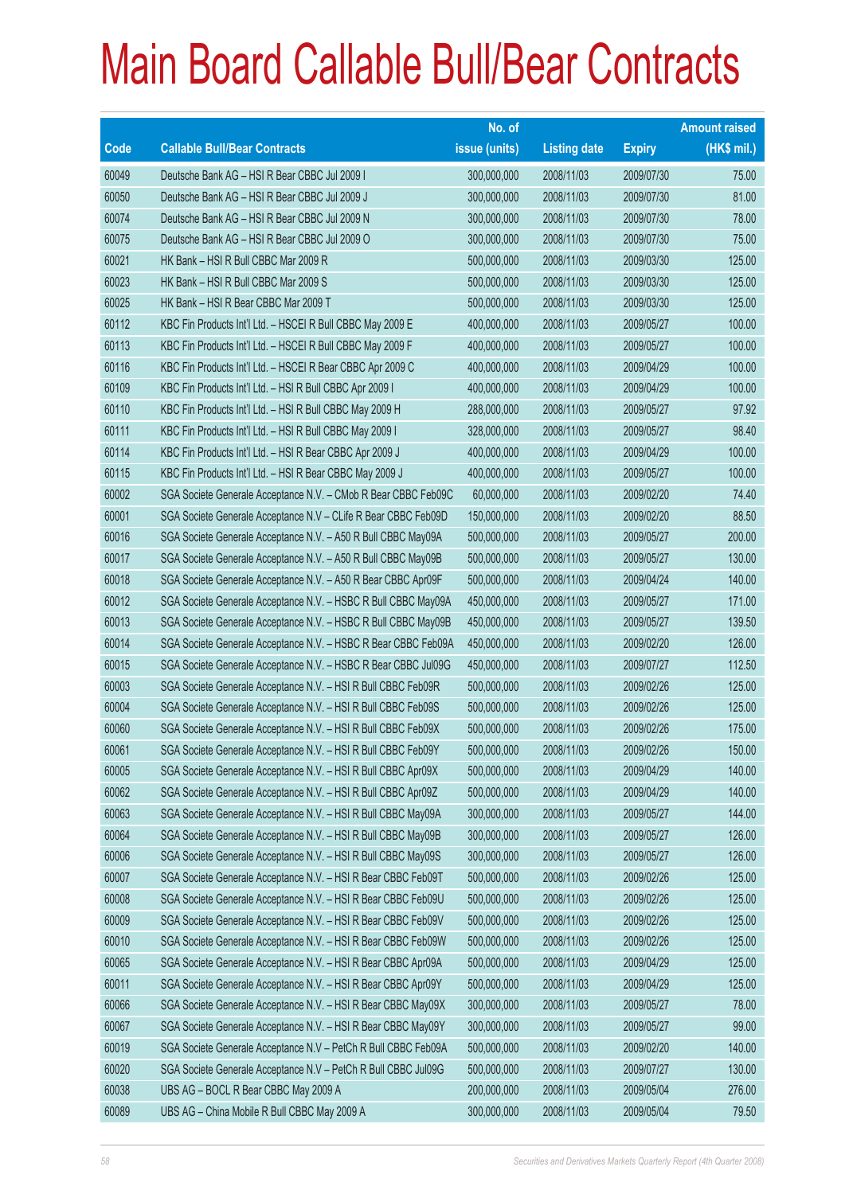# Main Board Callable Bull/Bear Contracts

| Code | Callable Bull/Bear Contracts | No. of issue (units) | Listing date | Expiry | Amount raised (HK$ mil.) |
|---|---|---|---|---|---|
| 60049 | Deutsche Bank AG – HSI R Bear CBBC Jul 2009 I | 300,000,000 | 2008/11/03 | 2009/07/30 | 75.00 |
| 60050 | Deutsche Bank AG – HSI R Bear CBBC Jul 2009 J | 300,000,000 | 2008/11/03 | 2009/07/30 | 81.00 |
| 60074 | Deutsche Bank AG – HSI R Bear CBBC Jul 2009 N | 300,000,000 | 2008/11/03 | 2009/07/30 | 78.00 |
| 60075 | Deutsche Bank AG – HSI R Bear CBBC Jul 2009 O | 300,000,000 | 2008/11/03 | 2009/07/30 | 75.00 |
| 60021 | HK Bank – HSI R Bull CBBC Mar 2009 R | 500,000,000 | 2008/11/03 | 2009/03/30 | 125.00 |
| 60023 | HK Bank – HSI R Bull CBBC Mar 2009 S | 500,000,000 | 2008/11/03 | 2009/03/30 | 125.00 |
| 60025 | HK Bank – HSI R Bear CBBC Mar 2009 T | 500,000,000 | 2008/11/03 | 2009/03/30 | 125.00 |
| 60112 | KBC Fin Products Int'l Ltd. – HSCEI R Bull CBBC May 2009 E | 400,000,000 | 2008/11/03 | 2009/05/27 | 100.00 |
| 60113 | KBC Fin Products Int'l Ltd. – HSCEI R Bull CBBC May 2009 F | 400,000,000 | 2008/11/03 | 2009/05/27 | 100.00 |
| 60116 | KBC Fin Products Int'l Ltd. – HSCEI R Bear CBBC Apr 2009 C | 400,000,000 | 2008/11/03 | 2009/04/29 | 100.00 |
| 60109 | KBC Fin Products Int'l Ltd. – HSI R Bull CBBC Apr 2009 I | 400,000,000 | 2008/11/03 | 2009/04/29 | 100.00 |
| 60110 | KBC Fin Products Int'l Ltd. – HSI R Bull CBBC May 2009 H | 288,000,000 | 2008/11/03 | 2009/05/27 | 97.92 |
| 60111 | KBC Fin Products Int'l Ltd. – HSI R Bull CBBC May 2009 I | 328,000,000 | 2008/11/03 | 2009/05/27 | 98.40 |
| 60114 | KBC Fin Products Int'l Ltd. – HSI R Bear CBBC Apr 2009 J | 400,000,000 | 2008/11/03 | 2009/04/29 | 100.00 |
| 60115 | KBC Fin Products Int'l Ltd. – HSI R Bear CBBC May 2009 J | 400,000,000 | 2008/11/03 | 2009/05/27 | 100.00 |
| 60002 | SGA Societe Generale Acceptance N.V. – CMob R Bear CBBC Feb09C | 60,000,000 | 2008/11/03 | 2009/02/20 | 74.40 |
| 60001 | SGA Societe Generale Acceptance N.V – CLife R Bear CBBC Feb09D | 150,000,000 | 2008/11/03 | 2009/02/20 | 88.50 |
| 60016 | SGA Societe Generale Acceptance N.V. – A50 R Bull CBBC May09A | 500,000,000 | 2008/11/03 | 2009/05/27 | 200.00 |
| 60017 | SGA Societe Generale Acceptance N.V. – A50 R Bull CBBC May09B | 500,000,000 | 2008/11/03 | 2009/05/27 | 130.00 |
| 60018 | SGA Societe Generale Acceptance N.V. – A50 R Bear CBBC Apr09F | 500,000,000 | 2008/11/03 | 2009/04/24 | 140.00 |
| 60012 | SGA Societe Generale Acceptance N.V. – HSBC R Bull CBBC May09A | 450,000,000 | 2008/11/03 | 2009/05/27 | 171.00 |
| 60013 | SGA Societe Generale Acceptance N.V. – HSBC R Bull CBBC May09B | 450,000,000 | 2008/11/03 | 2009/05/27 | 139.50 |
| 60014 | SGA Societe Generale Acceptance N.V. – HSBC R Bear CBBC Feb09A | 450,000,000 | 2008/11/03 | 2009/02/20 | 126.00 |
| 60015 | SGA Societe Generale Acceptance N.V. – HSBC R Bear CBBC Jul09G | 450,000,000 | 2008/11/03 | 2009/07/27 | 112.50 |
| 60003 | SGA Societe Generale Acceptance N.V. – HSI R Bull CBBC Feb09R | 500,000,000 | 2008/11/03 | 2009/02/26 | 125.00 |
| 60004 | SGA Societe Generale Acceptance N.V. – HSI R Bull CBBC Feb09S | 500,000,000 | 2008/11/03 | 2009/02/26 | 125.00 |
| 60060 | SGA Societe Generale Acceptance N.V. – HSI R Bull CBBC Feb09X | 500,000,000 | 2008/11/03 | 2009/02/26 | 175.00 |
| 60061 | SGA Societe Generale Acceptance N.V. – HSI R Bull CBBC Feb09Y | 500,000,000 | 2008/11/03 | 2009/02/26 | 150.00 |
| 60005 | SGA Societe Generale Acceptance N.V. – HSI R Bull CBBC Apr09X | 500,000,000 | 2008/11/03 | 2009/04/29 | 140.00 |
| 60062 | SGA Societe Generale Acceptance N.V. – HSI R Bull CBBC Apr09Z | 500,000,000 | 2008/11/03 | 2009/04/29 | 140.00 |
| 60063 | SGA Societe Generale Acceptance N.V. – HSI R Bull CBBC May09A | 300,000,000 | 2008/11/03 | 2009/05/27 | 144.00 |
| 60064 | SGA Societe Generale Acceptance N.V. – HSI R Bull CBBC May09B | 300,000,000 | 2008/11/03 | 2009/05/27 | 126.00 |
| 60006 | SGA Societe Generale Acceptance N.V. – HSI R Bull CBBC May09S | 300,000,000 | 2008/11/03 | 2009/05/27 | 126.00 |
| 60007 | SGA Societe Generale Acceptance N.V. – HSI R Bear CBBC Feb09T | 500,000,000 | 2008/11/03 | 2009/02/26 | 125.00 |
| 60008 | SGA Societe Generale Acceptance N.V. – HSI R Bear CBBC Feb09U | 500,000,000 | 2008/11/03 | 2009/02/26 | 125.00 |
| 60009 | SGA Societe Generale Acceptance N.V. – HSI R Bear CBBC Feb09V | 500,000,000 | 2008/11/03 | 2009/02/26 | 125.00 |
| 60010 | SGA Societe Generale Acceptance N.V. – HSI R Bear CBBC Feb09W | 500,000,000 | 2008/11/03 | 2009/02/26 | 125.00 |
| 60065 | SGA Societe Generale Acceptance N.V. – HSI R Bear CBBC Apr09A | 500,000,000 | 2008/11/03 | 2009/04/29 | 125.00 |
| 60011 | SGA Societe Generale Acceptance N.V. – HSI R Bear CBBC Apr09Y | 500,000,000 | 2008/11/03 | 2009/04/29 | 125.00 |
| 60066 | SGA Societe Generale Acceptance N.V. – HSI R Bear CBBC May09X | 300,000,000 | 2008/11/03 | 2009/05/27 | 78.00 |
| 60067 | SGA Societe Generale Acceptance N.V. – HSI R Bear CBBC May09Y | 300,000,000 | 2008/11/03 | 2009/05/27 | 99.00 |
| 60019 | SGA Societe Generale Acceptance N.V – PetCh R Bull CBBC Feb09A | 500,000,000 | 2008/11/03 | 2009/02/20 | 140.00 |
| 60020 | SGA Societe Generale Acceptance N.V – PetCh R Bull CBBC Jul09G | 500,000,000 | 2008/11/03 | 2009/07/27 | 130.00 |
| 60038 | UBS AG – BOCL R Bear CBBC May 2009 A | 200,000,000 | 2008/11/03 | 2009/05/04 | 276.00 |
| 60089 | UBS AG – China Mobile R Bull CBBC May 2009 A | 300,000,000 | 2008/11/03 | 2009/05/04 | 79.50 |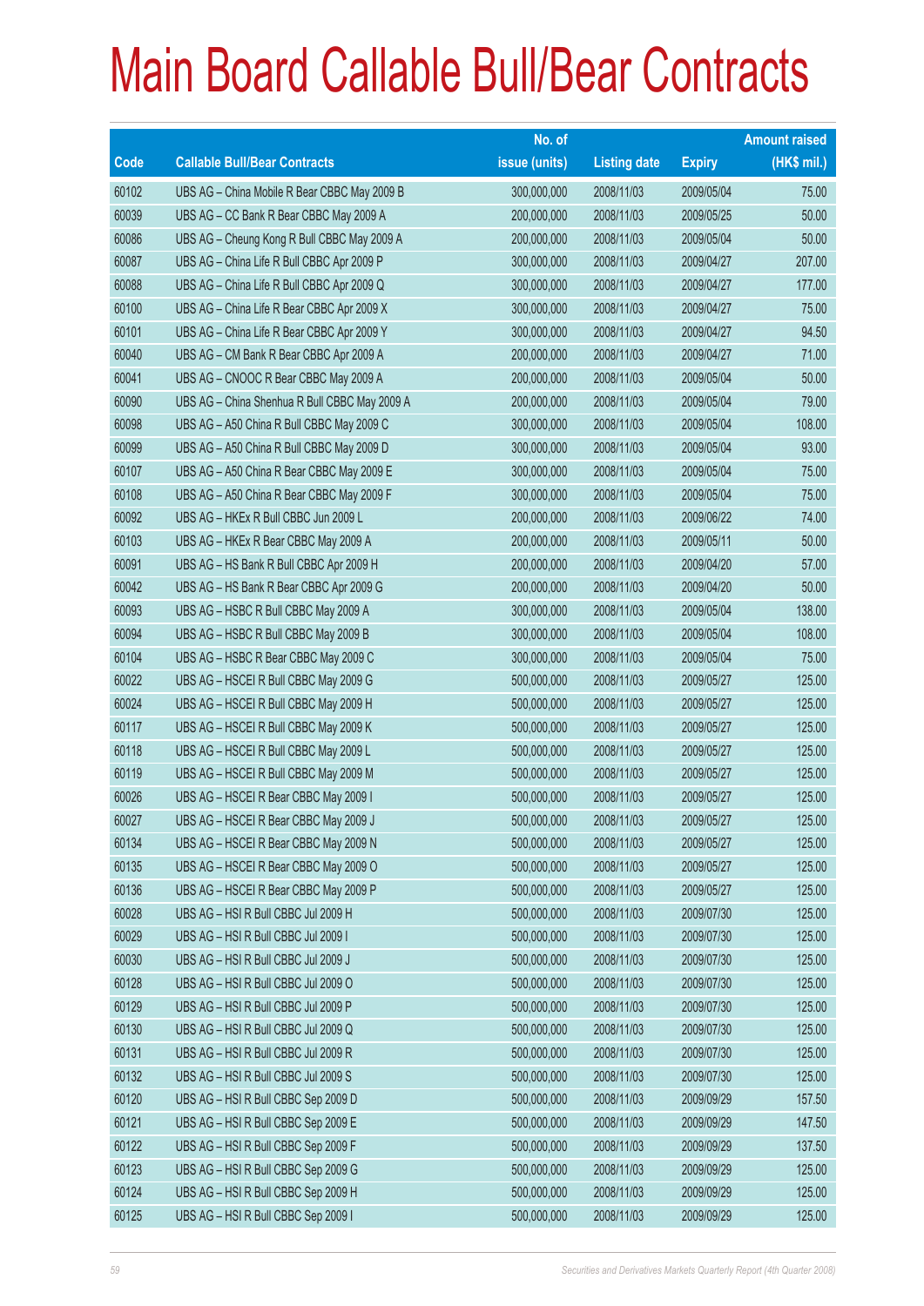# Main Board Callable Bull/Bear Contracts

| Code | Callable Bull/Bear Contracts | No. of issue (units) | Listing date | Expiry | Amount raised (HK$ mil.) |
|---|---|---|---|---|---|
| 60102 | UBS AG – China Mobile R Bear CBBC May 2009 B | 300,000,000 | 2008/11/03 | 2009/05/04 | 75.00 |
| 60039 | UBS AG – CC Bank R Bear CBBC May 2009 A | 200,000,000 | 2008/11/03 | 2009/05/25 | 50.00 |
| 60086 | UBS AG – Cheung Kong R Bull CBBC May 2009 A | 200,000,000 | 2008/11/03 | 2009/05/04 | 50.00 |
| 60087 | UBS AG – China Life R Bull CBBC Apr 2009 P | 300,000,000 | 2008/11/03 | 2009/04/27 | 207.00 |
| 60088 | UBS AG – China Life R Bull CBBC Apr 2009 Q | 300,000,000 | 2008/11/03 | 2009/04/27 | 177.00 |
| 60100 | UBS AG – China Life R Bear CBBC Apr 2009 X | 300,000,000 | 2008/11/03 | 2009/04/27 | 75.00 |
| 60101 | UBS AG – China Life R Bear CBBC Apr 2009 Y | 300,000,000 | 2008/11/03 | 2009/04/27 | 94.50 |
| 60040 | UBS AG – CM Bank R Bear CBBC Apr 2009 A | 200,000,000 | 2008/11/03 | 2009/04/27 | 71.00 |
| 60041 | UBS AG – CNOOC R Bear CBBC May 2009 A | 200,000,000 | 2008/11/03 | 2009/05/04 | 50.00 |
| 60090 | UBS AG – China Shenhua R Bull CBBC May 2009 A | 200,000,000 | 2008/11/03 | 2009/05/04 | 79.00 |
| 60098 | UBS AG – A50 China R Bull CBBC May 2009 C | 300,000,000 | 2008/11/03 | 2009/05/04 | 108.00 |
| 60099 | UBS AG – A50 China R Bull CBBC May 2009 D | 300,000,000 | 2008/11/03 | 2009/05/04 | 93.00 |
| 60107 | UBS AG – A50 China R Bear CBBC May 2009 E | 300,000,000 | 2008/11/03 | 2009/05/04 | 75.00 |
| 60108 | UBS AG – A50 China R Bear CBBC May 2009 F | 300,000,000 | 2008/11/03 | 2009/05/04 | 75.00 |
| 60092 | UBS AG – HKEx R Bull CBBC Jun 2009 L | 200,000,000 | 2008/11/03 | 2009/06/22 | 74.00 |
| 60103 | UBS AG – HKEx R Bear CBBC May 2009 A | 200,000,000 | 2008/11/03 | 2009/05/11 | 50.00 |
| 60091 | UBS AG – HS Bank R Bull CBBC Apr 2009 H | 200,000,000 | 2008/11/03 | 2009/04/20 | 57.00 |
| 60042 | UBS AG – HS Bank R Bear CBBC Apr 2009 G | 200,000,000 | 2008/11/03 | 2009/04/20 | 50.00 |
| 60093 | UBS AG – HSBC R Bull CBBC May 2009 A | 300,000,000 | 2008/11/03 | 2009/05/04 | 138.00 |
| 60094 | UBS AG – HSBC R Bull CBBC May 2009 B | 300,000,000 | 2008/11/03 | 2009/05/04 | 108.00 |
| 60104 | UBS AG – HSBC R Bear CBBC May 2009 C | 300,000,000 | 2008/11/03 | 2009/05/04 | 75.00 |
| 60022 | UBS AG – HSCEI R Bull CBBC May 2009 G | 500,000,000 | 2008/11/03 | 2009/05/27 | 125.00 |
| 60024 | UBS AG – HSCEI R Bull CBBC May 2009 H | 500,000,000 | 2008/11/03 | 2009/05/27 | 125.00 |
| 60117 | UBS AG – HSCEI R Bull CBBC May 2009 K | 500,000,000 | 2008/11/03 | 2009/05/27 | 125.00 |
| 60118 | UBS AG – HSCEI R Bull CBBC May 2009 L | 500,000,000 | 2008/11/03 | 2009/05/27 | 125.00 |
| 60119 | UBS AG – HSCEI R Bull CBBC May 2009 M | 500,000,000 | 2008/11/03 | 2009/05/27 | 125.00 |
| 60026 | UBS AG – HSCEI R Bear CBBC May 2009 I | 500,000,000 | 2008/11/03 | 2009/05/27 | 125.00 |
| 60027 | UBS AG – HSCEI R Bear CBBC May 2009 J | 500,000,000 | 2008/11/03 | 2009/05/27 | 125.00 |
| 60134 | UBS AG – HSCEI R Bear CBBC May 2009 N | 500,000,000 | 2008/11/03 | 2009/05/27 | 125.00 |
| 60135 | UBS AG – HSCEI R Bear CBBC May 2009 O | 500,000,000 | 2008/11/03 | 2009/05/27 | 125.00 |
| 60136 | UBS AG – HSCEI R Bear CBBC May 2009 P | 500,000,000 | 2008/11/03 | 2009/05/27 | 125.00 |
| 60028 | UBS AG – HSI R Bull CBBC Jul 2009 H | 500,000,000 | 2008/11/03 | 2009/07/30 | 125.00 |
| 60029 | UBS AG – HSI R Bull CBBC Jul 2009 I | 500,000,000 | 2008/11/03 | 2009/07/30 | 125.00 |
| 60030 | UBS AG – HSI R Bull CBBC Jul 2009 J | 500,000,000 | 2008/11/03 | 2009/07/30 | 125.00 |
| 60128 | UBS AG – HSI R Bull CBBC Jul 2009 O | 500,000,000 | 2008/11/03 | 2009/07/30 | 125.00 |
| 60129 | UBS AG – HSI R Bull CBBC Jul 2009 P | 500,000,000 | 2008/11/03 | 2009/07/30 | 125.00 |
| 60130 | UBS AG – HSI R Bull CBBC Jul 2009 Q | 500,000,000 | 2008/11/03 | 2009/07/30 | 125.00 |
| 60131 | UBS AG – HSI R Bull CBBC Jul 2009 R | 500,000,000 | 2008/11/03 | 2009/07/30 | 125.00 |
| 60132 | UBS AG – HSI R Bull CBBC Jul 2009 S | 500,000,000 | 2008/11/03 | 2009/07/30 | 125.00 |
| 60120 | UBS AG – HSI R Bull CBBC Sep 2009 D | 500,000,000 | 2008/11/03 | 2009/09/29 | 157.50 |
| 60121 | UBS AG – HSI R Bull CBBC Sep 2009 E | 500,000,000 | 2008/11/03 | 2009/09/29 | 147.50 |
| 60122 | UBS AG – HSI R Bull CBBC Sep 2009 F | 500,000,000 | 2008/11/03 | 2009/09/29 | 137.50 |
| 60123 | UBS AG – HSI R Bull CBBC Sep 2009 G | 500,000,000 | 2008/11/03 | 2009/09/29 | 125.00 |
| 60124 | UBS AG – HSI R Bull CBBC Sep 2009 H | 500,000,000 | 2008/11/03 | 2009/09/29 | 125.00 |
| 60125 | UBS AG – HSI R Bull CBBC Sep 2009 I | 500,000,000 | 2008/11/03 | 2009/09/29 | 125.00 |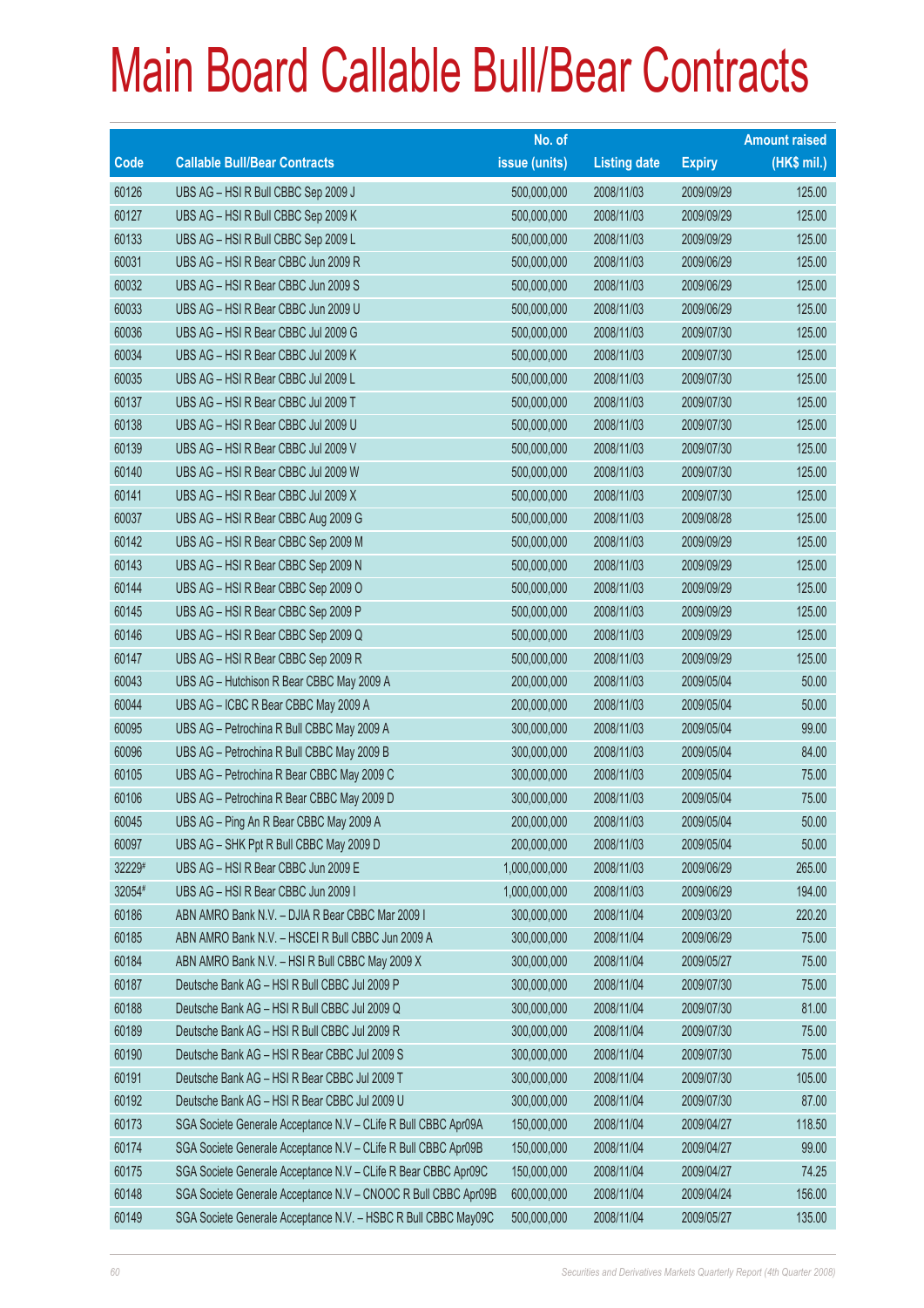# Main Board Callable Bull/Bear Contracts

| Code | Callable Bull/Bear Contracts | No. of issue (units) | Listing date | Expiry | Amount raised (HK$ mil.) |
|---|---|---|---|---|---|
| 60126 | UBS AG – HSI R Bull CBBC Sep 2009 J | 500,000,000 | 2008/11/03 | 2009/09/29 | 125.00 |
| 60127 | UBS AG – HSI R Bull CBBC Sep 2009 K | 500,000,000 | 2008/11/03 | 2009/09/29 | 125.00 |
| 60133 | UBS AG – HSI R Bull CBBC Sep 2009 L | 500,000,000 | 2008/11/03 | 2009/09/29 | 125.00 |
| 60031 | UBS AG – HSI R Bear CBBC Jun 2009 R | 500,000,000 | 2008/11/03 | 2009/06/29 | 125.00 |
| 60032 | UBS AG – HSI R Bear CBBC Jun 2009 S | 500,000,000 | 2008/11/03 | 2009/06/29 | 125.00 |
| 60033 | UBS AG – HSI R Bear CBBC Jun 2009 U | 500,000,000 | 2008/11/03 | 2009/06/29 | 125.00 |
| 60036 | UBS AG – HSI R Bear CBBC Jul 2009 G | 500,000,000 | 2008/11/03 | 2009/07/30 | 125.00 |
| 60034 | UBS AG – HSI R Bear CBBC Jul 2009 K | 500,000,000 | 2008/11/03 | 2009/07/30 | 125.00 |
| 60035 | UBS AG – HSI R Bear CBBC Jul 2009 L | 500,000,000 | 2008/11/03 | 2009/07/30 | 125.00 |
| 60137 | UBS AG – HSI R Bear CBBC Jul 2009 T | 500,000,000 | 2008/11/03 | 2009/07/30 | 125.00 |
| 60138 | UBS AG – HSI R Bear CBBC Jul 2009 U | 500,000,000 | 2008/11/03 | 2009/07/30 | 125.00 |
| 60139 | UBS AG – HSI R Bear CBBC Jul 2009 V | 500,000,000 | 2008/11/03 | 2009/07/30 | 125.00 |
| 60140 | UBS AG – HSI R Bear CBBC Jul 2009 W | 500,000,000 | 2008/11/03 | 2009/07/30 | 125.00 |
| 60141 | UBS AG – HSI R Bear CBBC Jul 2009 X | 500,000,000 | 2008/11/03 | 2009/07/30 | 125.00 |
| 60037 | UBS AG – HSI R Bear CBBC Aug 2009 G | 500,000,000 | 2008/11/03 | 2009/08/28 | 125.00 |
| 60142 | UBS AG – HSI R Bear CBBC Sep 2009 M | 500,000,000 | 2008/11/03 | 2009/09/29 | 125.00 |
| 60143 | UBS AG – HSI R Bear CBBC Sep 2009 N | 500,000,000 | 2008/11/03 | 2009/09/29 | 125.00 |
| 60144 | UBS AG – HSI R Bear CBBC Sep 2009 O | 500,000,000 | 2008/11/03 | 2009/09/29 | 125.00 |
| 60145 | UBS AG – HSI R Bear CBBC Sep 2009 P | 500,000,000 | 2008/11/03 | 2009/09/29 | 125.00 |
| 60146 | UBS AG – HSI R Bear CBBC Sep 2009 Q | 500,000,000 | 2008/11/03 | 2009/09/29 | 125.00 |
| 60147 | UBS AG – HSI R Bear CBBC Sep 2009 R | 500,000,000 | 2008/11/03 | 2009/09/29 | 125.00 |
| 60043 | UBS AG – Hutchison R Bear CBBC May 2009 A | 200,000,000 | 2008/11/03 | 2009/05/04 | 50.00 |
| 60044 | UBS AG – ICBC R Bear CBBC May 2009 A | 200,000,000 | 2008/11/03 | 2009/05/04 | 50.00 |
| 60095 | UBS AG – Petrochina R Bull CBBC May 2009 A | 300,000,000 | 2008/11/03 | 2009/05/04 | 99.00 |
| 60096 | UBS AG – Petrochina R Bull CBBC May 2009 B | 300,000,000 | 2008/11/03 | 2009/05/04 | 84.00 |
| 60105 | UBS AG – Petrochina R Bear CBBC May 2009 C | 300,000,000 | 2008/11/03 | 2009/05/04 | 75.00 |
| 60106 | UBS AG – Petrochina R Bear CBBC May 2009 D | 300,000,000 | 2008/11/03 | 2009/05/04 | 75.00 |
| 60045 | UBS AG – Ping An R Bear CBBC May 2009 A | 200,000,000 | 2008/11/03 | 2009/05/04 | 50.00 |
| 60097 | UBS AG – SHK Ppt R Bull CBBC May 2009 D | 200,000,000 | 2008/11/03 | 2009/05/04 | 50.00 |
| 32229# | UBS AG – HSI R Bear CBBC Jun 2009 E | 1,000,000,000 | 2008/11/03 | 2009/06/29 | 265.00 |
| 32054# | UBS AG – HSI R Bear CBBC Jun 2009 I | 1,000,000,000 | 2008/11/03 | 2009/06/29 | 194.00 |
| 60186 | ABN AMRO Bank N.V. – DJIA R Bear CBBC Mar 2009 I | 300,000,000 | 2008/11/04 | 2009/03/20 | 220.20 |
| 60185 | ABN AMRO Bank N.V. – HSCEI R Bull CBBC Jun 2009 A | 300,000,000 | 2008/11/04 | 2009/06/29 | 75.00 |
| 60184 | ABN AMRO Bank N.V. – HSI R Bull CBBC May 2009 X | 300,000,000 | 2008/11/04 | 2009/05/27 | 75.00 |
| 60187 | Deutsche Bank AG – HSI R Bull CBBC Jul 2009 P | 300,000,000 | 2008/11/04 | 2009/07/30 | 75.00 |
| 60188 | Deutsche Bank AG – HSI R Bull CBBC Jul 2009 Q | 300,000,000 | 2008/11/04 | 2009/07/30 | 81.00 |
| 60189 | Deutsche Bank AG – HSI R Bull CBBC Jul 2009 R | 300,000,000 | 2008/11/04 | 2009/07/30 | 75.00 |
| 60190 | Deutsche Bank AG – HSI R Bear CBBC Jul 2009 S | 300,000,000 | 2008/11/04 | 2009/07/30 | 75.00 |
| 60191 | Deutsche Bank AG – HSI R Bear CBBC Jul 2009 T | 300,000,000 | 2008/11/04 | 2009/07/30 | 105.00 |
| 60192 | Deutsche Bank AG – HSI R Bear CBBC Jul 2009 U | 300,000,000 | 2008/11/04 | 2009/07/30 | 87.00 |
| 60173 | SGA Societe Generale Acceptance N.V – CLife R Bull CBBC Apr09A | 150,000,000 | 2008/11/04 | 2009/04/27 | 118.50 |
| 60174 | SGA Societe Generale Acceptance N.V – CLife R Bull CBBC Apr09B | 150,000,000 | 2008/11/04 | 2009/04/27 | 99.00 |
| 60175 | SGA Societe Generale Acceptance N.V – CLife R Bear CBBC Apr09C | 150,000,000 | 2008/11/04 | 2009/04/27 | 74.25 |
| 60148 | SGA Societe Generale Acceptance N.V – CNOOC R Bull CBBC Apr09B | 600,000,000 | 2008/11/04 | 2009/04/24 | 156.00 |
| 60149 | SGA Societe Generale Acceptance N.V. – HSBC R Bull CBBC May09C | 500,000,000 | 2008/11/04 | 2009/05/27 | 135.00 |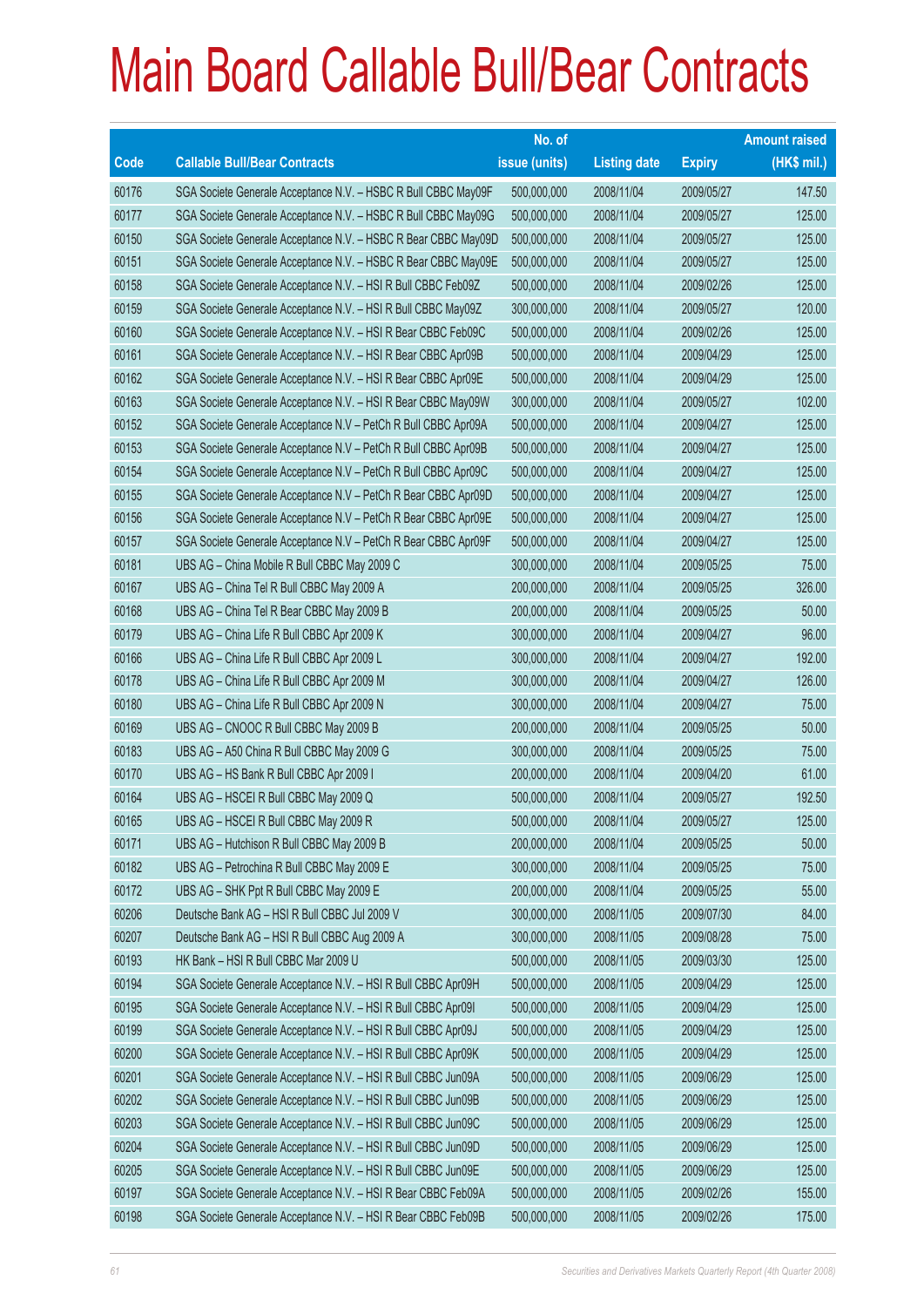# Main Board Callable Bull/Bear Contracts

| Code | Callable Bull/Bear Contracts | No. of issue (units) | Listing date | Expiry | Amount raised (HK$ mil.) |
|---|---|---|---|---|---|
| 60176 | SGA Societe Generale Acceptance N.V. – HSBC R Bull CBBC May09F | 500,000,000 | 2008/11/04 | 2009/05/27 | 147.50 |
| 60177 | SGA Societe Generale Acceptance N.V. – HSBC R Bull CBBC May09G | 500,000,000 | 2008/11/04 | 2009/05/27 | 125.00 |
| 60150 | SGA Societe Generale Acceptance N.V. – HSBC R Bear CBBC May09D | 500,000,000 | 2008/11/04 | 2009/05/27 | 125.00 |
| 60151 | SGA Societe Generale Acceptance N.V. – HSBC R Bear CBBC May09E | 500,000,000 | 2008/11/04 | 2009/05/27 | 125.00 |
| 60158 | SGA Societe Generale Acceptance N.V. – HSI R Bull CBBC Feb09Z | 500,000,000 | 2008/11/04 | 2009/02/26 | 125.00 |
| 60159 | SGA Societe Generale Acceptance N.V. – HSI R Bull CBBC May09Z | 300,000,000 | 2008/11/04 | 2009/05/27 | 120.00 |
| 60160 | SGA Societe Generale Acceptance N.V. – HSI R Bear CBBC Feb09C | 500,000,000 | 2008/11/04 | 2009/02/26 | 125.00 |
| 60161 | SGA Societe Generale Acceptance N.V. – HSI R Bear CBBC Apr09B | 500,000,000 | 2008/11/04 | 2009/04/29 | 125.00 |
| 60162 | SGA Societe Generale Acceptance N.V. – HSI R Bear CBBC Apr09E | 500,000,000 | 2008/11/04 | 2009/04/29 | 125.00 |
| 60163 | SGA Societe Generale Acceptance N.V. – HSI R Bear CBBC May09W | 300,000,000 | 2008/11/04 | 2009/05/27 | 102.00 |
| 60152 | SGA Societe Generale Acceptance N.V – PetCh R Bull CBBC Apr09A | 500,000,000 | 2008/11/04 | 2009/04/27 | 125.00 |
| 60153 | SGA Societe Generale Acceptance N.V – PetCh R Bull CBBC Apr09B | 500,000,000 | 2008/11/04 | 2009/04/27 | 125.00 |
| 60154 | SGA Societe Generale Acceptance N.V – PetCh R Bull CBBC Apr09C | 500,000,000 | 2008/11/04 | 2009/04/27 | 125.00 |
| 60155 | SGA Societe Generale Acceptance N.V – PetCh R Bear CBBC Apr09D | 500,000,000 | 2008/11/04 | 2009/04/27 | 125.00 |
| 60156 | SGA Societe Generale Acceptance N.V – PetCh R Bear CBBC Apr09E | 500,000,000 | 2008/11/04 | 2009/04/27 | 125.00 |
| 60157 | SGA Societe Generale Acceptance N.V – PetCh R Bear CBBC Apr09F | 500,000,000 | 2008/11/04 | 2009/04/27 | 125.00 |
| 60181 | UBS AG – China Mobile R Bull CBBC May 2009 C | 300,000,000 | 2008/11/04 | 2009/05/25 | 75.00 |
| 60167 | UBS AG – China Tel R Bull CBBC May 2009 A | 200,000,000 | 2008/11/04 | 2009/05/25 | 326.00 |
| 60168 | UBS AG – China Tel R Bear CBBC May 2009 B | 200,000,000 | 2008/11/04 | 2009/05/25 | 50.00 |
| 60179 | UBS AG – China Life R Bull CBBC Apr 2009 K | 300,000,000 | 2008/11/04 | 2009/04/27 | 96.00 |
| 60166 | UBS AG – China Life R Bull CBBC Apr 2009 L | 300,000,000 | 2008/11/04 | 2009/04/27 | 192.00 |
| 60178 | UBS AG – China Life R Bull CBBC Apr 2009 M | 300,000,000 | 2008/11/04 | 2009/04/27 | 126.00 |
| 60180 | UBS AG – China Life R Bull CBBC Apr 2009 N | 300,000,000 | 2008/11/04 | 2009/04/27 | 75.00 |
| 60169 | UBS AG – CNOOC R Bull CBBC May 2009 B | 200,000,000 | 2008/11/04 | 2009/05/25 | 50.00 |
| 60183 | UBS AG – A50 China R Bull CBBC May 2009 G | 300,000,000 | 2008/11/04 | 2009/05/25 | 75.00 |
| 60170 | UBS AG – HS Bank R Bull CBBC Apr 2009 I | 200,000,000 | 2008/11/04 | 2009/04/20 | 61.00 |
| 60164 | UBS AG – HSCEI R Bull CBBC May 2009 Q | 500,000,000 | 2008/11/04 | 2009/05/27 | 192.50 |
| 60165 | UBS AG – HSCEI R Bull CBBC May 2009 R | 500,000,000 | 2008/11/04 | 2009/05/27 | 125.00 |
| 60171 | UBS AG – Hutchison R Bull CBBC May 2009 B | 200,000,000 | 2008/11/04 | 2009/05/25 | 50.00 |
| 60182 | UBS AG – Petrochina R Bull CBBC May 2009 E | 300,000,000 | 2008/11/04 | 2009/05/25 | 75.00 |
| 60172 | UBS AG – SHK Ppt R Bull CBBC May 2009 E | 200,000,000 | 2008/11/04 | 2009/05/25 | 55.00 |
| 60206 | Deutsche Bank AG – HSI R Bull CBBC Jul 2009 V | 300,000,000 | 2008/11/05 | 2009/07/30 | 84.00 |
| 60207 | Deutsche Bank AG – HSI R Bull CBBC Aug 2009 A | 300,000,000 | 2008/11/05 | 2009/08/28 | 75.00 |
| 60193 | HK Bank – HSI R Bull CBBC Mar 2009 U | 500,000,000 | 2008/11/05 | 2009/03/30 | 125.00 |
| 60194 | SGA Societe Generale Acceptance N.V. – HSI R Bull CBBC Apr09H | 500,000,000 | 2008/11/05 | 2009/04/29 | 125.00 |
| 60195 | SGA Societe Generale Acceptance N.V. – HSI R Bull CBBC Apr09I | 500,000,000 | 2008/11/05 | 2009/04/29 | 125.00 |
| 60199 | SGA Societe Generale Acceptance N.V. – HSI R Bull CBBC Apr09J | 500,000,000 | 2008/11/05 | 2009/04/29 | 125.00 |
| 60200 | SGA Societe Generale Acceptance N.V. – HSI R Bull CBBC Apr09K | 500,000,000 | 2008/11/05 | 2009/04/29 | 125.00 |
| 60201 | SGA Societe Generale Acceptance N.V. – HSI R Bull CBBC Jun09A | 500,000,000 | 2008/11/05 | 2009/06/29 | 125.00 |
| 60202 | SGA Societe Generale Acceptance N.V. – HSI R Bull CBBC Jun09B | 500,000,000 | 2008/11/05 | 2009/06/29 | 125.00 |
| 60203 | SGA Societe Generale Acceptance N.V. – HSI R Bull CBBC Jun09C | 500,000,000 | 2008/11/05 | 2009/06/29 | 125.00 |
| 60204 | SGA Societe Generale Acceptance N.V. – HSI R Bull CBBC Jun09D | 500,000,000 | 2008/11/05 | 2009/06/29 | 125.00 |
| 60205 | SGA Societe Generale Acceptance N.V. – HSI R Bull CBBC Jun09E | 500,000,000 | 2008/11/05 | 2009/06/29 | 125.00 |
| 60197 | SGA Societe Generale Acceptance N.V. – HSI R Bear CBBC Feb09A | 500,000,000 | 2008/11/05 | 2009/02/26 | 155.00 |
| 60198 | SGA Societe Generale Acceptance N.V. – HSI R Bear CBBC Feb09B | 500,000,000 | 2008/11/05 | 2009/02/26 | 175.00 |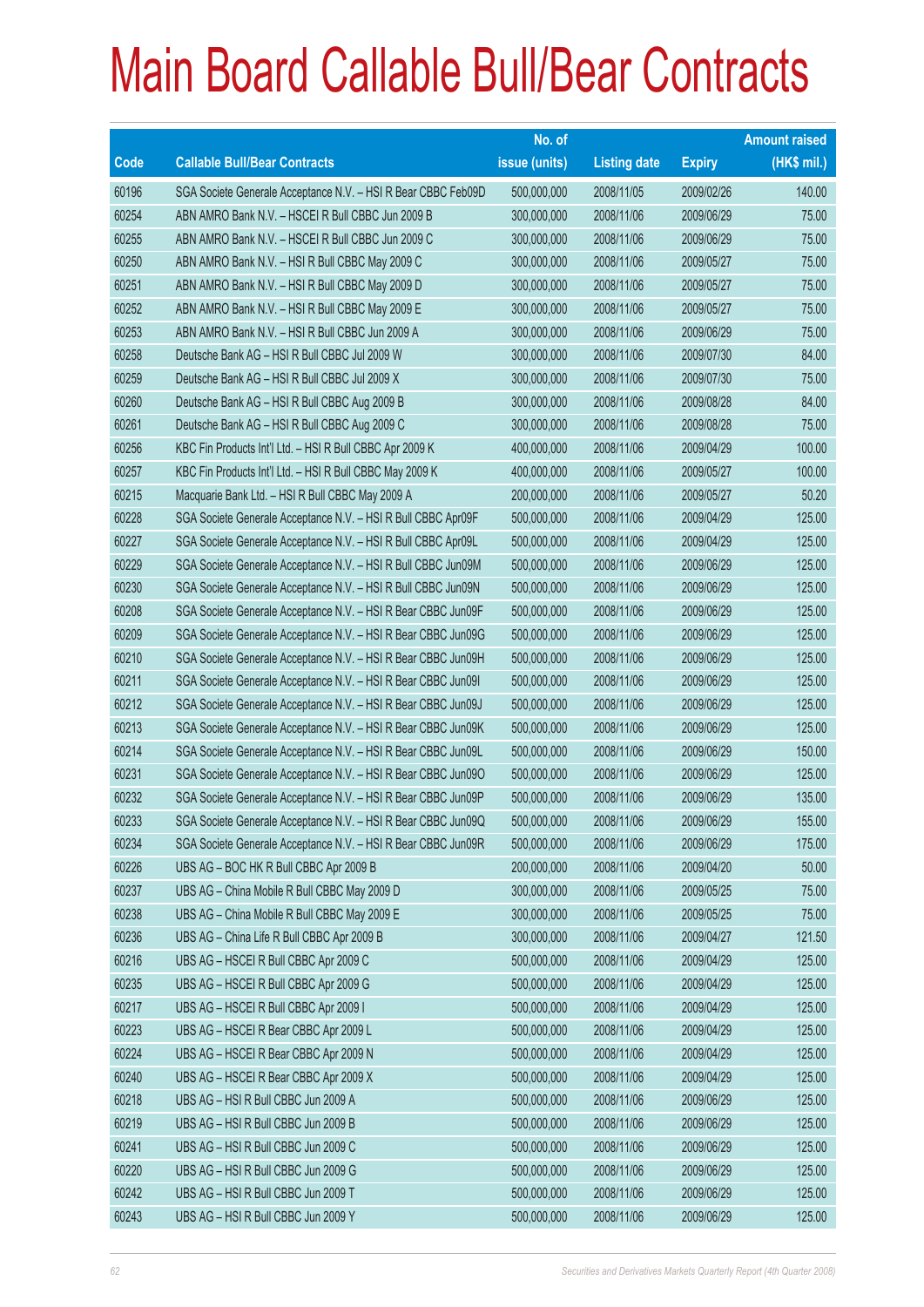# Main Board Callable Bull/Bear Contracts

| Code | Callable Bull/Bear Contracts | No. of issue (units) | Listing date | Expiry | Amount raised (HK$ mil.) |
|---|---|---|---|---|---|
| 60196 | SGA Societe Generale Acceptance N.V. – HSI R Bear CBBC Feb09D | 500,000,000 | 2008/11/05 | 2009/02/26 | 140.00 |
| 60254 | ABN AMRO Bank N.V. – HSCEI R Bull CBBC Jun 2009 B | 300,000,000 | 2008/11/06 | 2009/06/29 | 75.00 |
| 60255 | ABN AMRO Bank N.V. – HSCEI R Bull CBBC Jun 2009 C | 300,000,000 | 2008/11/06 | 2009/06/29 | 75.00 |
| 60250 | ABN AMRO Bank N.V. – HSI R Bull CBBC May 2009 C | 300,000,000 | 2008/11/06 | 2009/05/27 | 75.00 |
| 60251 | ABN AMRO Bank N.V. – HSI R Bull CBBC May 2009 D | 300,000,000 | 2008/11/06 | 2009/05/27 | 75.00 |
| 60252 | ABN AMRO Bank N.V. – HSI R Bull CBBC May 2009 E | 300,000,000 | 2008/11/06 | 2009/05/27 | 75.00 |
| 60253 | ABN AMRO Bank N.V. – HSI R Bull CBBC Jun 2009 A | 300,000,000 | 2008/11/06 | 2009/06/29 | 75.00 |
| 60258 | Deutsche Bank AG – HSI R Bull CBBC Jul 2009 W | 300,000,000 | 2008/11/06 | 2009/07/30 | 84.00 |
| 60259 | Deutsche Bank AG – HSI R Bull CBBC Jul 2009 X | 300,000,000 | 2008/11/06 | 2009/07/30 | 75.00 |
| 60260 | Deutsche Bank AG – HSI R Bull CBBC Aug 2009 B | 300,000,000 | 2008/11/06 | 2009/08/28 | 84.00 |
| 60261 | Deutsche Bank AG – HSI R Bull CBBC Aug 2009 C | 300,000,000 | 2008/11/06 | 2009/08/28 | 75.00 |
| 60256 | KBC Fin Products Int'l Ltd. – HSI R Bull CBBC Apr 2009 K | 400,000,000 | 2008/11/06 | 2009/04/29 | 100.00 |
| 60257 | KBC Fin Products Int'l Ltd. – HSI R Bull CBBC May 2009 K | 400,000,000 | 2008/11/06 | 2009/05/27 | 100.00 |
| 60215 | Macquarie Bank Ltd. – HSI R Bull CBBC May 2009 A | 200,000,000 | 2008/11/06 | 2009/05/27 | 50.20 |
| 60228 | SGA Societe Generale Acceptance N.V. – HSI R Bull CBBC Apr09F | 500,000,000 | 2008/11/06 | 2009/04/29 | 125.00 |
| 60227 | SGA Societe Generale Acceptance N.V. – HSI R Bull CBBC Apr09L | 500,000,000 | 2008/11/06 | 2009/04/29 | 125.00 |
| 60229 | SGA Societe Generale Acceptance N.V. – HSI R Bull CBBC Jun09M | 500,000,000 | 2008/11/06 | 2009/06/29 | 125.00 |
| 60230 | SGA Societe Generale Acceptance N.V. – HSI R Bull CBBC Jun09N | 500,000,000 | 2008/11/06 | 2009/06/29 | 125.00 |
| 60208 | SGA Societe Generale Acceptance N.V. – HSI R Bear CBBC Jun09F | 500,000,000 | 2008/11/06 | 2009/06/29 | 125.00 |
| 60209 | SGA Societe Generale Acceptance N.V. – HSI R Bear CBBC Jun09G | 500,000,000 | 2008/11/06 | 2009/06/29 | 125.00 |
| 60210 | SGA Societe Generale Acceptance N.V. – HSI R Bear CBBC Jun09H | 500,000,000 | 2008/11/06 | 2009/06/29 | 125.00 |
| 60211 | SGA Societe Generale Acceptance N.V. – HSI R Bear CBBC Jun09I | 500,000,000 | 2008/11/06 | 2009/06/29 | 125.00 |
| 60212 | SGA Societe Generale Acceptance N.V. – HSI R Bear CBBC Jun09J | 500,000,000 | 2008/11/06 | 2009/06/29 | 125.00 |
| 60213 | SGA Societe Generale Acceptance N.V. – HSI R Bear CBBC Jun09K | 500,000,000 | 2008/11/06 | 2009/06/29 | 125.00 |
| 60214 | SGA Societe Generale Acceptance N.V. – HSI R Bear CBBC Jun09L | 500,000,000 | 2008/11/06 | 2009/06/29 | 150.00 |
| 60231 | SGA Societe Generale Acceptance N.V. – HSI R Bear CBBC Jun09O | 500,000,000 | 2008/11/06 | 2009/06/29 | 125.00 |
| 60232 | SGA Societe Generale Acceptance N.V. – HSI R Bear CBBC Jun09P | 500,000,000 | 2008/11/06 | 2009/06/29 | 135.00 |
| 60233 | SGA Societe Generale Acceptance N.V. – HSI R Bear CBBC Jun09Q | 500,000,000 | 2008/11/06 | 2009/06/29 | 155.00 |
| 60234 | SGA Societe Generale Acceptance N.V. – HSI R Bear CBBC Jun09R | 500,000,000 | 2008/11/06 | 2009/06/29 | 175.00 |
| 60226 | UBS AG – BOC HK R Bull CBBC Apr 2009 B | 200,000,000 | 2008/11/06 | 2009/04/20 | 50.00 |
| 60237 | UBS AG – China Mobile R Bull CBBC May 2009 D | 300,000,000 | 2008/11/06 | 2009/05/25 | 75.00 |
| 60238 | UBS AG – China Mobile R Bull CBBC May 2009 E | 300,000,000 | 2008/11/06 | 2009/05/25 | 75.00 |
| 60236 | UBS AG – China Life R Bull CBBC Apr 2009 B | 300,000,000 | 2008/11/06 | 2009/04/27 | 121.50 |
| 60216 | UBS AG – HSCEI R Bull CBBC Apr 2009 C | 500,000,000 | 2008/11/06 | 2009/04/29 | 125.00 |
| 60235 | UBS AG – HSCEI R Bull CBBC Apr 2009 G | 500,000,000 | 2008/11/06 | 2009/04/29 | 125.00 |
| 60217 | UBS AG – HSCEI R Bull CBBC Apr 2009 I | 500,000,000 | 2008/11/06 | 2009/04/29 | 125.00 |
| 60223 | UBS AG – HSCEI R Bear CBBC Apr 2009 L | 500,000,000 | 2008/11/06 | 2009/04/29 | 125.00 |
| 60224 | UBS AG – HSCEI R Bear CBBC Apr 2009 N | 500,000,000 | 2008/11/06 | 2009/04/29 | 125.00 |
| 60240 | UBS AG – HSCEI R Bear CBBC Apr 2009 X | 500,000,000 | 2008/11/06 | 2009/04/29 | 125.00 |
| 60218 | UBS AG – HSI R Bull CBBC Jun 2009 A | 500,000,000 | 2008/11/06 | 2009/06/29 | 125.00 |
| 60219 | UBS AG – HSI R Bull CBBC Jun 2009 B | 500,000,000 | 2008/11/06 | 2009/06/29 | 125.00 |
| 60241 | UBS AG – HSI R Bull CBBC Jun 2009 C | 500,000,000 | 2008/11/06 | 2009/06/29 | 125.00 |
| 60220 | UBS AG – HSI R Bull CBBC Jun 2009 G | 500,000,000 | 2008/11/06 | 2009/06/29 | 125.00 |
| 60242 | UBS AG – HSI R Bull CBBC Jun 2009 T | 500,000,000 | 2008/11/06 | 2009/06/29 | 125.00 |
| 60243 | UBS AG – HSI R Bull CBBC Jun 2009 Y | 500,000,000 | 2008/11/06 | 2009/06/29 | 125.00 |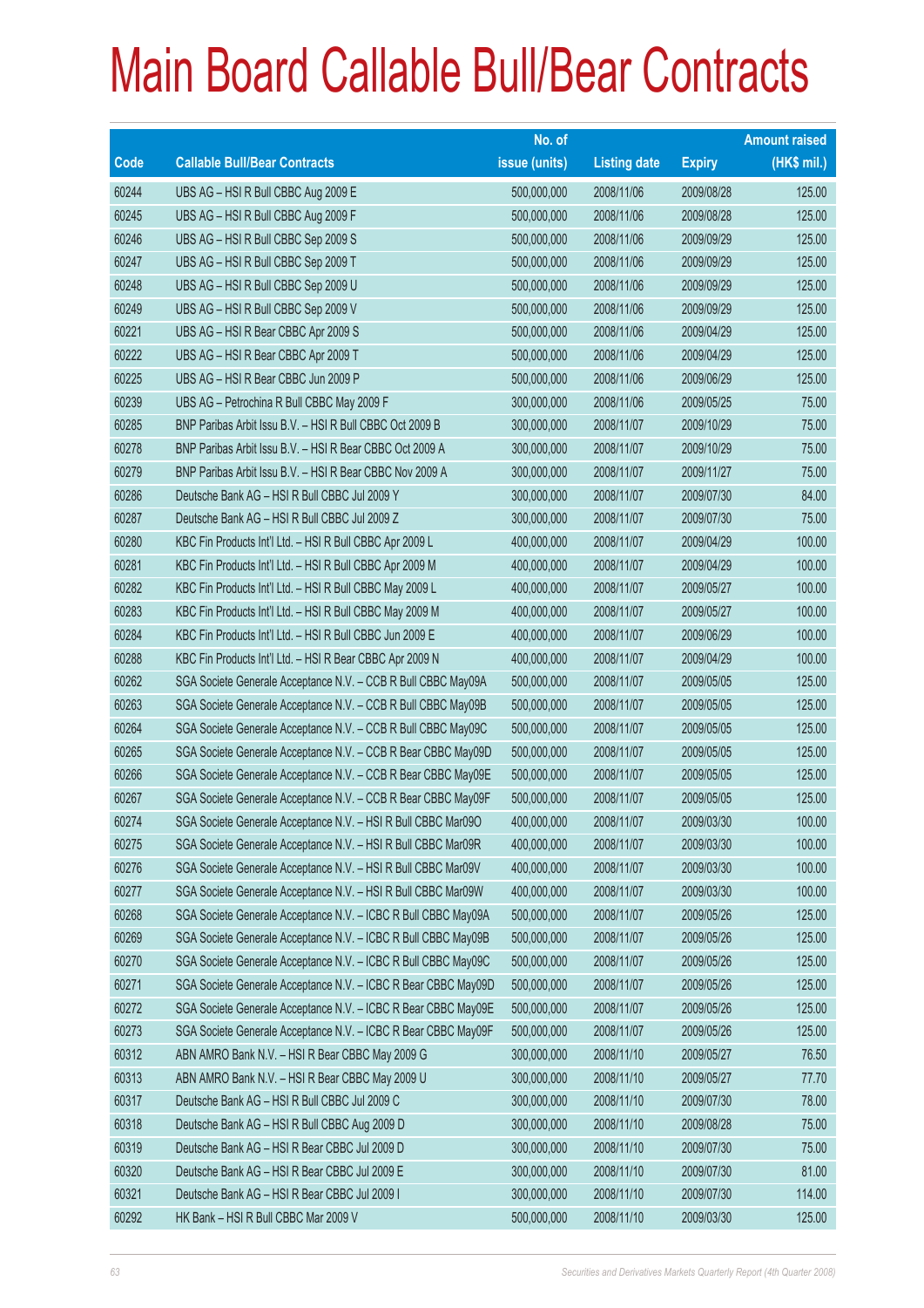# Main Board Callable Bull/Bear Contracts

| Code | Callable Bull/Bear Contracts | No. of issue (units) | Listing date | Expiry | Amount raised (HK$ mil.) |
|---|---|---|---|---|---|
| 60244 | UBS AG – HSI R Bull CBBC Aug 2009 E | 500,000,000 | 2008/11/06 | 2009/08/28 | 125.00 |
| 60245 | UBS AG – HSI R Bull CBBC Aug 2009 F | 500,000,000 | 2008/11/06 | 2009/08/28 | 125.00 |
| 60246 | UBS AG – HSI R Bull CBBC Sep 2009 S | 500,000,000 | 2008/11/06 | 2009/09/29 | 125.00 |
| 60247 | UBS AG – HSI R Bull CBBC Sep 2009 T | 500,000,000 | 2008/11/06 | 2009/09/29 | 125.00 |
| 60248 | UBS AG – HSI R Bull CBBC Sep 2009 U | 500,000,000 | 2008/11/06 | 2009/09/29 | 125.00 |
| 60249 | UBS AG – HSI R Bull CBBC Sep 2009 V | 500,000,000 | 2008/11/06 | 2009/09/29 | 125.00 |
| 60221 | UBS AG – HSI R Bear CBBC Apr 2009 S | 500,000,000 | 2008/11/06 | 2009/04/29 | 125.00 |
| 60222 | UBS AG – HSI R Bear CBBC Apr 2009 T | 500,000,000 | 2008/11/06 | 2009/04/29 | 125.00 |
| 60225 | UBS AG – HSI R Bear CBBC Jun 2009 P | 500,000,000 | 2008/11/06 | 2009/06/29 | 125.00 |
| 60239 | UBS AG – Petrochina R Bull CBBC May 2009 F | 300,000,000 | 2008/11/06 | 2009/05/25 | 75.00 |
| 60285 | BNP Paribas Arbit Issu B.V. – HSI R Bull CBBC Oct 2009 B | 300,000,000 | 2008/11/07 | 2009/10/29 | 75.00 |
| 60278 | BNP Paribas Arbit Issu B.V. – HSI R Bear CBBC Oct 2009 A | 300,000,000 | 2008/11/07 | 2009/10/29 | 75.00 |
| 60279 | BNP Paribas Arbit Issu B.V. – HSI R Bear CBBC Nov 2009 A | 300,000,000 | 2008/11/07 | 2009/11/27 | 75.00 |
| 60286 | Deutsche Bank AG – HSI R Bull CBBC Jul 2009 Y | 300,000,000 | 2008/11/07 | 2009/07/30 | 84.00 |
| 60287 | Deutsche Bank AG – HSI R Bull CBBC Jul 2009 Z | 300,000,000 | 2008/11/07 | 2009/07/30 | 75.00 |
| 60280 | KBC Fin Products Int'l Ltd. – HSI R Bull CBBC Apr 2009 L | 400,000,000 | 2008/11/07 | 2009/04/29 | 100.00 |
| 60281 | KBC Fin Products Int'l Ltd. – HSI R Bull CBBC Apr 2009 M | 400,000,000 | 2008/11/07 | 2009/04/29 | 100.00 |
| 60282 | KBC Fin Products Int'l Ltd. – HSI R Bull CBBC May 2009 L | 400,000,000 | 2008/11/07 | 2009/05/27 | 100.00 |
| 60283 | KBC Fin Products Int'l Ltd. – HSI R Bull CBBC May 2009 M | 400,000,000 | 2008/11/07 | 2009/05/27 | 100.00 |
| 60284 | KBC Fin Products Int'l Ltd. – HSI R Bull CBBC Jun 2009 E | 400,000,000 | 2008/11/07 | 2009/06/29 | 100.00 |
| 60288 | KBC Fin Products Int'l Ltd. – HSI R Bear CBBC Apr 2009 N | 400,000,000 | 2008/11/07 | 2009/04/29 | 100.00 |
| 60262 | SGA Societe Generale Acceptance N.V. – CCB R Bull CBBC May09A | 500,000,000 | 2008/11/07 | 2009/05/05 | 125.00 |
| 60263 | SGA Societe Generale Acceptance N.V. – CCB R Bull CBBC May09B | 500,000,000 | 2008/11/07 | 2009/05/05 | 125.00 |
| 60264 | SGA Societe Generale Acceptance N.V. – CCB R Bull CBBC May09C | 500,000,000 | 2008/11/07 | 2009/05/05 | 125.00 |
| 60265 | SGA Societe Generale Acceptance N.V. – CCB R Bear CBBC May09D | 500,000,000 | 2008/11/07 | 2009/05/05 | 125.00 |
| 60266 | SGA Societe Generale Acceptance N.V. – CCB R Bear CBBC May09E | 500,000,000 | 2008/11/07 | 2009/05/05 | 125.00 |
| 60267 | SGA Societe Generale Acceptance N.V. – CCB R Bear CBBC May09F | 500,000,000 | 2008/11/07 | 2009/05/05 | 125.00 |
| 60274 | SGA Societe Generale Acceptance N.V. – HSI R Bull CBBC Mar09O | 400,000,000 | 2008/11/07 | 2009/03/30 | 100.00 |
| 60275 | SGA Societe Generale Acceptance N.V. – HSI R Bull CBBC Mar09R | 400,000,000 | 2008/11/07 | 2009/03/30 | 100.00 |
| 60276 | SGA Societe Generale Acceptance N.V. – HSI R Bull CBBC Mar09V | 400,000,000 | 2008/11/07 | 2009/03/30 | 100.00 |
| 60277 | SGA Societe Generale Acceptance N.V. – HSI R Bull CBBC Mar09W | 400,000,000 | 2008/11/07 | 2009/03/30 | 100.00 |
| 60268 | SGA Societe Generale Acceptance N.V. – ICBC R Bull CBBC May09A | 500,000,000 | 2008/11/07 | 2009/05/26 | 125.00 |
| 60269 | SGA Societe Generale Acceptance N.V. – ICBC R Bull CBBC May09B | 500,000,000 | 2008/11/07 | 2009/05/26 | 125.00 |
| 60270 | SGA Societe Generale Acceptance N.V. – ICBC R Bull CBBC May09C | 500,000,000 | 2008/11/07 | 2009/05/26 | 125.00 |
| 60271 | SGA Societe Generale Acceptance N.V. – ICBC R Bear CBBC May09D | 500,000,000 | 2008/11/07 | 2009/05/26 | 125.00 |
| 60272 | SGA Societe Generale Acceptance N.V. – ICBC R Bear CBBC May09E | 500,000,000 | 2008/11/07 | 2009/05/26 | 125.00 |
| 60273 | SGA Societe Generale Acceptance N.V. – ICBC R Bear CBBC May09F | 500,000,000 | 2008/11/07 | 2009/05/26 | 125.00 |
| 60312 | ABN AMRO Bank N.V. – HSI R Bear CBBC May 2009 G | 300,000,000 | 2008/11/10 | 2009/05/27 | 76.50 |
| 60313 | ABN AMRO Bank N.V. – HSI R Bear CBBC May 2009 U | 300,000,000 | 2008/11/10 | 2009/05/27 | 77.70 |
| 60317 | Deutsche Bank AG – HSI R Bull CBBC Jul 2009 C | 300,000,000 | 2008/11/10 | 2009/07/30 | 78.00 |
| 60318 | Deutsche Bank AG – HSI R Bull CBBC Aug 2009 D | 300,000,000 | 2008/11/10 | 2009/08/28 | 75.00 |
| 60319 | Deutsche Bank AG – HSI R Bear CBBC Jul 2009 D | 300,000,000 | 2008/11/10 | 2009/07/30 | 75.00 |
| 60320 | Deutsche Bank AG – HSI R Bear CBBC Jul 2009 E | 300,000,000 | 2008/11/10 | 2009/07/30 | 81.00 |
| 60321 | Deutsche Bank AG – HSI R Bear CBBC Jul 2009 I | 300,000,000 | 2008/11/10 | 2009/07/30 | 114.00 |
| 60292 | HK Bank – HSI R Bull CBBC Mar 2009 V | 500,000,000 | 2008/11/10 | 2009/03/30 | 125.00 |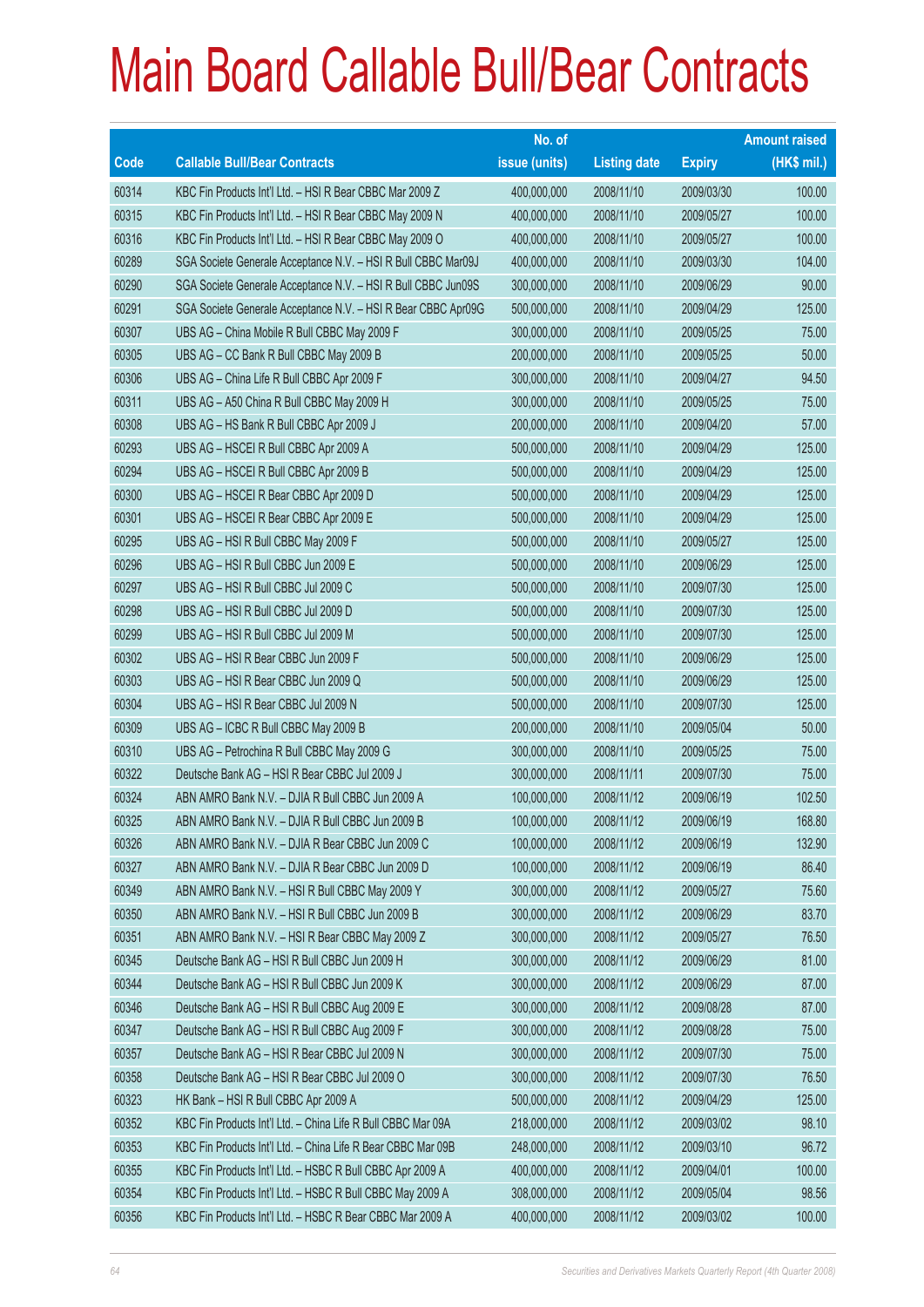# Main Board Callable Bull/Bear Contracts

| Code | Callable Bull/Bear Contracts | No. of issue (units) | Listing date | Expiry | Amount raised (HK$ mil.) |
|---|---|---|---|---|---|
| 60314 | KBC Fin Products Int'l Ltd. – HSI R Bear CBBC Mar 2009 Z | 400,000,000 | 2008/11/10 | 2009/03/30 | 100.00 |
| 60315 | KBC Fin Products Int'l Ltd. – HSI R Bear CBBC May 2009 N | 400,000,000 | 2008/11/10 | 2009/05/27 | 100.00 |
| 60316 | KBC Fin Products Int'l Ltd. – HSI R Bear CBBC May 2009 O | 400,000,000 | 2008/11/10 | 2009/05/27 | 100.00 |
| 60289 | SGA Societe Generale Acceptance N.V. – HSI R Bull CBBC Mar09J | 400,000,000 | 2008/11/10 | 2009/03/30 | 104.00 |
| 60290 | SGA Societe Generale Acceptance N.V. – HSI R Bull CBBC Jun09S | 300,000,000 | 2008/11/10 | 2009/06/29 | 90.00 |
| 60291 | SGA Societe Generale Acceptance N.V. – HSI R Bear CBBC Apr09G | 500,000,000 | 2008/11/10 | 2009/04/29 | 125.00 |
| 60307 | UBS AG – China Mobile R Bull CBBC May 2009 F | 300,000,000 | 2008/11/10 | 2009/05/25 | 75.00 |
| 60305 | UBS AG – CC Bank R Bull CBBC May 2009 B | 200,000,000 | 2008/11/10 | 2009/05/25 | 50.00 |
| 60306 | UBS AG – China Life R Bull CBBC Apr 2009 F | 300,000,000 | 2008/11/10 | 2009/04/27 | 94.50 |
| 60311 | UBS AG – A50 China R Bull CBBC May 2009 H | 300,000,000 | 2008/11/10 | 2009/05/25 | 75.00 |
| 60308 | UBS AG – HS Bank R Bull CBBC Apr 2009 J | 200,000,000 | 2008/11/10 | 2009/04/20 | 57.00 |
| 60293 | UBS AG – HSCEI R Bull CBBC Apr 2009 A | 500,000,000 | 2008/11/10 | 2009/04/29 | 125.00 |
| 60294 | UBS AG – HSCEI R Bull CBBC Apr 2009 B | 500,000,000 | 2008/11/10 | 2009/04/29 | 125.00 |
| 60300 | UBS AG – HSCEI R Bear CBBC Apr 2009 D | 500,000,000 | 2008/11/10 | 2009/04/29 | 125.00 |
| 60301 | UBS AG – HSCEI R Bear CBBC Apr 2009 E | 500,000,000 | 2008/11/10 | 2009/04/29 | 125.00 |
| 60295 | UBS AG – HSI R Bull CBBC May 2009 F | 500,000,000 | 2008/11/10 | 2009/05/27 | 125.00 |
| 60296 | UBS AG – HSI R Bull CBBC Jun 2009 E | 500,000,000 | 2008/11/10 | 2009/06/29 | 125.00 |
| 60297 | UBS AG – HSI R Bull CBBC Jul 2009 C | 500,000,000 | 2008/11/10 | 2009/07/30 | 125.00 |
| 60298 | UBS AG – HSI R Bull CBBC Jul 2009 D | 500,000,000 | 2008/11/10 | 2009/07/30 | 125.00 |
| 60299 | UBS AG – HSI R Bull CBBC Jul 2009 M | 500,000,000 | 2008/11/10 | 2009/07/30 | 125.00 |
| 60302 | UBS AG – HSI R Bear CBBC Jun 2009 F | 500,000,000 | 2008/11/10 | 2009/06/29 | 125.00 |
| 60303 | UBS AG – HSI R Bear CBBC Jun 2009 Q | 500,000,000 | 2008/11/10 | 2009/06/29 | 125.00 |
| 60304 | UBS AG – HSI R Bear CBBC Jul 2009 N | 500,000,000 | 2008/11/10 | 2009/07/30 | 125.00 |
| 60309 | UBS AG – ICBC R Bull CBBC May 2009 B | 200,000,000 | 2008/11/10 | 2009/05/04 | 50.00 |
| 60310 | UBS AG – Petrochina R Bull CBBC May 2009 G | 300,000,000 | 2008/11/10 | 2009/05/25 | 75.00 |
| 60322 | Deutsche Bank AG – HSI R Bear CBBC Jul 2009 J | 300,000,000 | 2008/11/11 | 2009/07/30 | 75.00 |
| 60324 | ABN AMRO Bank N.V. – DJIA R Bull CBBC Jun 2009 A | 100,000,000 | 2008/11/12 | 2009/06/19 | 102.50 |
| 60325 | ABN AMRO Bank N.V. – DJIA R Bull CBBC Jun 2009 B | 100,000,000 | 2008/11/12 | 2009/06/19 | 168.80 |
| 60326 | ABN AMRO Bank N.V. – DJIA R Bear CBBC Jun 2009 C | 100,000,000 | 2008/11/12 | 2009/06/19 | 132.90 |
| 60327 | ABN AMRO Bank N.V. – DJIA R Bear CBBC Jun 2009 D | 100,000,000 | 2008/11/12 | 2009/06/19 | 86.40 |
| 60349 | ABN AMRO Bank N.V. – HSI R Bull CBBC May 2009 Y | 300,000,000 | 2008/11/12 | 2009/05/27 | 75.60 |
| 60350 | ABN AMRO Bank N.V. – HSI R Bull CBBC Jun 2009 B | 300,000,000 | 2008/11/12 | 2009/06/29 | 83.70 |
| 60351 | ABN AMRO Bank N.V. – HSI R Bear CBBC May 2009 Z | 300,000,000 | 2008/11/12 | 2009/05/27 | 76.50 |
| 60345 | Deutsche Bank AG – HSI R Bull CBBC Jun 2009 H | 300,000,000 | 2008/11/12 | 2009/06/29 | 81.00 |
| 60344 | Deutsche Bank AG – HSI R Bull CBBC Jun 2009 K | 300,000,000 | 2008/11/12 | 2009/06/29 | 87.00 |
| 60346 | Deutsche Bank AG – HSI R Bull CBBC Aug 2009 E | 300,000,000 | 2008/11/12 | 2009/08/28 | 87.00 |
| 60347 | Deutsche Bank AG – HSI R Bull CBBC Aug 2009 F | 300,000,000 | 2008/11/12 | 2009/08/28 | 75.00 |
| 60357 | Deutsche Bank AG – HSI R Bear CBBC Jul 2009 N | 300,000,000 | 2008/11/12 | 2009/07/30 | 75.00 |
| 60358 | Deutsche Bank AG – HSI R Bear CBBC Jul 2009 O | 300,000,000 | 2008/11/12 | 2009/07/30 | 76.50 |
| 60323 | HK Bank – HSI R Bull CBBC Apr 2009 A | 500,000,000 | 2008/11/12 | 2009/04/29 | 125.00 |
| 60352 | KBC Fin Products Int'l Ltd. – China Life R Bull CBBC Mar 09A | 218,000,000 | 2008/11/12 | 2009/03/02 | 98.10 |
| 60353 | KBC Fin Products Int'l Ltd. – China Life R Bear CBBC Mar 09B | 248,000,000 | 2008/11/12 | 2009/03/10 | 96.72 |
| 60355 | KBC Fin Products Int'l Ltd. – HSBC R Bull CBBC Apr 2009 A | 400,000,000 | 2008/11/12 | 2009/04/01 | 100.00 |
| 60354 | KBC Fin Products Int'l Ltd. – HSBC R Bull CBBC May 2009 A | 308,000,000 | 2008/11/12 | 2009/05/04 | 98.56 |
| 60356 | KBC Fin Products Int'l Ltd. – HSBC R Bear CBBC Mar 2009 A | 400,000,000 | 2008/11/12 | 2009/03/02 | 100.00 |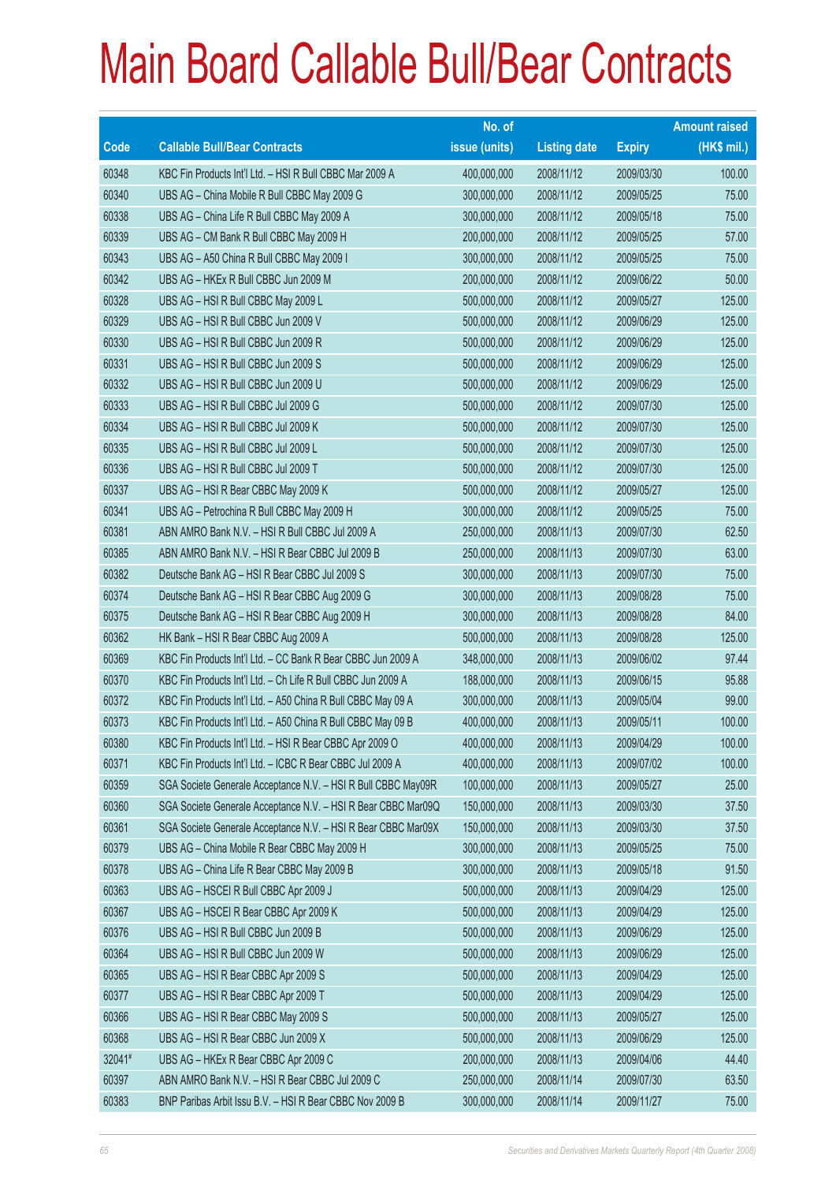# Main Board Callable Bull/Bear Contracts

| Code | Callable Bull/Bear Contracts | No. of issue (units) | Listing date | Expiry | Amount raised (HK$ mil.) |
|---|---|---|---|---|---|
| 60348 | KBC Fin Products Int'l Ltd. – HSI R Bull CBBC Mar 2009 A | 400,000,000 | 2008/11/12 | 2009/03/30 | 100.00 |
| 60340 | UBS AG – China Mobile R Bull CBBC May 2009 G | 300,000,000 | 2008/11/12 | 2009/05/25 | 75.00 |
| 60338 | UBS AG – China Life R Bull CBBC May 2009 A | 300,000,000 | 2008/11/12 | 2009/05/18 | 75.00 |
| 60339 | UBS AG – CM Bank R Bull CBBC May 2009 H | 200,000,000 | 2008/11/12 | 2009/05/25 | 57.00 |
| 60343 | UBS AG – A50 China R Bull CBBC May 2009 I | 300,000,000 | 2008/11/12 | 2009/05/25 | 75.00 |
| 60342 | UBS AG – HKEx R Bull CBBC Jun 2009 M | 200,000,000 | 2008/11/12 | 2009/06/22 | 50.00 |
| 60328 | UBS AG – HSI R Bull CBBC May 2009 L | 500,000,000 | 2008/11/12 | 2009/05/27 | 125.00 |
| 60329 | UBS AG – HSI R Bull CBBC Jun 2009 V | 500,000,000 | 2008/11/12 | 2009/06/29 | 125.00 |
| 60330 | UBS AG – HSI R Bull CBBC Jun 2009 R | 500,000,000 | 2008/11/12 | 2009/06/29 | 125.00 |
| 60331 | UBS AG – HSI R Bull CBBC Jun 2009 S | 500,000,000 | 2008/11/12 | 2009/06/29 | 125.00 |
| 60332 | UBS AG – HSI R Bull CBBC Jun 2009 U | 500,000,000 | 2008/11/12 | 2009/06/29 | 125.00 |
| 60333 | UBS AG – HSI R Bull CBBC Jul 2009 G | 500,000,000 | 2008/11/12 | 2009/07/30 | 125.00 |
| 60334 | UBS AG – HSI R Bull CBBC Jul 2009 K | 500,000,000 | 2008/11/12 | 2009/07/30 | 125.00 |
| 60335 | UBS AG – HSI R Bull CBBC Jul 2009 L | 500,000,000 | 2008/11/12 | 2009/07/30 | 125.00 |
| 60336 | UBS AG – HSI R Bull CBBC Jul 2009 T | 500,000,000 | 2008/11/12 | 2009/07/30 | 125.00 |
| 60337 | UBS AG – HSI R Bear CBBC May 2009 K | 500,000,000 | 2008/11/12 | 2009/05/27 | 125.00 |
| 60341 | UBS AG – Petrochina R Bull CBBC May 2009 H | 300,000,000 | 2008/11/12 | 2009/05/25 | 75.00 |
| 60381 | ABN AMRO Bank N.V. – HSI R Bull CBBC Jul 2009 A | 250,000,000 | 2008/11/13 | 2009/07/30 | 62.50 |
| 60385 | ABN AMRO Bank N.V. – HSI R Bear CBBC Jul 2009 B | 250,000,000 | 2008/11/13 | 2009/07/30 | 63.00 |
| 60382 | Deutsche Bank AG – HSI R Bear CBBC Jul 2009 S | 300,000,000 | 2008/11/13 | 2009/07/30 | 75.00 |
| 60374 | Deutsche Bank AG – HSI R Bear CBBC Aug 2009 G | 300,000,000 | 2008/11/13 | 2009/08/28 | 75.00 |
| 60375 | Deutsche Bank AG – HSI R Bear CBBC Aug 2009 H | 300,000,000 | 2008/11/13 | 2009/08/28 | 84.00 |
| 60362 | HK Bank – HSI R Bear CBBC Aug 2009 A | 500,000,000 | 2008/11/13 | 2009/08/28 | 125.00 |
| 60369 | KBC Fin Products Int'l Ltd. – CC Bank R Bear CBBC Jun 2009 A | 348,000,000 | 2008/11/13 | 2009/06/02 | 97.44 |
| 60370 | KBC Fin Products Int'l Ltd. – Ch Life R Bull CBBC Jun 2009 A | 188,000,000 | 2008/11/13 | 2009/06/15 | 95.88 |
| 60372 | KBC Fin Products Int'l Ltd. – A50 China R Bull CBBC May 09 A | 300,000,000 | 2008/11/13 | 2009/05/04 | 99.00 |
| 60373 | KBC Fin Products Int'l Ltd. – A50 China R Bull CBBC May 09 B | 400,000,000 | 2008/11/13 | 2009/05/11 | 100.00 |
| 60380 | KBC Fin Products Int'l Ltd. – HSI R Bear CBBC Apr 2009 O | 400,000,000 | 2008/11/13 | 2009/04/29 | 100.00 |
| 60371 | KBC Fin Products Int'l Ltd. – ICBC R Bear CBBC Jul 2009 A | 400,000,000 | 2008/11/13 | 2009/07/02 | 100.00 |
| 60359 | SGA Societe Generale Acceptance N.V. – HSI R Bull CBBC May09R | 100,000,000 | 2008/11/13 | 2009/05/27 | 25.00 |
| 60360 | SGA Societe Generale Acceptance N.V. – HSI R Bear CBBC Mar09Q | 150,000,000 | 2008/11/13 | 2009/03/30 | 37.50 |
| 60361 | SGA Societe Generale Acceptance N.V. – HSI R Bear CBBC Mar09X | 150,000,000 | 2008/11/13 | 2009/03/30 | 37.50 |
| 60379 | UBS AG – China Mobile R Bear CBBC May 2009 H | 300,000,000 | 2008/11/13 | 2009/05/25 | 75.00 |
| 60378 | UBS AG – China Life R Bear CBBC May 2009 B | 300,000,000 | 2008/11/13 | 2009/05/18 | 91.50 |
| 60363 | UBS AG – HSCEI R Bull CBBC Apr 2009 J | 500,000,000 | 2008/11/13 | 2009/04/29 | 125.00 |
| 60367 | UBS AG – HSCEI R Bear CBBC Apr 2009 K | 500,000,000 | 2008/11/13 | 2009/04/29 | 125.00 |
| 60376 | UBS AG – HSI R Bull CBBC Jun 2009 B | 500,000,000 | 2008/11/13 | 2009/06/29 | 125.00 |
| 60364 | UBS AG – HSI R Bull CBBC Jun 2009 W | 500,000,000 | 2008/11/13 | 2009/06/29 | 125.00 |
| 60365 | UBS AG – HSI R Bear CBBC Apr 2009 S | 500,000,000 | 2008/11/13 | 2009/04/29 | 125.00 |
| 60377 | UBS AG – HSI R Bear CBBC Apr 2009 T | 500,000,000 | 2008/11/13 | 2009/04/29 | 125.00 |
| 60366 | UBS AG – HSI R Bear CBBC May 2009 S | 500,000,000 | 2008/11/13 | 2009/05/27 | 125.00 |
| 60368 | UBS AG – HSI R Bear CBBC Jun 2009 X | 500,000,000 | 2008/11/13 | 2009/06/29 | 125.00 |
| 32041# | UBS AG – HKEx R Bear CBBC Apr 2009 C | 200,000,000 | 2008/11/13 | 2009/04/06 | 44.40 |
| 60397 | ABN AMRO Bank N.V. – HSI R Bear CBBC Jul 2009 C | 250,000,000 | 2008/11/14 | 2009/07/30 | 63.50 |
| 60383 | BNP Paribas Arbit Issu B.V. – HSI R Bear CBBC Nov 2009 B | 300,000,000 | 2008/11/14 | 2009/11/27 | 75.00 |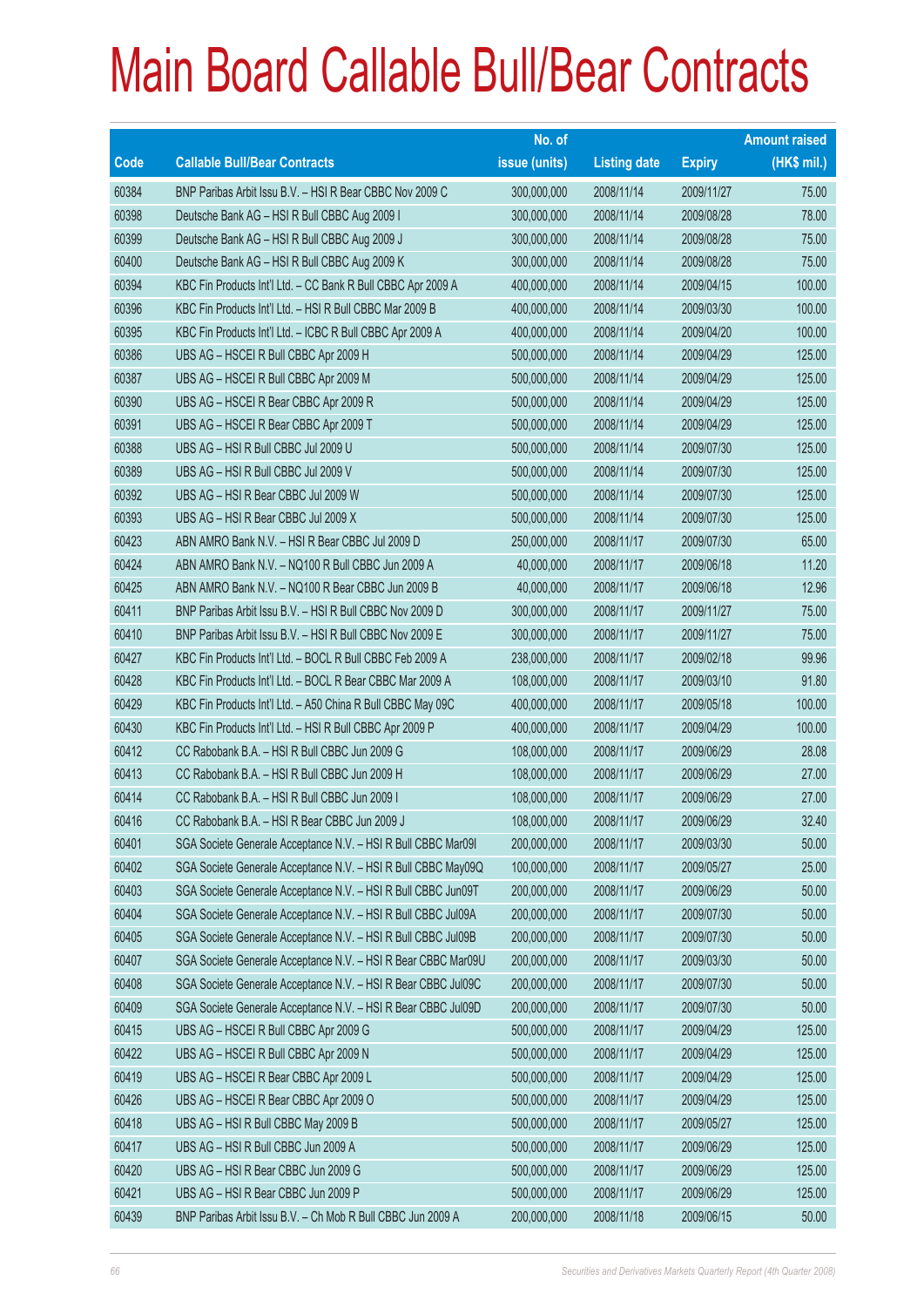# Main Board Callable Bull/Bear Contracts

| Code | Callable Bull/Bear Contracts | No. of issue (units) | Listing date | Expiry | Amount raised (HK$ mil.) |
|---|---|---|---|---|---|
| 60384 | BNP Paribas Arbit Issu B.V. – HSI R Bear CBBC Nov 2009 C | 300,000,000 | 2008/11/14 | 2009/11/27 | 75.00 |
| 60398 | Deutsche Bank AG – HSI R Bull CBBC Aug 2009 I | 300,000,000 | 2008/11/14 | 2009/08/28 | 78.00 |
| 60399 | Deutsche Bank AG – HSI R Bull CBBC Aug 2009 J | 300,000,000 | 2008/11/14 | 2009/08/28 | 75.00 |
| 60400 | Deutsche Bank AG – HSI R Bull CBBC Aug 2009 K | 300,000,000 | 2008/11/14 | 2009/08/28 | 75.00 |
| 60394 | KBC Fin Products Int'l Ltd. – CC Bank R Bull CBBC Apr 2009 A | 400,000,000 | 2008/11/14 | 2009/04/15 | 100.00 |
| 60396 | KBC Fin Products Int'l Ltd. – HSI R Bull CBBC Mar 2009 B | 400,000,000 | 2008/11/14 | 2009/03/30 | 100.00 |
| 60395 | KBC Fin Products Int'l Ltd. – ICBC R Bull CBBC Apr 2009 A | 400,000,000 | 2008/11/14 | 2009/04/20 | 100.00 |
| 60386 | UBS AG – HSCEI R Bull CBBC Apr 2009 H | 500,000,000 | 2008/11/14 | 2009/04/29 | 125.00 |
| 60387 | UBS AG – HSCEI R Bull CBBC Apr 2009 M | 500,000,000 | 2008/11/14 | 2009/04/29 | 125.00 |
| 60390 | UBS AG – HSCEI R Bear CBBC Apr 2009 R | 500,000,000 | 2008/11/14 | 2009/04/29 | 125.00 |
| 60391 | UBS AG – HSCEI R Bear CBBC Apr 2009 T | 500,000,000 | 2008/11/14 | 2009/04/29 | 125.00 |
| 60388 | UBS AG – HSI R Bull CBBC Jul 2009 U | 500,000,000 | 2008/11/14 | 2009/07/30 | 125.00 |
| 60389 | UBS AG – HSI R Bull CBBC Jul 2009 V | 500,000,000 | 2008/11/14 | 2009/07/30 | 125.00 |
| 60392 | UBS AG – HSI R Bear CBBC Jul 2009 W | 500,000,000 | 2008/11/14 | 2009/07/30 | 125.00 |
| 60393 | UBS AG – HSI R Bear CBBC Jul 2009 X | 500,000,000 | 2008/11/14 | 2009/07/30 | 125.00 |
| 60423 | ABN AMRO Bank N.V. – HSI R Bear CBBC Jul 2009 D | 250,000,000 | 2008/11/17 | 2009/07/30 | 65.00 |
| 60424 | ABN AMRO Bank N.V. – NQ100 R Bull CBBC Jun 2009 A | 40,000,000 | 2008/11/17 | 2009/06/18 | 11.20 |
| 60425 | ABN AMRO Bank N.V. – NQ100 R Bear CBBC Jun 2009 B | 40,000,000 | 2008/11/17 | 2009/06/18 | 12.96 |
| 60411 | BNP Paribas Arbit Issu B.V. – HSI R Bull CBBC Nov 2009 D | 300,000,000 | 2008/11/17 | 2009/11/27 | 75.00 |
| 60410 | BNP Paribas Arbit Issu B.V. – HSI R Bull CBBC Nov 2009 E | 300,000,000 | 2008/11/17 | 2009/11/27 | 75.00 |
| 60427 | KBC Fin Products Int'l Ltd. – BOCL R Bull CBBC Feb 2009 A | 238,000,000 | 2008/11/17 | 2009/02/18 | 99.96 |
| 60428 | KBC Fin Products Int'l Ltd. – BOCL R Bear CBBC Mar 2009 A | 108,000,000 | 2008/11/17 | 2009/03/10 | 91.80 |
| 60429 | KBC Fin Products Int'l Ltd. – A50 China R Bull CBBC May 09C | 400,000,000 | 2008/11/17 | 2009/05/18 | 100.00 |
| 60430 | KBC Fin Products Int'l Ltd. – HSI R Bull CBBC Apr 2009 P | 400,000,000 | 2008/11/17 | 2009/04/29 | 100.00 |
| 60412 | CC Rabobank B.A. – HSI R Bull CBBC Jun 2009 G | 108,000,000 | 2008/11/17 | 2009/06/29 | 28.08 |
| 60413 | CC Rabobank B.A. – HSI R Bull CBBC Jun 2009 H | 108,000,000 | 2008/11/17 | 2009/06/29 | 27.00 |
| 60414 | CC Rabobank B.A. – HSI R Bull CBBC Jun 2009 I | 108,000,000 | 2008/11/17 | 2009/06/29 | 27.00 |
| 60416 | CC Rabobank B.A. – HSI R Bear CBBC Jun 2009 J | 108,000,000 | 2008/11/17 | 2009/06/29 | 32.40 |
| 60401 | SGA Societe Generale Acceptance N.V. – HSI R Bull CBBC Mar09I | 200,000,000 | 2008/11/17 | 2009/03/30 | 50.00 |
| 60402 | SGA Societe Generale Acceptance N.V. – HSI R Bull CBBC May09Q | 100,000,000 | 2008/11/17 | 2009/05/27 | 25.00 |
| 60403 | SGA Societe Generale Acceptance N.V. – HSI R Bull CBBC Jun09T | 200,000,000 | 2008/11/17 | 2009/06/29 | 50.00 |
| 60404 | SGA Societe Generale Acceptance N.V. – HSI R Bull CBBC Jul09A | 200,000,000 | 2008/11/17 | 2009/07/30 | 50.00 |
| 60405 | SGA Societe Generale Acceptance N.V. – HSI R Bull CBBC Jul09B | 200,000,000 | 2008/11/17 | 2009/07/30 | 50.00 |
| 60407 | SGA Societe Generale Acceptance N.V. – HSI R Bear CBBC Mar09U | 200,000,000 | 2008/11/17 | 2009/03/30 | 50.00 |
| 60408 | SGA Societe Generale Acceptance N.V. – HSI R Bear CBBC Jul09C | 200,000,000 | 2008/11/17 | 2009/07/30 | 50.00 |
| 60409 | SGA Societe Generale Acceptance N.V. – HSI R Bear CBBC Jul09D | 200,000,000 | 2008/11/17 | 2009/07/30 | 50.00 |
| 60415 | UBS AG – HSCEI R Bull CBBC Apr 2009 G | 500,000,000 | 2008/11/17 | 2009/04/29 | 125.00 |
| 60422 | UBS AG – HSCEI R Bull CBBC Apr 2009 N | 500,000,000 | 2008/11/17 | 2009/04/29 | 125.00 |
| 60419 | UBS AG – HSCEI R Bear CBBC Apr 2009 L | 500,000,000 | 2008/11/17 | 2009/04/29 | 125.00 |
| 60426 | UBS AG – HSCEI R Bear CBBC Apr 2009 O | 500,000,000 | 2008/11/17 | 2009/04/29 | 125.00 |
| 60418 | UBS AG – HSI R Bull CBBC May 2009 B | 500,000,000 | 2008/11/17 | 2009/05/27 | 125.00 |
| 60417 | UBS AG – HSI R Bull CBBC Jun 2009 A | 500,000,000 | 2008/11/17 | 2009/06/29 | 125.00 |
| 60420 | UBS AG – HSI R Bear CBBC Jun 2009 G | 500,000,000 | 2008/11/17 | 2009/06/29 | 125.00 |
| 60421 | UBS AG – HSI R Bear CBBC Jun 2009 P | 500,000,000 | 2008/11/17 | 2009/06/29 | 125.00 |
| 60439 | BNP Paribas Arbit Issu B.V. – Ch Mob R Bull CBBC Jun 2009 A | 200,000,000 | 2008/11/18 | 2009/06/15 | 50.00 |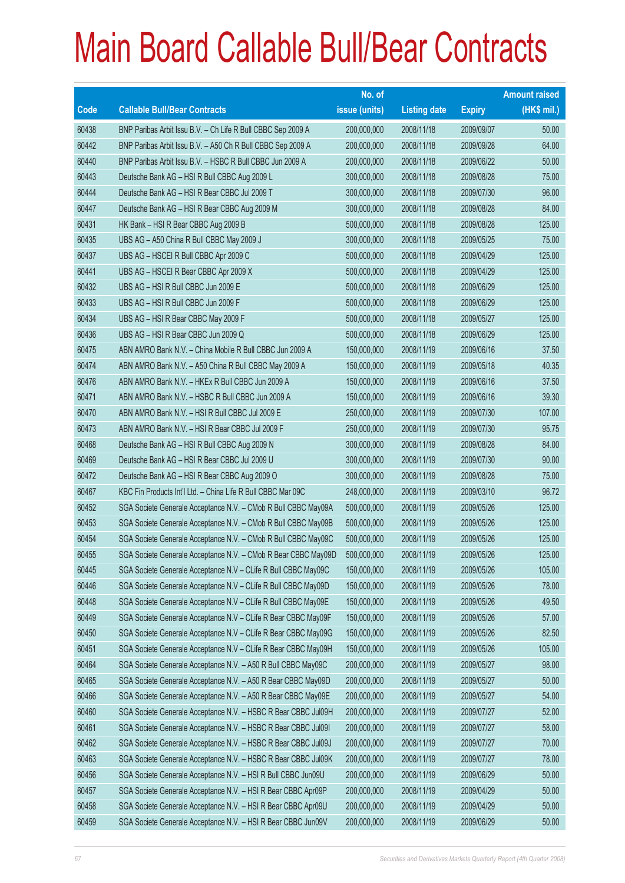# Main Board Callable Bull/Bear Contracts

| Code | Callable Bull/Bear Contracts | No. of issue (units) | Listing date | Expiry | Amount raised (HK$ mil.) |
|---|---|---|---|---|---|
| 60438 | BNP Paribas Arbit Issu B.V. – Ch Life R Bull CBBC Sep 2009 A | 200,000,000 | 2008/11/18 | 2009/09/07 | 50.00 |
| 60442 | BNP Paribas Arbit Issu B.V. – A50 Ch R Bull CBBC Sep 2009 A | 200,000,000 | 2008/11/18 | 2009/09/28 | 64.00 |
| 60440 | BNP Paribas Arbit Issu B.V. – HSBC R Bull CBBC Jun 2009 A | 200,000,000 | 2008/11/18 | 2009/06/22 | 50.00 |
| 60443 | Deutsche Bank AG – HSI R Bull CBBC Aug 2009 L | 300,000,000 | 2008/11/18 | 2009/08/28 | 75.00 |
| 60444 | Deutsche Bank AG – HSI R Bear CBBC Jul 2009 T | 300,000,000 | 2008/11/18 | 2009/07/30 | 96.00 |
| 60447 | Deutsche Bank AG – HSI R Bear CBBC Aug 2009 M | 300,000,000 | 2008/11/18 | 2009/08/28 | 84.00 |
| 60431 | HK Bank – HSI R Bear CBBC Aug 2009 B | 500,000,000 | 2008/11/18 | 2009/08/28 | 125.00 |
| 60435 | UBS AG – A50 China R Bull CBBC May 2009 J | 300,000,000 | 2008/11/18 | 2009/05/25 | 75.00 |
| 60437 | UBS AG – HSCEI R Bull CBBC Apr 2009 C | 500,000,000 | 2008/11/18 | 2009/04/29 | 125.00 |
| 60441 | UBS AG – HSCEI R Bear CBBC Apr 2009 X | 500,000,000 | 2008/11/18 | 2009/04/29 | 125.00 |
| 60432 | UBS AG – HSI R Bull CBBC Jun 2009 E | 500,000,000 | 2008/11/18 | 2009/06/29 | 125.00 |
| 60433 | UBS AG – HSI R Bull CBBC Jun 2009 F | 500,000,000 | 2008/11/18 | 2009/06/29 | 125.00 |
| 60434 | UBS AG – HSI R Bear CBBC May 2009 F | 500,000,000 | 2008/11/18 | 2009/05/27 | 125.00 |
| 60436 | UBS AG – HSI R Bear CBBC Jun 2009 Q | 500,000,000 | 2008/11/18 | 2009/06/29 | 125.00 |
| 60475 | ABN AMRO Bank N.V. – China Mobile R Bull CBBC Jun 2009 A | 150,000,000 | 2008/11/19 | 2009/06/16 | 37.50 |
| 60474 | ABN AMRO Bank N.V. – A50 China R Bull CBBC May 2009 A | 150,000,000 | 2008/11/19 | 2009/05/18 | 40.35 |
| 60476 | ABN AMRO Bank N.V. – HKEx R Bull CBBC Jun 2009 A | 150,000,000 | 2008/11/19 | 2009/06/16 | 37.50 |
| 60471 | ABN AMRO Bank N.V. – HSBC R Bull CBBC Jun 2009 A | 150,000,000 | 2008/11/19 | 2009/06/16 | 39.30 |
| 60470 | ABN AMRO Bank N.V. – HSI R Bull CBBC Jul 2009 E | 250,000,000 | 2008/11/19 | 2009/07/30 | 107.00 |
| 60473 | ABN AMRO Bank N.V. – HSI R Bear CBBC Jul 2009 F | 250,000,000 | 2008/11/19 | 2009/07/30 | 95.75 |
| 60468 | Deutsche Bank AG – HSI R Bull CBBC Aug 2009 N | 300,000,000 | 2008/11/19 | 2009/08/28 | 84.00 |
| 60469 | Deutsche Bank AG – HSI R Bear CBBC Jul 2009 U | 300,000,000 | 2008/11/19 | 2009/07/30 | 90.00 |
| 60472 | Deutsche Bank AG – HSI R Bear CBBC Aug 2009 O | 300,000,000 | 2008/11/19 | 2009/08/28 | 75.00 |
| 60467 | KBC Fin Products Int'l Ltd. – China Life R Bull CBBC Mar 09C | 248,000,000 | 2008/11/19 | 2009/03/10 | 96.72 |
| 60452 | SGA Societe Generale Acceptance N.V. – CMob R Bull CBBC May09A | 500,000,000 | 2008/11/19 | 2009/05/26 | 125.00 |
| 60453 | SGA Societe Generale Acceptance N.V. – CMob R Bull CBBC May09B | 500,000,000 | 2008/11/19 | 2009/05/26 | 125.00 |
| 60454 | SGA Societe Generale Acceptance N.V. – CMob R Bull CBBC May09C | 500,000,000 | 2008/11/19 | 2009/05/26 | 125.00 |
| 60455 | SGA Societe Generale Acceptance N.V. – CMob R Bear CBBC May09D | 500,000,000 | 2008/11/19 | 2009/05/26 | 125.00 |
| 60445 | SGA Societe Generale Acceptance N.V – CLife R Bull CBBC May09C | 150,000,000 | 2008/11/19 | 2009/05/26 | 105.00 |
| 60446 | SGA Societe Generale Acceptance N.V – CLife R Bull CBBC May09D | 150,000,000 | 2008/11/19 | 2009/05/26 | 78.00 |
| 60448 | SGA Societe Generale Acceptance N.V – CLife R Bull CBBC May09E | 150,000,000 | 2008/11/19 | 2009/05/26 | 49.50 |
| 60449 | SGA Societe Generale Acceptance N.V – CLife R Bear CBBC May09F | 150,000,000 | 2008/11/19 | 2009/05/26 | 57.00 |
| 60450 | SGA Societe Generale Acceptance N.V – CLife R Bear CBBC May09G | 150,000,000 | 2008/11/19 | 2009/05/26 | 82.50 |
| 60451 | SGA Societe Generale Acceptance N.V – CLife R Bear CBBC May09H | 150,000,000 | 2008/11/19 | 2009/05/26 | 105.00 |
| 60464 | SGA Societe Generale Acceptance N.V. – A50 R Bull CBBC May09C | 200,000,000 | 2008/11/19 | 2009/05/27 | 98.00 |
| 60465 | SGA Societe Generale Acceptance N.V. – A50 R Bear CBBC May09D | 200,000,000 | 2008/11/19 | 2009/05/27 | 50.00 |
| 60466 | SGA Societe Generale Acceptance N.V. – A50 R Bear CBBC May09E | 200,000,000 | 2008/11/19 | 2009/05/27 | 54.00 |
| 60460 | SGA Societe Generale Acceptance N.V. – HSBC R Bear CBBC Jul09H | 200,000,000 | 2008/11/19 | 2009/07/27 | 52.00 |
| 60461 | SGA Societe Generale Acceptance N.V. – HSBC R Bear CBBC Jul09I | 200,000,000 | 2008/11/19 | 2009/07/27 | 58.00 |
| 60462 | SGA Societe Generale Acceptance N.V. – HSBC R Bear CBBC Jul09J | 200,000,000 | 2008/11/19 | 2009/07/27 | 70.00 |
| 60463 | SGA Societe Generale Acceptance N.V. – HSBC R Bear CBBC Jul09K | 200,000,000 | 2008/11/19 | 2009/07/27 | 78.00 |
| 60456 | SGA Societe Generale Acceptance N.V. – HSI R Bull CBBC Jun09U | 200,000,000 | 2008/11/19 | 2009/06/29 | 50.00 |
| 60457 | SGA Societe Generale Acceptance N.V. – HSI R Bear CBBC Apr09P | 200,000,000 | 2008/11/19 | 2009/04/29 | 50.00 |
| 60458 | SGA Societe Generale Acceptance N.V. – HSI R Bear CBBC Apr09U | 200,000,000 | 2008/11/19 | 2009/04/29 | 50.00 |
| 60459 | SGA Societe Generale Acceptance N.V. – HSI R Bear CBBC Jun09V | 200,000,000 | 2008/11/19 | 2009/06/29 | 50.00 |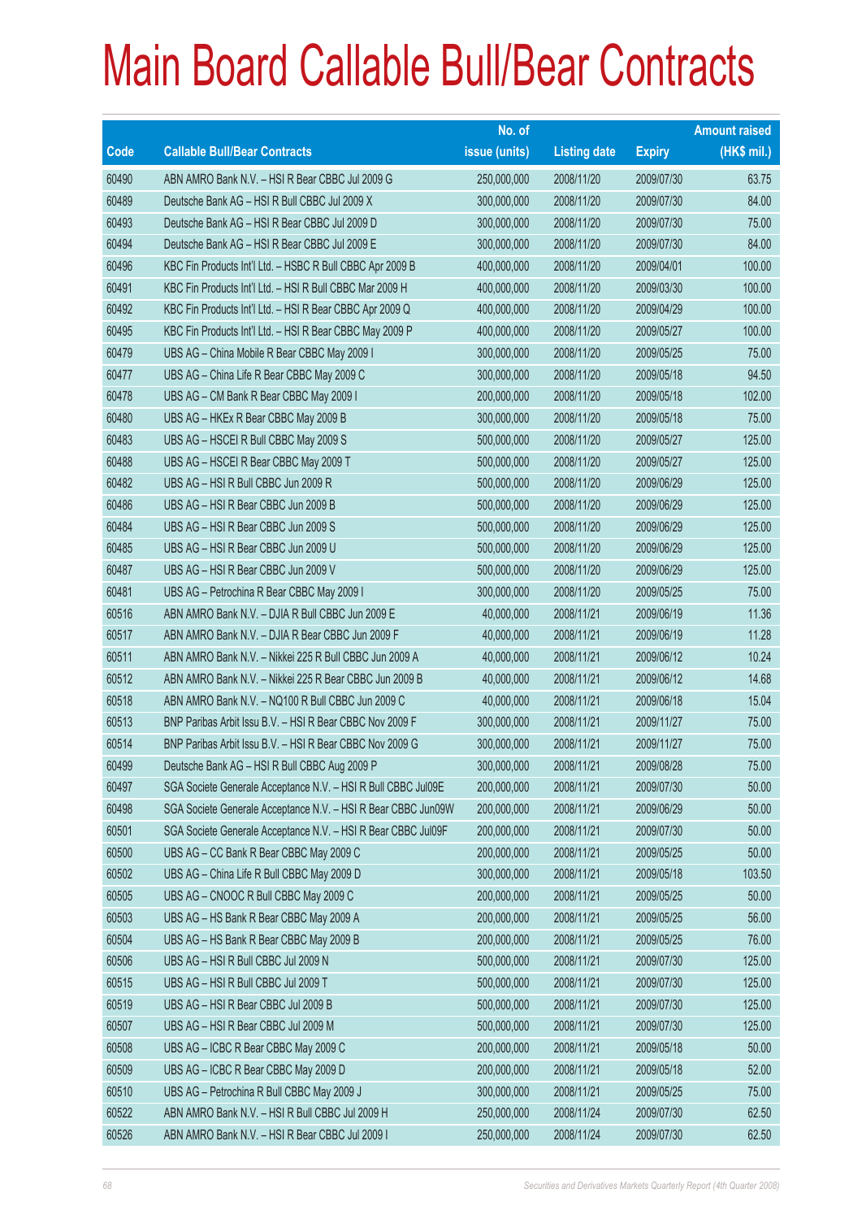# Main Board Callable Bull/Bear Contracts

| Code | Callable Bull/Bear Contracts | No. of issue (units) | Listing date | Expiry | Amount raised (HK$ mil.) |
|---|---|---|---|---|---|
| 60490 | ABN AMRO Bank N.V. – HSI R Bear CBBC Jul 2009 G | 250,000,000 | 2008/11/20 | 2009/07/30 | 63.75 |
| 60489 | Deutsche Bank AG – HSI R Bull CBBC Jul 2009 X | 300,000,000 | 2008/11/20 | 2009/07/30 | 84.00 |
| 60493 | Deutsche Bank AG – HSI R Bear CBBC Jul 2009 D | 300,000,000 | 2008/11/20 | 2009/07/30 | 75.00 |
| 60494 | Deutsche Bank AG – HSI R Bear CBBC Jul 2009 E | 300,000,000 | 2008/11/20 | 2009/07/30 | 84.00 |
| 60496 | KBC Fin Products Int'l Ltd. – HSBC R Bull CBBC Apr 2009 B | 400,000,000 | 2008/11/20 | 2009/04/01 | 100.00 |
| 60491 | KBC Fin Products Int'l Ltd. – HSI R Bull CBBC Mar 2009 H | 400,000,000 | 2008/11/20 | 2009/03/30 | 100.00 |
| 60492 | KBC Fin Products Int'l Ltd. – HSI R Bear CBBC Apr 2009 Q | 400,000,000 | 2008/11/20 | 2009/04/29 | 100.00 |
| 60495 | KBC Fin Products Int'l Ltd. – HSI R Bear CBBC May 2009 P | 400,000,000 | 2008/11/20 | 2009/05/27 | 100.00 |
| 60479 | UBS AG – China Mobile R Bear CBBC May 2009 I | 300,000,000 | 2008/11/20 | 2009/05/25 | 75.00 |
| 60477 | UBS AG – China Life R Bear CBBC May 2009 C | 300,000,000 | 2008/11/20 | 2009/05/18 | 94.50 |
| 60478 | UBS AG – CM Bank R Bear CBBC May 2009 I | 200,000,000 | 2008/11/20 | 2009/05/18 | 102.00 |
| 60480 | UBS AG – HKEx R Bear CBBC May 2009 B | 300,000,000 | 2008/11/20 | 2009/05/18 | 75.00 |
| 60483 | UBS AG – HSCEI R Bull CBBC May 2009 S | 500,000,000 | 2008/11/20 | 2009/05/27 | 125.00 |
| 60488 | UBS AG – HSCEI R Bear CBBC May 2009 T | 500,000,000 | 2008/11/20 | 2009/05/27 | 125.00 |
| 60482 | UBS AG – HSI R Bull CBBC Jun 2009 R | 500,000,000 | 2008/11/20 | 2009/06/29 | 125.00 |
| 60486 | UBS AG – HSI R Bear CBBC Jun 2009 B | 500,000,000 | 2008/11/20 | 2009/06/29 | 125.00 |
| 60484 | UBS AG – HSI R Bear CBBC Jun 2009 S | 500,000,000 | 2008/11/20 | 2009/06/29 | 125.00 |
| 60485 | UBS AG – HSI R Bear CBBC Jun 2009 U | 500,000,000 | 2008/11/20 | 2009/06/29 | 125.00 |
| 60487 | UBS AG – HSI R Bear CBBC Jun 2009 V | 500,000,000 | 2008/11/20 | 2009/06/29 | 125.00 |
| 60481 | UBS AG – Petrochina R Bear CBBC May 2009 I | 300,000,000 | 2008/11/20 | 2009/05/25 | 75.00 |
| 60516 | ABN AMRO Bank N.V. – DJIA R Bull CBBC Jun 2009 E | 40,000,000 | 2008/11/21 | 2009/06/19 | 11.36 |
| 60517 | ABN AMRO Bank N.V. – DJIA R Bear CBBC Jun 2009 F | 40,000,000 | 2008/11/21 | 2009/06/19 | 11.28 |
| 60511 | ABN AMRO Bank N.V. – Nikkei 225 R Bull CBBC Jun 2009 A | 40,000,000 | 2008/11/21 | 2009/06/12 | 10.24 |
| 60512 | ABN AMRO Bank N.V. – Nikkei 225 R Bear CBBC Jun 2009 B | 40,000,000 | 2008/11/21 | 2009/06/12 | 14.68 |
| 60518 | ABN AMRO Bank N.V. – NQ100 R Bull CBBC Jun 2009 C | 40,000,000 | 2008/11/21 | 2009/06/18 | 15.04 |
| 60513 | BNP Paribas Arbit Issu B.V. – HSI R Bear CBBC Nov 2009 F | 300,000,000 | 2008/11/21 | 2009/11/27 | 75.00 |
| 60514 | BNP Paribas Arbit Issu B.V. – HSI R Bear CBBC Nov 2009 G | 300,000,000 | 2008/11/21 | 2009/11/27 | 75.00 |
| 60499 | Deutsche Bank AG – HSI R Bull CBBC Aug 2009 P | 300,000,000 | 2008/11/21 | 2009/08/28 | 75.00 |
| 60497 | SGA Societe Generale Acceptance N.V. – HSI R Bull CBBC Jul09E | 200,000,000 | 2008/11/21 | 2009/07/30 | 50.00 |
| 60498 | SGA Societe Generale Acceptance N.V. – HSI R Bear CBBC Jun09W | 200,000,000 | 2008/11/21 | 2009/06/29 | 50.00 |
| 60501 | SGA Societe Generale Acceptance N.V. – HSI R Bear CBBC Jul09F | 200,000,000 | 2008/11/21 | 2009/07/30 | 50.00 |
| 60500 | UBS AG – CC Bank R Bear CBBC May 2009 C | 200,000,000 | 2008/11/21 | 2009/05/25 | 50.00 |
| 60502 | UBS AG – China Life R Bull CBBC May 2009 D | 300,000,000 | 2008/11/21 | 2009/05/18 | 103.50 |
| 60505 | UBS AG – CNOOC R Bull CBBC May 2009 C | 200,000,000 | 2008/11/21 | 2009/05/25 | 50.00 |
| 60503 | UBS AG – HS Bank R Bear CBBC May 2009 A | 200,000,000 | 2008/11/21 | 2009/05/25 | 56.00 |
| 60504 | UBS AG – HS Bank R Bear CBBC May 2009 B | 200,000,000 | 2008/11/21 | 2009/05/25 | 76.00 |
| 60506 | UBS AG – HSI R Bull CBBC Jul 2009 N | 500,000,000 | 2008/11/21 | 2009/07/30 | 125.00 |
| 60515 | UBS AG – HSI R Bull CBBC Jul 2009 T | 500,000,000 | 2008/11/21 | 2009/07/30 | 125.00 |
| 60519 | UBS AG – HSI R Bear CBBC Jul 2009 B | 500,000,000 | 2008/11/21 | 2009/07/30 | 125.00 |
| 60507 | UBS AG – HSI R Bear CBBC Jul 2009 M | 500,000,000 | 2008/11/21 | 2009/07/30 | 125.00 |
| 60508 | UBS AG – ICBC R Bear CBBC May 2009 C | 200,000,000 | 2008/11/21 | 2009/05/18 | 50.00 |
| 60509 | UBS AG – ICBC R Bear CBBC May 2009 D | 200,000,000 | 2008/11/21 | 2009/05/18 | 52.00 |
| 60510 | UBS AG – Petrochina R Bull CBBC May 2009 J | 300,000,000 | 2008/11/21 | 2009/05/25 | 75.00 |
| 60522 | ABN AMRO Bank N.V. – HSI R Bull CBBC Jul 2009 H | 250,000,000 | 2008/11/24 | 2009/07/30 | 62.50 |
| 60526 | ABN AMRO Bank N.V. – HSI R Bear CBBC Jul 2009 I | 250,000,000 | 2008/11/24 | 2009/07/30 | 62.50 |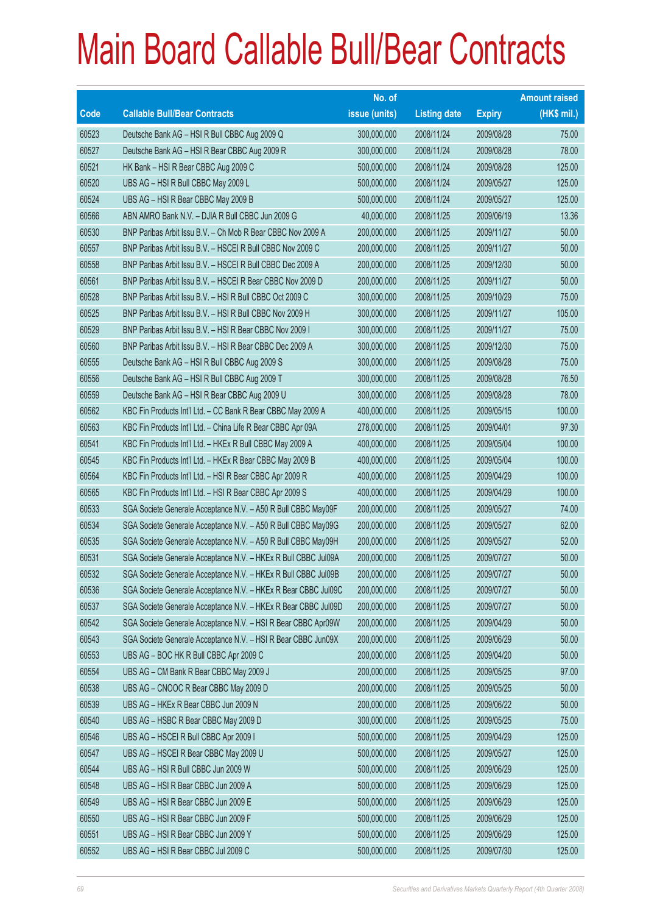# Main Board Callable Bull/Bear Contracts

| Code | Callable Bull/Bear Contracts | No. of issue (units) | Listing date | Expiry | Amount raised (HK$ mil.) |
|---|---|---|---|---|---|
| 60523 | Deutsche Bank AG – HSI R Bull CBBC Aug 2009 Q | 300,000,000 | 2008/11/24 | 2009/08/28 | 75.00 |
| 60527 | Deutsche Bank AG – HSI R Bear CBBC Aug 2009 R | 300,000,000 | 2008/11/24 | 2009/08/28 | 78.00 |
| 60521 | HK Bank – HSI R Bear CBBC Aug 2009 C | 500,000,000 | 2008/11/24 | 2009/08/28 | 125.00 |
| 60520 | UBS AG – HSI R Bull CBBC May 2009 L | 500,000,000 | 2008/11/24 | 2009/05/27 | 125.00 |
| 60524 | UBS AG – HSI R Bear CBBC May 2009 B | 500,000,000 | 2008/11/24 | 2009/05/27 | 125.00 |
| 60566 | ABN AMRO Bank N.V. – DJIA R Bull CBBC Jun 2009 G | 40,000,000 | 2008/11/25 | 2009/06/19 | 13.36 |
| 60530 | BNP Paribas Arbit Issu B.V. – Ch Mob R Bear CBBC Nov 2009 A | 200,000,000 | 2008/11/25 | 2009/11/27 | 50.00 |
| 60557 | BNP Paribas Arbit Issu B.V. – HSCEI R Bull CBBC Nov 2009 C | 200,000,000 | 2008/11/25 | 2009/11/27 | 50.00 |
| 60558 | BNP Paribas Arbit Issu B.V. – HSCEI R Bull CBBC Dec 2009 A | 200,000,000 | 2008/11/25 | 2009/12/30 | 50.00 |
| 60561 | BNP Paribas Arbit Issu B.V. – HSCEI R Bear CBBC Nov 2009 D | 200,000,000 | 2008/11/25 | 2009/11/27 | 50.00 |
| 60528 | BNP Paribas Arbit Issu B.V. – HSI R Bull CBBC Oct 2009 C | 300,000,000 | 2008/11/25 | 2009/10/29 | 75.00 |
| 60525 | BNP Paribas Arbit Issu B.V. – HSI R Bull CBBC Nov 2009 H | 300,000,000 | 2008/11/25 | 2009/11/27 | 105.00 |
| 60529 | BNP Paribas Arbit Issu B.V. – HSI R Bear CBBC Nov 2009 I | 300,000,000 | 2008/11/25 | 2009/11/27 | 75.00 |
| 60560 | BNP Paribas Arbit Issu B.V. – HSI R Bear CBBC Dec 2009 A | 300,000,000 | 2008/11/25 | 2009/12/30 | 75.00 |
| 60555 | Deutsche Bank AG – HSI R Bull CBBC Aug 2009 S | 300,000,000 | 2008/11/25 | 2009/08/28 | 75.00 |
| 60556 | Deutsche Bank AG – HSI R Bull CBBC Aug 2009 T | 300,000,000 | 2008/11/25 | 2009/08/28 | 76.50 |
| 60559 | Deutsche Bank AG – HSI R Bear CBBC Aug 2009 U | 300,000,000 | 2008/11/25 | 2009/08/28 | 78.00 |
| 60562 | KBC Fin Products Int'l Ltd. – CC Bank R Bear CBBC May 2009 A | 400,000,000 | 2008/11/25 | 2009/05/15 | 100.00 |
| 60563 | KBC Fin Products Int'l Ltd. – China Life R Bear CBBC Apr 09A | 278,000,000 | 2008/11/25 | 2009/04/01 | 97.30 |
| 60541 | KBC Fin Products Int'l Ltd. – HKEx R Bull CBBC May 2009 A | 400,000,000 | 2008/11/25 | 2009/05/04 | 100.00 |
| 60545 | KBC Fin Products Int'l Ltd. – HKEx R Bear CBBC May 2009 B | 400,000,000 | 2008/11/25 | 2009/05/04 | 100.00 |
| 60564 | KBC Fin Products Int'l Ltd. – HSI R Bear CBBC Apr 2009 R | 400,000,000 | 2008/11/25 | 2009/04/29 | 100.00 |
| 60565 | KBC Fin Products Int'l Ltd. – HSI R Bear CBBC Apr 2009 S | 400,000,000 | 2008/11/25 | 2009/04/29 | 100.00 |
| 60533 | SGA Societe Generale Acceptance N.V. – A50 R Bull CBBC May09F | 200,000,000 | 2008/11/25 | 2009/05/27 | 74.00 |
| 60534 | SGA Societe Generale Acceptance N.V. – A50 R Bull CBBC May09G | 200,000,000 | 2008/11/25 | 2009/05/27 | 62.00 |
| 60535 | SGA Societe Generale Acceptance N.V. – A50 R Bull CBBC May09H | 200,000,000 | 2008/11/25 | 2009/05/27 | 52.00 |
| 60531 | SGA Societe Generale Acceptance N.V. – HKEx R Bull CBBC Jul09A | 200,000,000 | 2008/11/25 | 2009/07/27 | 50.00 |
| 60532 | SGA Societe Generale Acceptance N.V. – HKEx R Bull CBBC Jul09B | 200,000,000 | 2008/11/25 | 2009/07/27 | 50.00 |
| 60536 | SGA Societe Generale Acceptance N.V. – HKEx R Bear CBBC Jul09C | 200,000,000 | 2008/11/25 | 2009/07/27 | 50.00 |
| 60537 | SGA Societe Generale Acceptance N.V. – HKEx R Bear CBBC Jul09D | 200,000,000 | 2008/11/25 | 2009/07/27 | 50.00 |
| 60542 | SGA Societe Generale Acceptance N.V. – HSI R Bear CBBC Apr09W | 200,000,000 | 2008/11/25 | 2009/04/29 | 50.00 |
| 60543 | SGA Societe Generale Acceptance N.V. – HSI R Bear CBBC Jun09X | 200,000,000 | 2008/11/25 | 2009/06/29 | 50.00 |
| 60553 | UBS AG – BOC HK R Bull CBBC Apr 2009 C | 200,000,000 | 2008/11/25 | 2009/04/20 | 50.00 |
| 60554 | UBS AG – CM Bank R Bear CBBC May 2009 J | 200,000,000 | 2008/11/25 | 2009/05/25 | 97.00 |
| 60538 | UBS AG – CNOOC R Bear CBBC May 2009 D | 200,000,000 | 2008/11/25 | 2009/05/25 | 50.00 |
| 60539 | UBS AG – HKEx R Bear CBBC Jun 2009 N | 200,000,000 | 2008/11/25 | 2009/06/22 | 50.00 |
| 60540 | UBS AG – HSBC R Bear CBBC May 2009 D | 300,000,000 | 2008/11/25 | 2009/05/25 | 75.00 |
| 60546 | UBS AG – HSCEI R Bull CBBC Apr 2009 I | 500,000,000 | 2008/11/25 | 2009/04/29 | 125.00 |
| 60547 | UBS AG – HSCEI R Bear CBBC May 2009 U | 500,000,000 | 2008/11/25 | 2009/05/27 | 125.00 |
| 60544 | UBS AG – HSI R Bull CBBC Jun 2009 W | 500,000,000 | 2008/11/25 | 2009/06/29 | 125.00 |
| 60548 | UBS AG – HSI R Bear CBBC Jun 2009 A | 500,000,000 | 2008/11/25 | 2009/06/29 | 125.00 |
| 60549 | UBS AG – HSI R Bear CBBC Jun 2009 E | 500,000,000 | 2008/11/25 | 2009/06/29 | 125.00 |
| 60550 | UBS AG – HSI R Bear CBBC Jun 2009 F | 500,000,000 | 2008/11/25 | 2009/06/29 | 125.00 |
| 60551 | UBS AG – HSI R Bear CBBC Jun 2009 Y | 500,000,000 | 2008/11/25 | 2009/06/29 | 125.00 |
| 60552 | UBS AG – HSI R Bear CBBC Jul 2009 C | 500,000,000 | 2008/11/25 | 2009/07/30 | 125.00 |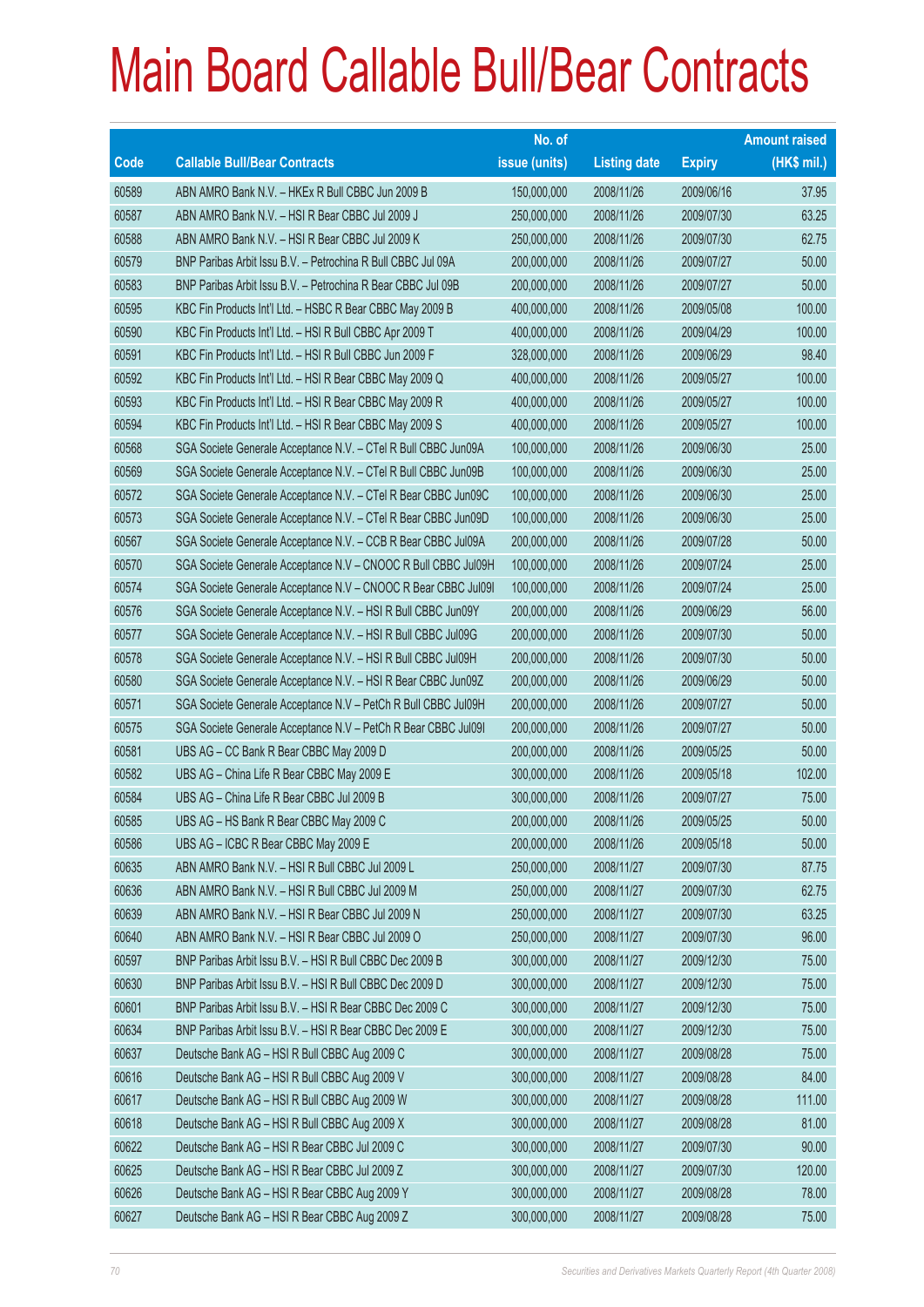# Main Board Callable Bull/Bear Contracts

| Code | Callable Bull/Bear Contracts | No. of issue (units) | Listing date | Expiry | Amount raised (HK$ mil.) |
|---|---|---|---|---|---|
| 60589 | ABN AMRO Bank N.V. – HKEx R Bull CBBC Jun 2009 B | 150,000,000 | 2008/11/26 | 2009/06/16 | 37.95 |
| 60587 | ABN AMRO Bank N.V. – HSI R Bear CBBC Jul 2009 J | 250,000,000 | 2008/11/26 | 2009/07/30 | 63.25 |
| 60588 | ABN AMRO Bank N.V. – HSI R Bear CBBC Jul 2009 K | 250,000,000 | 2008/11/26 | 2009/07/30 | 62.75 |
| 60579 | BNP Paribas Arbit Issu B.V. – Petrochina R Bull CBBC Jul 09A | 200,000,000 | 2008/11/26 | 2009/07/27 | 50.00 |
| 60583 | BNP Paribas Arbit Issu B.V. – Petrochina R Bear CBBC Jul 09B | 200,000,000 | 2008/11/26 | 2009/07/27 | 50.00 |
| 60595 | KBC Fin Products Int'l Ltd. – HSBC R Bear CBBC May 2009 B | 400,000,000 | 2008/11/26 | 2009/05/08 | 100.00 |
| 60590 | KBC Fin Products Int'l Ltd. – HSI R Bull CBBC Apr 2009 T | 400,000,000 | 2008/11/26 | 2009/04/29 | 100.00 |
| 60591 | KBC Fin Products Int'l Ltd. – HSI R Bull CBBC Jun 2009 F | 328,000,000 | 2008/11/26 | 2009/06/29 | 98.40 |
| 60592 | KBC Fin Products Int'l Ltd. – HSI R Bear CBBC May 2009 Q | 400,000,000 | 2008/11/26 | 2009/05/27 | 100.00 |
| 60593 | KBC Fin Products Int'l Ltd. – HSI R Bear CBBC May 2009 R | 400,000,000 | 2008/11/26 | 2009/05/27 | 100.00 |
| 60594 | KBC Fin Products Int'l Ltd. – HSI R Bear CBBC May 2009 S | 400,000,000 | 2008/11/26 | 2009/05/27 | 100.00 |
| 60568 | SGA Societe Generale Acceptance N.V. – CTel R Bull CBBC Jun09A | 100,000,000 | 2008/11/26 | 2009/06/30 | 25.00 |
| 60569 | SGA Societe Generale Acceptance N.V. – CTel R Bull CBBC Jun09B | 100,000,000 | 2008/11/26 | 2009/06/30 | 25.00 |
| 60572 | SGA Societe Generale Acceptance N.V. – CTel R Bear CBBC Jun09C | 100,000,000 | 2008/11/26 | 2009/06/30 | 25.00 |
| 60573 | SGA Societe Generale Acceptance N.V. – CTel R Bear CBBC Jun09D | 100,000,000 | 2008/11/26 | 2009/06/30 | 25.00 |
| 60567 | SGA Societe Generale Acceptance N.V. – CCB R Bear CBBC Jul09A | 200,000,000 | 2008/11/26 | 2009/07/28 | 50.00 |
| 60570 | SGA Societe Generale Acceptance N.V – CNOOC R Bull CBBC Jul09H | 100,000,000 | 2008/11/26 | 2009/07/24 | 25.00 |
| 60574 | SGA Societe Generale Acceptance N.V – CNOOC R Bear CBBC Jul09I | 100,000,000 | 2008/11/26 | 2009/07/24 | 25.00 |
| 60576 | SGA Societe Generale Acceptance N.V. – HSI R Bull CBBC Jun09Y | 200,000,000 | 2008/11/26 | 2009/06/29 | 56.00 |
| 60577 | SGA Societe Generale Acceptance N.V. – HSI R Bull CBBC Jul09G | 200,000,000 | 2008/11/26 | 2009/07/30 | 50.00 |
| 60578 | SGA Societe Generale Acceptance N.V. – HSI R Bull CBBC Jul09H | 200,000,000 | 2008/11/26 | 2009/07/30 | 50.00 |
| 60580 | SGA Societe Generale Acceptance N.V. – HSI R Bear CBBC Jun09Z | 200,000,000 | 2008/11/26 | 2009/06/29 | 50.00 |
| 60571 | SGA Societe Generale Acceptance N.V – PetCh R Bull CBBC Jul09H | 200,000,000 | 2008/11/26 | 2009/07/27 | 50.00 |
| 60575 | SGA Societe Generale Acceptance N.V – PetCh R Bear CBBC Jul09I | 200,000,000 | 2008/11/26 | 2009/07/27 | 50.00 |
| 60581 | UBS AG – CC Bank R Bear CBBC May 2009 D | 200,000,000 | 2008/11/26 | 2009/05/25 | 50.00 |
| 60582 | UBS AG – China Life R Bear CBBC May 2009 E | 300,000,000 | 2008/11/26 | 2009/05/18 | 102.00 |
| 60584 | UBS AG – China Life R Bear CBBC Jul 2009 B | 300,000,000 | 2008/11/26 | 2009/07/27 | 75.00 |
| 60585 | UBS AG – HS Bank R Bear CBBC May 2009 C | 200,000,000 | 2008/11/26 | 2009/05/25 | 50.00 |
| 60586 | UBS AG – ICBC R Bear CBBC May 2009 E | 200,000,000 | 2008/11/26 | 2009/05/18 | 50.00 |
| 60635 | ABN AMRO Bank N.V. – HSI R Bull CBBC Jul 2009 L | 250,000,000 | 2008/11/27 | 2009/07/30 | 87.75 |
| 60636 | ABN AMRO Bank N.V. – HSI R Bull CBBC Jul 2009 M | 250,000,000 | 2008/11/27 | 2009/07/30 | 62.75 |
| 60639 | ABN AMRO Bank N.V. – HSI R Bear CBBC Jul 2009 N | 250,000,000 | 2008/11/27 | 2009/07/30 | 63.25 |
| 60640 | ABN AMRO Bank N.V. – HSI R Bear CBBC Jul 2009 O | 250,000,000 | 2008/11/27 | 2009/07/30 | 96.00 |
| 60597 | BNP Paribas Arbit Issu B.V. – HSI R Bull CBBC Dec 2009 B | 300,000,000 | 2008/11/27 | 2009/12/30 | 75.00 |
| 60630 | BNP Paribas Arbit Issu B.V. – HSI R Bull CBBC Dec 2009 D | 300,000,000 | 2008/11/27 | 2009/12/30 | 75.00 |
| 60601 | BNP Paribas Arbit Issu B.V. – HSI R Bear CBBC Dec 2009 C | 300,000,000 | 2008/11/27 | 2009/12/30 | 75.00 |
| 60634 | BNP Paribas Arbit Issu B.V. – HSI R Bear CBBC Dec 2009 E | 300,000,000 | 2008/11/27 | 2009/12/30 | 75.00 |
| 60637 | Deutsche Bank AG – HSI R Bull CBBC Aug 2009 C | 300,000,000 | 2008/11/27 | 2009/08/28 | 75.00 |
| 60616 | Deutsche Bank AG – HSI R Bull CBBC Aug 2009 V | 300,000,000 | 2008/11/27 | 2009/08/28 | 84.00 |
| 60617 | Deutsche Bank AG – HSI R Bull CBBC Aug 2009 W | 300,000,000 | 2008/11/27 | 2009/08/28 | 111.00 |
| 60618 | Deutsche Bank AG – HSI R Bull CBBC Aug 2009 X | 300,000,000 | 2008/11/27 | 2009/08/28 | 81.00 |
| 60622 | Deutsche Bank AG – HSI R Bear CBBC Jul 2009 C | 300,000,000 | 2008/11/27 | 2009/07/30 | 90.00 |
| 60625 | Deutsche Bank AG – HSI R Bear CBBC Jul 2009 Z | 300,000,000 | 2008/11/27 | 2009/07/30 | 120.00 |
| 60626 | Deutsche Bank AG – HSI R Bear CBBC Aug 2009 Y | 300,000,000 | 2008/11/27 | 2009/08/28 | 78.00 |
| 60627 | Deutsche Bank AG – HSI R Bear CBBC Aug 2009 Z | 300,000,000 | 2008/11/27 | 2009/08/28 | 75.00 |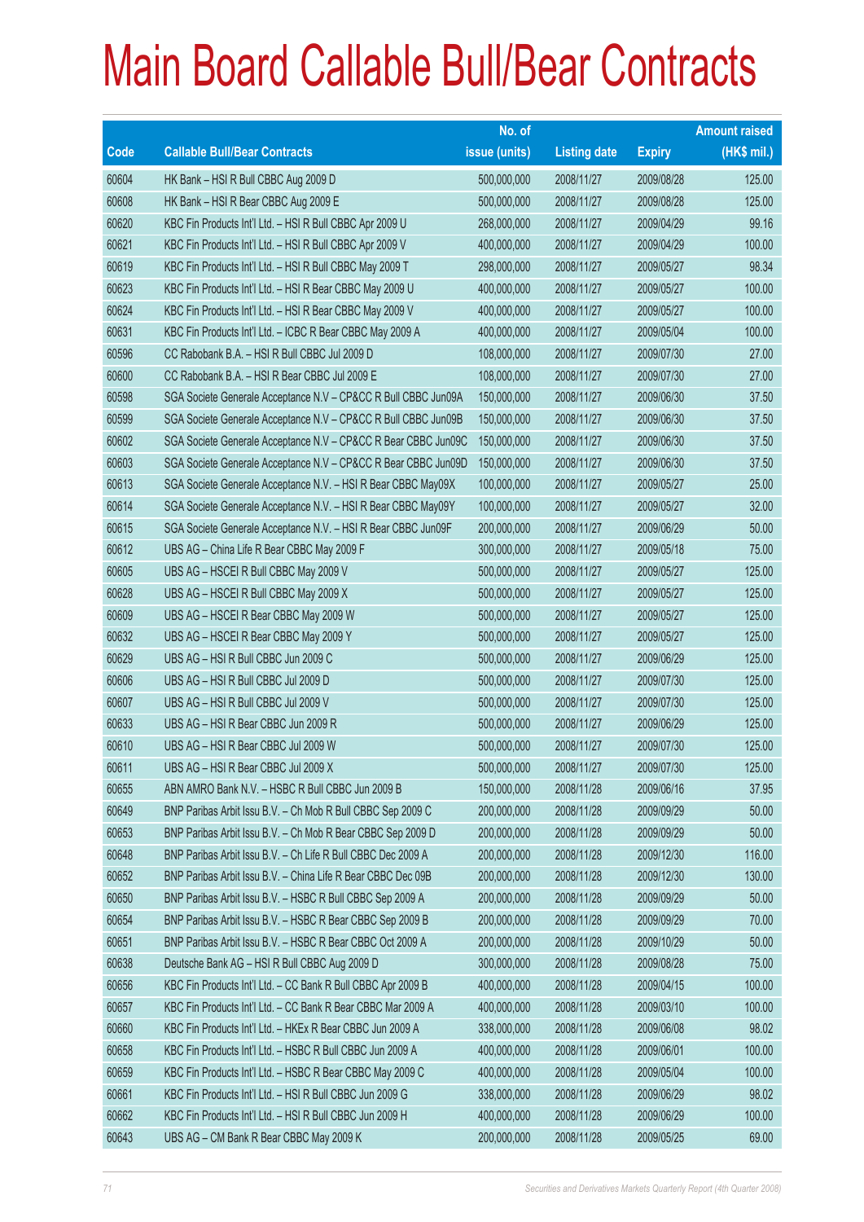# Main Board Callable Bull/Bear Contracts

| Code | Callable Bull/Bear Contracts | No. of issue (units) | Listing date | Expiry | Amount raised (HK$ mil.) |
|---|---|---|---|---|---|
| 60604 | HK Bank – HSI R Bull CBBC Aug 2009 D | 500,000,000 | 2008/11/27 | 2009/08/28 | 125.00 |
| 60608 | HK Bank – HSI R Bear CBBC Aug 2009 E | 500,000,000 | 2008/11/27 | 2009/08/28 | 125.00 |
| 60620 | KBC Fin Products Int'l Ltd. – HSI R Bull CBBC Apr 2009 U | 268,000,000 | 2008/11/27 | 2009/04/29 | 99.16 |
| 60621 | KBC Fin Products Int'l Ltd. – HSI R Bull CBBC Apr 2009 V | 400,000,000 | 2008/11/27 | 2009/04/29 | 100.00 |
| 60619 | KBC Fin Products Int'l Ltd. – HSI R Bull CBBC May 2009 T | 298,000,000 | 2008/11/27 | 2009/05/27 | 98.34 |
| 60623 | KBC Fin Products Int'l Ltd. – HSI R Bear CBBC May 2009 U | 400,000,000 | 2008/11/27 | 2009/05/27 | 100.00 |
| 60624 | KBC Fin Products Int'l Ltd. – HSI R Bear CBBC May 2009 V | 400,000,000 | 2008/11/27 | 2009/05/27 | 100.00 |
| 60631 | KBC Fin Products Int'l Ltd. – ICBC R Bear CBBC May 2009 A | 400,000,000 | 2008/11/27 | 2009/05/04 | 100.00 |
| 60596 | CC Rabobank B.A. – HSI R Bull CBBC Jul 2009 D | 108,000,000 | 2008/11/27 | 2009/07/30 | 27.00 |
| 60600 | CC Rabobank B.A. – HSI R Bear CBBC Jul 2009 E | 108,000,000 | 2008/11/27 | 2009/07/30 | 27.00 |
| 60598 | SGA Societe Generale Acceptance N.V – CP&CC R Bull CBBC Jun09A | 150,000,000 | 2008/11/27 | 2009/06/30 | 37.50 |
| 60599 | SGA Societe Generale Acceptance N.V – CP&CC R Bull CBBC Jun09B | 150,000,000 | 2008/11/27 | 2009/06/30 | 37.50 |
| 60602 | SGA Societe Generale Acceptance N.V – CP&CC R Bear CBBC Jun09C | 150,000,000 | 2008/11/27 | 2009/06/30 | 37.50 |
| 60603 | SGA Societe Generale Acceptance N.V – CP&CC R Bear CBBC Jun09D | 150,000,000 | 2008/11/27 | 2009/06/30 | 37.50 |
| 60613 | SGA Societe Generale Acceptance N.V. – HSI R Bear CBBC May09X | 100,000,000 | 2008/11/27 | 2009/05/27 | 25.00 |
| 60614 | SGA Societe Generale Acceptance N.V. – HSI R Bear CBBC May09Y | 100,000,000 | 2008/11/27 | 2009/05/27 | 32.00 |
| 60615 | SGA Societe Generale Acceptance N.V. – HSI R Bear CBBC Jun09F | 200,000,000 | 2008/11/27 | 2009/06/29 | 50.00 |
| 60612 | UBS AG – China Life R Bear CBBC May 2009 F | 300,000,000 | 2008/11/27 | 2009/05/18 | 75.00 |
| 60605 | UBS AG – HSCEI R Bull CBBC May 2009 V | 500,000,000 | 2008/11/27 | 2009/05/27 | 125.00 |
| 60628 | UBS AG – HSCEI R Bull CBBC May 2009 X | 500,000,000 | 2008/11/27 | 2009/05/27 | 125.00 |
| 60609 | UBS AG – HSCEI R Bear CBBC May 2009 W | 500,000,000 | 2008/11/27 | 2009/05/27 | 125.00 |
| 60632 | UBS AG – HSCEI R Bear CBBC May 2009 Y | 500,000,000 | 2008/11/27 | 2009/05/27 | 125.00 |
| 60629 | UBS AG – HSI R Bull CBBC Jun 2009 C | 500,000,000 | 2008/11/27 | 2009/06/29 | 125.00 |
| 60606 | UBS AG – HSI R Bull CBBC Jul 2009 D | 500,000,000 | 2008/11/27 | 2009/07/30 | 125.00 |
| 60607 | UBS AG – HSI R Bull CBBC Jul 2009 V | 500,000,000 | 2008/11/27 | 2009/07/30 | 125.00 |
| 60633 | UBS AG – HSI R Bear CBBC Jun 2009 R | 500,000,000 | 2008/11/27 | 2009/06/29 | 125.00 |
| 60610 | UBS AG – HSI R Bear CBBC Jul 2009 W | 500,000,000 | 2008/11/27 | 2009/07/30 | 125.00 |
| 60611 | UBS AG – HSI R Bear CBBC Jul 2009 X | 500,000,000 | 2008/11/27 | 2009/07/30 | 125.00 |
| 60655 | ABN AMRO Bank N.V. – HSBC R Bull CBBC Jun 2009 B | 150,000,000 | 2008/11/28 | 2009/06/16 | 37.95 |
| 60649 | BNP Paribas Arbit Issu B.V. – Ch Mob R Bull CBBC Sep 2009 C | 200,000,000 | 2008/11/28 | 2009/09/29 | 50.00 |
| 60653 | BNP Paribas Arbit Issu B.V. – Ch Mob R Bear CBBC Sep 2009 D | 200,000,000 | 2008/11/28 | 2009/09/29 | 50.00 |
| 60648 | BNP Paribas Arbit Issu B.V. – Ch Life R Bull CBBC Dec 2009 A | 200,000,000 | 2008/11/28 | 2009/12/30 | 116.00 |
| 60652 | BNP Paribas Arbit Issu B.V. – China Life R Bear CBBC Dec 09B | 200,000,000 | 2008/11/28 | 2009/12/30 | 130.00 |
| 60650 | BNP Paribas Arbit Issu B.V. – HSBC R Bull CBBC Sep 2009 A | 200,000,000 | 2008/11/28 | 2009/09/29 | 50.00 |
| 60654 | BNP Paribas Arbit Issu B.V. – HSBC R Bear CBBC Sep 2009 B | 200,000,000 | 2008/11/28 | 2009/09/29 | 70.00 |
| 60651 | BNP Paribas Arbit Issu B.V. – HSBC R Bear CBBC Oct 2009 A | 200,000,000 | 2008/11/28 | 2009/10/29 | 50.00 |
| 60638 | Deutsche Bank AG – HSI R Bull CBBC Aug 2009 D | 300,000,000 | 2008/11/28 | 2009/08/28 | 75.00 |
| 60656 | KBC Fin Products Int'l Ltd. – CC Bank R Bull CBBC Apr 2009 B | 400,000,000 | 2008/11/28 | 2009/04/15 | 100.00 |
| 60657 | KBC Fin Products Int'l Ltd. – CC Bank R Bear CBBC Mar 2009 A | 400,000,000 | 2008/11/28 | 2009/03/10 | 100.00 |
| 60660 | KBC Fin Products Int'l Ltd. – HKEx R Bear CBBC Jun 2009 A | 338,000,000 | 2008/11/28 | 2009/06/08 | 98.02 |
| 60658 | KBC Fin Products Int'l Ltd. – HSBC R Bull CBBC Jun 2009 A | 400,000,000 | 2008/11/28 | 2009/06/01 | 100.00 |
| 60659 | KBC Fin Products Int'l Ltd. – HSBC R Bear CBBC May 2009 C | 400,000,000 | 2008/11/28 | 2009/05/04 | 100.00 |
| 60661 | KBC Fin Products Int'l Ltd. – HSI R Bull CBBC Jun 2009 G | 338,000,000 | 2008/11/28 | 2009/06/29 | 98.02 |
| 60662 | KBC Fin Products Int'l Ltd. – HSI R Bull CBBC Jun 2009 H | 400,000,000 | 2008/11/28 | 2009/06/29 | 100.00 |
| 60643 | UBS AG – CM Bank R Bear CBBC May 2009 K | 200,000,000 | 2008/11/28 | 2009/05/25 | 69.00 |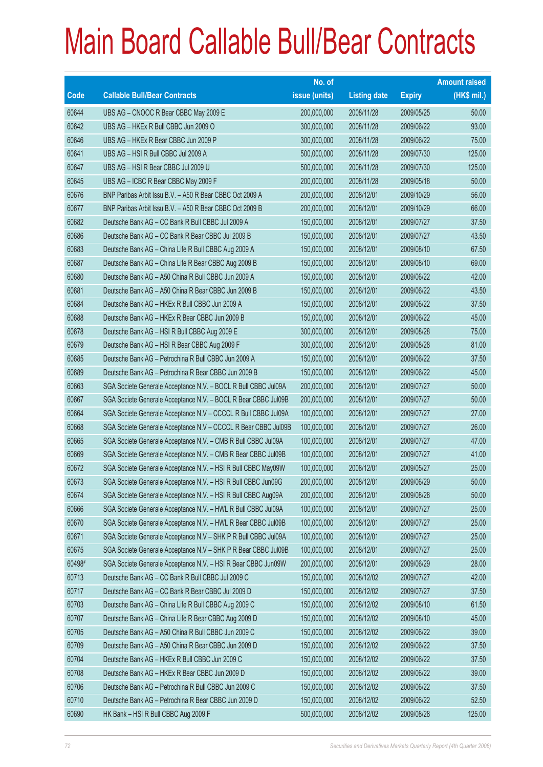# Main Board Callable Bull/Bear Contracts

| Code | Callable Bull/Bear Contracts | No. of issue (units) | Listing date | Expiry | Amount raised (HK$ mil.) |
|---|---|---|---|---|---|
| 60644 | UBS AG – CNOOC R Bear CBBC May 2009 E | 200,000,000 | 2008/11/28 | 2009/05/25 | 50.00 |
| 60642 | UBS AG – HKEx R Bull CBBC Jun 2009 O | 300,000,000 | 2008/11/28 | 2009/06/22 | 93.00 |
| 60646 | UBS AG – HKEx R Bear CBBC Jun 2009 P | 300,000,000 | 2008/11/28 | 2009/06/22 | 75.00 |
| 60641 | UBS AG – HSI R Bull CBBC Jul 2009 A | 500,000,000 | 2008/11/28 | 2009/07/30 | 125.00 |
| 60647 | UBS AG – HSI R Bear CBBC Jul 2009 U | 500,000,000 | 2008/11/28 | 2009/07/30 | 125.00 |
| 60645 | UBS AG – ICBC R Bear CBBC May 2009 F | 200,000,000 | 2008/11/28 | 2009/05/18 | 50.00 |
| 60676 | BNP Paribas Arbit Issu B.V. – A50 R Bear CBBC Oct 2009 A | 200,000,000 | 2008/12/01 | 2009/10/29 | 56.00 |
| 60677 | BNP Paribas Arbit Issu B.V. – A50 R Bear CBBC Oct 2009 B | 200,000,000 | 2008/12/01 | 2009/10/29 | 66.00 |
| 60682 | Deutsche Bank AG – CC Bank R Bull CBBC Jul 2009 A | 150,000,000 | 2008/12/01 | 2009/07/27 | 37.50 |
| 60686 | Deutsche Bank AG – CC Bank R Bear CBBC Jul 2009 B | 150,000,000 | 2008/12/01 | 2009/07/27 | 43.50 |
| 60683 | Deutsche Bank AG – China Life R Bull CBBC Aug 2009 A | 150,000,000 | 2008/12/01 | 2009/08/10 | 67.50 |
| 60687 | Deutsche Bank AG – China Life R Bear CBBC Aug 2009 B | 150,000,000 | 2008/12/01 | 2009/08/10 | 69.00 |
| 60680 | Deutsche Bank AG – A50 China R Bull CBBC Jun 2009 A | 150,000,000 | 2008/12/01 | 2009/06/22 | 42.00 |
| 60681 | Deutsche Bank AG – A50 China R Bear CBBC Jun 2009 B | 150,000,000 | 2008/12/01 | 2009/06/22 | 43.50 |
| 60684 | Deutsche Bank AG – HKEx R Bull CBBC Jun 2009 A | 150,000,000 | 2008/12/01 | 2009/06/22 | 37.50 |
| 60688 | Deutsche Bank AG – HKEx R Bear CBBC Jun 2009 B | 150,000,000 | 2008/12/01 | 2009/06/22 | 45.00 |
| 60678 | Deutsche Bank AG – HSI R Bull CBBC Aug 2009 E | 300,000,000 | 2008/12/01 | 2009/08/28 | 75.00 |
| 60679 | Deutsche Bank AG – HSI R Bear CBBC Aug 2009 F | 300,000,000 | 2008/12/01 | 2009/08/28 | 81.00 |
| 60685 | Deutsche Bank AG – Petrochina R Bull CBBC Jun 2009 A | 150,000,000 | 2008/12/01 | 2009/06/22 | 37.50 |
| 60689 | Deutsche Bank AG – Petrochina R Bear CBBC Jun 2009 B | 150,000,000 | 2008/12/01 | 2009/06/22 | 45.00 |
| 60663 | SGA Societe Generale Acceptance N.V. – BOCL R Bull CBBC Jul09A | 200,000,000 | 2008/12/01 | 2009/07/27 | 50.00 |
| 60667 | SGA Societe Generale Acceptance N.V. – BOCL R Bear CBBC Jul09B | 200,000,000 | 2008/12/01 | 2009/07/27 | 50.00 |
| 60664 | SGA Societe Generale Acceptance N.V – CCCCL R Bull CBBC Jul09A | 100,000,000 | 2008/12/01 | 2009/07/27 | 27.00 |
| 60668 | SGA Societe Generale Acceptance N.V – CCCCL R Bear CBBC Jul09B | 100,000,000 | 2008/12/01 | 2009/07/27 | 26.00 |
| 60665 | SGA Societe Generale Acceptance N.V. – CMB R Bull CBBC Jul09A | 100,000,000 | 2008/12/01 | 2009/07/27 | 47.00 |
| 60669 | SGA Societe Generale Acceptance N.V. – CMB R Bear CBBC Jul09B | 100,000,000 | 2008/12/01 | 2009/07/27 | 41.00 |
| 60672 | SGA Societe Generale Acceptance N.V. – HSI R Bull CBBC May09W | 100,000,000 | 2008/12/01 | 2009/05/27 | 25.00 |
| 60673 | SGA Societe Generale Acceptance N.V. – HSI R Bull CBBC Jun09G | 200,000,000 | 2008/12/01 | 2009/06/29 | 50.00 |
| 60674 | SGA Societe Generale Acceptance N.V. – HSI R Bull CBBC Aug09A | 200,000,000 | 2008/12/01 | 2009/08/28 | 50.00 |
| 60666 | SGA Societe Generale Acceptance N.V. – HWL R Bull CBBC Jul09A | 100,000,000 | 2008/12/01 | 2009/07/27 | 25.00 |
| 60670 | SGA Societe Generale Acceptance N.V. – HWL R Bear CBBC Jul09B | 100,000,000 | 2008/12/01 | 2009/07/27 | 25.00 |
| 60671 | SGA Societe Generale Acceptance N.V – SHK P R Bull CBBC Jul09A | 100,000,000 | 2008/12/01 | 2009/07/27 | 25.00 |
| 60675 | SGA Societe Generale Acceptance N.V – SHK P R Bear CBBC Jul09B | 100,000,000 | 2008/12/01 | 2009/07/27 | 25.00 |
| 60498# | SGA Societe Generale Acceptance N.V. – HSI R Bear CBBC Jun09W | 200,000,000 | 2008/12/01 | 2009/06/29 | 28.00 |
| 60713 | Deutsche Bank AG – CC Bank R Bull CBBC Jul 2009 C | 150,000,000 | 2008/12/02 | 2009/07/27 | 42.00 |
| 60717 | Deutsche Bank AG – CC Bank R Bear CBBC Jul 2009 D | 150,000,000 | 2008/12/02 | 2009/07/27 | 37.50 |
| 60703 | Deutsche Bank AG – China Life R Bull CBBC Aug 2009 C | 150,000,000 | 2008/12/02 | 2009/08/10 | 61.50 |
| 60707 | Deutsche Bank AG – China Life R Bear CBBC Aug 2009 D | 150,000,000 | 2008/12/02 | 2009/08/10 | 45.00 |
| 60705 | Deutsche Bank AG – A50 China R Bull CBBC Jun 2009 C | 150,000,000 | 2008/12/02 | 2009/06/22 | 39.00 |
| 60709 | Deutsche Bank AG – A50 China R Bear CBBC Jun 2009 D | 150,000,000 | 2008/12/02 | 2009/06/22 | 37.50 |
| 60704 | Deutsche Bank AG – HKEx R Bull CBBC Jun 2009 C | 150,000,000 | 2008/12/02 | 2009/06/22 | 37.50 |
| 60708 | Deutsche Bank AG – HKEx R Bear CBBC Jun 2009 D | 150,000,000 | 2008/12/02 | 2009/06/22 | 39.00 |
| 60706 | Deutsche Bank AG – Petrochina R Bull CBBC Jun 2009 C | 150,000,000 | 2008/12/02 | 2009/06/22 | 37.50 |
| 60710 | Deutsche Bank AG – Petrochina R Bear CBBC Jun 2009 D | 150,000,000 | 2008/12/02 | 2009/06/22 | 52.50 |
| 60690 | HK Bank – HSI R Bull CBBC Aug 2009 F | 500,000,000 | 2008/12/02 | 2009/08/28 | 125.00 |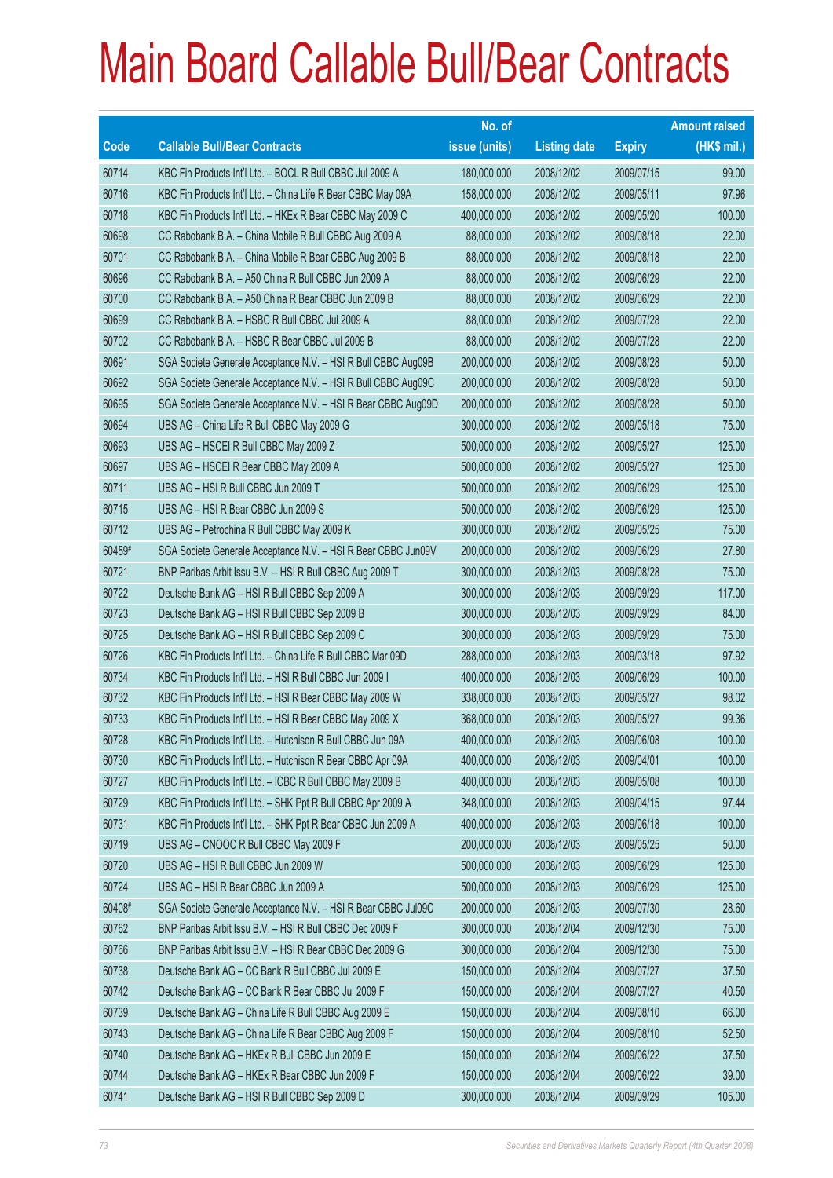# Main Board Callable Bull/Bear Contracts

| Code | Callable Bull/Bear Contracts | No. of issue (units) | Listing date | Expiry | Amount raised (HK$ mil.) |
|---|---|---|---|---|---|
| 60714 | KBC Fin Products Int'l Ltd. – BOCL R Bull CBBC Jul 2009 A | 180,000,000 | 2008/12/02 | 2009/07/15 | 99.00 |
| 60716 | KBC Fin Products Int'l Ltd. – China Life R Bear CBBC May 09A | 158,000,000 | 2008/12/02 | 2009/05/11 | 97.96 |
| 60718 | KBC Fin Products Int'l Ltd. – HKEx R Bear CBBC May 2009 C | 400,000,000 | 2008/12/02 | 2009/05/20 | 100.00 |
| 60698 | CC Rabobank B.A. – China Mobile R Bull CBBC Aug 2009 A | 88,000,000 | 2008/12/02 | 2009/08/18 | 22.00 |
| 60701 | CC Rabobank B.A. – China Mobile R Bear CBBC Aug 2009 B | 88,000,000 | 2008/12/02 | 2009/08/18 | 22.00 |
| 60696 | CC Rabobank B.A. – A50 China R Bull CBBC Jun 2009 A | 88,000,000 | 2008/12/02 | 2009/06/29 | 22.00 |
| 60700 | CC Rabobank B.A. – A50 China R Bear CBBC Jun 2009 B | 88,000,000 | 2008/12/02 | 2009/06/29 | 22.00 |
| 60699 | CC Rabobank B.A. – HSBC R Bull CBBC Jul 2009 A | 88,000,000 | 2008/12/02 | 2009/07/28 | 22.00 |
| 60702 | CC Rabobank B.A. – HSBC R Bear CBBC Jul 2009 B | 88,000,000 | 2008/12/02 | 2009/07/28 | 22.00 |
| 60691 | SGA Societe Generale Acceptance N.V. – HSI R Bull CBBC Aug09B | 200,000,000 | 2008/12/02 | 2009/08/28 | 50.00 |
| 60692 | SGA Societe Generale Acceptance N.V. – HSI R Bull CBBC Aug09C | 200,000,000 | 2008/12/02 | 2009/08/28 | 50.00 |
| 60695 | SGA Societe Generale Acceptance N.V. – HSI R Bear CBBC Aug09D | 200,000,000 | 2008/12/02 | 2009/08/28 | 50.00 |
| 60694 | UBS AG – China Life R Bull CBBC May 2009 G | 300,000,000 | 2008/12/02 | 2009/05/18 | 75.00 |
| 60693 | UBS AG – HSCEI R Bull CBBC May 2009 Z | 500,000,000 | 2008/12/02 | 2009/05/27 | 125.00 |
| 60697 | UBS AG – HSCEI R Bear CBBC May 2009 A | 500,000,000 | 2008/12/02 | 2009/05/27 | 125.00 |
| 60711 | UBS AG – HSI R Bull CBBC Jun 2009 T | 500,000,000 | 2008/12/02 | 2009/06/29 | 125.00 |
| 60715 | UBS AG – HSI R Bear CBBC Jun 2009 S | 500,000,000 | 2008/12/02 | 2009/06/29 | 125.00 |
| 60712 | UBS AG – Petrochina R Bull CBBC May 2009 K | 300,000,000 | 2008/12/02 | 2009/05/25 | 75.00 |
| 60459# | SGA Societe Generale Acceptance N.V. – HSI R Bear CBBC Jun09V | 200,000,000 | 2008/12/02 | 2009/06/29 | 27.80 |
| 60721 | BNP Paribas Arbit Issu B.V. – HSI R Bull CBBC Aug 2009 T | 300,000,000 | 2008/12/03 | 2009/08/28 | 75.00 |
| 60722 | Deutsche Bank AG – HSI R Bull CBBC Sep 2009 A | 300,000,000 | 2008/12/03 | 2009/09/29 | 117.00 |
| 60723 | Deutsche Bank AG – HSI R Bull CBBC Sep 2009 B | 300,000,000 | 2008/12/03 | 2009/09/29 | 84.00 |
| 60725 | Deutsche Bank AG – HSI R Bull CBBC Sep 2009 C | 300,000,000 | 2008/12/03 | 2009/09/29 | 75.00 |
| 60726 | KBC Fin Products Int'l Ltd. – China Life R Bull CBBC Mar 09D | 288,000,000 | 2008/12/03 | 2009/03/18 | 97.92 |
| 60734 | KBC Fin Products Int'l Ltd. – HSI R Bull CBBC Jun 2009 I | 400,000,000 | 2008/12/03 | 2009/06/29 | 100.00 |
| 60732 | KBC Fin Products Int'l Ltd. – HSI R Bear CBBC May 2009 W | 338,000,000 | 2008/12/03 | 2009/05/27 | 98.02 |
| 60733 | KBC Fin Products Int'l Ltd. – HSI R Bear CBBC May 2009 X | 368,000,000 | 2008/12/03 | 2009/05/27 | 99.36 |
| 60728 | KBC Fin Products Int'l Ltd. – Hutchison R Bull CBBC Jun 09A | 400,000,000 | 2008/12/03 | 2009/06/08 | 100.00 |
| 60730 | KBC Fin Products Int'l Ltd. – Hutchison R Bear CBBC Apr 09A | 400,000,000 | 2008/12/03 | 2009/04/01 | 100.00 |
| 60727 | KBC Fin Products Int'l Ltd. – ICBC R Bull CBBC May 2009 B | 400,000,000 | 2008/12/03 | 2009/05/08 | 100.00 |
| 60729 | KBC Fin Products Int'l Ltd. – SHK Ppt R Bull CBBC Apr 2009 A | 348,000,000 | 2008/12/03 | 2009/04/15 | 97.44 |
| 60731 | KBC Fin Products Int'l Ltd. – SHK Ppt R Bear CBBC Jun 2009 A | 400,000,000 | 2008/12/03 | 2009/06/18 | 100.00 |
| 60719 | UBS AG – CNOOC R Bull CBBC May 2009 F | 200,000,000 | 2008/12/03 | 2009/05/25 | 50.00 |
| 60720 | UBS AG – HSI R Bull CBBC Jun 2009 W | 500,000,000 | 2008/12/03 | 2009/06/29 | 125.00 |
| 60724 | UBS AG – HSI R Bear CBBC Jun 2009 A | 500,000,000 | 2008/12/03 | 2009/06/29 | 125.00 |
| 60408# | SGA Societe Generale Acceptance N.V. – HSI R Bear CBBC Jul09C | 200,000,000 | 2008/12/03 | 2009/07/30 | 28.60 |
| 60762 | BNP Paribas Arbit Issu B.V. – HSI R Bull CBBC Dec 2009 F | 300,000,000 | 2008/12/04 | 2009/12/30 | 75.00 |
| 60766 | BNP Paribas Arbit Issu B.V. – HSI R Bear CBBC Dec 2009 G | 300,000,000 | 2008/12/04 | 2009/12/30 | 75.00 |
| 60738 | Deutsche Bank AG – CC Bank R Bull CBBC Jul 2009 E | 150,000,000 | 2008/12/04 | 2009/07/27 | 37.50 |
| 60742 | Deutsche Bank AG – CC Bank R Bear CBBC Jul 2009 F | 150,000,000 | 2008/12/04 | 2009/07/27 | 40.50 |
| 60739 | Deutsche Bank AG – China Life R Bull CBBC Aug 2009 E | 150,000,000 | 2008/12/04 | 2009/08/10 | 66.00 |
| 60743 | Deutsche Bank AG – China Life R Bear CBBC Aug 2009 F | 150,000,000 | 2008/12/04 | 2009/08/10 | 52.50 |
| 60740 | Deutsche Bank AG – HKEx R Bull CBBC Jun 2009 E | 150,000,000 | 2008/12/04 | 2009/06/22 | 37.50 |
| 60744 | Deutsche Bank AG – HKEx R Bear CBBC Jun 2009 F | 150,000,000 | 2008/12/04 | 2009/06/22 | 39.00 |
| 60741 | Deutsche Bank AG – HSI R Bull CBBC Sep 2009 D | 300,000,000 | 2008/12/04 | 2009/09/29 | 105.00 |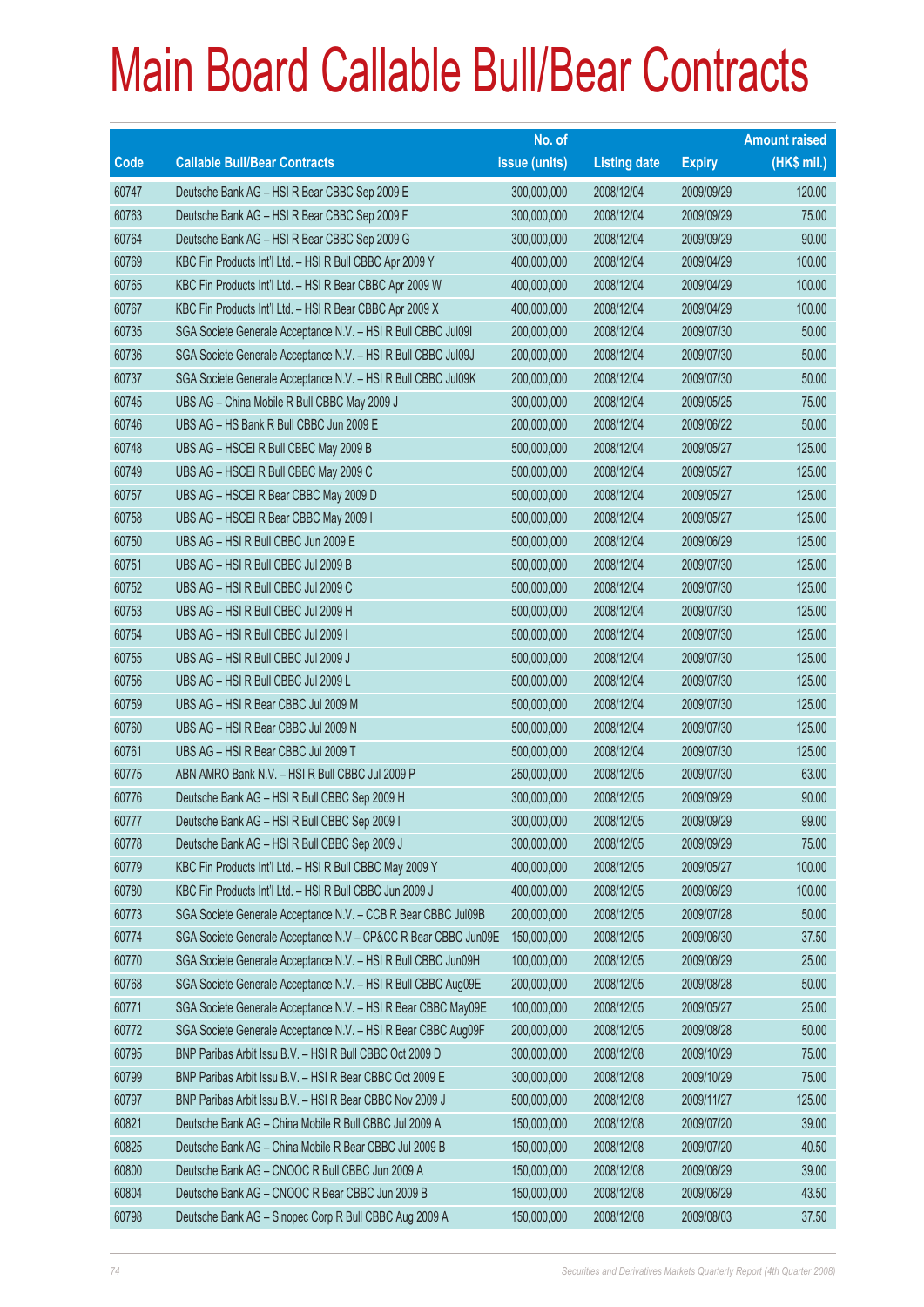# Main Board Callable Bull/Bear Contracts

| Code | Callable Bull/Bear Contracts | No. of issue (units) | Listing date | Expiry | Amount raised (HK$ mil.) |
|---|---|---|---|---|---|
| 60747 | Deutsche Bank AG – HSI R Bear CBBC Sep 2009 E | 300,000,000 | 2008/12/04 | 2009/09/29 | 120.00 |
| 60763 | Deutsche Bank AG – HSI R Bear CBBC Sep 2009 F | 300,000,000 | 2008/12/04 | 2009/09/29 | 75.00 |
| 60764 | Deutsche Bank AG – HSI R Bear CBBC Sep 2009 G | 300,000,000 | 2008/12/04 | 2009/09/29 | 90.00 |
| 60769 | KBC Fin Products Int'l Ltd. – HSI R Bull CBBC Apr 2009 Y | 400,000,000 | 2008/12/04 | 2009/04/29 | 100.00 |
| 60765 | KBC Fin Products Int'l Ltd. – HSI R Bear CBBC Apr 2009 W | 400,000,000 | 2008/12/04 | 2009/04/29 | 100.00 |
| 60767 | KBC Fin Products Int'l Ltd. – HSI R Bear CBBC Apr 2009 X | 400,000,000 | 2008/12/04 | 2009/04/29 | 100.00 |
| 60735 | SGA Societe Generale Acceptance N.V. – HSI R Bull CBBC Jul09I | 200,000,000 | 2008/12/04 | 2009/07/30 | 50.00 |
| 60736 | SGA Societe Generale Acceptance N.V. – HSI R Bull CBBC Jul09J | 200,000,000 | 2008/12/04 | 2009/07/30 | 50.00 |
| 60737 | SGA Societe Generale Acceptance N.V. – HSI R Bull CBBC Jul09K | 200,000,000 | 2008/12/04 | 2009/07/30 | 50.00 |
| 60745 | UBS AG – China Mobile R Bull CBBC May 2009 J | 300,000,000 | 2008/12/04 | 2009/05/25 | 75.00 |
| 60746 | UBS AG – HS Bank R Bull CBBC Jun 2009 E | 200,000,000 | 2008/12/04 | 2009/06/22 | 50.00 |
| 60748 | UBS AG – HSCEI R Bull CBBC May 2009 B | 500,000,000 | 2008/12/04 | 2009/05/27 | 125.00 |
| 60749 | UBS AG – HSCEI R Bull CBBC May 2009 C | 500,000,000 | 2008/12/04 | 2009/05/27 | 125.00 |
| 60757 | UBS AG – HSCEI R Bear CBBC May 2009 D | 500,000,000 | 2008/12/04 | 2009/05/27 | 125.00 |
| 60758 | UBS AG – HSCEI R Bear CBBC May 2009 I | 500,000,000 | 2008/12/04 | 2009/05/27 | 125.00 |
| 60750 | UBS AG – HSI R Bull CBBC Jun 2009 E | 500,000,000 | 2008/12/04 | 2009/06/29 | 125.00 |
| 60751 | UBS AG – HSI R Bull CBBC Jul 2009 B | 500,000,000 | 2008/12/04 | 2009/07/30 | 125.00 |
| 60752 | UBS AG – HSI R Bull CBBC Jul 2009 C | 500,000,000 | 2008/12/04 | 2009/07/30 | 125.00 |
| 60753 | UBS AG – HSI R Bull CBBC Jul 2009 H | 500,000,000 | 2008/12/04 | 2009/07/30 | 125.00 |
| 60754 | UBS AG – HSI R Bull CBBC Jul 2009 I | 500,000,000 | 2008/12/04 | 2009/07/30 | 125.00 |
| 60755 | UBS AG – HSI R Bull CBBC Jul 2009 J | 500,000,000 | 2008/12/04 | 2009/07/30 | 125.00 |
| 60756 | UBS AG – HSI R Bull CBBC Jul 2009 L | 500,000,000 | 2008/12/04 | 2009/07/30 | 125.00 |
| 60759 | UBS AG – HSI R Bear CBBC Jul 2009 M | 500,000,000 | 2008/12/04 | 2009/07/30 | 125.00 |
| 60760 | UBS AG – HSI R Bear CBBC Jul 2009 N | 500,000,000 | 2008/12/04 | 2009/07/30 | 125.00 |
| 60761 | UBS AG – HSI R Bear CBBC Jul 2009 T | 500,000,000 | 2008/12/04 | 2009/07/30 | 125.00 |
| 60775 | ABN AMRO Bank N.V. – HSI R Bull CBBC Jul 2009 P | 250,000,000 | 2008/12/05 | 2009/07/30 | 63.00 |
| 60776 | Deutsche Bank AG – HSI R Bull CBBC Sep 2009 H | 300,000,000 | 2008/12/05 | 2009/09/29 | 90.00 |
| 60777 | Deutsche Bank AG – HSI R Bull CBBC Sep 2009 I | 300,000,000 | 2008/12/05 | 2009/09/29 | 99.00 |
| 60778 | Deutsche Bank AG – HSI R Bull CBBC Sep 2009 J | 300,000,000 | 2008/12/05 | 2009/09/29 | 75.00 |
| 60779 | KBC Fin Products Int'l Ltd. – HSI R Bull CBBC May 2009 Y | 400,000,000 | 2008/12/05 | 2009/05/27 | 100.00 |
| 60780 | KBC Fin Products Int'l Ltd. – HSI R Bull CBBC Jun 2009 J | 400,000,000 | 2008/12/05 | 2009/06/29 | 100.00 |
| 60773 | SGA Societe Generale Acceptance N.V. – CCB R Bear CBBC Jul09B | 200,000,000 | 2008/12/05 | 2009/07/28 | 50.00 |
| 60774 | SGA Societe Generale Acceptance N.V – CP&CC R Bear CBBC Jun09E | 150,000,000 | 2008/12/05 | 2009/06/30 | 37.50 |
| 60770 | SGA Societe Generale Acceptance N.V. – HSI R Bull CBBC Jun09H | 100,000,000 | 2008/12/05 | 2009/06/29 | 25.00 |
| 60768 | SGA Societe Generale Acceptance N.V. – HSI R Bull CBBC Aug09E | 200,000,000 | 2008/12/05 | 2009/08/28 | 50.00 |
| 60771 | SGA Societe Generale Acceptance N.V. – HSI R Bear CBBC May09E | 100,000,000 | 2008/12/05 | 2009/05/27 | 25.00 |
| 60772 | SGA Societe Generale Acceptance N.V. – HSI R Bear CBBC Aug09F | 200,000,000 | 2008/12/05 | 2009/08/28 | 50.00 |
| 60795 | BNP Paribas Arbit Issu B.V. – HSI R Bull CBBC Oct 2009 D | 300,000,000 | 2008/12/08 | 2009/10/29 | 75.00 |
| 60799 | BNP Paribas Arbit Issu B.V. – HSI R Bear CBBC Oct 2009 E | 300,000,000 | 2008/12/08 | 2009/10/29 | 75.00 |
| 60797 | BNP Paribas Arbit Issu B.V. – HSI R Bear CBBC Nov 2009 J | 500,000,000 | 2008/12/08 | 2009/11/27 | 125.00 |
| 60821 | Deutsche Bank AG – China Mobile R Bull CBBC Jul 2009 A | 150,000,000 | 2008/12/08 | 2009/07/20 | 39.00 |
| 60825 | Deutsche Bank AG – China Mobile R Bear CBBC Jul 2009 B | 150,000,000 | 2008/12/08 | 2009/07/20 | 40.50 |
| 60800 | Deutsche Bank AG – CNOOC R Bull CBBC Jun 2009 A | 150,000,000 | 2008/12/08 | 2009/06/29 | 39.00 |
| 60804 | Deutsche Bank AG – CNOOC R Bear CBBC Jun 2009 B | 150,000,000 | 2008/12/08 | 2009/06/29 | 43.50 |
| 60798 | Deutsche Bank AG – Sinopec Corp R Bull CBBC Aug 2009 A | 150,000,000 | 2008/12/08 | 2009/08/03 | 37.50 |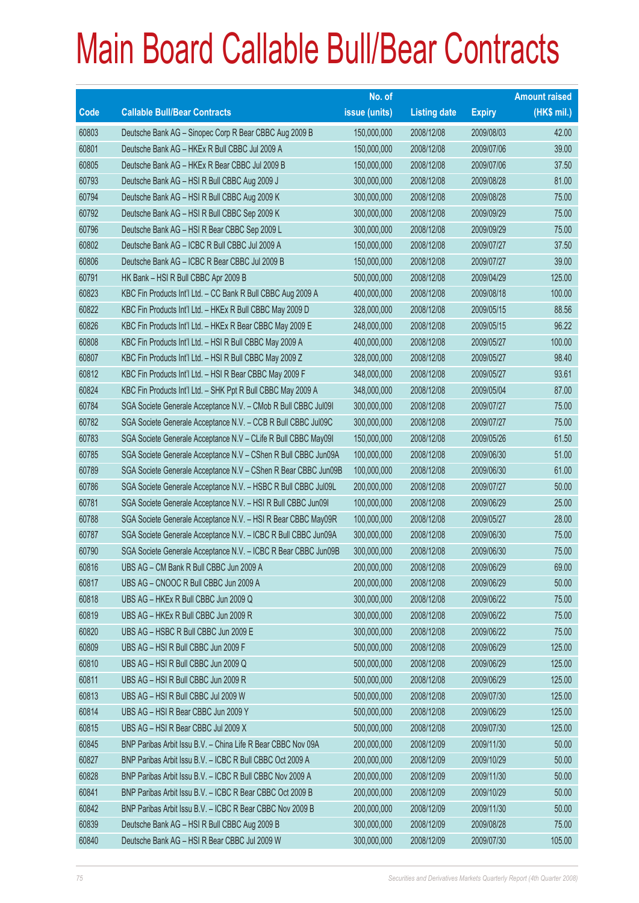# Main Board Callable Bull/Bear Contracts

| Code | Callable Bull/Bear Contracts | No. of issue (units) | Listing date | Expiry | Amount raised (HK$ mil.) |
|---|---|---|---|---|---|
| 60803 | Deutsche Bank AG – Sinopec Corp R Bear CBBC Aug 2009 B | 150,000,000 | 2008/12/08 | 2009/08/03 | 42.00 |
| 60801 | Deutsche Bank AG – HKEx R Bull CBBC Jul 2009 A | 150,000,000 | 2008/12/08 | 2009/07/06 | 39.00 |
| 60805 | Deutsche Bank AG – HKEx R Bear CBBC Jul 2009 B | 150,000,000 | 2008/12/08 | 2009/07/06 | 37.50 |
| 60793 | Deutsche Bank AG – HSI R Bull CBBC Aug 2009 J | 300,000,000 | 2008/12/08 | 2009/08/28 | 81.00 |
| 60794 | Deutsche Bank AG – HSI R Bull CBBC Aug 2009 K | 300,000,000 | 2008/12/08 | 2009/08/28 | 75.00 |
| 60792 | Deutsche Bank AG – HSI R Bull CBBC Sep 2009 K | 300,000,000 | 2008/12/08 | 2009/09/29 | 75.00 |
| 60796 | Deutsche Bank AG – HSI R Bear CBBC Sep 2009 L | 300,000,000 | 2008/12/08 | 2009/09/29 | 75.00 |
| 60802 | Deutsche Bank AG – ICBC R Bull CBBC Jul 2009 A | 150,000,000 | 2008/12/08 | 2009/07/27 | 37.50 |
| 60806 | Deutsche Bank AG – ICBC R Bear CBBC Jul 2009 B | 150,000,000 | 2008/12/08 | 2009/07/27 | 39.00 |
| 60791 | HK Bank – HSI R Bull CBBC Apr 2009 B | 500,000,000 | 2008/12/08 | 2009/04/29 | 125.00 |
| 60823 | KBC Fin Products Int'l Ltd. – CC Bank R Bull CBBC Aug 2009 A | 400,000,000 | 2008/12/08 | 2009/08/18 | 100.00 |
| 60822 | KBC Fin Products Int'l Ltd. – HKEx R Bull CBBC May 2009 D | 328,000,000 | 2008/12/08 | 2009/05/15 | 88.56 |
| 60826 | KBC Fin Products Int'l Ltd. – HKEx R Bear CBBC May 2009 E | 248,000,000 | 2008/12/08 | 2009/05/15 | 96.22 |
| 60808 | KBC Fin Products Int'l Ltd. – HSI R Bull CBBC May 2009 A | 400,000,000 | 2008/12/08 | 2009/05/27 | 100.00 |
| 60807 | KBC Fin Products Int'l Ltd. – HSI R Bull CBBC May 2009 Z | 328,000,000 | 2008/12/08 | 2009/05/27 | 98.40 |
| 60812 | KBC Fin Products Int'l Ltd. – HSI R Bear CBBC May 2009 F | 348,000,000 | 2008/12/08 | 2009/05/27 | 93.61 |
| 60824 | KBC Fin Products Int'l Ltd. – SHK Ppt R Bull CBBC May 2009 A | 348,000,000 | 2008/12/08 | 2009/05/04 | 87.00 |
| 60784 | SGA Societe Generale Acceptance N.V. – CMob R Bull CBBC Jul09I | 300,000,000 | 2008/12/08 | 2009/07/27 | 75.00 |
| 60782 | SGA Societe Generale Acceptance N.V. – CCB R Bull CBBC Jul09C | 300,000,000 | 2008/12/08 | 2009/07/27 | 75.00 |
| 60783 | SGA Societe Generale Acceptance N.V – CLife R Bull CBBC May09I | 150,000,000 | 2008/12/08 | 2009/05/26 | 61.50 |
| 60785 | SGA Societe Generale Acceptance N.V – CShen R Bull CBBC Jun09A | 100,000,000 | 2008/12/08 | 2009/06/30 | 51.00 |
| 60789 | SGA Societe Generale Acceptance N.V – CShen R Bear CBBC Jun09B | 100,000,000 | 2008/12/08 | 2009/06/30 | 61.00 |
| 60786 | SGA Societe Generale Acceptance N.V. – HSBC R Bull CBBC Jul09L | 200,000,000 | 2008/12/08 | 2009/07/27 | 50.00 |
| 60781 | SGA Societe Generale Acceptance N.V. – HSI R Bull CBBC Jun09I | 100,000,000 | 2008/12/08 | 2009/06/29 | 25.00 |
| 60788 | SGA Societe Generale Acceptance N.V. – HSI R Bear CBBC May09R | 100,000,000 | 2008/12/08 | 2009/05/27 | 28.00 |
| 60787 | SGA Societe Generale Acceptance N.V. – ICBC R Bull CBBC Jun09A | 300,000,000 | 2008/12/08 | 2009/06/30 | 75.00 |
| 60790 | SGA Societe Generale Acceptance N.V. – ICBC R Bear CBBC Jun09B | 300,000,000 | 2008/12/08 | 2009/06/30 | 75.00 |
| 60816 | UBS AG – CM Bank R Bull CBBC Jun 2009 A | 200,000,000 | 2008/12/08 | 2009/06/29 | 69.00 |
| 60817 | UBS AG – CNOOC R Bull CBBC Jun 2009 A | 200,000,000 | 2008/12/08 | 2009/06/29 | 50.00 |
| 60818 | UBS AG – HKEx R Bull CBBC Jun 2009 Q | 300,000,000 | 2008/12/08 | 2009/06/22 | 75.00 |
| 60819 | UBS AG – HKEx R Bull CBBC Jun 2009 R | 300,000,000 | 2008/12/08 | 2009/06/22 | 75.00 |
| 60820 | UBS AG – HSBC R Bull CBBC Jun 2009 E | 300,000,000 | 2008/12/08 | 2009/06/22 | 75.00 |
| 60809 | UBS AG – HSI R Bull CBBC Jun 2009 F | 500,000,000 | 2008/12/08 | 2009/06/29 | 125.00 |
| 60810 | UBS AG – HSI R Bull CBBC Jun 2009 Q | 500,000,000 | 2008/12/08 | 2009/06/29 | 125.00 |
| 60811 | UBS AG – HSI R Bull CBBC Jun 2009 R | 500,000,000 | 2008/12/08 | 2009/06/29 | 125.00 |
| 60813 | UBS AG – HSI R Bull CBBC Jul 2009 W | 500,000,000 | 2008/12/08 | 2009/07/30 | 125.00 |
| 60814 | UBS AG – HSI R Bear CBBC Jun 2009 Y | 500,000,000 | 2008/12/08 | 2009/06/29 | 125.00 |
| 60815 | UBS AG – HSI R Bear CBBC Jul 2009 X | 500,000,000 | 2008/12/08 | 2009/07/30 | 125.00 |
| 60845 | BNP Paribas Arbit Issu B.V. – China Life R Bear CBBC Nov 09A | 200,000,000 | 2008/12/09 | 2009/11/30 | 50.00 |
| 60827 | BNP Paribas Arbit Issu B.V. – ICBC R Bull CBBC Oct 2009 A | 200,000,000 | 2008/12/09 | 2009/10/29 | 50.00 |
| 60828 | BNP Paribas Arbit Issu B.V. – ICBC R Bull CBBC Nov 2009 A | 200,000,000 | 2008/12/09 | 2009/11/30 | 50.00 |
| 60841 | BNP Paribas Arbit Issu B.V. – ICBC R Bear CBBC Oct 2009 B | 200,000,000 | 2008/12/09 | 2009/10/29 | 50.00 |
| 60842 | BNP Paribas Arbit Issu B.V. – ICBC R Bear CBBC Nov 2009 B | 200,000,000 | 2008/12/09 | 2009/11/30 | 50.00 |
| 60839 | Deutsche Bank AG – HSI R Bull CBBC Aug 2009 B | 300,000,000 | 2008/12/09 | 2009/08/28 | 75.00 |
| 60840 | Deutsche Bank AG – HSI R Bear CBBC Jul 2009 W | 300,000,000 | 2008/12/09 | 2009/07/30 | 105.00 |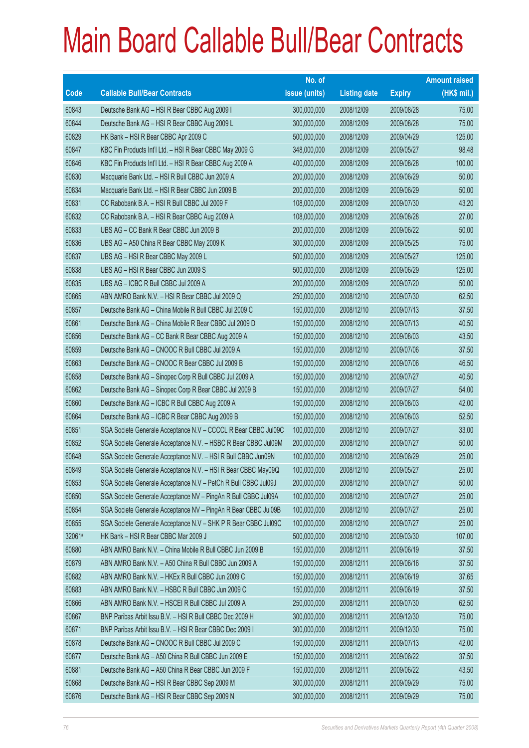# Main Board Callable Bull/Bear Contracts

| Code | Callable Bull/Bear Contracts | No. of issue (units) | Listing date | Expiry | Amount raised (HK$ mil.) |
|---|---|---|---|---|---|
| 60843 | Deutsche Bank AG – HSI R Bear CBBC Aug 2009 I | 300,000,000 | 2008/12/09 | 2009/08/28 | 75.00 |
| 60844 | Deutsche Bank AG – HSI R Bear CBBC Aug 2009 L | 300,000,000 | 2008/12/09 | 2009/08/28 | 75.00 |
| 60829 | HK Bank – HSI R Bear CBBC Apr 2009 C | 500,000,000 | 2008/12/09 | 2009/04/29 | 125.00 |
| 60847 | KBC Fin Products Int'l Ltd. – HSI R Bear CBBC May 2009 G | 348,000,000 | 2008/12/09 | 2009/05/27 | 98.48 |
| 60846 | KBC Fin Products Int'l Ltd. – HSI R Bear CBBC Aug 2009 A | 400,000,000 | 2008/12/09 | 2009/08/28 | 100.00 |
| 60830 | Macquarie Bank Ltd. – HSI R Bull CBBC Jun 2009 A | 200,000,000 | 2008/12/09 | 2009/06/29 | 50.00 |
| 60834 | Macquarie Bank Ltd. – HSI R Bear CBBC Jun 2009 B | 200,000,000 | 2008/12/09 | 2009/06/29 | 50.00 |
| 60831 | CC Rabobank B.A. – HSI R Bull CBBC Jul 2009 F | 108,000,000 | 2008/12/09 | 2009/07/30 | 43.20 |
| 60832 | CC Rabobank B.A. – HSI R Bear CBBC Aug 2009 A | 108,000,000 | 2008/12/09 | 2009/08/28 | 27.00 |
| 60833 | UBS AG – CC Bank R Bear CBBC Jun 2009 B | 200,000,000 | 2008/12/09 | 2009/06/22 | 50.00 |
| 60836 | UBS AG – A50 China R Bear CBBC May 2009 K | 300,000,000 | 2008/12/09 | 2009/05/25 | 75.00 |
| 60837 | UBS AG – HSI R Bear CBBC May 2009 L | 500,000,000 | 2008/12/09 | 2009/05/27 | 125.00 |
| 60838 | UBS AG – HSI R Bear CBBC Jun 2009 S | 500,000,000 | 2008/12/09 | 2009/06/29 | 125.00 |
| 60835 | UBS AG – ICBC R Bull CBBC Jul 2009 A | 200,000,000 | 2008/12/09 | 2009/07/20 | 50.00 |
| 60865 | ABN AMRO Bank N.V. – HSI R Bear CBBC Jul 2009 Q | 250,000,000 | 2008/12/10 | 2009/07/30 | 62.50 |
| 60857 | Deutsche Bank AG – China Mobile R Bull CBBC Jul 2009 C | 150,000,000 | 2008/12/10 | 2009/07/13 | 37.50 |
| 60861 | Deutsche Bank AG – China Mobile R Bear CBBC Jul 2009 D | 150,000,000 | 2008/12/10 | 2009/07/13 | 40.50 |
| 60856 | Deutsche Bank AG – CC Bank R Bear CBBC Aug 2009 A | 150,000,000 | 2008/12/10 | 2009/08/03 | 43.50 |
| 60859 | Deutsche Bank AG – CNOOC R Bull CBBC Jul 2009 A | 150,000,000 | 2008/12/10 | 2009/07/06 | 37.50 |
| 60863 | Deutsche Bank AG – CNOOC R Bear CBBC Jul 2009 B | 150,000,000 | 2008/12/10 | 2009/07/06 | 46.50 |
| 60858 | Deutsche Bank AG – Sinopec Corp R Bull CBBC Jul 2009 A | 150,000,000 | 2008/12/10 | 2009/07/27 | 40.50 |
| 60862 | Deutsche Bank AG – Sinopec Corp R Bear CBBC Jul 2009 B | 150,000,000 | 2008/12/10 | 2009/07/27 | 54.00 |
| 60860 | Deutsche Bank AG – ICBC R Bull CBBC Aug 2009 A | 150,000,000 | 2008/12/10 | 2009/08/03 | 42.00 |
| 60864 | Deutsche Bank AG – ICBC R Bear CBBC Aug 2009 B | 150,000,000 | 2008/12/10 | 2009/08/03 | 52.50 |
| 60851 | SGA Societe Generale Acceptance N.V – CCCCL R Bear CBBC Jul09C | 100,000,000 | 2008/12/10 | 2009/07/27 | 33.00 |
| 60852 | SGA Societe Generale Acceptance N.V. – HSBC R Bear CBBC Jul09M | 200,000,000 | 2008/12/10 | 2009/07/27 | 50.00 |
| 60848 | SGA Societe Generale Acceptance N.V. – HSI R Bull CBBC Jun09N | 100,000,000 | 2008/12/10 | 2009/06/29 | 25.00 |
| 60849 | SGA Societe Generale Acceptance N.V. – HSI R Bear CBBC May09Q | 100,000,000 | 2008/12/10 | 2009/05/27 | 25.00 |
| 60853 | SGA Societe Generale Acceptance N.V – PetCh R Bull CBBC Jul09J | 200,000,000 | 2008/12/10 | 2009/07/27 | 50.00 |
| 60850 | SGA Societe Generale Acceptance NV – PingAn R Bull CBBC Jul09A | 100,000,000 | 2008/12/10 | 2009/07/27 | 25.00 |
| 60854 | SGA Societe Generale Acceptance NV – PingAn R Bear CBBC Jul09B | 100,000,000 | 2008/12/10 | 2009/07/27 | 25.00 |
| 60855 | SGA Societe Generale Acceptance N.V – SHK P R Bear CBBC Jul09C | 100,000,000 | 2008/12/10 | 2009/07/27 | 25.00 |
| 32061# | HK Bank – HSI R Bear CBBC Mar 2009 J | 500,000,000 | 2008/12/10 | 2009/03/30 | 107.00 |
| 60880 | ABN AMRO Bank N.V. – China Mobile R Bull CBBC Jun 2009 B | 150,000,000 | 2008/12/11 | 2009/06/19 | 37.50 |
| 60879 | ABN AMRO Bank N.V. – A50 China R Bull CBBC Jun 2009 A | 150,000,000 | 2008/12/11 | 2009/06/16 | 37.50 |
| 60882 | ABN AMRO Bank N.V. – HKEx R Bull CBBC Jun 2009 C | 150,000,000 | 2008/12/11 | 2009/06/19 | 37.65 |
| 60883 | ABN AMRO Bank N.V. – HSBC R Bull CBBC Jun 2009 C | 150,000,000 | 2008/12/11 | 2009/06/19 | 37.50 |
| 60866 | ABN AMRO Bank N.V. – HSCEI R Bull CBBC Jul 2009 A | 250,000,000 | 2008/12/11 | 2009/07/30 | 62.50 |
| 60867 | BNP Paribas Arbit Issu B.V. – HSI R Bull CBBC Dec 2009 H | 300,000,000 | 2008/12/11 | 2009/12/30 | 75.00 |
| 60871 | BNP Paribas Arbit Issu B.V. – HSI R Bear CBBC Dec 2009 I | 300,000,000 | 2008/12/11 | 2009/12/30 | 75.00 |
| 60878 | Deutsche Bank AG – CNOOC R Bull CBBC Jul 2009 C | 150,000,000 | 2008/12/11 | 2009/07/13 | 42.00 |
| 60877 | Deutsche Bank AG – A50 China R Bull CBBC Jun 2009 E | 150,000,000 | 2008/12/11 | 2009/06/22 | 37.50 |
| 60881 | Deutsche Bank AG – A50 China R Bear CBBC Jun 2009 F | 150,000,000 | 2008/12/11 | 2009/06/22 | 43.50 |
| 60868 | Deutsche Bank AG – HSI R Bear CBBC Sep 2009 M | 300,000,000 | 2008/12/11 | 2009/09/29 | 75.00 |
| 60876 | Deutsche Bank AG – HSI R Bear CBBC Sep 2009 N | 300,000,000 | 2008/12/11 | 2009/09/29 | 75.00 |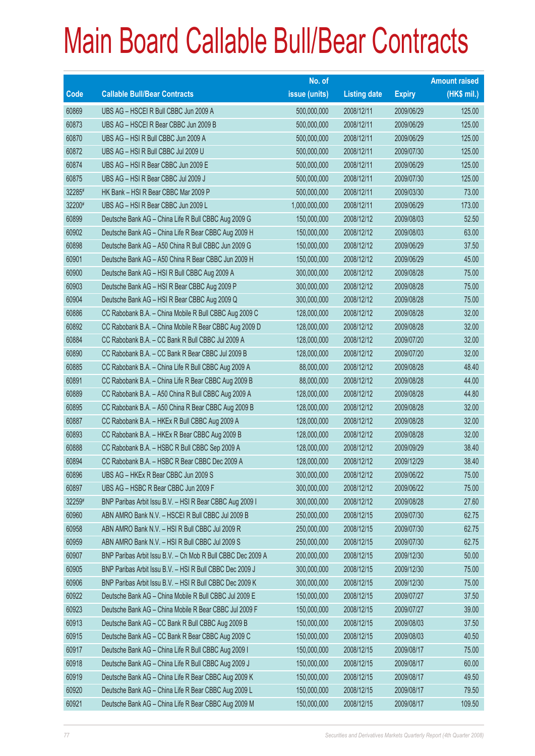# Main Board Callable Bull/Bear Contracts

| Code | Callable Bull/Bear Contracts | No. of issue (units) | Listing date | Expiry | Amount raised (HK$ mil.) |
|---|---|---|---|---|---|
| 60869 | UBS AG – HSCEI R Bull CBBC Jun 2009 A | 500,000,000 | 2008/12/11 | 2009/06/29 | 125.00 |
| 60873 | UBS AG – HSCEI R Bear CBBC Jun 2009 B | 500,000,000 | 2008/12/11 | 2009/06/29 | 125.00 |
| 60870 | UBS AG – HSI R Bull CBBC Jun 2009 A | 500,000,000 | 2008/12/11 | 2009/06/29 | 125.00 |
| 60872 | UBS AG – HSI R Bull CBBC Jul 2009 U | 500,000,000 | 2008/12/11 | 2009/07/30 | 125.00 |
| 60874 | UBS AG – HSI R Bear CBBC Jun 2009 E | 500,000,000 | 2008/12/11 | 2009/06/29 | 125.00 |
| 60875 | UBS AG – HSI R Bear CBBC Jul 2009 J | 500,000,000 | 2008/12/11 | 2009/07/30 | 125.00 |
| 32285# | HK Bank – HSI R Bear CBBC Mar 2009 P | 500,000,000 | 2008/12/11 | 2009/03/30 | 73.00 |
| 32200# | UBS AG – HSI R Bear CBBC Jun 2009 L | 1,000,000,000 | 2008/12/11 | 2009/06/29 | 173.00 |
| 60899 | Deutsche Bank AG – China Life R Bull CBBC Aug 2009 G | 150,000,000 | 2008/12/12 | 2009/08/03 | 52.50 |
| 60902 | Deutsche Bank AG – China Life R Bear CBBC Aug 2009 H | 150,000,000 | 2008/12/12 | 2009/08/03 | 63.00 |
| 60898 | Deutsche Bank AG – A50 China R Bull CBBC Jun 2009 G | 150,000,000 | 2008/12/12 | 2009/06/29 | 37.50 |
| 60901 | Deutsche Bank AG – A50 China R Bear CBBC Jun 2009 H | 150,000,000 | 2008/12/12 | 2009/06/29 | 45.00 |
| 60900 | Deutsche Bank AG – HSI R Bull CBBC Aug 2009 A | 300,000,000 | 2008/12/12 | 2009/08/28 | 75.00 |
| 60903 | Deutsche Bank AG – HSI R Bear CBBC Aug 2009 P | 300,000,000 | 2008/12/12 | 2009/08/28 | 75.00 |
| 60904 | Deutsche Bank AG – HSI R Bear CBBC Aug 2009 Q | 300,000,000 | 2008/12/12 | 2009/08/28 | 75.00 |
| 60886 | CC Rabobank B.A. – China Mobile R Bull CBBC Aug 2009 C | 128,000,000 | 2008/12/12 | 2009/08/28 | 32.00 |
| 60892 | CC Rabobank B.A. – China Mobile R Bear CBBC Aug 2009 D | 128,000,000 | 2008/12/12 | 2009/08/28 | 32.00 |
| 60884 | CC Rabobank B.A. – CC Bank R Bull CBBC Jul 2009 A | 128,000,000 | 2008/12/12 | 2009/07/20 | 32.00 |
| 60890 | CC Rabobank B.A. – CC Bank R Bear CBBC Jul 2009 B | 128,000,000 | 2008/12/12 | 2009/07/20 | 32.00 |
| 60885 | CC Rabobank B.A. – China Life R Bull CBBC Aug 2009 A | 88,000,000 | 2008/12/12 | 2009/08/28 | 48.40 |
| 60891 | CC Rabobank B.A. – China Life R Bear CBBC Aug 2009 B | 88,000,000 | 2008/12/12 | 2009/08/28 | 44.00 |
| 60889 | CC Rabobank B.A. – A50 China R Bull CBBC Aug 2009 A | 128,000,000 | 2008/12/12 | 2009/08/28 | 44.80 |
| 60895 | CC Rabobank B.A. – A50 China R Bear CBBC Aug 2009 B | 128,000,000 | 2008/12/12 | 2009/08/28 | 32.00 |
| 60887 | CC Rabobank B.A. – HKEx R Bull CBBC Aug 2009 A | 128,000,000 | 2008/12/12 | 2009/08/28 | 32.00 |
| 60893 | CC Rabobank B.A. – HKEx R Bear CBBC Aug 2009 B | 128,000,000 | 2008/12/12 | 2009/08/28 | 32.00 |
| 60888 | CC Rabobank B.A. – HSBC R Bull CBBC Sep 2009 A | 128,000,000 | 2008/12/12 | 2009/09/29 | 38.40 |
| 60894 | CC Rabobank B.A. – HSBC R Bear CBBC Dec 2009 A | 128,000,000 | 2008/12/12 | 2009/12/29 | 38.40 |
| 60896 | UBS AG – HKEx R Bear CBBC Jun 2009 S | 300,000,000 | 2008/12/12 | 2009/06/22 | 75.00 |
| 60897 | UBS AG – HSBC R Bear CBBC Jun 2009 F | 300,000,000 | 2008/12/12 | 2009/06/22 | 75.00 |
| 32259# | BNP Paribas Arbit Issu B.V. – HSI R Bear CBBC Aug 2009 I | 300,000,000 | 2008/12/12 | 2009/08/28 | 27.60 |
| 60960 | ABN AMRO Bank N.V. – HSCEI R Bull CBBC Jul 2009 B | 250,000,000 | 2008/12/15 | 2009/07/30 | 62.75 |
| 60958 | ABN AMRO Bank N.V. – HSI R Bull CBBC Jul 2009 R | 250,000,000 | 2008/12/15 | 2009/07/30 | 62.75 |
| 60959 | ABN AMRO Bank N.V. – HSI R Bull CBBC Jul 2009 S | 250,000,000 | 2008/12/15 | 2009/07/30 | 62.75 |
| 60907 | BNP Paribas Arbit Issu B.V. – Ch Mob R Bull CBBC Dec 2009 A | 200,000,000 | 2008/12/15 | 2009/12/30 | 50.00 |
| 60905 | BNP Paribas Arbit Issu B.V. – HSI R Bull CBBC Dec 2009 J | 300,000,000 | 2008/12/15 | 2009/12/30 | 75.00 |
| 60906 | BNP Paribas Arbit Issu B.V. – HSI R Bull CBBC Dec 2009 K | 300,000,000 | 2008/12/15 | 2009/12/30 | 75.00 |
| 60922 | Deutsche Bank AG – China Mobile R Bull CBBC Jul 2009 E | 150,000,000 | 2008/12/15 | 2009/07/27 | 37.50 |
| 60923 | Deutsche Bank AG – China Mobile R Bear CBBC Jul 2009 F | 150,000,000 | 2008/12/15 | 2009/07/27 | 39.00 |
| 60913 | Deutsche Bank AG – CC Bank R Bull CBBC Aug 2009 B | 150,000,000 | 2008/12/15 | 2009/08/03 | 37.50 |
| 60915 | Deutsche Bank AG – CC Bank R Bear CBBC Aug 2009 C | 150,000,000 | 2008/12/15 | 2009/08/03 | 40.50 |
| 60917 | Deutsche Bank AG – China Life R Bull CBBC Aug 2009 I | 150,000,000 | 2008/12/15 | 2009/08/17 | 75.00 |
| 60918 | Deutsche Bank AG – China Life R Bull CBBC Aug 2009 J | 150,000,000 | 2008/12/15 | 2009/08/17 | 60.00 |
| 60919 | Deutsche Bank AG – China Life R Bear CBBC Aug 2009 K | 150,000,000 | 2008/12/15 | 2009/08/17 | 49.50 |
| 60920 | Deutsche Bank AG – China Life R Bear CBBC Aug 2009 L | 150,000,000 | 2008/12/15 | 2009/08/17 | 79.50 |
| 60921 | Deutsche Bank AG – China Life R Bear CBBC Aug 2009 M | 150,000,000 | 2008/12/15 | 2009/08/17 | 109.50 |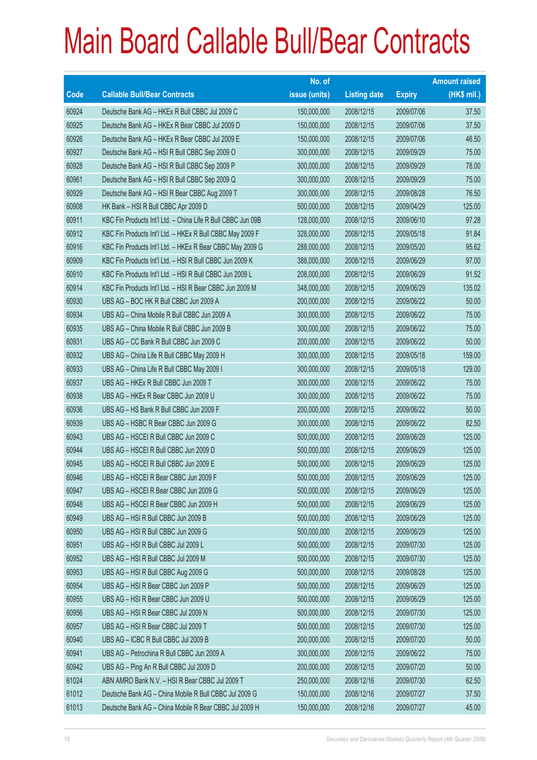# Main Board Callable Bull/Bear Contracts

| Code | Callable Bull/Bear Contracts | No. of issue (units) | Listing date | Expiry | Amount raised (HK$ mil.) |
|---|---|---|---|---|---|
| 60924 | Deutsche Bank AG – HKEx R Bull CBBC Jul 2009 C | 150,000,000 | 2008/12/15 | 2009/07/06 | 37.50 |
| 60925 | Deutsche Bank AG – HKEx R Bear CBBC Jul 2009 D | 150,000,000 | 2008/12/15 | 2009/07/06 | 37.50 |
| 60926 | Deutsche Bank AG – HKEx R Bear CBBC Jul 2009 E | 150,000,000 | 2008/12/15 | 2009/07/06 | 46.50 |
| 60927 | Deutsche Bank AG – HSI R Bull CBBC Sep 2009 O | 300,000,000 | 2008/12/15 | 2009/09/29 | 75.00 |
| 60928 | Deutsche Bank AG – HSI R Bull CBBC Sep 2009 P | 300,000,000 | 2008/12/15 | 2009/09/29 | 78.00 |
| 60961 | Deutsche Bank AG – HSI R Bull CBBC Sep 2009 Q | 300,000,000 | 2008/12/15 | 2009/09/29 | 75.00 |
| 60929 | Deutsche Bank AG – HSI R Bear CBBC Aug 2009 T | 300,000,000 | 2008/12/15 | 2009/08/28 | 76.50 |
| 60908 | HK Bank – HSI R Bull CBBC Apr 2009 D | 500,000,000 | 2008/12/15 | 2009/04/29 | 125.00 |
| 60911 | KBC Fin Products Int'l Ltd. – China Life R Bull CBBC Jun 09B | 128,000,000 | 2008/12/15 | 2009/06/10 | 97.28 |
| 60912 | KBC Fin Products Int'l Ltd. – HKEx R Bull CBBC May 2009 F | 328,000,000 | 2008/12/15 | 2009/05/18 | 91.84 |
| 60916 | KBC Fin Products Int'l Ltd. – HKEx R Bear CBBC May 2009 G | 288,000,000 | 2008/12/15 | 2009/05/20 | 95.62 |
| 60909 | KBC Fin Products Int'l Ltd. – HSI R Bull CBBC Jun 2009 K | 388,000,000 | 2008/12/15 | 2009/06/29 | 97.00 |
| 60910 | KBC Fin Products Int'l Ltd. – HSI R Bull CBBC Jun 2009 L | 208,000,000 | 2008/12/15 | 2009/06/29 | 91.52 |
| 60914 | KBC Fin Products Int'l Ltd. – HSI R Bear CBBC Jun 2009 M | 348,000,000 | 2008/12/15 | 2009/06/29 | 135.02 |
| 60930 | UBS AG – BOC HK R Bull CBBC Jun 2009 A | 200,000,000 | 2008/12/15 | 2009/06/22 | 50.00 |
| 60934 | UBS AG – China Mobile R Bull CBBC Jun 2009 A | 300,000,000 | 2008/12/15 | 2009/06/22 | 75.00 |
| 60935 | UBS AG – China Mobile R Bull CBBC Jun 2009 B | 300,000,000 | 2008/12/15 | 2009/06/22 | 75.00 |
| 60931 | UBS AG – CC Bank R Bull CBBC Jun 2009 C | 200,000,000 | 2008/12/15 | 2009/06/22 | 50.00 |
| 60932 | UBS AG – China Life R Bull CBBC May 2009 H | 300,000,000 | 2008/12/15 | 2009/05/18 | 159.00 |
| 60933 | UBS AG – China Life R Bull CBBC May 2009 I | 300,000,000 | 2008/12/15 | 2009/05/18 | 129.00 |
| 60937 | UBS AG – HKEx R Bull CBBC Jun 2009 T | 300,000,000 | 2008/12/15 | 2009/06/22 | 75.00 |
| 60938 | UBS AG – HKEx R Bear CBBC Jun 2009 U | 300,000,000 | 2008/12/15 | 2009/06/22 | 75.00 |
| 60936 | UBS AG – HS Bank R Bull CBBC Jun 2009 F | 200,000,000 | 2008/12/15 | 2009/06/22 | 50.00 |
| 60939 | UBS AG – HSBC R Bear CBBC Jun 2009 G | 300,000,000 | 2008/12/15 | 2009/06/22 | 82.50 |
| 60943 | UBS AG – HSCEI R Bull CBBC Jun 2009 C | 500,000,000 | 2008/12/15 | 2009/06/29 | 125.00 |
| 60944 | UBS AG – HSCEI R Bull CBBC Jun 2009 D | 500,000,000 | 2008/12/15 | 2009/06/29 | 125.00 |
| 60945 | UBS AG – HSCEI R Bull CBBC Jun 2009 E | 500,000,000 | 2008/12/15 | 2009/06/29 | 125.00 |
| 60946 | UBS AG – HSCEI R Bear CBBC Jun 2009 F | 500,000,000 | 2008/12/15 | 2009/06/29 | 125.00 |
| 60947 | UBS AG – HSCEI R Bear CBBC Jun 2009 G | 500,000,000 | 2008/12/15 | 2009/06/29 | 125.00 |
| 60948 | UBS AG – HSCEI R Bear CBBC Jun 2009 H | 500,000,000 | 2008/12/15 | 2009/06/29 | 125.00 |
| 60949 | UBS AG – HSI R Bull CBBC Jun 2009 B | 500,000,000 | 2008/12/15 | 2009/06/29 | 125.00 |
| 60950 | UBS AG – HSI R Bull CBBC Jun 2009 G | 500,000,000 | 2008/12/15 | 2009/06/29 | 125.00 |
| 60951 | UBS AG – HSI R Bull CBBC Jul 2009 L | 500,000,000 | 2008/12/15 | 2009/07/30 | 125.00 |
| 60952 | UBS AG – HSI R Bull CBBC Jul 2009 M | 500,000,000 | 2008/12/15 | 2009/07/30 | 125.00 |
| 60953 | UBS AG – HSI R Bull CBBC Aug 2009 G | 500,000,000 | 2008/12/15 | 2009/08/28 | 125.00 |
| 60954 | UBS AG – HSI R Bear CBBC Jun 2009 P | 500,000,000 | 2008/12/15 | 2009/06/29 | 125.00 |
| 60955 | UBS AG – HSI R Bear CBBC Jun 2009 U | 500,000,000 | 2008/12/15 | 2009/06/29 | 125.00 |
| 60956 | UBS AG – HSI R Bear CBBC Jul 2009 N | 500,000,000 | 2008/12/15 | 2009/07/30 | 125.00 |
| 60957 | UBS AG – HSI R Bear CBBC Jul 2009 T | 500,000,000 | 2008/12/15 | 2009/07/30 | 125.00 |
| 60940 | UBS AG – ICBC R Bull CBBC Jul 2009 B | 200,000,000 | 2008/12/15 | 2009/07/20 | 50.00 |
| 60941 | UBS AG – Petrochina R Bull CBBC Jun 2009 A | 300,000,000 | 2008/12/15 | 2009/06/22 | 75.00 |
| 60942 | UBS AG – Ping An R Bull CBBC Jul 2009 D | 200,000,000 | 2008/12/15 | 2009/07/20 | 50.00 |
| 61024 | ABN AMRO Bank N.V. – HSI R Bear CBBC Jul 2009 T | 250,000,000 | 2008/12/16 | 2009/07/30 | 62.50 |
| 61012 | Deutsche Bank AG – China Mobile R Bull CBBC Jul 2009 G | 150,000,000 | 2008/12/16 | 2009/07/27 | 37.50 |
| 61013 | Deutsche Bank AG – China Mobile R Bear CBBC Jul 2009 H | 150,000,000 | 2008/12/16 | 2009/07/27 | 45.00 |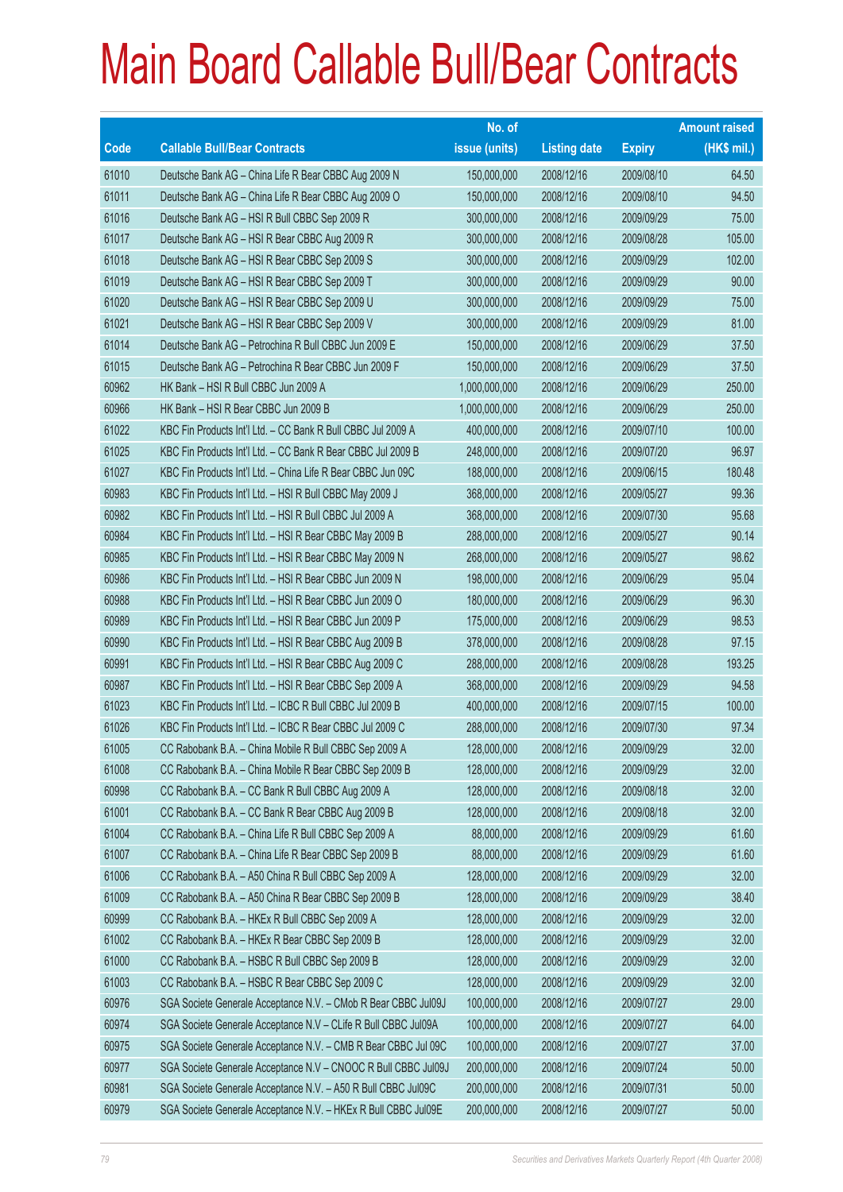# Main Board Callable Bull/Bear Contracts

| Code | Callable Bull/Bear Contracts | No. of issue (units) | Listing date | Expiry | Amount raised (HK$ mil.) |
|---|---|---|---|---|---|
| 61010 | Deutsche Bank AG – China Life R Bear CBBC Aug 2009 N | 150,000,000 | 2008/12/16 | 2009/08/10 | 64.50 |
| 61011 | Deutsche Bank AG – China Life R Bear CBBC Aug 2009 O | 150,000,000 | 2008/12/16 | 2009/08/10 | 94.50 |
| 61016 | Deutsche Bank AG – HSI R Bull CBBC Sep 2009 R | 300,000,000 | 2008/12/16 | 2009/09/29 | 75.00 |
| 61017 | Deutsche Bank AG – HSI R Bear CBBC Aug 2009 R | 300,000,000 | 2008/12/16 | 2009/08/28 | 105.00 |
| 61018 | Deutsche Bank AG – HSI R Bear CBBC Sep 2009 S | 300,000,000 | 2008/12/16 | 2009/09/29 | 102.00 |
| 61019 | Deutsche Bank AG – HSI R Bear CBBC Sep 2009 T | 300,000,000 | 2008/12/16 | 2009/09/29 | 90.00 |
| 61020 | Deutsche Bank AG – HSI R Bear CBBC Sep 2009 U | 300,000,000 | 2008/12/16 | 2009/09/29 | 75.00 |
| 61021 | Deutsche Bank AG – HSI R Bear CBBC Sep 2009 V | 300,000,000 | 2008/12/16 | 2009/09/29 | 81.00 |
| 61014 | Deutsche Bank AG – Petrochina R Bull CBBC Jun 2009 E | 150,000,000 | 2008/12/16 | 2009/06/29 | 37.50 |
| 61015 | Deutsche Bank AG – Petrochina R Bear CBBC Jun 2009 F | 150,000,000 | 2008/12/16 | 2009/06/29 | 37.50 |
| 60962 | HK Bank – HSI R Bull CBBC Jun 2009 A | 1,000,000,000 | 2008/12/16 | 2009/06/29 | 250.00 |
| 60966 | HK Bank – HSI R Bear CBBC Jun 2009 B | 1,000,000,000 | 2008/12/16 | 2009/06/29 | 250.00 |
| 61022 | KBC Fin Products Int'l Ltd. – CC Bank R Bull CBBC Jul 2009 A | 400,000,000 | 2008/12/16 | 2009/07/10 | 100.00 |
| 61025 | KBC Fin Products Int'l Ltd. – CC Bank R Bear CBBC Jul 2009 B | 248,000,000 | 2008/12/16 | 2009/07/20 | 96.97 |
| 61027 | KBC Fin Products Int'l Ltd. – China Life R Bear CBBC Jun 09C | 188,000,000 | 2008/12/16 | 2009/06/15 | 180.48 |
| 60983 | KBC Fin Products Int'l Ltd. – HSI R Bull CBBC May 2009 J | 368,000,000 | 2008/12/16 | 2009/05/27 | 99.36 |
| 60982 | KBC Fin Products Int'l Ltd. – HSI R Bull CBBC Jul 2009 A | 368,000,000 | 2008/12/16 | 2009/07/30 | 95.68 |
| 60984 | KBC Fin Products Int'l Ltd. – HSI R Bear CBBC May 2009 B | 288,000,000 | 2008/12/16 | 2009/05/27 | 90.14 |
| 60985 | KBC Fin Products Int'l Ltd. – HSI R Bear CBBC May 2009 N | 268,000,000 | 2008/12/16 | 2009/05/27 | 98.62 |
| 60986 | KBC Fin Products Int'l Ltd. – HSI R Bear CBBC Jun 2009 N | 198,000,000 | 2008/12/16 | 2009/06/29 | 95.04 |
| 60988 | KBC Fin Products Int'l Ltd. – HSI R Bear CBBC Jun 2009 O | 180,000,000 | 2008/12/16 | 2009/06/29 | 96.30 |
| 60989 | KBC Fin Products Int'l Ltd. – HSI R Bear CBBC Jun 2009 P | 175,000,000 | 2008/12/16 | 2009/06/29 | 98.53 |
| 60990 | KBC Fin Products Int'l Ltd. – HSI R Bear CBBC Aug 2009 B | 378,000,000 | 2008/12/16 | 2009/08/28 | 97.15 |
| 60991 | KBC Fin Products Int'l Ltd. – HSI R Bear CBBC Aug 2009 C | 288,000,000 | 2008/12/16 | 2009/08/28 | 193.25 |
| 60987 | KBC Fin Products Int'l Ltd. – HSI R Bear CBBC Sep 2009 A | 368,000,000 | 2008/12/16 | 2009/09/29 | 94.58 |
| 61023 | KBC Fin Products Int'l Ltd. – ICBC R Bull CBBC Jul 2009 B | 400,000,000 | 2008/12/16 | 2009/07/15 | 100.00 |
| 61026 | KBC Fin Products Int'l Ltd. – ICBC R Bear CBBC Jul 2009 C | 288,000,000 | 2008/12/16 | 2009/07/30 | 97.34 |
| 61005 | CC Rabobank B.A. – China Mobile R Bull CBBC Sep 2009 A | 128,000,000 | 2008/12/16 | 2009/09/29 | 32.00 |
| 61008 | CC Rabobank B.A. – China Mobile R Bear CBBC Sep 2009 B | 128,000,000 | 2008/12/16 | 2009/09/29 | 32.00 |
| 60998 | CC Rabobank B.A. – CC Bank R Bull CBBC Aug 2009 A | 128,000,000 | 2008/12/16 | 2009/08/18 | 32.00 |
| 61001 | CC Rabobank B.A. – CC Bank R Bear CBBC Aug 2009 B | 128,000,000 | 2008/12/16 | 2009/08/18 | 32.00 |
| 61004 | CC Rabobank B.A. – China Life R Bull CBBC Sep 2009 A | 88,000,000 | 2008/12/16 | 2009/09/29 | 61.60 |
| 61007 | CC Rabobank B.A. – China Life R Bear CBBC Sep 2009 B | 88,000,000 | 2008/12/16 | 2009/09/29 | 61.60 |
| 61006 | CC Rabobank B.A. – A50 China R Bull CBBC Sep 2009 A | 128,000,000 | 2008/12/16 | 2009/09/29 | 32.00 |
| 61009 | CC Rabobank B.A. – A50 China R Bear CBBC Sep 2009 B | 128,000,000 | 2008/12/16 | 2009/09/29 | 38.40 |
| 60999 | CC Rabobank B.A. – HKEx R Bull CBBC Sep 2009 A | 128,000,000 | 2008/12/16 | 2009/09/29 | 32.00 |
| 61002 | CC Rabobank B.A. – HKEx R Bear CBBC Sep 2009 B | 128,000,000 | 2008/12/16 | 2009/09/29 | 32.00 |
| 61000 | CC Rabobank B.A. – HSBC R Bull CBBC Sep 2009 B | 128,000,000 | 2008/12/16 | 2009/09/29 | 32.00 |
| 61003 | CC Rabobank B.A. – HSBC R Bear CBBC Sep 2009 C | 128,000,000 | 2008/12/16 | 2009/09/29 | 32.00 |
| 60976 | SGA Societe Generale Acceptance N.V. – CMob R Bear CBBC Jul09J | 100,000,000 | 2008/12/16 | 2009/07/27 | 29.00 |
| 60974 | SGA Societe Generale Acceptance N.V – CLife R Bull CBBC Jul09A | 100,000,000 | 2008/12/16 | 2009/07/27 | 64.00 |
| 60975 | SGA Societe Generale Acceptance N.V. – CMB R Bear CBBC Jul 09C | 100,000,000 | 2008/12/16 | 2009/07/27 | 37.00 |
| 60977 | SGA Societe Generale Acceptance N.V – CNOOC R Bull CBBC Jul09J | 200,000,000 | 2008/12/16 | 2009/07/24 | 50.00 |
| 60981 | SGA Societe Generale Acceptance N.V. – A50 R Bull CBBC Jul09C | 200,000,000 | 2008/12/16 | 2009/07/31 | 50.00 |
| 60979 | SGA Societe Generale Acceptance N.V. – HKEx R Bull CBBC Jul09E | 200,000,000 | 2008/12/16 | 2009/07/27 | 50.00 |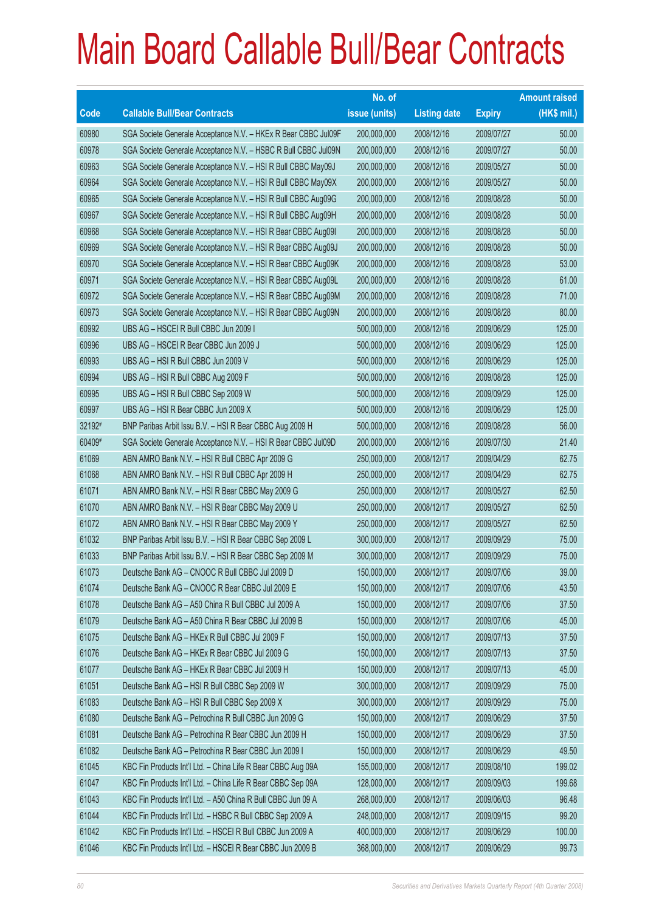# Main Board Callable Bull/Bear Contracts

| Code | Callable Bull/Bear Contracts | No. of issue (units) | Listing date | Expiry | Amount raised (HK$ mil.) |
|---|---|---|---|---|---|
| 60980 | SGA Societe Generale Acceptance N.V. – HKEx R Bear CBBC Jul09F | 200,000,000 | 2008/12/16 | 2009/07/27 | 50.00 |
| 60978 | SGA Societe Generale Acceptance N.V. – HSBC R Bull CBBC Jul09N | 200,000,000 | 2008/12/16 | 2009/07/27 | 50.00 |
| 60963 | SGA Societe Generale Acceptance N.V. – HSI R Bull CBBC May09J | 200,000,000 | 2008/12/16 | 2009/05/27 | 50.00 |
| 60964 | SGA Societe Generale Acceptance N.V. – HSI R Bull CBBC May09X | 200,000,000 | 2008/12/16 | 2009/05/27 | 50.00 |
| 60965 | SGA Societe Generale Acceptance N.V. – HSI R Bull CBBC Aug09G | 200,000,000 | 2008/12/16 | 2009/08/28 | 50.00 |
| 60967 | SGA Societe Generale Acceptance N.V. – HSI R Bull CBBC Aug09H | 200,000,000 | 2008/12/16 | 2009/08/28 | 50.00 |
| 60968 | SGA Societe Generale Acceptance N.V. – HSI R Bear CBBC Aug09I | 200,000,000 | 2008/12/16 | 2009/08/28 | 50.00 |
| 60969 | SGA Societe Generale Acceptance N.V. – HSI R Bear CBBC Aug09J | 200,000,000 | 2008/12/16 | 2009/08/28 | 50.00 |
| 60970 | SGA Societe Generale Acceptance N.V. – HSI R Bear CBBC Aug09K | 200,000,000 | 2008/12/16 | 2009/08/28 | 53.00 |
| 60971 | SGA Societe Generale Acceptance N.V. – HSI R Bear CBBC Aug09L | 200,000,000 | 2008/12/16 | 2009/08/28 | 61.00 |
| 60972 | SGA Societe Generale Acceptance N.V. – HSI R Bear CBBC Aug09M | 200,000,000 | 2008/12/16 | 2009/08/28 | 71.00 |
| 60973 | SGA Societe Generale Acceptance N.V. – HSI R Bear CBBC Aug09N | 200,000,000 | 2008/12/16 | 2009/08/28 | 80.00 |
| 60992 | UBS AG – HSCEI R Bull CBBC Jun 2009 I | 500,000,000 | 2008/12/16 | 2009/06/29 | 125.00 |
| 60996 | UBS AG – HSCEI R Bear CBBC Jun 2009 J | 500,000,000 | 2008/12/16 | 2009/06/29 | 125.00 |
| 60993 | UBS AG – HSI R Bull CBBC Jun 2009 V | 500,000,000 | 2008/12/16 | 2009/06/29 | 125.00 |
| 60994 | UBS AG – HSI R Bull CBBC Aug 2009 F | 500,000,000 | 2008/12/16 | 2009/08/28 | 125.00 |
| 60995 | UBS AG – HSI R Bull CBBC Sep 2009 W | 500,000,000 | 2008/12/16 | 2009/09/29 | 125.00 |
| 60997 | UBS AG – HSI R Bear CBBC Jun 2009 X | 500,000,000 | 2008/12/16 | 2009/06/29 | 125.00 |
| 32192# | BNP Paribas Arbit Issu B.V. – HSI R Bear CBBC Aug 2009 H | 500,000,000 | 2008/12/16 | 2009/08/28 | 56.00 |
| 60409# | SGA Societe Generale Acceptance N.V. – HSI R Bear CBBC Jul09D | 200,000,000 | 2008/12/16 | 2009/07/30 | 21.40 |
| 61069 | ABN AMRO Bank N.V. – HSI R Bull CBBC Apr 2009 G | 250,000,000 | 2008/12/17 | 2009/04/29 | 62.75 |
| 61068 | ABN AMRO Bank N.V. – HSI R Bull CBBC Apr 2009 H | 250,000,000 | 2008/12/17 | 2009/04/29 | 62.75 |
| 61071 | ABN AMRO Bank N.V. – HSI R Bear CBBC May 2009 G | 250,000,000 | 2008/12/17 | 2009/05/27 | 62.50 |
| 61070 | ABN AMRO Bank N.V. – HSI R Bear CBBC May 2009 U | 250,000,000 | 2008/12/17 | 2009/05/27 | 62.50 |
| 61072 | ABN AMRO Bank N.V. – HSI R Bear CBBC May 2009 Y | 250,000,000 | 2008/12/17 | 2009/05/27 | 62.50 |
| 61032 | BNP Paribas Arbit Issu B.V. – HSI R Bear CBBC Sep 2009 L | 300,000,000 | 2008/12/17 | 2009/09/29 | 75.00 |
| 61033 | BNP Paribas Arbit Issu B.V. – HSI R Bear CBBC Sep 2009 M | 300,000,000 | 2008/12/17 | 2009/09/29 | 75.00 |
| 61073 | Deutsche Bank AG – CNOOC R Bull CBBC Jul 2009 D | 150,000,000 | 2008/12/17 | 2009/07/06 | 39.00 |
| 61074 | Deutsche Bank AG – CNOOC R Bear CBBC Jul 2009 E | 150,000,000 | 2008/12/17 | 2009/07/06 | 43.50 |
| 61078 | Deutsche Bank AG – A50 China R Bull CBBC Jul 2009 A | 150,000,000 | 2008/12/17 | 2009/07/06 | 37.50 |
| 61079 | Deutsche Bank AG – A50 China R Bear CBBC Jul 2009 B | 150,000,000 | 2008/12/17 | 2009/07/06 | 45.00 |
| 61075 | Deutsche Bank AG – HKEx R Bull CBBC Jul 2009 F | 150,000,000 | 2008/12/17 | 2009/07/13 | 37.50 |
| 61076 | Deutsche Bank AG – HKEx R Bear CBBC Jul 2009 G | 150,000,000 | 2008/12/17 | 2009/07/13 | 37.50 |
| 61077 | Deutsche Bank AG – HKEx R Bear CBBC Jul 2009 H | 150,000,000 | 2008/12/17 | 2009/07/13 | 45.00 |
| 61051 | Deutsche Bank AG – HSI R Bull CBBC Sep 2009 W | 300,000,000 | 2008/12/17 | 2009/09/29 | 75.00 |
| 61083 | Deutsche Bank AG – HSI R Bull CBBC Sep 2009 X | 300,000,000 | 2008/12/17 | 2009/09/29 | 75.00 |
| 61080 | Deutsche Bank AG – Petrochina R Bull CBBC Jun 2009 G | 150,000,000 | 2008/12/17 | 2009/06/29 | 37.50 |
| 61081 | Deutsche Bank AG – Petrochina R Bear CBBC Jun 2009 H | 150,000,000 | 2008/12/17 | 2009/06/29 | 37.50 |
| 61082 | Deutsche Bank AG – Petrochina R Bear CBBC Jun 2009 I | 150,000,000 | 2008/12/17 | 2009/06/29 | 49.50 |
| 61045 | KBC Fin Products Int'l Ltd. – China Life R Bear CBBC Aug 09A | 155,000,000 | 2008/12/17 | 2009/08/10 | 199.02 |
| 61047 | KBC Fin Products Int'l Ltd. – China Life R Bear CBBC Sep 09A | 128,000,000 | 2008/12/17 | 2009/09/03 | 199.68 |
| 61043 | KBC Fin Products Int'l Ltd. – A50 China R Bull CBBC Jun 09 A | 268,000,000 | 2008/12/17 | 2009/06/03 | 96.48 |
| 61044 | KBC Fin Products Int'l Ltd. – HSBC R Bull CBBC Sep 2009 A | 248,000,000 | 2008/12/17 | 2009/09/15 | 99.20 |
| 61042 | KBC Fin Products Int'l Ltd. – HSCEI R Bull CBBC Jun 2009 A | 400,000,000 | 2008/12/17 | 2009/06/29 | 100.00 |
| 61046 | KBC Fin Products Int'l Ltd. – HSCEI R Bear CBBC Jun 2009 B | 368,000,000 | 2008/12/17 | 2009/06/29 | 99.73 |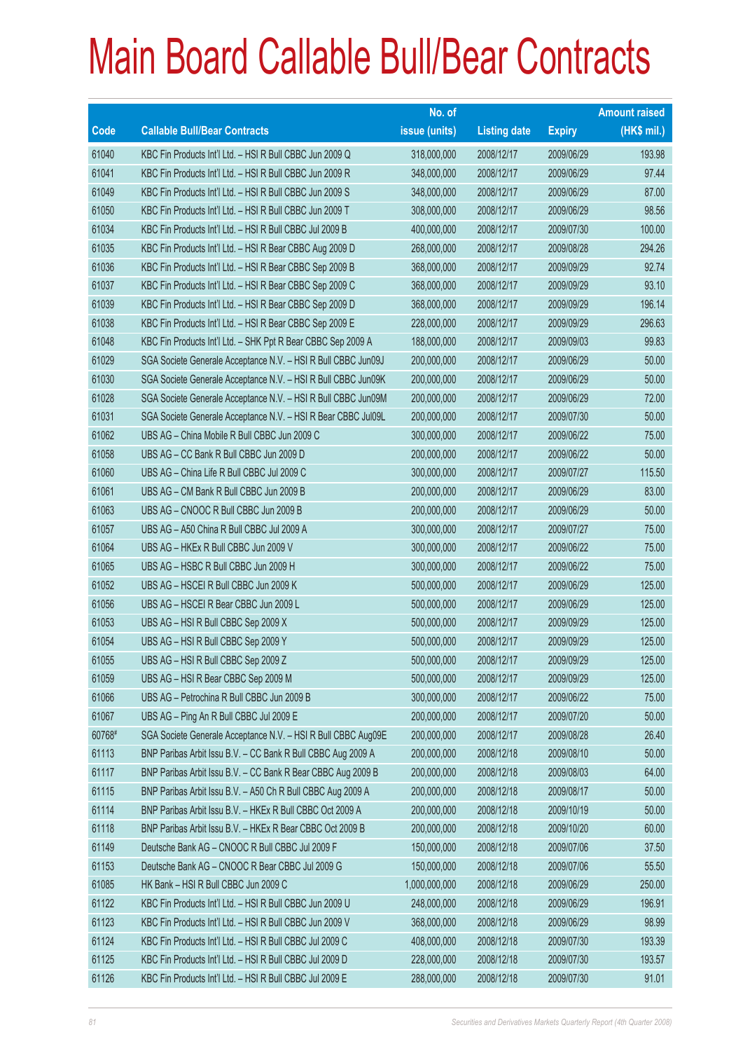# Main Board Callable Bull/Bear Contracts

| Code | Callable Bull/Bear Contracts | No. of issue (units) | Listing date | Expiry | Amount raised (HK$ mil.) |
|---|---|---|---|---|---|
| 61040 | KBC Fin Products Int'l Ltd. – HSI R Bull CBBC Jun 2009 Q | 318,000,000 | 2008/12/17 | 2009/06/29 | 193.98 |
| 61041 | KBC Fin Products Int'l Ltd. – HSI R Bull CBBC Jun 2009 R | 348,000,000 | 2008/12/17 | 2009/06/29 | 97.44 |
| 61049 | KBC Fin Products Int'l Ltd. – HSI R Bull CBBC Jun 2009 S | 348,000,000 | 2008/12/17 | 2009/06/29 | 87.00 |
| 61050 | KBC Fin Products Int'l Ltd. – HSI R Bull CBBC Jun 2009 T | 308,000,000 | 2008/12/17 | 2009/06/29 | 98.56 |
| 61034 | KBC Fin Products Int'l Ltd. – HSI R Bull CBBC Jul 2009 B | 400,000,000 | 2008/12/17 | 2009/07/30 | 100.00 |
| 61035 | KBC Fin Products Int'l Ltd. – HSI R Bear CBBC Aug 2009 D | 268,000,000 | 2008/12/17 | 2009/08/28 | 294.26 |
| 61036 | KBC Fin Products Int'l Ltd. – HSI R Bear CBBC Sep 2009 B | 368,000,000 | 2008/12/17 | 2009/09/29 | 92.74 |
| 61037 | KBC Fin Products Int'l Ltd. – HSI R Bear CBBC Sep 2009 C | 368,000,000 | 2008/12/17 | 2009/09/29 | 93.10 |
| 61039 | KBC Fin Products Int'l Ltd. – HSI R Bear CBBC Sep 2009 D | 368,000,000 | 2008/12/17 | 2009/09/29 | 196.14 |
| 61038 | KBC Fin Products Int'l Ltd. – HSI R Bear CBBC Sep 2009 E | 228,000,000 | 2008/12/17 | 2009/09/29 | 296.63 |
| 61048 | KBC Fin Products Int'l Ltd. – SHK Ppt R Bear CBBC Sep 2009 A | 188,000,000 | 2008/12/17 | 2009/09/03 | 99.83 |
| 61029 | SGA Societe Generale Acceptance N.V. – HSI R Bull CBBC Jun09J | 200,000,000 | 2008/12/17 | 2009/06/29 | 50.00 |
| 61030 | SGA Societe Generale Acceptance N.V. – HSI R Bull CBBC Jun09K | 200,000,000 | 2008/12/17 | 2009/06/29 | 50.00 |
| 61028 | SGA Societe Generale Acceptance N.V. – HSI R Bull CBBC Jun09M | 200,000,000 | 2008/12/17 | 2009/06/29 | 72.00 |
| 61031 | SGA Societe Generale Acceptance N.V. – HSI R Bear CBBC Jul09L | 200,000,000 | 2008/12/17 | 2009/07/30 | 50.00 |
| 61062 | UBS AG – China Mobile R Bull CBBC Jun 2009 C | 300,000,000 | 2008/12/17 | 2009/06/22 | 75.00 |
| 61058 | UBS AG – CC Bank R Bull CBBC Jun 2009 D | 200,000,000 | 2008/12/17 | 2009/06/22 | 50.00 |
| 61060 | UBS AG – China Life R Bull CBBC Jul 2009 C | 300,000,000 | 2008/12/17 | 2009/07/27 | 115.50 |
| 61061 | UBS AG – CM Bank R Bull CBBC Jun 2009 B | 200,000,000 | 2008/12/17 | 2009/06/29 | 83.00 |
| 61063 | UBS AG – CNOOC R Bull CBBC Jun 2009 B | 200,000,000 | 2008/12/17 | 2009/06/29 | 50.00 |
| 61057 | UBS AG – A50 China R Bull CBBC Jul 2009 A | 300,000,000 | 2008/12/17 | 2009/07/27 | 75.00 |
| 61064 | UBS AG – HKEx R Bull CBBC Jun 2009 V | 300,000,000 | 2008/12/17 | 2009/06/22 | 75.00 |
| 61065 | UBS AG – HSBC R Bull CBBC Jun 2009 H | 300,000,000 | 2008/12/17 | 2009/06/22 | 75.00 |
| 61052 | UBS AG – HSCEI R Bull CBBC Jun 2009 K | 500,000,000 | 2008/12/17 | 2009/06/29 | 125.00 |
| 61056 | UBS AG – HSCEI R Bear CBBC Jun 2009 L | 500,000,000 | 2008/12/17 | 2009/06/29 | 125.00 |
| 61053 | UBS AG – HSI R Bull CBBC Sep 2009 X | 500,000,000 | 2008/12/17 | 2009/09/29 | 125.00 |
| 61054 | UBS AG – HSI R Bull CBBC Sep 2009 Y | 500,000,000 | 2008/12/17 | 2009/09/29 | 125.00 |
| 61055 | UBS AG – HSI R Bull CBBC Sep 2009 Z | 500,000,000 | 2008/12/17 | 2009/09/29 | 125.00 |
| 61059 | UBS AG – HSI R Bear CBBC Sep 2009 M | 500,000,000 | 2008/12/17 | 2009/09/29 | 125.00 |
| 61066 | UBS AG – Petrochina R Bull CBBC Jun 2009 B | 300,000,000 | 2008/12/17 | 2009/06/22 | 75.00 |
| 61067 | UBS AG – Ping An R Bull CBBC Jul 2009 E | 200,000,000 | 2008/12/17 | 2009/07/20 | 50.00 |
| 60768# | SGA Societe Generale Acceptance N.V. – HSI R Bull CBBC Aug09E | 200,000,000 | 2008/12/17 | 2009/08/28 | 26.40 |
| 61113 | BNP Paribas Arbit Issu B.V. – CC Bank R Bull CBBC Aug 2009 A | 200,000,000 | 2008/12/18 | 2009/08/10 | 50.00 |
| 61117 | BNP Paribas Arbit Issu B.V. – CC Bank R Bear CBBC Aug 2009 B | 200,000,000 | 2008/12/18 | 2009/08/03 | 64.00 |
| 61115 | BNP Paribas Arbit Issu B.V. – A50 Ch R Bull CBBC Aug 2009 A | 200,000,000 | 2008/12/18 | 2009/08/17 | 50.00 |
| 61114 | BNP Paribas Arbit Issu B.V. – HKEx R Bull CBBC Oct 2009 A | 200,000,000 | 2008/12/18 | 2009/10/19 | 50.00 |
| 61118 | BNP Paribas Arbit Issu B.V. – HKEx R Bear CBBC Oct 2009 B | 200,000,000 | 2008/12/18 | 2009/10/20 | 60.00 |
| 61149 | Deutsche Bank AG – CNOOC R Bull CBBC Jul 2009 F | 150,000,000 | 2008/12/18 | 2009/07/06 | 37.50 |
| 61153 | Deutsche Bank AG – CNOOC R Bear CBBC Jul 2009 G | 150,000,000 | 2008/12/18 | 2009/07/06 | 55.50 |
| 61085 | HK Bank – HSI R Bull CBBC Jun 2009 C | 1,000,000,000 | 2008/12/18 | 2009/06/29 | 250.00 |
| 61122 | KBC Fin Products Int'l Ltd. – HSI R Bull CBBC Jun 2009 U | 248,000,000 | 2008/12/18 | 2009/06/29 | 196.91 |
| 61123 | KBC Fin Products Int'l Ltd. – HSI R Bull CBBC Jun 2009 V | 368,000,000 | 2008/12/18 | 2009/06/29 | 98.99 |
| 61124 | KBC Fin Products Int'l Ltd. – HSI R Bull CBBC Jul 2009 C | 408,000,000 | 2008/12/18 | 2009/07/30 | 193.39 |
| 61125 | KBC Fin Products Int'l Ltd. – HSI R Bull CBBC Jul 2009 D | 228,000,000 | 2008/12/18 | 2009/07/30 | 193.57 |
| 61126 | KBC Fin Products Int'l Ltd. – HSI R Bull CBBC Jul 2009 E | 288,000,000 | 2008/12/18 | 2009/07/30 | 91.01 |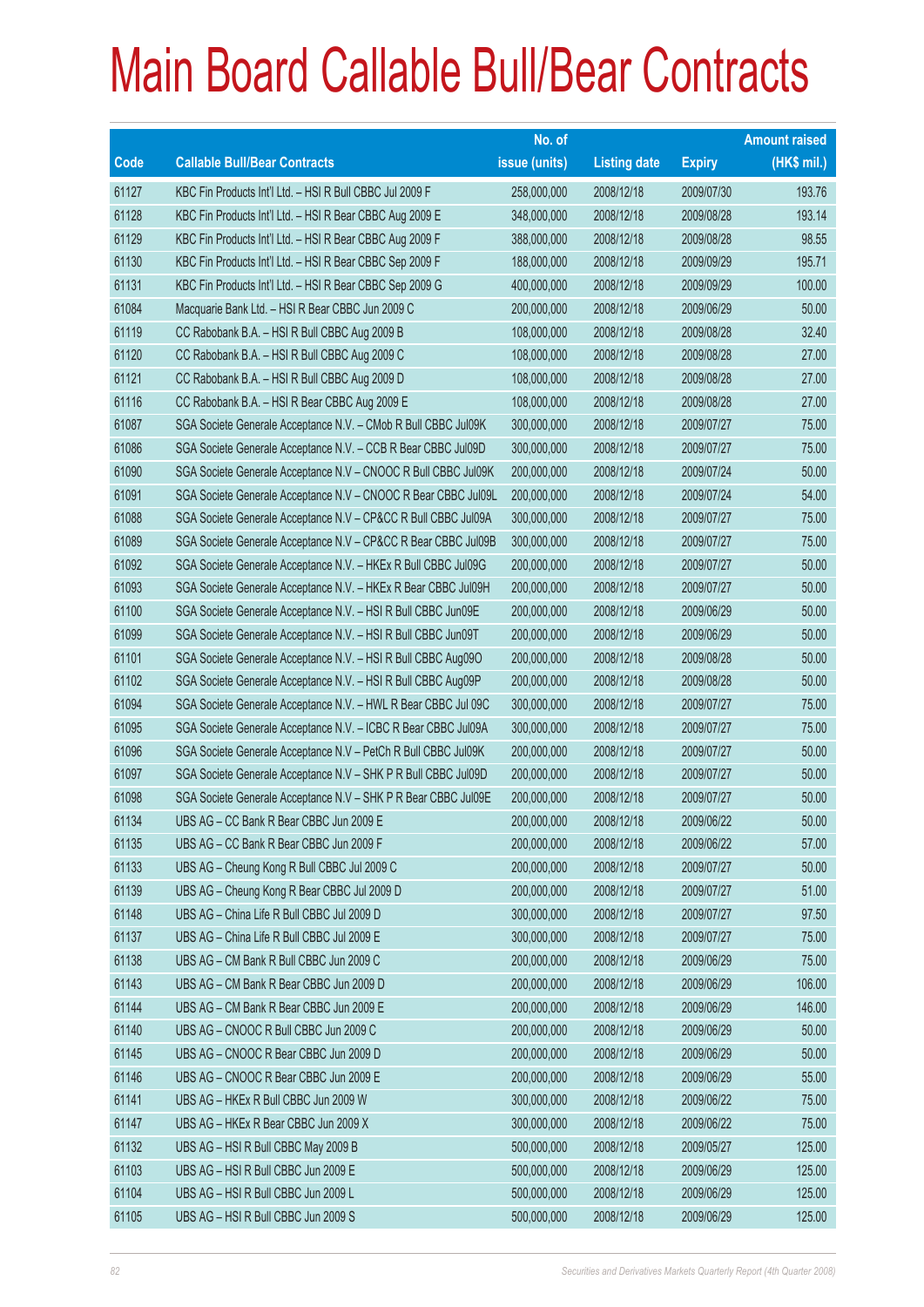# Main Board Callable Bull/Bear Contracts

| Code | Callable Bull/Bear Contracts | No. of issue (units) | Listing date | Expiry | Amount raised (HK$ mil.) |
|---|---|---|---|---|---|
| 61127 | KBC Fin Products Int'l Ltd. – HSI R Bull CBBC Jul 2009 F | 258,000,000 | 2008/12/18 | 2009/07/30 | 193.76 |
| 61128 | KBC Fin Products Int'l Ltd. – HSI R Bear CBBC Aug 2009 E | 348,000,000 | 2008/12/18 | 2009/08/28 | 193.14 |
| 61129 | KBC Fin Products Int'l Ltd. – HSI R Bear CBBC Aug 2009 F | 388,000,000 | 2008/12/18 | 2009/08/28 | 98.55 |
| 61130 | KBC Fin Products Int'l Ltd. – HSI R Bear CBBC Sep 2009 F | 188,000,000 | 2008/12/18 | 2009/09/29 | 195.71 |
| 61131 | KBC Fin Products Int'l Ltd. – HSI R Bear CBBC Sep 2009 G | 400,000,000 | 2008/12/18 | 2009/09/29 | 100.00 |
| 61084 | Macquarie Bank Ltd. – HSI R Bear CBBC Jun 2009 C | 200,000,000 | 2008/12/18 | 2009/06/29 | 50.00 |
| 61119 | CC Rabobank B.A. – HSI R Bull CBBC Aug 2009 B | 108,000,000 | 2008/12/18 | 2009/08/28 | 32.40 |
| 61120 | CC Rabobank B.A. – HSI R Bull CBBC Aug 2009 C | 108,000,000 | 2008/12/18 | 2009/08/28 | 27.00 |
| 61121 | CC Rabobank B.A. – HSI R Bull CBBC Aug 2009 D | 108,000,000 | 2008/12/18 | 2009/08/28 | 27.00 |
| 61116 | CC Rabobank B.A. – HSI R Bear CBBC Aug 2009 E | 108,000,000 | 2008/12/18 | 2009/08/28 | 27.00 |
| 61087 | SGA Societe Generale Acceptance N.V. – CMob R Bull CBBC Jul09K | 300,000,000 | 2008/12/18 | 2009/07/27 | 75.00 |
| 61086 | SGA Societe Generale Acceptance N.V. – CCB R Bear CBBC Jul09D | 300,000,000 | 2008/12/18 | 2009/07/27 | 75.00 |
| 61090 | SGA Societe Generale Acceptance N.V – CNOOC R Bull CBBC Jul09K | 200,000,000 | 2008/12/18 | 2009/07/24 | 50.00 |
| 61091 | SGA Societe Generale Acceptance N.V – CNOOC R Bear CBBC Jul09L | 200,000,000 | 2008/12/18 | 2009/07/24 | 54.00 |
| 61088 | SGA Societe Generale Acceptance N.V – CP&CC R Bull CBBC Jul09A | 300,000,000 | 2008/12/18 | 2009/07/27 | 75.00 |
| 61089 | SGA Societe Generale Acceptance N.V – CP&CC R Bear CBBC Jul09B | 300,000,000 | 2008/12/18 | 2009/07/27 | 75.00 |
| 61092 | SGA Societe Generale Acceptance N.V. – HKEx R Bull CBBC Jul09G | 200,000,000 | 2008/12/18 | 2009/07/27 | 50.00 |
| 61093 | SGA Societe Generale Acceptance N.V. – HKEx R Bear CBBC Jul09H | 200,000,000 | 2008/12/18 | 2009/07/27 | 50.00 |
| 61100 | SGA Societe Generale Acceptance N.V. – HSI R Bull CBBC Jun09E | 200,000,000 | 2008/12/18 | 2009/06/29 | 50.00 |
| 61099 | SGA Societe Generale Acceptance N.V. – HSI R Bull CBBC Jun09T | 200,000,000 | 2008/12/18 | 2009/06/29 | 50.00 |
| 61101 | SGA Societe Generale Acceptance N.V. – HSI R Bull CBBC Aug09O | 200,000,000 | 2008/12/18 | 2009/08/28 | 50.00 |
| 61102 | SGA Societe Generale Acceptance N.V. – HSI R Bull CBBC Aug09P | 200,000,000 | 2008/12/18 | 2009/08/28 | 50.00 |
| 61094 | SGA Societe Generale Acceptance N.V. – HWL R Bear CBBC Jul 09C | 300,000,000 | 2008/12/18 | 2009/07/27 | 75.00 |
| 61095 | SGA Societe Generale Acceptance N.V. – ICBC R Bear CBBC Jul09A | 300,000,000 | 2008/12/18 | 2009/07/27 | 75.00 |
| 61096 | SGA Societe Generale Acceptance N.V – PetCh R Bull CBBC Jul09K | 200,000,000 | 2008/12/18 | 2009/07/27 | 50.00 |
| 61097 | SGA Societe Generale Acceptance N.V – SHK P R Bull CBBC Jul09D | 200,000,000 | 2008/12/18 | 2009/07/27 | 50.00 |
| 61098 | SGA Societe Generale Acceptance N.V – SHK P R Bear CBBC Jul09E | 200,000,000 | 2008/12/18 | 2009/07/27 | 50.00 |
| 61134 | UBS AG – CC Bank R Bear CBBC Jun 2009 E | 200,000,000 | 2008/12/18 | 2009/06/22 | 50.00 |
| 61135 | UBS AG – CC Bank R Bear CBBC Jun 2009 F | 200,000,000 | 2008/12/18 | 2009/06/22 | 57.00 |
| 61133 | UBS AG – Cheung Kong R Bull CBBC Jul 2009 C | 200,000,000 | 2008/12/18 | 2009/07/27 | 50.00 |
| 61139 | UBS AG – Cheung Kong R Bear CBBC Jul 2009 D | 200,000,000 | 2008/12/18 | 2009/07/27 | 51.00 |
| 61148 | UBS AG – China Life R Bull CBBC Jul 2009 D | 300,000,000 | 2008/12/18 | 2009/07/27 | 97.50 |
| 61137 | UBS AG – China Life R Bull CBBC Jul 2009 E | 300,000,000 | 2008/12/18 | 2009/07/27 | 75.00 |
| 61138 | UBS AG – CM Bank R Bull CBBC Jun 2009 C | 200,000,000 | 2008/12/18 | 2009/06/29 | 75.00 |
| 61143 | UBS AG – CM Bank R Bear CBBC Jun 2009 D | 200,000,000 | 2008/12/18 | 2009/06/29 | 106.00 |
| 61144 | UBS AG – CM Bank R Bear CBBC Jun 2009 E | 200,000,000 | 2008/12/18 | 2009/06/29 | 146.00 |
| 61140 | UBS AG – CNOOC R Bull CBBC Jun 2009 C | 200,000,000 | 2008/12/18 | 2009/06/29 | 50.00 |
| 61145 | UBS AG – CNOOC R Bear CBBC Jun 2009 D | 200,000,000 | 2008/12/18 | 2009/06/29 | 50.00 |
| 61146 | UBS AG – CNOOC R Bear CBBC Jun 2009 E | 200,000,000 | 2008/12/18 | 2009/06/29 | 55.00 |
| 61141 | UBS AG – HKEx R Bull CBBC Jun 2009 W | 300,000,000 | 2008/12/18 | 2009/06/22 | 75.00 |
| 61147 | UBS AG – HKEx R Bear CBBC Jun 2009 X | 300,000,000 | 2008/12/18 | 2009/06/22 | 75.00 |
| 61132 | UBS AG – HSI R Bull CBBC May 2009 B | 500,000,000 | 2008/12/18 | 2009/05/27 | 125.00 |
| 61103 | UBS AG – HSI R Bull CBBC Jun 2009 E | 500,000,000 | 2008/12/18 | 2009/06/29 | 125.00 |
| 61104 | UBS AG – HSI R Bull CBBC Jun 2009 L | 500,000,000 | 2008/12/18 | 2009/06/29 | 125.00 |
| 61105 | UBS AG – HSI R Bull CBBC Jun 2009 S | 500,000,000 | 2008/12/18 | 2009/06/29 | 125.00 |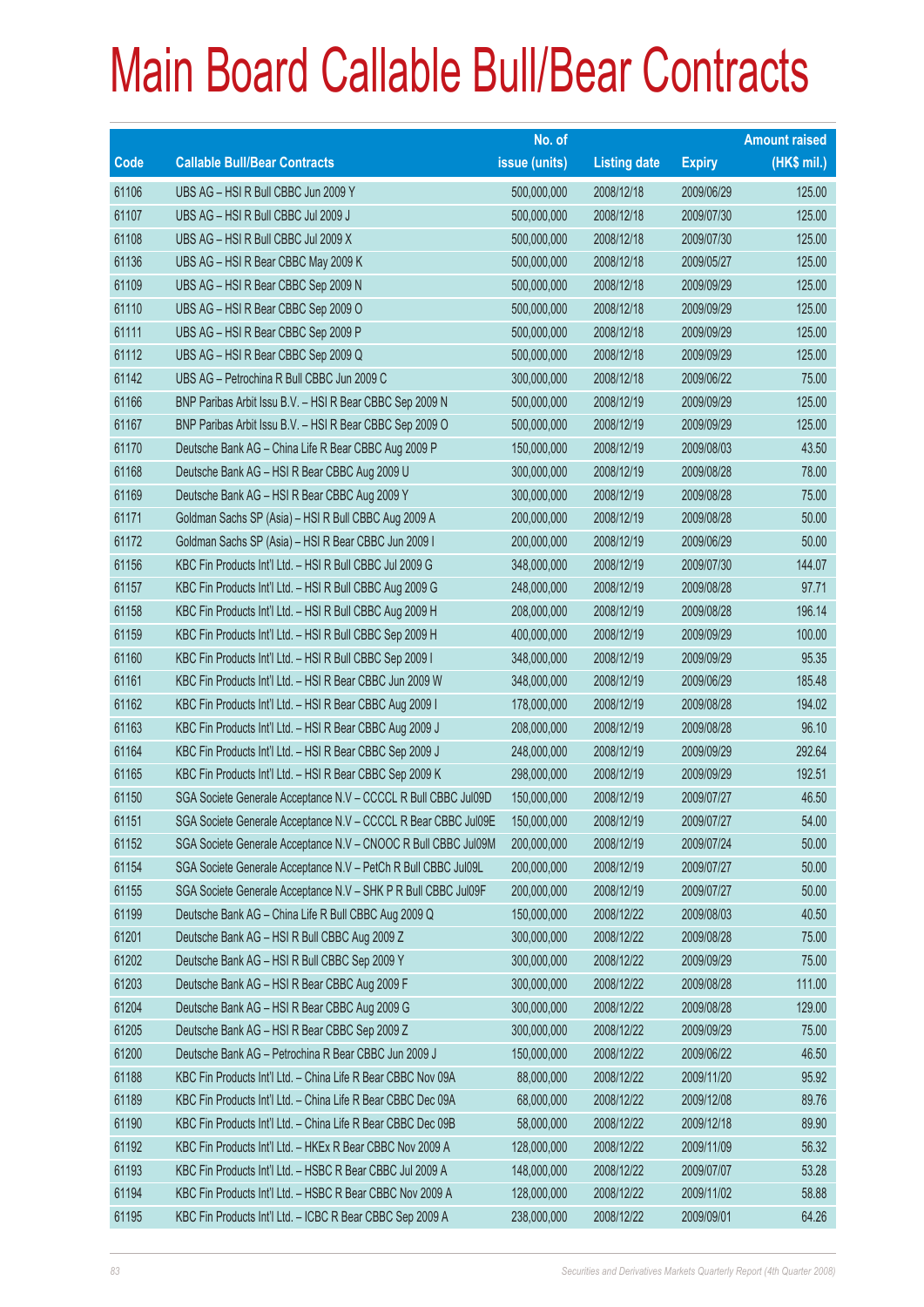# Main Board Callable Bull/Bear Contracts

| Code | Callable Bull/Bear Contracts | No. of issue (units) | Listing date | Expiry | Amount raised (HK$ mil.) |
|---|---|---|---|---|---|
| 61106 | UBS AG – HSI R Bull CBBC Jun 2009 Y | 500,000,000 | 2008/12/18 | 2009/06/29 | 125.00 |
| 61107 | UBS AG – HSI R Bull CBBC Jul 2009 J | 500,000,000 | 2008/12/18 | 2009/07/30 | 125.00 |
| 61108 | UBS AG – HSI R Bull CBBC Jul 2009 X | 500,000,000 | 2008/12/18 | 2009/07/30 | 125.00 |
| 61136 | UBS AG – HSI R Bear CBBC May 2009 K | 500,000,000 | 2008/12/18 | 2009/05/27 | 125.00 |
| 61109 | UBS AG – HSI R Bear CBBC Sep 2009 N | 500,000,000 | 2008/12/18 | 2009/09/29 | 125.00 |
| 61110 | UBS AG – HSI R Bear CBBC Sep 2009 O | 500,000,000 | 2008/12/18 | 2009/09/29 | 125.00 |
| 61111 | UBS AG – HSI R Bear CBBC Sep 2009 P | 500,000,000 | 2008/12/18 | 2009/09/29 | 125.00 |
| 61112 | UBS AG – HSI R Bear CBBC Sep 2009 Q | 500,000,000 | 2008/12/18 | 2009/09/29 | 125.00 |
| 61142 | UBS AG – Petrochina R Bull CBBC Jun 2009 C | 300,000,000 | 2008/12/18 | 2009/06/22 | 75.00 |
| 61166 | BNP Paribas Arbit Issu B.V. – HSI R Bear CBBC Sep 2009 N | 500,000,000 | 2008/12/19 | 2009/09/29 | 125.00 |
| 61167 | BNP Paribas Arbit Issu B.V. – HSI R Bear CBBC Sep 2009 O | 500,000,000 | 2008/12/19 | 2009/09/29 | 125.00 |
| 61170 | Deutsche Bank AG – China Life R Bear CBBC Aug 2009 P | 150,000,000 | 2008/12/19 | 2009/08/03 | 43.50 |
| 61168 | Deutsche Bank AG – HSI R Bear CBBC Aug 2009 U | 300,000,000 | 2008/12/19 | 2009/08/28 | 78.00 |
| 61169 | Deutsche Bank AG – HSI R Bear CBBC Aug 2009 Y | 300,000,000 | 2008/12/19 | 2009/08/28 | 75.00 |
| 61171 | Goldman Sachs SP (Asia) – HSI R Bull CBBC Aug 2009 A | 200,000,000 | 2008/12/19 | 2009/08/28 | 50.00 |
| 61172 | Goldman Sachs SP (Asia) – HSI R Bear CBBC Jun 2009 I | 200,000,000 | 2008/12/19 | 2009/06/29 | 50.00 |
| 61156 | KBC Fin Products Int'l Ltd. – HSI R Bull CBBC Jul 2009 G | 348,000,000 | 2008/12/19 | 2009/07/30 | 144.07 |
| 61157 | KBC Fin Products Int'l Ltd. – HSI R Bull CBBC Aug 2009 G | 248,000,000 | 2008/12/19 | 2009/08/28 | 97.71 |
| 61158 | KBC Fin Products Int'l Ltd. – HSI R Bull CBBC Aug 2009 H | 208,000,000 | 2008/12/19 | 2009/08/28 | 196.14 |
| 61159 | KBC Fin Products Int'l Ltd. – HSI R Bull CBBC Sep 2009 H | 400,000,000 | 2008/12/19 | 2009/09/29 | 100.00 |
| 61160 | KBC Fin Products Int'l Ltd. – HSI R Bull CBBC Sep 2009 I | 348,000,000 | 2008/12/19 | 2009/09/29 | 95.35 |
| 61161 | KBC Fin Products Int'l Ltd. – HSI R Bear CBBC Jun 2009 W | 348,000,000 | 2008/12/19 | 2009/06/29 | 185.48 |
| 61162 | KBC Fin Products Int'l Ltd. – HSI R Bear CBBC Aug 2009 I | 178,000,000 | 2008/12/19 | 2009/08/28 | 194.02 |
| 61163 | KBC Fin Products Int'l Ltd. – HSI R Bear CBBC Aug 2009 J | 208,000,000 | 2008/12/19 | 2009/08/28 | 96.10 |
| 61164 | KBC Fin Products Int'l Ltd. – HSI R Bear CBBC Sep 2009 J | 248,000,000 | 2008/12/19 | 2009/09/29 | 292.64 |
| 61165 | KBC Fin Products Int'l Ltd. – HSI R Bear CBBC Sep 2009 K | 298,000,000 | 2008/12/19 | 2009/09/29 | 192.51 |
| 61150 | SGA Societe Generale Acceptance N.V – CCCCL R Bull CBBC Jul09D | 150,000,000 | 2008/12/19 | 2009/07/27 | 46.50 |
| 61151 | SGA Societe Generale Acceptance N.V – CCCCL R Bear CBBC Jul09E | 150,000,000 | 2008/12/19 | 2009/07/27 | 54.00 |
| 61152 | SGA Societe Generale Acceptance N.V – CNOOC R Bull CBBC Jul09M | 200,000,000 | 2008/12/19 | 2009/07/24 | 50.00 |
| 61154 | SGA Societe Generale Acceptance N.V – PetCh R Bull CBBC Jul09L | 200,000,000 | 2008/12/19 | 2009/07/27 | 50.00 |
| 61155 | SGA Societe Generale Acceptance N.V – SHK P R Bull CBBC Jul09F | 200,000,000 | 2008/12/19 | 2009/07/27 | 50.00 |
| 61199 | Deutsche Bank AG – China Life R Bull CBBC Aug 2009 Q | 150,000,000 | 2008/12/22 | 2009/08/03 | 40.50 |
| 61201 | Deutsche Bank AG – HSI R Bull CBBC Aug 2009 Z | 300,000,000 | 2008/12/22 | 2009/08/28 | 75.00 |
| 61202 | Deutsche Bank AG – HSI R Bull CBBC Sep 2009 Y | 300,000,000 | 2008/12/22 | 2009/09/29 | 75.00 |
| 61203 | Deutsche Bank AG – HSI R Bear CBBC Aug 2009 F | 300,000,000 | 2008/12/22 | 2009/08/28 | 111.00 |
| 61204 | Deutsche Bank AG – HSI R Bear CBBC Aug 2009 G | 300,000,000 | 2008/12/22 | 2009/08/28 | 129.00 |
| 61205 | Deutsche Bank AG – HSI R Bear CBBC Sep 2009 Z | 300,000,000 | 2008/12/22 | 2009/09/29 | 75.00 |
| 61200 | Deutsche Bank AG – Petrochina R Bear CBBC Jun 2009 J | 150,000,000 | 2008/12/22 | 2009/06/22 | 46.50 |
| 61188 | KBC Fin Products Int'l Ltd. – China Life R Bear CBBC Nov 09A | 88,000,000 | 2008/12/22 | 2009/11/20 | 95.92 |
| 61189 | KBC Fin Products Int'l Ltd. – China Life R Bear CBBC Dec 09A | 68,000,000 | 2008/12/22 | 2009/12/08 | 89.76 |
| 61190 | KBC Fin Products Int'l Ltd. – China Life R Bear CBBC Dec 09B | 58,000,000 | 2008/12/22 | 2009/12/18 | 89.90 |
| 61192 | KBC Fin Products Int'l Ltd. – HKEx R Bear CBBC Nov 2009 A | 128,000,000 | 2008/12/22 | 2009/11/09 | 56.32 |
| 61193 | KBC Fin Products Int'l Ltd. – HSBC R Bear CBBC Jul 2009 A | 148,000,000 | 2008/12/22 | 2009/07/07 | 53.28 |
| 61194 | KBC Fin Products Int'l Ltd. – HSBC R Bear CBBC Nov 2009 A | 128,000,000 | 2008/12/22 | 2009/11/02 | 58.88 |
| 61195 | KBC Fin Products Int'l Ltd. – ICBC R Bear CBBC Sep 2009 A | 238,000,000 | 2008/12/22 | 2009/09/01 | 64.26 |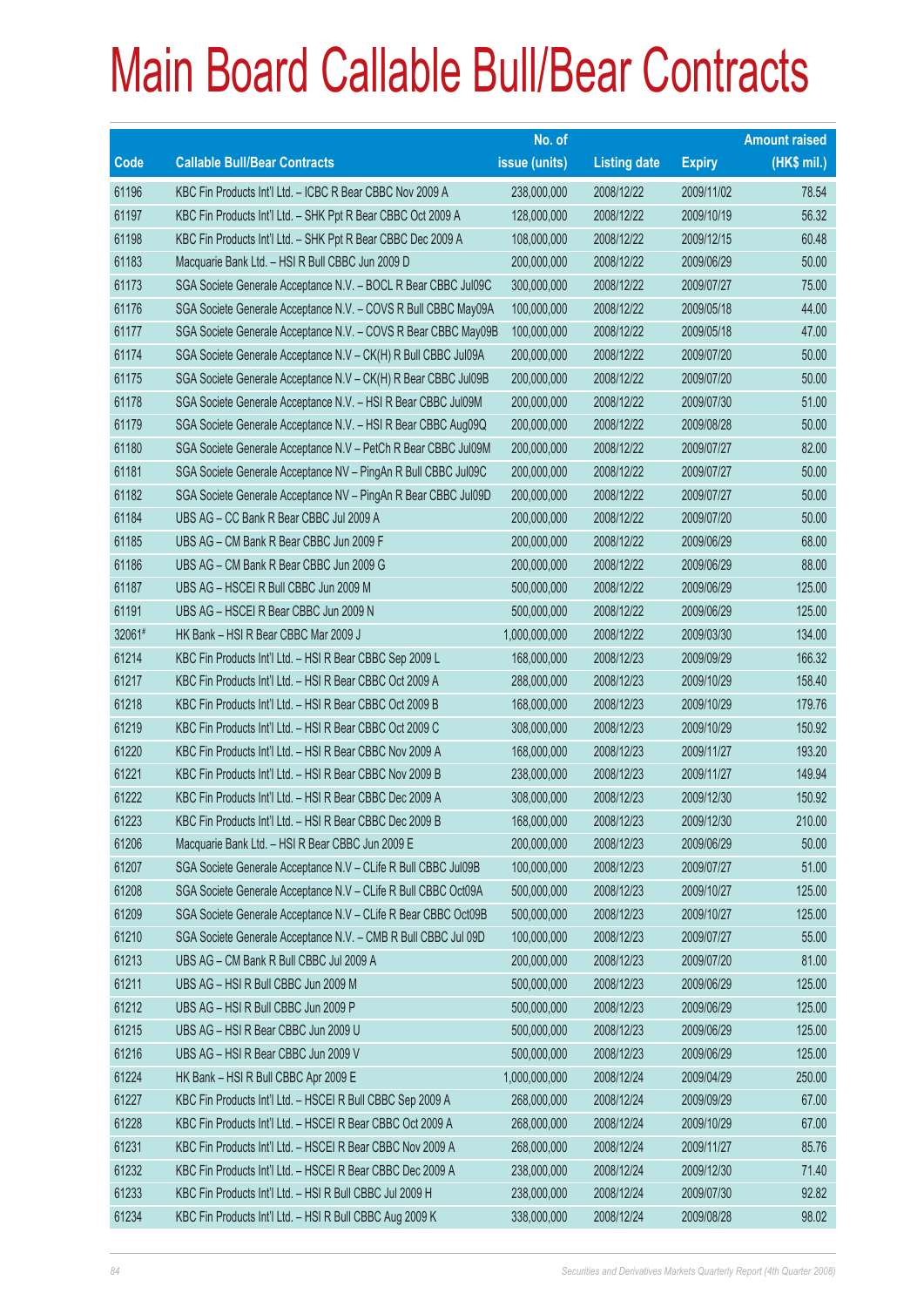# Main Board Callable Bull/Bear Contracts

| Code | Callable Bull/Bear Contracts | No. of issue (units) | Listing date | Expiry | Amount raised (HK$ mil.) |
|---|---|---|---|---|---|
| 61196 | KBC Fin Products Int'l Ltd. – ICBC R Bear CBBC Nov 2009 A | 238,000,000 | 2008/12/22 | 2009/11/02 | 78.54 |
| 61197 | KBC Fin Products Int'l Ltd. – SHK Ppt R Bear CBBC Oct 2009 A | 128,000,000 | 2008/12/22 | 2009/10/19 | 56.32 |
| 61198 | KBC Fin Products Int'l Ltd. – SHK Ppt R Bear CBBC Dec 2009 A | 108,000,000 | 2008/12/22 | 2009/12/15 | 60.48 |
| 61183 | Macquarie Bank Ltd. – HSI R Bull CBBC Jun 2009 D | 200,000,000 | 2008/12/22 | 2009/06/29 | 50.00 |
| 61173 | SGA Societe Generale Acceptance N.V. – BOCL R Bear CBBC Jul09C | 300,000,000 | 2008/12/22 | 2009/07/27 | 75.00 |
| 61176 | SGA Societe Generale Acceptance N.V. – COVS R Bull CBBC May09A | 100,000,000 | 2008/12/22 | 2009/05/18 | 44.00 |
| 61177 | SGA Societe Generale Acceptance N.V. – COVS R Bear CBBC May09B | 100,000,000 | 2008/12/22 | 2009/05/18 | 47.00 |
| 61174 | SGA Societe Generale Acceptance N.V – CK(H) R Bull CBBC Jul09A | 200,000,000 | 2008/12/22 | 2009/07/20 | 50.00 |
| 61175 | SGA Societe Generale Acceptance N.V – CK(H) R Bear CBBC Jul09B | 200,000,000 | 2008/12/22 | 2009/07/20 | 50.00 |
| 61178 | SGA Societe Generale Acceptance N.V. – HSI R Bear CBBC Jul09M | 200,000,000 | 2008/12/22 | 2009/07/30 | 51.00 |
| 61179 | SGA Societe Generale Acceptance N.V. – HSI R Bear CBBC Aug09Q | 200,000,000 | 2008/12/22 | 2009/08/28 | 50.00 |
| 61180 | SGA Societe Generale Acceptance N.V – PetCh R Bear CBBC Jul09M | 200,000,000 | 2008/12/22 | 2009/07/27 | 82.00 |
| 61181 | SGA Societe Generale Acceptance NV – PingAn R Bull CBBC Jul09C | 200,000,000 | 2008/12/22 | 2009/07/27 | 50.00 |
| 61182 | SGA Societe Generale Acceptance NV – PingAn R Bear CBBC Jul09D | 200,000,000 | 2008/12/22 | 2009/07/27 | 50.00 |
| 61184 | UBS AG – CC Bank R Bear CBBC Jul 2009 A | 200,000,000 | 2008/12/22 | 2009/07/20 | 50.00 |
| 61185 | UBS AG – CM Bank R Bear CBBC Jun 2009 F | 200,000,000 | 2008/12/22 | 2009/06/29 | 68.00 |
| 61186 | UBS AG – CM Bank R Bear CBBC Jun 2009 G | 200,000,000 | 2008/12/22 | 2009/06/29 | 88.00 |
| 61187 | UBS AG – HSCEI R Bull CBBC Jun 2009 M | 500,000,000 | 2008/12/22 | 2009/06/29 | 125.00 |
| 61191 | UBS AG – HSCEI R Bear CBBC Jun 2009 N | 500,000,000 | 2008/12/22 | 2009/06/29 | 125.00 |
| 32061# | HK Bank – HSI R Bear CBBC Mar 2009 J | 1,000,000,000 | 2008/12/22 | 2009/03/30 | 134.00 |
| 61214 | KBC Fin Products Int'l Ltd. – HSI R Bear CBBC Sep 2009 L | 168,000,000 | 2008/12/23 | 2009/09/29 | 166.32 |
| 61217 | KBC Fin Products Int'l Ltd. – HSI R Bear CBBC Oct 2009 A | 288,000,000 | 2008/12/23 | 2009/10/29 | 158.40 |
| 61218 | KBC Fin Products Int'l Ltd. – HSI R Bear CBBC Oct 2009 B | 168,000,000 | 2008/12/23 | 2009/10/29 | 179.76 |
| 61219 | KBC Fin Products Int'l Ltd. – HSI R Bear CBBC Oct 2009 C | 308,000,000 | 2008/12/23 | 2009/10/29 | 150.92 |
| 61220 | KBC Fin Products Int'l Ltd. – HSI R Bear CBBC Nov 2009 A | 168,000,000 | 2008/12/23 | 2009/11/27 | 193.20 |
| 61221 | KBC Fin Products Int'l Ltd. – HSI R Bear CBBC Nov 2009 B | 238,000,000 | 2008/12/23 | 2009/11/27 | 149.94 |
| 61222 | KBC Fin Products Int'l Ltd. – HSI R Bear CBBC Dec 2009 A | 308,000,000 | 2008/12/23 | 2009/12/30 | 150.92 |
| 61223 | KBC Fin Products Int'l Ltd. – HSI R Bear CBBC Dec 2009 B | 168,000,000 | 2008/12/23 | 2009/12/30 | 210.00 |
| 61206 | Macquarie Bank Ltd. – HSI R Bear CBBC Jun 2009 E | 200,000,000 | 2008/12/23 | 2009/06/29 | 50.00 |
| 61207 | SGA Societe Generale Acceptance N.V – CLife R Bull CBBC Jul09B | 100,000,000 | 2008/12/23 | 2009/07/27 | 51.00 |
| 61208 | SGA Societe Generale Acceptance N.V – CLife R Bull CBBC Oct09A | 500,000,000 | 2008/12/23 | 2009/10/27 | 125.00 |
| 61209 | SGA Societe Generale Acceptance N.V – CLife R Bear CBBC Oct09B | 500,000,000 | 2008/12/23 | 2009/10/27 | 125.00 |
| 61210 | SGA Societe Generale Acceptance N.V. – CMB R Bull CBBC Jul 09D | 100,000,000 | 2008/12/23 | 2009/07/27 | 55.00 |
| 61213 | UBS AG – CM Bank R Bull CBBC Jul 2009 A | 200,000,000 | 2008/12/23 | 2009/07/20 | 81.00 |
| 61211 | UBS AG – HSI R Bull CBBC Jun 2009 M | 500,000,000 | 2008/12/23 | 2009/06/29 | 125.00 |
| 61212 | UBS AG – HSI R Bull CBBC Jun 2009 P | 500,000,000 | 2008/12/23 | 2009/06/29 | 125.00 |
| 61215 | UBS AG – HSI R Bear CBBC Jun 2009 U | 500,000,000 | 2008/12/23 | 2009/06/29 | 125.00 |
| 61216 | UBS AG – HSI R Bear CBBC Jun 2009 V | 500,000,000 | 2008/12/23 | 2009/06/29 | 125.00 |
| 61224 | HK Bank – HSI R Bull CBBC Apr 2009 E | 1,000,000,000 | 2008/12/24 | 2009/04/29 | 250.00 |
| 61227 | KBC Fin Products Int'l Ltd. – HSCEI R Bull CBBC Sep 2009 A | 268,000,000 | 2008/12/24 | 2009/09/29 | 67.00 |
| 61228 | KBC Fin Products Int'l Ltd. – HSCEI R Bear CBBC Oct 2009 A | 268,000,000 | 2008/12/24 | 2009/10/29 | 67.00 |
| 61231 | KBC Fin Products Int'l Ltd. – HSCEI R Bear CBBC Nov 2009 A | 268,000,000 | 2008/12/24 | 2009/11/27 | 85.76 |
| 61232 | KBC Fin Products Int'l Ltd. – HSCEI R Bear CBBC Dec 2009 A | 238,000,000 | 2008/12/24 | 2009/12/30 | 71.40 |
| 61233 | KBC Fin Products Int'l Ltd. – HSI R Bull CBBC Jul 2009 H | 238,000,000 | 2008/12/24 | 2009/07/30 | 92.82 |
| 61234 | KBC Fin Products Int'l Ltd. – HSI R Bull CBBC Aug 2009 K | 338,000,000 | 2008/12/24 | 2009/08/28 | 98.02 |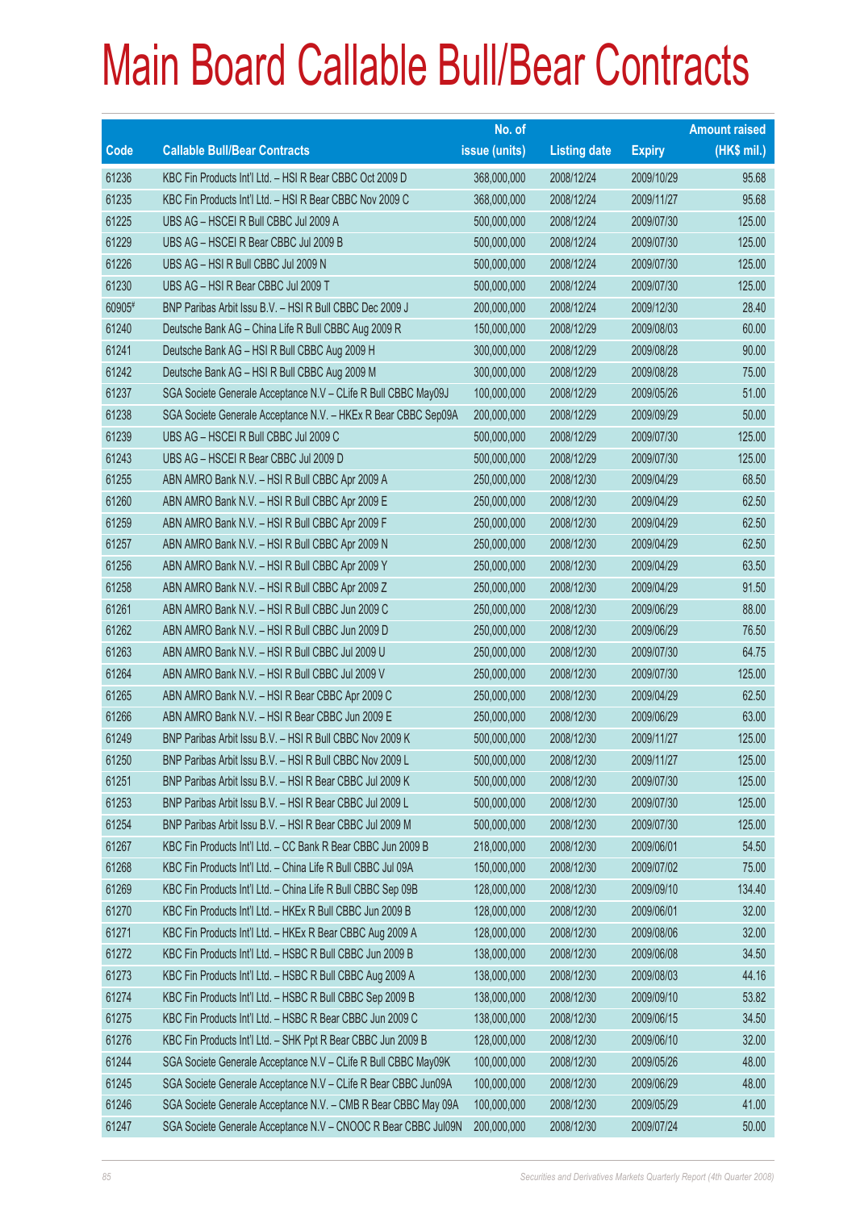# Main Board Callable Bull/Bear Contracts

| Code | Callable Bull/Bear Contracts | No. of issue (units) | Listing date | Expiry | Amount raised (HK$ mil.) |
|---|---|---|---|---|---|
| 61236 | KBC Fin Products Int'l Ltd. – HSI R Bear CBBC Oct 2009 D | 368,000,000 | 2008/12/24 | 2009/10/29 | 95.68 |
| 61235 | KBC Fin Products Int'l Ltd. – HSI R Bear CBBC Nov 2009 C | 368,000,000 | 2008/12/24 | 2009/11/27 | 95.68 |
| 61225 | UBS AG – HSCEI R Bull CBBC Jul 2009 A | 500,000,000 | 2008/12/24 | 2009/07/30 | 125.00 |
| 61229 | UBS AG – HSCEI R Bear CBBC Jul 2009 B | 500,000,000 | 2008/12/24 | 2009/07/30 | 125.00 |
| 61226 | UBS AG – HSI R Bull CBBC Jul 2009 N | 500,000,000 | 2008/12/24 | 2009/07/30 | 125.00 |
| 61230 | UBS AG – HSI R Bear CBBC Jul 2009 T | 500,000,000 | 2008/12/24 | 2009/07/30 | 125.00 |
| 60905# | BNP Paribas Arbit Issu B.V. – HSI R Bull CBBC Dec 2009 J | 200,000,000 | 2008/12/24 | 2009/12/30 | 28.40 |
| 61240 | Deutsche Bank AG – China Life R Bull CBBC Aug 2009 R | 150,000,000 | 2008/12/29 | 2009/08/03 | 60.00 |
| 61241 | Deutsche Bank AG – HSI R Bull CBBC Aug 2009 H | 300,000,000 | 2008/12/29 | 2009/08/28 | 90.00 |
| 61242 | Deutsche Bank AG – HSI R Bull CBBC Aug 2009 M | 300,000,000 | 2008/12/29 | 2009/08/28 | 75.00 |
| 61237 | SGA Societe Generale Acceptance N.V – CLife R Bull CBBC May09J | 100,000,000 | 2008/12/29 | 2009/05/26 | 51.00 |
| 61238 | SGA Societe Generale Acceptance N.V. – HKEx R Bear CBBC Sep09A | 200,000,000 | 2008/12/29 | 2009/09/29 | 50.00 |
| 61239 | UBS AG – HSCEI R Bull CBBC Jul 2009 C | 500,000,000 | 2008/12/29 | 2009/07/30 | 125.00 |
| 61243 | UBS AG – HSCEI R Bear CBBC Jul 2009 D | 500,000,000 | 2008/12/29 | 2009/07/30 | 125.00 |
| 61255 | ABN AMRO Bank N.V. – HSI R Bull CBBC Apr 2009 A | 250,000,000 | 2008/12/30 | 2009/04/29 | 68.50 |
| 61260 | ABN AMRO Bank N.V. – HSI R Bull CBBC Apr 2009 E | 250,000,000 | 2008/12/30 | 2009/04/29 | 62.50 |
| 61259 | ABN AMRO Bank N.V. – HSI R Bull CBBC Apr 2009 F | 250,000,000 | 2008/12/30 | 2009/04/29 | 62.50 |
| 61257 | ABN AMRO Bank N.V. – HSI R Bull CBBC Apr 2009 N | 250,000,000 | 2008/12/30 | 2009/04/29 | 62.50 |
| 61256 | ABN AMRO Bank N.V. – HSI R Bull CBBC Apr 2009 Y | 250,000,000 | 2008/12/30 | 2009/04/29 | 63.50 |
| 61258 | ABN AMRO Bank N.V. – HSI R Bull CBBC Apr 2009 Z | 250,000,000 | 2008/12/30 | 2009/04/29 | 91.50 |
| 61261 | ABN AMRO Bank N.V. – HSI R Bull CBBC Jun 2009 C | 250,000,000 | 2008/12/30 | 2009/06/29 | 88.00 |
| 61262 | ABN AMRO Bank N.V. – HSI R Bull CBBC Jun 2009 D | 250,000,000 | 2008/12/30 | 2009/06/29 | 76.50 |
| 61263 | ABN AMRO Bank N.V. – HSI R Bull CBBC Jul 2009 U | 250,000,000 | 2008/12/30 | 2009/07/30 | 64.75 |
| 61264 | ABN AMRO Bank N.V. – HSI R Bull CBBC Jul 2009 V | 250,000,000 | 2008/12/30 | 2009/07/30 | 125.00 |
| 61265 | ABN AMRO Bank N.V. – HSI R Bear CBBC Apr 2009 C | 250,000,000 | 2008/12/30 | 2009/04/29 | 62.50 |
| 61266 | ABN AMRO Bank N.V. – HSI R Bear CBBC Jun 2009 E | 250,000,000 | 2008/12/30 | 2009/06/29 | 63.00 |
| 61249 | BNP Paribas Arbit Issu B.V. – HSI R Bull CBBC Nov 2009 K | 500,000,000 | 2008/12/30 | 2009/11/27 | 125.00 |
| 61250 | BNP Paribas Arbit Issu B.V. – HSI R Bull CBBC Nov 2009 L | 500,000,000 | 2008/12/30 | 2009/11/27 | 125.00 |
| 61251 | BNP Paribas Arbit Issu B.V. – HSI R Bear CBBC Jul 2009 K | 500,000,000 | 2008/12/30 | 2009/07/30 | 125.00 |
| 61253 | BNP Paribas Arbit Issu B.V. – HSI R Bear CBBC Jul 2009 L | 500,000,000 | 2008/12/30 | 2009/07/30 | 125.00 |
| 61254 | BNP Paribas Arbit Issu B.V. – HSI R Bear CBBC Jul 2009 M | 500,000,000 | 2008/12/30 | 2009/07/30 | 125.00 |
| 61267 | KBC Fin Products Int'l Ltd. – CC Bank R Bear CBBC Jun 2009 B | 218,000,000 | 2008/12/30 | 2009/06/01 | 54.50 |
| 61268 | KBC Fin Products Int'l Ltd. – China Life R Bull CBBC Jul 09A | 150,000,000 | 2008/12/30 | 2009/07/02 | 75.00 |
| 61269 | KBC Fin Products Int'l Ltd. – China Life R Bull CBBC Sep 09B | 128,000,000 | 2008/12/30 | 2009/09/10 | 134.40 |
| 61270 | KBC Fin Products Int'l Ltd. – HKEx R Bull CBBC Jun 2009 B | 128,000,000 | 2008/12/30 | 2009/06/01 | 32.00 |
| 61271 | KBC Fin Products Int'l Ltd. – HKEx R Bear CBBC Aug 2009 A | 128,000,000 | 2008/12/30 | 2009/08/06 | 32.00 |
| 61272 | KBC Fin Products Int'l Ltd. – HSBC R Bull CBBC Jun 2009 B | 138,000,000 | 2008/12/30 | 2009/06/08 | 34.50 |
| 61273 | KBC Fin Products Int'l Ltd. – HSBC R Bull CBBC Aug 2009 A | 138,000,000 | 2008/12/30 | 2009/08/03 | 44.16 |
| 61274 | KBC Fin Products Int'l Ltd. – HSBC R Bull CBBC Sep 2009 B | 138,000,000 | 2008/12/30 | 2009/09/10 | 53.82 |
| 61275 | KBC Fin Products Int'l Ltd. – HSBC R Bear CBBC Jun 2009 C | 138,000,000 | 2008/12/30 | 2009/06/15 | 34.50 |
| 61276 | KBC Fin Products Int'l Ltd. – SHK Ppt R Bear CBBC Jun 2009 B | 128,000,000 | 2008/12/30 | 2009/06/10 | 32.00 |
| 61244 | SGA Societe Generale Acceptance N.V – CLife R Bull CBBC May09K | 100,000,000 | 2008/12/30 | 2009/05/26 | 48.00 |
| 61245 | SGA Societe Generale Acceptance N.V – CLife R Bear CBBC Jun09A | 100,000,000 | 2008/12/30 | 2009/06/29 | 48.00 |
| 61246 | SGA Societe Generale Acceptance N.V. – CMB R Bear CBBC May 09A | 100,000,000 | 2008/12/30 | 2009/05/29 | 41.00 |
| 61247 | SGA Societe Generale Acceptance N.V – CNOOC R Bear CBBC Jul09N | 200,000,000 | 2008/12/30 | 2009/07/24 | 50.00 |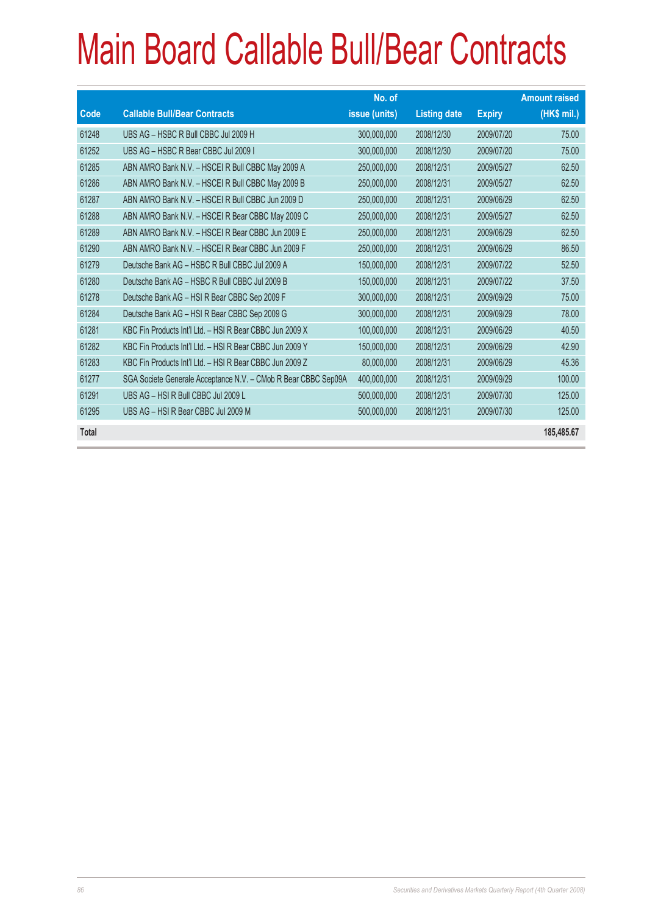# Main Board Callable Bull/Bear Contracts

| Code | Callable Bull/Bear Contracts | No. of issue (units) | Listing date | Expiry | Amount raised (HK$ mil.) |
|---|---|---|---|---|---|
| 61248 | UBS AG – HSBC R Bull CBBC Jul 2009 H | 300,000,000 | 2008/12/30 | 2009/07/20 | 75.00 |
| 61252 | UBS AG – HSBC R Bear CBBC Jul 2009 I | 300,000,000 | 2008/12/30 | 2009/07/20 | 75.00 |
| 61285 | ABN AMRO Bank N.V. – HSCEI R Bull CBBC May 2009 A | 250,000,000 | 2008/12/31 | 2009/05/27 | 62.50 |
| 61286 | ABN AMRO Bank N.V. – HSCEI R Bull CBBC May 2009 B | 250,000,000 | 2008/12/31 | 2009/05/27 | 62.50 |
| 61287 | ABN AMRO Bank N.V. – HSCEI R Bull CBBC Jun 2009 D | 250,000,000 | 2008/12/31 | 2009/06/29 | 62.50 |
| 61288 | ABN AMRO Bank N.V. – HSCEI R Bear CBBC May 2009 C | 250,000,000 | 2008/12/31 | 2009/05/27 | 62.50 |
| 61289 | ABN AMRO Bank N.V. – HSCEI R Bear CBBC Jun 2009 E | 250,000,000 | 2008/12/31 | 2009/06/29 | 62.50 |
| 61290 | ABN AMRO Bank N.V. – HSCEI R Bear CBBC Jun 2009 F | 250,000,000 | 2008/12/31 | 2009/06/29 | 86.50 |
| 61279 | Deutsche Bank AG – HSBC R Bull CBBC Jul 2009 A | 150,000,000 | 2008/12/31 | 2009/07/22 | 52.50 |
| 61280 | Deutsche Bank AG – HSBC R Bull CBBC Jul 2009 B | 150,000,000 | 2008/12/31 | 2009/07/22 | 37.50 |
| 61278 | Deutsche Bank AG – HSI R Bear CBBC Sep 2009 F | 300,000,000 | 2008/12/31 | 2009/09/29 | 75.00 |
| 61284 | Deutsche Bank AG – HSI R Bear CBBC Sep 2009 G | 300,000,000 | 2008/12/31 | 2009/09/29 | 78.00 |
| 61281 | KBC Fin Products Int'l Ltd. – HSI R Bear CBBC Jun 2009 X | 100,000,000 | 2008/12/31 | 2009/06/29 | 40.50 |
| 61282 | KBC Fin Products Int'l Ltd. – HSI R Bear CBBC Jun 2009 Y | 150,000,000 | 2008/12/31 | 2009/06/29 | 42.90 |
| 61283 | KBC Fin Products Int'l Ltd. – HSI R Bear CBBC Jun 2009 Z | 80,000,000 | 2008/12/31 | 2009/06/29 | 45.36 |
| 61277 | SGA Societe Generale Acceptance N.V. – CMob R Bear CBBC Sep09A | 400,000,000 | 2008/12/31 | 2009/09/29 | 100.00 |
| 61291 | UBS AG – HSI R Bull CBBC Jul 2009 L | 500,000,000 | 2008/12/31 | 2009/07/30 | 125.00 |
| 61295 | UBS AG – HSI R Bear CBBC Jul 2009 M | 500,000,000 | 2008/12/31 | 2009/07/30 | 125.00 |
| **Total** | | | | | **185,485.67** |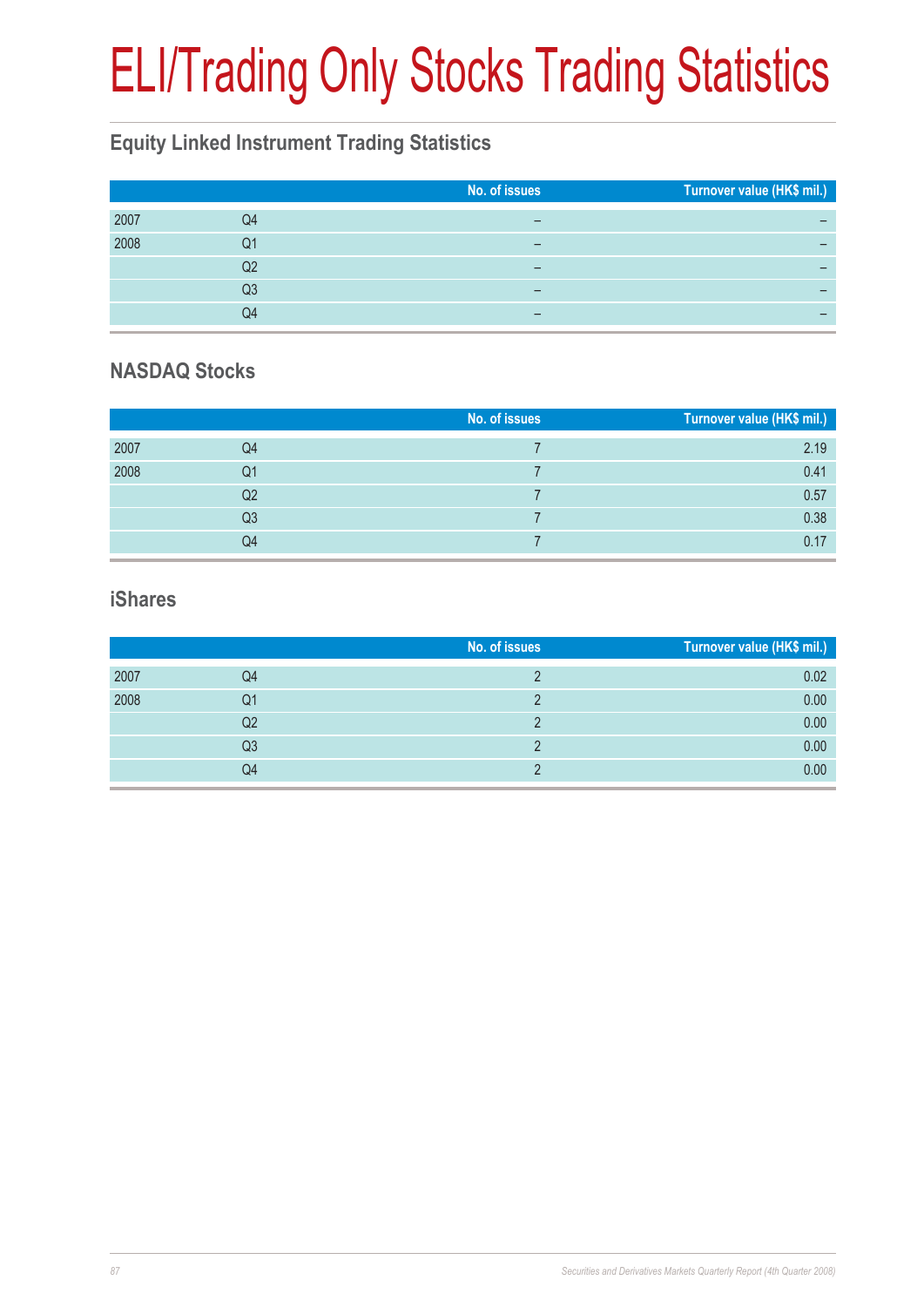# ELI/Trading Only Stocks Trading Statistics

## Equity Linked Instrument Trading Statistics

| | | No. of issues | Turnover value (HK$ mil.) |
|---|---|---|---|
| 2007 | Q4 | – | – |
| 2008 | Q1 | – | – |
| | Q2 | – | – |
| | Q3 | – | – |
| | Q4 | – | – |

## NASDAQ Stocks

| | | No. of issues | Turnover value (HK$ mil.) |
|---|---|---|---|
| 2007 | Q4 | 7 | 2.19 |
| 2008 | Q1 | 7 | 0.41 |
| | Q2 | 7 | 0.57 |
| | Q3 | 7 | 0.38 |
| | Q4 | 7 | 0.17 |

## iShares

| | | No. of issues | Turnover value (HK$ mil.) |
|---|---|---|---|
| 2007 | Q4 | 2 | 0.02 |
| 2008 | Q1 | 2 | 0.00 |
| | Q2 | 2 | 0.00 |
| | Q3 | 2 | 0.00 |
| | Q4 | 2 | 0.00 |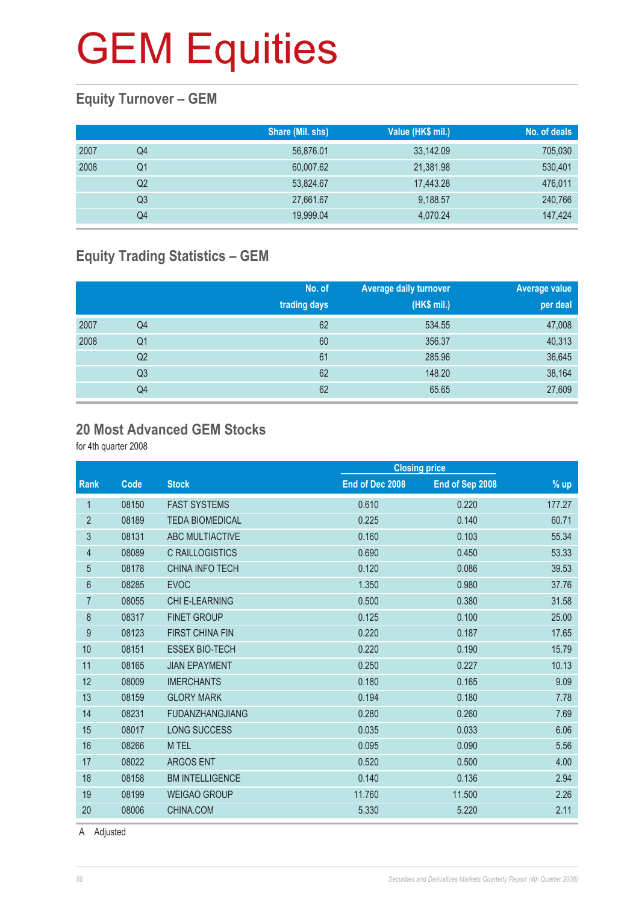# GEM Equities

## Equity Turnover – GEM

| | | Share (Mil. shs) | Value (HK$ mil.) | No. of deals |
|---|---|---|---|---|
| 2007 | Q4 | 56,876.01 | 33,142.09 | 705,030 |
| 2008 | Q1 | 60,007.62 | 21,381.98 | 530,401 |
| | Q2 | 53,824.67 | 17,443.28 | 476,011 |
| | Q3 | 27,661.67 | 9,188.57 | 240,766 |
| | Q4 | 19,999.04 | 4,070.24 | 147,424 |

## Equity Trading Statistics – GEM

| | | No. of trading days | Average daily turnover (HK$ mil.) | Average value per deal |
|---|---|---|---|---|
| 2007 | Q4 | 62 | 534.55 | 47,008 |
| 2008 | Q1 | 60 | 356.37 | 40,313 |
| | Q2 | 61 | 285.96 | 36,645 |
| | Q3 | 62 | 148.20 | 38,164 |
| | Q4 | 62 | 65.65 | 27,609 |

## 20 Most Advanced GEM Stocks

for 4th quarter 2008

| | | | Closing price | | |
|---|---|---|---|---|---|
| Rank | Code | Stock | End of Dec 2008 | End of Sep 2008 | % up |
| 1 | 08150 | FAST SYSTEMS | 0.610 | 0.220 | 177.27 |
| 2 | 08189 | TEDA BIOMEDICAL | 0.225 | 0.140 | 60.71 |
| 3 | 08131 | ABC MULTIACTIVE | 0.160 | 0.103 | 55.34 |
| 4 | 08089 | C RAILLOGISTICS | 0.690 | 0.450 | 53.33 |
| 5 | 08178 | CHINA INFO TECH | 0.120 | 0.086 | 39.53 |
| 6 | 08285 | EVOC | 1.350 | 0.980 | 37.76 |
| 7 | 08055 | CHI E-LEARNING | 0.500 | 0.380 | 31.58 |
| 8 | 08317 | FINET GROUP | 0.125 | 0.100 | 25.00 |
| 9 | 08123 | FIRST CHINA FIN | 0.220 | 0.187 | 17.65 |
| 10 | 08151 | ESSEX BIO-TECH | 0.220 | 0.190 | 15.79 |
| 11 | 08165 | JIAN EPAYMENT | 0.250 | 0.227 | 10.13 |
| 12 | 08009 | IMERCHANTS | 0.180 | 0.165 | 9.09 |
| 13 | 08159 | GLORY MARK | 0.194 | 0.180 | 7.78 |
| 14 | 08231 | FUDANZHANGJIANG | 0.280 | 0.260 | 7.69 |
| 15 | 08017 | LONG SUCCESS | 0.035 | 0.033 | 6.06 |
| 16 | 08266 | M TEL | 0.095 | 0.090 | 5.56 |
| 17 | 08022 | ARGOS ENT | 0.520 | 0.500 | 4.00 |
| 18 | 08158 | BM INTELLIGENCE | 0.140 | 0.136 | 2.94 |
| 19 | 08199 | WEIGAO GROUP | 11.760 | 11.500 | 2.26 |
| 20 | 08006 | CHINA.COM | 5.330 | 5.220 | 2.11 |

A Adjusted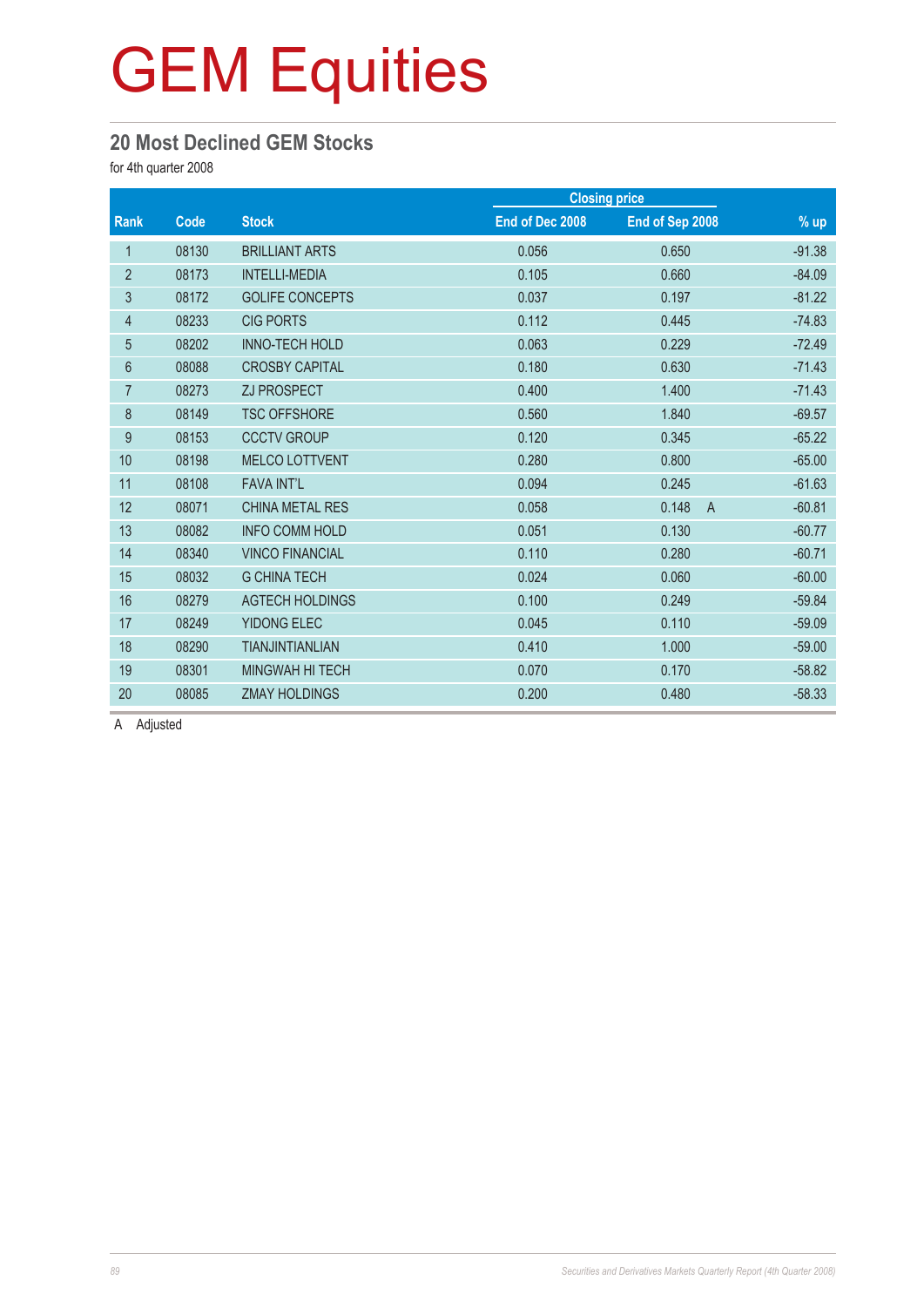# GEM Equities

## 20 Most Declined GEM Stocks

for 4th quarter 2008

| Rank | Code | Stock | Closing price | | % up |
|---|---|---|---|---|---|
| | | | End of Dec 2008 | End of Sep 2008 | |
| 1 | 08130 | BRILLIANT ARTS | 0.056 | 0.650 | -91.38 |
| 2 | 08173 | INTELLI-MEDIA | 0.105 | 0.660 | -84.09 |
| 3 | 08172 | GOLIFE CONCEPTS | 0.037 | 0.197 | -81.22 |
| 4 | 08233 | CIG PORTS | 0.112 | 0.445 | -74.83 |
| 5 | 08202 | INNO-TECH HOLD | 0.063 | 0.229 | -72.49 |
| 6 | 08088 | CROSBY CAPITAL | 0.180 | 0.630 | -71.43 |
| 7 | 08273 | ZJ PROSPECT | 0.400 | 1.400 | -71.43 |
| 8 | 08149 | TSC OFFSHORE | 0.560 | 1.840 | -69.57 |
| 9 | 08153 | CCCTV GROUP | 0.120 | 0.345 | -65.22 |
| 10 | 08198 | MELCO LOTTVENT | 0.280 | 0.800 | -65.00 |
| 11 | 08108 | FAVA INT'L | 0.094 | 0.245 | -61.63 |
| 12 | 08071 | CHINA METAL RES | 0.058 | 0.148 A | -60.81 |
| 13 | 08082 | INFO COMM HOLD | 0.051 | 0.130 | -60.77 |
| 14 | 08340 | VINCO FINANCIAL | 0.110 | 0.280 | -60.71 |
| 15 | 08032 | G CHINA TECH | 0.024 | 0.060 | -60.00 |
| 16 | 08279 | AGTECH HOLDINGS | 0.100 | 0.249 | -59.84 |
| 17 | 08249 | YIDONG ELEC | 0.045 | 0.110 | -59.09 |
| 18 | 08290 | TIANJINTIANLIAN | 0.410 | 1.000 | -59.00 |
| 19 | 08301 | MINGWAH HI TECH | 0.070 | 0.170 | -58.82 |
| 20 | 08085 | ZMAY HOLDINGS | 0.200 | 0.480 | -58.33 |

A Adjusted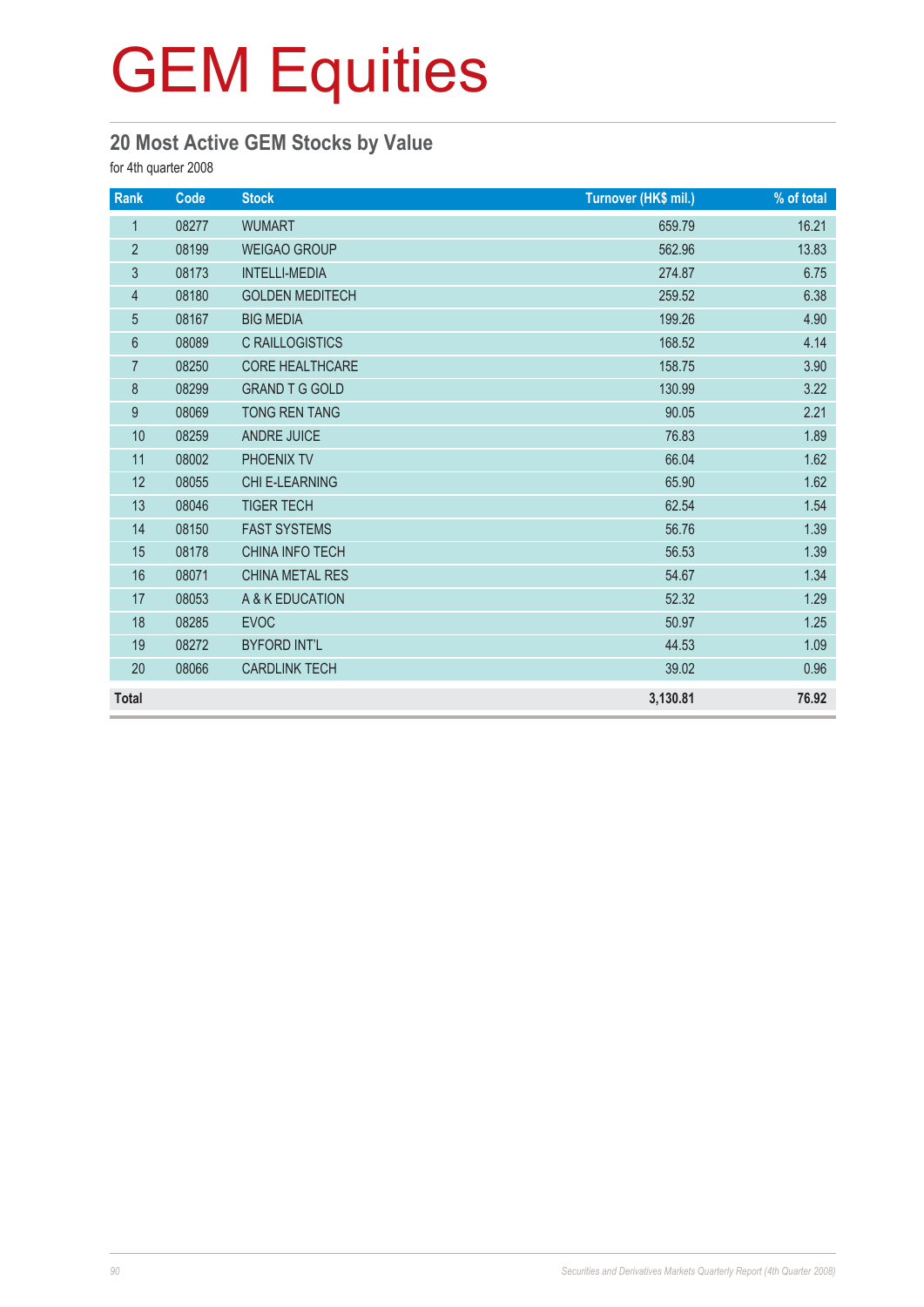# GEM Equities

## 20 Most Active GEM Stocks by Value

for 4th quarter 2008

| Rank | Code | Stock | Turnover (HK$ mil.) | % of total |
|---|---|---|---|---|
| 1 | 08277 | WUMART | 659.79 | 16.21 |
| 2 | 08199 | WEIGAO GROUP | 562.96 | 13.83 |
| 3 | 08173 | INTELLI-MEDIA | 274.87 | 6.75 |
| 4 | 08180 | GOLDEN MEDITECH | 259.52 | 6.38 |
| 5 | 08167 | BIG MEDIA | 199.26 | 4.90 |
| 6 | 08089 | C RAILLOGISTICS | 168.52 | 4.14 |
| 7 | 08250 | CORE HEALTHCARE | 158.75 | 3.90 |
| 8 | 08299 | GRAND T G GOLD | 130.99 | 3.22 |
| 9 | 08069 | TONG REN TANG | 90.05 | 2.21 |
| 10 | 08259 | ANDRE JUICE | 76.83 | 1.89 |
| 11 | 08002 | PHOENIX TV | 66.04 | 1.62 |
| 12 | 08055 | CHI E-LEARNING | 65.90 | 1.62 |
| 13 | 08046 | TIGER TECH | 62.54 | 1.54 |
| 14 | 08150 | FAST SYSTEMS | 56.76 | 1.39 |
| 15 | 08178 | CHINA INFO TECH | 56.53 | 1.39 |
| 16 | 08071 | CHINA METAL RES | 54.67 | 1.34 |
| 17 | 08053 | A & K EDUCATION | 52.32 | 1.29 |
| 18 | 08285 | EVOC | 50.97 | 1.25 |
| 19 | 08272 | BYFORD INT'L | 44.53 | 1.09 |
| 20 | 08066 | CARDLINK TECH | 39.02 | 0.96 |
| **Total** | | | **3,130.81** | **76.92** |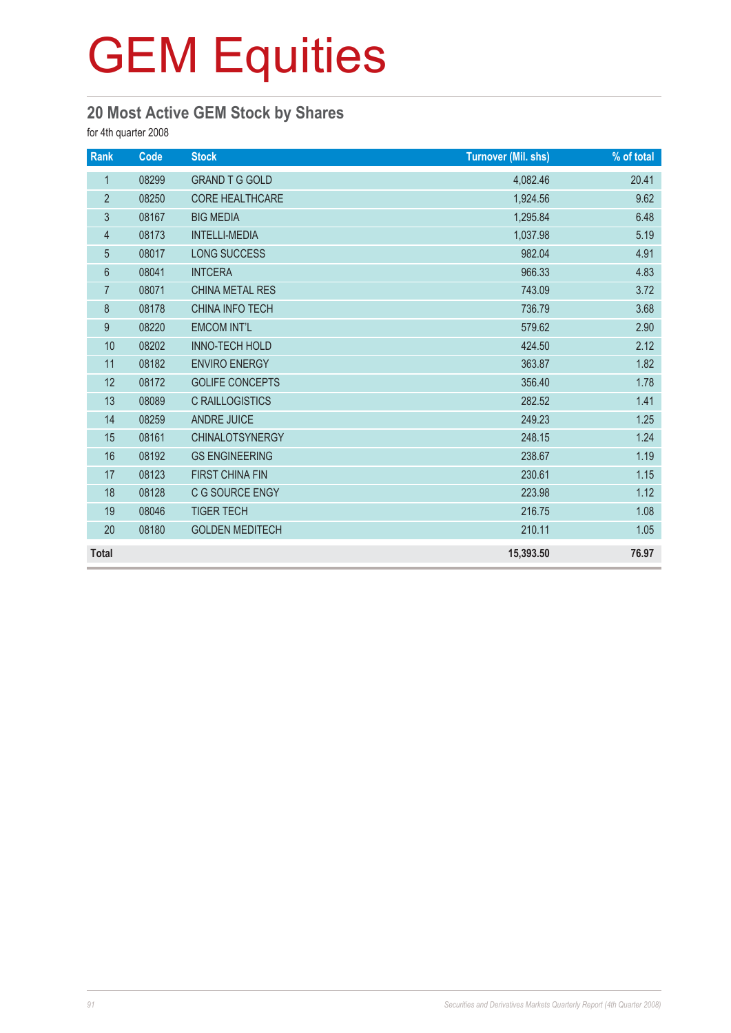# GEM Equities

## 20 Most Active GEM Stock by Shares

for 4th quarter 2008

| Rank | Code | Stock | Turnover (Mil. shs) | % of total |
|---|---|---|---|---|
| 1 | 08299 | GRAND T G GOLD | 4,082.46 | 20.41 |
| 2 | 08250 | CORE HEALTHCARE | 1,924.56 | 9.62 |
| 3 | 08167 | BIG MEDIA | 1,295.84 | 6.48 |
| 4 | 08173 | INTELLI-MEDIA | 1,037.98 | 5.19 |
| 5 | 08017 | LONG SUCCESS | 982.04 | 4.91 |
| 6 | 08041 | INTCERA | 966.33 | 4.83 |
| 7 | 08071 | CHINA METAL RES | 743.09 | 3.72 |
| 8 | 08178 | CHINA INFO TECH | 736.79 | 3.68 |
| 9 | 08220 | EMCOM INT'L | 579.62 | 2.90 |
| 10 | 08202 | INNO-TECH HOLD | 424.50 | 2.12 |
| 11 | 08182 | ENVIRO ENERGY | 363.87 | 1.82 |
| 12 | 08172 | GOLIFE CONCEPTS | 356.40 | 1.78 |
| 13 | 08089 | C RAILLOGISTICS | 282.52 | 1.41 |
| 14 | 08259 | ANDRE JUICE | 249.23 | 1.25 |
| 15 | 08161 | CHINALOTSYNERGY | 248.15 | 1.24 |
| 16 | 08192 | GS ENGINEERING | 238.67 | 1.19 |
| 17 | 08123 | FIRST CHINA FIN | 230.61 | 1.15 |
| 18 | 08128 | C G SOURCE ENGY | 223.98 | 1.12 |
| 19 | 08046 | TIGER TECH | 216.75 | 1.08 |
| 20 | 08180 | GOLDEN MEDITECH | 210.11 | 1.05 |
| **Total** | | | **15,393.50** | **76.97** |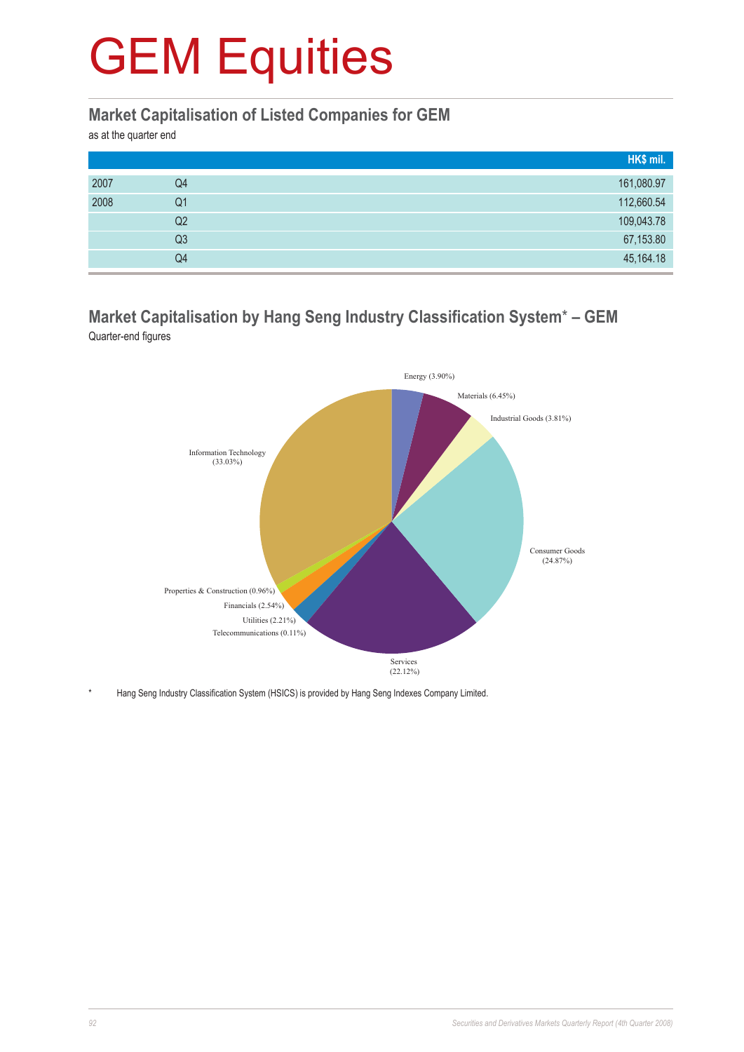# GEM Equities

## Market Capitalisation of Listed Companies for GEM

as at the quarter end

| | | HK$ mil. |
|---|---|---|
| 2007 | Q4 | 161,080.97 |
| 2008 | Q1 | 112,660.54 |
| | Q2 | 109,043.78 |
| | Q3 | 67,153.80 |
| | Q4 | 45,164.18 |

## Market Capitalisation by Hang Seng Industry Classification System* – GEM

Quarter-end figures

Energy (3.90%)
Materials (6.45%)
Industrial Goods (3.81%)
Consumer Goods (24.87%)
Services (22.12%)
Telecommunications (0.11%)
Utilities (2.21%)
Financials (2.54%)
Properties & Construction (0.96%)
Information Technology (33.03%)

\* Hang Seng Industry Classification System (HSICS) is provided by Hang Seng Indexes Company Limited.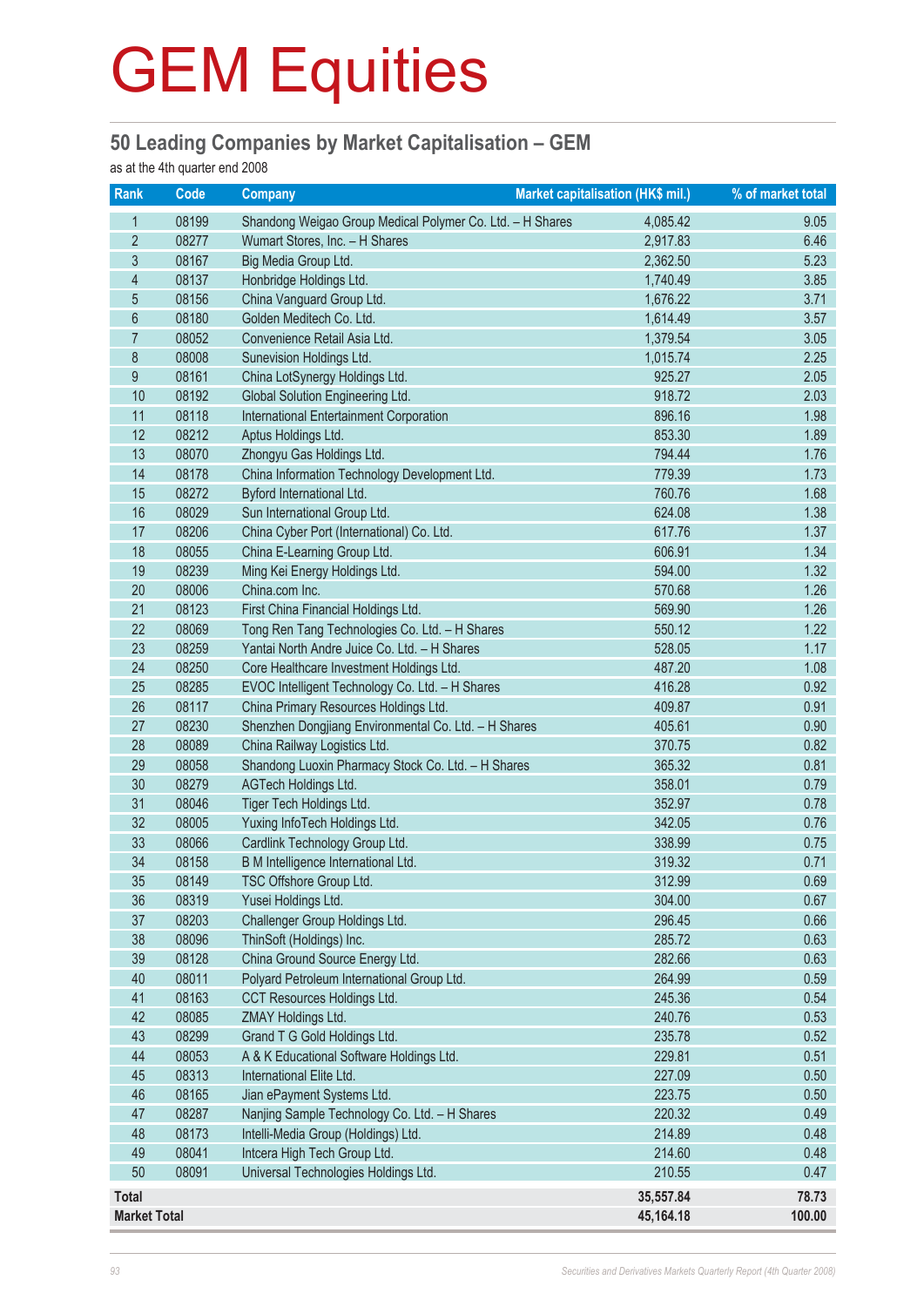# GEM Equities

## 50 Leading Companies by Market Capitalisation – GEM

as at the 4th quarter end 2008

| Rank | Code | Company | Market capitalisation (HK$ mil.) | % of market total |
|---|---|---|---|---|
| 1 | 08199 | Shandong Weigao Group Medical Polymer Co. Ltd. – H Shares | 4,085.42 | 9.05 |
| 2 | 08277 | Wumart Stores, Inc. – H Shares | 2,917.83 | 6.46 |
| 3 | 08167 | Big Media Group Ltd. | 2,362.50 | 5.23 |
| 4 | 08137 | Honbridge Holdings Ltd. | 1,740.49 | 3.85 |
| 5 | 08156 | China Vanguard Group Ltd. | 1,676.22 | 3.71 |
| 6 | 08180 | Golden Meditech Co. Ltd. | 1,614.49 | 3.57 |
| 7 | 08052 | Convenience Retail Asia Ltd. | 1,379.54 | 3.05 |
| 8 | 08008 | Sunevision Holdings Ltd. | 1,015.74 | 2.25 |
| 9 | 08161 | China LotSynergy Holdings Ltd. | 925.27 | 2.05 |
| 10 | 08192 | Global Solution Engineering Ltd. | 918.72 | 2.03 |
| 11 | 08118 | International Entertainment Corporation | 896.16 | 1.98 |
| 12 | 08212 | Aptus Holdings Ltd. | 853.30 | 1.89 |
| 13 | 08070 | Zhongyu Gas Holdings Ltd. | 794.44 | 1.76 |
| 14 | 08178 | China Information Technology Development Ltd. | 779.39 | 1.73 |
| 15 | 08272 | Byford International Ltd. | 760.76 | 1.68 |
| 16 | 08029 | Sun International Group Ltd. | 624.08 | 1.38 |
| 17 | 08206 | China Cyber Port (International) Co. Ltd. | 617.76 | 1.37 |
| 18 | 08055 | China E-Learning Group Ltd. | 606.91 | 1.34 |
| 19 | 08239 | Ming Kei Energy Holdings Ltd. | 594.00 | 1.32 |
| 20 | 08006 | China.com Inc. | 570.68 | 1.26 |
| 21 | 08123 | First China Financial Holdings Ltd. | 569.90 | 1.26 |
| 22 | 08069 | Tong Ren Tang Technologies Co. Ltd. – H Shares | 550.12 | 1.22 |
| 23 | 08259 | Yantai North Andre Juice Co. Ltd. – H Shares | 528.05 | 1.17 |
| 24 | 08250 | Core Healthcare Investment Holdings Ltd. | 487.20 | 1.08 |
| 25 | 08285 | EVOC Intelligent Technology Co. Ltd. – H Shares | 416.28 | 0.92 |
| 26 | 08117 | China Primary Resources Holdings Ltd. | 409.87 | 0.91 |
| 27 | 08230 | Shenzhen Dongjiang Environmental Co. Ltd. – H Shares | 405.61 | 0.90 |
| 28 | 08089 | China Railway Logistics Ltd. | 370.75 | 0.82 |
| 29 | 08058 | Shandong Luoxin Pharmacy Stock Co. Ltd. – H Shares | 365.32 | 0.81 |
| 30 | 08279 | AGTech Holdings Ltd. | 358.01 | 0.79 |
| 31 | 08046 | Tiger Tech Holdings Ltd. | 352.97 | 0.78 |
| 32 | 08005 | Yuxing InfoTech Holdings Ltd. | 342.05 | 0.76 |
| 33 | 08066 | Cardlink Technology Group Ltd. | 338.99 | 0.75 |
| 34 | 08158 | B M Intelligence International Ltd. | 319.32 | 0.71 |
| 35 | 08149 | TSC Offshore Group Ltd. | 312.99 | 0.69 |
| 36 | 08319 | Yusei Holdings Ltd. | 304.00 | 0.67 |
| 37 | 08203 | Challenger Group Holdings Ltd. | 296.45 | 0.66 |
| 38 | 08096 | ThinSoft (Holdings) Inc. | 285.72 | 0.63 |
| 39 | 08128 | China Ground Source Energy Ltd. | 282.66 | 0.63 |
| 40 | 08011 | Polyard Petroleum International Group Ltd. | 264.99 | 0.59 |
| 41 | 08163 | CCT Resources Holdings Ltd. | 245.36 | 0.54 |
| 42 | 08085 | ZMAY Holdings Ltd. | 240.76 | 0.53 |
| 43 | 08299 | Grand T G Gold Holdings Ltd. | 235.78 | 0.52 |
| 44 | 08053 | A & K Educational Software Holdings Ltd. | 229.81 | 0.51 |
| 45 | 08313 | International Elite Ltd. | 227.09 | 0.50 |
| 46 | 08165 | Jian ePayment Systems Ltd. | 223.75 | 0.50 |
| 47 | 08287 | Nanjing Sample Technology Co. Ltd. – H Shares | 220.32 | 0.49 |
| 48 | 08173 | Intelli-Media Group (Holdings) Ltd. | 214.89 | 0.48 |
| 49 | 08041 | Intcera High Tech Group Ltd. | 214.60 | 0.48 |
| 50 | 08091 | Universal Technologies Holdings Ltd. | 210.55 | 0.47 |
| **Total** | | | **35,557.84** | **78.73** |
| **Market Total** | | | **45,164.18** | **100.00** |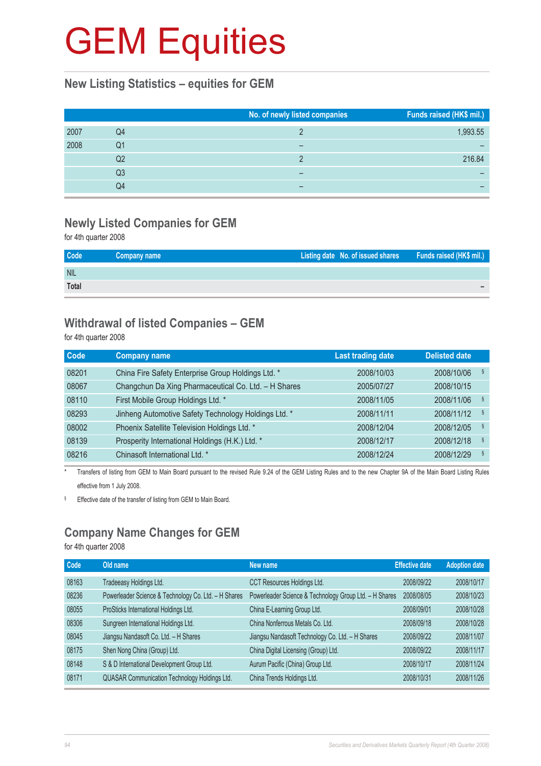# GEM Equities

## New Listing Statistics – equities for GEM

| | | No. of newly listed companies | Funds raised (HK$ mil.) |
|---|---|---|---|
| 2007 | Q4 | 2 | 1,993.55 |
| 2008 | Q1 | – | – |
| | Q2 | 2 | 216.84 |
| | Q3 | – | – |
| | Q4 | – | – |

## Newly Listed Companies for GEM

for 4th quarter 2008

| Code | Company name | Listing date | No. of issued shares | Funds raised (HK$ mil.) |
|---|---|---|---|---|
| NIL | | | | |
| **Total** | | | | – |

## Withdrawal of listed Companies – GEM

for 4th quarter 2008

| Code | Company name | Last trading date | Delisted date |
|---|---|---|---|
| 08201 | China Fire Safety Enterprise Group Holdings Ltd. * | 2008/10/03 | 2008/10/06 § |
| 08067 | Changchun Da Xing Pharmaceutical Co. Ltd. – H Shares | 2005/07/27 | 2008/10/15 |
| 08110 | First Mobile Group Holdings Ltd. * | 2008/11/05 | 2008/11/06 § |
| 08293 | Jinheng Automotive Safety Technology Holdings Ltd. * | 2008/11/11 | 2008/11/12 § |
| 08002 | Phoenix Satellite Television Holdings Ltd. * | 2008/12/04 | 2008/12/05 § |
| 08139 | Prosperity International Holdings (H.K.) Ltd. * | 2008/12/17 | 2008/12/18 § |
| 08216 | Chinasoft International Ltd. * | 2008/12/24 | 2008/12/29 § |

\* Transfers of listing from GEM to Main Board pursuant to the revised Rule 9.24 of the GEM Listing Rules and to the new Chapter 9A of the Main Board Listing Rules effective from 1 July 2008.

§ Effective date of the transfer of listing from GEM to Main Board.

## Company Name Changes for GEM

for 4th quarter 2008

| Code | Old name | New name | Effective date | Adoption date |
|---|---|---|---|---|
| 08163 | Tradeeasy Holdings Ltd. | CCT Resources Holdings Ltd. | 2008/09/22 | 2008/10/17 |
| 08236 | Powerleader Science & Technology Co. Ltd. – H Shares | Powerleader Science & Technology Group Ltd. – H Shares | 2008/08/05 | 2008/10/23 |
| 08055 | ProSticks International Holdings Ltd. | China E-Learning Group Ltd. | 2008/09/01 | 2008/10/28 |
| 08306 | Sungreen International Holdings Ltd. | China Nonferrous Metals Co. Ltd. | 2008/09/18 | 2008/10/28 |
| 08045 | Jiangsu Nandasoft Co. Ltd. – H Shares | Jiangsu Nandasoft Technology Co. Ltd. – H Shares | 2008/09/22 | 2008/11/07 |
| 08175 | Shen Nong China (Group) Ltd. | China Digital Licensing (Group) Ltd. | 2008/09/22 | 2008/11/17 |
| 08148 | S & D International Development Group Ltd. | Aurum Pacific (China) Group Ltd. | 2008/10/17 | 2008/11/24 |
| 08171 | QUASAR Communication Technology Holdings Ltd. | China Trends Holdings Ltd. | 2008/10/31 | 2008/11/26 |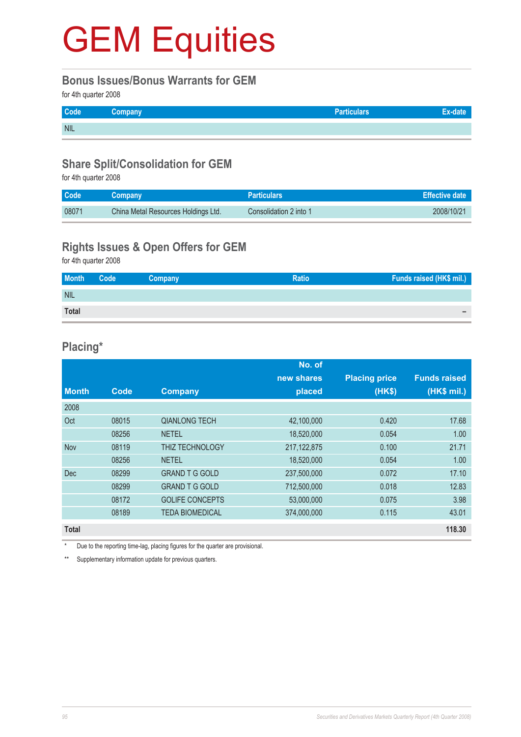# GEM Equities

## Bonus Issues/Bonus Warrants for GEM

for 4th quarter 2008

| Code | Company | Particulars | Ex-date |
|---|---|---|---|
| NIL | | | |

## Share Split/Consolidation for GEM

for 4th quarter 2008

| Code | Company | Particulars | Effective date |
|---|---|---|---|
| 08071 | China Metal Resources Holdings Ltd. | Consolidation 2 into 1 | 2008/10/21 |

## Rights Issues & Open Offers for GEM

for 4th quarter 2008

| Month | Code | Company | Ratio | Funds raised (HK$ mil.) |
|---|---|---|---|---|
| NIL | | | | |
| **Total** | | | | **–** |

## Placing*

| Month | Code | Company | No. of new shares placed | Placing price (HK$) | Funds raised (HK$ mil.) |
|---|---|---|---|---|---|
| 2008 | | | | | |
| Oct | 08015 | QIANLONG TECH | 42,100,000 | 0.420 | 17.68 |
| | 08256 | NETEL | 18,520,000 | 0.054 | 1.00 |
| Nov | 08119 | THIZ TECHNOLOGY | 217,122,875 | 0.100 | 21.71 |
| | 08256 | NETEL | 18,520,000 | 0.054 | 1.00 |
| Dec | 08299 | GRAND T G GOLD | 237,500,000 | 0.072 | 17.10 |
| | 08299 | GRAND T G GOLD | 712,500,000 | 0.018 | 12.83 |
| | 08172 | GOLIFE CONCEPTS | 53,000,000 | 0.075 | 3.98 |
| | 08189 | TEDA BIOMEDICAL | 374,000,000 | 0.115 | 43.01 |
| **Total** | | | | | **118.30** |

\* Due to the reporting time-lag, placing figures for the quarter are provisional.

** Supplementary information update for previous quarters.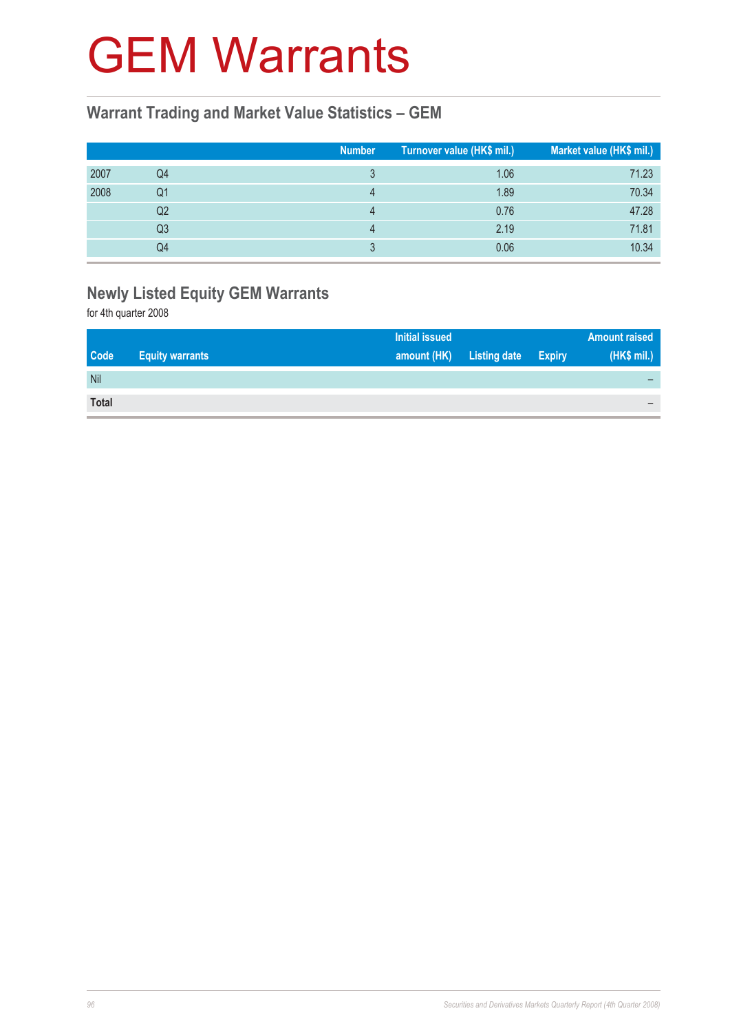# GEM Warrants

## Warrant Trading and Market Value Statistics – GEM

| | | Number | Turnover value (HK$ mil.) | Market value (HK$ mil.) |
|---|---|---|---|---|
| 2007 | Q4 | 3 | 1.06 | 71.23 |
| 2008 | Q1 | 4 | 1.89 | 70.34 |
| | Q2 | 4 | 0.76 | 47.28 |
| | Q3 | 4 | 2.19 | 71.81 |
| | Q4 | 3 | 0.06 | 10.34 |

## Newly Listed Equity GEM Warrants

for 4th quarter 2008

| Code | Equity warrants | Initial issued amount (HK) | Listing date | Expiry | Amount raised (HK$ mil.) |
|---|---|---|---|---|---|
| Nil | | | | | – |
| **Total** | | | | | – |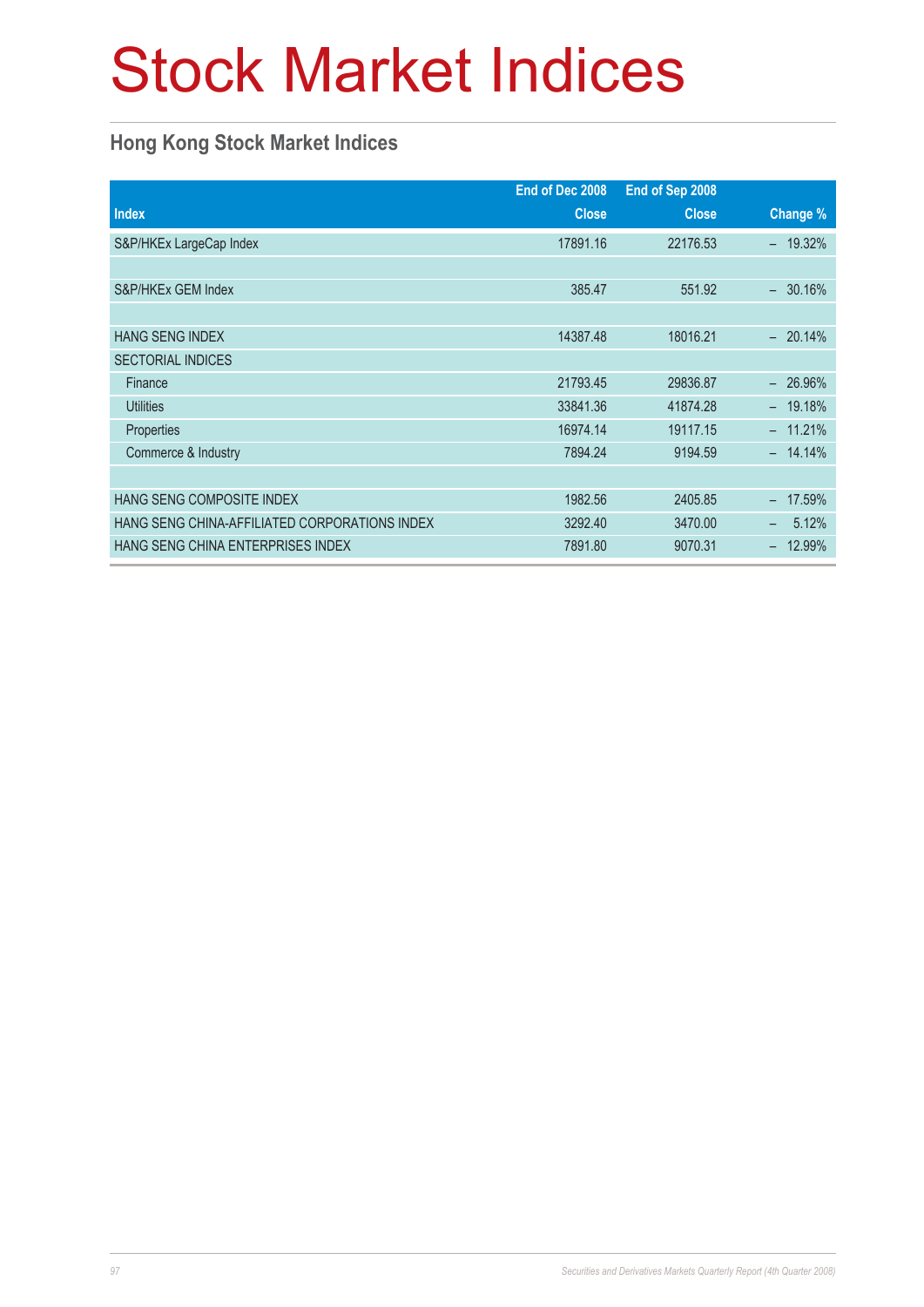# Stock Market Indices

## Hong Kong Stock Market Indices

| Index | End of Dec 2008 Close | End of Sep 2008 Close | Change % |
|---|---:|---:|---:|
| S&P/HKEx LargeCap Index | 17891.16 | 22176.53 | – 19.32% |
| | | | |
| S&P/HKEx GEM Index | 385.47 | 551.92 | – 30.16% |
| | | | |
| HANG SENG INDEX | 14387.48 | 18016.21 | – 20.14% |
| SECTORIAL INDICES | | | |
| Finance | 21793.45 | 29836.87 | – 26.96% |
| Utilities | 33841.36 | 41874.28 | – 19.18% |
| Properties | 16974.14 | 19117.15 | – 11.21% |
| Commerce & Industry | 7894.24 | 9194.59 | – 14.14% |
| | | | |
| HANG SENG COMPOSITE INDEX | 1982.56 | 2405.85 | – 17.59% |
| HANG SENG CHINA-AFFILIATED CORPORATIONS INDEX | 3292.40 | 3470.00 | – 5.12% |
| HANG SENG CHINA ENTERPRISES INDEX | 7891.80 | 9070.31 | – 12.99% |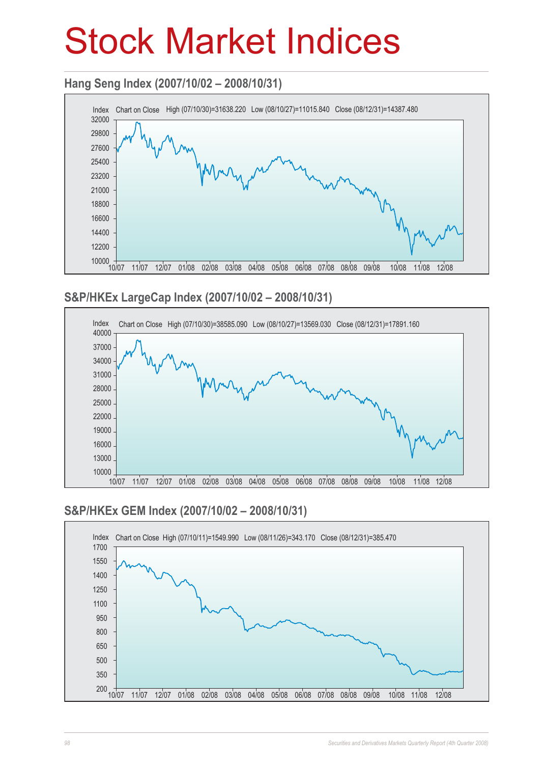# Stock Market Indices

## Hang Seng Index (2007/10/02 – 2008/10/31)

Index Chart on Close High (07/10/30)=31638.220 Low (08/10/27)=11015.840 Close (08/12/31)=14387.480

## S&P/HKEx LargeCap Index (2007/10/02 – 2008/10/31)

Index Chart on Close High (07/10/30)=38585.090 Low (08/10/27)=13569.030 Close (08/12/31)=17891.160

## S&P/HKEx GEM Index (2007/10/02 – 2008/10/31)

Index Chart on Close High (07/10/11)=1549.990 Low (08/11/26)=343.170 Close (08/12/31)=385.470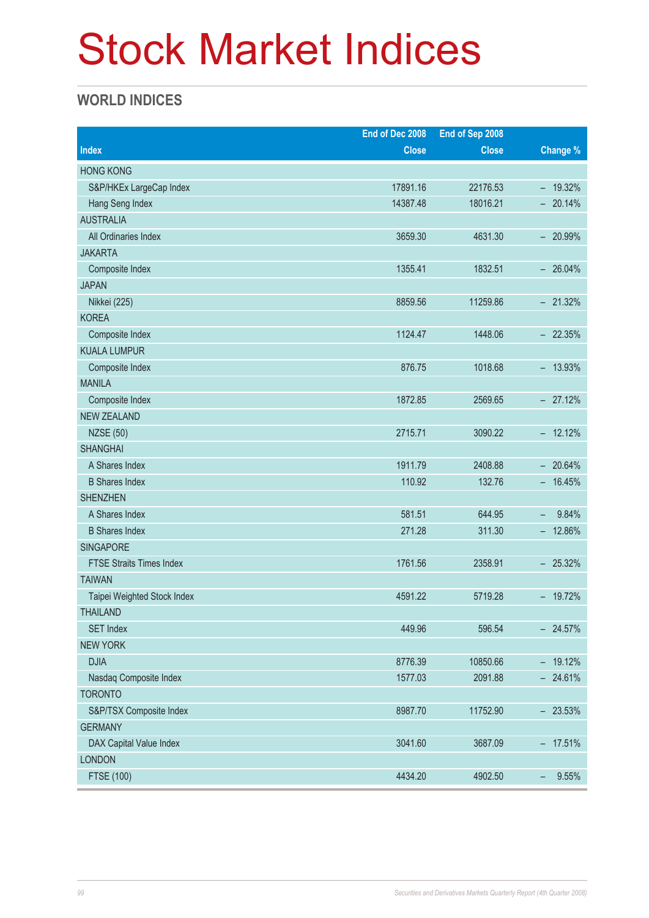# Stock Market Indices

## WORLD INDICES

| Index | End of Dec 2008 Close | End of Sep 2008 Close | Change % |
|---|---|---|---|
| HONG KONG | | | |
| S&P/HKEx LargeCap Index | 17891.16 | 22176.53 | – 19.32% |
| Hang Seng Index | 14387.48 | 18016.21 | – 20.14% |
| AUSTRALIA | | | |
| All Ordinaries Index | 3659.30 | 4631.30 | – 20.99% |
| JAKARTA | | | |
| Composite Index | 1355.41 | 1832.51 | – 26.04% |
| JAPAN | | | |
| Nikkei (225) | 8859.56 | 11259.86 | – 21.32% |
| KOREA | | | |
| Composite Index | 1124.47 | 1448.06 | – 22.35% |
| KUALA LUMPUR | | | |
| Composite Index | 876.75 | 1018.68 | – 13.93% |
| MANILA | | | |
| Composite Index | 1872.85 | 2569.65 | – 27.12% |
| NEW ZEALAND | | | |
| NZSE (50) | 2715.71 | 3090.22 | – 12.12% |
| SHANGHAI | | | |
| A Shares Index | 1911.79 | 2408.88 | – 20.64% |
| B Shares Index | 110.92 | 132.76 | – 16.45% |
| SHENZHEN | | | |
| A Shares Index | 581.51 | 644.95 | – 9.84% |
| B Shares Index | 271.28 | 311.30 | – 12.86% |
| SINGAPORE | | | |
| FTSE Straits Times Index | 1761.56 | 2358.91 | – 25.32% |
| TAIWAN | | | |
| Taipei Weighted Stock Index | 4591.22 | 5719.28 | – 19.72% |
| THAILAND | | | |
| SET Index | 449.96 | 596.54 | – 24.57% |
| NEW YORK | | | |
| DJIA | 8776.39 | 10850.66 | – 19.12% |
| Nasdaq Composite Index | 1577.03 | 2091.88 | – 24.61% |
| TORONTO | | | |
| S&P/TSX Composite Index | 8987.70 | 11752.90 | – 23.53% |
| GERMANY | | | |
| DAX Capital Value Index | 3041.60 | 3687.09 | – 17.51% |
| LONDON | | | |
| FTSE (100) | 4434.20 | 4902.50 | – 9.55% |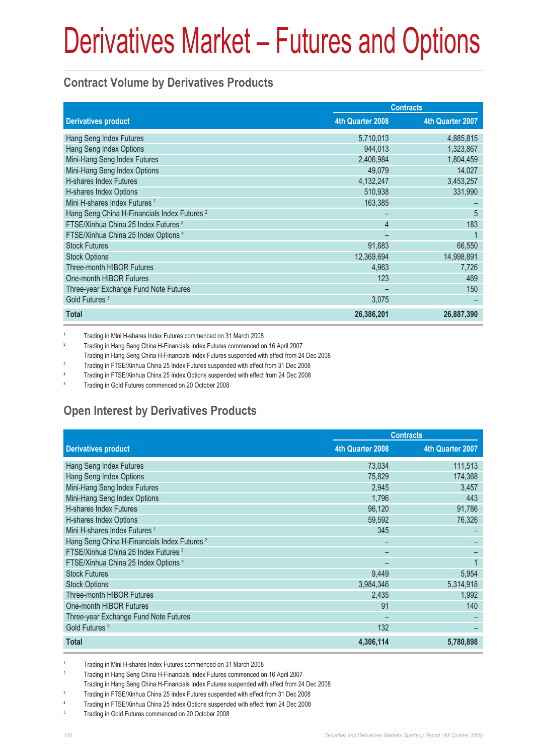# Derivatives Market – Futures and Options

## Contract Volume by Derivatives Products

| Derivatives product | Contracts | |
|---|---|---|
| | 4th Quarter 2008 | 4th Quarter 2007 |
| Hang Seng Index Futures | 5,710,013 | 4,885,815 |
| Hang Seng Index Options | 944,013 | 1,323,867 |
| Mini-Hang Seng Index Futures | 2,406,984 | 1,804,459 |
| Mini-Hang Seng Index Options | 49,079 | 14,027 |
| H-shares Index Futures | 4,132,247 | 3,453,257 |
| H-shares Index Options | 510,938 | 331,990 |
| Mini H-shares Index Futures [1] | 163,385 | – |
| Hang Seng China H-Financials Index Futures [2] | – | 5 |
| FTSE/Xinhua China 25 Index Futures [3] | 4 | 183 |
| FTSE/Xinhua China 25 Index Options [4] | – | 1 |
| Stock Futures | 91,683 | 66,550 |
| Stock Options | 12,369,694 | 14,998,891 |
| Three-month HIBOR Futures | 4,963 | 7,726 |
| One-month HIBOR Futures | 123 | 469 |
| Three-year Exchange Fund Note Futures | – | 150 |
| Gold Futures [5] | 3,075 | – |
| **Total** | **26,386,201** | **26,887,390** |

1. Trading in Mini H-shares Index Futures commenced on 31 March 2008
2. Trading in Hang Seng China H-Financials Index Futures commenced on 16 April 2007
   Trading in Hang Seng China H-Financials Index Futures suspended with effect from 24 Dec 2008
3. Trading in FTSE/Xinhua China 25 Index Futures suspended with effect from 31 Dec 2008
4. Trading in FTSE/Xinhua China 25 Index Options suspended with effect from 24 Dec 2008
5. Trading in Gold Futures commenced on 20 October 2008

## Open Interest by Derivatives Products

| Derivatives product | Contracts | |
|---|---|---|
| | 4th Quarter 2008 | 4th Quarter 2007 |
| Hang Seng Index Futures | 73,034 | 111,513 |
| Hang Seng Index Options | 75,829 | 174,368 |
| Mini-Hang Seng Index Futures | 2,945 | 3,457 |
| Mini-Hang Seng Index Options | 1,796 | 443 |
| H-shares Index Futures | 96,120 | 91,786 |
| H-shares Index Options | 59,592 | 76,326 |
| Mini H-shares Index Futures [1] | 345 | – |
| Hang Seng China H-Financials Index Futures [2] | – | – |
| FTSE/Xinhua China 25 Index Futures [3] | – | – |
| FTSE/Xinhua China 25 Index Options [4] | – | 1 |
| Stock Futures | 9,449 | 5,954 |
| Stock Options | 3,984,346 | 5,314,918 |
| Three-month HIBOR Futures | 2,435 | 1,992 |
| One-month HIBOR Futures | 91 | 140 |
| Three-year Exchange Fund Note Futures | – | – |
| Gold Futures [5] | 132 | – |
| **Total** | **4,306,114** | **5,780,898** |

1. Trading in Mini H-shares Index Futures commenced on 31 March 2008
2. Trading in Hang Seng China H-Financials Index Futures commenced on 16 April 2007
   Trading in Hang Seng China H-Financials Index Futures suspended with effect from 24 Dec 2008
3. Trading in FTSE/Xinhua China 25 Index Futures suspended with effect from 31 Dec 2008
4. Trading in FTSE/Xinhua China 25 Index Options suspended with effect from 24 Dec 2008
5. Trading in Gold Futures commenced on 20 October 2008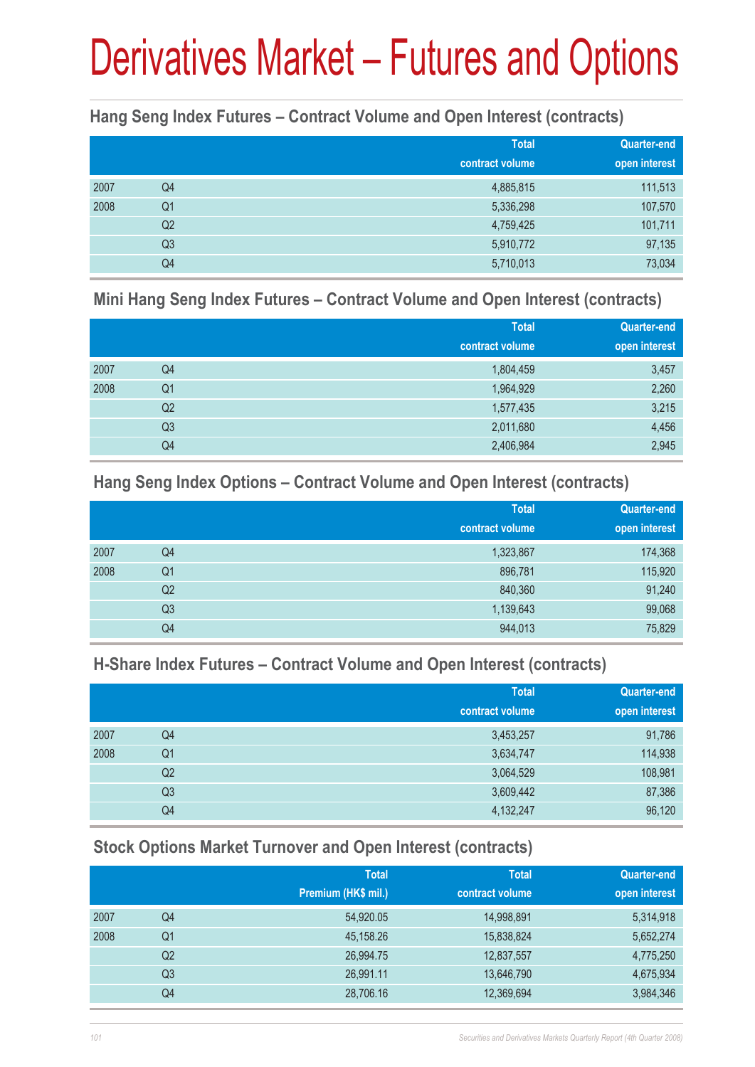# Derivatives Market – Futures and Options

## Hang Seng Index Futures – Contract Volume and Open Interest (contracts)

| | | Total contract volume | Quarter-end open interest |
|---|---|---|---|
| 2007 | Q4 | 4,885,815 | 111,513 |
| 2008 | Q1 | 5,336,298 | 107,570 |
| | Q2 | 4,759,425 | 101,711 |
| | Q3 | 5,910,772 | 97,135 |
| | Q4 | 5,710,013 | 73,034 |

## Mini Hang Seng Index Futures – Contract Volume and Open Interest (contracts)

| | | Total contract volume | Quarter-end open interest |
|---|---|---|---|
| 2007 | Q4 | 1,804,459 | 3,457 |
| 2008 | Q1 | 1,964,929 | 2,260 |
| | Q2 | 1,577,435 | 3,215 |
| | Q3 | 2,011,680 | 4,456 |
| | Q4 | 2,406,984 | 2,945 |

## Hang Seng Index Options – Contract Volume and Open Interest (contracts)

| | | Total contract volume | Quarter-end open interest |
|---|---|---|---|
| 2007 | Q4 | 1,323,867 | 174,368 |
| 2008 | Q1 | 896,781 | 115,920 |
| | Q2 | 840,360 | 91,240 |
| | Q3 | 1,139,643 | 99,068 |
| | Q4 | 944,013 | 75,829 |

## H-Share Index Futures – Contract Volume and Open Interest (contracts)

| | | Total contract volume | Quarter-end open interest |
|---|---|---|---|
| 2007 | Q4 | 3,453,257 | 91,786 |
| 2008 | Q1 | 3,634,747 | 114,938 |
| | Q2 | 3,064,529 | 108,981 |
| | Q3 | 3,609,442 | 87,386 |
| | Q4 | 4,132,247 | 96,120 |

## Stock Options Market Turnover and Open Interest (contracts)

| | | Total Premium (HK$ mil.) | Total contract volume | Quarter-end open interest |
|---|---|---|---|---|
| 2007 | Q4 | 54,920.05 | 14,998,891 | 5,314,918 |
| 2008 | Q1 | 45,158.26 | 15,838,824 | 5,652,274 |
| | Q2 | 26,994.75 | 12,837,557 | 4,775,250 |
| | Q3 | 26,991.11 | 13,646,790 | 4,675,934 |
| | Q4 | 28,706.16 | 12,369,694 | 3,984,346 |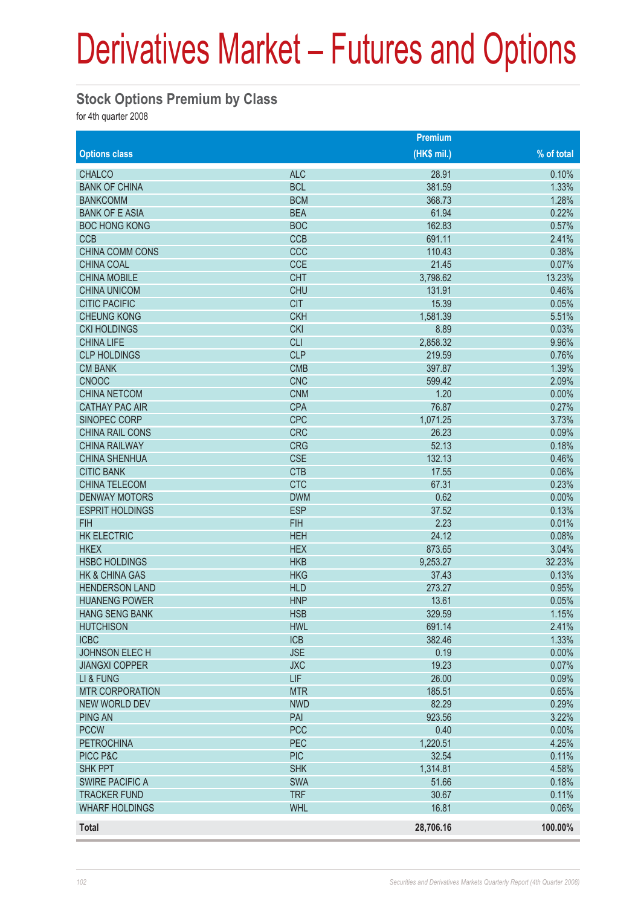# Derivatives Market – Futures and Options

## Stock Options Premium by Class

for 4th quarter 2008

| Options class | | Premium (HK$ mil.) | % of total |
|---|---|---|---|
| CHALCO | ALC | 28.91 | 0.10% |
| BANK OF CHINA | BCL | 381.59 | 1.33% |
| BANKCOMM | BCM | 368.73 | 1.28% |
| BANK OF E ASIA | BEA | 61.94 | 0.22% |
| BOC HONG KONG | BOC | 162.83 | 0.57% |
| CCB | CCB | 691.11 | 2.41% |
| CHINA COMM CONS | CCC | 110.43 | 0.38% |
| CHINA COAL | CCE | 21.45 | 0.07% |
| CHINA MOBILE | CHT | 3,798.62 | 13.23% |
| CHINA UNICOM | CHU | 131.91 | 0.46% |
| CITIC PACIFIC | CIT | 15.39 | 0.05% |
| CHEUNG KONG | CKH | 1,581.39 | 5.51% |
| CKI HOLDINGS | CKI | 8.89 | 0.03% |
| CHINA LIFE | CLI | 2,858.32 | 9.96% |
| CLP HOLDINGS | CLP | 219.59 | 0.76% |
| CM BANK | CMB | 397.87 | 1.39% |
| CNOOC | CNC | 599.42 | 2.09% |
| CHINA NETCOM | CNM | 1.20 | 0.00% |
| CATHAY PAC AIR | CPA | 76.87 | 0.27% |
| SINOPEC CORP | CPC | 1,071.25 | 3.73% |
| CHINA RAIL CONS | CRC | 26.23 | 0.09% |
| CHINA RAILWAY | CRG | 52.13 | 0.18% |
| CHINA SHENHUA | CSE | 132.13 | 0.46% |
| CITIC BANK | CTB | 17.55 | 0.06% |
| CHINA TELECOM | CTC | 67.31 | 0.23% |
| DENWAY MOTORS | DWM | 0.62 | 0.00% |
| ESPRIT HOLDINGS | ESP | 37.52 | 0.13% |
| FIH | FIH | 2.23 | 0.01% |
| HK ELECTRIC | HEH | 24.12 | 0.08% |
| HKEX | HEX | 873.65 | 3.04% |
| HSBC HOLDINGS | HKB | 9,253.27 | 32.23% |
| HK & CHINA GAS | HKG | 37.43 | 0.13% |
| HENDERSON LAND | HLD | 273.27 | 0.95% |
| HUANENG POWER | HNP | 13.61 | 0.05% |
| HANG SENG BANK | HSB | 329.59 | 1.15% |
| HUTCHISON | HWL | 691.14 | 2.41% |
| ICBC | ICB | 382.46 | 1.33% |
| JOHNSON ELEC H | JSE | 0.19 | 0.00% |
| JIANGXI COPPER | JXC | 19.23 | 0.07% |
| LI & FUNG | LIF | 26.00 | 0.09% |
| MTR CORPORATION | MTR | 185.51 | 0.65% |
| NEW WORLD DEV | NWD | 82.29 | 0.29% |
| PING AN | PAI | 923.56 | 3.22% |
| PCCW | PCC | 0.40 | 0.00% |
| PETROCHINA | PEC | 1,220.51 | 4.25% |
| PICC P&C | PIC | 32.54 | 0.11% |
| SHK PPT | SHK | 1,314.81 | 4.58% |
| SWIRE PACIFIC A | SWA | 51.66 | 0.18% |
| TRACKER FUND | TRF | 30.67 | 0.11% |
| WHARF HOLDINGS | WHL | 16.81 | 0.06% |
| **Total** | | **28,706.16** | **100.00%** |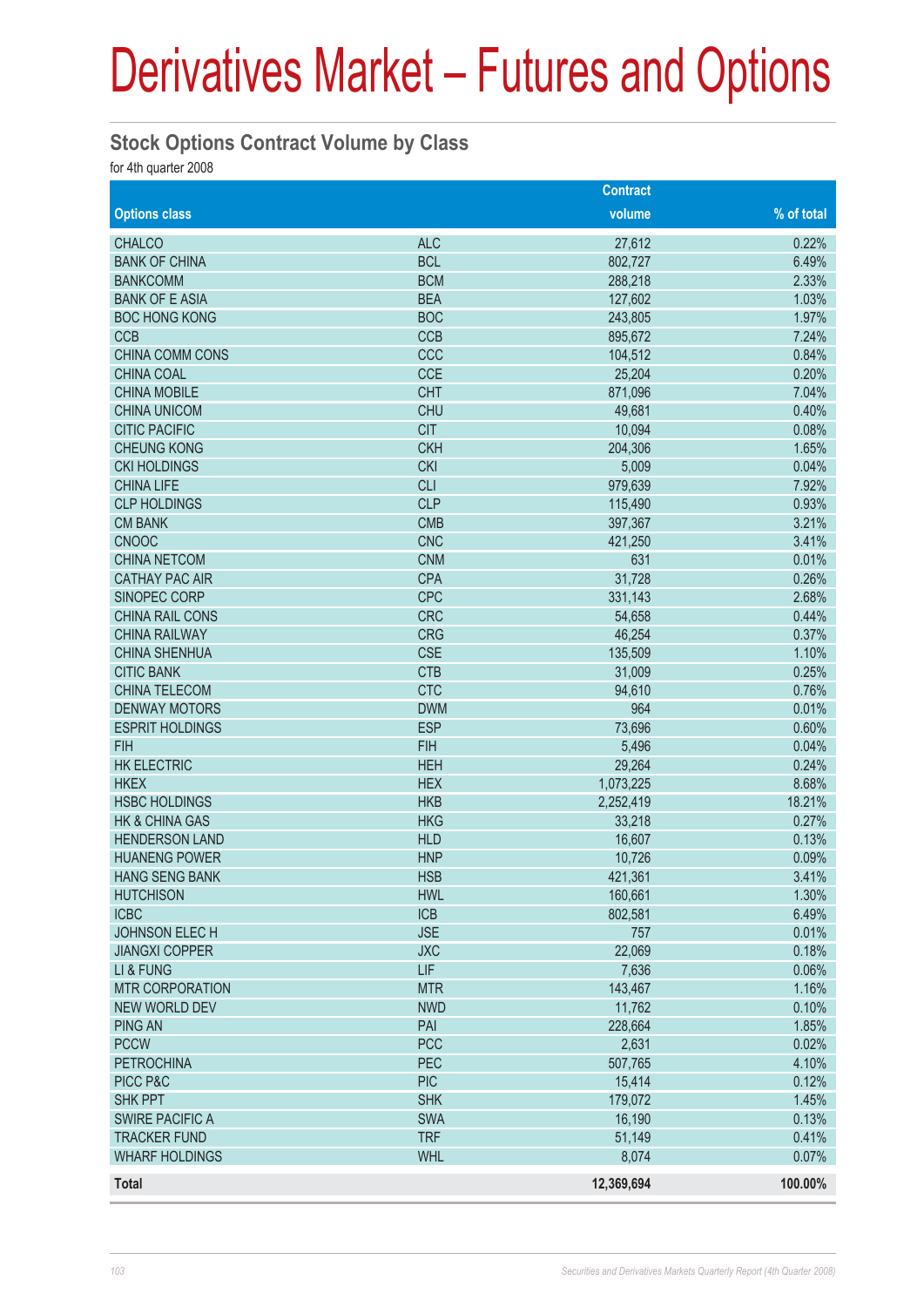# Derivatives Market – Futures and Options

## Stock Options Contract Volume by Class

for 4th quarter 2008

| Options class | | Contract volume | % of total |
|---|---|---|---|
| CHALCO | ALC | 27,612 | 0.22% |
| BANK OF CHINA | BCL | 802,727 | 6.49% |
| BANKCOMM | BCM | 288,218 | 2.33% |
| BANK OF E ASIA | BEA | 127,602 | 1.03% |
| BOC HONG KONG | BOC | 243,805 | 1.97% |
| CCB | CCB | 895,672 | 7.24% |
| CHINA COMM CONS | CCC | 104,512 | 0.84% |
| CHINA COAL | CCE | 25,204 | 0.20% |
| CHINA MOBILE | CHT | 871,096 | 7.04% |
| CHINA UNICOM | CHU | 49,681 | 0.40% |
| CITIC PACIFIC | CIT | 10,094 | 0.08% |
| CHEUNG KONG | CKH | 204,306 | 1.65% |
| CKI HOLDINGS | CKI | 5,009 | 0.04% |
| CHINA LIFE | CLI | 979,639 | 7.92% |
| CLP HOLDINGS | CLP | 115,490 | 0.93% |
| CM BANK | CMB | 397,367 | 3.21% |
| CNOOC | CNC | 421,250 | 3.41% |
| CHINA NETCOM | CNM | 631 | 0.01% |
| CATHAY PAC AIR | CPA | 31,728 | 0.26% |
| SINOPEC CORP | CPC | 331,143 | 2.68% |
| CHINA RAIL CONS | CRC | 54,658 | 0.44% |
| CHINA RAILWAY | CRG | 46,254 | 0.37% |
| CHINA SHENHUA | CSE | 135,509 | 1.10% |
| CITIC BANK | CTB | 31,009 | 0.25% |
| CHINA TELECOM | CTC | 94,610 | 0.76% |
| DENWAY MOTORS | DWM | 964 | 0.01% |
| ESPRIT HOLDINGS | ESP | 73,696 | 0.60% |
| FIH | FIH | 5,496 | 0.04% |
| HK ELECTRIC | HEH | 29,264 | 0.24% |
| HKEX | HEX | 1,073,225 | 8.68% |
| HSBC HOLDINGS | HKB | 2,252,419 | 18.21% |
| HK & CHINA GAS | HKG | 33,218 | 0.27% |
| HENDERSON LAND | HLD | 16,607 | 0.13% |
| HUANENG POWER | HNP | 10,726 | 0.09% |
| HANG SENG BANK | HSB | 421,361 | 3.41% |
| HUTCHISON | HWL | 160,661 | 1.30% |
| ICBC | ICB | 802,581 | 6.49% |
| JOHNSON ELEC H | JSE | 757 | 0.01% |
| JIANGXI COPPER | JXC | 22,069 | 0.18% |
| LI & FUNG | LIF | 7,636 | 0.06% |
| MTR CORPORATION | MTR | 143,467 | 1.16% |
| NEW WORLD DEV | NWD | 11,762 | 0.10% |
| PING AN | PAI | 228,664 | 1.85% |
| PCCW | PCC | 2,631 | 0.02% |
| PETROCHINA | PEC | 507,765 | 4.10% |
| PICC P&C | PIC | 15,414 | 0.12% |
| SHK PPT | SHK | 179,072 | 1.45% |
| SWIRE PACIFIC A | SWA | 16,190 | 0.13% |
| TRACKER FUND | TRF | 51,149 | 0.41% |
| WHARF HOLDINGS | WHL | 8,074 | 0.07% |
| **Total** | | **12,369,694** | **100.00%** |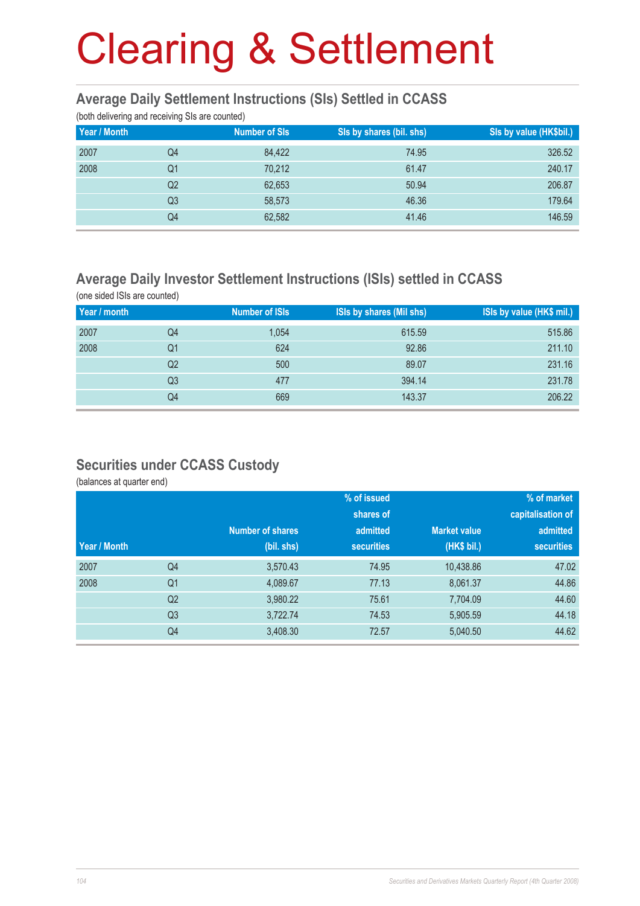# Clearing & Settlement

## Average Daily Settlement Instructions (SIs) Settled in CCASS

(both delivering and receiving SIs are counted)

| Year / Month | | Number of SIs | SIs by shares (bil. shs) | SIs by value (HK$bil.) |
|---|---|---|---|---|
| 2007 | Q4 | 84,422 | 74.95 | 326.52 |
| 2008 | Q1 | 70,212 | 61.47 | 240.17 |
| | Q2 | 62,653 | 50.94 | 206.87 |
| | Q3 | 58,573 | 46.36 | 179.64 |
| | Q4 | 62,582 | 41.46 | 146.59 |

## Average Daily Investor Settlement Instructions (ISIs) settled in CCASS

(one sided ISIs are counted)

| Year / month | | Number of ISIs | ISIs by shares (Mil shs) | ISIs by value (HK$ mil.) |
|---|---|---|---|---|
| 2007 | Q4 | 1,054 | 615.59 | 515.86 |
| 2008 | Q1 | 624 | 92.86 | 211.10 |
| | Q2 | 500 | 89.07 | 231.16 |
| | Q3 | 477 | 394.14 | 231.78 |
| | Q4 | 669 | 143.37 | 206.22 |

## Securities under CCASS Custody

(balances at quarter end)

| Year / Month | | Number of shares (bil. shs) | % of issued shares of admitted securities | Market value (HK$ bil.) | % of market capitalisation of admitted securities |
|---|---|---|---|---|---|
| 2007 | Q4 | 3,570.43 | 74.95 | 10,438.86 | 47.02 |
| 2008 | Q1 | 4,089.67 | 77.13 | 8,061.37 | 44.86 |
| | Q2 | 3,980.22 | 75.61 | 7,704.09 | 44.60 |
| | Q3 | 3,722.74 | 74.53 | 5,905.59 | 44.18 |
| | Q4 | 3,408.30 | 72.57 | 5,040.50 | 44.62 |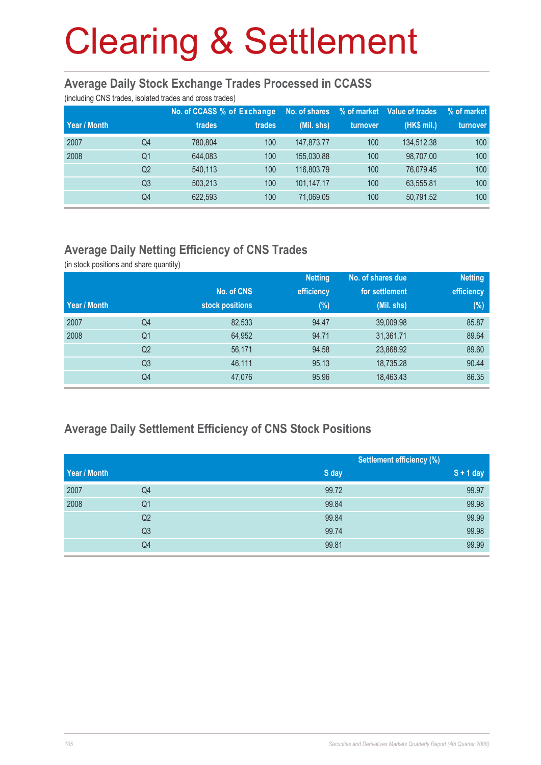# Clearing & Settlement

## Average Daily Stock Exchange Trades Processed in CCASS

(including CNS trades, isolated trades and cross trades)

| Year / Month | | No. of CCASS trades | % of Exchange trades | No. of shares (Mil. shs) | % of market turnover | Value of trades (HK$ mil.) | % of market turnover |
|---|---|---|---|---|---|---|---|
| 2007 | Q4 | 780,804 | 100 | 147,873.77 | 100 | 134,512.38 | 100 |
| 2008 | Q1 | 644,083 | 100 | 155,030.88 | 100 | 98,707.00 | 100 |
| | Q2 | 540,113 | 100 | 116,803.79 | 100 | 76,079.45 | 100 |
| | Q3 | 503,213 | 100 | 101,147.17 | 100 | 63,555.81 | 100 |
| | Q4 | 622,593 | 100 | 71,069.05 | 100 | 50,791.52 | 100 |

## Average Daily Netting Efficiency of CNS Trades

(in stock positions and share quantity)

| Year / Month | | No. of CNS stock positions | Netting efficiency (%) | No. of shares due for settlement (Mil. shs) | Netting efficiency (%) |
|---|---|---|---|---|---|
| 2007 | Q4 | 82,533 | 94.47 | 39,009.98 | 85.87 |
| 2008 | Q1 | 64,952 | 94.71 | 31,361.71 | 89.64 |
| | Q2 | 56,171 | 94.58 | 23,868.92 | 89.60 |
| | Q3 | 46,111 | 95.13 | 18,735.28 | 90.44 |
| | Q4 | 47,076 | 95.96 | 18,463.43 | 86.35 |

## Average Daily Settlement Efficiency of CNS Stock Positions

| | | Settlement efficiency (%) | |
|---|---|---|---|
| Year / Month | | S day | S + 1 day |
| 2007 | Q4 | 99.72 | 99.97 |
| 2008 | Q1 | 99.84 | 99.98 |
| | Q2 | 99.84 | 99.99 |
| | Q3 | 99.74 | 99.98 |
| | Q4 | 99.81 | 99.99 |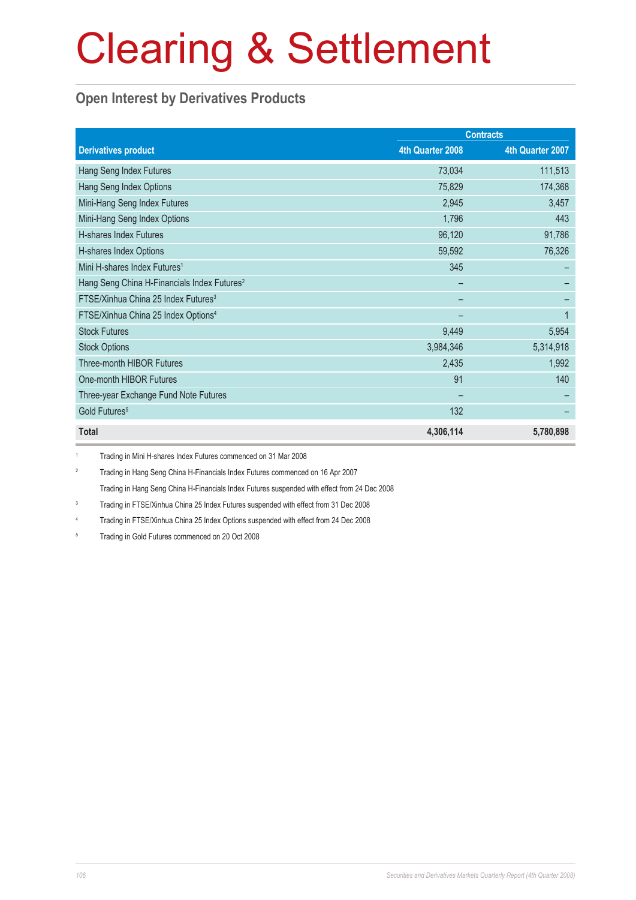# Clearing & Settlement

## Open Interest by Derivatives Products

| Derivatives product | Contracts | |
|---|---|---|
| | 4th Quarter 2008 | 4th Quarter 2007 |
| Hang Seng Index Futures | 73,034 | 111,513 |
| Hang Seng Index Options | 75,829 | 174,368 |
| Mini-Hang Seng Index Futures | 2,945 | 3,457 |
| Mini-Hang Seng Index Options | 1,796 | 443 |
| H-shares Index Futures | 96,120 | 91,786 |
| H-shares Index Options | 59,592 | 76,326 |
| Mini H-shares Index Futures[1] | 345 | – |
| Hang Seng China H-Financials Index Futures[2] | – | – |
| FTSE/Xinhua China 25 Index Futures[3] | – | – |
| FTSE/Xinhua China 25 Index Options[4] | – | 1 |
| Stock Futures | 9,449 | 5,954 |
| Stock Options | 3,984,346 | 5,314,918 |
| Three-month HIBOR Futures | 2,435 | 1,992 |
| One-month HIBOR Futures | 91 | 140 |
| Three-year Exchange Fund Note Futures | – | – |
| Gold Futures[5] | 132 | – |
| **Total** | **4,306,114** | **5,780,898** |

1 Trading in Mini H-shares Index Futures commenced on 31 Mar 2008

2 Trading in Hang Seng China H-Financials Index Futures commenced on 16 Apr 2007

Trading in Hang Seng China H-Financials Index Futures suspended with effect from 24 Dec 2008

3 Trading in FTSE/Xinhua China 25 Index Futures suspended with effect from 31 Dec 2008

4 Trading in FTSE/Xinhua China 25 Index Options suspended with effect from 24 Dec 2008

5 Trading in Gold Futures commenced on 20 Oct 2008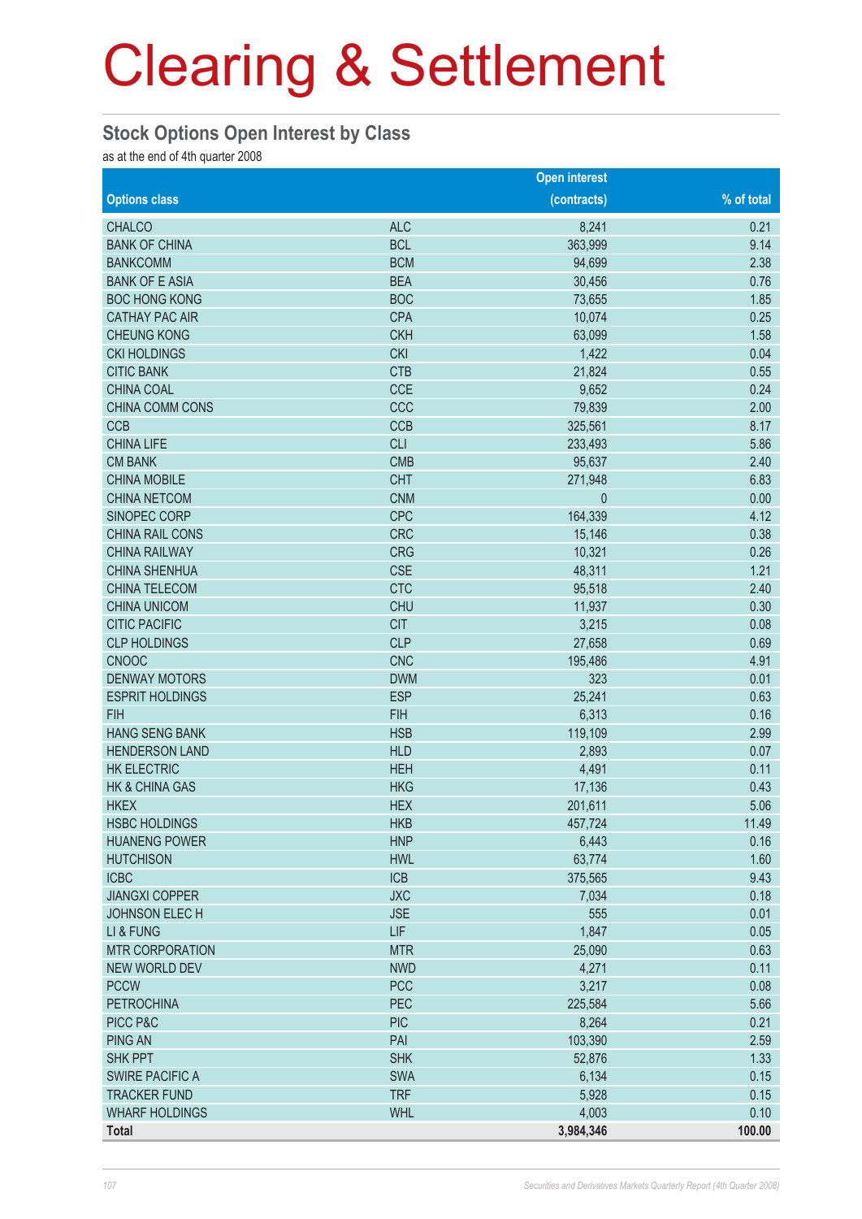# Clearing & Settlement

## Stock Options Open Interest by Class

as at the end of 4th quarter 2008

| Options class | | Open interest (contracts) | % of total |
|---|---|---|---|
| CHALCO | ALC | 8,241 | 0.21 |
| BANK OF CHINA | BCL | 363,999 | 9.14 |
| BANKCOMM | BCM | 94,699 | 2.38 |
| BANK OF E ASIA | BEA | 30,456 | 0.76 |
| BOC HONG KONG | BOC | 73,655 | 1.85 |
| CATHAY PAC AIR | CPA | 10,074 | 0.25 |
| CHEUNG KONG | CKH | 63,099 | 1.58 |
| CKI HOLDINGS | CKI | 1,422 | 0.04 |
| CITIC BANK | CTB | 21,824 | 0.55 |
| CHINA COAL | CCE | 9,652 | 0.24 |
| CHINA COMM CONS | CCC | 79,839 | 2.00 |
| CCB | CCB | 325,561 | 8.17 |
| CHINA LIFE | CLI | 233,493 | 5.86 |
| CM BANK | CMB | 95,637 | 2.40 |
| CHINA MOBILE | CHT | 271,948 | 6.83 |
| CHINA NETCOM | CNM | 0 | 0.00 |
| SINOPEC CORP | CPC | 164,339 | 4.12 |
| CHINA RAIL CONS | CRC | 15,146 | 0.38 |
| CHINA RAILWAY | CRG | 10,321 | 0.26 |
| CHINA SHENHUA | CSE | 48,311 | 1.21 |
| CHINA TELECOM | CTC | 95,518 | 2.40 |
| CHINA UNICOM | CHU | 11,937 | 0.30 |
| CITIC PACIFIC | CIT | 3,215 | 0.08 |
| CLP HOLDINGS | CLP | 27,658 | 0.69 |
| CNOOC | CNC | 195,486 | 4.91 |
| DENWAY MOTORS | DWM | 323 | 0.01 |
| ESPRIT HOLDINGS | ESP | 25,241 | 0.63 |
| FIH | FIH | 6,313 | 0.16 |
| HANG SENG BANK | HSB | 119,109 | 2.99 |
| HENDERSON LAND | HLD | 2,893 | 0.07 |
| HK ELECTRIC | HEH | 4,491 | 0.11 |
| HK & CHINA GAS | HKG | 17,136 | 0.43 |
| HKEX | HEX | 201,611 | 5.06 |
| HSBC HOLDINGS | HKB | 457,724 | 11.49 |
| HUANENG POWER | HNP | 6,443 | 0.16 |
| HUTCHISON | HWL | 63,774 | 1.60 |
| ICBC | ICB | 375,565 | 9.43 |
| JIANGXI COPPER | JXC | 7,034 | 0.18 |
| JOHNSON ELEC H | JSE | 555 | 0.01 |
| LI & FUNG | LIF | 1,847 | 0.05 |
| MTR CORPORATION | MTR | 25,090 | 0.63 |
| NEW WORLD DEV | NWD | 4,271 | 0.11 |
| PCCW | PCC | 3,217 | 0.08 |
| PETROCHINA | PEC | 225,584 | 5.66 |
| PICC P&C | PIC | 8,264 | 0.21 |
| PING AN | PAI | 103,390 | 2.59 |
| SHK PPT | SHK | 52,876 | 1.33 |
| SWIRE PACIFIC A | SWA | 6,134 | 0.15 |
| TRACKER FUND | TRF | 5,928 | 0.15 |
| WHARF HOLDINGS | WHL | 4,003 | 0.10 |
| **Total** | | **3,984,346** | **100.00** |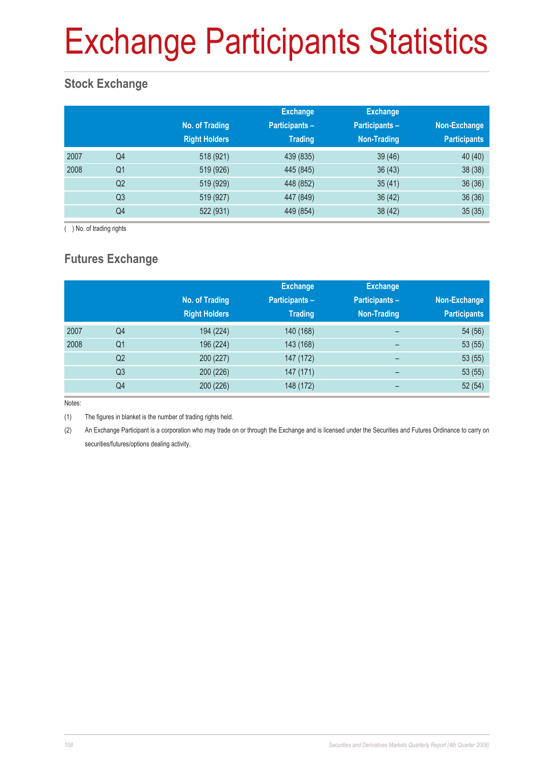# Exchange Participants Statistics

## Stock Exchange

| | | No. of Trading Right Holders | Exchange Participants – Trading | Exchange Participants – Non-Trading | Non-Exchange Participants |
|---|---|---|---|---|---|
| 2007 | Q4 | 518 (921) | 439 (835) | 39 (46) | 40 (40) |
| 2008 | Q1 | 519 (926) | 445 (845) | 36 (43) | 38 (38) |
| | Q2 | 519 (929) | 448 (852) | 35 (41) | 36 (36) |
| | Q3 | 519 (927) | 447 (849) | 36 (42) | 36 (36) |
| | Q4 | 522 (931) | 449 (854) | 38 (42) | 35 (35) |

( ) No. of trading rights

## Futures Exchange

| | | No. of Trading Right Holders | Exchange Participants – Trading | Exchange Participants – Non-Trading | Non-Exchange Participants |
|---|---|---|---|---|---|
| 2007 | Q4 | 194 (224) | 140 (168) | – | 54 (56) |
| 2008 | Q1 | 196 (224) | 143 (168) | – | 53 (55) |
| | Q2 | 200 (227) | 147 (172) | – | 53 (55) |
| | Q3 | 200 (226) | 147 (171) | – | 53 (55) |
| | Q4 | 200 (226) | 148 (172) | – | 52 (54) |

Notes:

(1) The figures in blanket is the number of trading rights held.

(2) An Exchange Participant is a corporation who may trade on or through the Exchange and is licensed under the Securities and Futures Ordinance to carry on securities/futures/options dealing activity.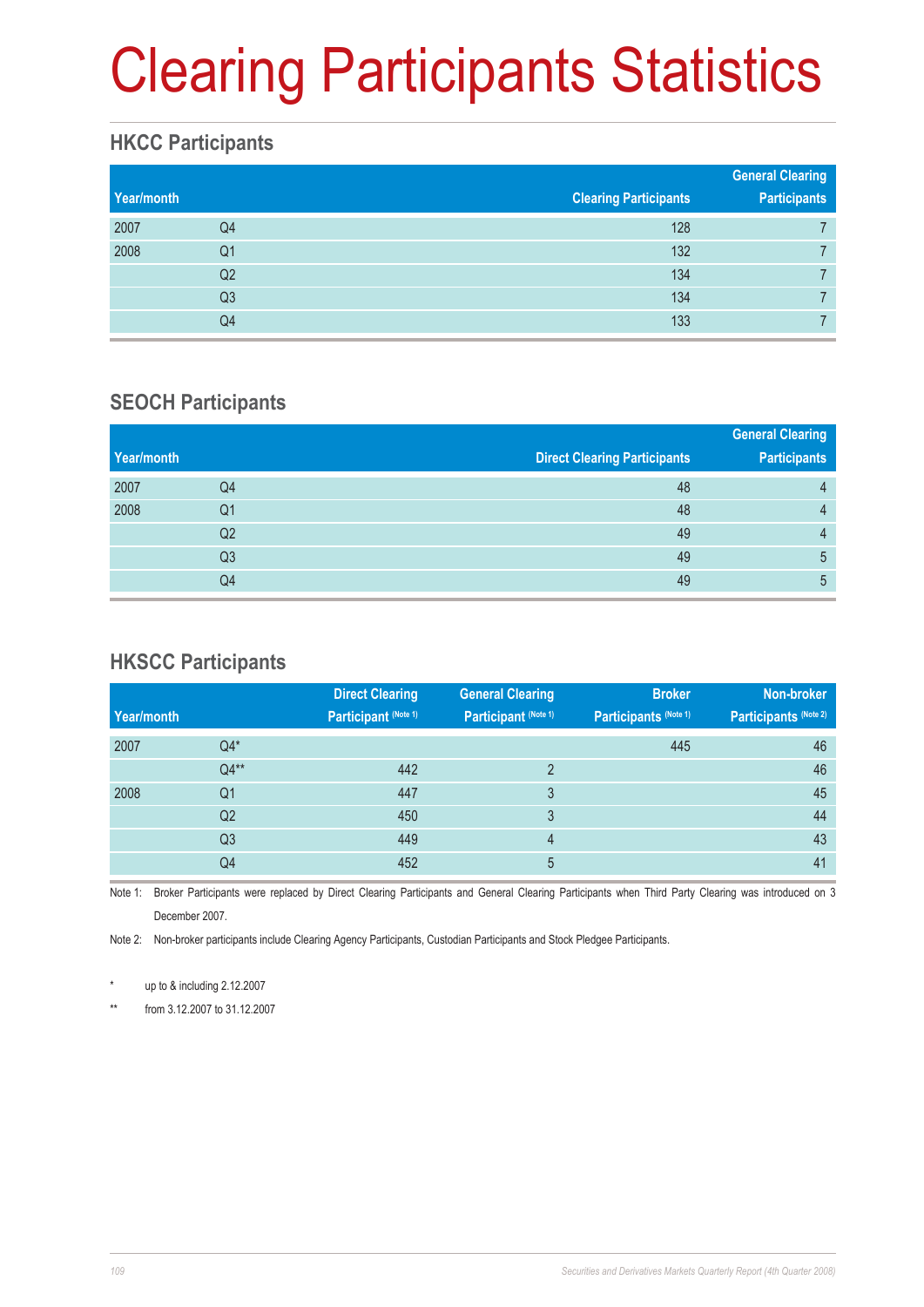# Clearing Participants Statistics

## HKCC Participants

| Year/month | | Clearing Participants | General Clearing Participants |
|---|---|---|---|
| 2007 | Q4 | 128 | 7 |
| 2008 | Q1 | 132 | 7 |
| | Q2 | 134 | 7 |
| | Q3 | 134 | 7 |
| | Q4 | 133 | 7 |

## SEOCH Participants

| Year/month | | Direct Clearing Participants | General Clearing Participants |
|---|---|---|---|
| 2007 | Q4 | 48 | 4 |
| 2008 | Q1 | 48 | 4 |
| | Q2 | 49 | 4 |
| | Q3 | 49 | 5 |
| | Q4 | 49 | 5 |

## HKSCC Participants

| Year/month | | Direct Clearing Participant (Note 1) | General Clearing Participant (Note 1) | Broker Participants (Note 1) | Non-broker Participants (Note 2) |
|---|---|---|---|---|---|
| 2007 | Q4* | | | 445 | 46 |
| | Q4** | 442 | 2 | | 46 |
| 2008 | Q1 | 447 | 3 | | 45 |
| | Q2 | 450 | 3 | | 44 |
| | Q3 | 449 | 4 | | 43 |
| | Q4 | 452 | 5 | | 41 |

Note 1: Broker Participants were replaced by Direct Clearing Participants and General Clearing Participants when Third Party Clearing was introduced on 3 December 2007.

Note 2: Non-broker participants include Clearing Agency Participants, Custodian Participants and Stock Pledgee Participants.

\* up to & including 2.12.2007

\*\* from 3.12.2007 to 31.12.2007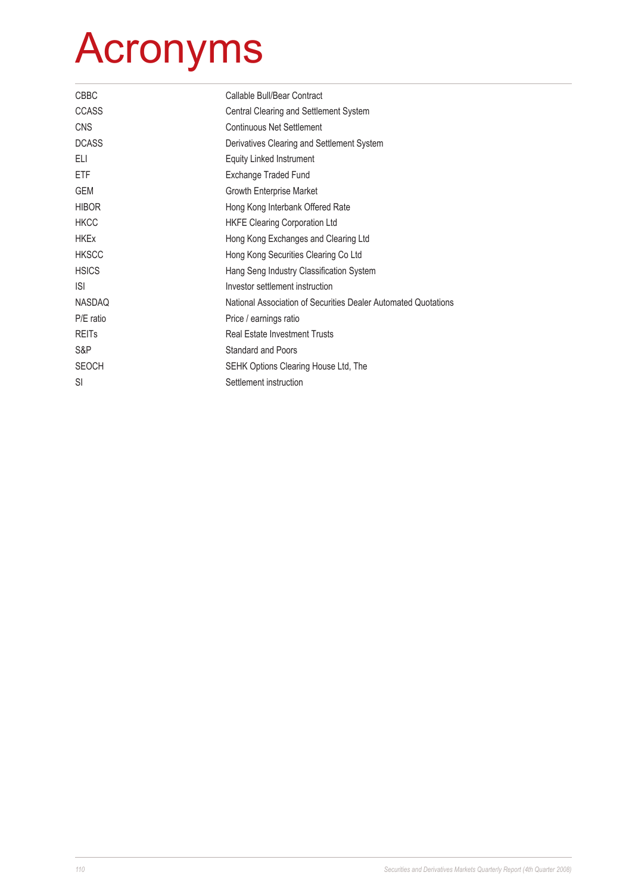# Acronyms

| | |
|---|---|
| CBBC | Callable Bull/Bear Contract |
| CCASS | Central Clearing and Settlement System |
| CNS | Continuous Net Settlement |
| DCASS | Derivatives Clearing and Settlement System |
| ELI | Equity Linked Instrument |
| ETF | Exchange Traded Fund |
| GEM | Growth Enterprise Market |
| HIBOR | Hong Kong Interbank Offered Rate |
| HKCC | HKFE Clearing Corporation Ltd |
| HKEx | Hong Kong Exchanges and Clearing Ltd |
| HKSCC | Hong Kong Securities Clearing Co Ltd |
| HSICS | Hang Seng Industry Classification System |
| ISI | Investor settlement instruction |
| NASDAQ | National Association of Securities Dealer Automated Quotations |
| P/E ratio | Price / earnings ratio |
| REITs | Real Estate Investment Trusts |
| S&P | Standard and Poors |
| SEOCH | SEHK Options Clearing House Ltd, The |
| SI | Settlement instruction |